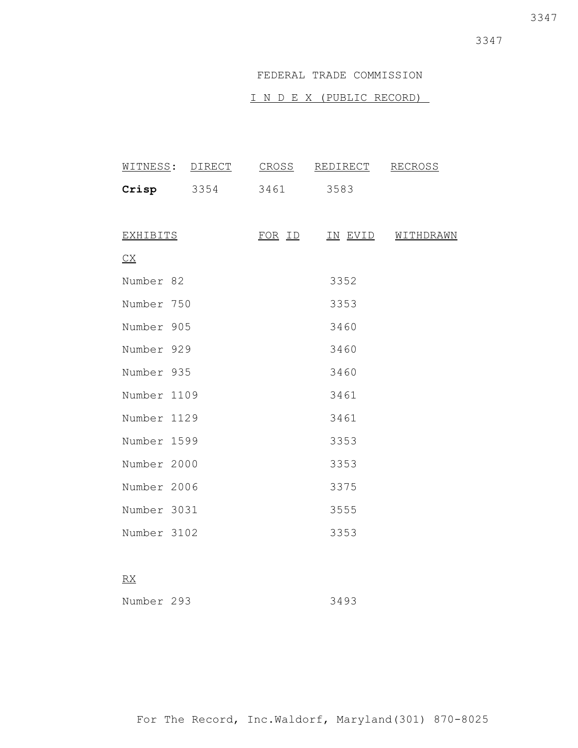FEDERAL TRADE COMMISSION

I N D E X (PUBLIC RECORD)

| WITNESS: | DIRECT | CROSS | REDIRECT | RECROSS |
| --- | --- | --- | --- | --- |
| **Crisp** | 3354 | 3461 | 3583 | |

| EXHIBITS | FOR ID | IN EVID | WITHDRAWN |
| --- | --- | --- | --- |
| CX | | | |
| Number 82 | | 3352 | |
| Number 750 | | 3353 | |
| Number 905 | | 3460 | |
| Number 929 | | 3460 | |
| Number 935 | | 3460 | |
| Number 1109 | | 3461 | |
| Number 1129 | | 3461 | |
| Number 1599 | | 3353 | |
| Number 2000 | | 3353 | |
| Number 2006 | | 3375 | |
| Number 3031 | | 3555 | |
| Number 3102 | | 3353 | |
| RX | | | |
| Number 293 | | 3493 | |

For The Record, Inc.Waldorf, Maryland(301) 870-8025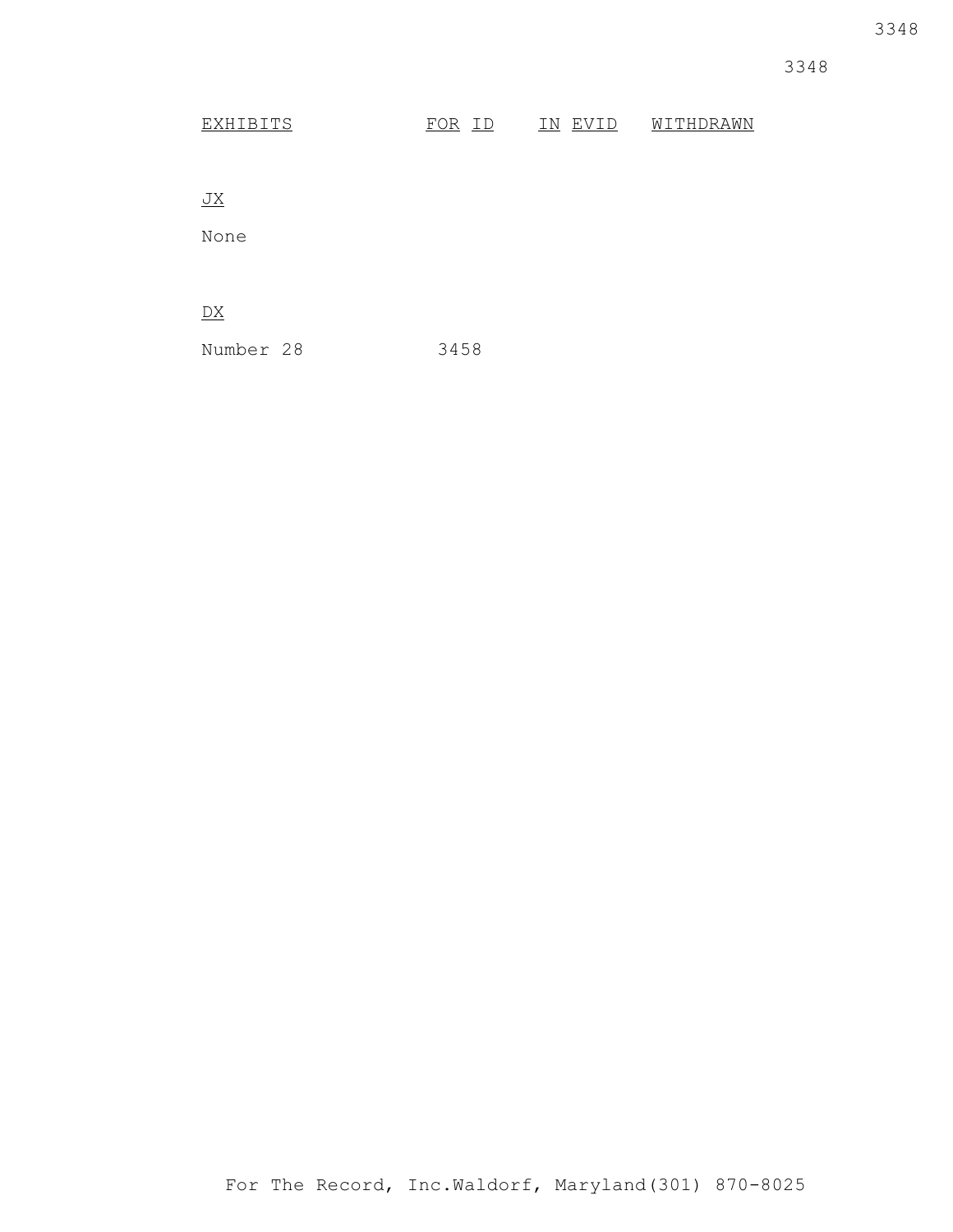| EXHIBITS | FOR ID | IN EVID | WITHDRAWN |
| --- | --- | --- | --- |
| JX | | | |
| None | | | |
| DX | | | |
| Number 28 | 3458 | | |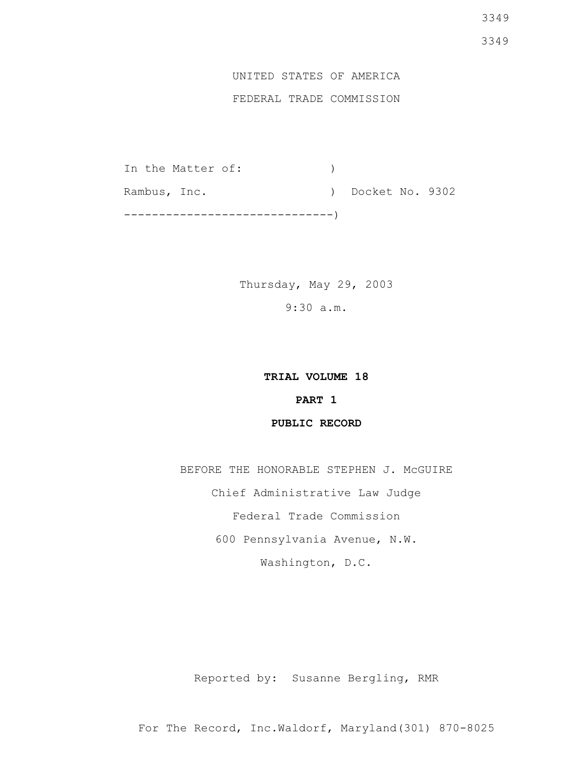UNITED STATES OF AMERICA

FEDERAL TRADE COMMISSION

```
In the Matter of:            )
Rambus, Inc.                 )  Docket No. 9302
-----------------------------)
```

Thursday, May 29, 2003

9:30 a.m.

**TRIAL VOLUME 18**

**PART 1**

**PUBLIC RECORD**

BEFORE THE HONORABLE STEPHEN J. McGUIRE

Chief Administrative Law Judge

Federal Trade Commission

600 Pennsylvania Avenue, N.W.

Washington, D.C.

Reported by: Susanne Bergling, RMR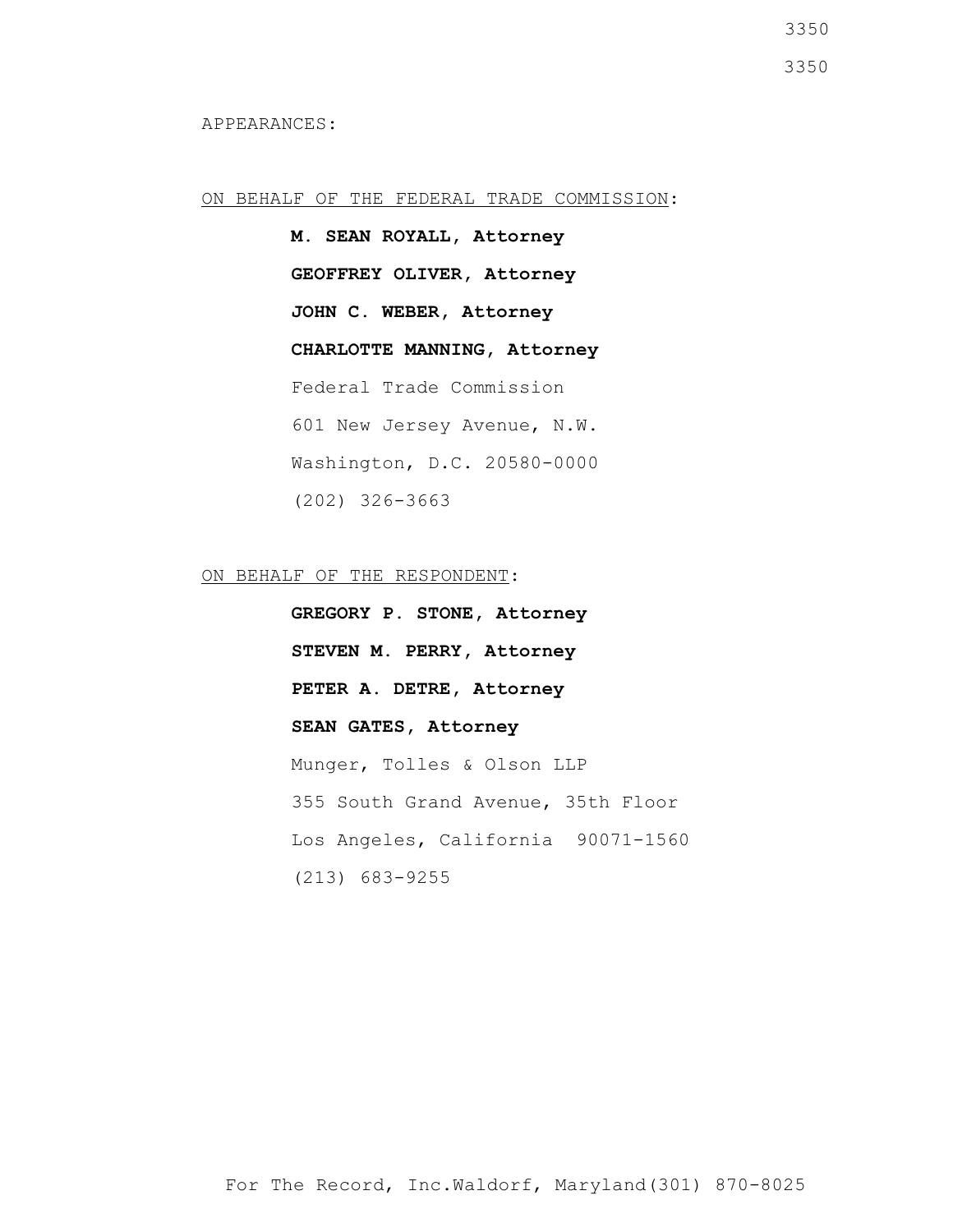APPEARANCES:

ON BEHALF OF THE FEDERAL TRADE COMMISSION:

**M. SEAN ROYALL, Attorney**

**GEOFFREY OLIVER, Attorney**

**JOHN C. WEBER, Attorney**

**CHARLOTTE MANNING, Attorney**

Federal Trade Commission

601 New Jersey Avenue, N.W.

Washington, D.C. 20580-0000

(202) 326-3663

ON BEHALF OF THE RESPONDENT:

**GREGORY P. STONE, Attorney**

**STEVEN M. PERRY, Attorney**

**PETER A. DETRE, Attorney**

**SEAN GATES, Attorney**

Munger, Tolles & Olson LLP

355 South Grand Avenue, 35th Floor

Los Angeles, California 90071-1560

(213) 683-9255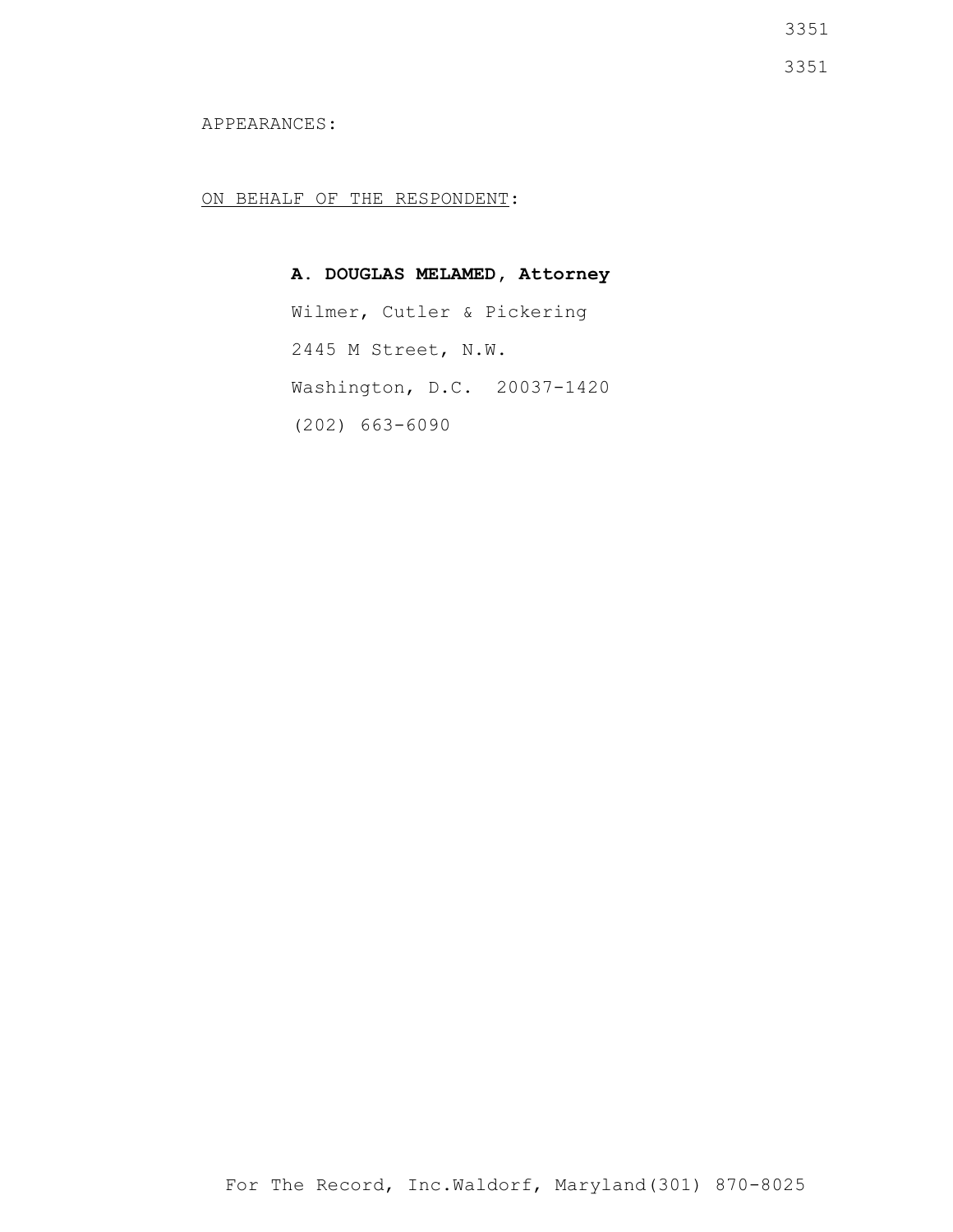APPEARANCES:

<u>ON BEHALF OF THE RESPONDENT</u>:

**A. DOUGLAS MELAMED, Attorney**

Wilmer, Cutler & Pickering

2445 M Street, N.W.

Washington, D.C.  20037-1420

(202) 663-6090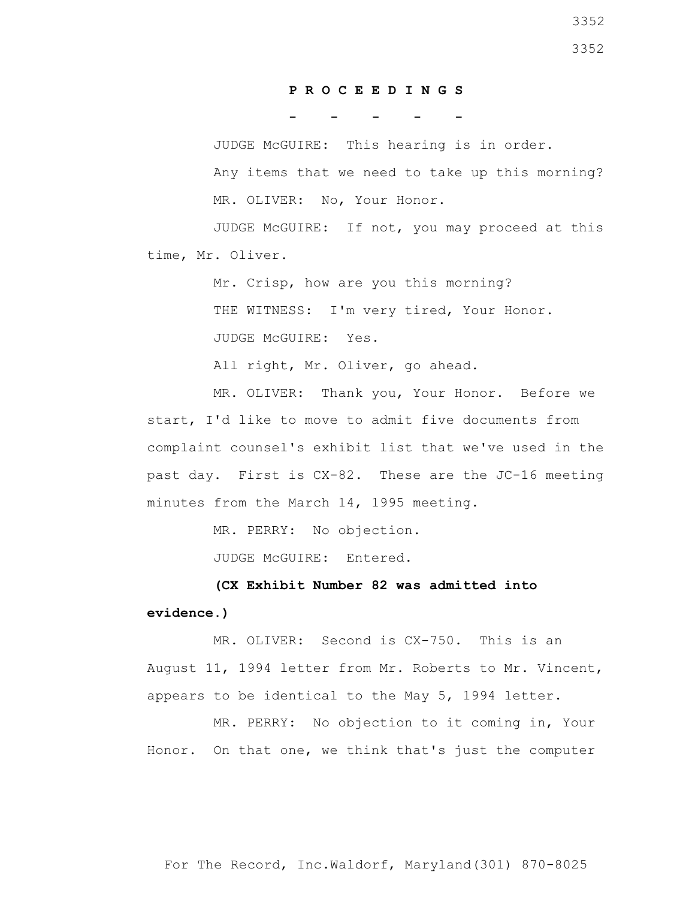**P R O C E E D I N G S**

\- - - - -

JUDGE McGUIRE: This hearing is in order.

Any items that we need to take up this morning?

MR. OLIVER: No, Your Honor.

JUDGE McGUIRE: If not, you may proceed at this time, Mr. Oliver.

Mr. Crisp, how are you this morning?

THE WITNESS: I'm very tired, Your Honor.

JUDGE McGUIRE: Yes.

All right, Mr. Oliver, go ahead.

MR. OLIVER: Thank you, Your Honor. Before we start, I'd like to move to admit five documents from complaint counsel's exhibit list that we've used in the past day. First is CX-82. These are the JC-16 meeting minutes from the March 14, 1995 meeting.

MR. PERRY: No objection.

JUDGE McGUIRE: Entered.

**(CX Exhibit Number 82 was admitted into evidence.)**

MR. OLIVER: Second is CX-750. This is an August 11, 1994 letter from Mr. Roberts to Mr. Vincent, appears to be identical to the May 5, 1994 letter.

MR. PERRY: No objection to it coming in, Your Honor. On that one, we think that's just the computer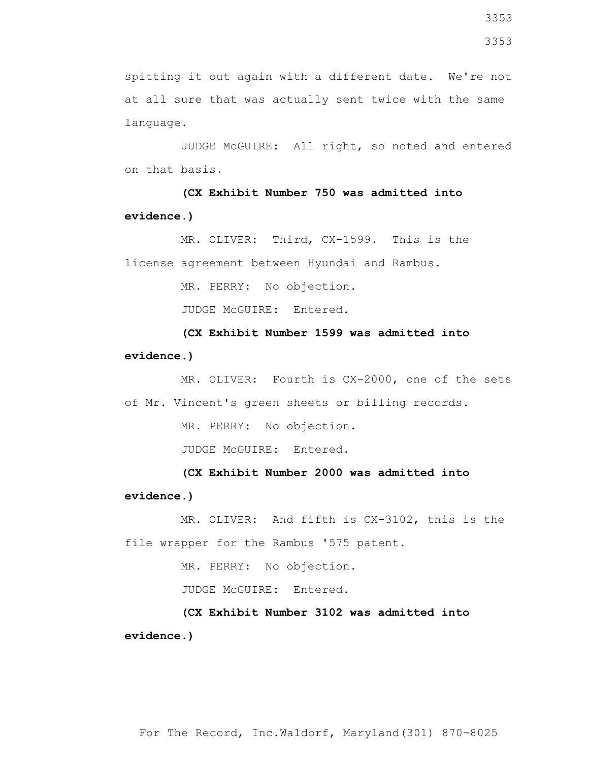spitting it out again with a different date. We're not at all sure that was actually sent twice with the same language.

JUDGE McGUIRE: All right, so noted and entered on that basis.

**(CX Exhibit Number 750 was admitted into evidence.)**

MR. OLIVER: Third, CX-1599. This is the license agreement between Hyundai and Rambus.

MR. PERRY: No objection.

JUDGE McGUIRE: Entered.

**(CX Exhibit Number 1599 was admitted into evidence.)**

MR. OLIVER: Fourth is CX-2000, one of the sets of Mr. Vincent's green sheets or billing records.

MR. PERRY: No objection.

JUDGE McGUIRE: Entered.

**(CX Exhibit Number 2000 was admitted into evidence.)**

MR. OLIVER: And fifth is CX-3102, this is the file wrapper for the Rambus '575 patent.

MR. PERRY: No objection.

JUDGE McGUIRE: Entered.

**(CX Exhibit Number 3102 was admitted into evidence.)**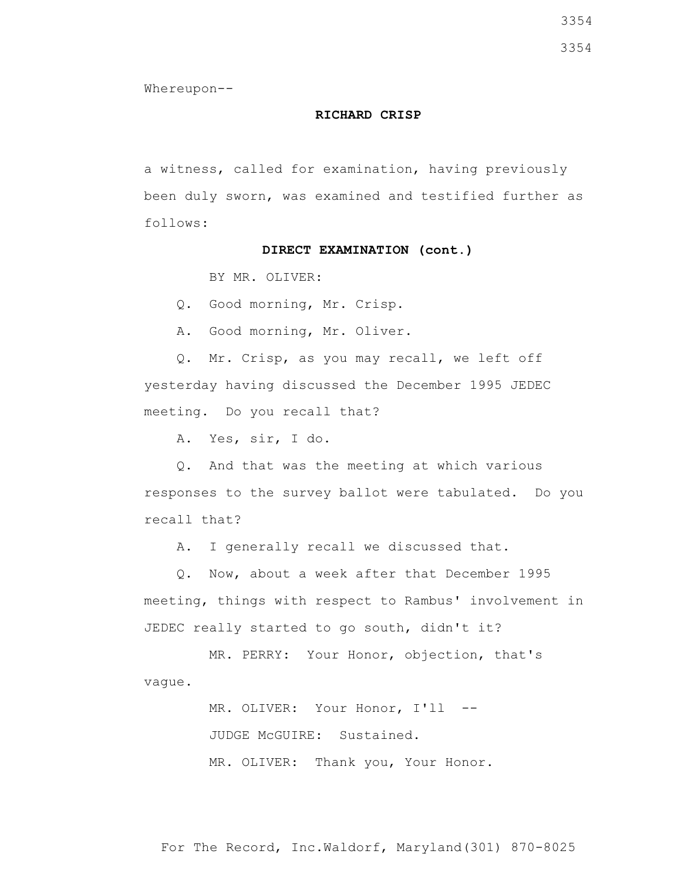Whereupon--

**RICHARD CRISP**

a witness, called for examination, having previously been duly sworn, was examined and testified further as follows:

**DIRECT EXAMINATION (cont.)**

BY MR. OLIVER:

Q. Good morning, Mr. Crisp.

A. Good morning, Mr. Oliver.

Q. Mr. Crisp, as you may recall, we left off yesterday having discussed the December 1995 JEDEC meeting. Do you recall that?

A. Yes, sir, I do.

Q. And that was the meeting at which various responses to the survey ballot were tabulated. Do you recall that?

A. I generally recall we discussed that.

Q. Now, about a week after that December 1995 meeting, things with respect to Rambus' involvement in JEDEC really started to go south, didn't it?

MR. PERRY: Your Honor, objection, that's vague.

MR. OLIVER: Your Honor, I'll --

JUDGE McGUIRE: Sustained.

MR. OLIVER: Thank you, Your Honor.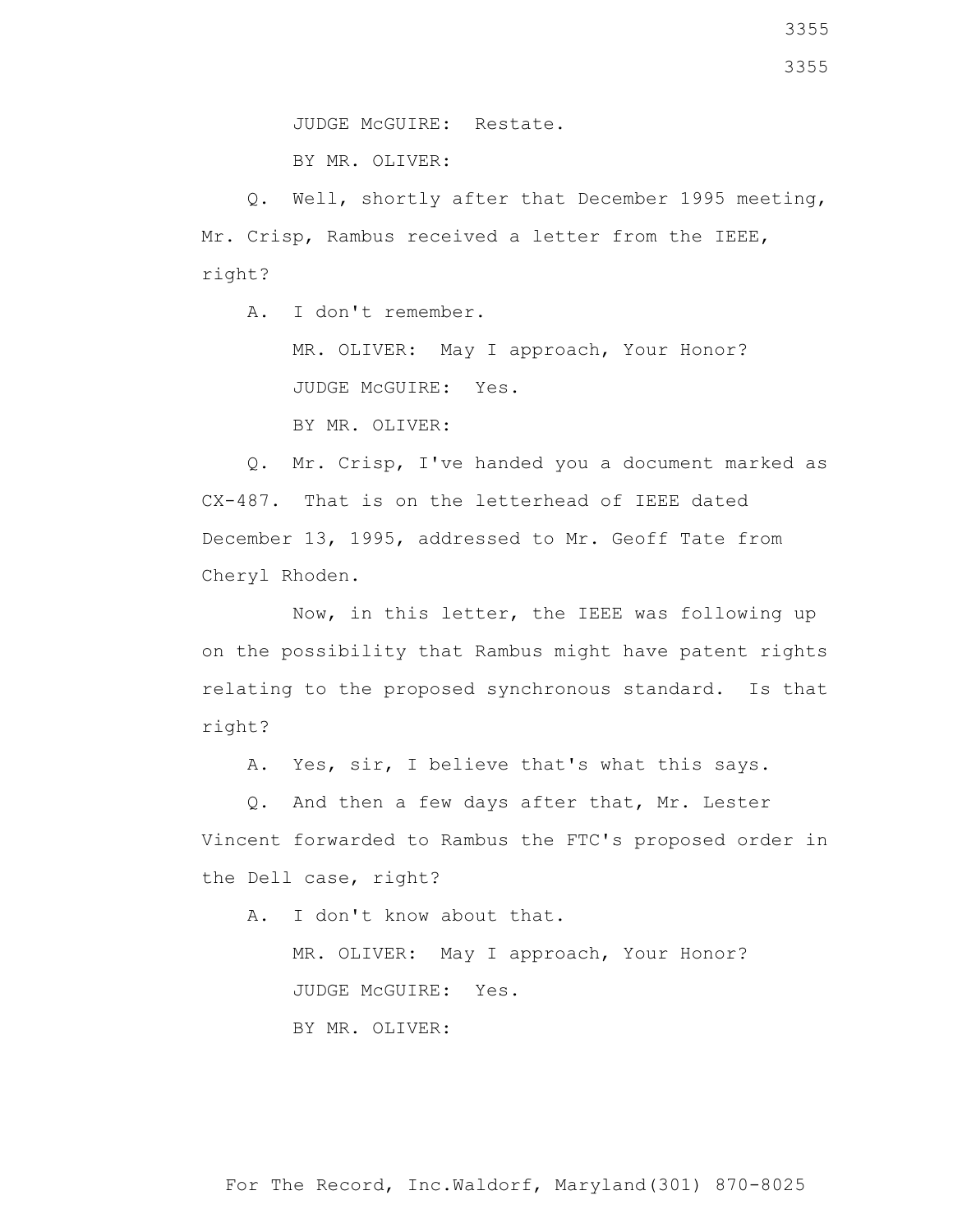JUDGE McGUIRE: Restate.

BY MR. OLIVER:

Q. Well, shortly after that December 1995 meeting, Mr. Crisp, Rambus received a letter from the IEEE, right?

A. I don't remember.

MR. OLIVER: May I approach, Your Honor?

JUDGE McGUIRE: Yes.

BY MR. OLIVER:

Q. Mr. Crisp, I've handed you a document marked as CX-487. That is on the letterhead of IEEE dated December 13, 1995, addressed to Mr. Geoff Tate from Cheryl Rhoden.

Now, in this letter, the IEEE was following up on the possibility that Rambus might have patent rights relating to the proposed synchronous standard. Is that right?

A. Yes, sir, I believe that's what this says.

Q. And then a few days after that, Mr. Lester Vincent forwarded to Rambus the FTC's proposed order in the Dell case, right?

A. I don't know about that.

MR. OLIVER: May I approach, Your Honor?

JUDGE McGUIRE: Yes.

BY MR. OLIVER: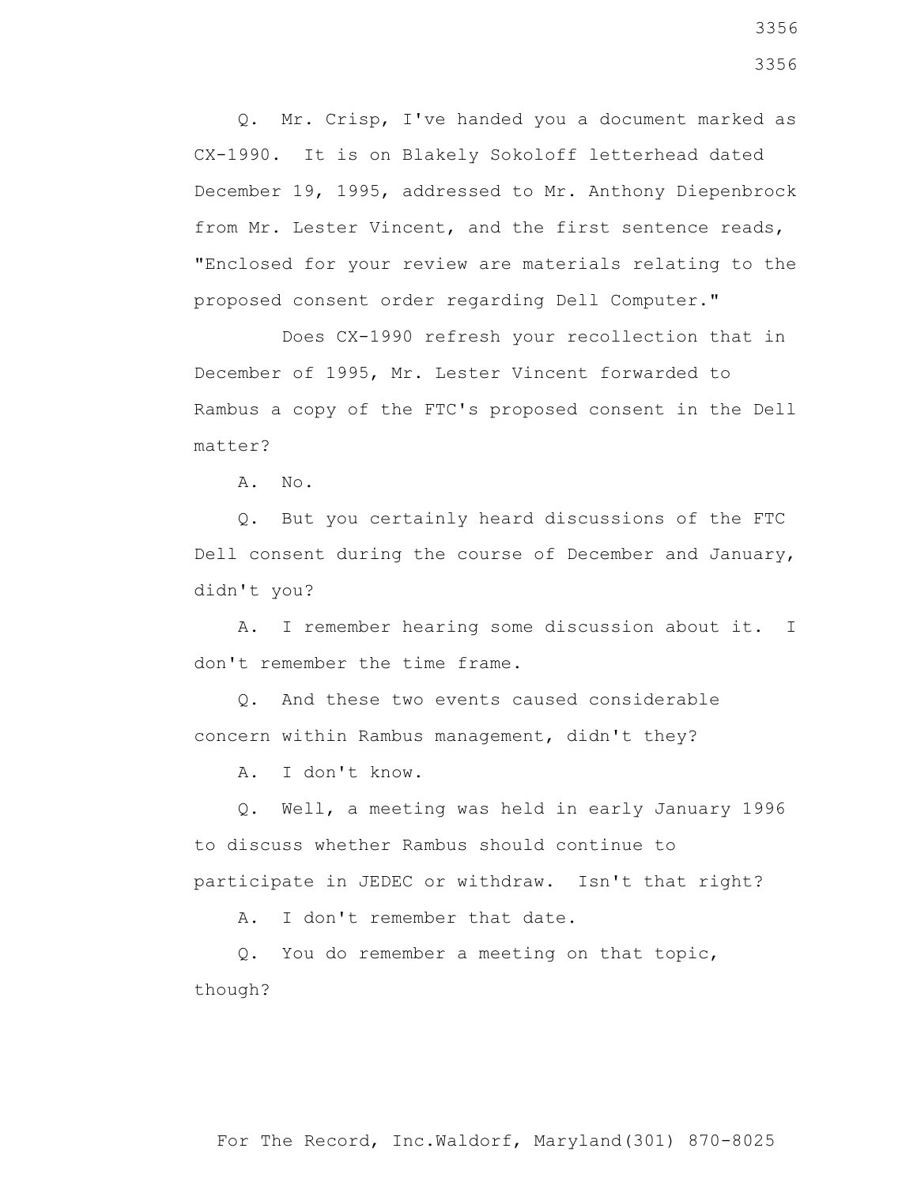Q. Mr. Crisp, I've handed you a document marked as CX-1990. It is on Blakely Sokoloff letterhead dated December 19, 1995, addressed to Mr. Anthony Diepenbrock from Mr. Lester Vincent, and the first sentence reads, "Enclosed for your review are materials relating to the proposed consent order regarding Dell Computer."

Does CX-1990 refresh your recollection that in December of 1995, Mr. Lester Vincent forwarded to Rambus a copy of the FTC's proposed consent in the Dell matter?

A. No.

Q. But you certainly heard discussions of the FTC Dell consent during the course of December and January, didn't you?

A. I remember hearing some discussion about it. I don't remember the time frame.

Q. And these two events caused considerable concern within Rambus management, didn't they?

A. I don't know.

Q. Well, a meeting was held in early January 1996 to discuss whether Rambus should continue to participate in JEDEC or withdraw. Isn't that right?

A. I don't remember that date.

Q. You do remember a meeting on that topic, though?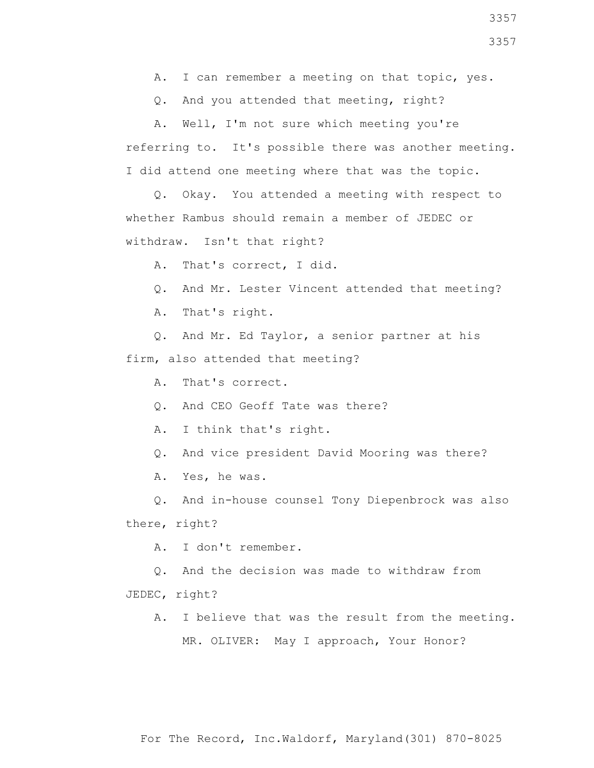A. I can remember a meeting on that topic, yes.

Q. And you attended that meeting, right?

A. Well, I'm not sure which meeting you're referring to. It's possible there was another meeting. I did attend one meeting where that was the topic.

Q. Okay. You attended a meeting with respect to whether Rambus should remain a member of JEDEC or withdraw. Isn't that right?

A. That's correct, I did.

Q. And Mr. Lester Vincent attended that meeting?

A. That's right.

Q. And Mr. Ed Taylor, a senior partner at his firm, also attended that meeting?

A. That's correct.

Q. And CEO Geoff Tate was there?

A. I think that's right.

Q. And vice president David Mooring was there?

A. Yes, he was.

Q. And in-house counsel Tony Diepenbrock was also there, right?

A. I don't remember.

Q. And the decision was made to withdraw from JEDEC, right?

A. I believe that was the result from the meeting.

MR. OLIVER: May I approach, Your Honor?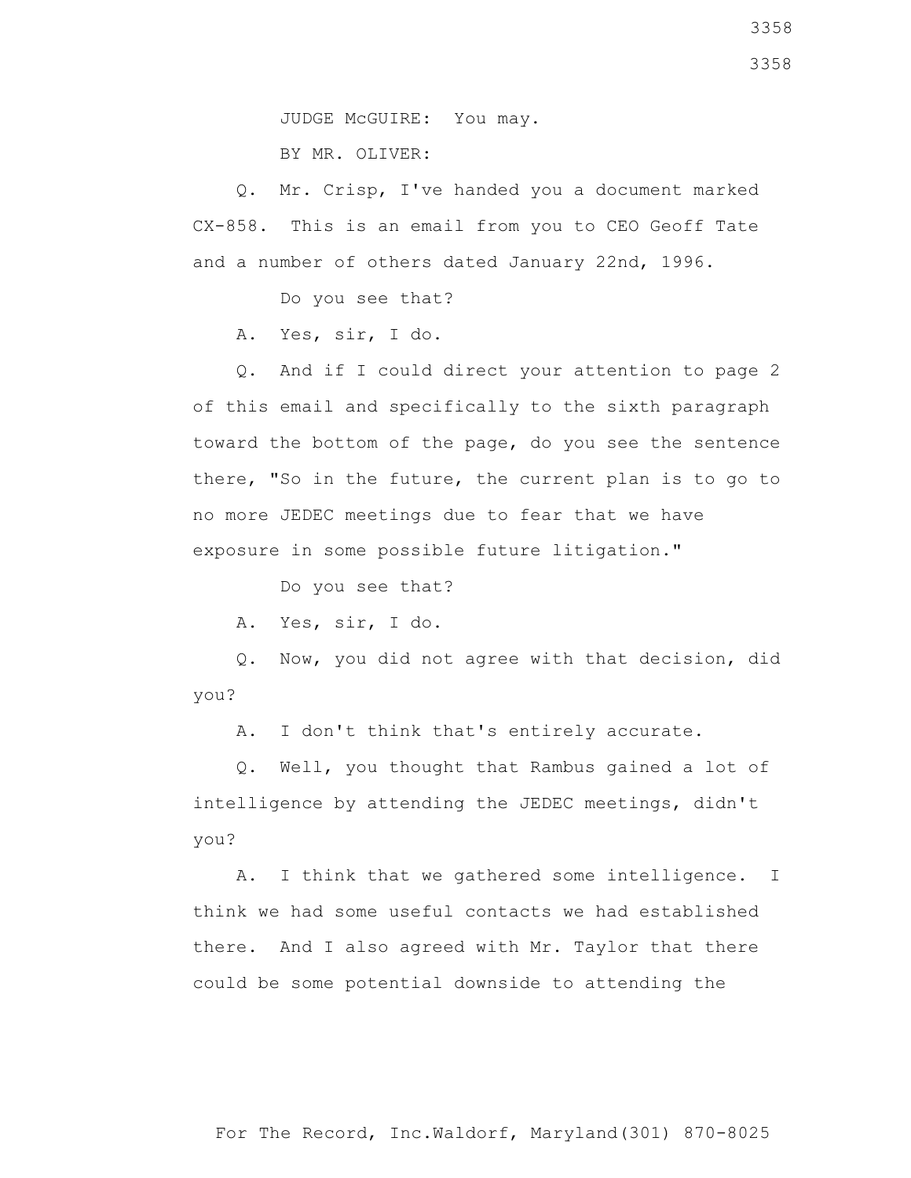JUDGE McGUIRE: You may.

BY MR. OLIVER:

Q. Mr. Crisp, I've handed you a document marked CX-858. This is an email from you to CEO Geoff Tate and a number of others dated January 22nd, 1996.

Do you see that?

A. Yes, sir, I do.

Q. And if I could direct your attention to page 2 of this email and specifically to the sixth paragraph toward the bottom of the page, do you see the sentence there, "So in the future, the current plan is to go to no more JEDEC meetings due to fear that we have exposure in some possible future litigation."

Do you see that?

A. Yes, sir, I do.

Q. Now, you did not agree with that decision, did you?

A. I don't think that's entirely accurate.

Q. Well, you thought that Rambus gained a lot of intelligence by attending the JEDEC meetings, didn't you?

A. I think that we gathered some intelligence. I think we had some useful contacts we had established there. And I also agreed with Mr. Taylor that there could be some potential downside to attending the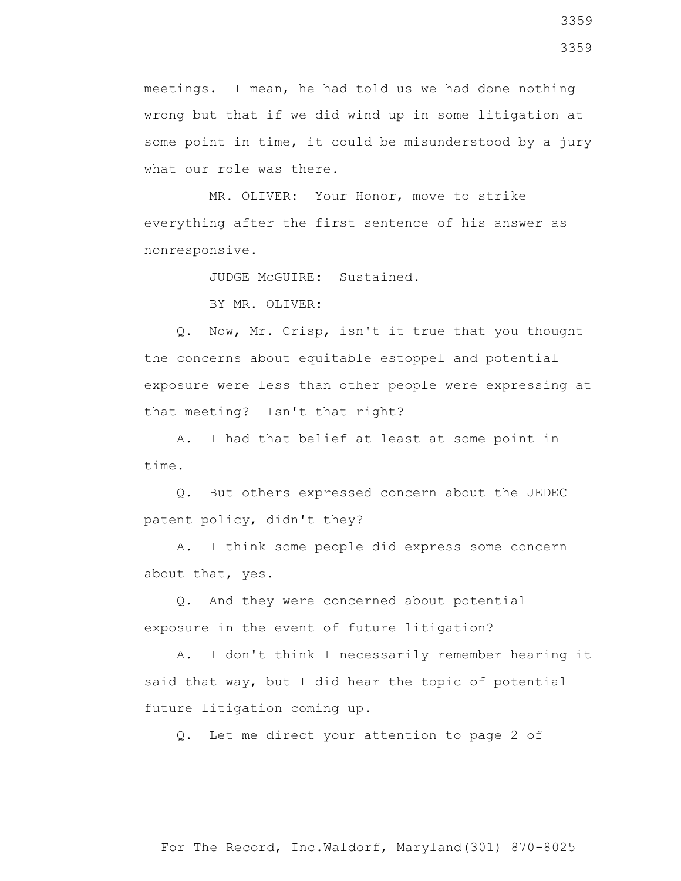meetings. I mean, he had told us we had done nothing wrong but that if we did wind up in some litigation at some point in time, it could be misunderstood by a jury what our role was there.

MR. OLIVER: Your Honor, move to strike everything after the first sentence of his answer as nonresponsive.

JUDGE McGUIRE: Sustained.

BY MR. OLIVER:

Q. Now, Mr. Crisp, isn't it true that you thought the concerns about equitable estoppel and potential exposure were less than other people were expressing at that meeting? Isn't that right?

A. I had that belief at least at some point in time.

Q. But others expressed concern about the JEDEC patent policy, didn't they?

A. I think some people did express some concern about that, yes.

Q. And they were concerned about potential exposure in the event of future litigation?

A. I don't think I necessarily remember hearing it said that way, but I did hear the topic of potential future litigation coming up.

Q. Let me direct your attention to page 2 of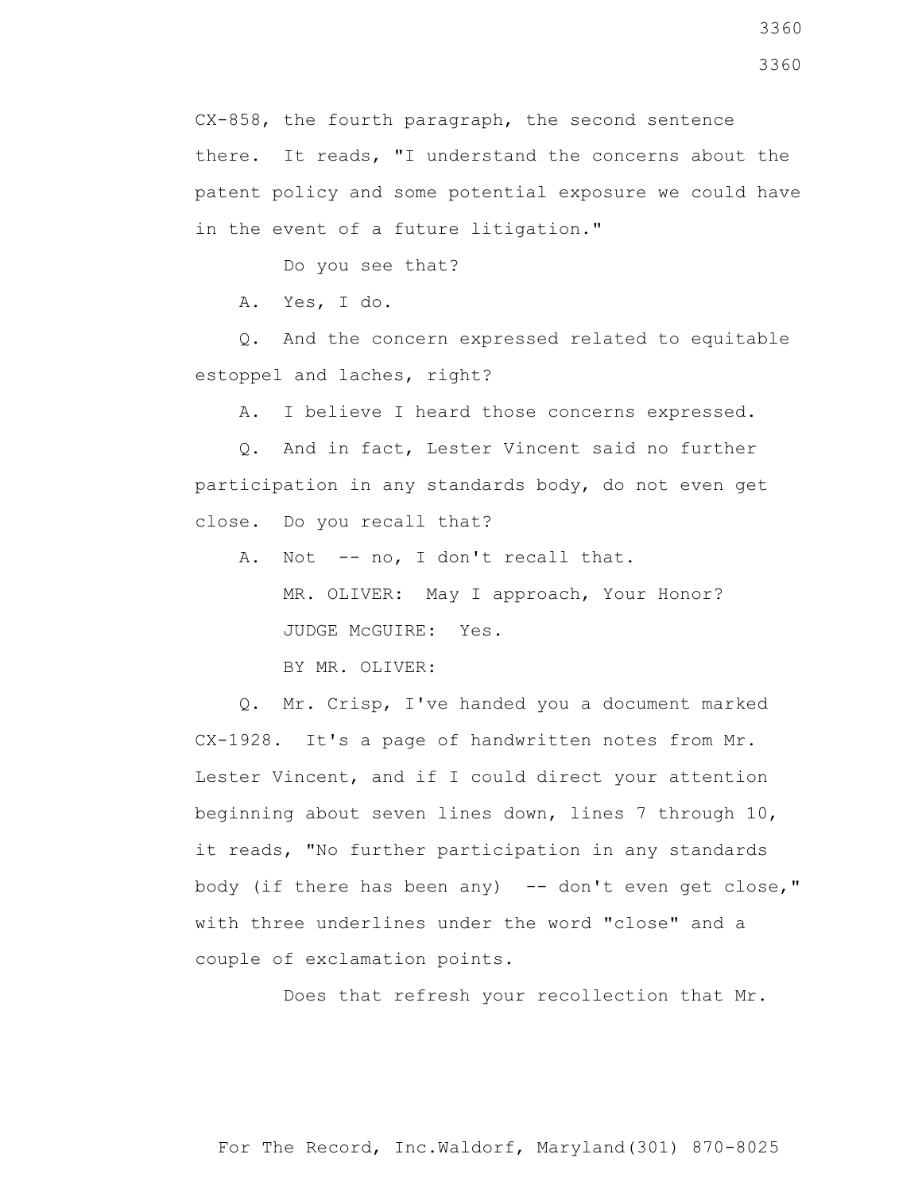CX-858, the fourth paragraph, the second sentence there. It reads, "I understand the concerns about the patent policy and some potential exposure we could have in the event of a future litigation."

Do you see that?

A. Yes, I do.

Q. And the concern expressed related to equitable estoppel and laches, right?

A. I believe I heard those concerns expressed.

Q. And in fact, Lester Vincent said no further participation in any standards body, do not even get close. Do you recall that?

A. Not -- no, I don't recall that.

MR. OLIVER: May I approach, Your Honor?

JUDGE McGUIRE: Yes.

BY MR. OLIVER:

Q. Mr. Crisp, I've handed you a document marked CX-1928. It's a page of handwritten notes from Mr. Lester Vincent, and if I could direct your attention beginning about seven lines down, lines 7 through 10, it reads, "No further participation in any standards body (if there has been any) -- don't even get close," with three underlines under the word "close" and a couple of exclamation points.

Does that refresh your recollection that Mr.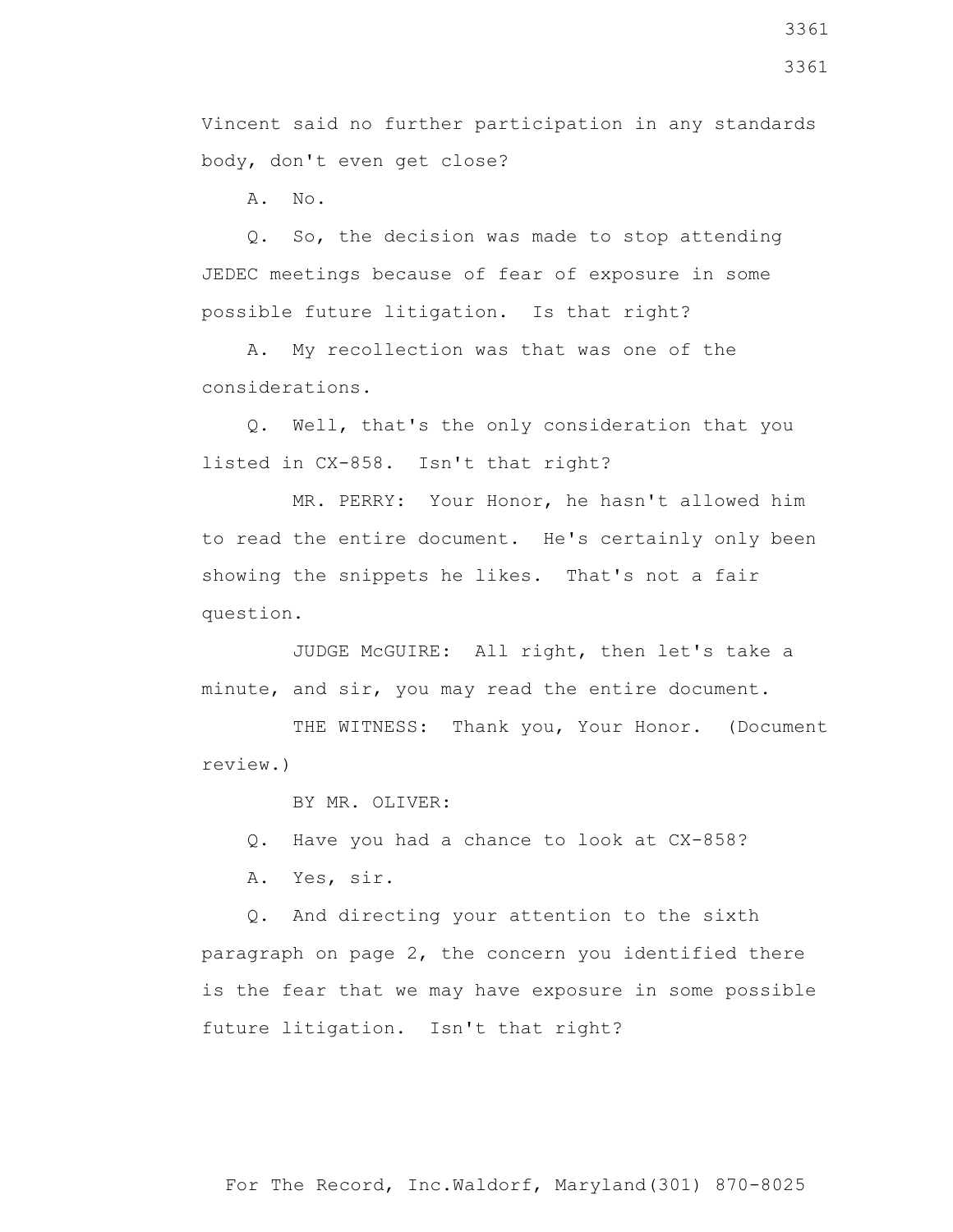Vincent said no further participation in any standards body, don't even get close?

A. No.

Q. So, the decision was made to stop attending JEDEC meetings because of fear of exposure in some possible future litigation. Is that right?

A. My recollection was that was one of the considerations.

Q. Well, that's the only consideration that you listed in CX-858. Isn't that right?

MR. PERRY: Your Honor, he hasn't allowed him to read the entire document. He's certainly only been showing the snippets he likes. That's not a fair question.

JUDGE McGUIRE: All right, then let's take a minute, and sir, you may read the entire document.

THE WITNESS: Thank you, Your Honor. (Document review.)

BY MR. OLIVER:

Q. Have you had a chance to look at CX-858?

A. Yes, sir.

Q. And directing your attention to the sixth paragraph on page 2, the concern you identified there is the fear that we may have exposure in some possible future litigation. Isn't that right?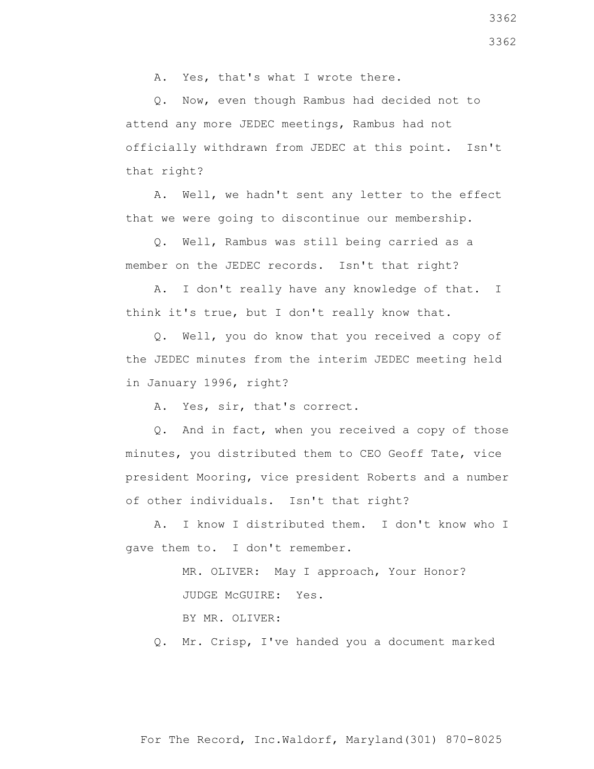A. Yes, that's what I wrote there.

Q. Now, even though Rambus had decided not to attend any more JEDEC meetings, Rambus had not officially withdrawn from JEDEC at this point. Isn't that right?

A. Well, we hadn't sent any letter to the effect that we were going to discontinue our membership.

Q. Well, Rambus was still being carried as a member on the JEDEC records. Isn't that right?

A. I don't really have any knowledge of that. I think it's true, but I don't really know that.

Q. Well, you do know that you received a copy of the JEDEC minutes from the interim JEDEC meeting held in January 1996, right?

A. Yes, sir, that's correct.

Q. And in fact, when you received a copy of those minutes, you distributed them to CEO Geoff Tate, vice president Mooring, vice president Roberts and a number of other individuals. Isn't that right?

A. I know I distributed them. I don't know who I gave them to. I don't remember.

MR. OLIVER: May I approach, Your Honor?

JUDGE McGUIRE: Yes.

BY MR. OLIVER:

Q. Mr. Crisp, I've handed you a document marked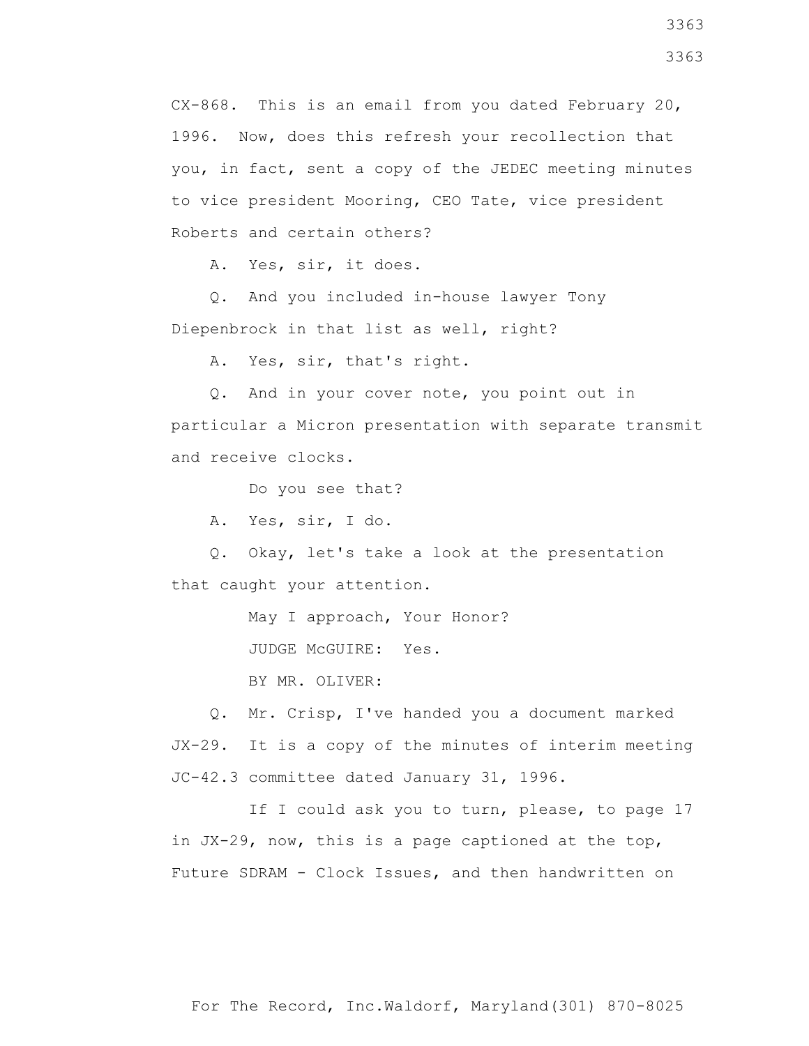CX-868. This is an email from you dated February 20, 1996. Now, does this refresh your recollection that you, in fact, sent a copy of the JEDEC meeting minutes to vice president Mooring, CEO Tate, vice president Roberts and certain others?

A. Yes, sir, it does.

Q. And you included in-house lawyer Tony Diepenbrock in that list as well, right?

A. Yes, sir, that's right.

Q. And in your cover note, you point out in particular a Micron presentation with separate transmit and receive clocks.

Do you see that?

A. Yes, sir, I do.

Q. Okay, let's take a look at the presentation that caught your attention.

May I approach, Your Honor?

JUDGE McGUIRE: Yes.

BY MR. OLIVER:

Q. Mr. Crisp, I've handed you a document marked JX-29. It is a copy of the minutes of interim meeting JC-42.3 committee dated January 31, 1996.

If I could ask you to turn, please, to page 17 in JX-29, now, this is a page captioned at the top, Future SDRAM - Clock Issues, and then handwritten on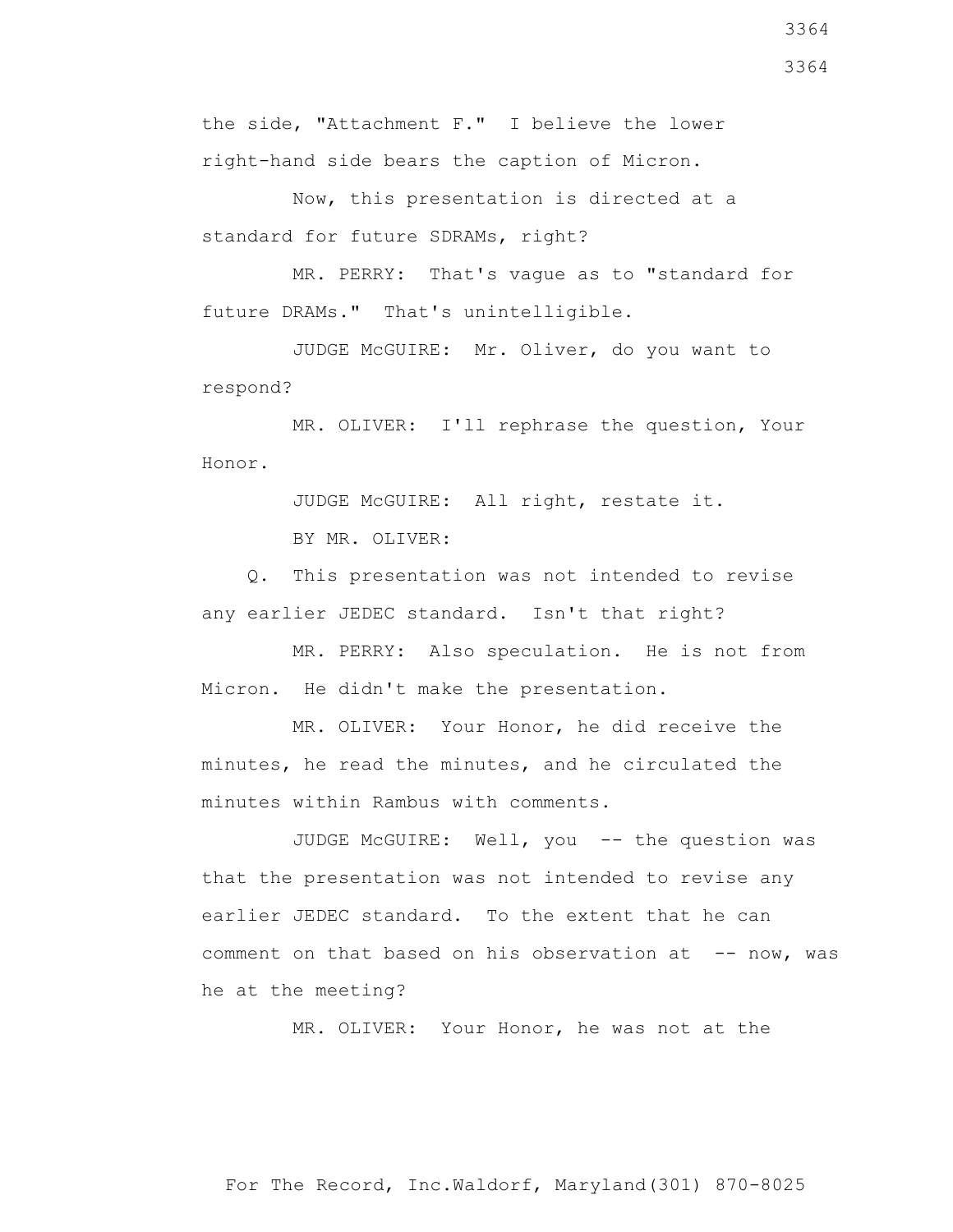the side, "Attachment F." I believe the lower right-hand side bears the caption of Micron.

Now, this presentation is directed at a standard for future SDRAMs, right?

MR. PERRY: That's vague as to "standard for future DRAMs." That's unintelligible.

JUDGE McGUIRE: Mr. Oliver, do you want to respond?

MR. OLIVER: I'll rephrase the question, Your Honor.

JUDGE McGUIRE: All right, restate it.

BY MR. OLIVER:

Q. This presentation was not intended to revise any earlier JEDEC standard. Isn't that right?

MR. PERRY: Also speculation. He is not from Micron. He didn't make the presentation.

MR. OLIVER: Your Honor, he did receive the minutes, he read the minutes, and he circulated the minutes within Rambus with comments.

JUDGE McGUIRE: Well, you -- the question was that the presentation was not intended to revise any earlier JEDEC standard. To the extent that he can comment on that based on his observation at -- now, was he at the meeting?

MR. OLIVER: Your Honor, he was not at the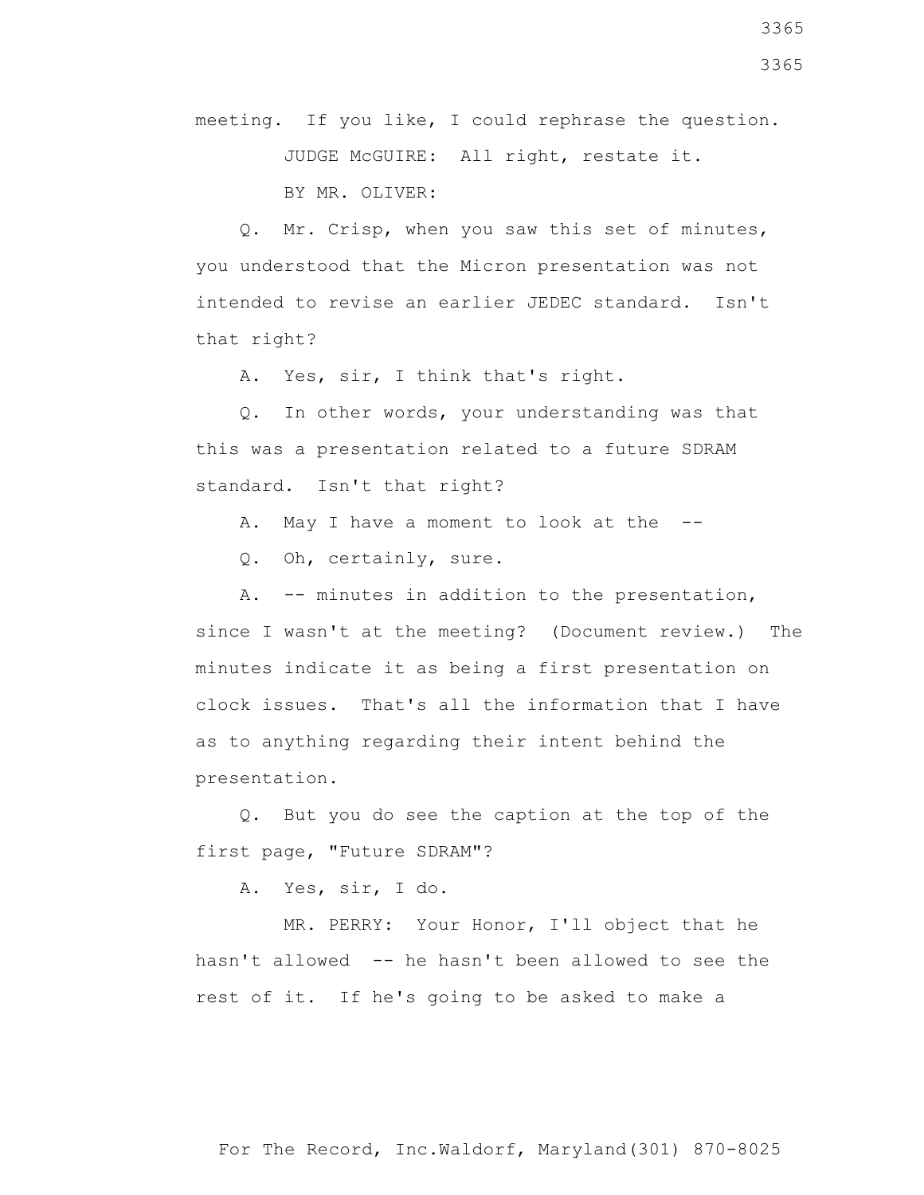meeting. If you like, I could rephrase the question.

JUDGE McGUIRE: All right, restate it.

BY MR. OLIVER:

Q. Mr. Crisp, when you saw this set of minutes, you understood that the Micron presentation was not intended to revise an earlier JEDEC standard. Isn't that right?

A. Yes, sir, I think that's right.

Q. In other words, your understanding was that this was a presentation related to a future SDRAM standard. Isn't that right?

A. May I have a moment to look at the --

Q. Oh, certainly, sure.

A. -- minutes in addition to the presentation, since I wasn't at the meeting? (Document review.) The minutes indicate it as being a first presentation on clock issues. That's all the information that I have as to anything regarding their intent behind the presentation.

Q. But you do see the caption at the top of the first page, "Future SDRAM"?

A. Yes, sir, I do.

MR. PERRY: Your Honor, I'll object that he hasn't allowed -- he hasn't been allowed to see the rest of it. If he's going to be asked to make a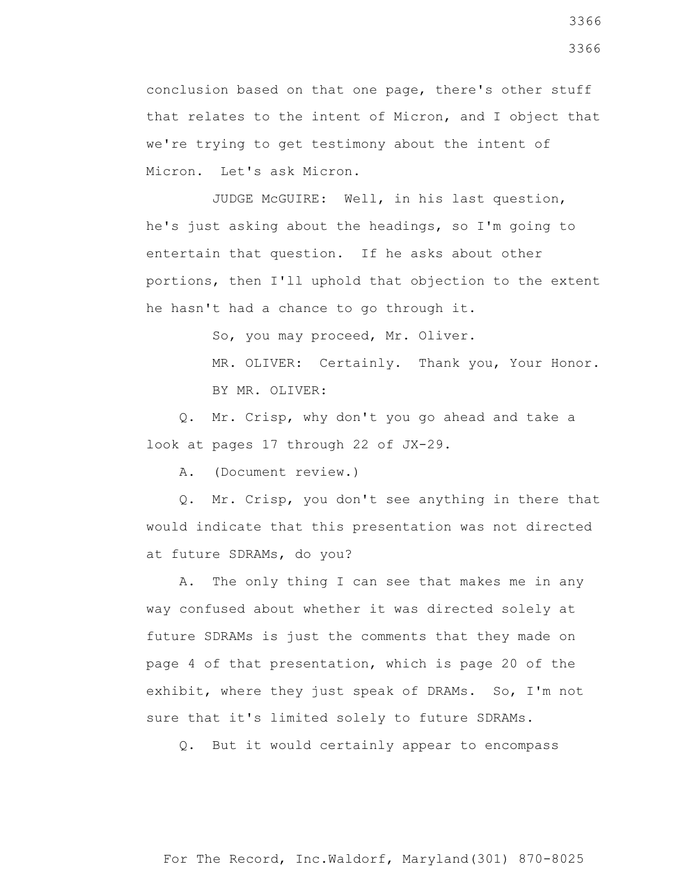conclusion based on that one page, there's other stuff that relates to the intent of Micron, and I object that we're trying to get testimony about the intent of Micron. Let's ask Micron.

JUDGE McGUIRE: Well, in his last question, he's just asking about the headings, so I'm going to entertain that question. If he asks about other portions, then I'll uphold that objection to the extent he hasn't had a chance to go through it.

So, you may proceed, Mr. Oliver.

MR. OLIVER: Certainly. Thank you, Your Honor.

BY MR. OLIVER:

Q. Mr. Crisp, why don't you go ahead and take a look at pages 17 through 22 of JX-29.

A. (Document review.)

Q. Mr. Crisp, you don't see anything in there that would indicate that this presentation was not directed at future SDRAMs, do you?

A. The only thing I can see that makes me in any way confused about whether it was directed solely at future SDRAMs is just the comments that they made on page 4 of that presentation, which is page 20 of the exhibit, where they just speak of DRAMs. So, I'm not sure that it's limited solely to future SDRAMs.

Q. But it would certainly appear to encompass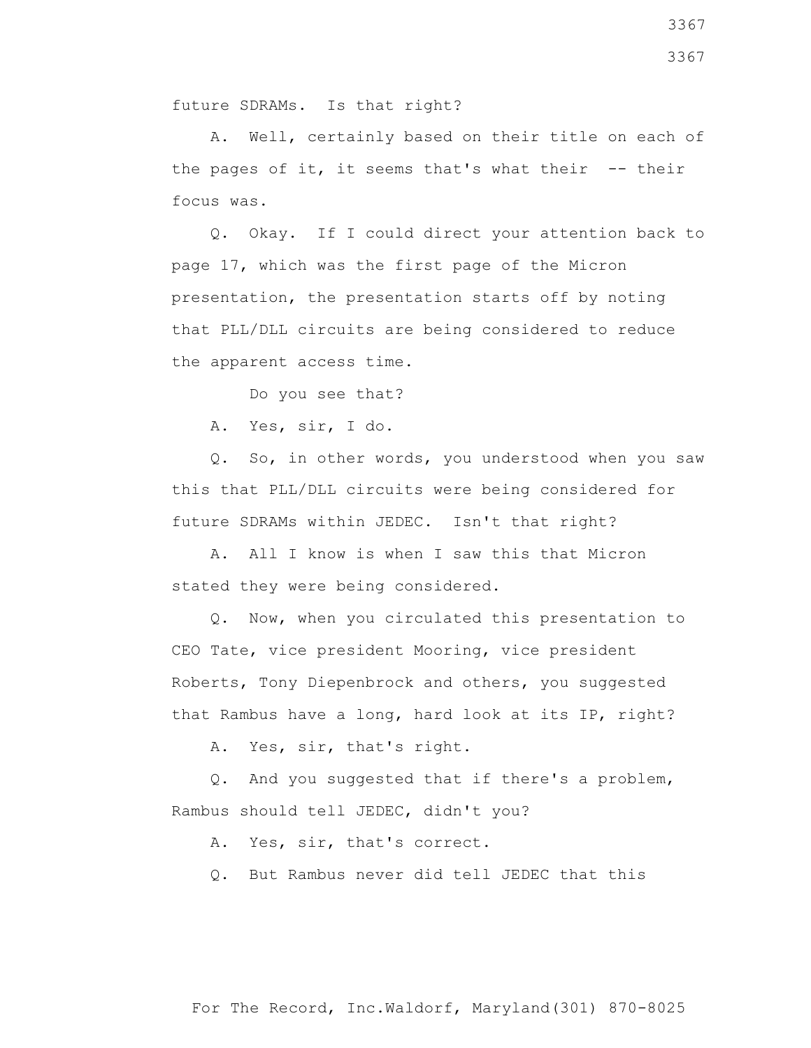future SDRAMs. Is that right?

A. Well, certainly based on their title on each of the pages of it, it seems that's what their -- their focus was.

Q. Okay. If I could direct your attention back to page 17, which was the first page of the Micron presentation, the presentation starts off by noting that PLL/DLL circuits are being considered to reduce the apparent access time.

Do you see that?

A. Yes, sir, I do.

Q. So, in other words, you understood when you saw this that PLL/DLL circuits were being considered for future SDRAMs within JEDEC. Isn't that right?

A. All I know is when I saw this that Micron stated they were being considered.

Q. Now, when you circulated this presentation to CEO Tate, vice president Mooring, vice president Roberts, Tony Diepenbrock and others, you suggested that Rambus have a long, hard look at its IP, right?

A. Yes, sir, that's right.

Q. And you suggested that if there's a problem, Rambus should tell JEDEC, didn't you?

A. Yes, sir, that's correct.

Q. But Rambus never did tell JEDEC that this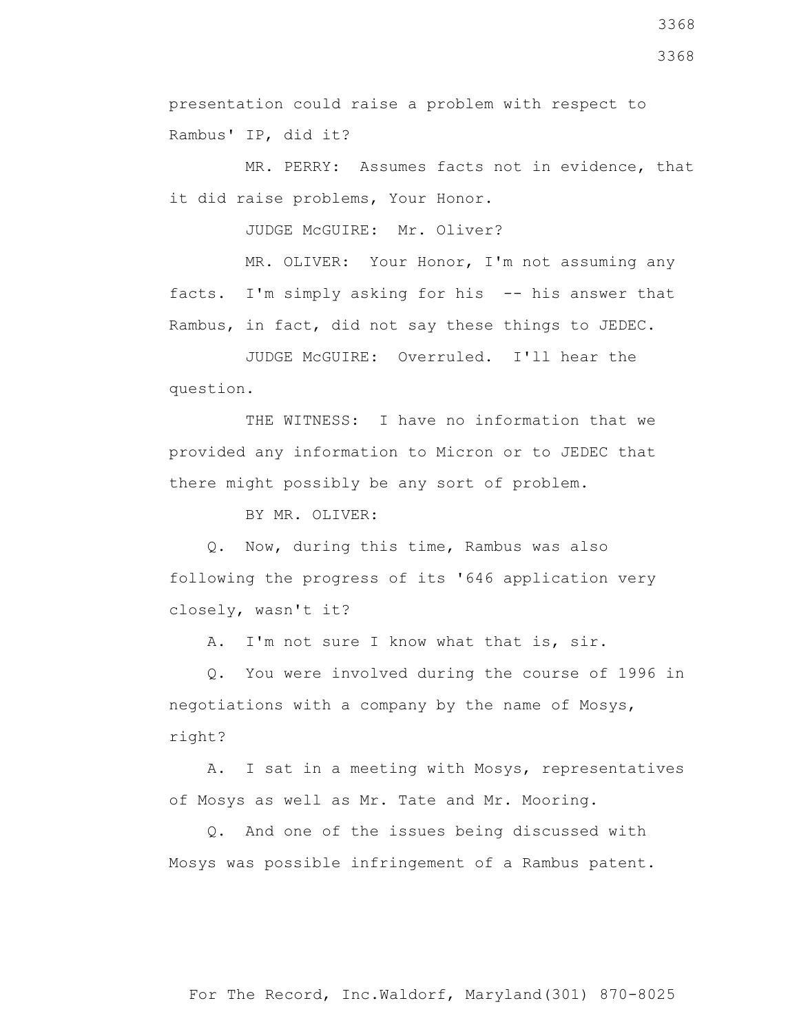presentation could raise a problem with respect to Rambus' IP, did it?

MR. PERRY: Assumes facts not in evidence, that it did raise problems, Your Honor.

JUDGE McGUIRE: Mr. Oliver?

MR. OLIVER: Your Honor, I'm not assuming any facts. I'm simply asking for his -- his answer that Rambus, in fact, did not say these things to JEDEC.

JUDGE McGUIRE: Overruled. I'll hear the question.

THE WITNESS: I have no information that we provided any information to Micron or to JEDEC that there might possibly be any sort of problem.

BY MR. OLIVER:

Q. Now, during this time, Rambus was also following the progress of its '646 application very closely, wasn't it?

A. I'm not sure I know what that is, sir.

Q. You were involved during the course of 1996 in negotiations with a company by the name of Mosys, right?

A. I sat in a meeting with Mosys, representatives of Mosys as well as Mr. Tate and Mr. Mooring.

Q. And one of the issues being discussed with Mosys was possible infringement of a Rambus patent.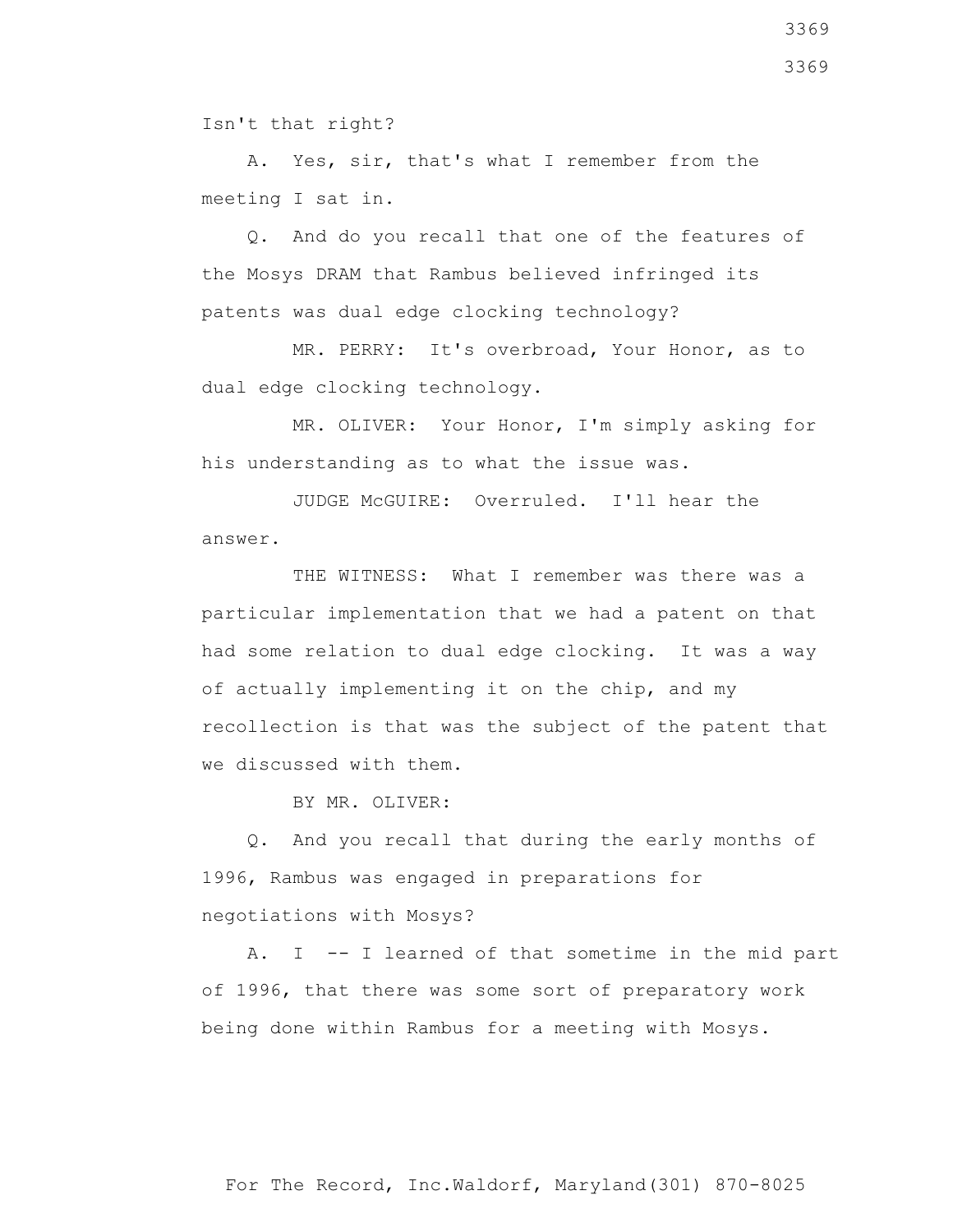Isn't that right?

A. Yes, sir, that's what I remember from the meeting I sat in.

Q. And do you recall that one of the features of the Mosys DRAM that Rambus believed infringed its patents was dual edge clocking technology?

MR. PERRY: It's overbroad, Your Honor, as to dual edge clocking technology.

MR. OLIVER: Your Honor, I'm simply asking for his understanding as to what the issue was.

JUDGE McGUIRE: Overruled. I'll hear the answer.

THE WITNESS: What I remember was there was a particular implementation that we had a patent on that had some relation to dual edge clocking. It was a way of actually implementing it on the chip, and my recollection is that was the subject of the patent that we discussed with them.

BY MR. OLIVER:

Q. And you recall that during the early months of 1996, Rambus was engaged in preparations for negotiations with Mosys?

A. I -- I learned of that sometime in the mid part of 1996, that there was some sort of preparatory work being done within Rambus for a meeting with Mosys.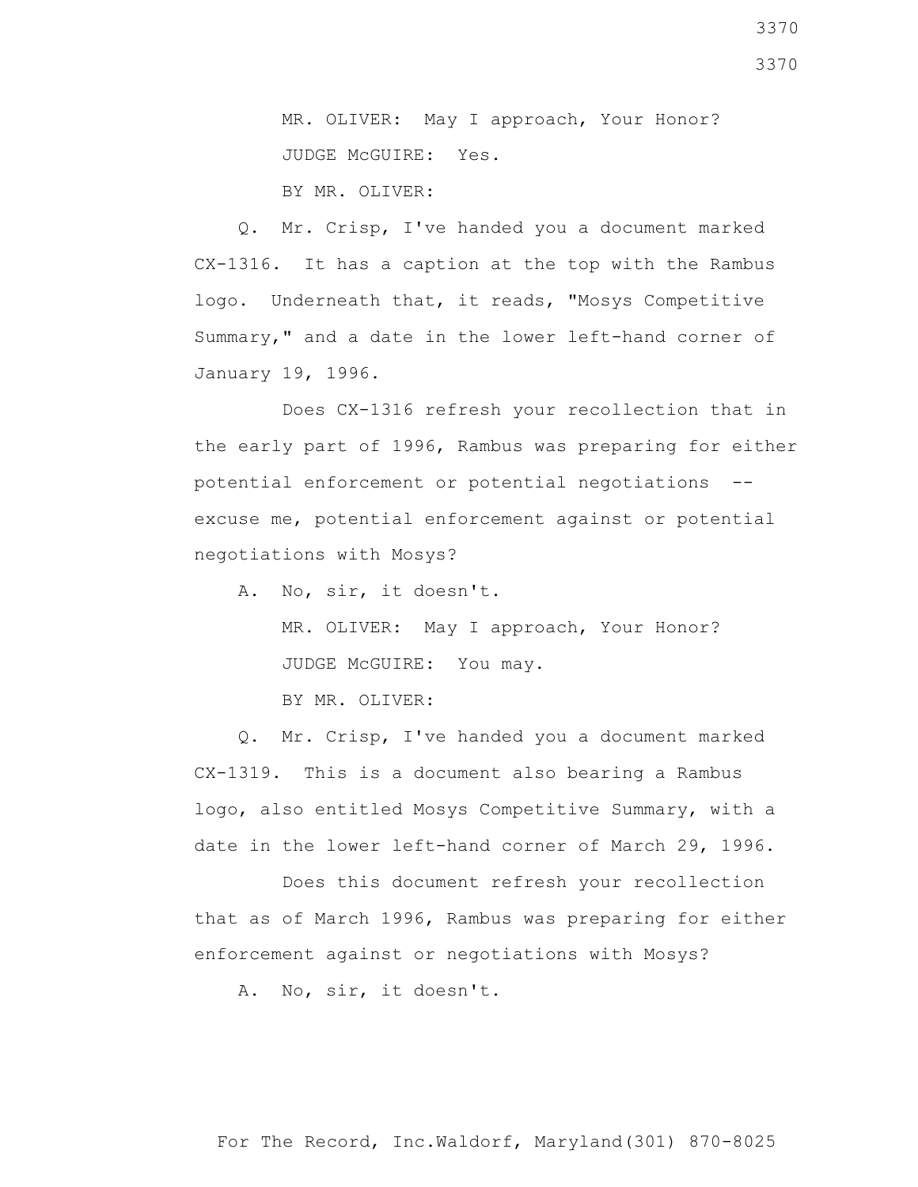MR. OLIVER: May I approach, Your Honor?

JUDGE McGUIRE: Yes.

BY MR. OLIVER:

Q. Mr. Crisp, I've handed you a document marked CX-1316. It has a caption at the top with the Rambus logo. Underneath that, it reads, "Mosys Competitive Summary," and a date in the lower left-hand corner of January 19, 1996.

Does CX-1316 refresh your recollection that in the early part of 1996, Rambus was preparing for either potential enforcement or potential negotiations -- excuse me, potential enforcement against or potential negotiations with Mosys?

A. No, sir, it doesn't.

MR. OLIVER: May I approach, Your Honor?

JUDGE McGUIRE: You may.

BY MR. OLIVER:

Q. Mr. Crisp, I've handed you a document marked CX-1319. This is a document also bearing a Rambus logo, also entitled Mosys Competitive Summary, with a date in the lower left-hand corner of March 29, 1996.

Does this document refresh your recollection that as of March 1996, Rambus was preparing for either enforcement against or negotiations with Mosys?

A. No, sir, it doesn't.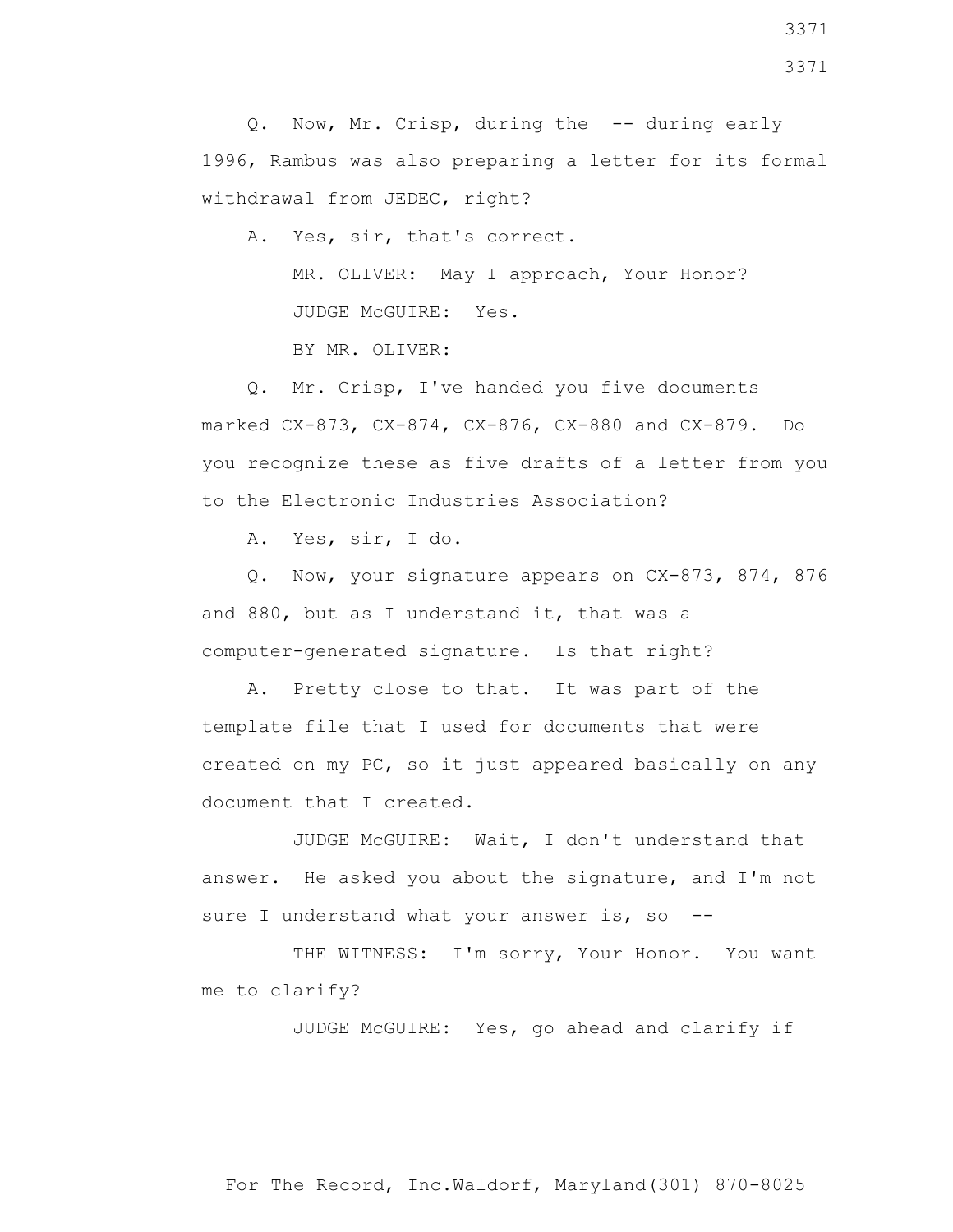Q. Now, Mr. Crisp, during the -- during early 1996, Rambus was also preparing a letter for its formal withdrawal from JEDEC, right?

A. Yes, sir, that's correct.

MR. OLIVER: May I approach, Your Honor?

JUDGE McGUIRE: Yes.

BY MR. OLIVER:

Q. Mr. Crisp, I've handed you five documents marked CX-873, CX-874, CX-876, CX-880 and CX-879. Do you recognize these as five drafts of a letter from you to the Electronic Industries Association?

A. Yes, sir, I do.

Q. Now, your signature appears on CX-873, 874, 876 and 880, but as I understand it, that was a computer-generated signature. Is that right?

A. Pretty close to that. It was part of the template file that I used for documents that were created on my PC, so it just appeared basically on any document that I created.

JUDGE McGUIRE: Wait, I don't understand that answer. He asked you about the signature, and I'm not sure I understand what your answer is, so --

THE WITNESS: I'm sorry, Your Honor. You want me to clarify?

JUDGE McGUIRE: Yes, go ahead and clarify if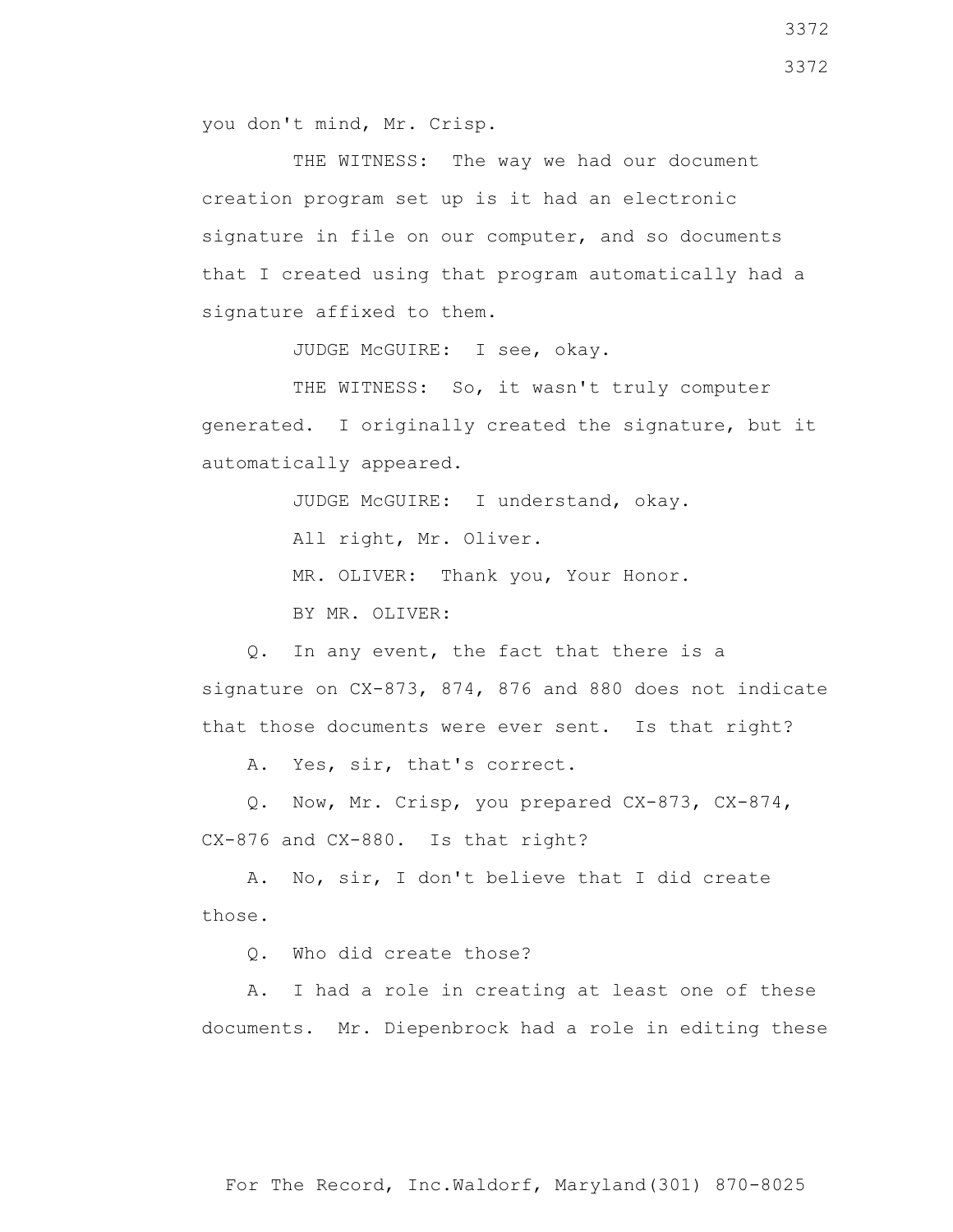you don't mind, Mr. Crisp.

THE WITNESS: The way we had our document creation program set up is it had an electronic signature in file on our computer, and so documents that I created using that program automatically had a signature affixed to them.

JUDGE McGUIRE: I see, okay.

THE WITNESS: So, it wasn't truly computer generated. I originally created the signature, but it automatically appeared.

JUDGE McGUIRE: I understand, okay.

All right, Mr. Oliver.

MR. OLIVER: Thank you, Your Honor.

BY MR. OLIVER:

Q. In any event, the fact that there is a signature on CX-873, 874, 876 and 880 does not indicate that those documents were ever sent. Is that right?

A. Yes, sir, that's correct.

Q. Now, Mr. Crisp, you prepared CX-873, CX-874, CX-876 and CX-880. Is that right?

A. No, sir, I don't believe that I did create those.

Q. Who did create those?

A. I had a role in creating at least one of these documents. Mr. Diepenbrock had a role in editing these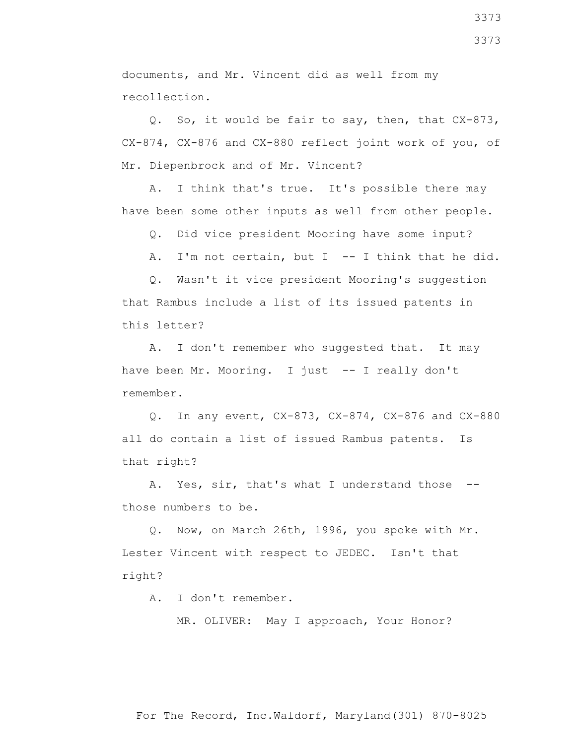documents, and Mr. Vincent did as well from my recollection.

Q. So, it would be fair to say, then, that CX-873, CX-874, CX-876 and CX-880 reflect joint work of you, of Mr. Diepenbrock and of Mr. Vincent?

A. I think that's true. It's possible there may have been some other inputs as well from other people.

Q. Did vice president Mooring have some input?

A. I'm not certain, but I -- I think that he did.

Q. Wasn't it vice president Mooring's suggestion that Rambus include a list of its issued patents in this letter?

A. I don't remember who suggested that. It may have been Mr. Mooring. I just -- I really don't remember.

Q. In any event, CX-873, CX-874, CX-876 and CX-880 all do contain a list of issued Rambus patents. Is that right?

A. Yes, sir, that's what I understand those -- those numbers to be.

Q. Now, on March 26th, 1996, you spoke with Mr. Lester Vincent with respect to JEDEC. Isn't that right?

A. I don't remember.

MR. OLIVER: May I approach, Your Honor?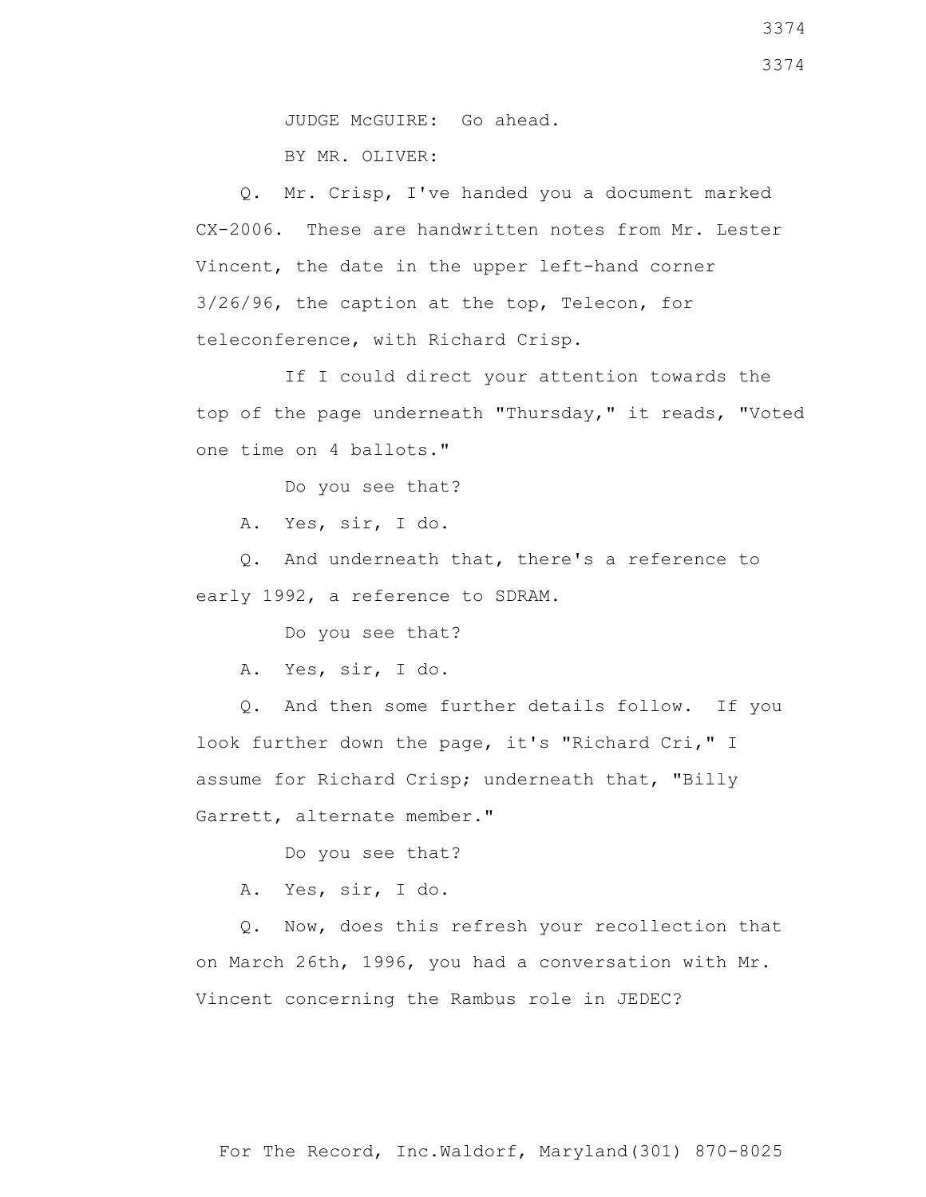JUDGE McGUIRE: Go ahead.

BY MR. OLIVER:

Q. Mr. Crisp, I've handed you a document marked CX-2006. These are handwritten notes from Mr. Lester Vincent, the date in the upper left-hand corner 3/26/96, the caption at the top, Telecon, for teleconference, with Richard Crisp.

If I could direct your attention towards the top of the page underneath "Thursday," it reads, "Voted one time on 4 ballots."

Do you see that?

A. Yes, sir, I do.

Q. And underneath that, there's a reference to early 1992, a reference to SDRAM.

Do you see that?

A. Yes, sir, I do.

Q. And then some further details follow. If you look further down the page, it's "Richard Cri," I assume for Richard Crisp; underneath that, "Billy Garrett, alternate member."

Do you see that?

A. Yes, sir, I do.

Q. Now, does this refresh your recollection that on March 26th, 1996, you had a conversation with Mr. Vincent concerning the Rambus role in JEDEC?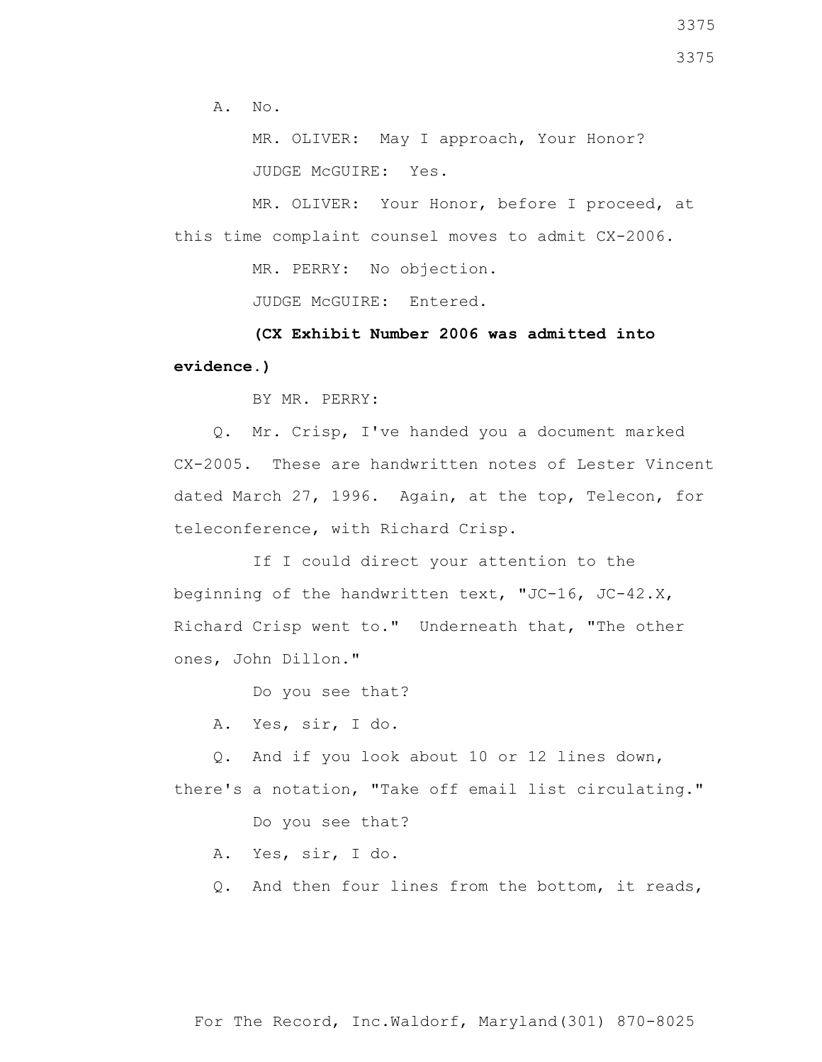A. No.

MR. OLIVER: May I approach, Your Honor?

JUDGE McGUIRE: Yes.

MR. OLIVER: Your Honor, before I proceed, at this time complaint counsel moves to admit CX-2006.

MR. PERRY: No objection.

JUDGE McGUIRE: Entered.

**(CX Exhibit Number 2006 was admitted into evidence.)**

BY MR. PERRY:

Q. Mr. Crisp, I've handed you a document marked CX-2005. These are handwritten notes of Lester Vincent dated March 27, 1996. Again, at the top, Telecon, for teleconference, with Richard Crisp.

If I could direct your attention to the beginning of the handwritten text, "JC-16, JC-42.X, Richard Crisp went to." Underneath that, "The other ones, John Dillon."

Do you see that?

A. Yes, sir, I do.

Q. And if you look about 10 or 12 lines down, there's a notation, "Take off email list circulating."

Do you see that?

A. Yes, sir, I do.

Q. And then four lines from the bottom, it reads,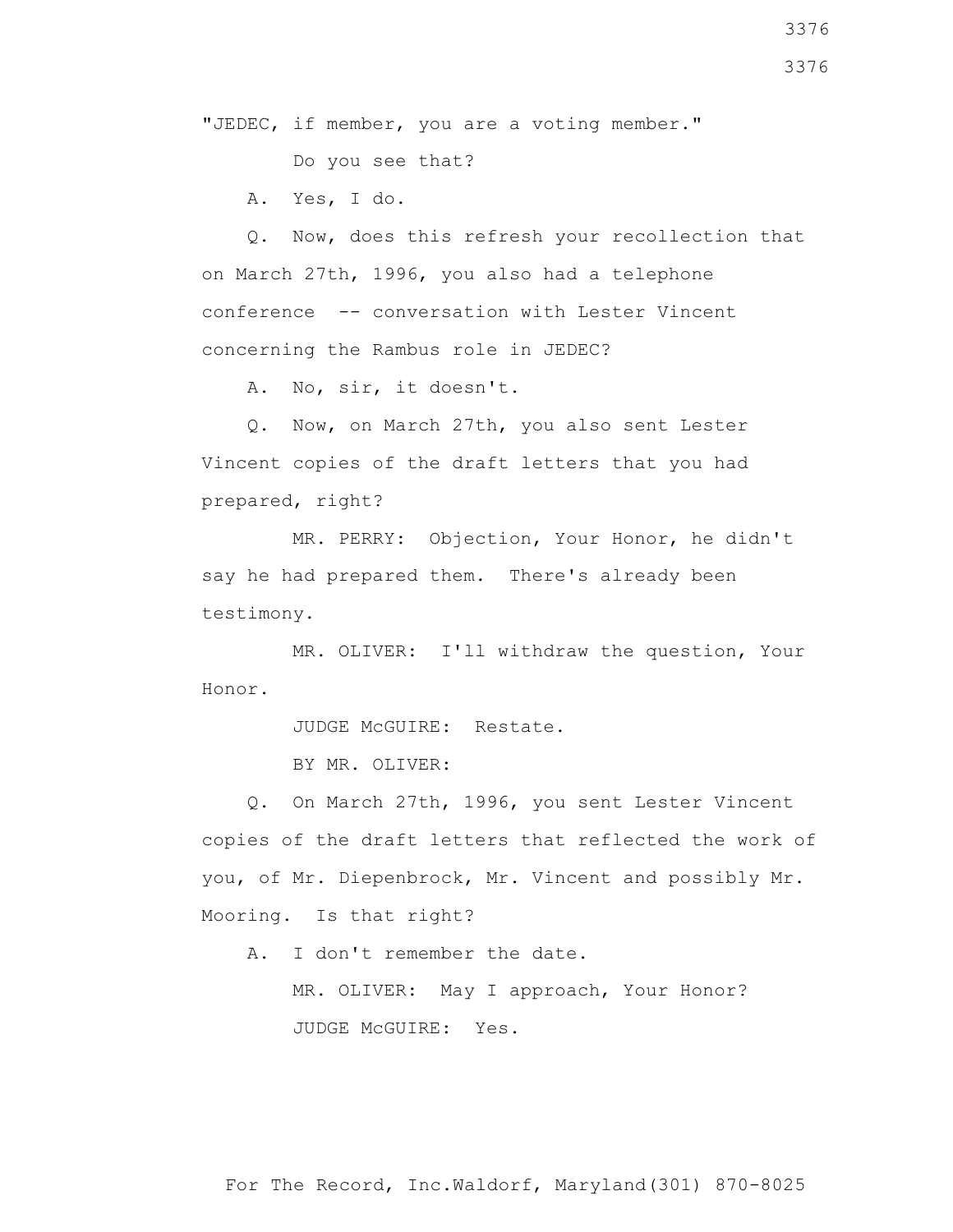"JEDEC, if member, you are a voting member."

Do you see that?

A. Yes, I do.

Q. Now, does this refresh your recollection that on March 27th, 1996, you also had a telephone conference -- conversation with Lester Vincent concerning the Rambus role in JEDEC?

A. No, sir, it doesn't.

Q. Now, on March 27th, you also sent Lester Vincent copies of the draft letters that you had prepared, right?

MR. PERRY: Objection, Your Honor, he didn't say he had prepared them. There's already been testimony.

MR. OLIVER: I'll withdraw the question, Your Honor.

JUDGE McGUIRE: Restate.

BY MR. OLIVER:

Q. On March 27th, 1996, you sent Lester Vincent copies of the draft letters that reflected the work of you, of Mr. Diepenbrock, Mr. Vincent and possibly Mr. Mooring. Is that right?

A. I don't remember the date.

MR. OLIVER: May I approach, Your Honor?

JUDGE McGUIRE: Yes.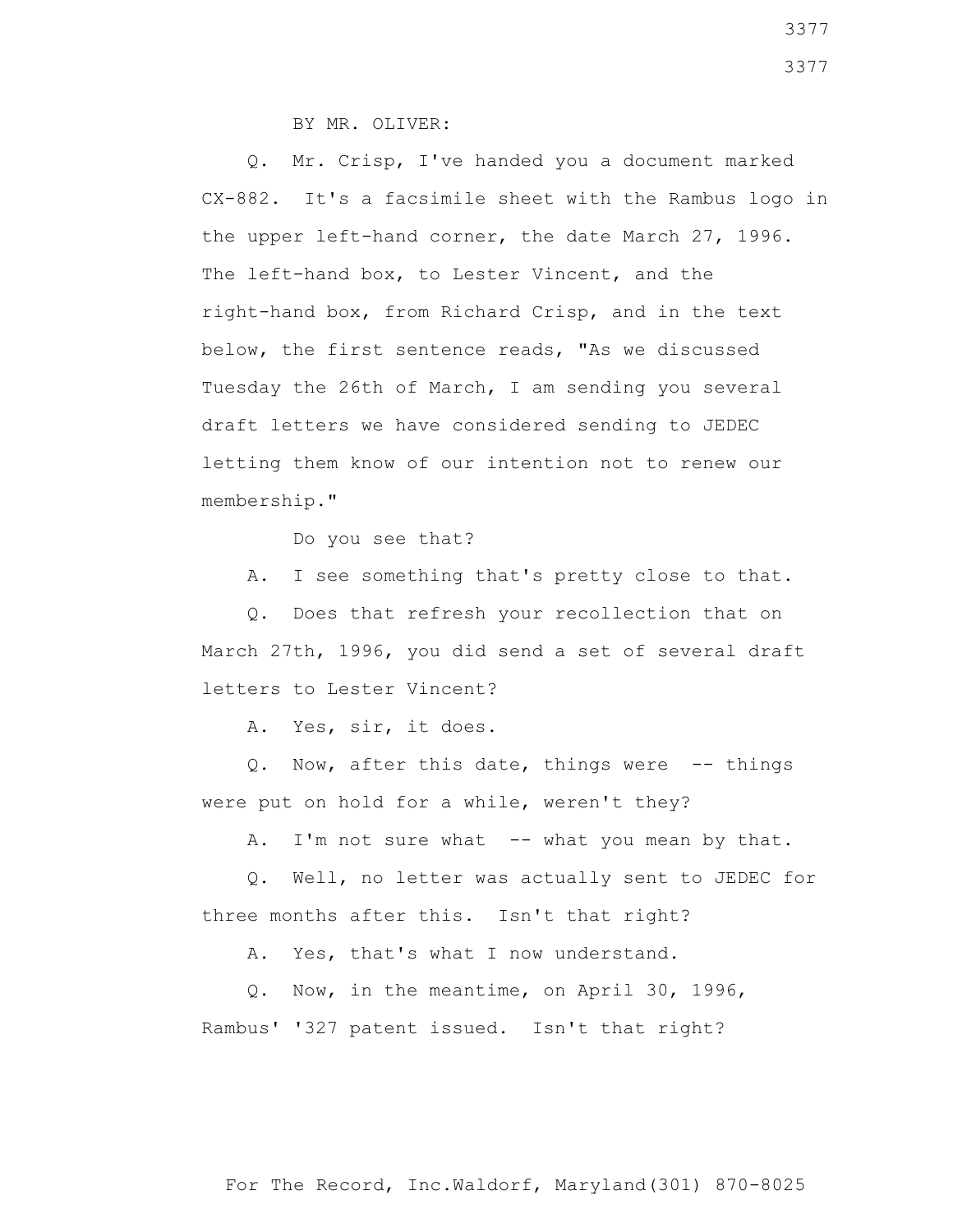BY MR. OLIVER:

Q. Mr. Crisp, I've handed you a document marked CX-882. It's a facsimile sheet with the Rambus logo in the upper left-hand corner, the date March 27, 1996. The left-hand box, to Lester Vincent, and the right-hand box, from Richard Crisp, and in the text below, the first sentence reads, "As we discussed Tuesday the 26th of March, I am sending you several draft letters we have considered sending to JEDEC letting them know of our intention not to renew our membership."

Do you see that?

A. I see something that's pretty close to that.

Q. Does that refresh your recollection that on March 27th, 1996, you did send a set of several draft letters to Lester Vincent?

A. Yes, sir, it does.

Q. Now, after this date, things were -- things were put on hold for a while, weren't they?

A. I'm not sure what -- what you mean by that.

Q. Well, no letter was actually sent to JEDEC for three months after this. Isn't that right?

A. Yes, that's what I now understand.

Q. Now, in the meantime, on April 30, 1996, Rambus' '327 patent issued. Isn't that right?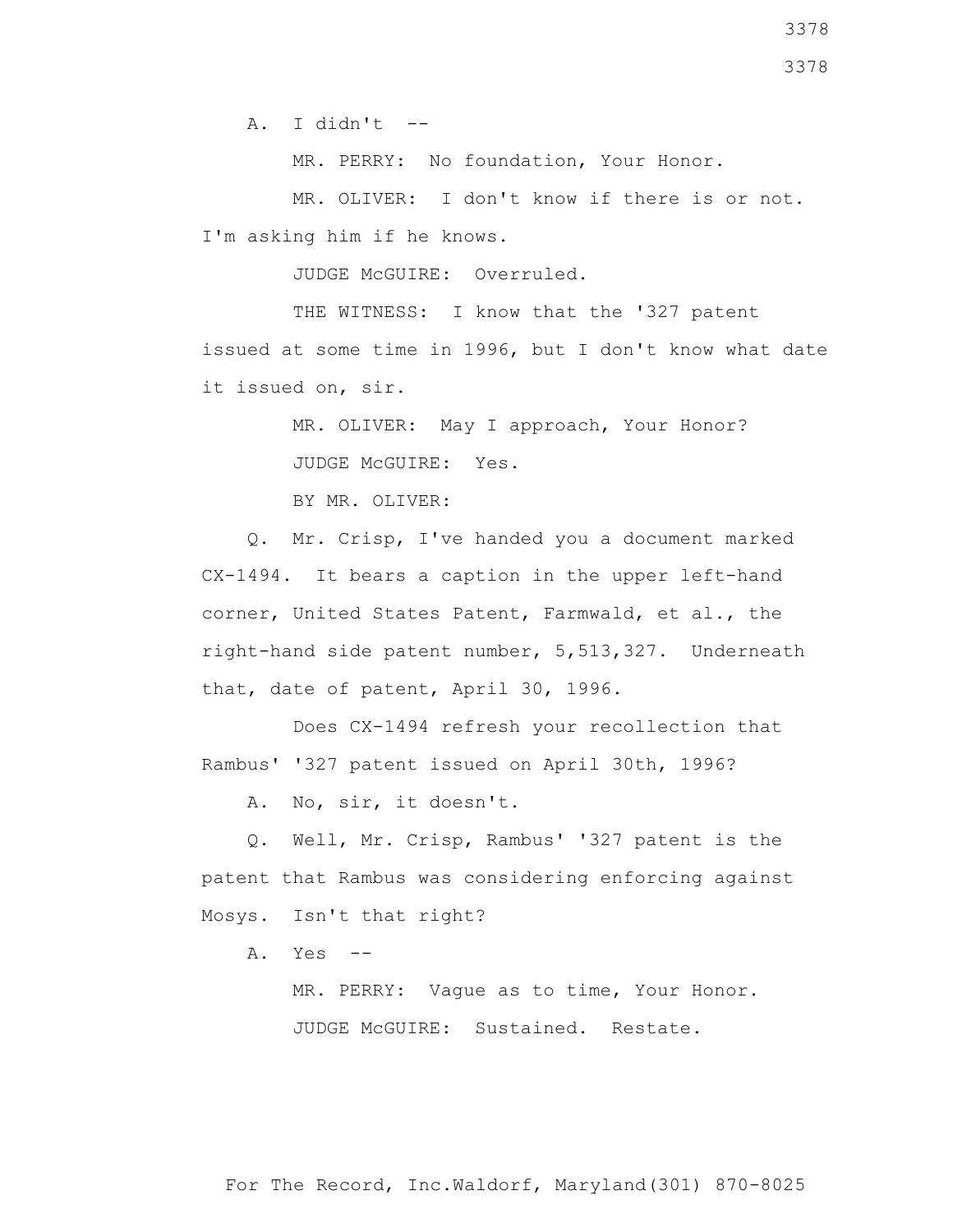A. I didn't --

MR. PERRY: No foundation, Your Honor.

MR. OLIVER: I don't know if there is or not. I'm asking him if he knows.

JUDGE McGUIRE: Overruled.

THE WITNESS: I know that the '327 patent issued at some time in 1996, but I don't know what date it issued on, sir.

MR. OLIVER: May I approach, Your Honor?

JUDGE McGUIRE: Yes.

BY MR. OLIVER:

Q. Mr. Crisp, I've handed you a document marked CX-1494. It bears a caption in the upper left-hand corner, United States Patent, Farmwald, et al., the right-hand side patent number, 5,513,327. Underneath that, date of patent, April 30, 1996.

Does CX-1494 refresh your recollection that Rambus' '327 patent issued on April 30th, 1996?

A. No, sir, it doesn't.

Q. Well, Mr. Crisp, Rambus' '327 patent is the patent that Rambus was considering enforcing against Mosys. Isn't that right?

A. Yes --

MR. PERRY: Vague as to time, Your Honor.

JUDGE McGUIRE: Sustained. Restate.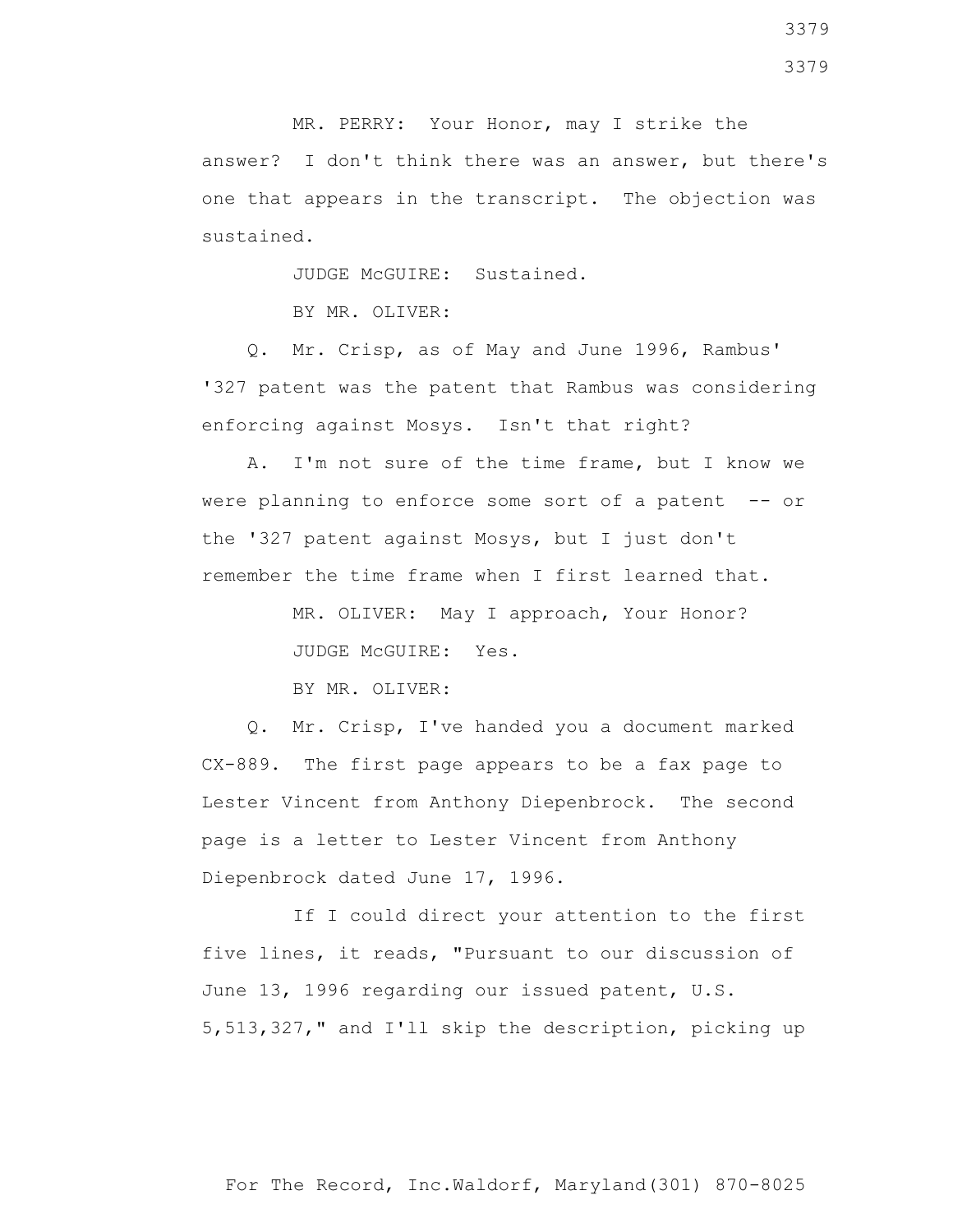MR. PERRY: Your Honor, may I strike the answer? I don't think there was an answer, but there's one that appears in the transcript. The objection was sustained.

JUDGE McGUIRE: Sustained.

BY MR. OLIVER:

Q. Mr. Crisp, as of May and June 1996, Rambus' '327 patent was the patent that Rambus was considering enforcing against Mosys. Isn't that right?

A. I'm not sure of the time frame, but I know we were planning to enforce some sort of a patent -- or the '327 patent against Mosys, but I just don't remember the time frame when I first learned that.

MR. OLIVER: May I approach, Your Honor?

JUDGE McGUIRE: Yes.

BY MR. OLIVER:

Q. Mr. Crisp, I've handed you a document marked CX-889. The first page appears to be a fax page to Lester Vincent from Anthony Diepenbrock. The second page is a letter to Lester Vincent from Anthony Diepenbrock dated June 17, 1996.

If I could direct your attention to the first five lines, it reads, "Pursuant to our discussion of June 13, 1996 regarding our issued patent, U.S. 5,513,327," and I'll skip the description, picking up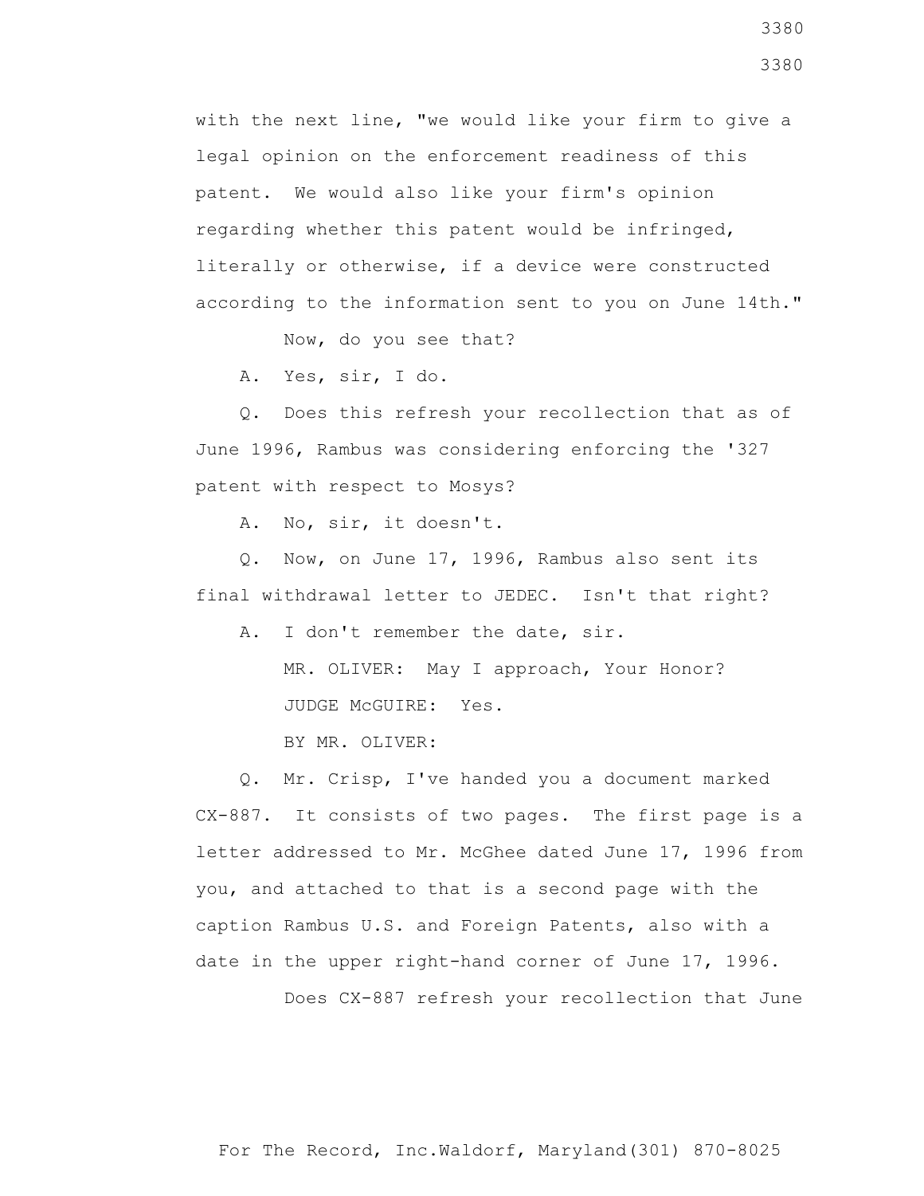with the next line, "we would like your firm to give a legal opinion on the enforcement readiness of this patent. We would also like your firm's opinion regarding whether this patent would be infringed, literally or otherwise, if a device were constructed according to the information sent to you on June 14th."

Now, do you see that?

A. Yes, sir, I do.

Q. Does this refresh your recollection that as of June 1996, Rambus was considering enforcing the '327 patent with respect to Mosys?

A. No, sir, it doesn't.

Q. Now, on June 17, 1996, Rambus also sent its final withdrawal letter to JEDEC. Isn't that right?

A. I don't remember the date, sir.

MR. OLIVER: May I approach, Your Honor?

JUDGE McGUIRE: Yes.

BY MR. OLIVER:

Q. Mr. Crisp, I've handed you a document marked CX-887. It consists of two pages. The first page is a letter addressed to Mr. McGhee dated June 17, 1996 from you, and attached to that is a second page with the caption Rambus U.S. and Foreign Patents, also with a date in the upper right-hand corner of June 17, 1996.

Does CX-887 refresh your recollection that June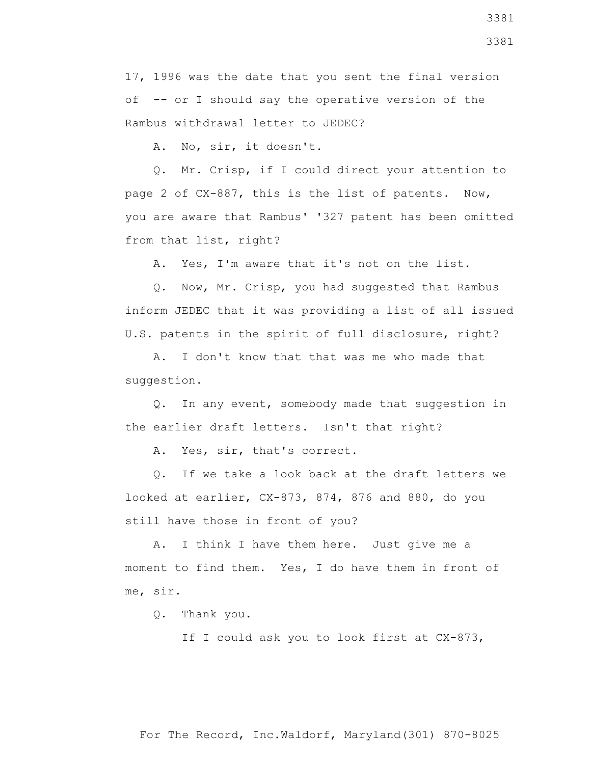17, 1996 was the date that you sent the final version of -- or I should say the operative version of the Rambus withdrawal letter to JEDEC?

A. No, sir, it doesn't.

Q. Mr. Crisp, if I could direct your attention to page 2 of CX-887, this is the list of patents. Now, you are aware that Rambus' '327 patent has been omitted from that list, right?

A. Yes, I'm aware that it's not on the list.

Q. Now, Mr. Crisp, you had suggested that Rambus inform JEDEC that it was providing a list of all issued U.S. patents in the spirit of full disclosure, right?

A. I don't know that that was me who made that suggestion.

Q. In any event, somebody made that suggestion in the earlier draft letters. Isn't that right?

A. Yes, sir, that's correct.

Q. If we take a look back at the draft letters we looked at earlier, CX-873, 874, 876 and 880, do you still have those in front of you?

A. I think I have them here. Just give me a moment to find them. Yes, I do have them in front of me, sir.

Q. Thank you.

If I could ask you to look first at CX-873,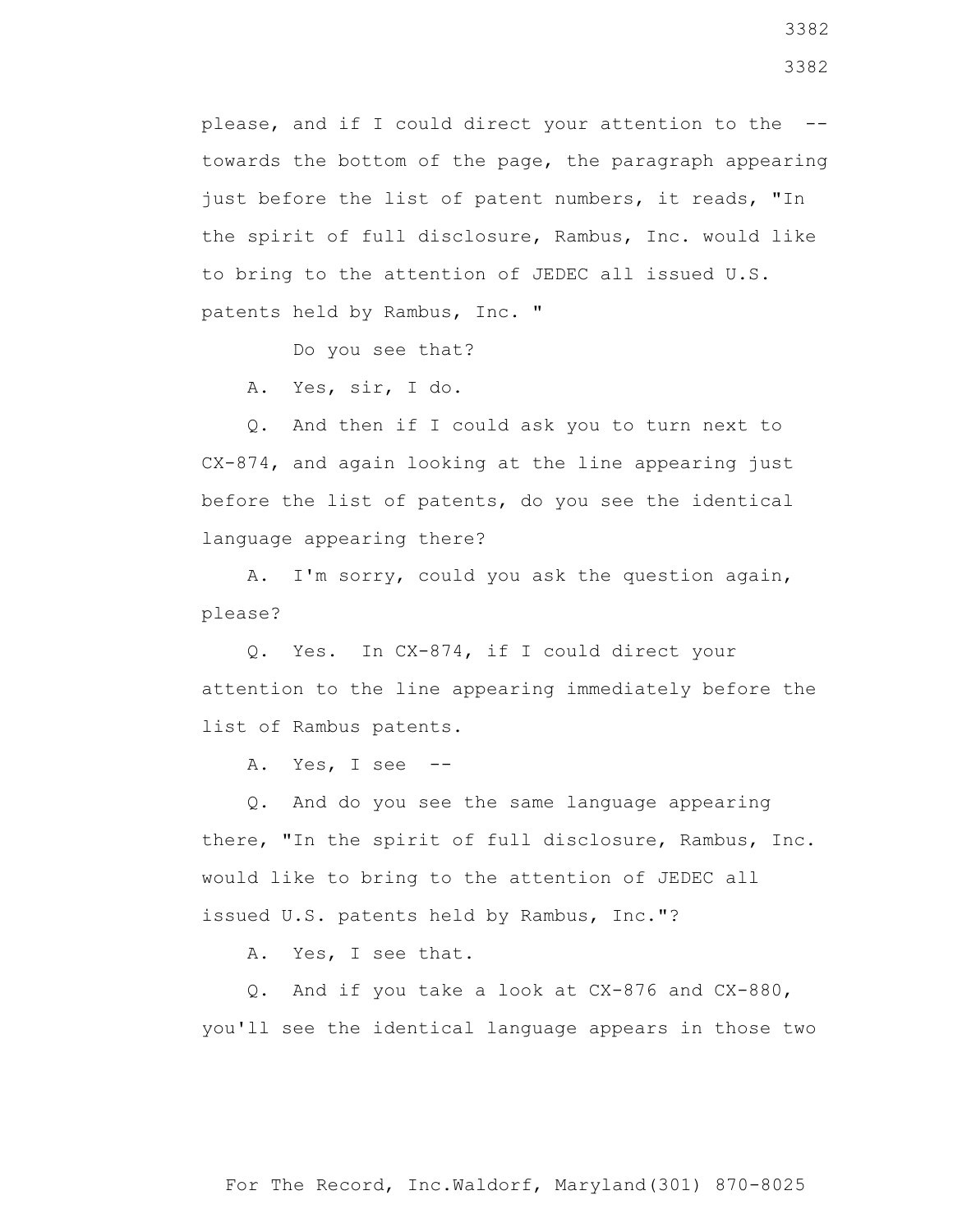please, and if I could direct your attention to the -- towards the bottom of the page, the paragraph appearing just before the list of patent numbers, it reads, "In the spirit of full disclosure, Rambus, Inc. would like to bring to the attention of JEDEC all issued U.S. patents held by Rambus, Inc. "

Do you see that?

A. Yes, sir, I do.

Q. And then if I could ask you to turn next to CX-874, and again looking at the line appearing just before the list of patents, do you see the identical language appearing there?

A. I'm sorry, could you ask the question again, please?

Q. Yes. In CX-874, if I could direct your attention to the line appearing immediately before the list of Rambus patents.

A. Yes, I see --

Q. And do you see the same language appearing there, "In the spirit of full disclosure, Rambus, Inc. would like to bring to the attention of JEDEC all issued U.S. patents held by Rambus, Inc."?

A. Yes, I see that.

Q. And if you take a look at CX-876 and CX-880, you'll see the identical language appears in those two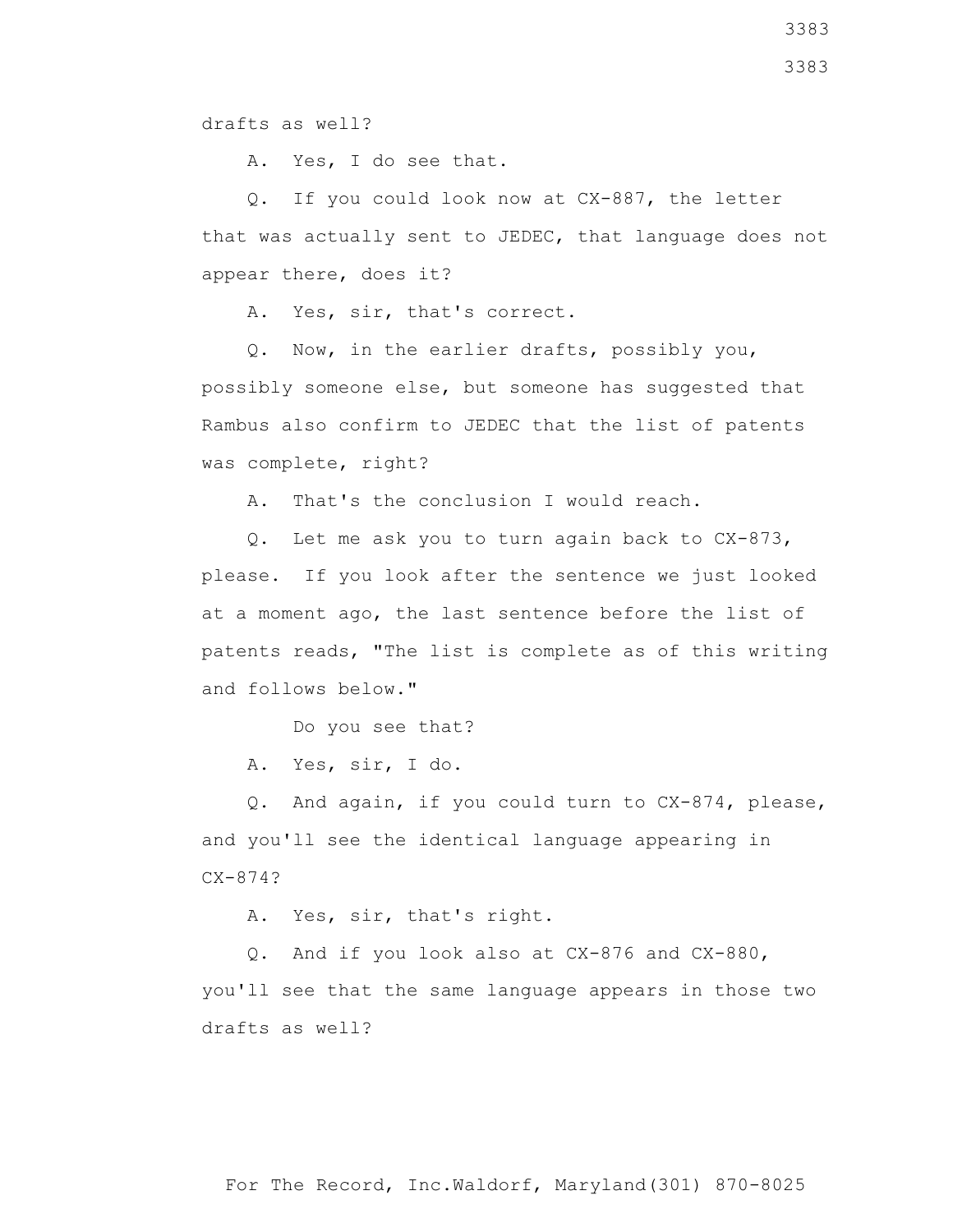drafts as well?

A. Yes, I do see that.

Q. If you could look now at CX-887, the letter that was actually sent to JEDEC, that language does not appear there, does it?

A. Yes, sir, that's correct.

Q. Now, in the earlier drafts, possibly you, possibly someone else, but someone has suggested that Rambus also confirm to JEDEC that the list of patents was complete, right?

A. That's the conclusion I would reach.

Q. Let me ask you to turn again back to CX-873, please. If you look after the sentence we just looked at a moment ago, the last sentence before the list of patents reads, "The list is complete as of this writing and follows below."

Do you see that?

A. Yes, sir, I do.

Q. And again, if you could turn to CX-874, please, and you'll see the identical language appearing in CX-874?

A. Yes, sir, that's right.

Q. And if you look also at CX-876 and CX-880, you'll see that the same language appears in those two drafts as well?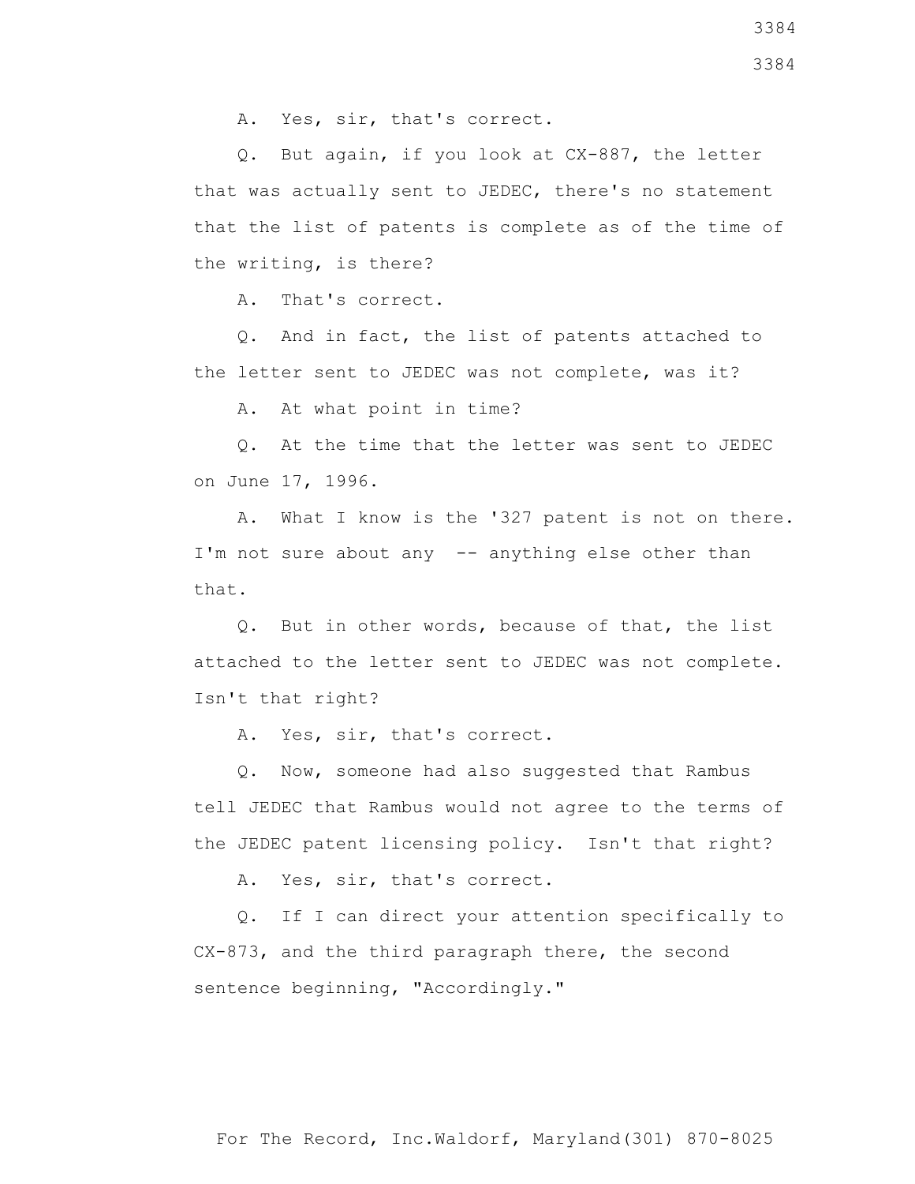A. Yes, sir, that's correct.

Q. But again, if you look at CX-887, the letter that was actually sent to JEDEC, there's no statement that the list of patents is complete as of the time of the writing, is there?

A. That's correct.

Q. And in fact, the list of patents attached to the letter sent to JEDEC was not complete, was it?

A. At what point in time?

Q. At the time that the letter was sent to JEDEC on June 17, 1996.

A. What I know is the '327 patent is not on there. I'm not sure about any -- anything else other than that.

Q. But in other words, because of that, the list attached to the letter sent to JEDEC was not complete. Isn't that right?

A. Yes, sir, that's correct.

Q. Now, someone had also suggested that Rambus tell JEDEC that Rambus would not agree to the terms of the JEDEC patent licensing policy. Isn't that right?

A. Yes, sir, that's correct.

Q. If I can direct your attention specifically to CX-873, and the third paragraph there, the second sentence beginning, "Accordingly."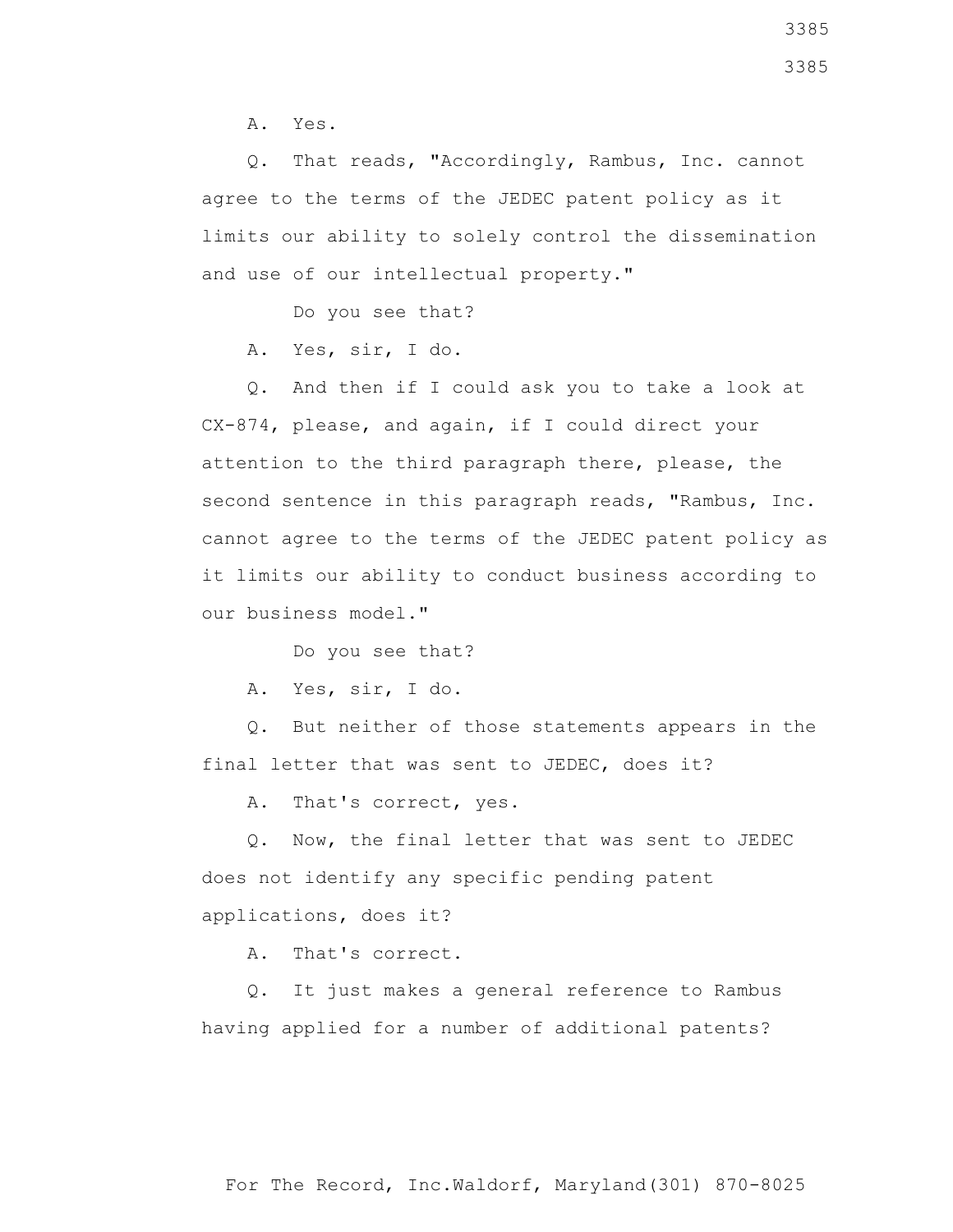A. Yes.

Q. That reads, "Accordingly, Rambus, Inc. cannot agree to the terms of the JEDEC patent policy as it limits our ability to solely control the dissemination and use of our intellectual property."

Do you see that?

A. Yes, sir, I do.

Q. And then if I could ask you to take a look at CX-874, please, and again, if I could direct your attention to the third paragraph there, please, the second sentence in this paragraph reads, "Rambus, Inc. cannot agree to the terms of the JEDEC patent policy as it limits our ability to conduct business according to our business model."

Do you see that?

A. Yes, sir, I do.

Q. But neither of those statements appears in the final letter that was sent to JEDEC, does it?

A. That's correct, yes.

Q. Now, the final letter that was sent to JEDEC does not identify any specific pending patent applications, does it?

A. That's correct.

Q. It just makes a general reference to Rambus having applied for a number of additional patents?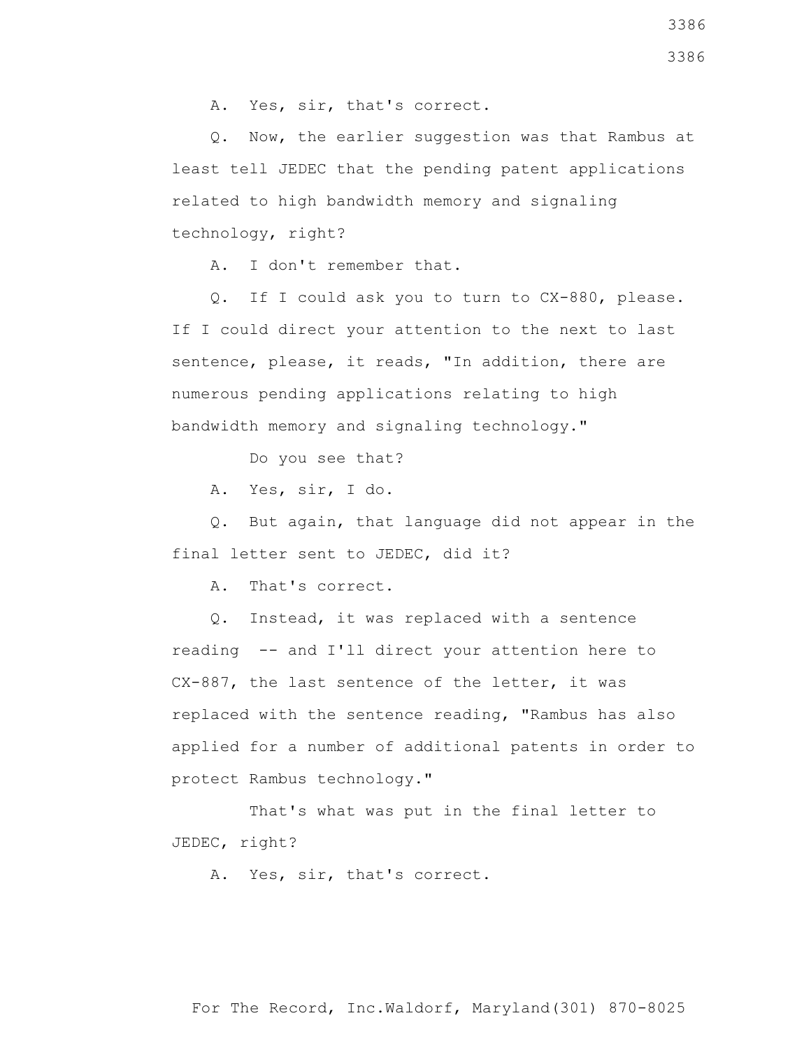A. Yes, sir, that's correct.

Q. Now, the earlier suggestion was that Rambus at least tell JEDEC that the pending patent applications related to high bandwidth memory and signaling technology, right?

A. I don't remember that.

Q. If I could ask you to turn to CX-880, please. If I could direct your attention to the next to last sentence, please, it reads, "In addition, there are numerous pending applications relating to high bandwidth memory and signaling technology."

Do you see that?

A. Yes, sir, I do.

Q. But again, that language did not appear in the final letter sent to JEDEC, did it?

A. That's correct.

Q. Instead, it was replaced with a sentence reading -- and I'll direct your attention here to CX-887, the last sentence of the letter, it was replaced with the sentence reading, "Rambus has also applied for a number of additional patents in order to protect Rambus technology."

That's what was put in the final letter to JEDEC, right?

A. Yes, sir, that's correct.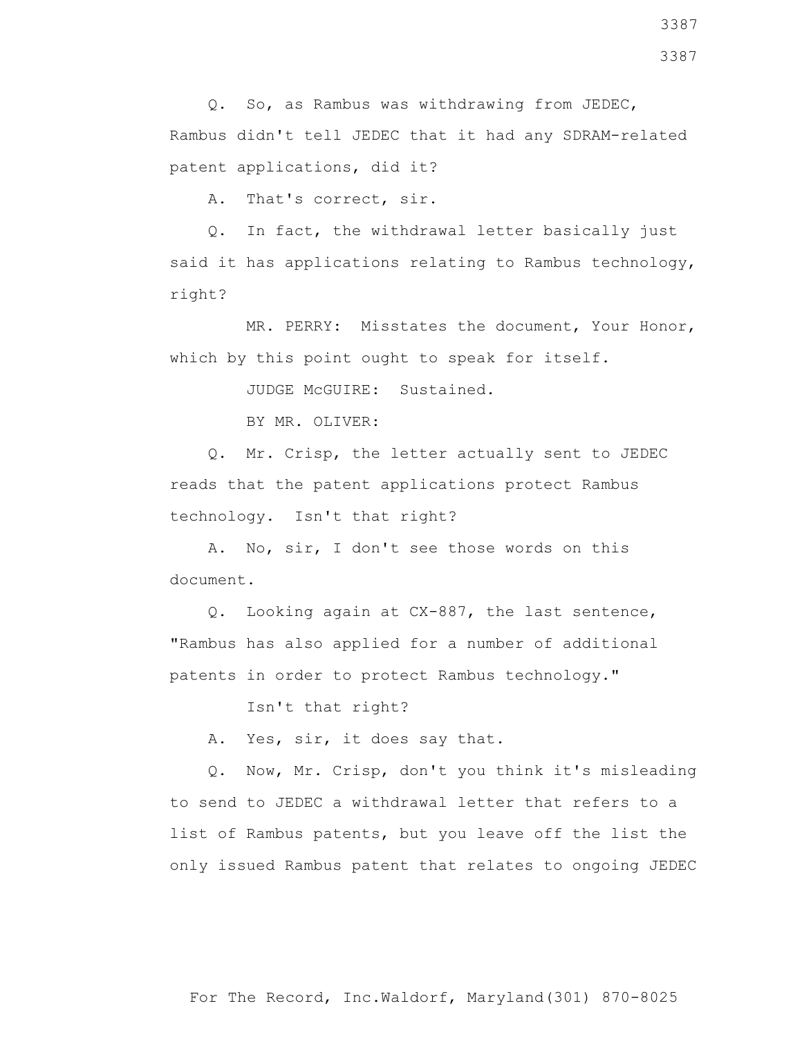Q. So, as Rambus was withdrawing from JEDEC, Rambus didn't tell JEDEC that it had any SDRAM-related patent applications, did it?

A. That's correct, sir.

Q. In fact, the withdrawal letter basically just said it has applications relating to Rambus technology, right?

MR. PERRY: Misstates the document, Your Honor, which by this point ought to speak for itself.

JUDGE McGUIRE: Sustained.

BY MR. OLIVER:

Q. Mr. Crisp, the letter actually sent to JEDEC reads that the patent applications protect Rambus technology. Isn't that right?

A. No, sir, I don't see those words on this document.

Q. Looking again at CX-887, the last sentence, "Rambus has also applied for a number of additional patents in order to protect Rambus technology."

Isn't that right?

A. Yes, sir, it does say that.

Q. Now, Mr. Crisp, don't you think it's misleading to send to JEDEC a withdrawal letter that refers to a list of Rambus patents, but you leave off the list the only issued Rambus patent that relates to ongoing JEDEC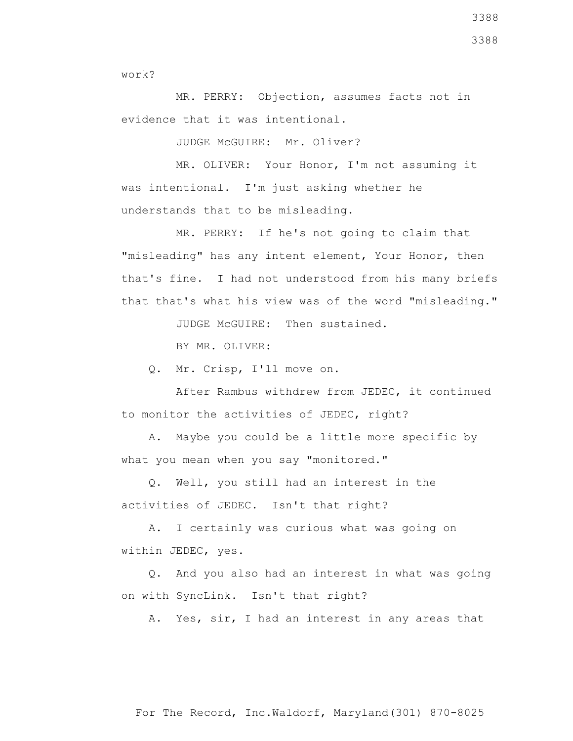work?

MR. PERRY: Objection, assumes facts not in evidence that it was intentional.

JUDGE McGUIRE: Mr. Oliver?

MR. OLIVER: Your Honor, I'm not assuming it was intentional. I'm just asking whether he understands that to be misleading.

MR. PERRY: If he's not going to claim that "misleading" has any intent element, Your Honor, then that's fine. I had not understood from his many briefs that that's what his view was of the word "misleading."

JUDGE McGUIRE: Then sustained.

BY MR. OLIVER:

Q. Mr. Crisp, I'll move on.

After Rambus withdrew from JEDEC, it continued to monitor the activities of JEDEC, right?

A. Maybe you could be a little more specific by what you mean when you say "monitored."

Q. Well, you still had an interest in the activities of JEDEC. Isn't that right?

A. I certainly was curious what was going on within JEDEC, yes.

Q. And you also had an interest in what was going on with SyncLink. Isn't that right?

A. Yes, sir, I had an interest in any areas that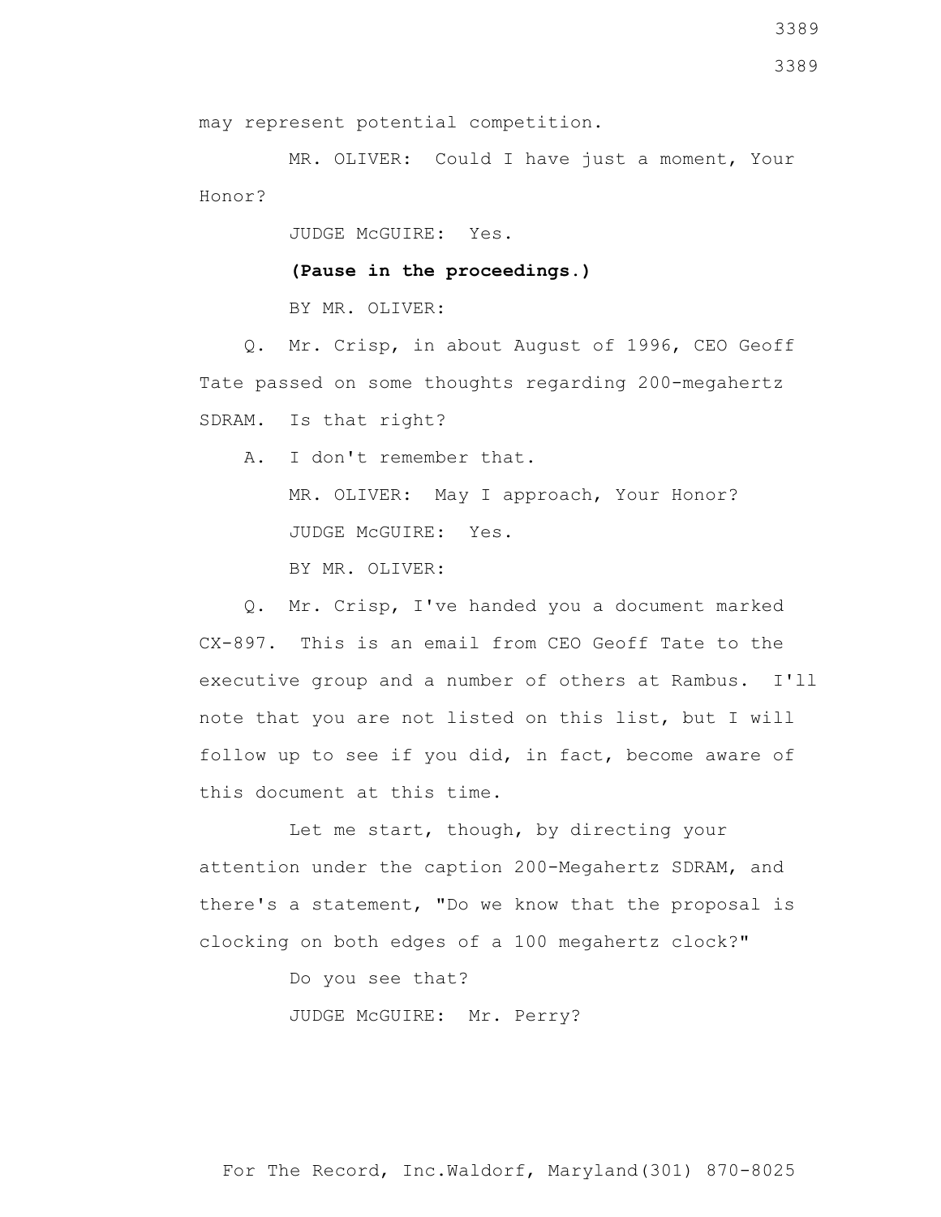may represent potential competition.

MR. OLIVER: Could I have just a moment, Your Honor?

JUDGE McGUIRE: Yes.

**(Pause in the proceedings.)**

BY MR. OLIVER:

Q. Mr. Crisp, in about August of 1996, CEO Geoff Tate passed on some thoughts regarding 200-megahertz SDRAM. Is that right?

A. I don't remember that.

MR. OLIVER: May I approach, Your Honor?

JUDGE McGUIRE: Yes.

BY MR. OLIVER:

Q. Mr. Crisp, I've handed you a document marked CX-897. This is an email from CEO Geoff Tate to the executive group and a number of others at Rambus. I'll note that you are not listed on this list, but I will follow up to see if you did, in fact, become aware of this document at this time.

Let me start, though, by directing your attention under the caption 200-Megahertz SDRAM, and there's a statement, "Do we know that the proposal is clocking on both edges of a 100 megahertz clock?"

Do you see that?

JUDGE McGUIRE: Mr. Perry?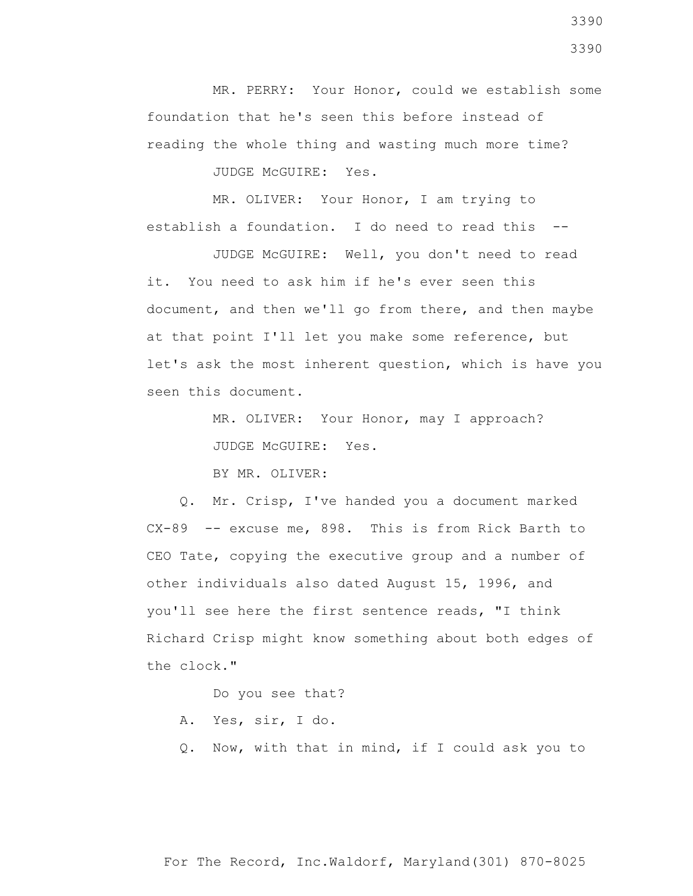MR. PERRY: Your Honor, could we establish some foundation that he's seen this before instead of reading the whole thing and wasting much more time?

JUDGE McGUIRE: Yes.

MR. OLIVER: Your Honor, I am trying to establish a foundation. I do need to read this --

JUDGE McGUIRE: Well, you don't need to read it. You need to ask him if he's ever seen this document, and then we'll go from there, and then maybe at that point I'll let you make some reference, but let's ask the most inherent question, which is have you seen this document.

MR. OLIVER: Your Honor, may I approach?

JUDGE McGUIRE: Yes.

BY MR. OLIVER:

Q. Mr. Crisp, I've handed you a document marked CX-89 -- excuse me, 898. This is from Rick Barth to CEO Tate, copying the executive group and a number of other individuals also dated August 15, 1996, and you'll see here the first sentence reads, "I think Richard Crisp might know something about both edges of the clock."

Do you see that?

A. Yes, sir, I do.

Q. Now, with that in mind, if I could ask you to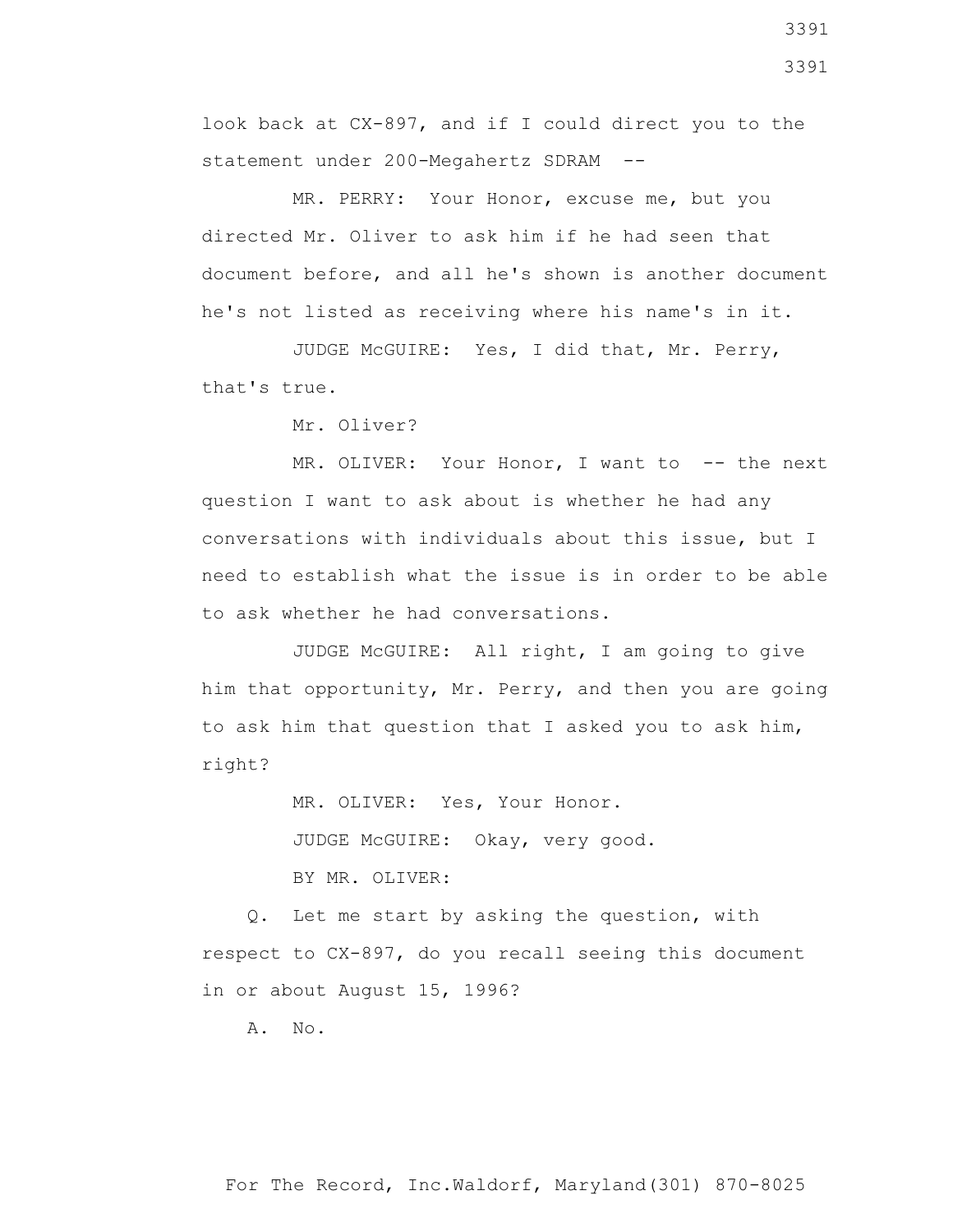look back at CX-897, and if I could direct you to the statement under 200-Megahertz SDRAM --

MR. PERRY: Your Honor, excuse me, but you directed Mr. Oliver to ask him if he had seen that document before, and all he's shown is another document he's not listed as receiving where his name's in it.

JUDGE McGUIRE: Yes, I did that, Mr. Perry, that's true.

Mr. Oliver?

MR. OLIVER: Your Honor, I want to -- the next question I want to ask about is whether he had any conversations with individuals about this issue, but I need to establish what the issue is in order to be able to ask whether he had conversations.

JUDGE McGUIRE: All right, I am going to give him that opportunity, Mr. Perry, and then you are going to ask him that question that I asked you to ask him, right?

MR. OLIVER: Yes, Your Honor.

JUDGE McGUIRE: Okay, very good.

BY MR. OLIVER:

Q. Let me start by asking the question, with respect to CX-897, do you recall seeing this document in or about August 15, 1996?

A. No.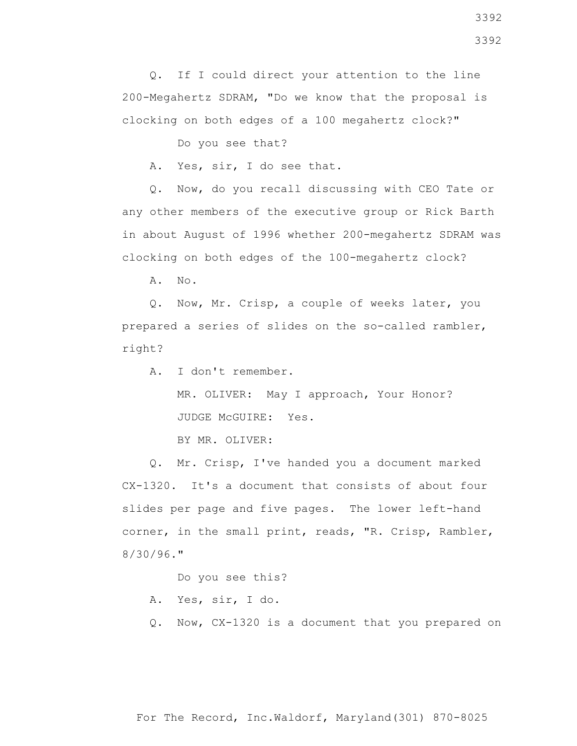Q. If I could direct your attention to the line 200-Megahertz SDRAM, "Do we know that the proposal is clocking on both edges of a 100 megahertz clock?"

Do you see that?

A. Yes, sir, I do see that.

Q. Now, do you recall discussing with CEO Tate or any other members of the executive group or Rick Barth in about August of 1996 whether 200-megahertz SDRAM was clocking on both edges of the 100-megahertz clock?

A. No.

Q. Now, Mr. Crisp, a couple of weeks later, you prepared a series of slides on the so-called rambler, right?

A. I don't remember.

MR. OLIVER: May I approach, Your Honor?

JUDGE McGUIRE: Yes.

BY MR. OLIVER:

Q. Mr. Crisp, I've handed you a document marked CX-1320. It's a document that consists of about four slides per page and five pages. The lower left-hand corner, in the small print, reads, "R. Crisp, Rambler, 8/30/96."

Do you see this?

A. Yes, sir, I do.

Q. Now, CX-1320 is a document that you prepared on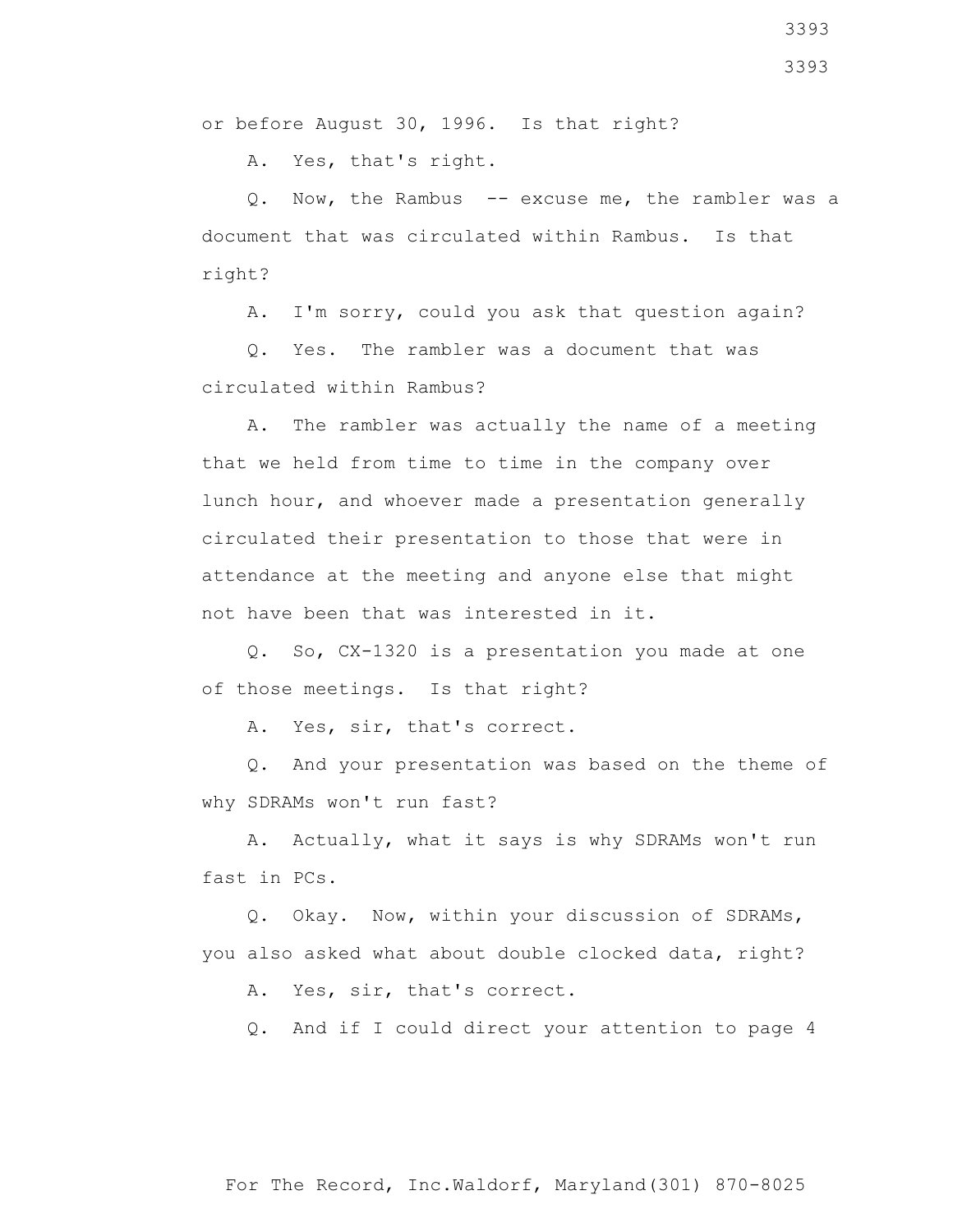or before August 30, 1996. Is that right?

A. Yes, that's right.

Q. Now, the Rambus -- excuse me, the rambler was a document that was circulated within Rambus. Is that right?

A. I'm sorry, could you ask that question again?

Q. Yes. The rambler was a document that was circulated within Rambus?

A. The rambler was actually the name of a meeting that we held from time to time in the company over lunch hour, and whoever made a presentation generally circulated their presentation to those that were in attendance at the meeting and anyone else that might not have been that was interested in it.

Q. So, CX-1320 is a presentation you made at one of those meetings. Is that right?

A. Yes, sir, that's correct.

Q. And your presentation was based on the theme of why SDRAMs won't run fast?

A. Actually, what it says is why SDRAMs won't run fast in PCs.

Q. Okay. Now, within your discussion of SDRAMs, you also asked what about double clocked data, right?

A. Yes, sir, that's correct.

Q. And if I could direct your attention to page 4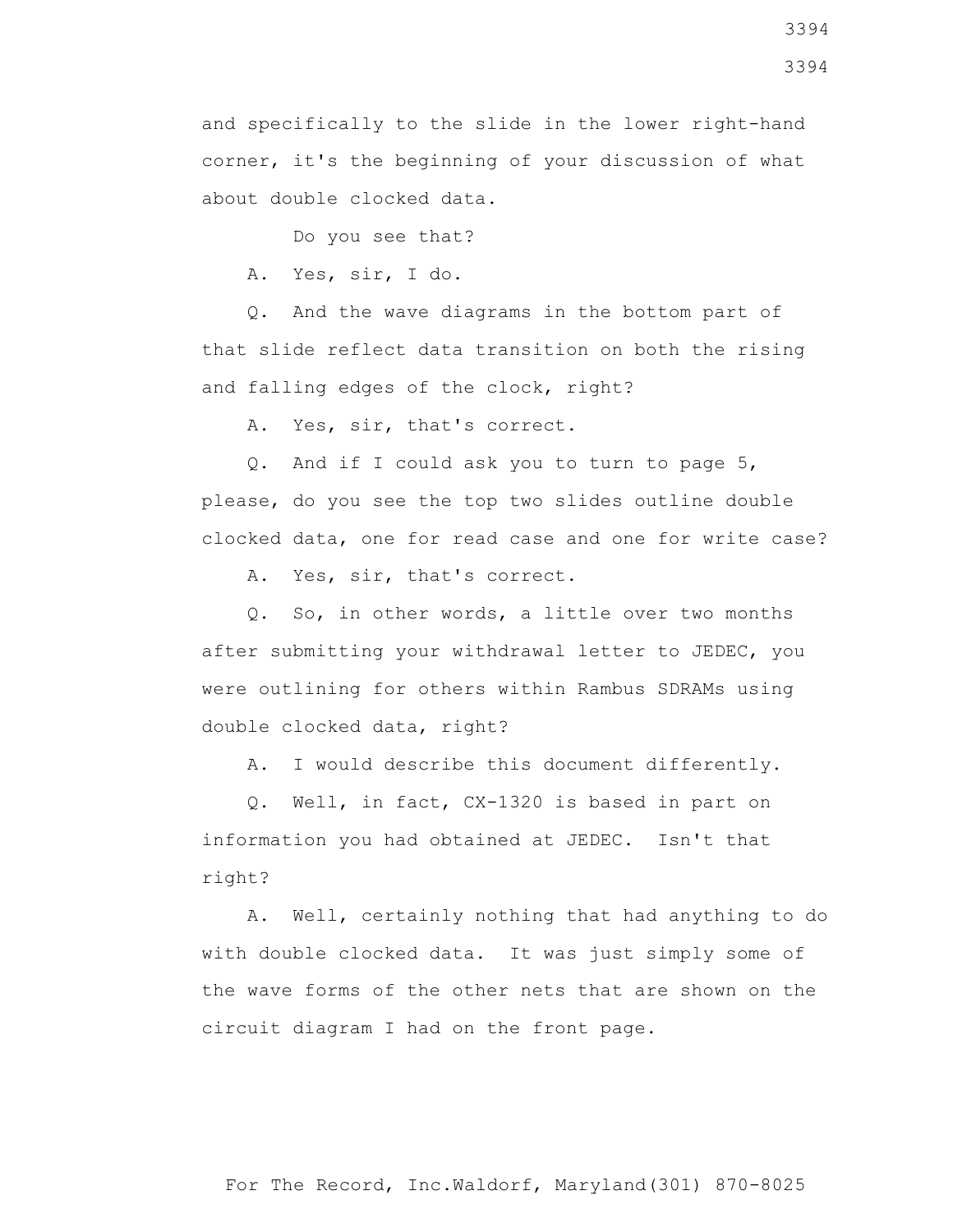and specifically to the slide in the lower right-hand corner, it's the beginning of your discussion of what about double clocked data.

Do you see that?

A. Yes, sir, I do.

Q. And the wave diagrams in the bottom part of that slide reflect data transition on both the rising and falling edges of the clock, right?

A. Yes, sir, that's correct.

Q. And if I could ask you to turn to page 5, please, do you see the top two slides outline double clocked data, one for read case and one for write case?

A. Yes, sir, that's correct.

Q. So, in other words, a little over two months after submitting your withdrawal letter to JEDEC, you were outlining for others within Rambus SDRAMs using double clocked data, right?

A. I would describe this document differently.

Q. Well, in fact, CX-1320 is based in part on information you had obtained at JEDEC. Isn't that right?

A. Well, certainly nothing that had anything to do with double clocked data. It was just simply some of the wave forms of the other nets that are shown on the circuit diagram I had on the front page.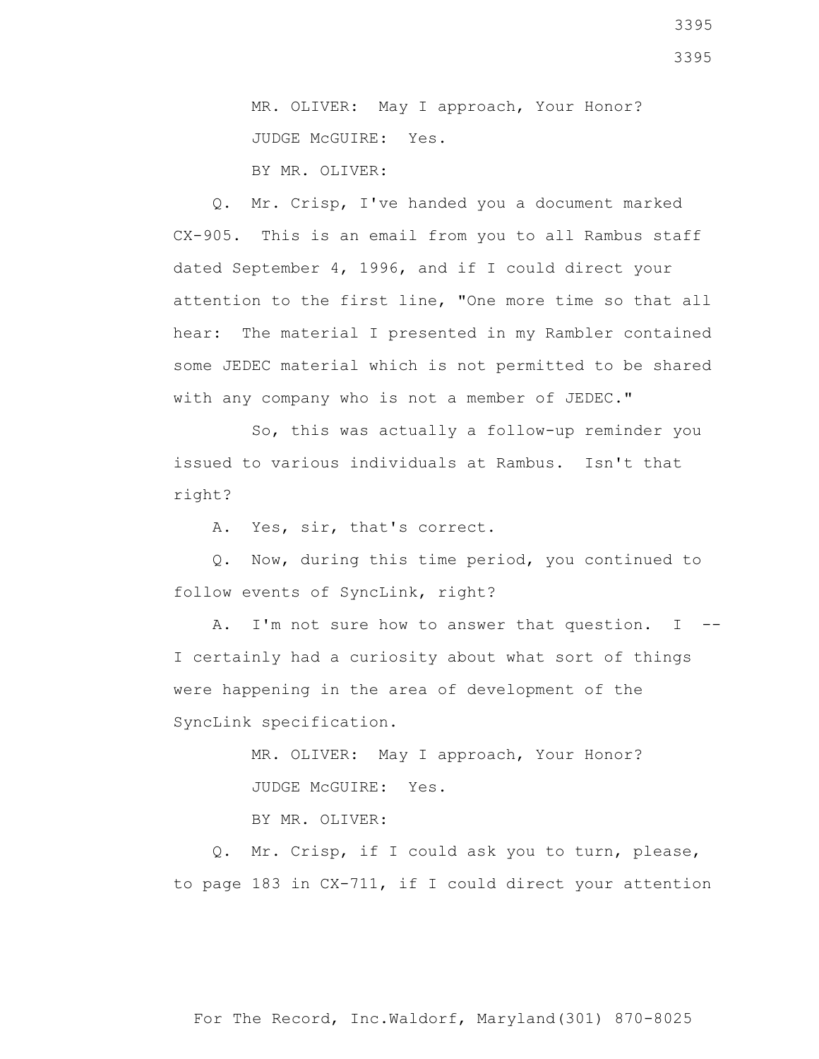MR. OLIVER: May I approach, Your Honor?

JUDGE McGUIRE: Yes.

BY MR. OLIVER:

Q. Mr. Crisp, I've handed you a document marked CX-905. This is an email from you to all Rambus staff dated September 4, 1996, and if I could direct your attention to the first line, "One more time so that all hear: The material I presented in my Rambler contained some JEDEC material which is not permitted to be shared with any company who is not a member of JEDEC."

So, this was actually a follow-up reminder you issued to various individuals at Rambus. Isn't that right?

A. Yes, sir, that's correct.

Q. Now, during this time period, you continued to follow events of SyncLink, right?

A. I'm not sure how to answer that question. I -- I certainly had a curiosity about what sort of things were happening in the area of development of the SyncLink specification.

MR. OLIVER: May I approach, Your Honor?

JUDGE McGUIRE: Yes.

BY MR. OLIVER:

Q. Mr. Crisp, if I could ask you to turn, please, to page 183 in CX-711, if I could direct your attention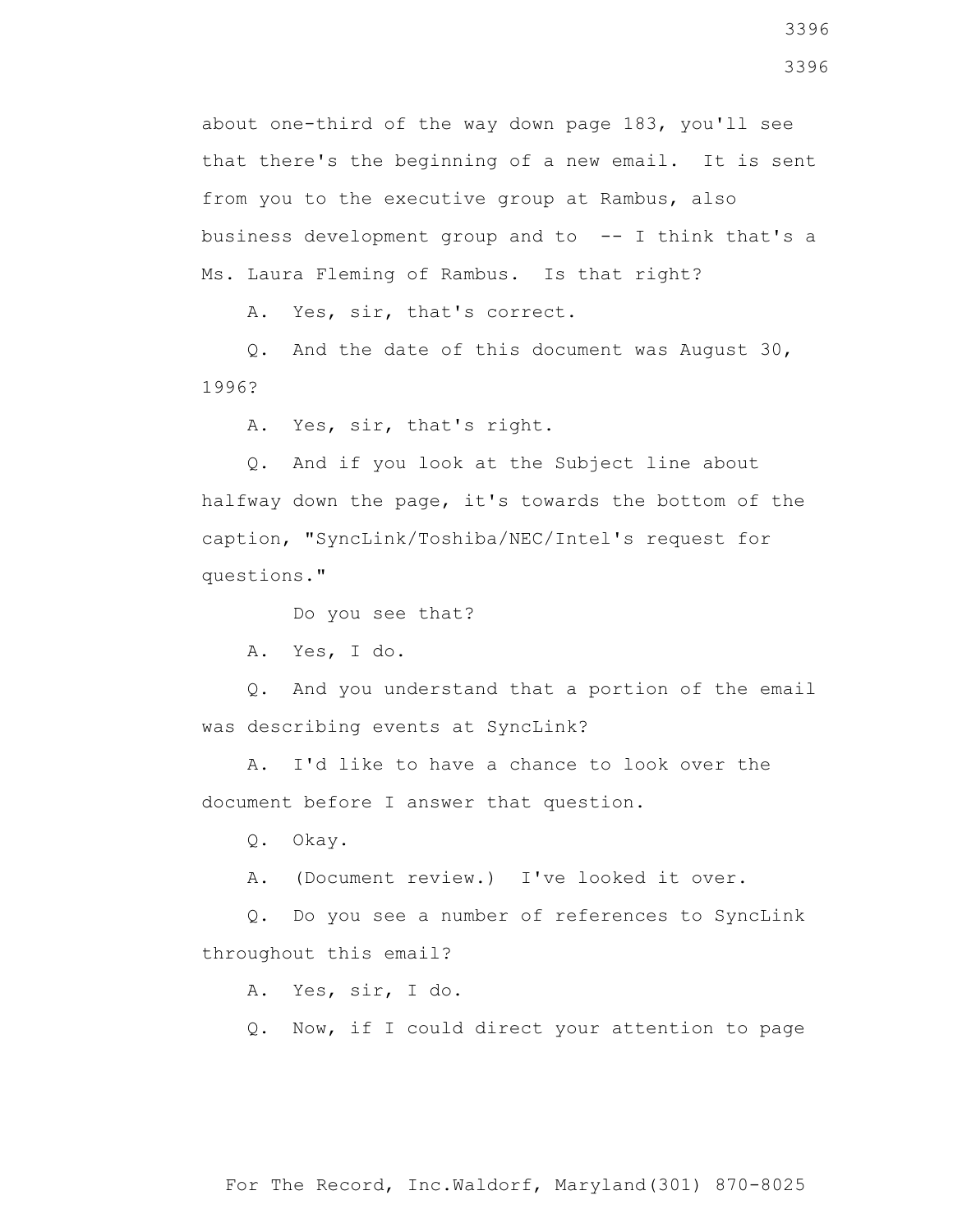about one-third of the way down page 183, you'll see that there's the beginning of a new email. It is sent from you to the executive group at Rambus, also business development group and to -- I think that's a Ms. Laura Fleming of Rambus. Is that right?

A. Yes, sir, that's correct.

Q. And the date of this document was August 30, 1996?

A. Yes, sir, that's right.

Q. And if you look at the Subject line about halfway down the page, it's towards the bottom of the caption, "SyncLink/Toshiba/NEC/Intel's request for questions."

Do you see that?

A. Yes, I do.

Q. And you understand that a portion of the email was describing events at SyncLink?

A. I'd like to have a chance to look over the document before I answer that question.

Q. Okay.

A. (Document review.) I've looked it over.

Q. Do you see a number of references to SyncLink throughout this email?

A. Yes, sir, I do.

Q. Now, if I could direct your attention to page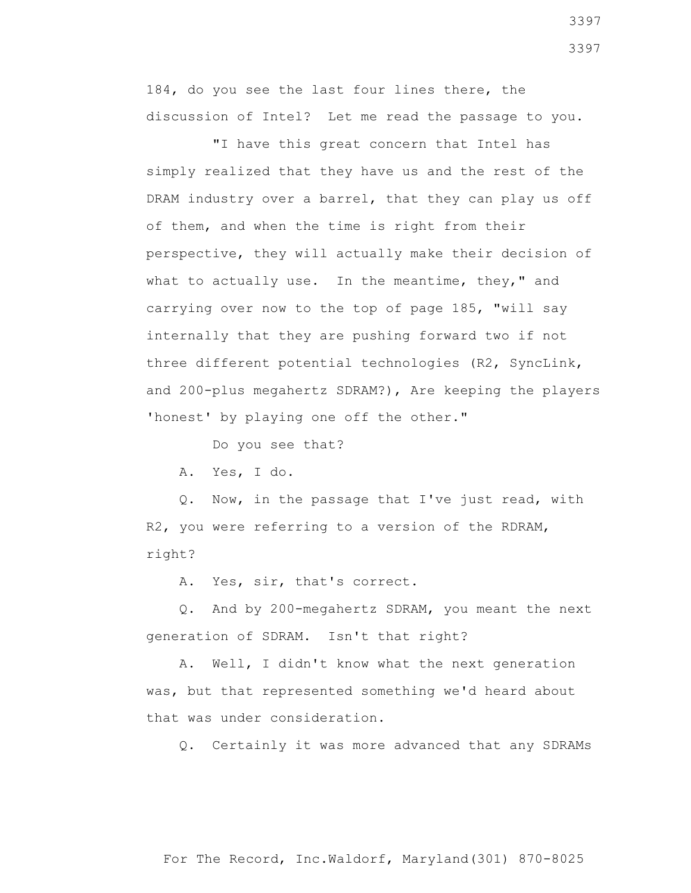184, do you see the last four lines there, the discussion of Intel? Let me read the passage to you.

"I have this great concern that Intel has simply realized that they have us and the rest of the DRAM industry over a barrel, that they can play us off of them, and when the time is right from their perspective, they will actually make their decision of what to actually use. In the meantime, they," and carrying over now to the top of page 185, "will say internally that they are pushing forward two if not three different potential technologies (R2, SyncLink, and 200-plus megahertz SDRAM?), Are keeping the players 'honest' by playing one off the other."

Do you see that?

A. Yes, I do.

Q. Now, in the passage that I've just read, with R2, you were referring to a version of the RDRAM, right?

A. Yes, sir, that's correct.

Q. And by 200-megahertz SDRAM, you meant the next generation of SDRAM. Isn't that right?

A. Well, I didn't know what the next generation was, but that represented something we'd heard about that was under consideration.

Q. Certainly it was more advanced that any SDRAMs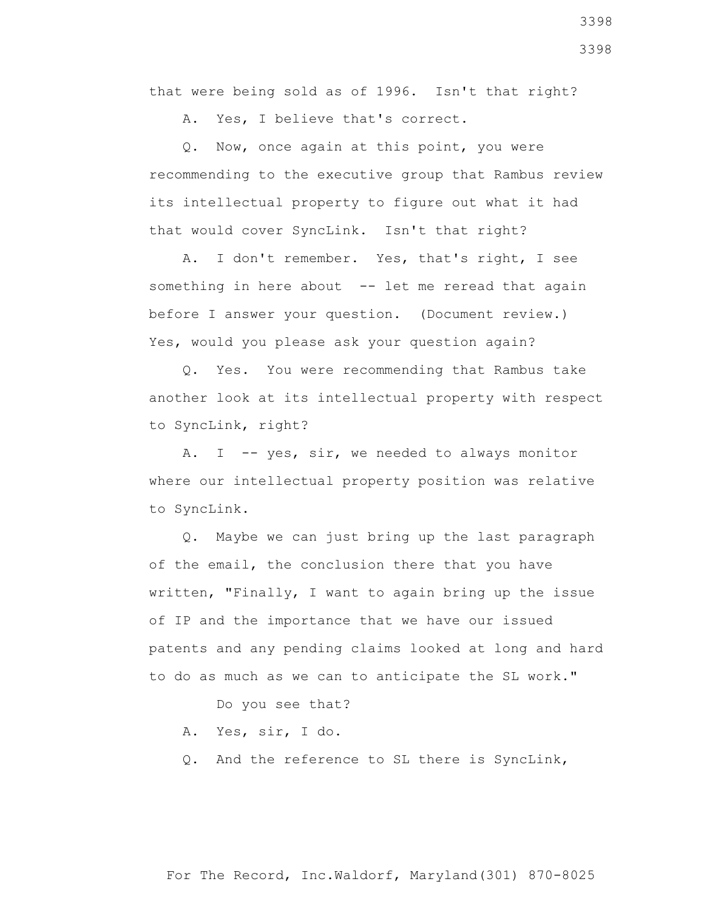that were being sold as of 1996. Isn't that right?

A. Yes, I believe that's correct.

Q. Now, once again at this point, you were recommending to the executive group that Rambus review its intellectual property to figure out what it had that would cover SyncLink. Isn't that right?

A. I don't remember. Yes, that's right, I see something in here about -- let me reread that again before I answer your question. (Document review.) Yes, would you please ask your question again?

Q. Yes. You were recommending that Rambus take another look at its intellectual property with respect to SyncLink, right?

A. I -- yes, sir, we needed to always monitor where our intellectual property position was relative to SyncLink.

Q. Maybe we can just bring up the last paragraph of the email, the conclusion there that you have written, "Finally, I want to again bring up the issue of IP and the importance that we have our issued patents and any pending claims looked at long and hard to do as much as we can to anticipate the SL work."

Do you see that?

A. Yes, sir, I do.

Q. And the reference to SL there is SyncLink,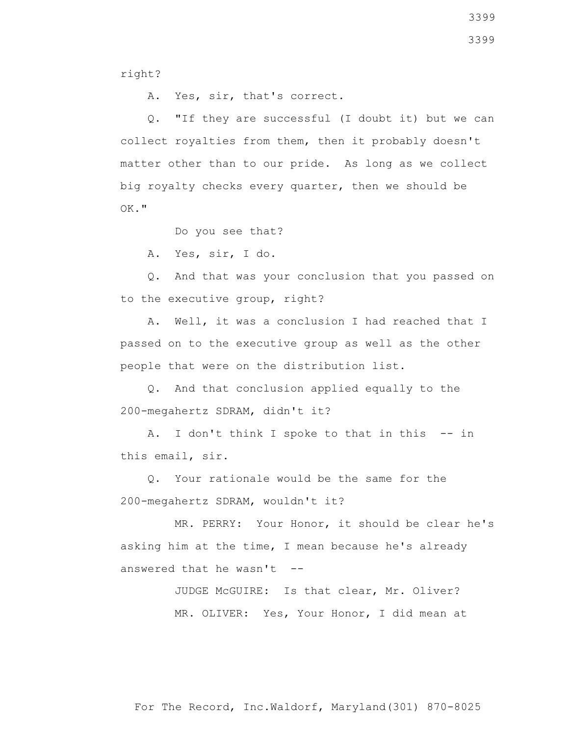right?

A. Yes, sir, that's correct.

Q. "If they are successful (I doubt it) but we can collect royalties from them, then it probably doesn't matter other than to our pride. As long as we collect big royalty checks every quarter, then we should be OK."

Do you see that?

A. Yes, sir, I do.

Q. And that was your conclusion that you passed on to the executive group, right?

A. Well, it was a conclusion I had reached that I passed on to the executive group as well as the other people that were on the distribution list.

Q. And that conclusion applied equally to the 200-megahertz SDRAM, didn't it?

A. I don't think I spoke to that in this -- in this email, sir.

Q. Your rationale would be the same for the 200-megahertz SDRAM, wouldn't it?

MR. PERRY: Your Honor, it should be clear he's asking him at the time, I mean because he's already answered that he wasn't --

JUDGE McGUIRE: Is that clear, Mr. Oliver?

MR. OLIVER: Yes, Your Honor, I did mean at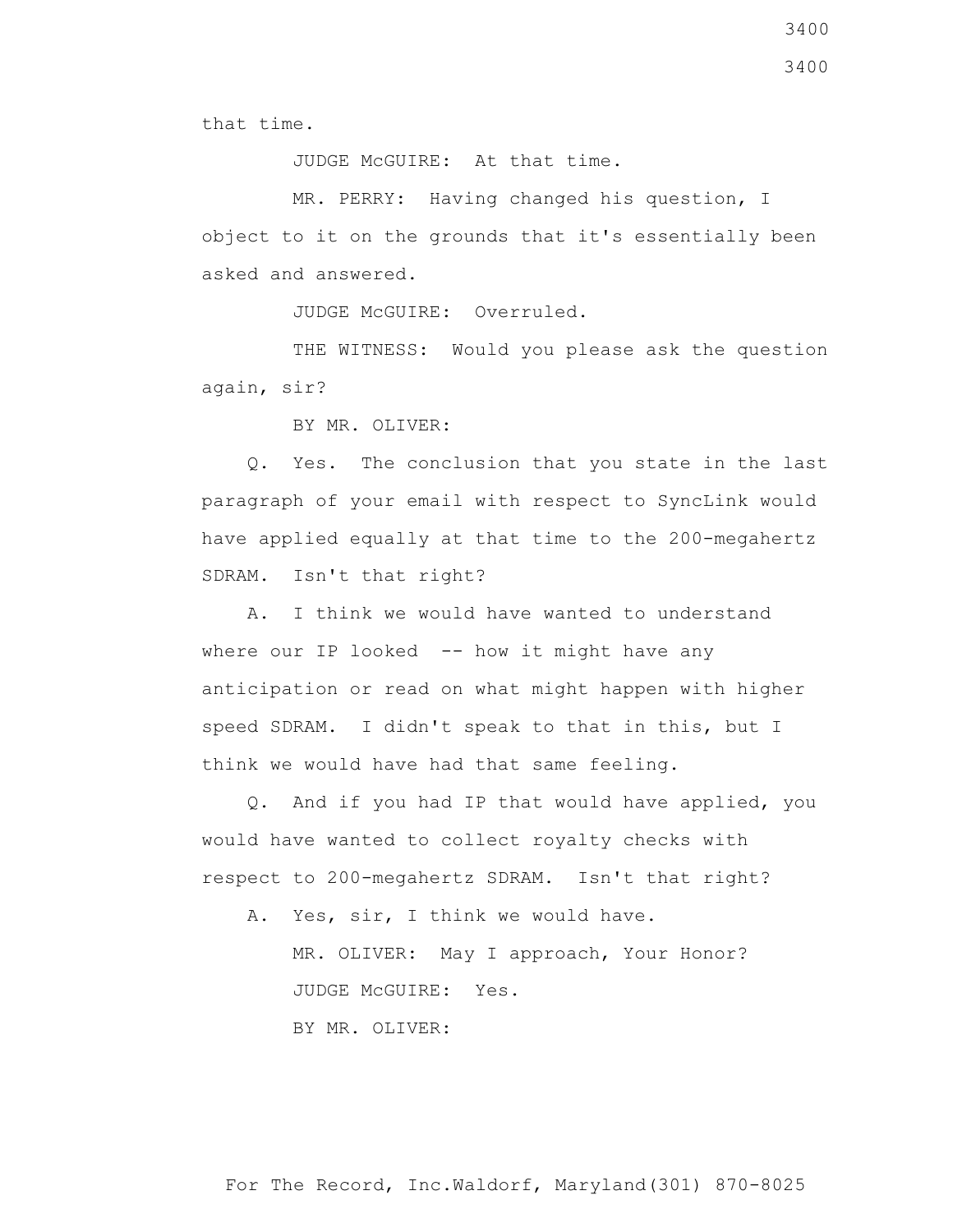that time.

JUDGE McGUIRE: At that time.

MR. PERRY: Having changed his question, I object to it on the grounds that it's essentially been asked and answered.

JUDGE McGUIRE: Overruled.

THE WITNESS: Would you please ask the question again, sir?

BY MR. OLIVER:

Q. Yes. The conclusion that you state in the last paragraph of your email with respect to SyncLink would have applied equally at that time to the 200-megahertz SDRAM. Isn't that right?

A. I think we would have wanted to understand where our IP looked -- how it might have any anticipation or read on what might happen with higher speed SDRAM. I didn't speak to that in this, but I think we would have had that same feeling.

Q. And if you had IP that would have applied, you would have wanted to collect royalty checks with respect to 200-megahertz SDRAM. Isn't that right?

A. Yes, sir, I think we would have.

MR. OLIVER: May I approach, Your Honor?

JUDGE McGUIRE: Yes.

BY MR. OLIVER: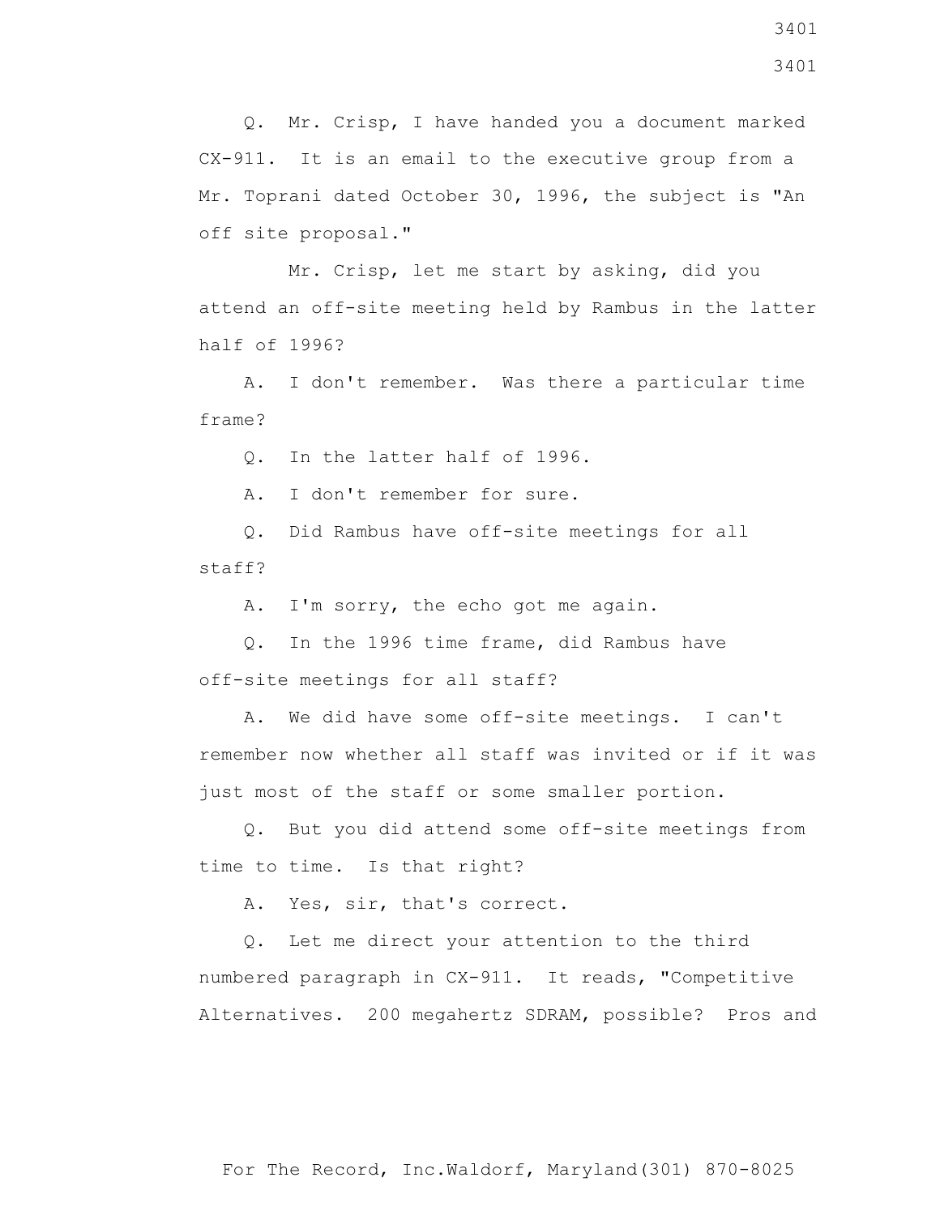Q. Mr. Crisp, I have handed you a document marked CX-911. It is an email to the executive group from a Mr. Toprani dated October 30, 1996, the subject is "An off site proposal."

Mr. Crisp, let me start by asking, did you attend an off-site meeting held by Rambus in the latter half of 1996?

A. I don't remember. Was there a particular time frame?

Q. In the latter half of 1996.

A. I don't remember for sure.

Q. Did Rambus have off-site meetings for all staff?

A. I'm sorry, the echo got me again.

Q. In the 1996 time frame, did Rambus have off-site meetings for all staff?

A. We did have some off-site meetings. I can't remember now whether all staff was invited or if it was just most of the staff or some smaller portion.

Q. But you did attend some off-site meetings from time to time. Is that right?

A. Yes, sir, that's correct.

Q. Let me direct your attention to the third numbered paragraph in CX-911. It reads, "Competitive Alternatives. 200 megahertz SDRAM, possible? Pros and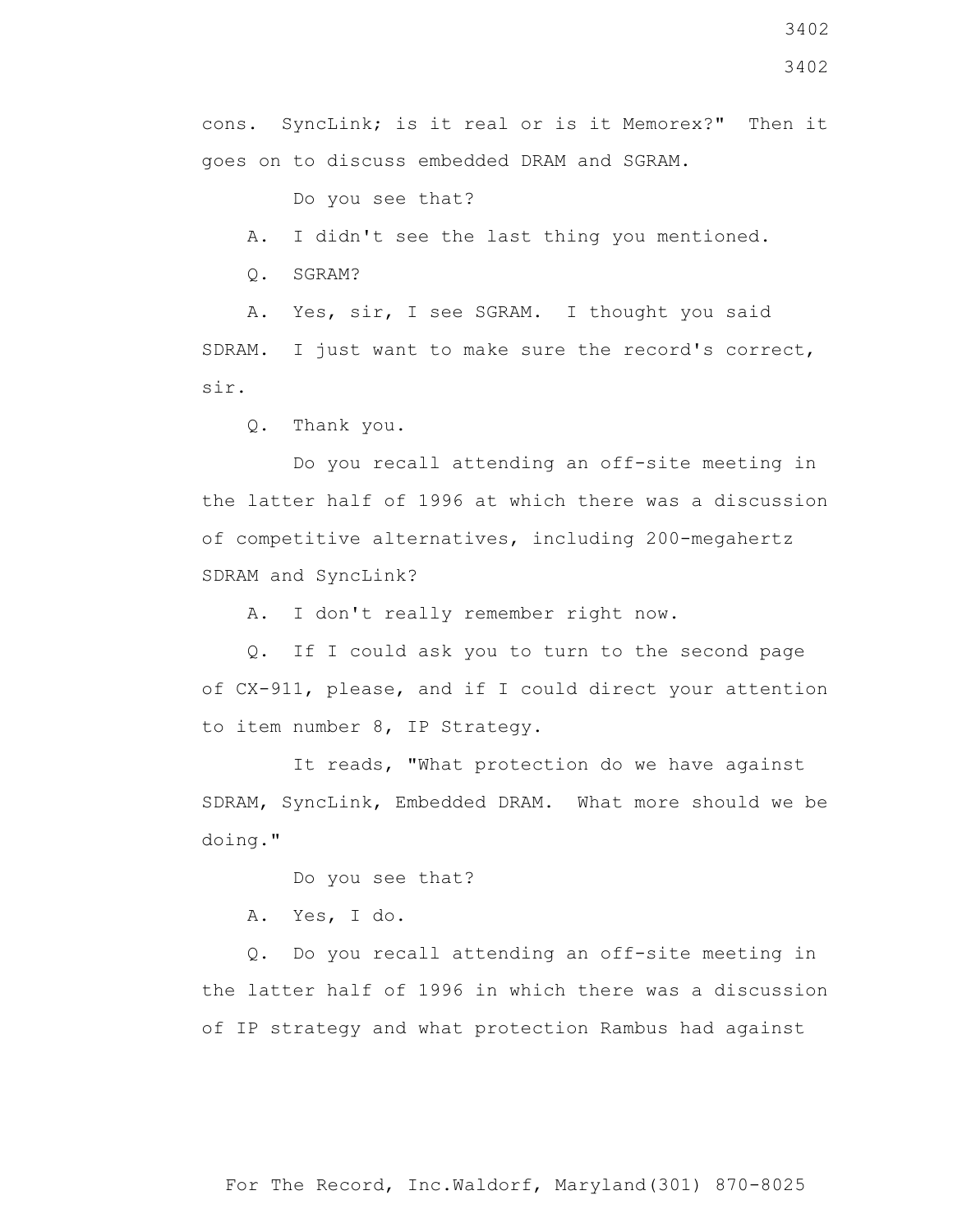cons. SyncLink; is it real or is it Memorex?" Then it goes on to discuss embedded DRAM and SGRAM.

Do you see that?

A. I didn't see the last thing you mentioned.

Q. SGRAM?

A. Yes, sir, I see SGRAM. I thought you said SDRAM. I just want to make sure the record's correct, sir.

Q. Thank you.

Do you recall attending an off-site meeting in the latter half of 1996 at which there was a discussion of competitive alternatives, including 200-megahertz SDRAM and SyncLink?

A. I don't really remember right now.

Q. If I could ask you to turn to the second page of CX-911, please, and if I could direct your attention to item number 8, IP Strategy.

It reads, "What protection do we have against SDRAM, SyncLink, Embedded DRAM. What more should we be doing."

Do you see that?

A. Yes, I do.

Q. Do you recall attending an off-site meeting in the latter half of 1996 in which there was a discussion of IP strategy and what protection Rambus had against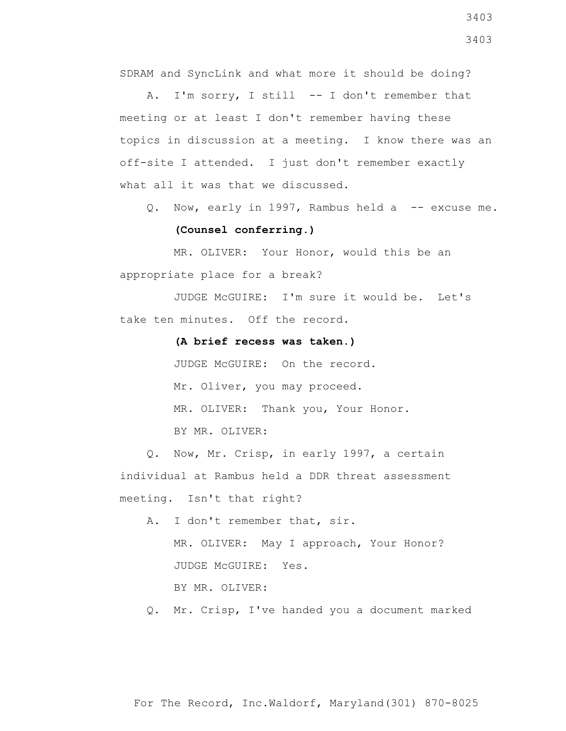SDRAM and SyncLink and what more it should be doing?

A. I'm sorry, I still -- I don't remember that meeting or at least I don't remember having these topics in discussion at a meeting. I know there was an off-site I attended. I just don't remember exactly what all it was that we discussed.

Q. Now, early in 1997, Rambus held a -- excuse me.

**(Counsel conferring.)**

MR. OLIVER: Your Honor, would this be an appropriate place for a break?

JUDGE McGUIRE: I'm sure it would be. Let's take ten minutes. Off the record.

**(A brief recess was taken.)**

JUDGE McGUIRE: On the record.

Mr. Oliver, you may proceed.

MR. OLIVER: Thank you, Your Honor.

BY MR. OLIVER:

Q. Now, Mr. Crisp, in early 1997, a certain individual at Rambus held a DDR threat assessment meeting. Isn't that right?

A. I don't remember that, sir.

MR. OLIVER: May I approach, Your Honor?

JUDGE McGUIRE: Yes.

BY MR. OLIVER:

Q. Mr. Crisp, I've handed you a document marked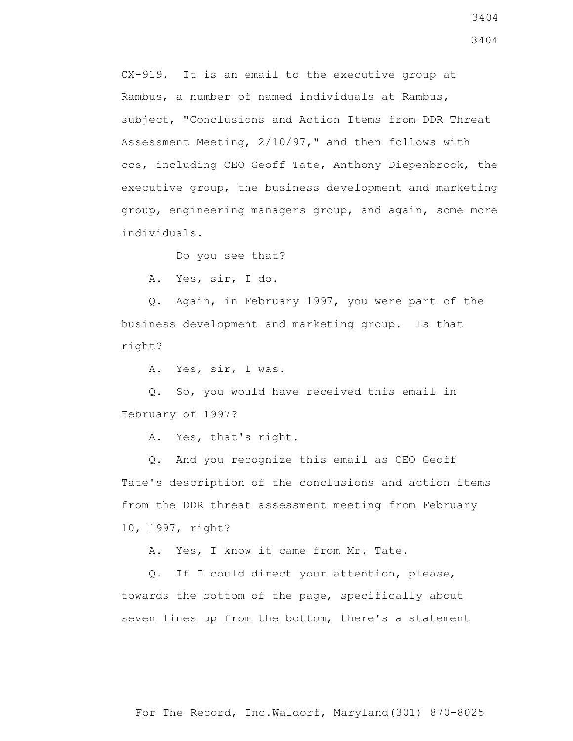CX-919. It is an email to the executive group at Rambus, a number of named individuals at Rambus, subject, "Conclusions and Action Items from DDR Threat Assessment Meeting, 2/10/97," and then follows with ccs, including CEO Geoff Tate, Anthony Diepenbrock, the executive group, the business development and marketing group, engineering managers group, and again, some more individuals.

Do you see that?

A. Yes, sir, I do.

Q. Again, in February 1997, you were part of the business development and marketing group. Is that right?

A. Yes, sir, I was.

Q. So, you would have received this email in February of 1997?

A. Yes, that's right.

Q. And you recognize this email as CEO Geoff Tate's description of the conclusions and action items from the DDR threat assessment meeting from February 10, 1997, right?

A. Yes, I know it came from Mr. Tate.

Q. If I could direct your attention, please, towards the bottom of the page, specifically about seven lines up from the bottom, there's a statement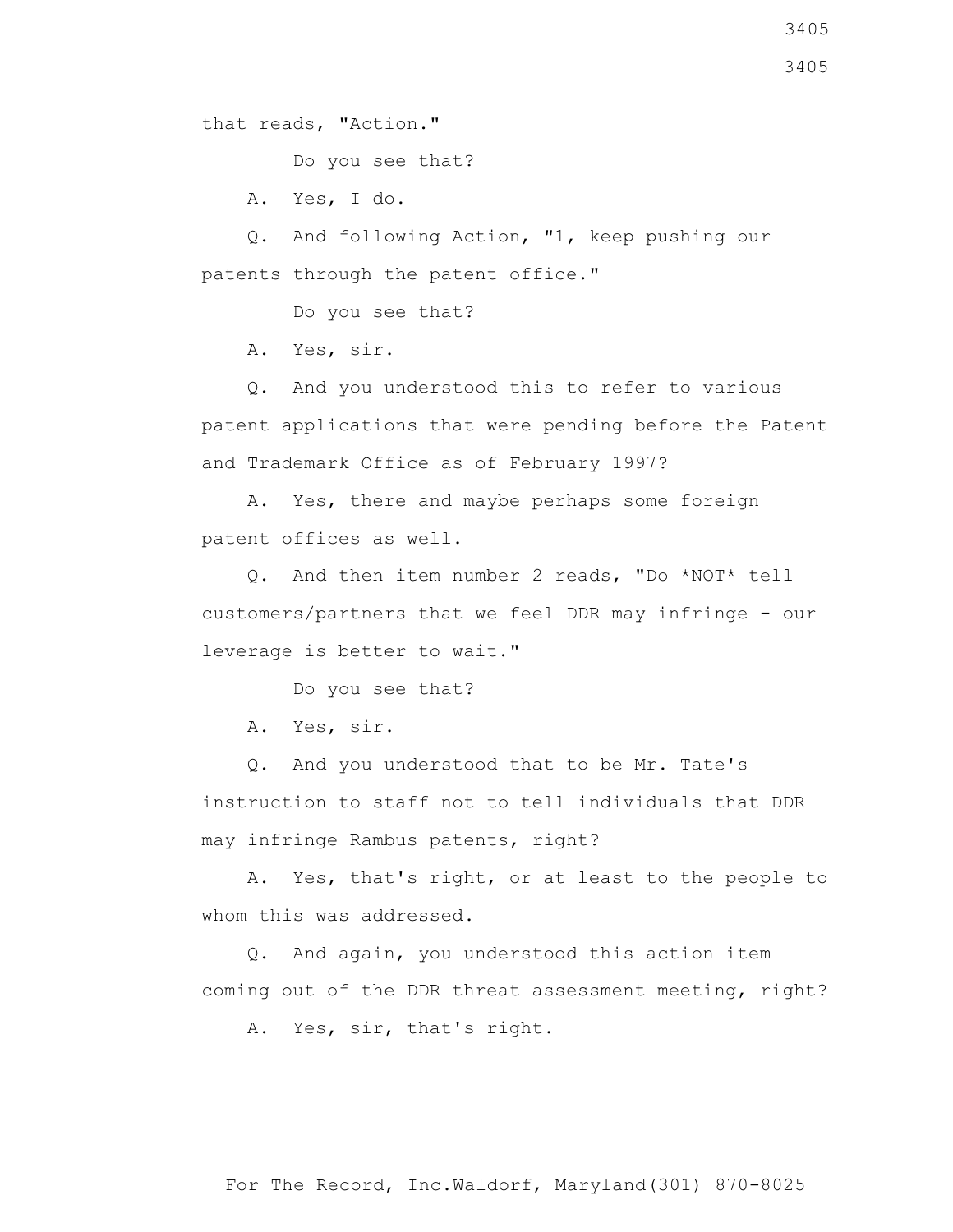that reads, "Action."

Do you see that?

A. Yes, I do.

Q. And following Action, "1, keep pushing our patents through the patent office."

Do you see that?

A. Yes, sir.

Q. And you understood this to refer to various patent applications that were pending before the Patent and Trademark Office as of February 1997?

A. Yes, there and maybe perhaps some foreign patent offices as well.

Q. And then item number 2 reads, "Do *NOT* tell customers/partners that we feel DDR may infringe - our leverage is better to wait."

Do you see that?

A. Yes, sir.

Q. And you understood that to be Mr. Tate's instruction to staff not to tell individuals that DDR may infringe Rambus patents, right?

A. Yes, that's right, or at least to the people to whom this was addressed.

Q. And again, you understood this action item coming out of the DDR threat assessment meeting, right?

A. Yes, sir, that's right.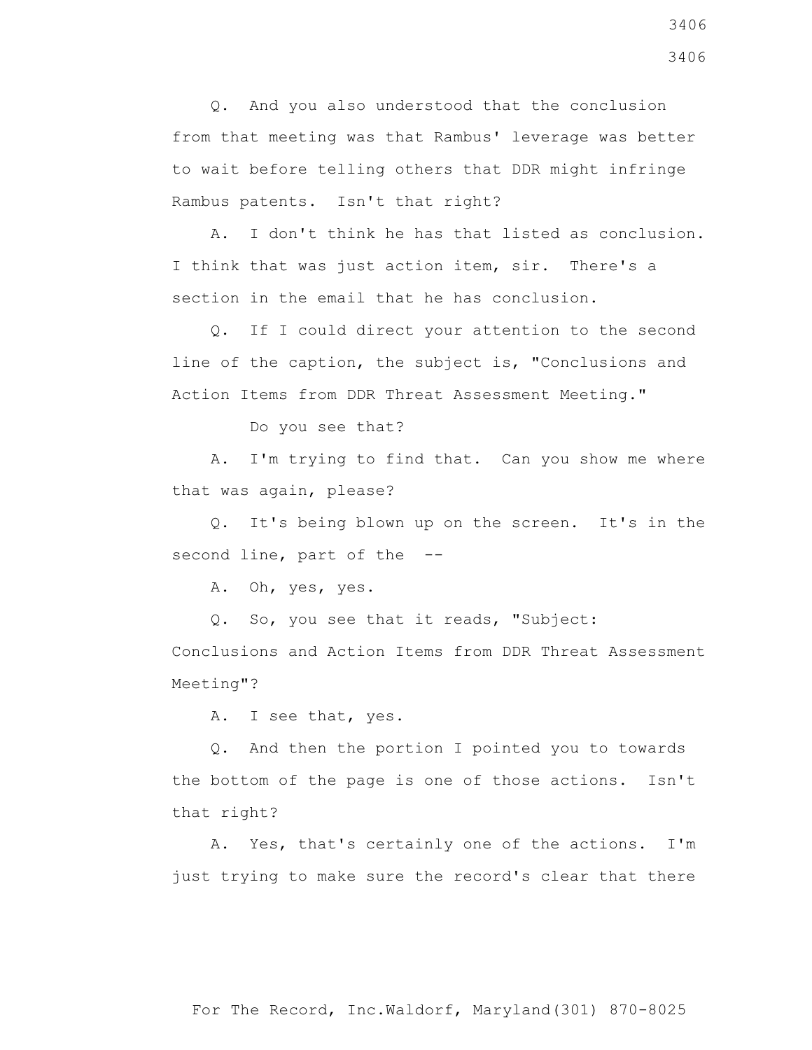Q. And you also understood that the conclusion from that meeting was that Rambus' leverage was better to wait before telling others that DDR might infringe Rambus patents. Isn't that right?

A. I don't think he has that listed as conclusion. I think that was just action item, sir. There's a section in the email that he has conclusion.

Q. If I could direct your attention to the second line of the caption, the subject is, "Conclusions and Action Items from DDR Threat Assessment Meeting."

Do you see that?

A. I'm trying to find that. Can you show me where that was again, please?

Q. It's being blown up on the screen. It's in the second line, part of the --

A. Oh, yes, yes.

Q. So, you see that it reads, "Subject: Conclusions and Action Items from DDR Threat Assessment Meeting"?

A. I see that, yes.

Q. And then the portion I pointed you to towards the bottom of the page is one of those actions. Isn't that right?

A. Yes, that's certainly one of the actions. I'm just trying to make sure the record's clear that there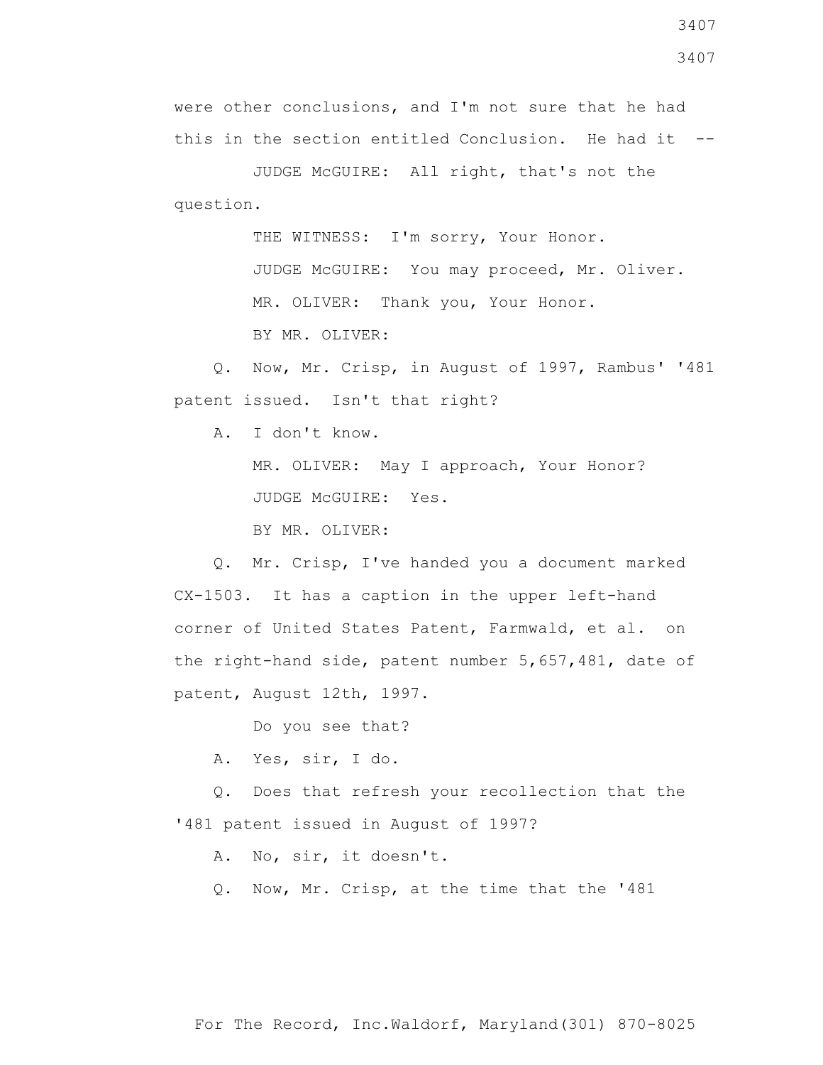were other conclusions, and I'm not sure that he had this in the section entitled Conclusion. He had it --

JUDGE McGUIRE: All right, that's not the question.

THE WITNESS: I'm sorry, Your Honor.

JUDGE McGUIRE: You may proceed, Mr. Oliver.

MR. OLIVER: Thank you, Your Honor.

BY MR. OLIVER:

Q. Now, Mr. Crisp, in August of 1997, Rambus' '481 patent issued. Isn't that right?

A. I don't know.

MR. OLIVER: May I approach, Your Honor?

JUDGE McGUIRE: Yes.

BY MR. OLIVER:

Q. Mr. Crisp, I've handed you a document marked CX-1503. It has a caption in the upper left-hand corner of United States Patent, Farmwald, et al. on the right-hand side, patent number 5,657,481, date of patent, August 12th, 1997.

Do you see that?

A. Yes, sir, I do.

Q. Does that refresh your recollection that the '481 patent issued in August of 1997?

A. No, sir, it doesn't.

Q. Now, Mr. Crisp, at the time that the '481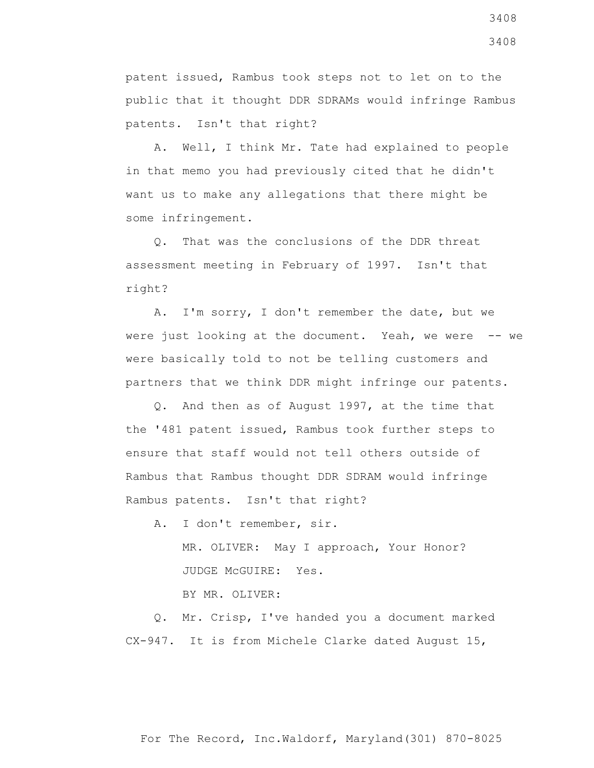patent issued, Rambus took steps not to let on to the public that it thought DDR SDRAMs would infringe Rambus patents. Isn't that right?

A. Well, I think Mr. Tate had explained to people in that memo you had previously cited that he didn't want us to make any allegations that there might be some infringement.

Q. That was the conclusions of the DDR threat assessment meeting in February of 1997. Isn't that right?

A. I'm sorry, I don't remember the date, but we were just looking at the document. Yeah, we were -- we were basically told to not be telling customers and partners that we think DDR might infringe our patents.

Q. And then as of August 1997, at the time that the '481 patent issued, Rambus took further steps to ensure that staff would not tell others outside of Rambus that Rambus thought DDR SDRAM would infringe Rambus patents. Isn't that right?

A. I don't remember, sir.

MR. OLIVER: May I approach, Your Honor?

JUDGE McGUIRE: Yes.

BY MR. OLIVER:

Q. Mr. Crisp, I've handed you a document marked CX-947. It is from Michele Clarke dated August 15,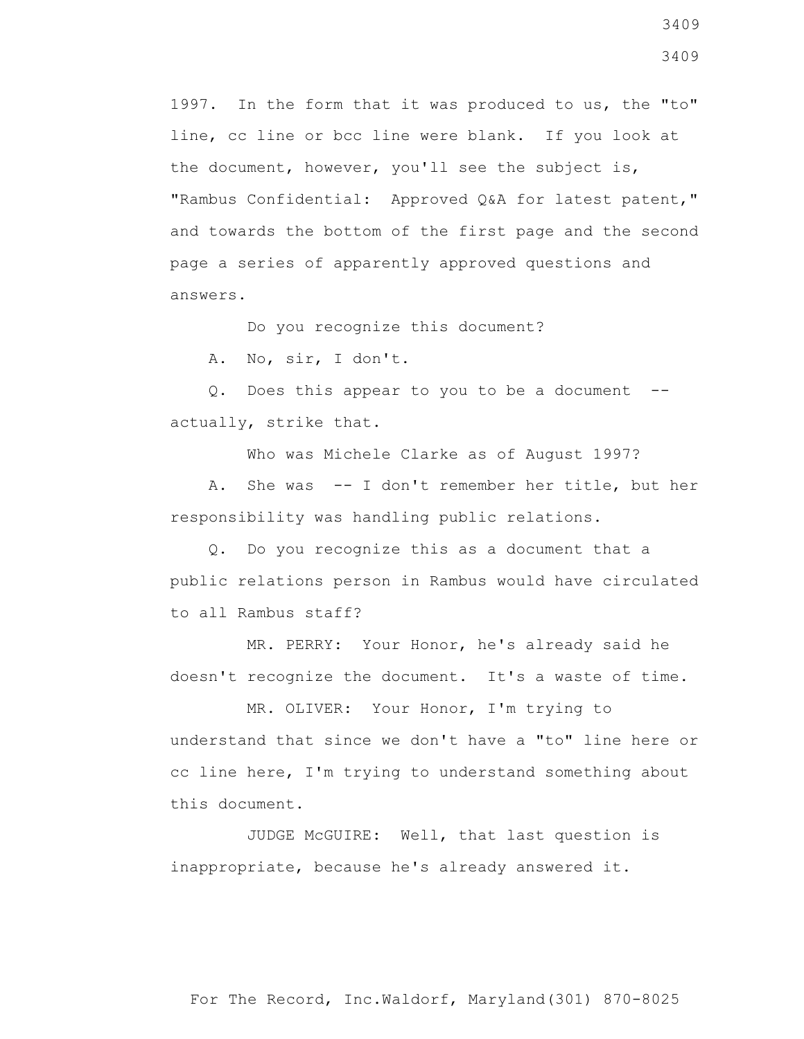1997. In the form that it was produced to us, the "to" line, cc line or bcc line were blank. If you look at the document, however, you'll see the subject is, "Rambus Confidential: Approved Q&A for latest patent," and towards the bottom of the first page and the second page a series of apparently approved questions and answers.

Do you recognize this document?

A. No, sir, I don't.

Q. Does this appear to you to be a document -- actually, strike that.

Who was Michele Clarke as of August 1997?

A. She was -- I don't remember her title, but her responsibility was handling public relations.

Q. Do you recognize this as a document that a public relations person in Rambus would have circulated to all Rambus staff?

MR. PERRY: Your Honor, he's already said he doesn't recognize the document. It's a waste of time.

MR. OLIVER: Your Honor, I'm trying to understand that since we don't have a "to" line here or cc line here, I'm trying to understand something about this document.

JUDGE McGUIRE: Well, that last question is inappropriate, because he's already answered it.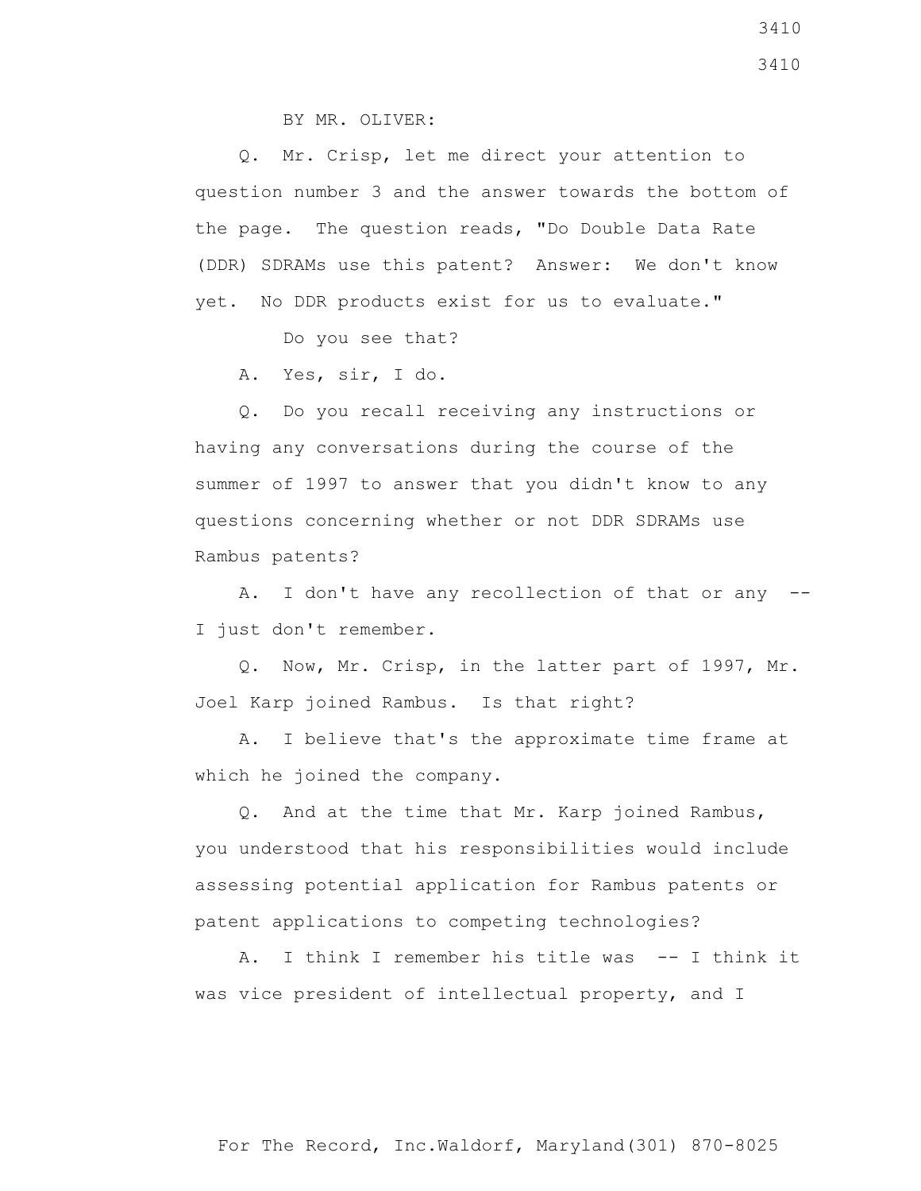BY MR. OLIVER:

Q. Mr. Crisp, let me direct your attention to question number 3 and the answer towards the bottom of the page. The question reads, "Do Double Data Rate (DDR) SDRAMs use this patent? Answer: We don't know yet. No DDR products exist for us to evaluate."

Do you see that?

A. Yes, sir, I do.

Q. Do you recall receiving any instructions or having any conversations during the course of the summer of 1997 to answer that you didn't know to any questions concerning whether or not DDR SDRAMs use Rambus patents?

A. I don't have any recollection of that or any -- I just don't remember.

Q. Now, Mr. Crisp, in the latter part of 1997, Mr. Joel Karp joined Rambus. Is that right?

A. I believe that's the approximate time frame at which he joined the company.

Q. And at the time that Mr. Karp joined Rambus, you understood that his responsibilities would include assessing potential application for Rambus patents or patent applications to competing technologies?

A. I think I remember his title was -- I think it was vice president of intellectual property, and I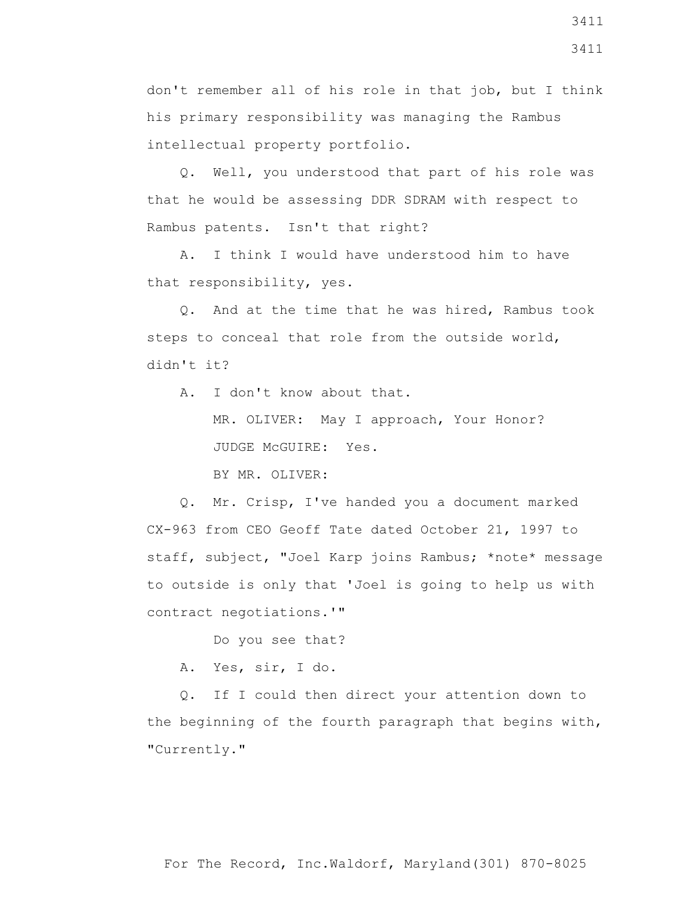don't remember all of his role in that job, but I think his primary responsibility was managing the Rambus intellectual property portfolio.

Q. Well, you understood that part of his role was that he would be assessing DDR SDRAM with respect to Rambus patents. Isn't that right?

A. I think I would have understood him to have that responsibility, yes.

Q. And at the time that he was hired, Rambus took steps to conceal that role from the outside world, didn't it?

A. I don't know about that.

MR. OLIVER: May I approach, Your Honor?

JUDGE McGUIRE: Yes.

BY MR. OLIVER:

Q. Mr. Crisp, I've handed you a document marked CX-963 from CEO Geoff Tate dated October 21, 1997 to staff, subject, "Joel Karp joins Rambus; *note* message to outside is only that 'Joel is going to help us with contract negotiations.'"

Do you see that?

A. Yes, sir, I do.

Q. If I could then direct your attention down to the beginning of the fourth paragraph that begins with, "Currently."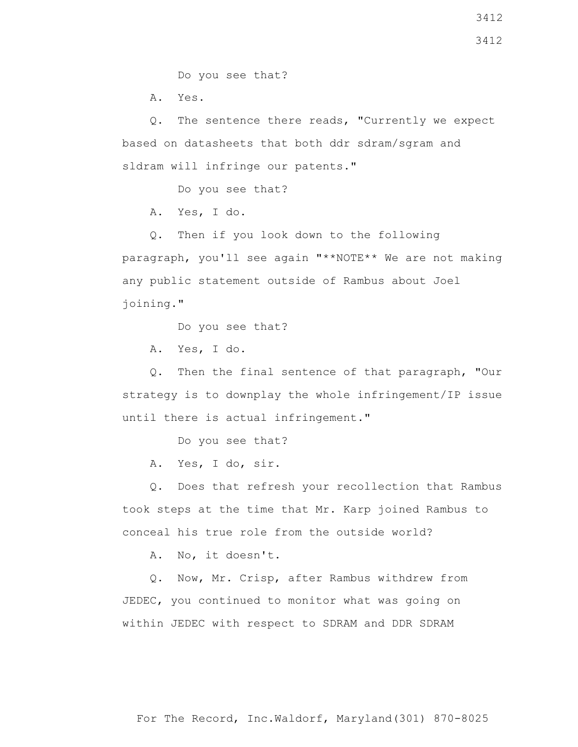Do you see that?

A. Yes.

Q. The sentence there reads, "Currently we expect based on datasheets that both ddr sdram/sgram and sldram will infringe our patents."

Do you see that?

A. Yes, I do.

Q. Then if you look down to the following paragraph, you'll see again "**NOTE** We are not making any public statement outside of Rambus about Joel joining."

Do you see that?

A. Yes, I do.

Q. Then the final sentence of that paragraph, "Our strategy is to downplay the whole infringement/IP issue until there is actual infringement."

Do you see that?

A. Yes, I do, sir.

Q. Does that refresh your recollection that Rambus took steps at the time that Mr. Karp joined Rambus to conceal his true role from the outside world?

A. No, it doesn't.

Q. Now, Mr. Crisp, after Rambus withdrew from JEDEC, you continued to monitor what was going on within JEDEC with respect to SDRAM and DDR SDRAM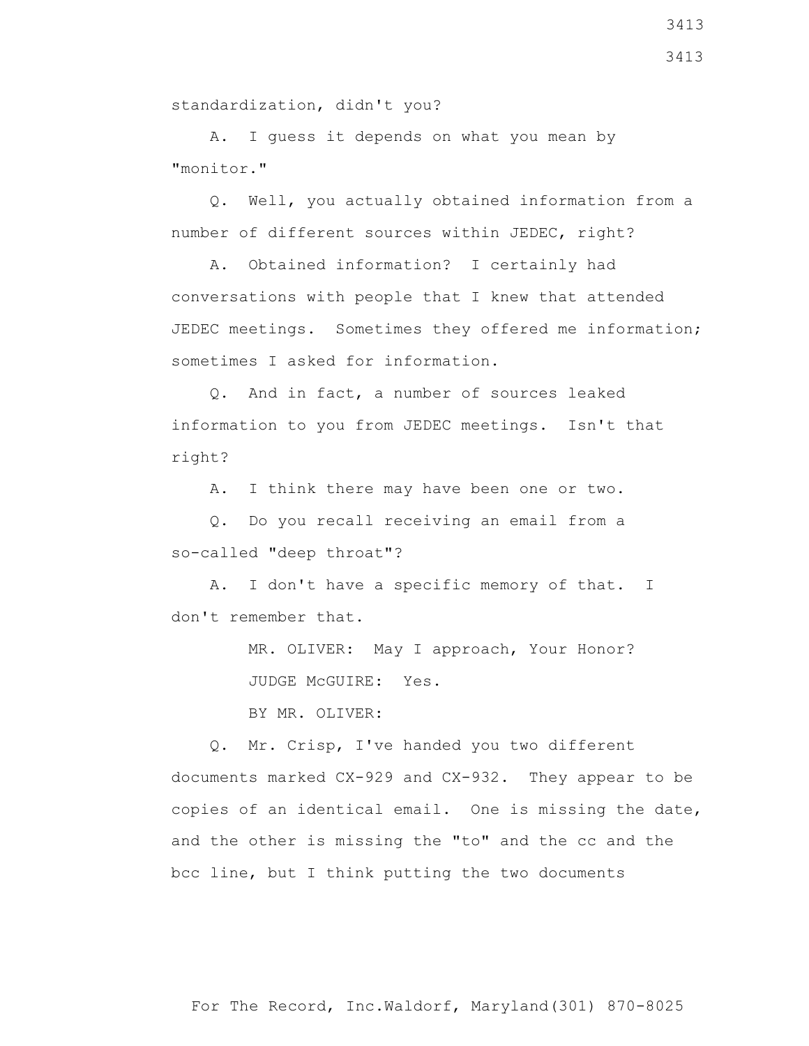standardization, didn't you?

A. I guess it depends on what you mean by "monitor."

Q. Well, you actually obtained information from a number of different sources within JEDEC, right?

A. Obtained information? I certainly had conversations with people that I knew that attended JEDEC meetings. Sometimes they offered me information; sometimes I asked for information.

Q. And in fact, a number of sources leaked information to you from JEDEC meetings. Isn't that right?

A. I think there may have been one or two.

Q. Do you recall receiving an email from a so-called "deep throat"?

A. I don't have a specific memory of that. I don't remember that.

MR. OLIVER: May I approach, Your Honor?

JUDGE McGUIRE: Yes.

BY MR. OLIVER:

Q. Mr. Crisp, I've handed you two different documents marked CX-929 and CX-932. They appear to be copies of an identical email. One is missing the date, and the other is missing the "to" and the cc and the bcc line, but I think putting the two documents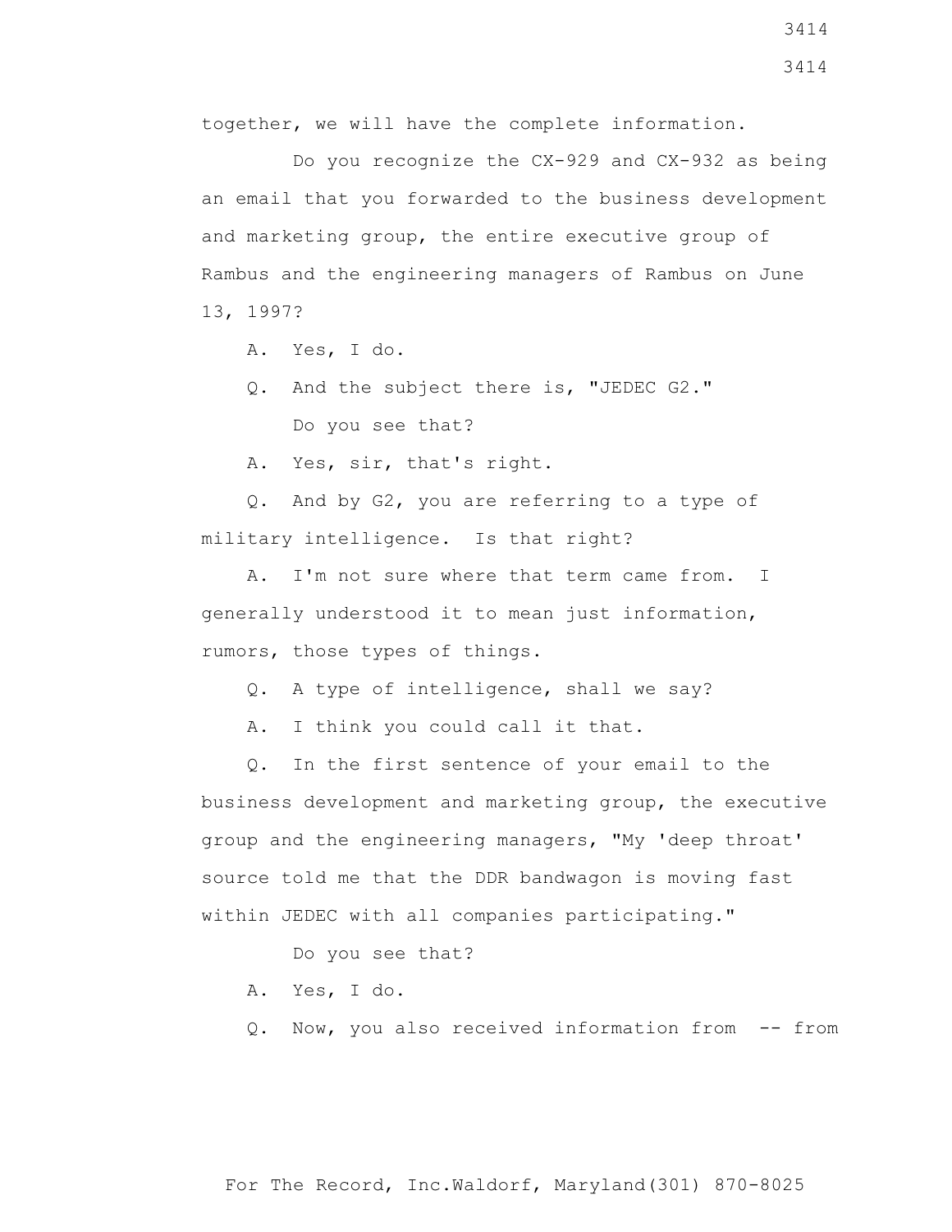together, we will have the complete information.

Do you recognize the CX-929 and CX-932 as being an email that you forwarded to the business development and marketing group, the entire executive group of Rambus and the engineering managers of Rambus on June 13, 1997?

A. Yes, I do.

Q. And the subject there is, "JEDEC G2."

Do you see that?

A. Yes, sir, that's right.

Q. And by G2, you are referring to a type of military intelligence. Is that right?

A. I'm not sure where that term came from. I generally understood it to mean just information, rumors, those types of things.

Q. A type of intelligence, shall we say?

A. I think you could call it that.

Q. In the first sentence of your email to the business development and marketing group, the executive group and the engineering managers, "My 'deep throat' source told me that the DDR bandwagon is moving fast within JEDEC with all companies participating."

Do you see that?

A. Yes, I do.

Q. Now, you also received information from -- from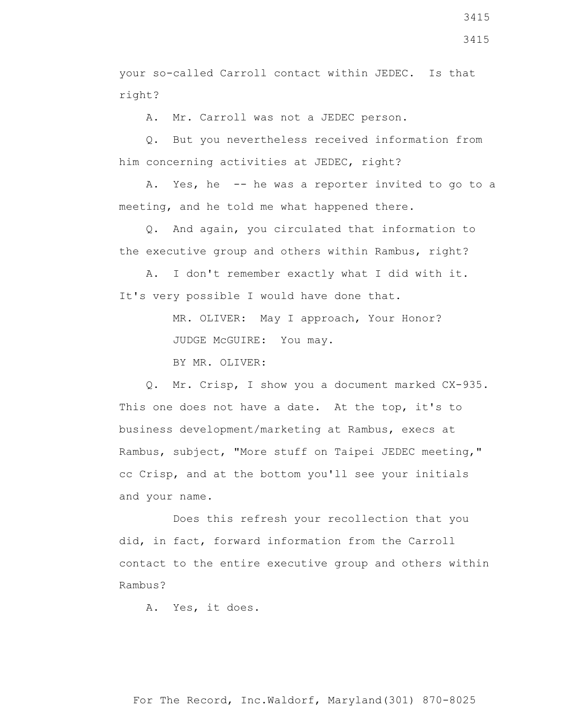your so-called Carroll contact within JEDEC. Is that right?

A. Mr. Carroll was not a JEDEC person.

Q. But you nevertheless received information from him concerning activities at JEDEC, right?

A. Yes, he -- he was a reporter invited to go to a meeting, and he told me what happened there.

Q. And again, you circulated that information to the executive group and others within Rambus, right?

A. I don't remember exactly what I did with it. It's very possible I would have done that.

MR. OLIVER: May I approach, Your Honor?

JUDGE McGUIRE: You may.

BY MR. OLIVER:

Q. Mr. Crisp, I show you a document marked CX-935. This one does not have a date. At the top, it's to business development/marketing at Rambus, execs at Rambus, subject, "More stuff on Taipei JEDEC meeting," cc Crisp, and at the bottom you'll see your initials and your name.

Does this refresh your recollection that you did, in fact, forward information from the Carroll contact to the entire executive group and others within Rambus?

A. Yes, it does.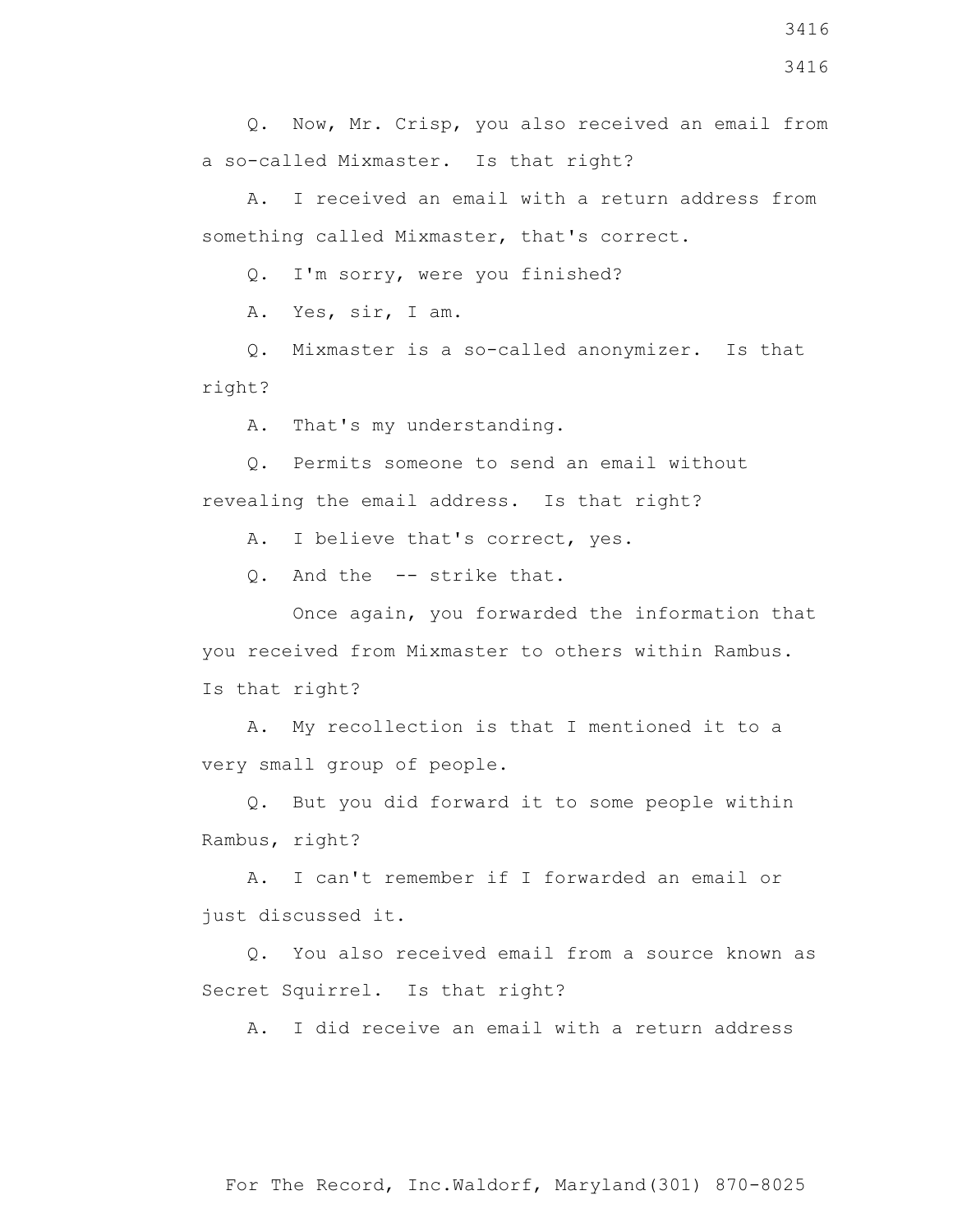Q. Now, Mr. Crisp, you also received an email from a so-called Mixmaster. Is that right?

A. I received an email with a return address from something called Mixmaster, that's correct.

Q. I'm sorry, were you finished?

A. Yes, sir, I am.

Q. Mixmaster is a so-called anonymizer. Is that right?

A. That's my understanding.

Q. Permits someone to send an email without revealing the email address. Is that right?

A. I believe that's correct, yes.

Q. And the -- strike that.

Once again, you forwarded the information that you received from Mixmaster to others within Rambus. Is that right?

A. My recollection is that I mentioned it to a very small group of people.

Q. But you did forward it to some people within Rambus, right?

A. I can't remember if I forwarded an email or just discussed it.

Q. You also received email from a source known as Secret Squirrel. Is that right?

A. I did receive an email with a return address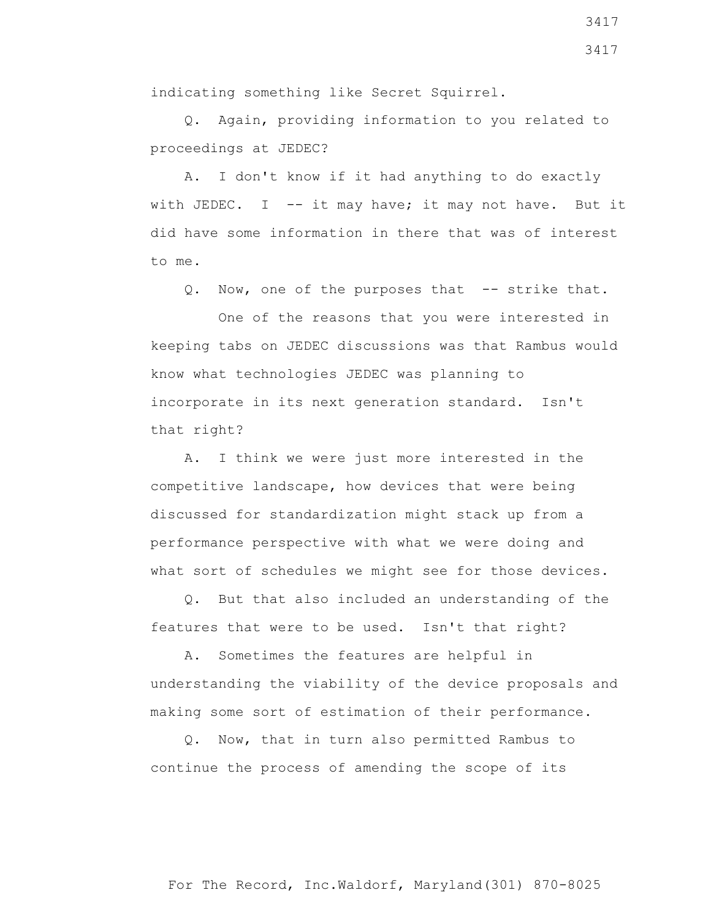indicating something like Secret Squirrel.

Q. Again, providing information to you related to proceedings at JEDEC?

A. I don't know if it had anything to do exactly with JEDEC. I -- it may have; it may not have. But it did have some information in there that was of interest to me.

Q. Now, one of the purposes that -- strike that.

One of the reasons that you were interested in keeping tabs on JEDEC discussions was that Rambus would know what technologies JEDEC was planning to incorporate in its next generation standard. Isn't that right?

A. I think we were just more interested in the competitive landscape, how devices that were being discussed for standardization might stack up from a performance perspective with what we were doing and what sort of schedules we might see for those devices.

Q. But that also included an understanding of the features that were to be used. Isn't that right?

A. Sometimes the features are helpful in understanding the viability of the device proposals and making some sort of estimation of their performance.

Q. Now, that in turn also permitted Rambus to continue the process of amending the scope of its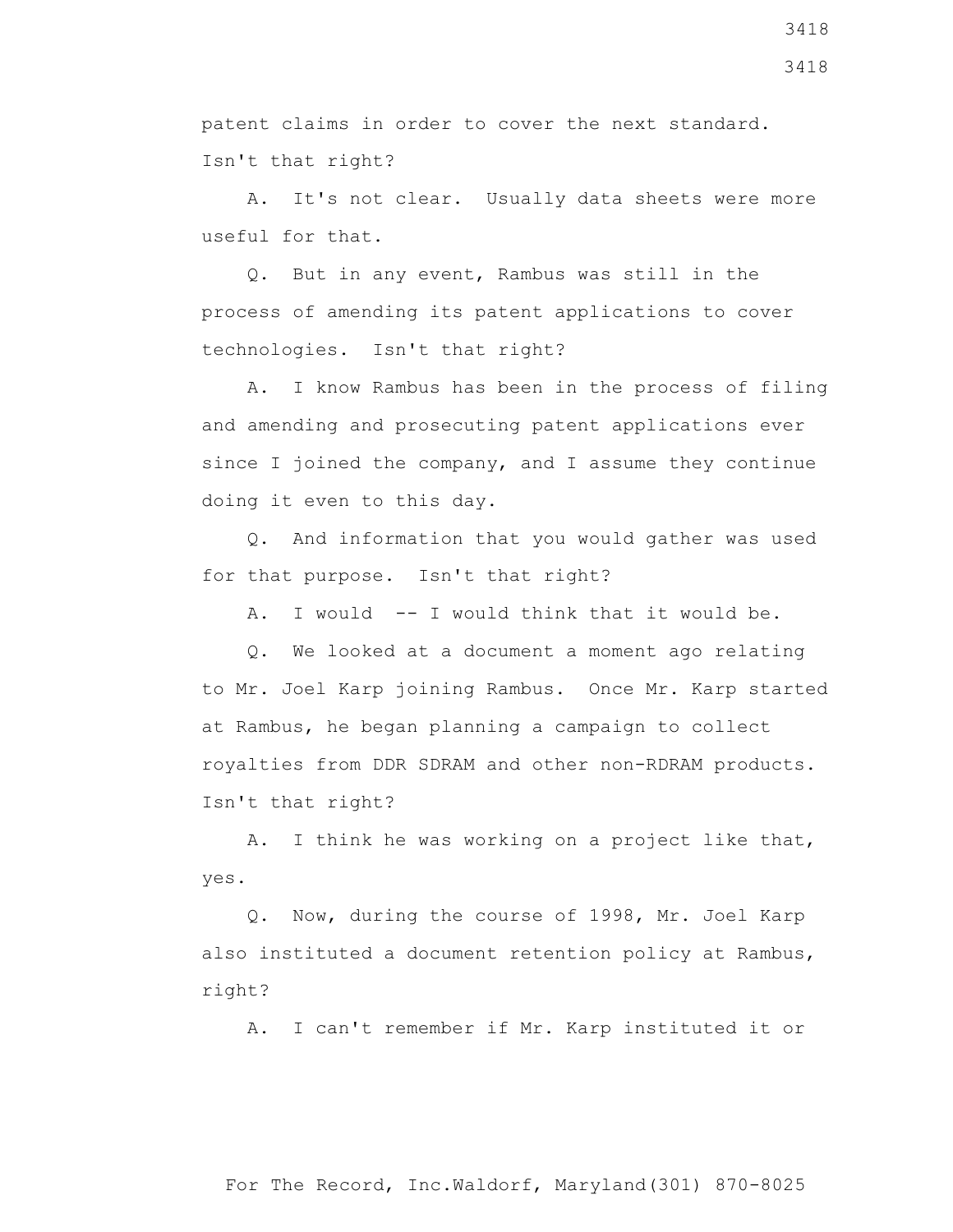patent claims in order to cover the next standard. Isn't that right?

A. It's not clear. Usually data sheets were more useful for that.

Q. But in any event, Rambus was still in the process of amending its patent applications to cover technologies. Isn't that right?

A. I know Rambus has been in the process of filing and amending and prosecuting patent applications ever since I joined the company, and I assume they continue doing it even to this day.

Q. And information that you would gather was used for that purpose. Isn't that right?

A. I would -- I would think that it would be.

Q. We looked at a document a moment ago relating to Mr. Joel Karp joining Rambus. Once Mr. Karp started at Rambus, he began planning a campaign to collect royalties from DDR SDRAM and other non-RDRAM products. Isn't that right?

A. I think he was working on a project like that, yes.

Q. Now, during the course of 1998, Mr. Joel Karp also instituted a document retention policy at Rambus, right?

A. I can't remember if Mr. Karp instituted it or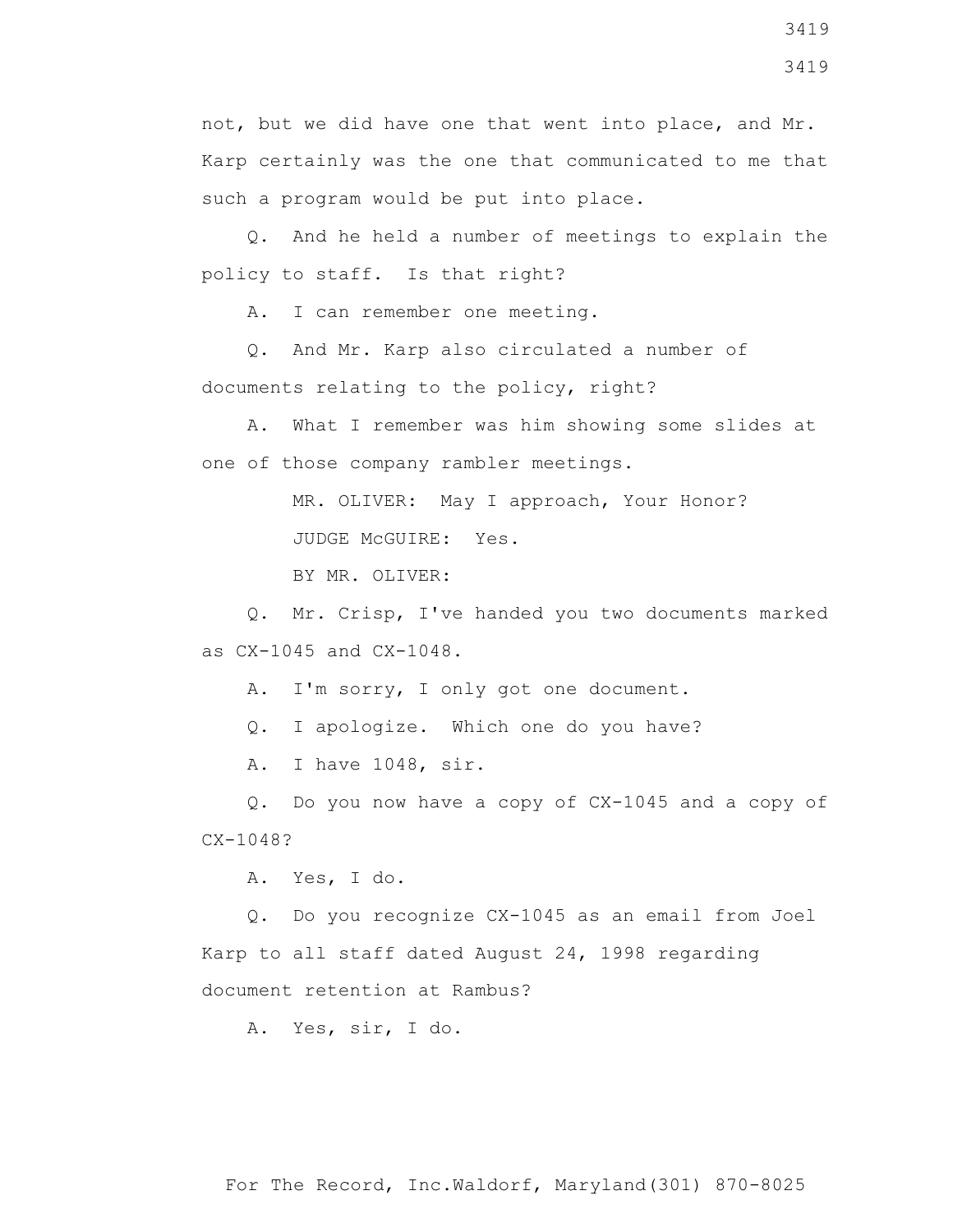not, but we did have one that went into place, and Mr. Karp certainly was the one that communicated to me that such a program would be put into place.

Q. And he held a number of meetings to explain the policy to staff. Is that right?

A. I can remember one meeting.

Q. And Mr. Karp also circulated a number of documents relating to the policy, right?

A. What I remember was him showing some slides at one of those company rambler meetings.

MR. OLIVER: May I approach, Your Honor?

JUDGE McGUIRE: Yes.

BY MR. OLIVER:

Q. Mr. Crisp, I've handed you two documents marked as CX-1045 and CX-1048.

A. I'm sorry, I only got one document.

Q. I apologize. Which one do you have?

A. I have 1048, sir.

Q. Do you now have a copy of CX-1045 and a copy of CX-1048?

A. Yes, I do.

Q. Do you recognize CX-1045 as an email from Joel Karp to all staff dated August 24, 1998 regarding document retention at Rambus?

A. Yes, sir, I do.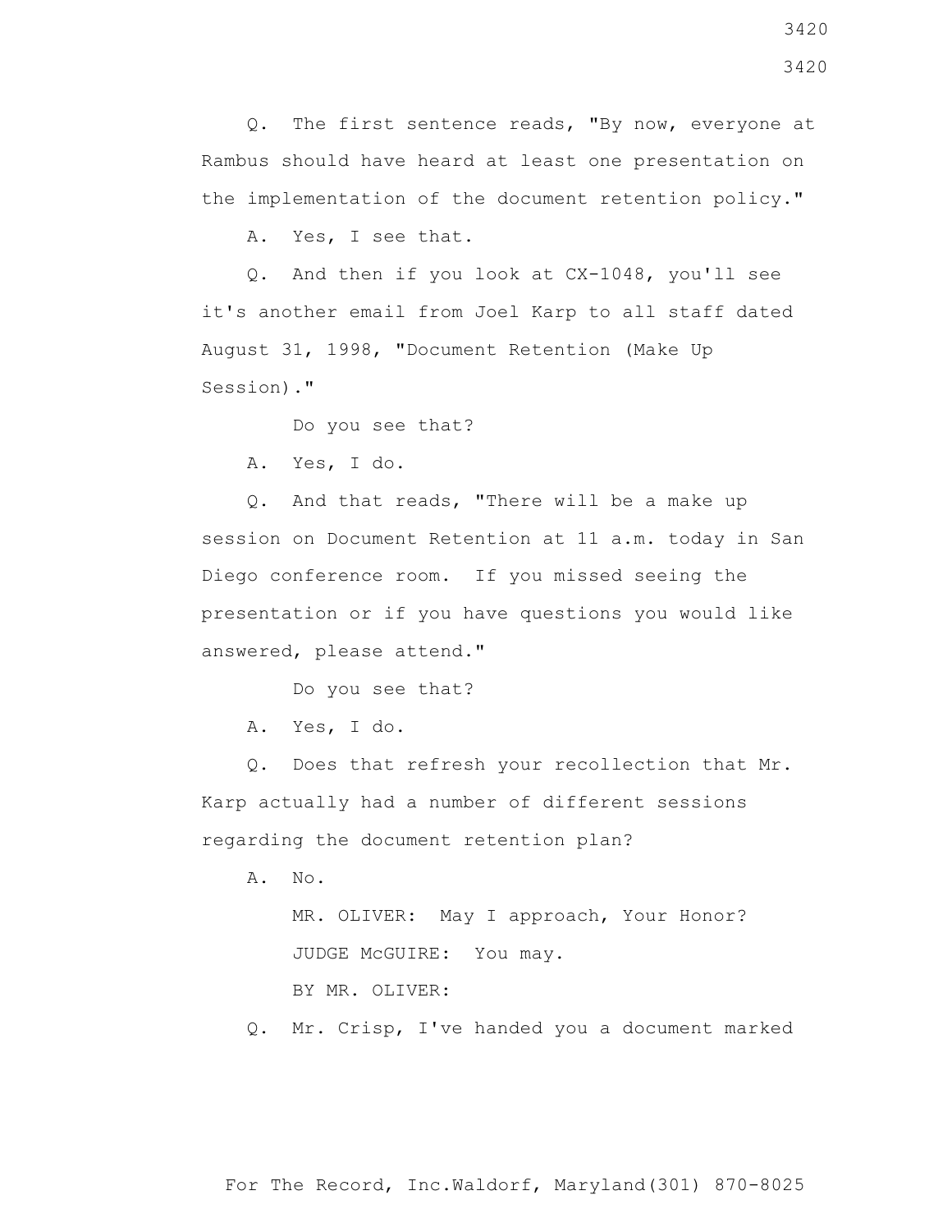Q. The first sentence reads, "By now, everyone at Rambus should have heard at least one presentation on the implementation of the document retention policy."

A. Yes, I see that.

Q. And then if you look at CX-1048, you'll see it's another email from Joel Karp to all staff dated August 31, 1998, "Document Retention (Make Up Session)."

Do you see that?

A. Yes, I do.

Q. And that reads, "There will be a make up session on Document Retention at 11 a.m. today in San Diego conference room. If you missed seeing the presentation or if you have questions you would like answered, please attend."

Do you see that?

A. Yes, I do.

Q. Does that refresh your recollection that Mr. Karp actually had a number of different sessions regarding the document retention plan?

A. No.

MR. OLIVER: May I approach, Your Honor?

JUDGE McGUIRE: You may.

BY MR. OLIVER:

Q. Mr. Crisp, I've handed you a document marked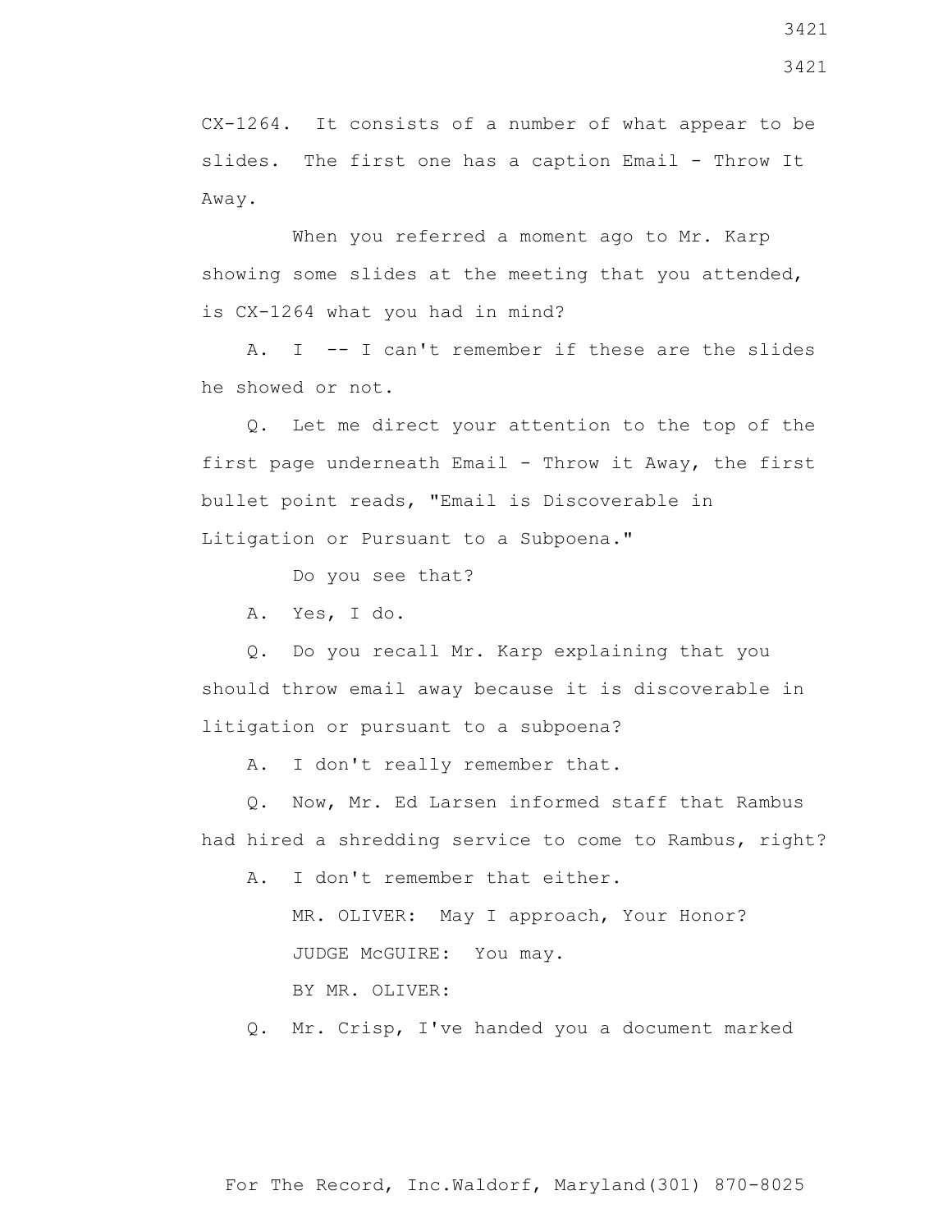CX-1264. It consists of a number of what appear to be slides. The first one has a caption Email - Throw It Away.

When you referred a moment ago to Mr. Karp showing some slides at the meeting that you attended, is CX-1264 what you had in mind?

A. I -- I can't remember if these are the slides he showed or not.

Q. Let me direct your attention to the top of the first page underneath Email - Throw it Away, the first bullet point reads, "Email is Discoverable in Litigation or Pursuant to a Subpoena."

Do you see that?

A. Yes, I do.

Q. Do you recall Mr. Karp explaining that you should throw email away because it is discoverable in litigation or pursuant to a subpoena?

A. I don't really remember that.

Q. Now, Mr. Ed Larsen informed staff that Rambus had hired a shredding service to come to Rambus, right?

A. I don't remember that either.

MR. OLIVER: May I approach, Your Honor?

JUDGE McGUIRE: You may.

BY MR. OLIVER:

Q. Mr. Crisp, I've handed you a document marked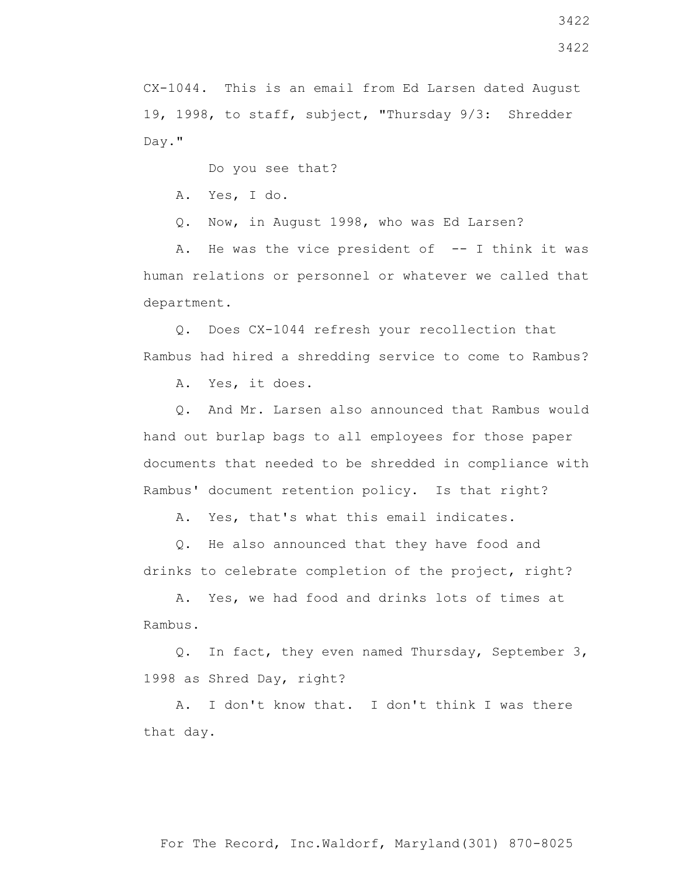CX-1044. This is an email from Ed Larsen dated August 19, 1998, to staff, subject, "Thursday 9/3: Shredder Day."

Do you see that?

A. Yes, I do.

Q. Now, in August 1998, who was Ed Larsen?

A. He was the vice president of -- I think it was human relations or personnel or whatever we called that department.

Q. Does CX-1044 refresh your recollection that Rambus had hired a shredding service to come to Rambus?

A. Yes, it does.

Q. And Mr. Larsen also announced that Rambus would hand out burlap bags to all employees for those paper documents that needed to be shredded in compliance with Rambus' document retention policy. Is that right?

A. Yes, that's what this email indicates.

Q. He also announced that they have food and drinks to celebrate completion of the project, right?

A. Yes, we had food and drinks lots of times at Rambus.

Q. In fact, they even named Thursday, September 3, 1998 as Shred Day, right?

A. I don't know that. I don't think I was there that day.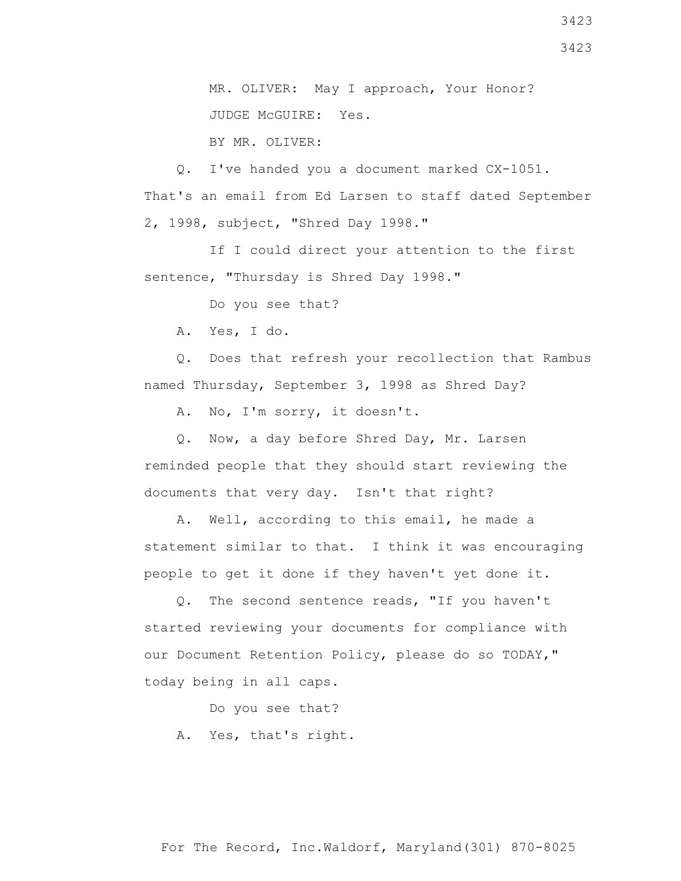MR. OLIVER: May I approach, Your Honor?

JUDGE McGUIRE: Yes.

BY MR. OLIVER:

Q. I've handed you a document marked CX-1051. That's an email from Ed Larsen to staff dated September 2, 1998, subject, "Shred Day 1998."

If I could direct your attention to the first sentence, "Thursday is Shred Day 1998."

Do you see that?

A. Yes, I do.

Q. Does that refresh your recollection that Rambus named Thursday, September 3, 1998 as Shred Day?

A. No, I'm sorry, it doesn't.

Q. Now, a day before Shred Day, Mr. Larsen reminded people that they should start reviewing the documents that very day. Isn't that right?

A. Well, according to this email, he made a statement similar to that. I think it was encouraging people to get it done if they haven't yet done it.

Q. The second sentence reads, "If you haven't started reviewing your documents for compliance with our Document Retention Policy, please do so TODAY," today being in all caps.

Do you see that?

A. Yes, that's right.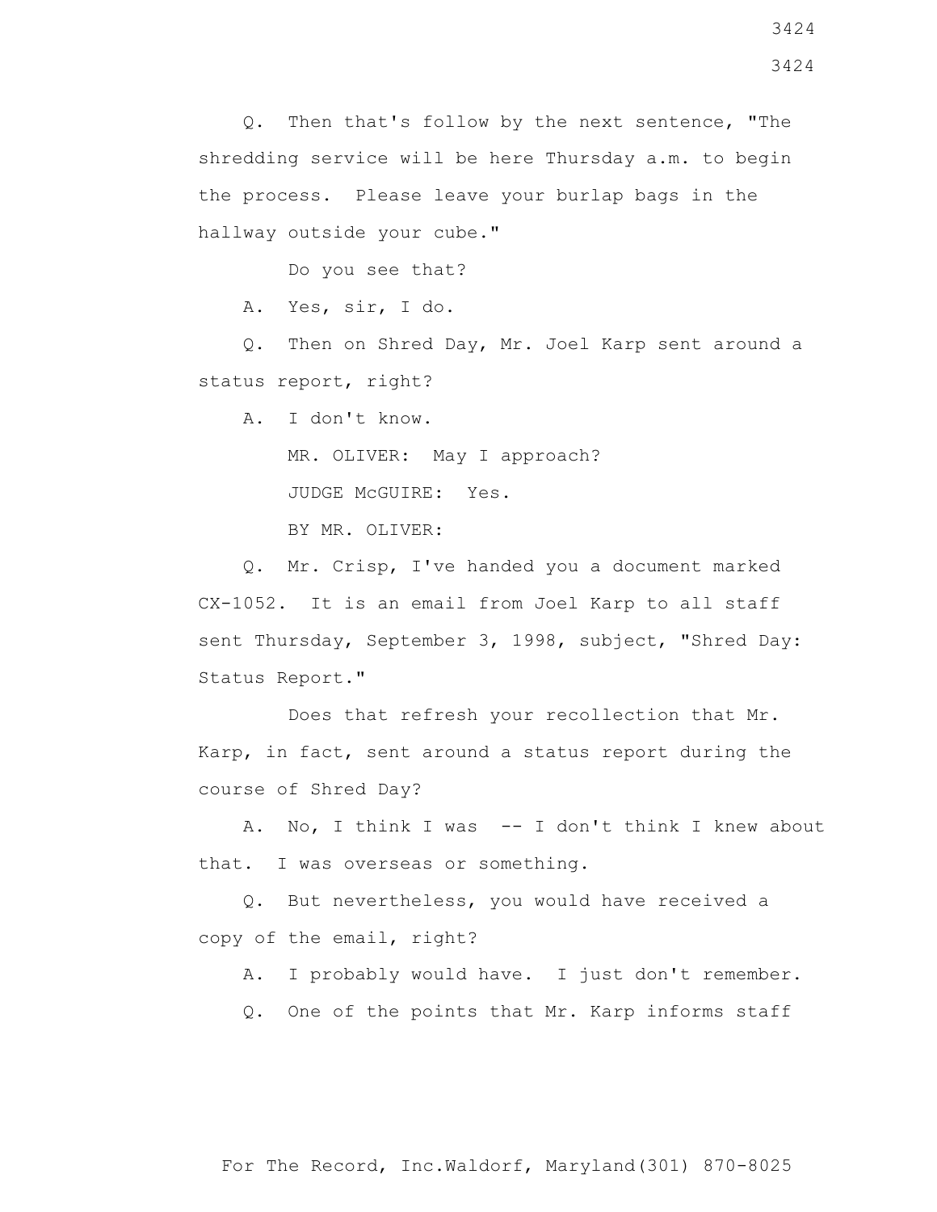Q. Then that's follow by the next sentence, "The shredding service will be here Thursday a.m. to begin the process. Please leave your burlap bags in the hallway outside your cube."

Do you see that?

A. Yes, sir, I do.

Q. Then on Shred Day, Mr. Joel Karp sent around a status report, right?

A. I don't know.

MR. OLIVER: May I approach?

JUDGE McGUIRE: Yes.

BY MR. OLIVER:

Q. Mr. Crisp, I've handed you a document marked CX-1052. It is an email from Joel Karp to all staff sent Thursday, September 3, 1998, subject, "Shred Day: Status Report."

Does that refresh your recollection that Mr. Karp, in fact, sent around a status report during the course of Shred Day?

A. No, I think I was -- I don't think I knew about that. I was overseas or something.

Q. But nevertheless, you would have received a copy of the email, right?

A. I probably would have. I just don't remember.

Q. One of the points that Mr. Karp informs staff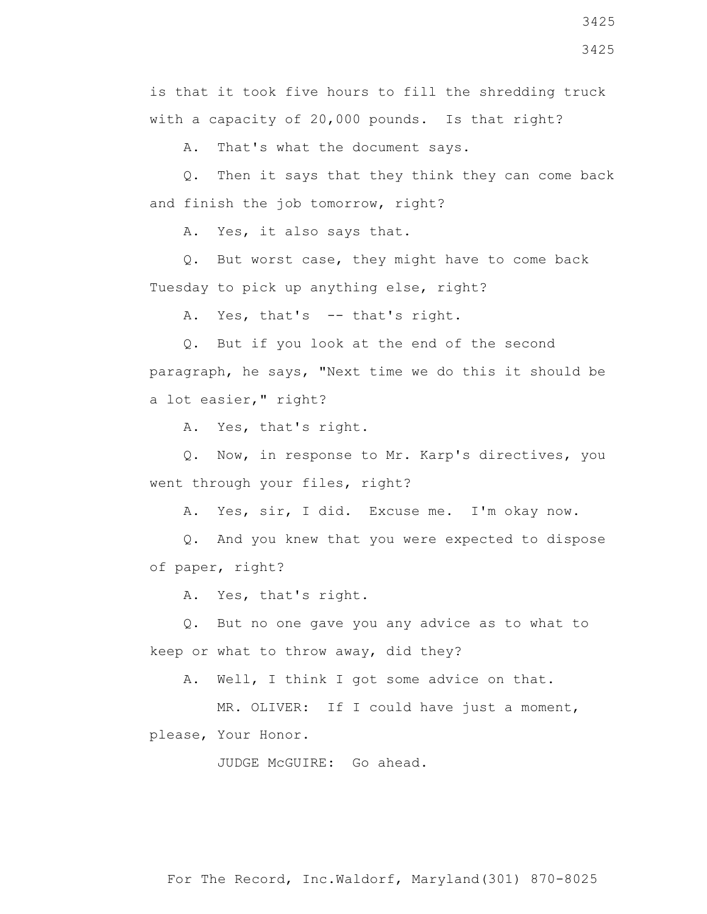is that it took five hours to fill the shredding truck with a capacity of 20,000 pounds. Is that right?

A. That's what the document says.

Q. Then it says that they think they can come back and finish the job tomorrow, right?

A. Yes, it also says that.

Q. But worst case, they might have to come back Tuesday to pick up anything else, right?

A. Yes, that's -- that's right.

Q. But if you look at the end of the second paragraph, he says, "Next time we do this it should be a lot easier," right?

A. Yes, that's right.

Q. Now, in response to Mr. Karp's directives, you went through your files, right?

A. Yes, sir, I did. Excuse me. I'm okay now.

Q. And you knew that you were expected to dispose of paper, right?

A. Yes, that's right.

Q. But no one gave you any advice as to what to keep or what to throw away, did they?

A. Well, I think I got some advice on that.

MR. OLIVER: If I could have just a moment, please, Your Honor.

JUDGE McGUIRE: Go ahead.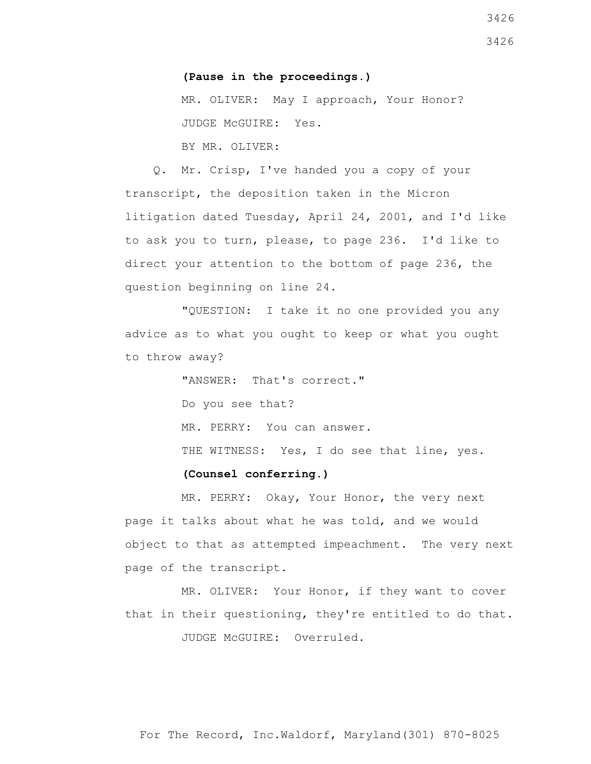**(Pause in the proceedings.)**

MR. OLIVER: May I approach, Your Honor?

JUDGE McGUIRE: Yes.

BY MR. OLIVER:

Q. Mr. Crisp, I've handed you a copy of your transcript, the deposition taken in the Micron litigation dated Tuesday, April 24, 2001, and I'd like to ask you to turn, please, to page 236. I'd like to direct your attention to the bottom of page 236, the question beginning on line 24.

"QUESTION: I take it no one provided you any advice as to what you ought to keep or what you ought to throw away?

"ANSWER: That's correct."

Do you see that?

MR. PERRY: You can answer.

THE WITNESS: Yes, I do see that line, yes.

**(Counsel conferring.)**

MR. PERRY: Okay, Your Honor, the very next page it talks about what he was told, and we would object to that as attempted impeachment. The very next page of the transcript.

MR. OLIVER: Your Honor, if they want to cover that in their questioning, they're entitled to do that.

JUDGE McGUIRE: Overruled.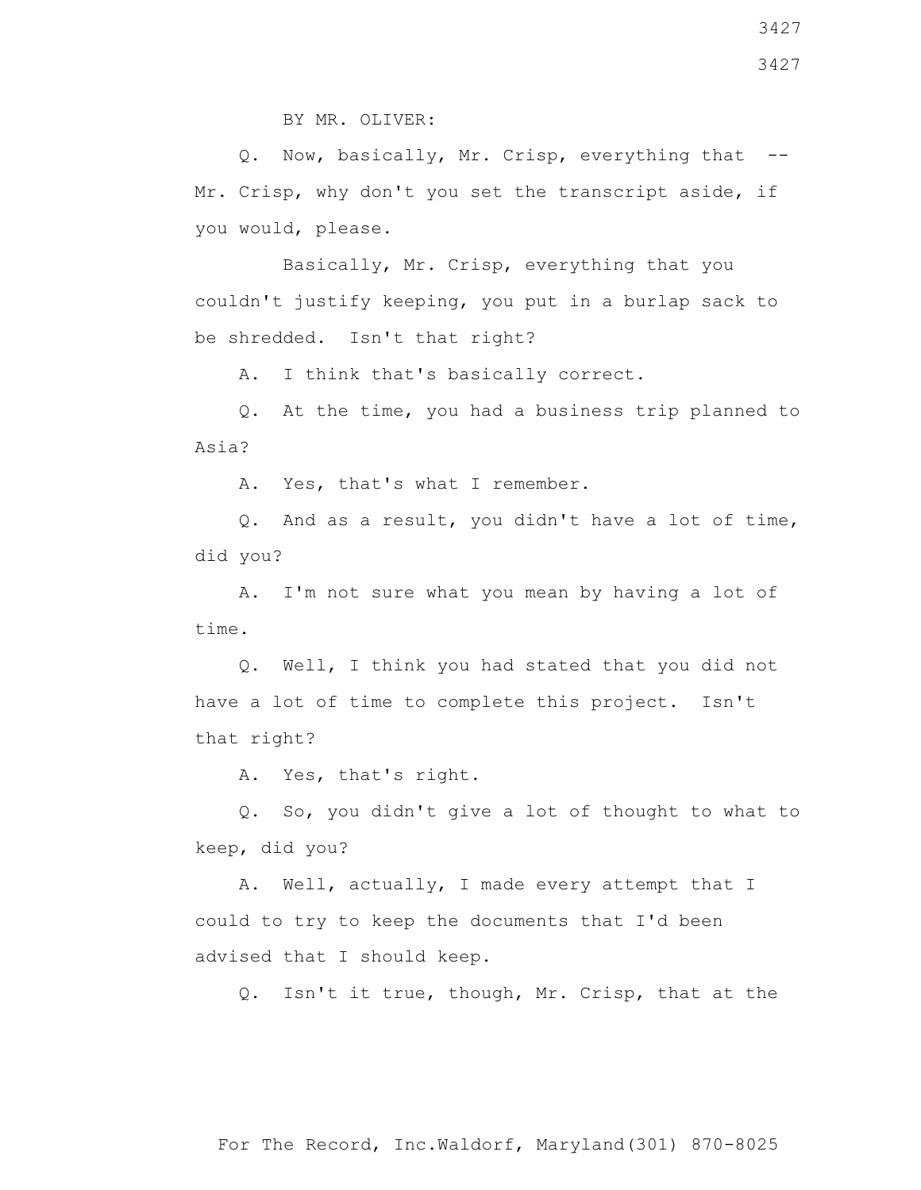BY MR. OLIVER:

Q. Now, basically, Mr. Crisp, everything that -- Mr. Crisp, why don't you set the transcript aside, if you would, please.

Basically, Mr. Crisp, everything that you couldn't justify keeping, you put in a burlap sack to be shredded. Isn't that right?

A. I think that's basically correct.

Q. At the time, you had a business trip planned to Asia?

A. Yes, that's what I remember.

Q. And as a result, you didn't have a lot of time, did you?

A. I'm not sure what you mean by having a lot of time.

Q. Well, I think you had stated that you did not have a lot of time to complete this project. Isn't that right?

A. Yes, that's right.

Q. So, you didn't give a lot of thought to what to keep, did you?

A. Well, actually, I made every attempt that I could to try to keep the documents that I'd been advised that I should keep.

Q. Isn't it true, though, Mr. Crisp, that at the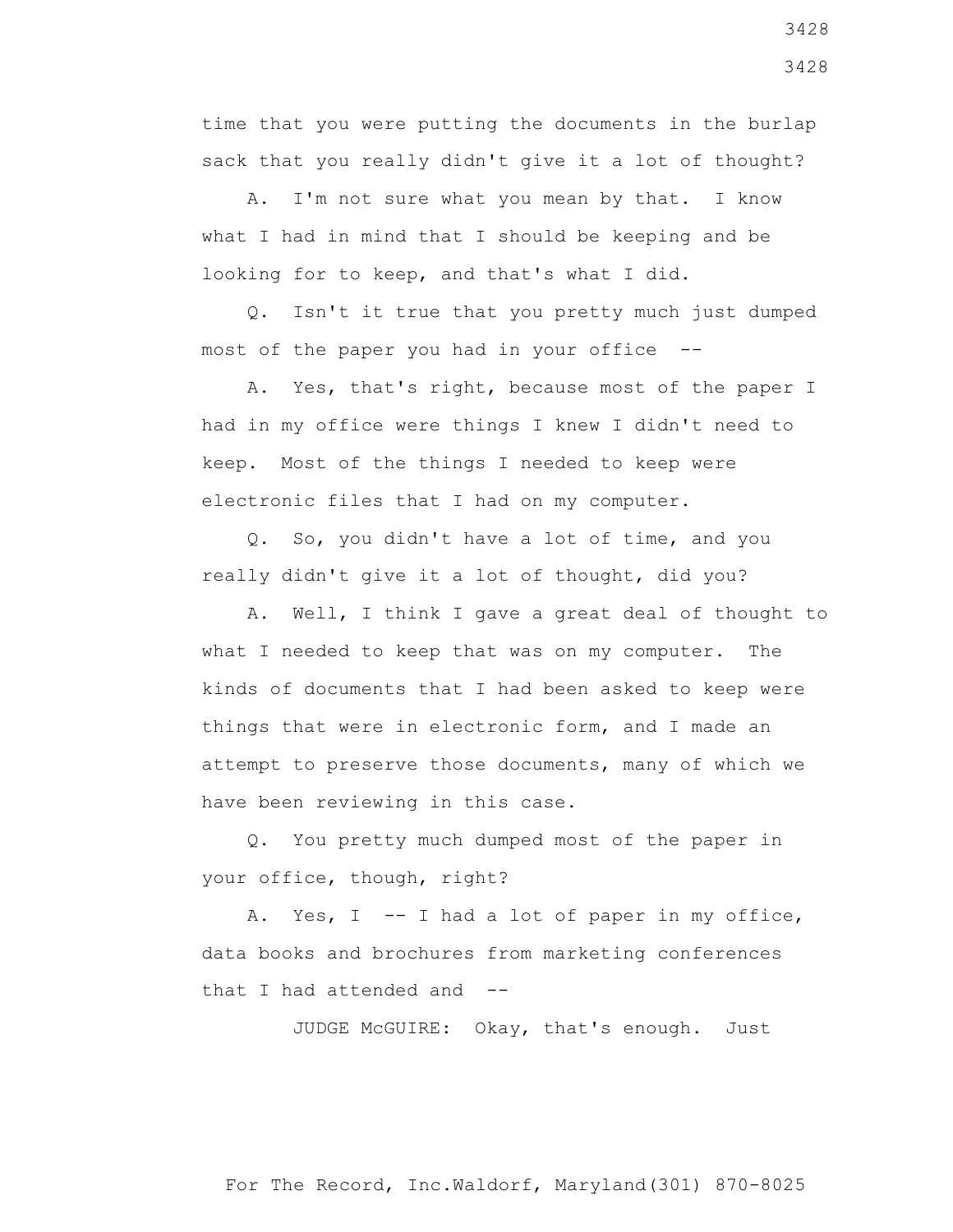time that you were putting the documents in the burlap sack that you really didn't give it a lot of thought?

A. I'm not sure what you mean by that. I know what I had in mind that I should be keeping and be looking for to keep, and that's what I did.

Q. Isn't it true that you pretty much just dumped most of the paper you had in your office --

A. Yes, that's right, because most of the paper I had in my office were things I knew I didn't need to keep. Most of the things I needed to keep were electronic files that I had on my computer.

Q. So, you didn't have a lot of time, and you really didn't give it a lot of thought, did you?

A. Well, I think I gave a great deal of thought to what I needed to keep that was on my computer. The kinds of documents that I had been asked to keep were things that were in electronic form, and I made an attempt to preserve those documents, many of which we have been reviewing in this case.

Q. You pretty much dumped most of the paper in your office, though, right?

A. Yes, I -- I had a lot of paper in my office, data books and brochures from marketing conferences that I had attended and --

JUDGE McGUIRE: Okay, that's enough. Just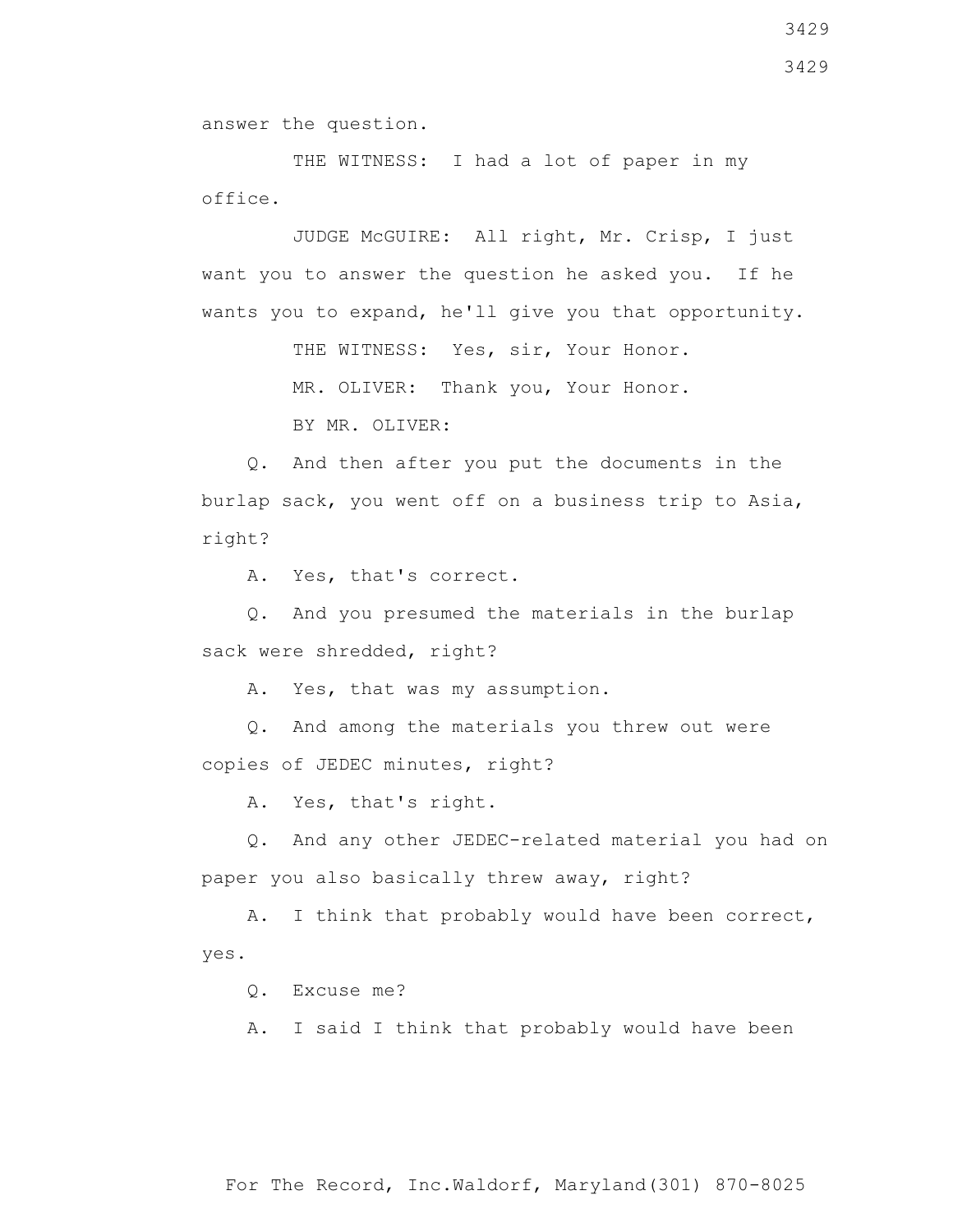answer the question.

THE WITNESS: I had a lot of paper in my office.

JUDGE McGUIRE: All right, Mr. Crisp, I just want you to answer the question he asked you. If he wants you to expand, he'll give you that opportunity.

THE WITNESS: Yes, sir, Your Honor.

MR. OLIVER: Thank you, Your Honor.

BY MR. OLIVER:

Q. And then after you put the documents in the burlap sack, you went off on a business trip to Asia, right?

A. Yes, that's correct.

Q. And you presumed the materials in the burlap sack were shredded, right?

A. Yes, that was my assumption.

Q. And among the materials you threw out were copies of JEDEC minutes, right?

A. Yes, that's right.

Q. And any other JEDEC-related material you had on paper you also basically threw away, right?

A. I think that probably would have been correct, yes.

Q. Excuse me?

A. I said I think that probably would have been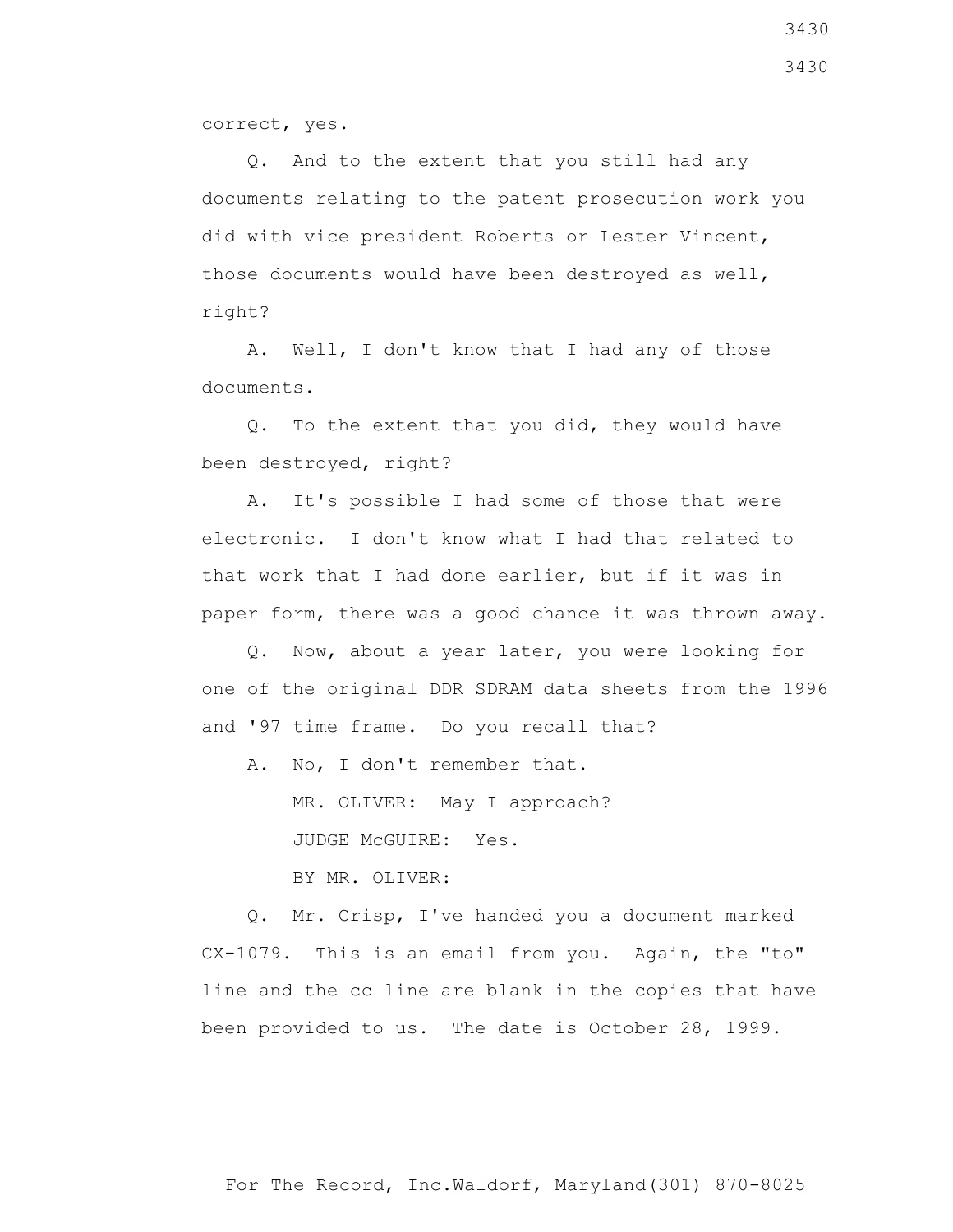correct, yes.

Q. And to the extent that you still had any documents relating to the patent prosecution work you did with vice president Roberts or Lester Vincent, those documents would have been destroyed as well, right?

A. Well, I don't know that I had any of those documents.

Q. To the extent that you did, they would have been destroyed, right?

A. It's possible I had some of those that were electronic. I don't know what I had that related to that work that I had done earlier, but if it was in paper form, there was a good chance it was thrown away.

Q. Now, about a year later, you were looking for one of the original DDR SDRAM data sheets from the 1996 and '97 time frame. Do you recall that?

A. No, I don't remember that.

MR. OLIVER: May I approach?

JUDGE McGUIRE: Yes.

BY MR. OLIVER:

Q. Mr. Crisp, I've handed you a document marked CX-1079. This is an email from you. Again, the "to" line and the cc line are blank in the copies that have been provided to us. The date is October 28, 1999.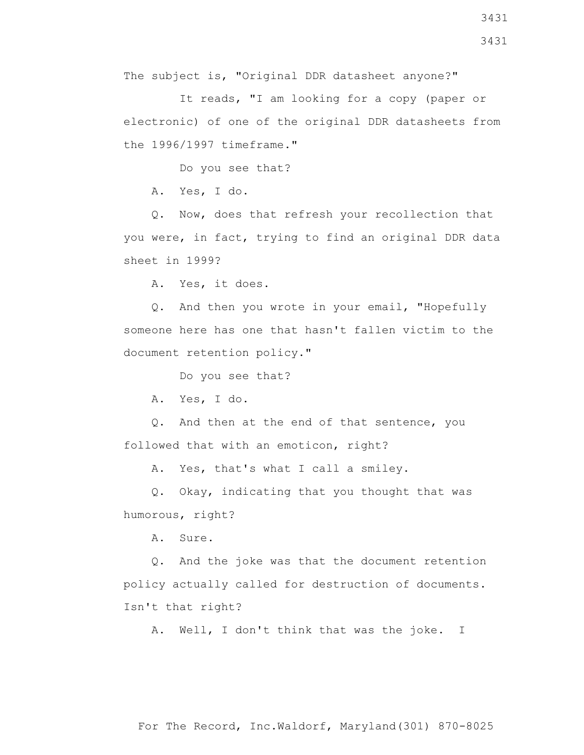The subject is, "Original DDR datasheet anyone?"

It reads, "I am looking for a copy (paper or electronic) of one of the original DDR datasheets from the 1996/1997 timeframe."

Do you see that?

A. Yes, I do.

Q. Now, does that refresh your recollection that you were, in fact, trying to find an original DDR data sheet in 1999?

A. Yes, it does.

Q. And then you wrote in your email, "Hopefully someone here has one that hasn't fallen victim to the document retention policy."

Do you see that?

A. Yes, I do.

Q. And then at the end of that sentence, you followed that with an emoticon, right?

A. Yes, that's what I call a smiley.

Q. Okay, indicating that you thought that was humorous, right?

A. Sure.

Q. And the joke was that the document retention policy actually called for destruction of documents. Isn't that right?

A. Well, I don't think that was the joke. I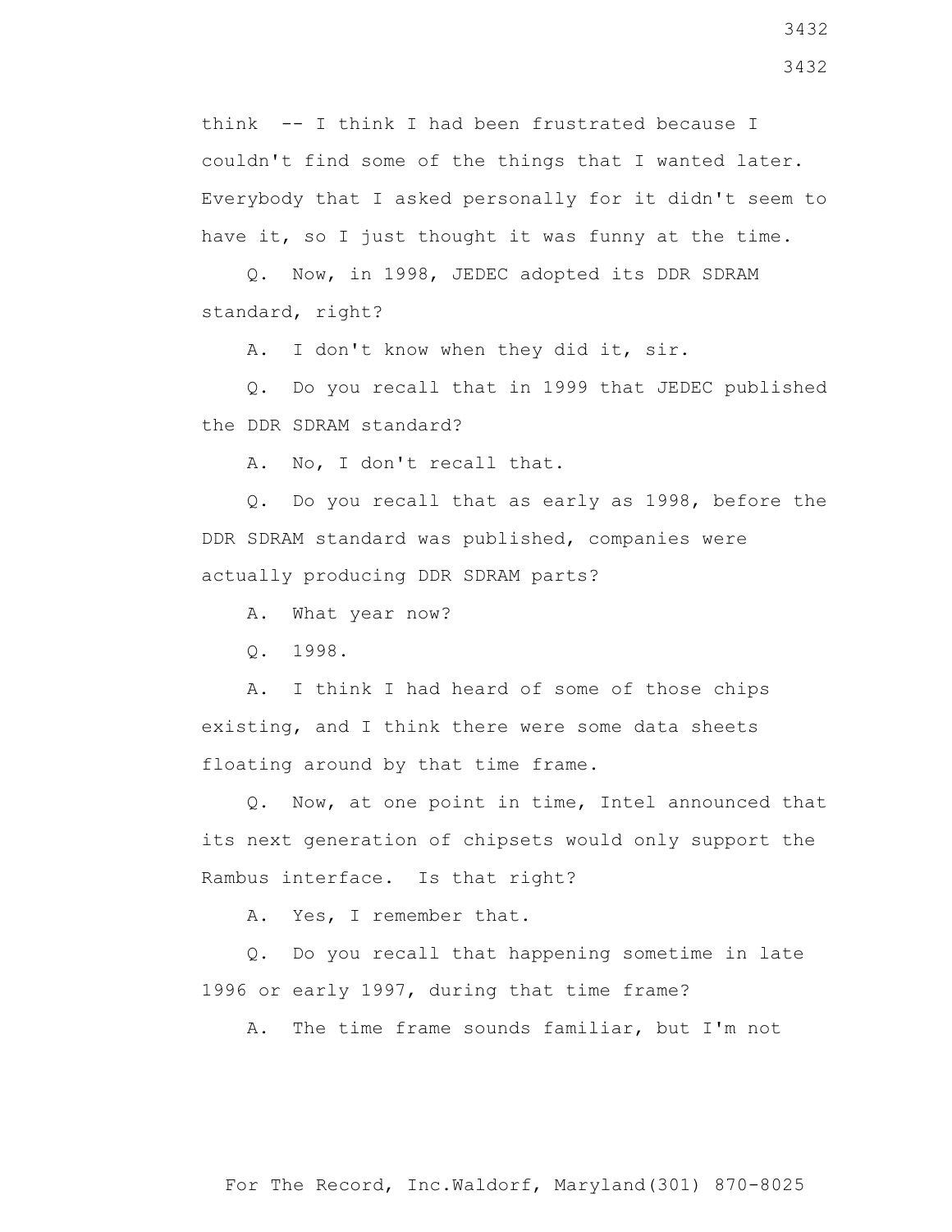think -- I think I had been frustrated because I couldn't find some of the things that I wanted later. Everybody that I asked personally for it didn't seem to have it, so I just thought it was funny at the time.

Q. Now, in 1998, JEDEC adopted its DDR SDRAM standard, right?

A. I don't know when they did it, sir.

Q. Do you recall that in 1999 that JEDEC published the DDR SDRAM standard?

A. No, I don't recall that.

Q. Do you recall that as early as 1998, before the DDR SDRAM standard was published, companies were actually producing DDR SDRAM parts?

A. What year now?

Q. 1998.

A. I think I had heard of some of those chips existing, and I think there were some data sheets floating around by that time frame.

Q. Now, at one point in time, Intel announced that its next generation of chipsets would only support the Rambus interface. Is that right?

A. Yes, I remember that.

Q. Do you recall that happening sometime in late 1996 or early 1997, during that time frame?

A. The time frame sounds familiar, but I'm not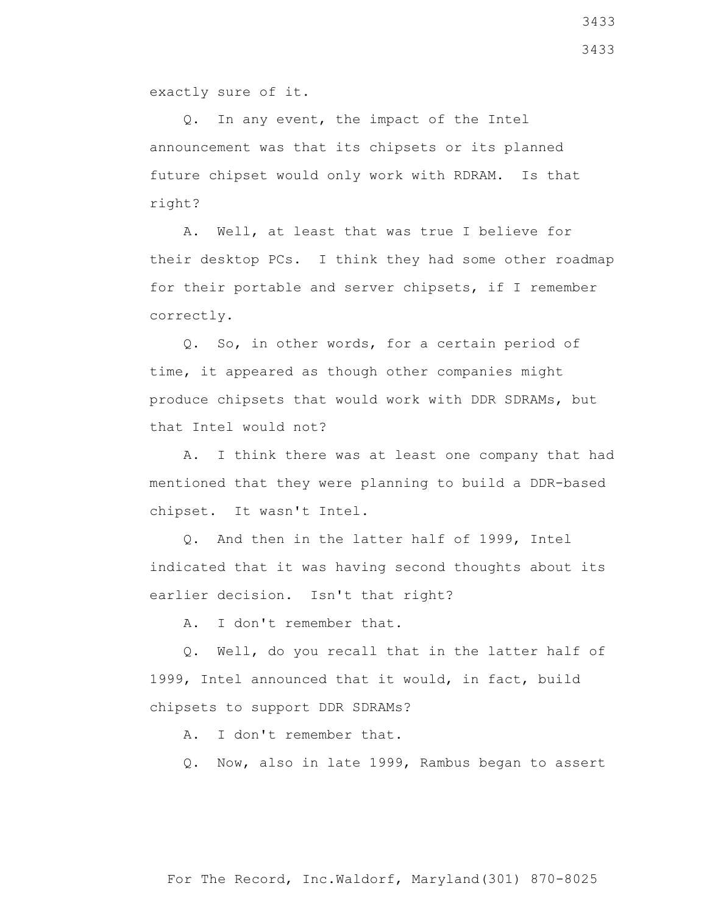exactly sure of it.

Q. In any event, the impact of the Intel announcement was that its chipsets or its planned future chipset would only work with RDRAM. Is that right?

A. Well, at least that was true I believe for their desktop PCs. I think they had some other roadmap for their portable and server chipsets, if I remember correctly.

Q. So, in other words, for a certain period of time, it appeared as though other companies might produce chipsets that would work with DDR SDRAMs, but that Intel would not?

A. I think there was at least one company that had mentioned that they were planning to build a DDR-based chipset. It wasn't Intel.

Q. And then in the latter half of 1999, Intel indicated that it was having second thoughts about its earlier decision. Isn't that right?

A. I don't remember that.

Q. Well, do you recall that in the latter half of 1999, Intel announced that it would, in fact, build chipsets to support DDR SDRAMs?

A. I don't remember that.

Q. Now, also in late 1999, Rambus began to assert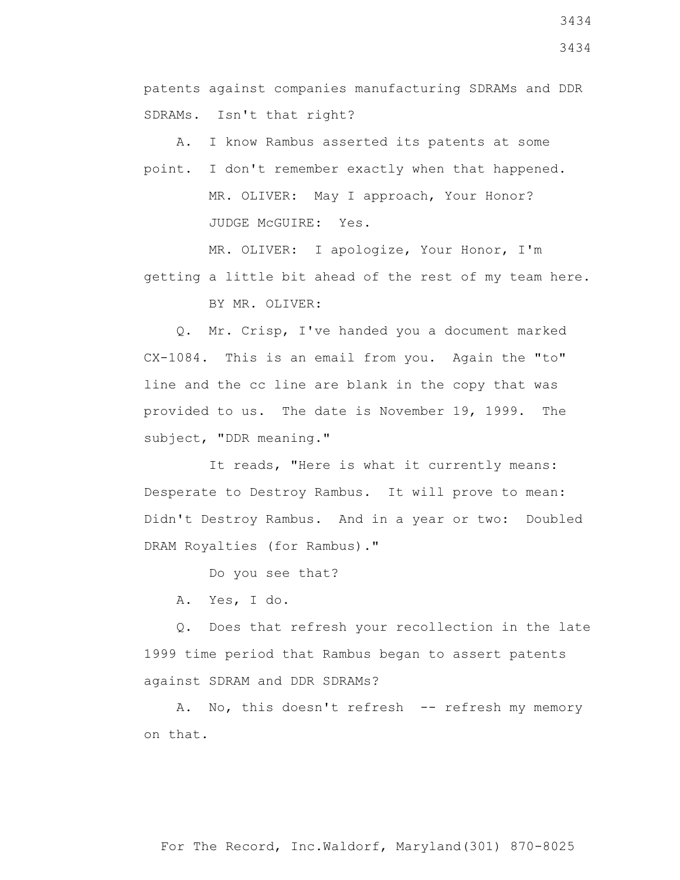patents against companies manufacturing SDRAMs and DDR SDRAMs. Isn't that right?

A. I know Rambus asserted its patents at some point. I don't remember exactly when that happened.

MR. OLIVER: May I approach, Your Honor?

JUDGE McGUIRE: Yes.

MR. OLIVER: I apologize, Your Honor, I'm getting a little bit ahead of the rest of my team here.

BY MR. OLIVER:

Q. Mr. Crisp, I've handed you a document marked CX-1084. This is an email from you. Again the "to" line and the cc line are blank in the copy that was provided to us. The date is November 19, 1999. The subject, "DDR meaning."

It reads, "Here is what it currently means: Desperate to Destroy Rambus. It will prove to mean: Didn't Destroy Rambus. And in a year or two: Doubled DRAM Royalties (for Rambus)."

Do you see that?

A. Yes, I do.

Q. Does that refresh your recollection in the late 1999 time period that Rambus began to assert patents against SDRAM and DDR SDRAMs?

A. No, this doesn't refresh -- refresh my memory on that.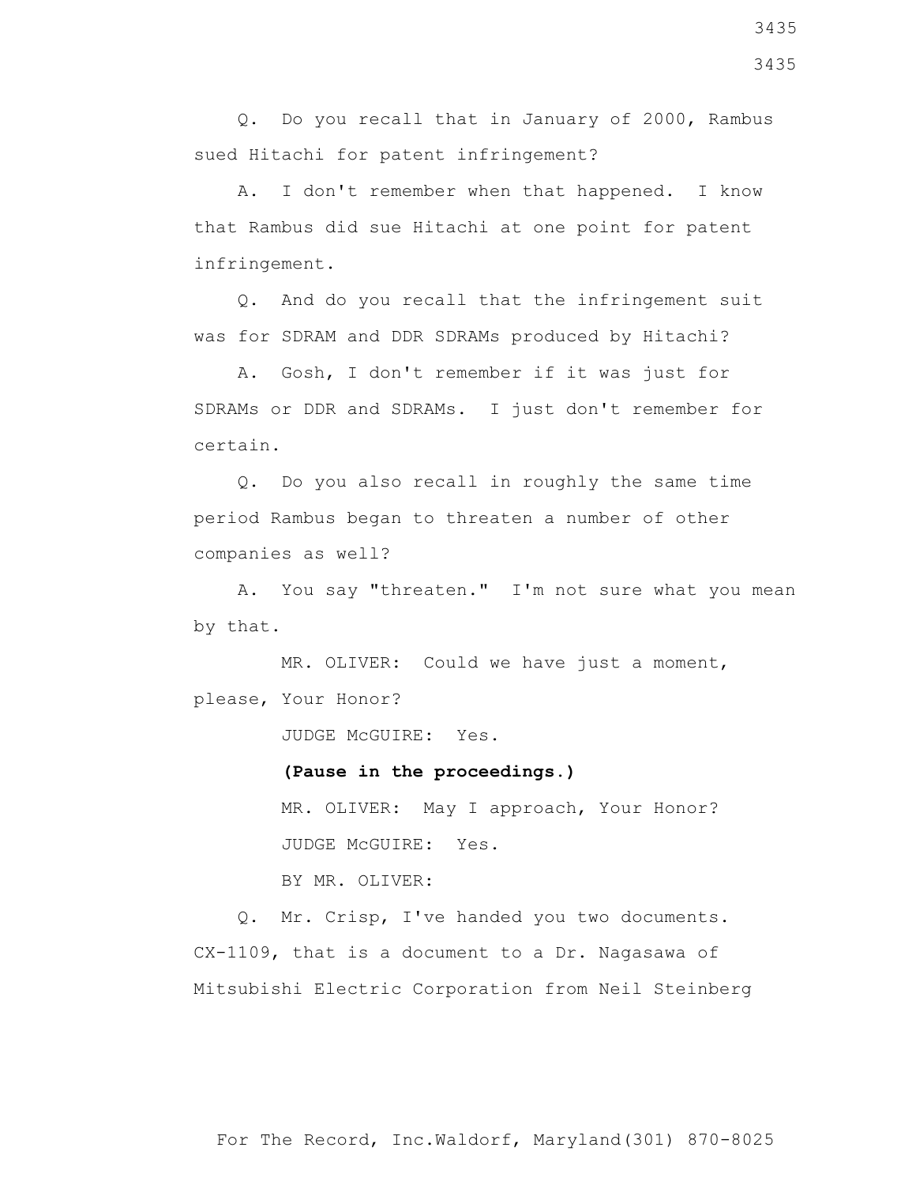Q. Do you recall that in January of 2000, Rambus sued Hitachi for patent infringement?

A. I don't remember when that happened. I know that Rambus did sue Hitachi at one point for patent infringement.

Q. And do you recall that the infringement suit was for SDRAM and DDR SDRAMs produced by Hitachi?

A. Gosh, I don't remember if it was just for SDRAMs or DDR and SDRAMs. I just don't remember for certain.

Q. Do you also recall in roughly the same time period Rambus began to threaten a number of other companies as well?

A. You say "threaten." I'm not sure what you mean by that.

MR. OLIVER: Could we have just a moment, please, Your Honor?

JUDGE McGUIRE: Yes.

**(Pause in the proceedings.)**

MR. OLIVER: May I approach, Your Honor?

JUDGE McGUIRE: Yes.

BY MR. OLIVER:

Q. Mr. Crisp, I've handed you two documents. CX-1109, that is a document to a Dr. Nagasawa of Mitsubishi Electric Corporation from Neil Steinberg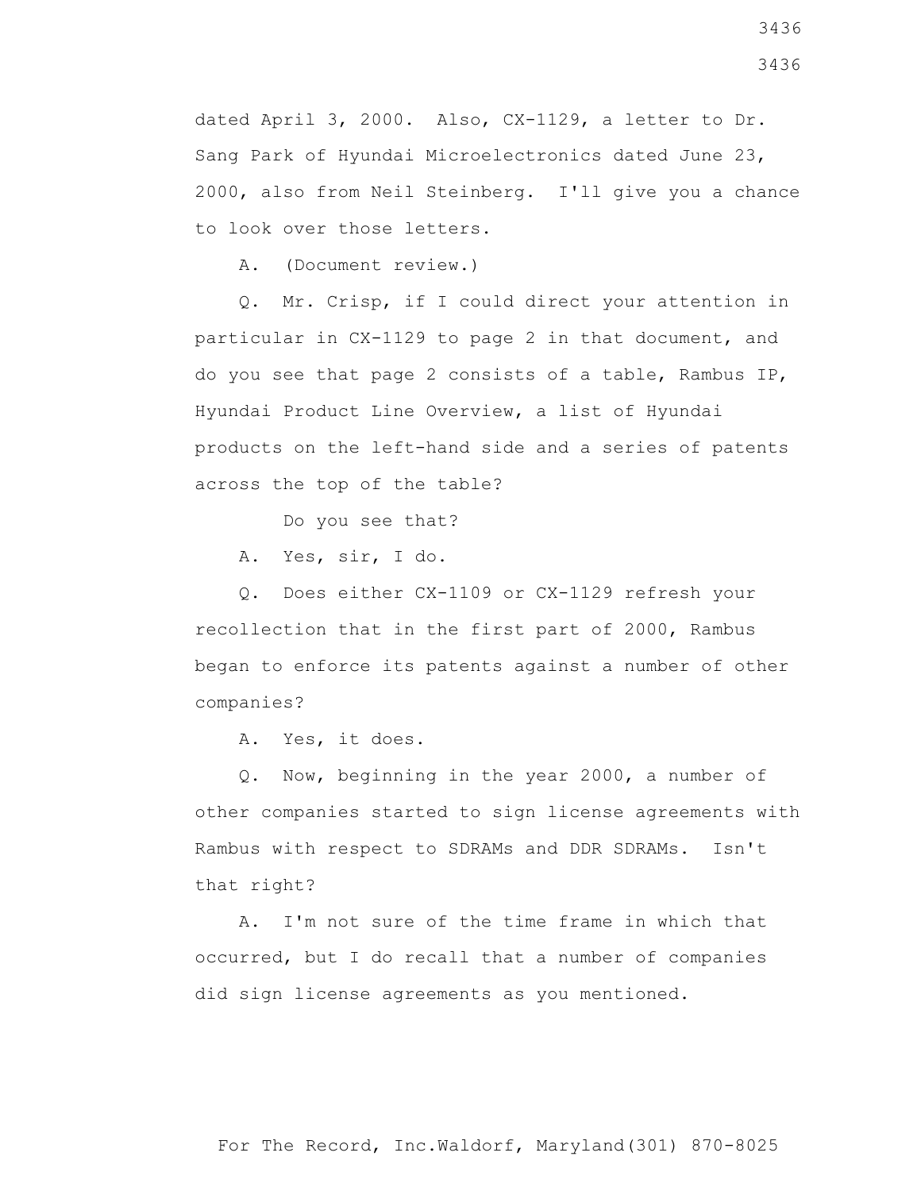dated April 3, 2000. Also, CX-1129, a letter to Dr. Sang Park of Hyundai Microelectronics dated June 23, 2000, also from Neil Steinberg. I'll give you a chance to look over those letters.

A. (Document review.)

Q. Mr. Crisp, if I could direct your attention in particular in CX-1129 to page 2 in that document, and do you see that page 2 consists of a table, Rambus IP, Hyundai Product Line Overview, a list of Hyundai products on the left-hand side and a series of patents across the top of the table?

Do you see that?

A. Yes, sir, I do.

Q. Does either CX-1109 or CX-1129 refresh your recollection that in the first part of 2000, Rambus began to enforce its patents against a number of other companies?

A. Yes, it does.

Q. Now, beginning in the year 2000, a number of other companies started to sign license agreements with Rambus with respect to SDRAMs and DDR SDRAMs. Isn't that right?

A. I'm not sure of the time frame in which that occurred, but I do recall that a number of companies did sign license agreements as you mentioned.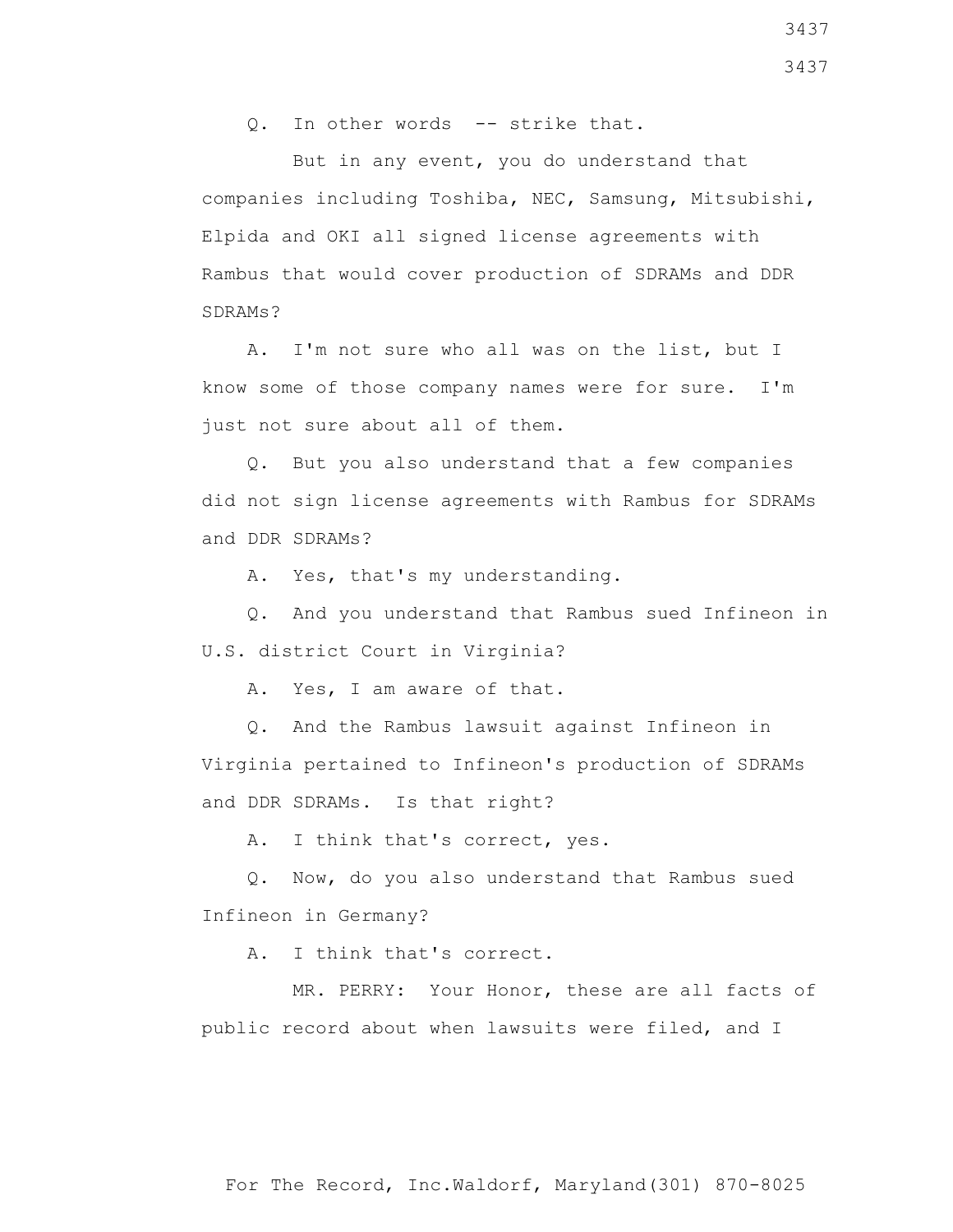Q. In other words -- strike that.

But in any event, you do understand that companies including Toshiba, NEC, Samsung, Mitsubishi, Elpida and OKI all signed license agreements with Rambus that would cover production of SDRAMs and DDR SDRAMs?

A. I'm not sure who all was on the list, but I know some of those company names were for sure. I'm just not sure about all of them.

Q. But you also understand that a few companies did not sign license agreements with Rambus for SDRAMs and DDR SDRAMs?

A. Yes, that's my understanding.

Q. And you understand that Rambus sued Infineon in U.S. district Court in Virginia?

A. Yes, I am aware of that.

Q. And the Rambus lawsuit against Infineon in Virginia pertained to Infineon's production of SDRAMs and DDR SDRAMs. Is that right?

A. I think that's correct, yes.

Q. Now, do you also understand that Rambus sued Infineon in Germany?

A. I think that's correct.

MR. PERRY: Your Honor, these are all facts of public record about when lawsuits were filed, and I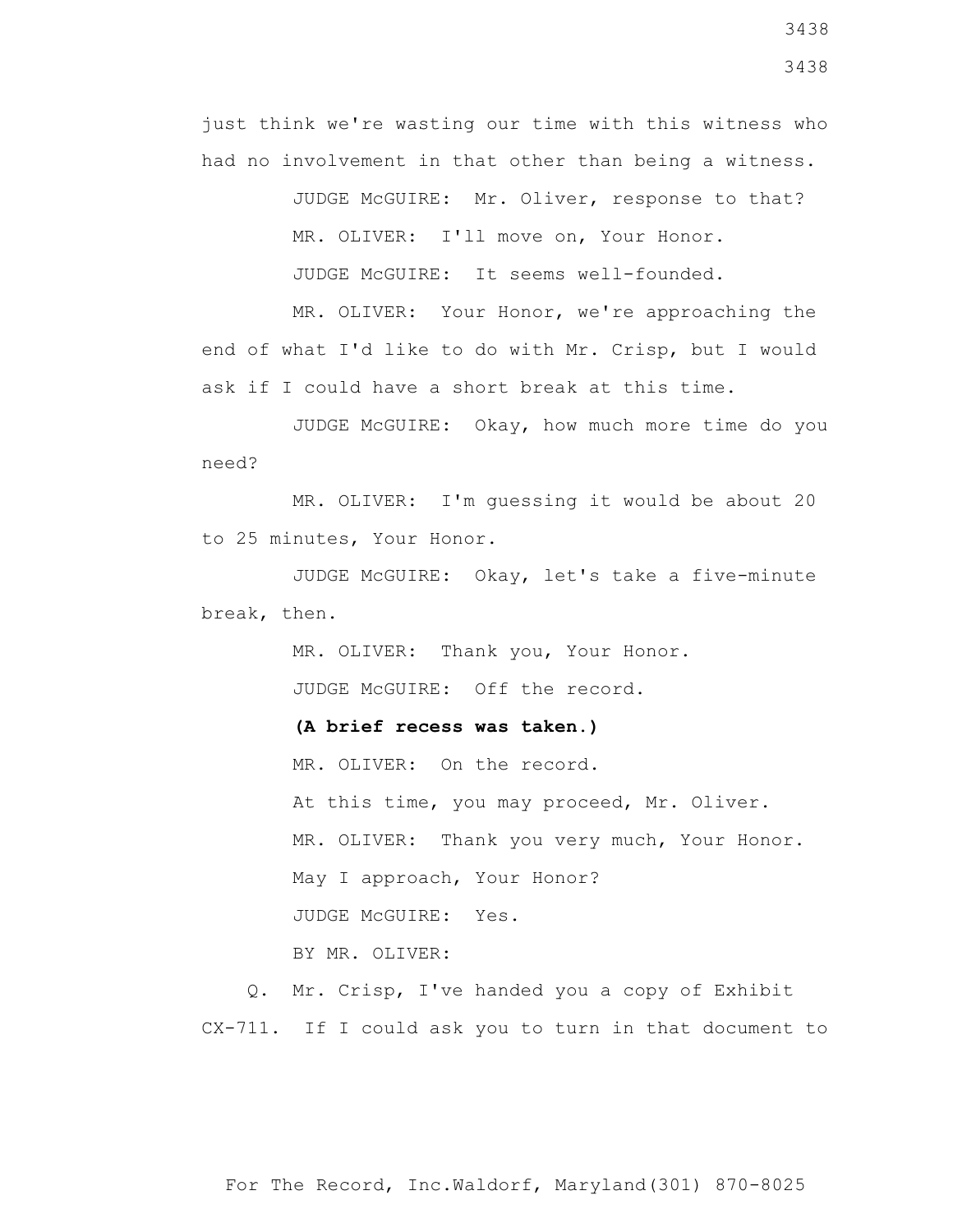just think we're wasting our time with this witness who had no involvement in that other than being a witness.

JUDGE McGUIRE: Mr. Oliver, response to that?

MR. OLIVER: I'll move on, Your Honor.

JUDGE McGUIRE: It seems well-founded.

MR. OLIVER: Your Honor, we're approaching the end of what I'd like to do with Mr. Crisp, but I would ask if I could have a short break at this time.

JUDGE McGUIRE: Okay, how much more time do you need?

MR. OLIVER: I'm guessing it would be about 20 to 25 minutes, Your Honor.

JUDGE McGUIRE: Okay, let's take a five-minute break, then.

MR. OLIVER: Thank you, Your Honor.

JUDGE McGUIRE: Off the record.

**(A brief recess was taken.)**

MR. OLIVER: On the record.

At this time, you may proceed, Mr. Oliver.

MR. OLIVER: Thank you very much, Your Honor.

May I approach, Your Honor?

JUDGE McGUIRE: Yes.

BY MR. OLIVER:

Q. Mr. Crisp, I've handed you a copy of Exhibit CX-711. If I could ask you to turn in that document to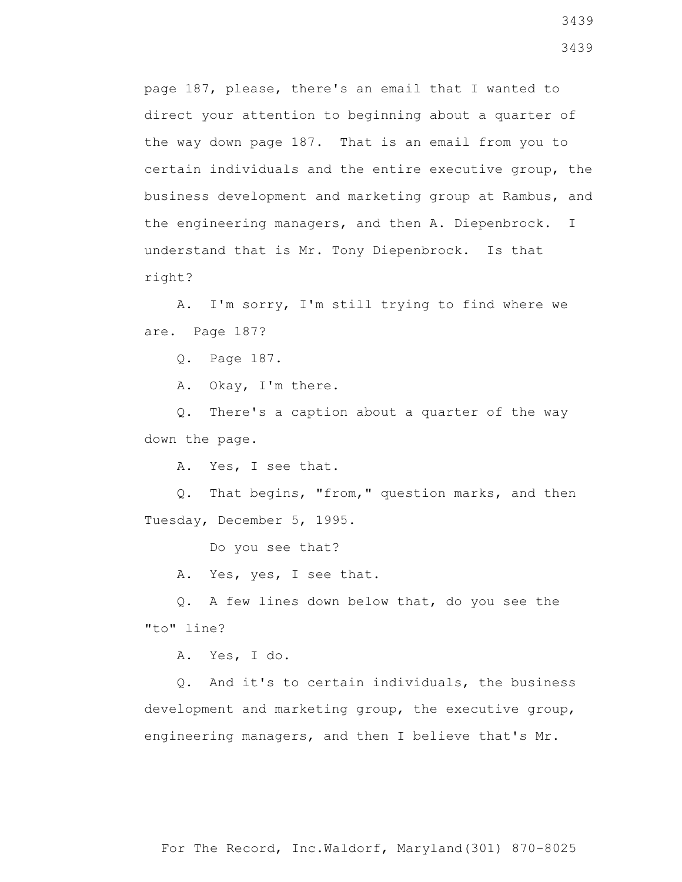page 187, please, there's an email that I wanted to direct your attention to beginning about a quarter of the way down page 187. That is an email from you to certain individuals and the entire executive group, the business development and marketing group at Rambus, and the engineering managers, and then A. Diepenbrock. I understand that is Mr. Tony Diepenbrock. Is that right?

A. I'm sorry, I'm still trying to find where we are. Page 187?

Q. Page 187.

A. Okay, I'm there.

Q. There's a caption about a quarter of the way down the page.

A. Yes, I see that.

Q. That begins, "from," question marks, and then Tuesday, December 5, 1995.

Do you see that?

A. Yes, yes, I see that.

Q. A few lines down below that, do you see the "to" line?

A. Yes, I do.

Q. And it's to certain individuals, the business development and marketing group, the executive group, engineering managers, and then I believe that's Mr.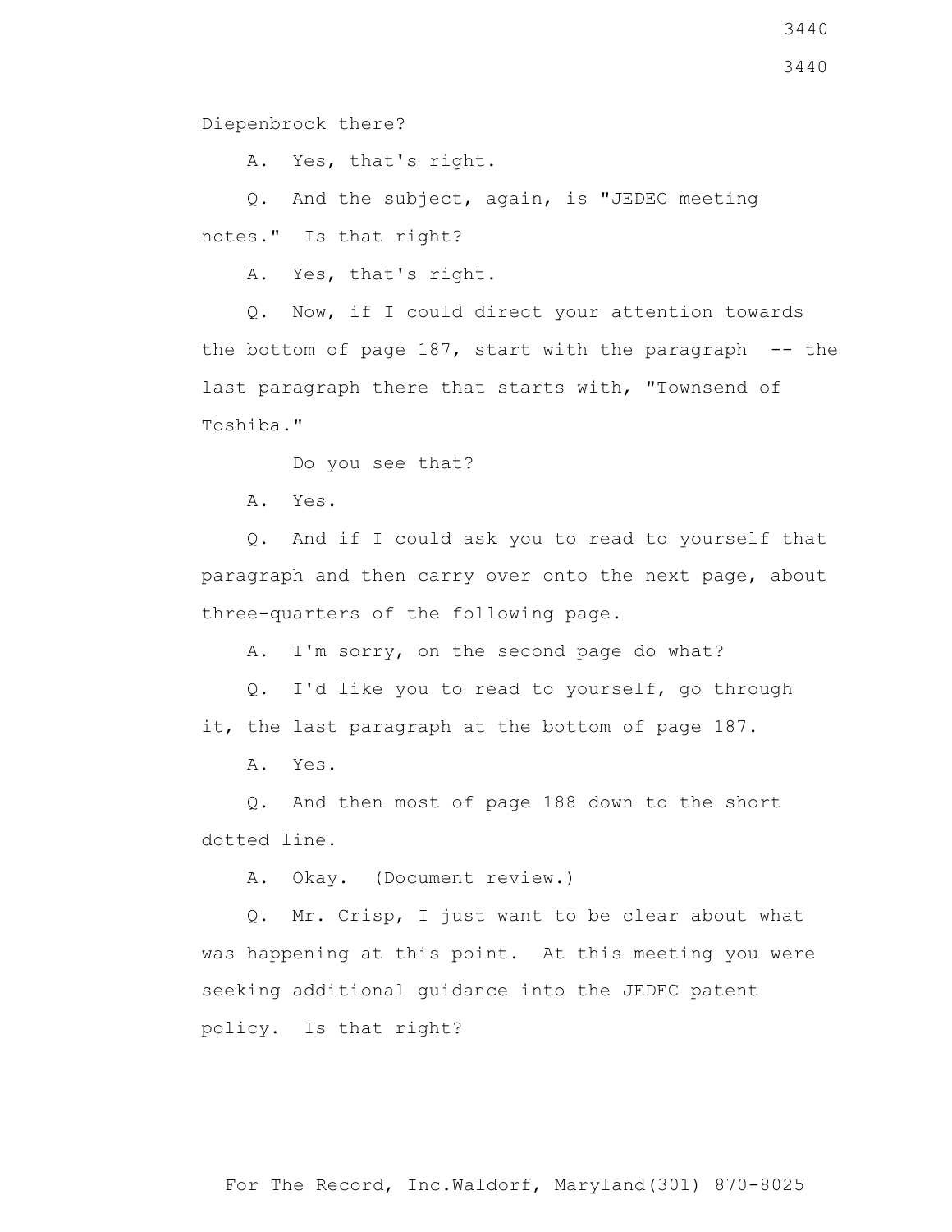Diepenbrock there?

A. Yes, that's right.

Q. And the subject, again, is "JEDEC meeting notes." Is that right?

A. Yes, that's right.

Q. Now, if I could direct your attention towards the bottom of page 187, start with the paragraph -- the last paragraph there that starts with, "Townsend of Toshiba."

Do you see that?

A. Yes.

Q. And if I could ask you to read to yourself that paragraph and then carry over onto the next page, about three-quarters of the following page.

A. I'm sorry, on the second page do what?

Q. I'd like you to read to yourself, go through it, the last paragraph at the bottom of page 187.

A. Yes.

Q. And then most of page 188 down to the short dotted line.

A. Okay. (Document review.)

Q. Mr. Crisp, I just want to be clear about what was happening at this point. At this meeting you were seeking additional guidance into the JEDEC patent policy. Is that right?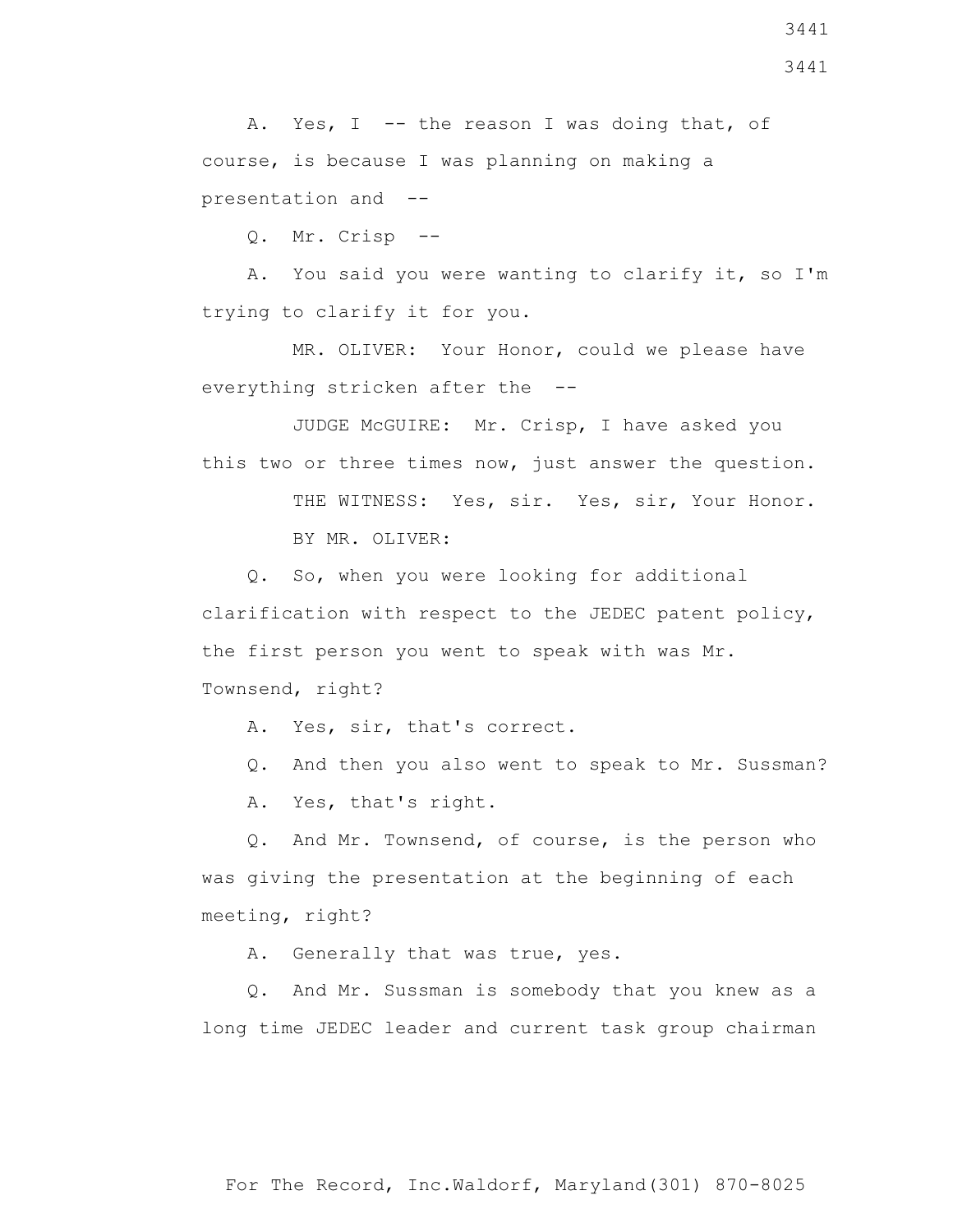A. Yes, I -- the reason I was doing that, of course, is because I was planning on making a presentation and --

Q. Mr. Crisp --

A. You said you were wanting to clarify it, so I'm trying to clarify it for you.

MR. OLIVER: Your Honor, could we please have everything stricken after the --

JUDGE McGUIRE: Mr. Crisp, I have asked you this two or three times now, just answer the question.

THE WITNESS: Yes, sir. Yes, sir, Your Honor.

BY MR. OLIVER:

Q. So, when you were looking for additional clarification with respect to the JEDEC patent policy, the first person you went to speak with was Mr. Townsend, right?

A. Yes, sir, that's correct.

Q. And then you also went to speak to Mr. Sussman?

A. Yes, that's right.

Q. And Mr. Townsend, of course, is the person who was giving the presentation at the beginning of each meeting, right?

A. Generally that was true, yes.

Q. And Mr. Sussman is somebody that you knew as a long time JEDEC leader and current task group chairman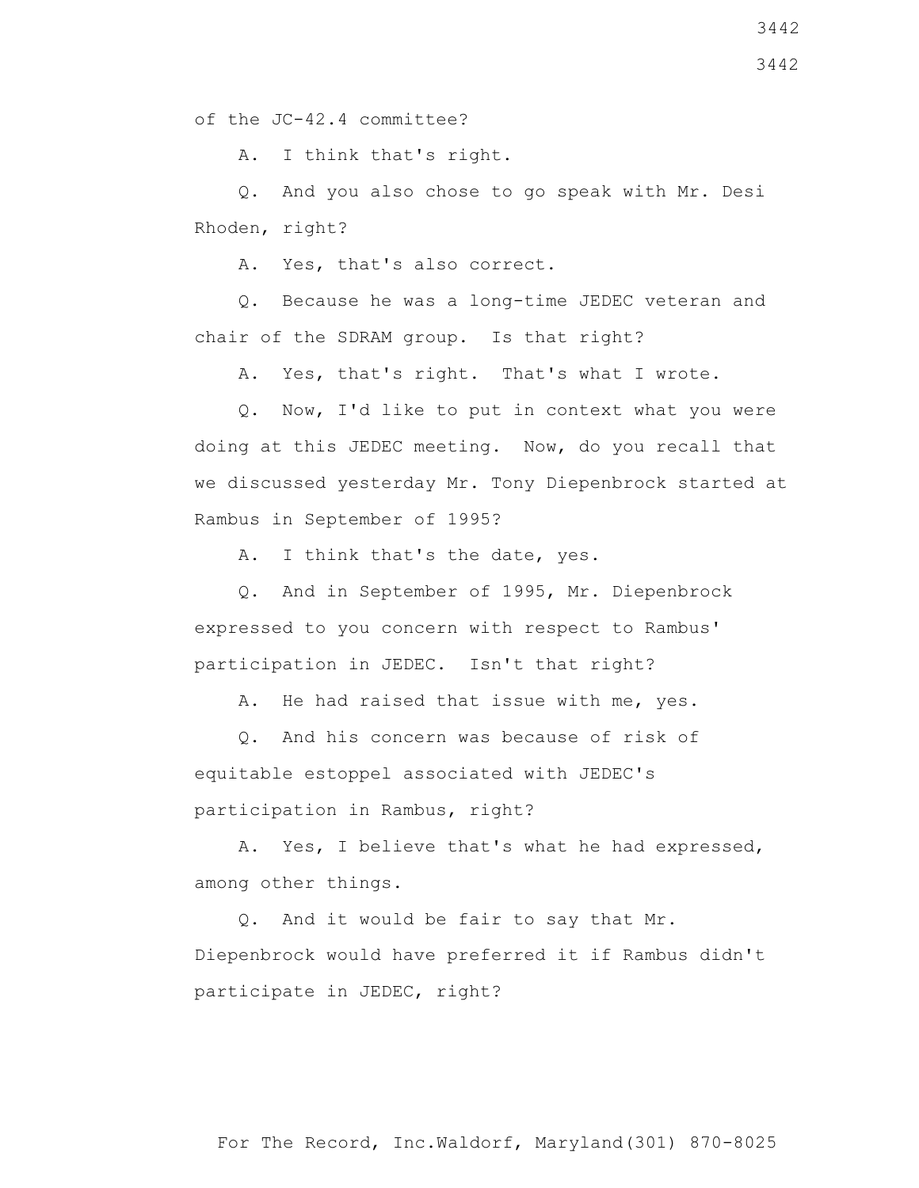of the JC-42.4 committee?

A. I think that's right.

Q. And you also chose to go speak with Mr. Desi Rhoden, right?

A. Yes, that's also correct.

Q. Because he was a long-time JEDEC veteran and chair of the SDRAM group. Is that right?

A. Yes, that's right. That's what I wrote.

Q. Now, I'd like to put in context what you were doing at this JEDEC meeting. Now, do you recall that we discussed yesterday Mr. Tony Diepenbrock started at Rambus in September of 1995?

A. I think that's the date, yes.

Q. And in September of 1995, Mr. Diepenbrock expressed to you concern with respect to Rambus' participation in JEDEC. Isn't that right?

A. He had raised that issue with me, yes.

Q. And his concern was because of risk of equitable estoppel associated with JEDEC's participation in Rambus, right?

A. Yes, I believe that's what he had expressed, among other things.

Q. And it would be fair to say that Mr. Diepenbrock would have preferred it if Rambus didn't participate in JEDEC, right?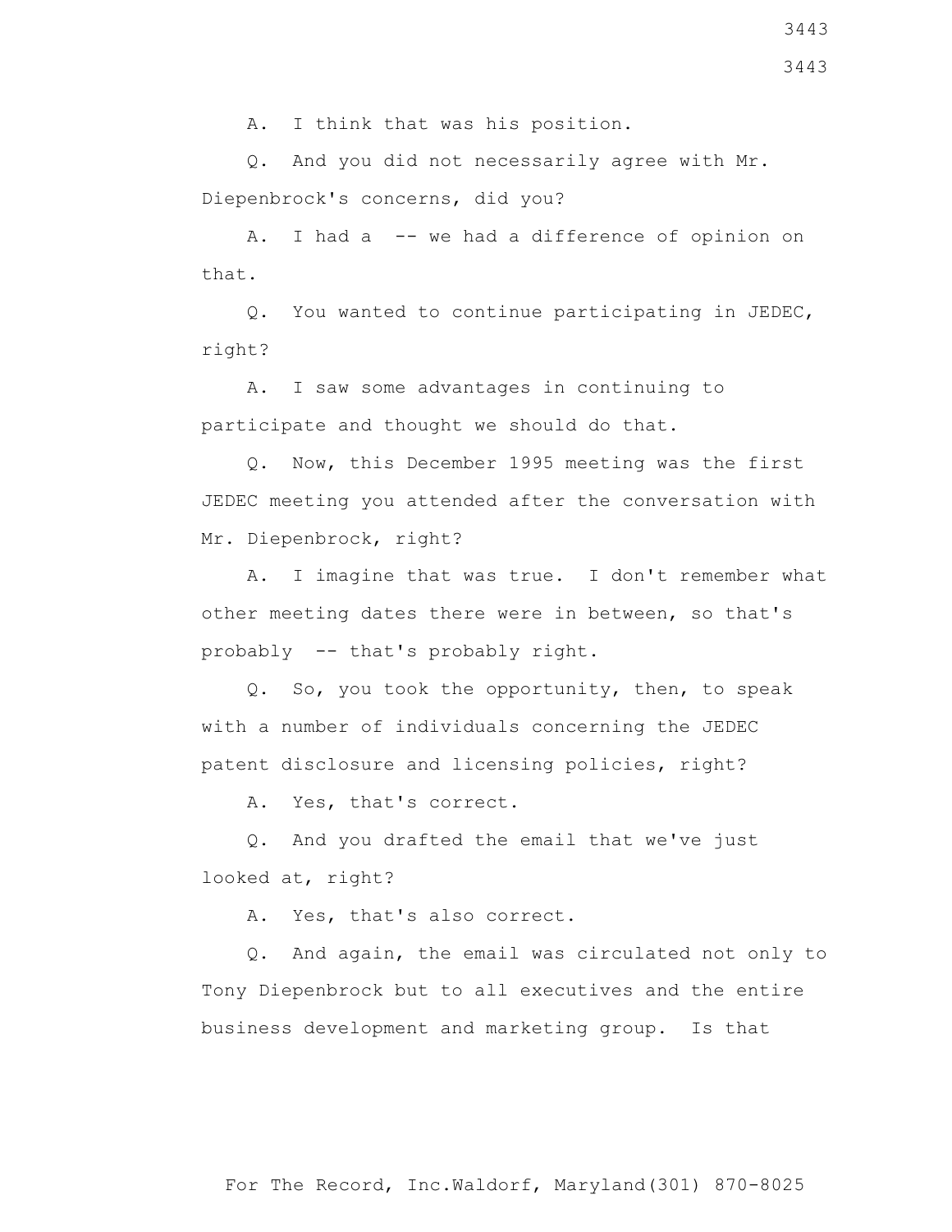A. I think that was his position.

Q. And you did not necessarily agree with Mr. Diepenbrock's concerns, did you?

A. I had a -- we had a difference of opinion on that.

Q. You wanted to continue participating in JEDEC, right?

A. I saw some advantages in continuing to participate and thought we should do that.

Q. Now, this December 1995 meeting was the first JEDEC meeting you attended after the conversation with Mr. Diepenbrock, right?

A. I imagine that was true. I don't remember what other meeting dates there were in between, so that's probably -- that's probably right.

Q. So, you took the opportunity, then, to speak with a number of individuals concerning the JEDEC patent disclosure and licensing policies, right?

A. Yes, that's correct.

Q. And you drafted the email that we've just looked at, right?

A. Yes, that's also correct.

Q. And again, the email was circulated not only to Tony Diepenbrock but to all executives and the entire business development and marketing group. Is that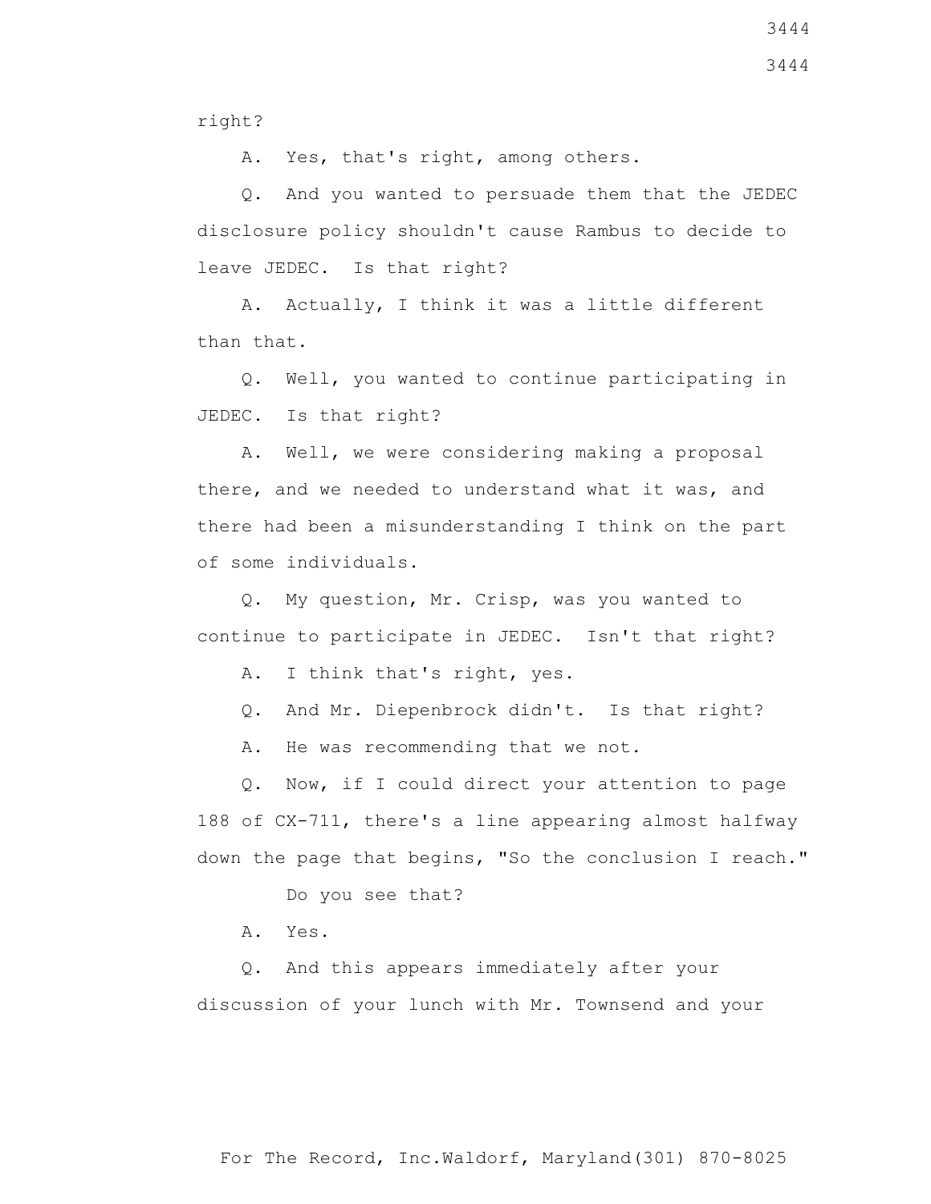right?

A. Yes, that's right, among others.

Q. And you wanted to persuade them that the JEDEC disclosure policy shouldn't cause Rambus to decide to leave JEDEC. Is that right?

A. Actually, I think it was a little different than that.

Q. Well, you wanted to continue participating in JEDEC. Is that right?

A. Well, we were considering making a proposal there, and we needed to understand what it was, and there had been a misunderstanding I think on the part of some individuals.

Q. My question, Mr. Crisp, was you wanted to continue to participate in JEDEC. Isn't that right?

A. I think that's right, yes.

Q. And Mr. Diepenbrock didn't. Is that right?

A. He was recommending that we not.

Q. Now, if I could direct your attention to page 188 of CX-711, there's a line appearing almost halfway down the page that begins, "So the conclusion I reach."

Do you see that?

A. Yes.

Q. And this appears immediately after your discussion of your lunch with Mr. Townsend and your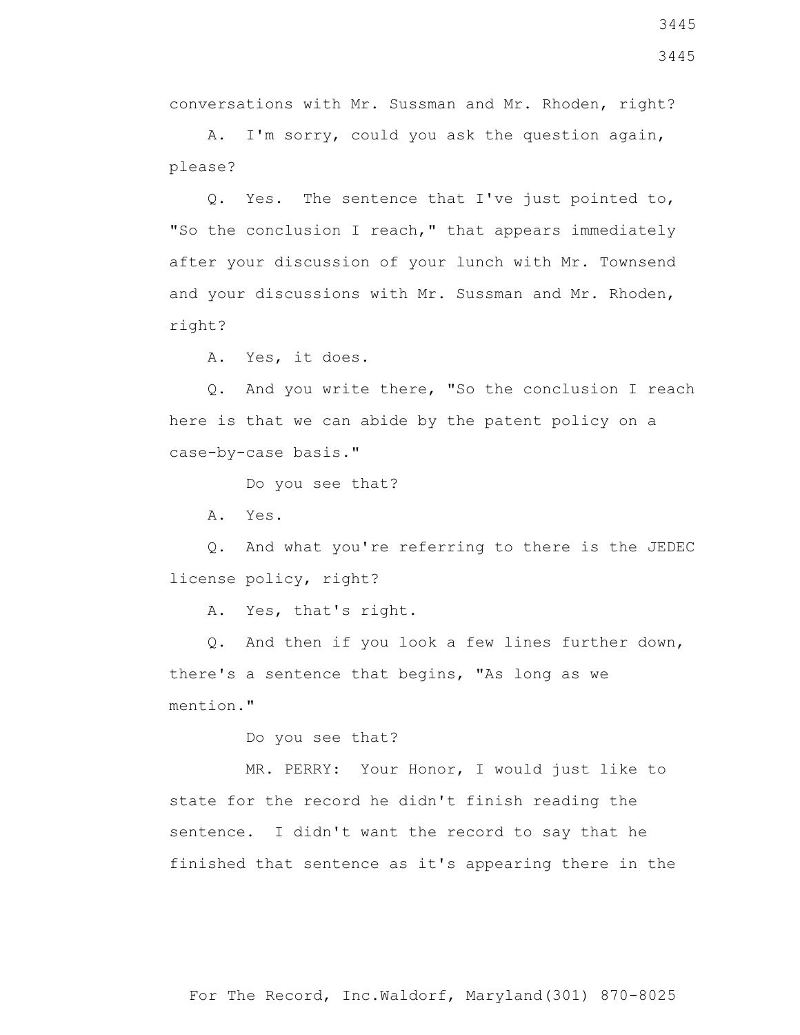conversations with Mr. Sussman and Mr. Rhoden, right?

A. I'm sorry, could you ask the question again, please?

Q. Yes. The sentence that I've just pointed to, "So the conclusion I reach," that appears immediately after your discussion of your lunch with Mr. Townsend and your discussions with Mr. Sussman and Mr. Rhoden, right?

A. Yes, it does.

Q. And you write there, "So the conclusion I reach here is that we can abide by the patent policy on a case-by-case basis."

Do you see that?

A. Yes.

Q. And what you're referring to there is the JEDEC license policy, right?

A. Yes, that's right.

Q. And then if you look a few lines further down, there's a sentence that begins, "As long as we mention."

Do you see that?

MR. PERRY: Your Honor, I would just like to state for the record he didn't finish reading the sentence. I didn't want the record to say that he finished that sentence as it's appearing there in the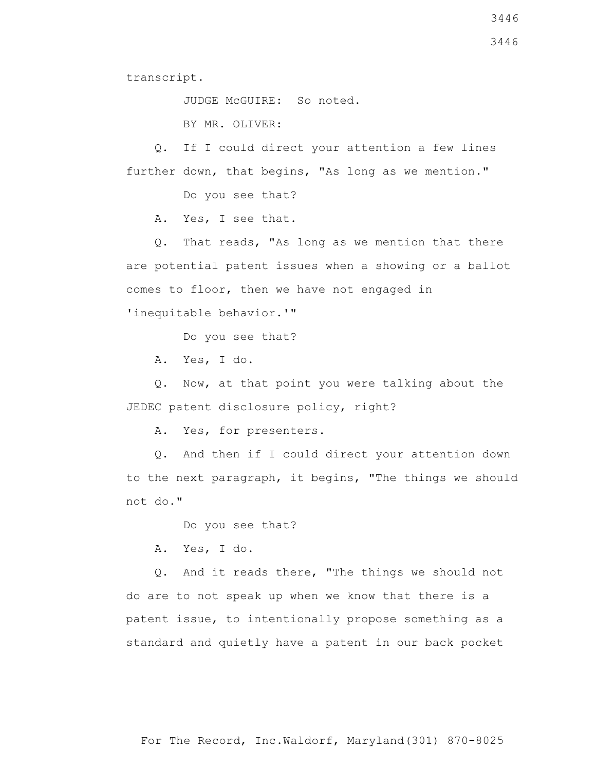transcript.

JUDGE McGUIRE: So noted.

BY MR. OLIVER:

Q. If I could direct your attention a few lines further down, that begins, "As long as we mention."

Do you see that?

A. Yes, I see that.

Q. That reads, "As long as we mention that there are potential patent issues when a showing or a ballot comes to floor, then we have not engaged in 'inequitable behavior.'"

Do you see that?

A. Yes, I do.

Q. Now, at that point you were talking about the JEDEC patent disclosure policy, right?

A. Yes, for presenters.

Q. And then if I could direct your attention down to the next paragraph, it begins, "The things we should not do."

Do you see that?

A. Yes, I do.

Q. And it reads there, "The things we should not do are to not speak up when we know that there is a patent issue, to intentionally propose something as a standard and quietly have a patent in our back pocket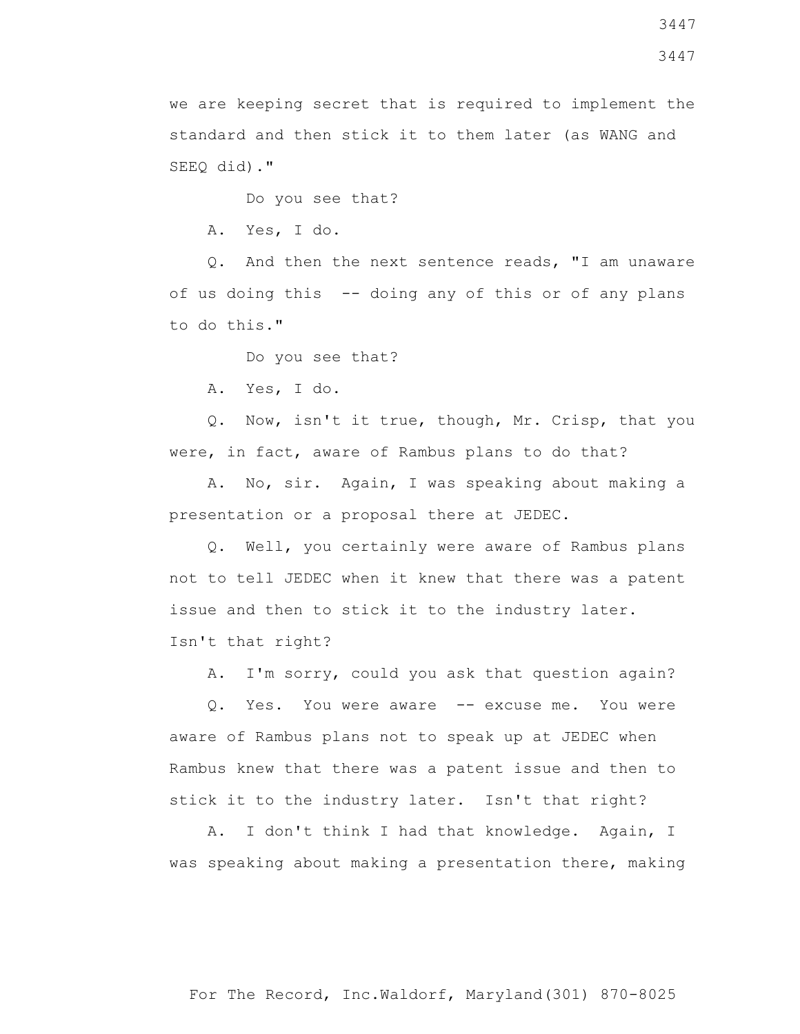we are keeping secret that is required to implement the standard and then stick it to them later (as WANG and SEEQ did)."

Do you see that?

A. Yes, I do.

Q. And then the next sentence reads, "I am unaware of us doing this -- doing any of this or of any plans to do this."

Do you see that?

A. Yes, I do.

Q. Now, isn't it true, though, Mr. Crisp, that you were, in fact, aware of Rambus plans to do that?

A. No, sir. Again, I was speaking about making a presentation or a proposal there at JEDEC.

Q. Well, you certainly were aware of Rambus plans not to tell JEDEC when it knew that there was a patent issue and then to stick it to the industry later. Isn't that right?

A. I'm sorry, could you ask that question again?

Q. Yes. You were aware -- excuse me. You were aware of Rambus plans not to speak up at JEDEC when Rambus knew that there was a patent issue and then to stick it to the industry later. Isn't that right?

A. I don't think I had that knowledge. Again, I was speaking about making a presentation there, making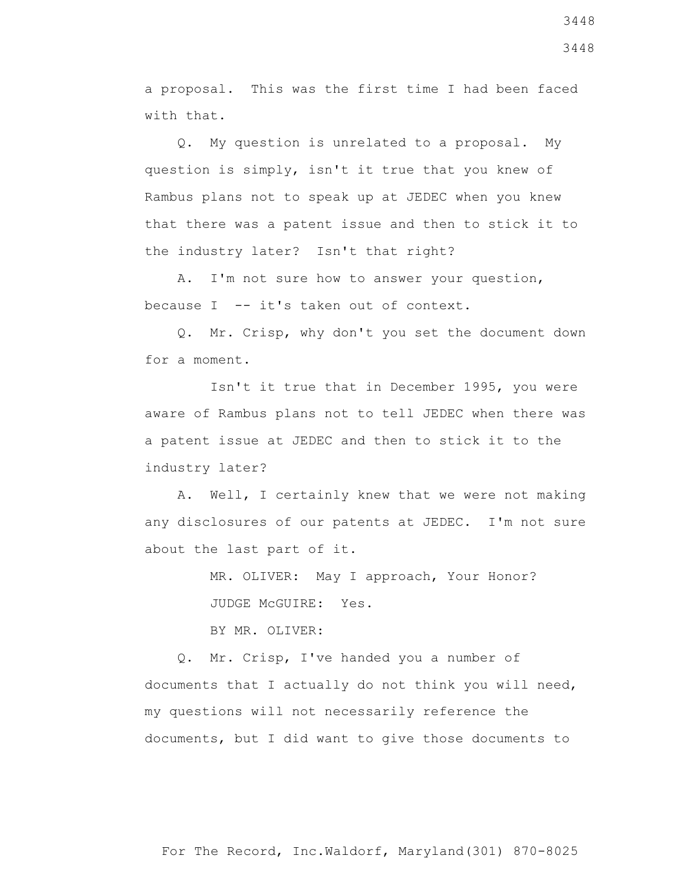a proposal. This was the first time I had been faced with that.

Q. My question is unrelated to a proposal. My question is simply, isn't it true that you knew of Rambus plans not to speak up at JEDEC when you knew that there was a patent issue and then to stick it to the industry later? Isn't that right?

A. I'm not sure how to answer your question, because I -- it's taken out of context.

Q. Mr. Crisp, why don't you set the document down for a moment.

Isn't it true that in December 1995, you were aware of Rambus plans not to tell JEDEC when there was a patent issue at JEDEC and then to stick it to the industry later?

A. Well, I certainly knew that we were not making any disclosures of our patents at JEDEC. I'm not sure about the last part of it.

MR. OLIVER: May I approach, Your Honor?

JUDGE McGUIRE: Yes.

BY MR. OLIVER:

Q. Mr. Crisp, I've handed you a number of documents that I actually do not think you will need, my questions will not necessarily reference the documents, but I did want to give those documents to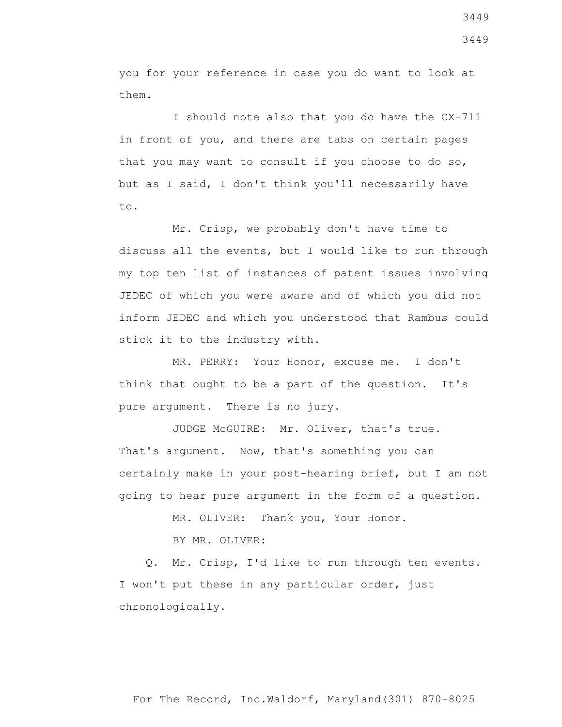you for your reference in case you do want to look at them.

I should note also that you do have the CX-711 in front of you, and there are tabs on certain pages that you may want to consult if you choose to do so, but as I said, I don't think you'll necessarily have to.

Mr. Crisp, we probably don't have time to discuss all the events, but I would like to run through my top ten list of instances of patent issues involving JEDEC of which you were aware and of which you did not inform JEDEC and which you understood that Rambus could stick it to the industry with.

MR. PERRY: Your Honor, excuse me. I don't think that ought to be a part of the question. It's pure argument. There is no jury.

JUDGE McGUIRE: Mr. Oliver, that's true. That's argument. Now, that's something you can certainly make in your post-hearing brief, but I am not going to hear pure argument in the form of a question.

MR. OLIVER: Thank you, Your Honor.

BY MR. OLIVER:

Q. Mr. Crisp, I'd like to run through ten events. I won't put these in any particular order, just chronologically.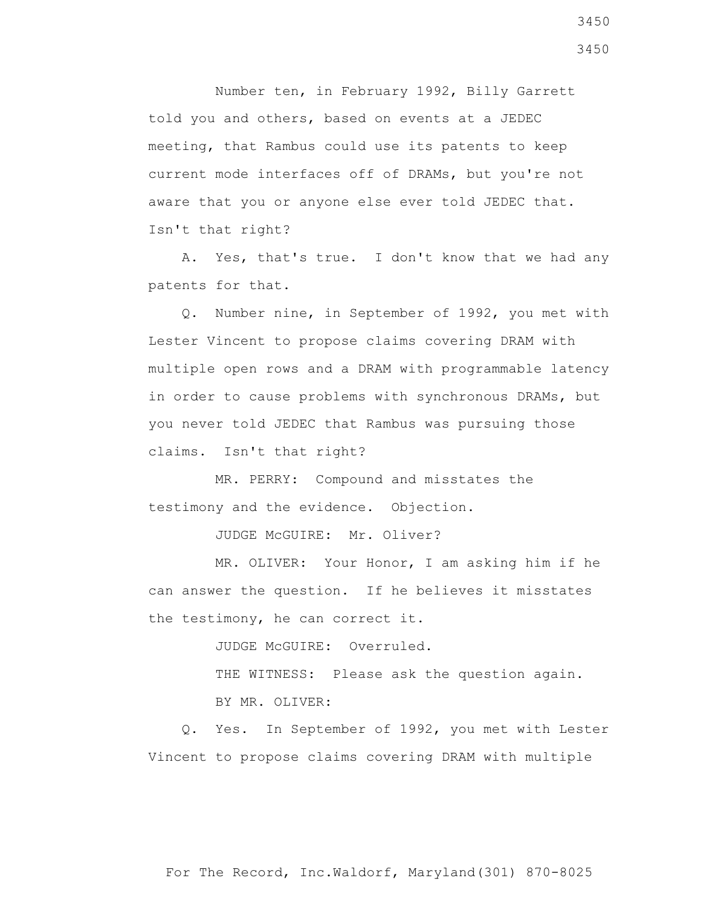Number ten, in February 1992, Billy Garrett told you and others, based on events at a JEDEC meeting, that Rambus could use its patents to keep current mode interfaces off of DRAMs, but you're not aware that you or anyone else ever told JEDEC that. Isn't that right?

A. Yes, that's true. I don't know that we had any patents for that.

Q. Number nine, in September of 1992, you met with Lester Vincent to propose claims covering DRAM with multiple open rows and a DRAM with programmable latency in order to cause problems with synchronous DRAMs, but you never told JEDEC that Rambus was pursuing those claims. Isn't that right?

MR. PERRY: Compound and misstates the testimony and the evidence. Objection.

JUDGE McGUIRE: Mr. Oliver?

MR. OLIVER: Your Honor, I am asking him if he can answer the question. If he believes it misstates the testimony, he can correct it.

JUDGE McGUIRE: Overruled.

THE WITNESS: Please ask the question again.

BY MR. OLIVER:

Q. Yes. In September of 1992, you met with Lester Vincent to propose claims covering DRAM with multiple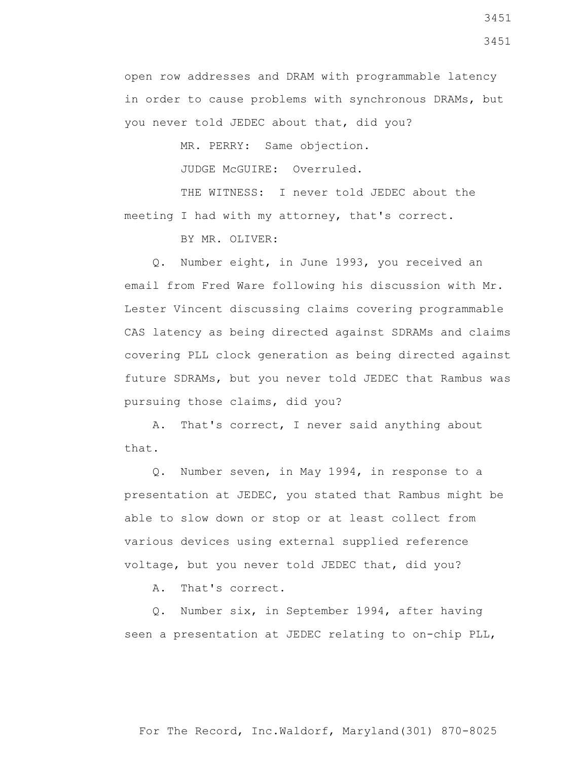open row addresses and DRAM with programmable latency in order to cause problems with synchronous DRAMs, but you never told JEDEC about that, did you?

MR. PERRY: Same objection.

JUDGE McGUIRE: Overruled.

THE WITNESS: I never told JEDEC about the meeting I had with my attorney, that's correct.

BY MR. OLIVER:

Q. Number eight, in June 1993, you received an email from Fred Ware following his discussion with Mr. Lester Vincent discussing claims covering programmable CAS latency as being directed against SDRAMs and claims covering PLL clock generation as being directed against future SDRAMs, but you never told JEDEC that Rambus was pursuing those claims, did you?

A. That's correct, I never said anything about that.

Q. Number seven, in May 1994, in response to a presentation at JEDEC, you stated that Rambus might be able to slow down or stop or at least collect from various devices using external supplied reference voltage, but you never told JEDEC that, did you?

A. That's correct.

Q. Number six, in September 1994, after having seen a presentation at JEDEC relating to on-chip PLL,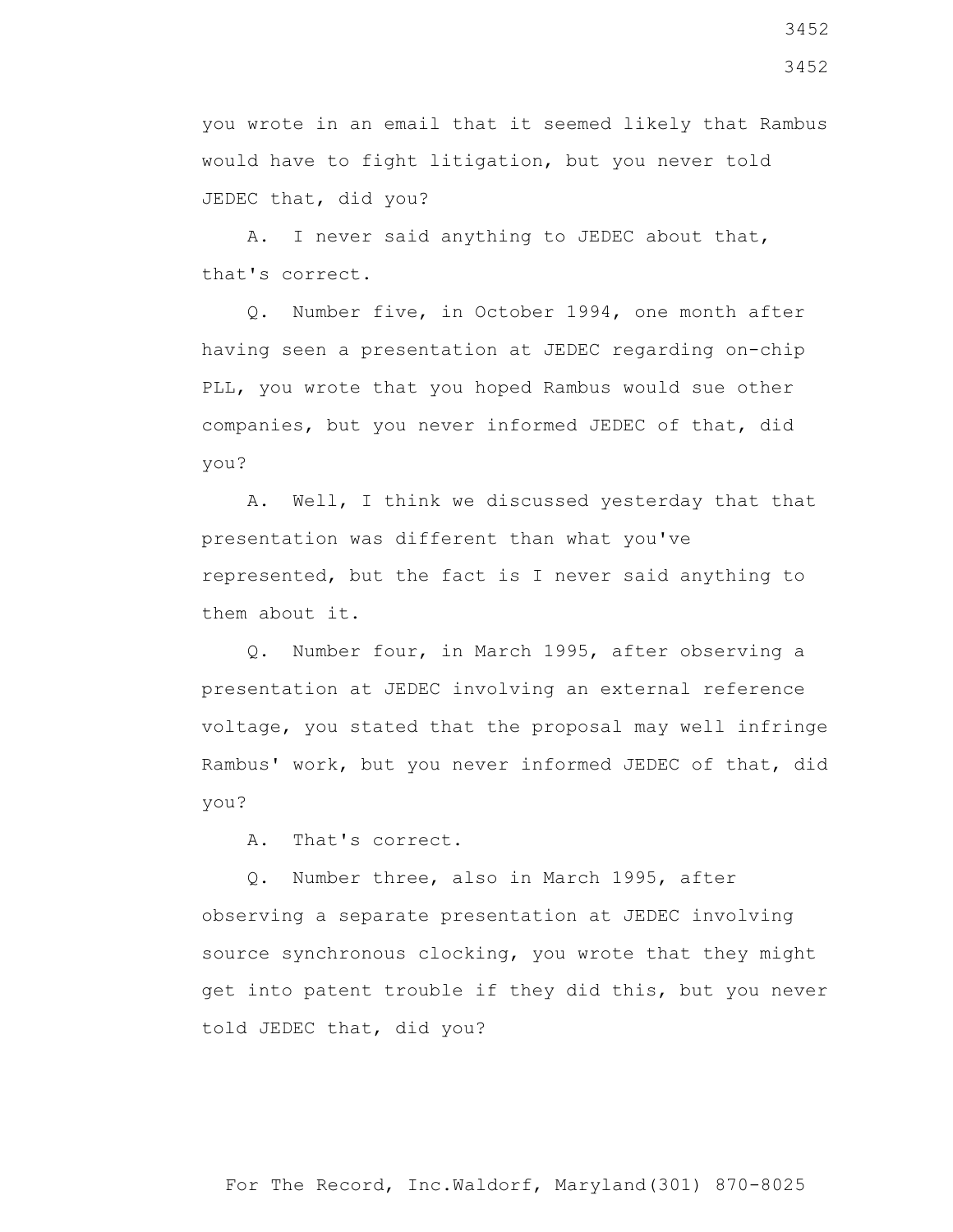you wrote in an email that it seemed likely that Rambus would have to fight litigation, but you never told JEDEC that, did you?

A. I never said anything to JEDEC about that, that's correct.

Q. Number five, in October 1994, one month after having seen a presentation at JEDEC regarding on-chip PLL, you wrote that you hoped Rambus would sue other companies, but you never informed JEDEC of that, did you?

A. Well, I think we discussed yesterday that that presentation was different than what you've represented, but the fact is I never said anything to them about it.

Q. Number four, in March 1995, after observing a presentation at JEDEC involving an external reference voltage, you stated that the proposal may well infringe Rambus' work, but you never informed JEDEC of that, did you?

A. That's correct.

Q. Number three, also in March 1995, after observing a separate presentation at JEDEC involving source synchronous clocking, you wrote that they might get into patent trouble if they did this, but you never told JEDEC that, did you?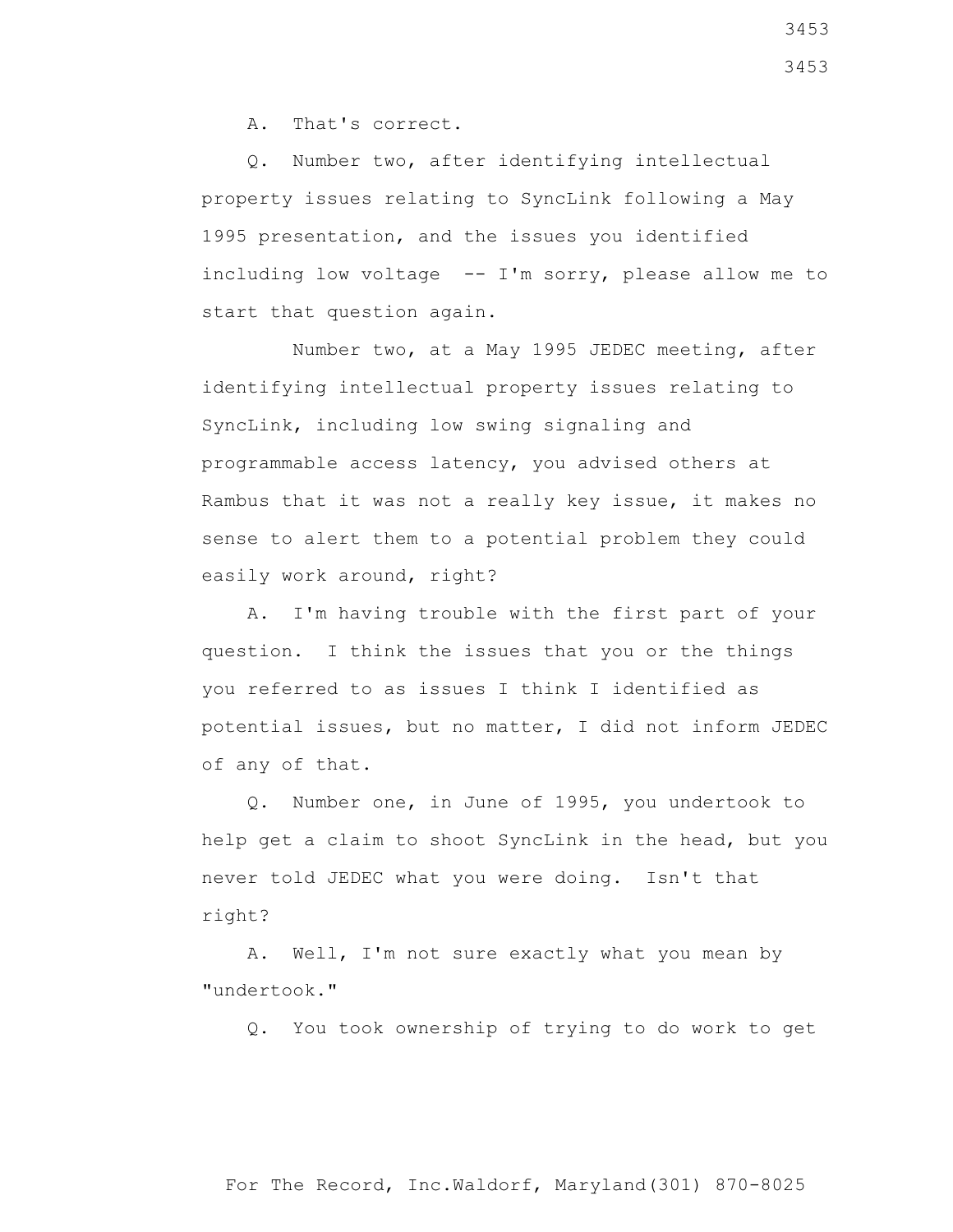A. That's correct.

Q. Number two, after identifying intellectual property issues relating to SyncLink following a May 1995 presentation, and the issues you identified including low voltage -- I'm sorry, please allow me to start that question again.

Number two, at a May 1995 JEDEC meeting, after identifying intellectual property issues relating to SyncLink, including low swing signaling and programmable access latency, you advised others at Rambus that it was not a really key issue, it makes no sense to alert them to a potential problem they could easily work around, right?

A. I'm having trouble with the first part of your question. I think the issues that you or the things you referred to as issues I think I identified as potential issues, but no matter, I did not inform JEDEC of any of that.

Q. Number one, in June of 1995, you undertook to help get a claim to shoot SyncLink in the head, but you never told JEDEC what you were doing. Isn't that right?

A. Well, I'm not sure exactly what you mean by "undertook."

Q. You took ownership of trying to do work to get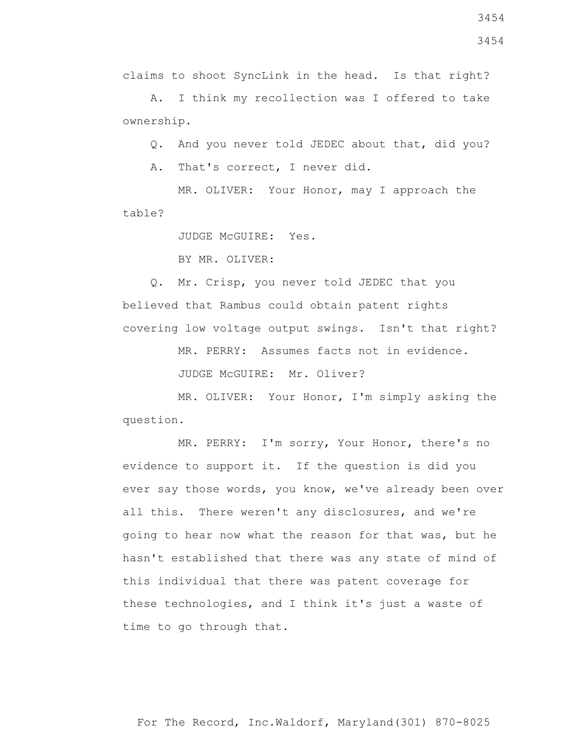claims to shoot SyncLink in the head. Is that right?

A. I think my recollection was I offered to take ownership.

Q. And you never told JEDEC about that, did you?

A. That's correct, I never did.

MR. OLIVER: Your Honor, may I approach the table?

JUDGE McGUIRE: Yes.

BY MR. OLIVER:

Q. Mr. Crisp, you never told JEDEC that you believed that Rambus could obtain patent rights covering low voltage output swings. Isn't that right?

MR. PERRY: Assumes facts not in evidence.

JUDGE McGUIRE: Mr. Oliver?

MR. OLIVER: Your Honor, I'm simply asking the question.

MR. PERRY: I'm sorry, Your Honor, there's no evidence to support it. If the question is did you ever say those words, you know, we've already been over all this. There weren't any disclosures, and we're going to hear now what the reason for that was, but he hasn't established that there was any state of mind of this individual that there was patent coverage for these technologies, and I think it's just a waste of time to go through that.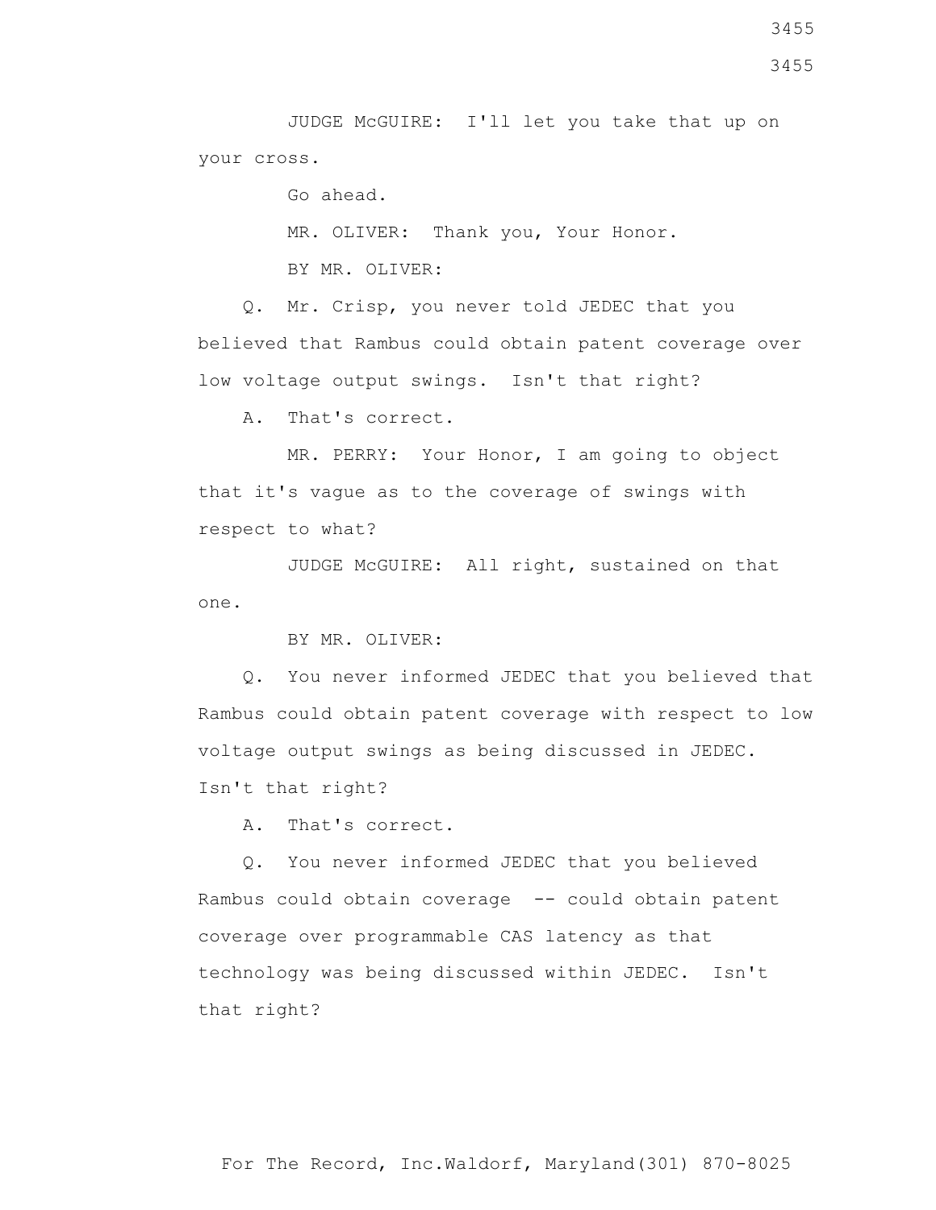JUDGE McGUIRE: I'll let you take that up on your cross.

Go ahead.

MR. OLIVER: Thank you, Your Honor.

BY MR. OLIVER:

Q. Mr. Crisp, you never told JEDEC that you believed that Rambus could obtain patent coverage over low voltage output swings. Isn't that right?

A. That's correct.

MR. PERRY: Your Honor, I am going to object that it's vague as to the coverage of swings with respect to what?

JUDGE McGUIRE: All right, sustained on that one.

BY MR. OLIVER:

Q. You never informed JEDEC that you believed that Rambus could obtain patent coverage with respect to low voltage output swings as being discussed in JEDEC. Isn't that right?

A. That's correct.

Q. You never informed JEDEC that you believed Rambus could obtain coverage -- could obtain patent coverage over programmable CAS latency as that technology was being discussed within JEDEC. Isn't that right?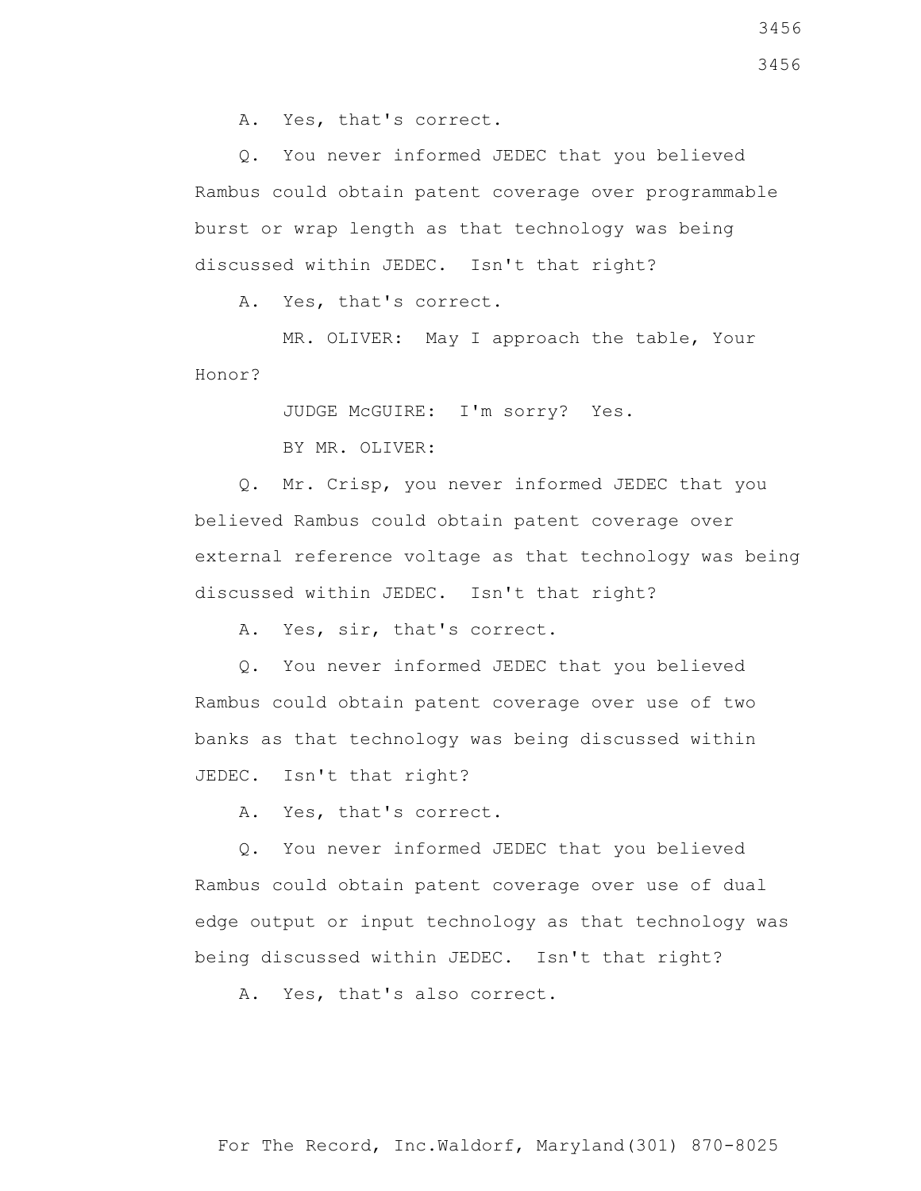A. Yes, that's correct.

Q. You never informed JEDEC that you believed Rambus could obtain patent coverage over programmable burst or wrap length as that technology was being discussed within JEDEC. Isn't that right?

A. Yes, that's correct.

MR. OLIVER: May I approach the table, Your Honor?

JUDGE McGUIRE: I'm sorry? Yes.

BY MR. OLIVER:

Q. Mr. Crisp, you never informed JEDEC that you believed Rambus could obtain patent coverage over external reference voltage as that technology was being discussed within JEDEC. Isn't that right?

A. Yes, sir, that's correct.

Q. You never informed JEDEC that you believed Rambus could obtain patent coverage over use of two banks as that technology was being discussed within JEDEC. Isn't that right?

A. Yes, that's correct.

Q. You never informed JEDEC that you believed Rambus could obtain patent coverage over use of dual edge output or input technology as that technology was being discussed within JEDEC. Isn't that right?

A. Yes, that's also correct.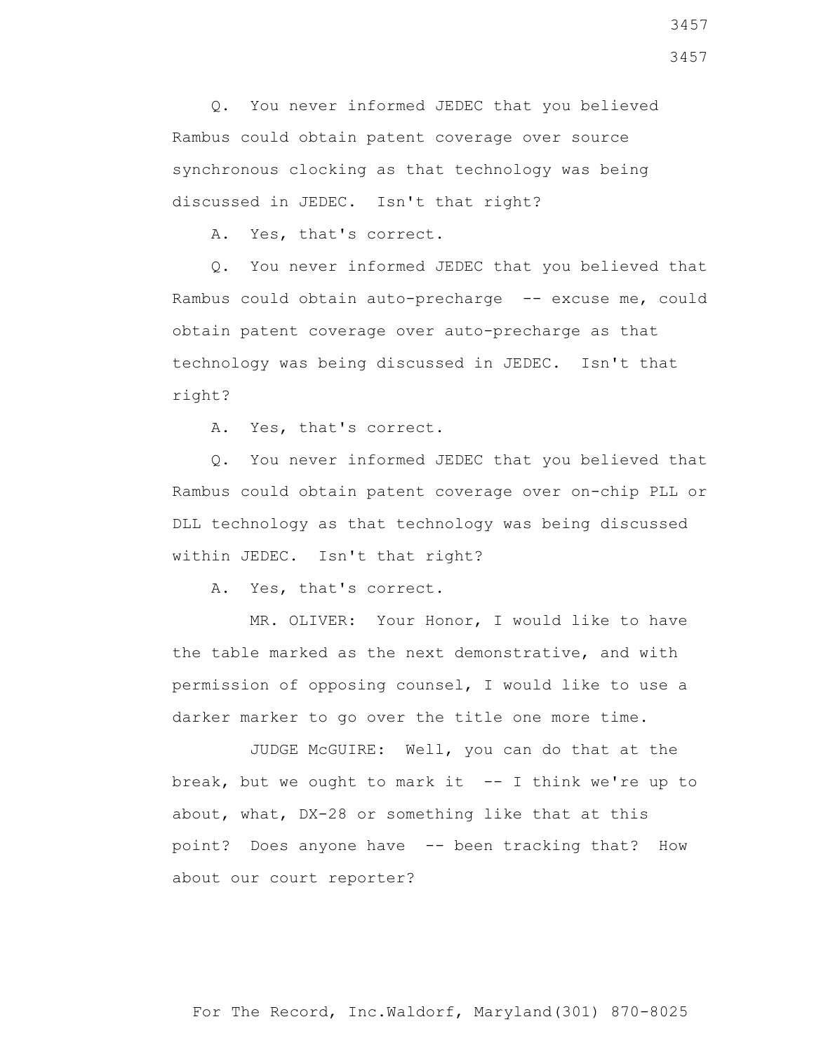Q. You never informed JEDEC that you believed Rambus could obtain patent coverage over source synchronous clocking as that technology was being discussed in JEDEC. Isn't that right?

A. Yes, that's correct.

Q. You never informed JEDEC that you believed that Rambus could obtain auto-precharge -- excuse me, could obtain patent coverage over auto-precharge as that technology was being discussed in JEDEC. Isn't that right?

A. Yes, that's correct.

Q. You never informed JEDEC that you believed that Rambus could obtain patent coverage over on-chip PLL or DLL technology as that technology was being discussed within JEDEC. Isn't that right?

A. Yes, that's correct.

MR. OLIVER: Your Honor, I would like to have the table marked as the next demonstrative, and with permission of opposing counsel, I would like to use a darker marker to go over the title one more time.

JUDGE McGUIRE: Well, you can do that at the break, but we ought to mark it -- I think we're up to about, what, DX-28 or something like that at this point? Does anyone have -- been tracking that? How about our court reporter?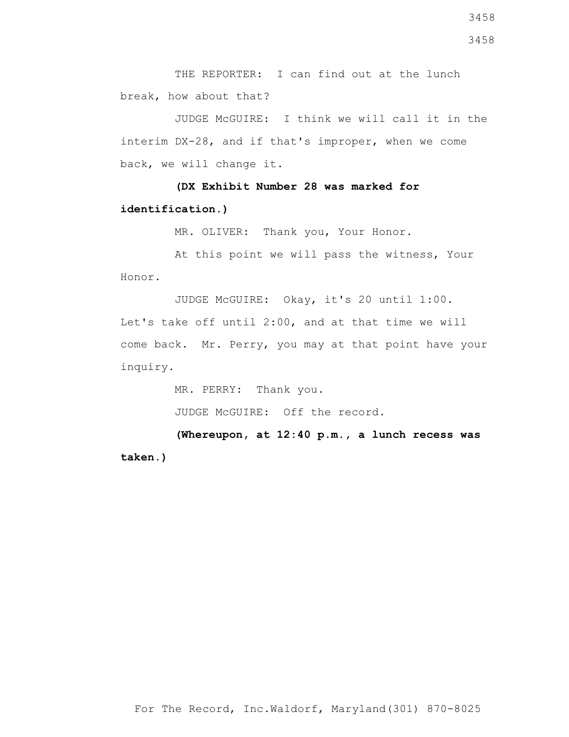THE REPORTER: I can find out at the lunch break, how about that?

JUDGE McGUIRE: I think we will call it in the interim DX-28, and if that's improper, when we come back, we will change it.

**(DX Exhibit Number 28 was marked for identification.)**

MR. OLIVER: Thank you, Your Honor.

At this point we will pass the witness, Your Honor.

JUDGE McGUIRE: Okay, it's 20 until 1:00. Let's take off until 2:00, and at that time we will come back. Mr. Perry, you may at that point have your inquiry.

MR. PERRY: Thank you.

JUDGE McGUIRE: Off the record.

**(Whereupon, at 12:40 p.m., a lunch recess was taken.)**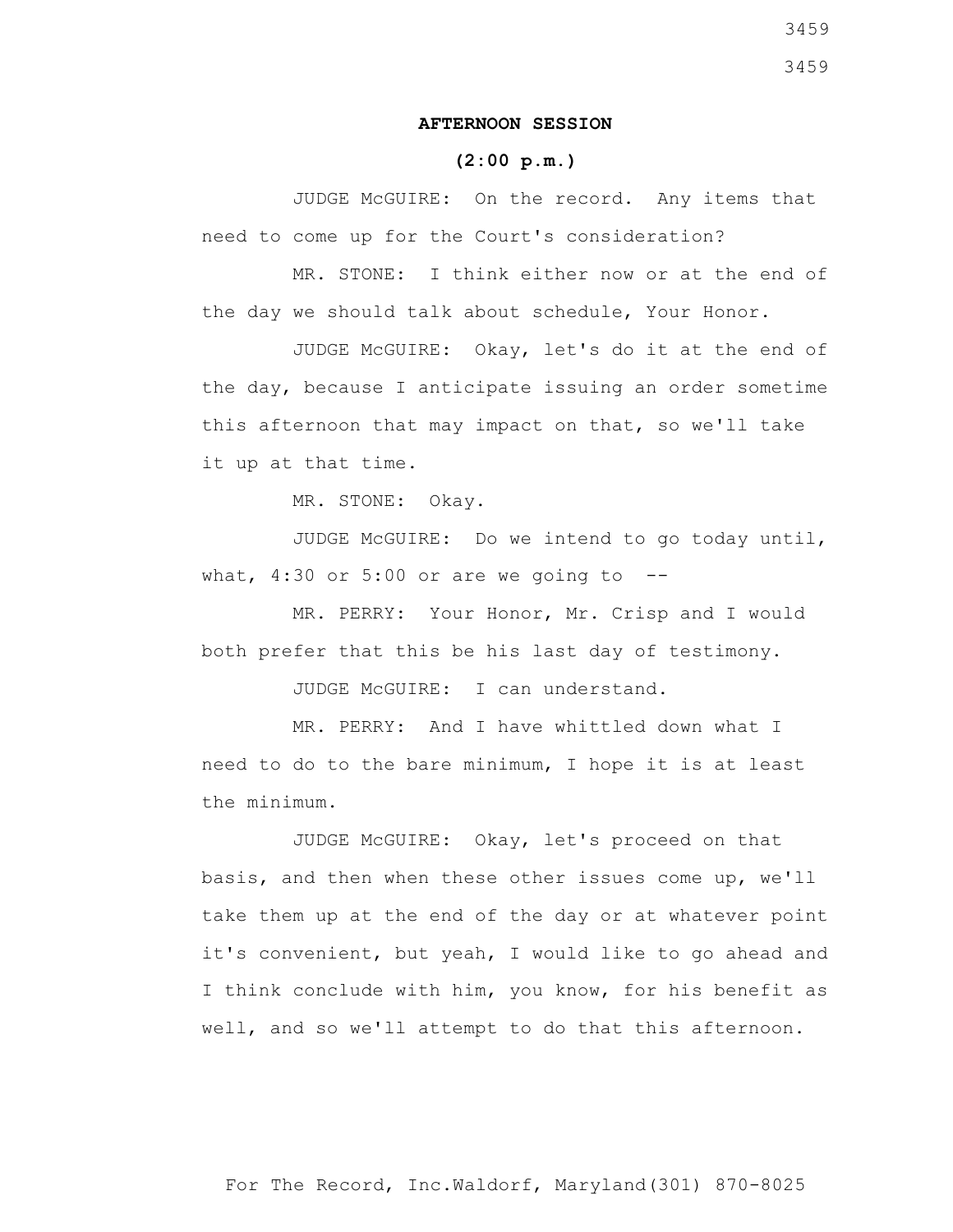**AFTERNOON SESSION**

**(2:00 p.m.)**

JUDGE McGUIRE: On the record. Any items that need to come up for the Court's consideration?

MR. STONE: I think either now or at the end of the day we should talk about schedule, Your Honor.

JUDGE McGUIRE: Okay, let's do it at the end of the day, because I anticipate issuing an order sometime this afternoon that may impact on that, so we'll take it up at that time.

MR. STONE: Okay.

JUDGE McGUIRE: Do we intend to go today until, what, 4:30 or 5:00 or are we going to --

MR. PERRY: Your Honor, Mr. Crisp and I would both prefer that this be his last day of testimony.

JUDGE McGUIRE: I can understand.

MR. PERRY: And I have whittled down what I need to do to the bare minimum, I hope it is at least the minimum.

JUDGE McGUIRE: Okay, let's proceed on that basis, and then when these other issues come up, we'll take them up at the end of the day or at whatever point it's convenient, but yeah, I would like to go ahead and I think conclude with him, you know, for his benefit as well, and so we'll attempt to do that this afternoon.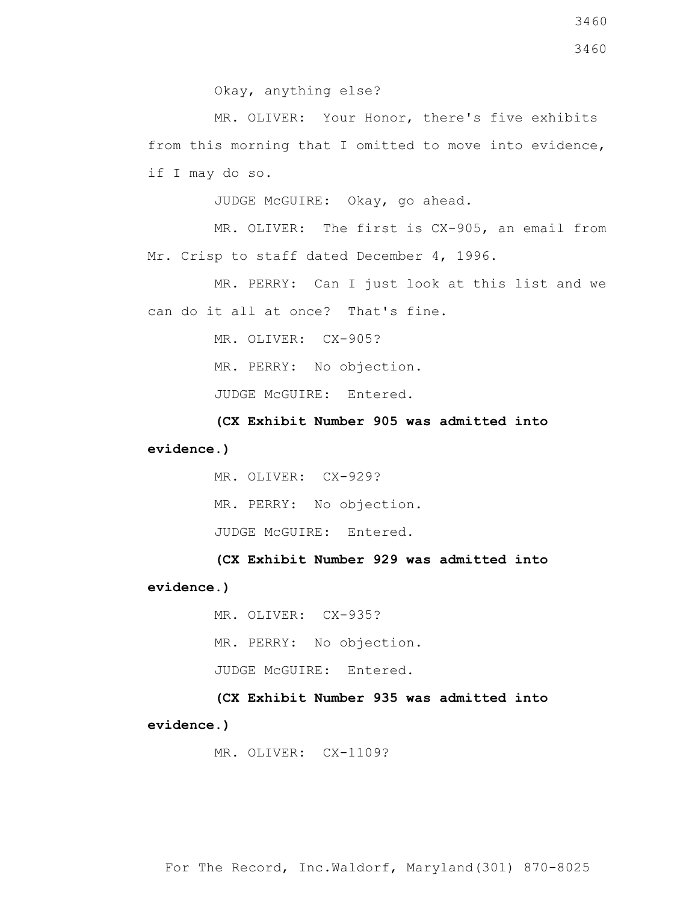Okay, anything else?

MR. OLIVER: Your Honor, there's five exhibits from this morning that I omitted to move into evidence, if I may do so.

JUDGE McGUIRE: Okay, go ahead.

MR. OLIVER: The first is CX-905, an email from Mr. Crisp to staff dated December 4, 1996.

MR. PERRY: Can I just look at this list and we can do it all at once? That's fine.

MR. OLIVER: CX-905?

MR. PERRY: No objection.

JUDGE McGUIRE: Entered.

**(CX Exhibit Number 905 was admitted into evidence.)**

MR. OLIVER: CX-929?

MR. PERRY: No objection.

JUDGE McGUIRE: Entered.

**(CX Exhibit Number 929 was admitted into evidence.)**

MR. OLIVER: CX-935?

MR. PERRY: No objection.

JUDGE McGUIRE: Entered.

**(CX Exhibit Number 935 was admitted into evidence.)**

MR. OLIVER: CX-1109?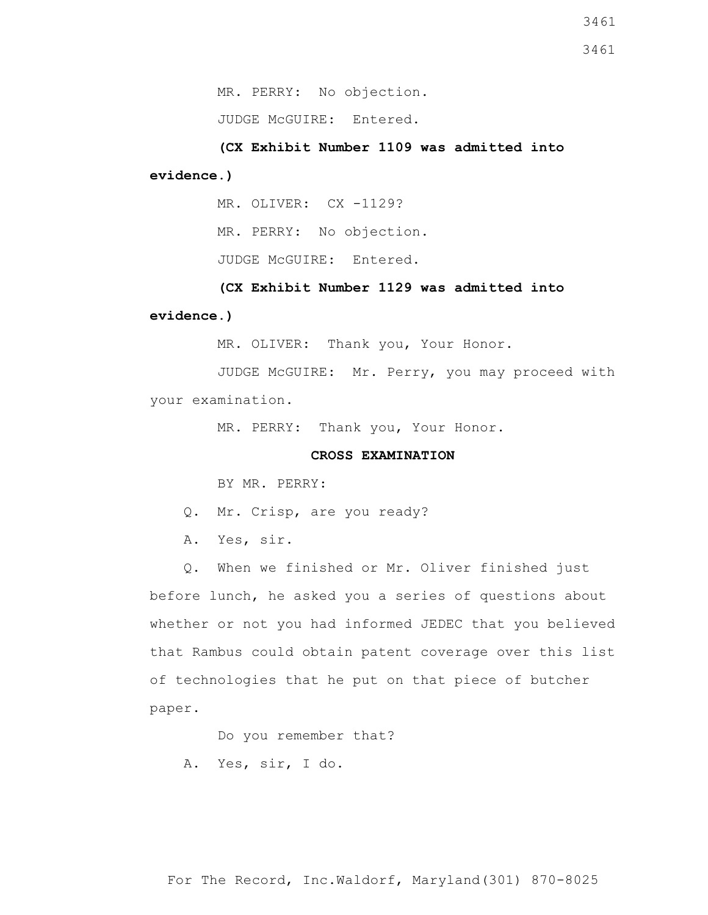MR. PERRY: No objection.

JUDGE McGUIRE: Entered.

**(CX Exhibit Number 1109 was admitted into evidence.)**

MR. OLIVER: CX -1129?

MR. PERRY: No objection.

JUDGE McGUIRE: Entered.

**(CX Exhibit Number 1129 was admitted into evidence.)**

MR. OLIVER: Thank you, Your Honor.

JUDGE McGUIRE: Mr. Perry, you may proceed with your examination.

MR. PERRY: Thank you, Your Honor.

**CROSS EXAMINATION**

BY MR. PERRY:

Q. Mr. Crisp, are you ready?

A. Yes, sir.

Q. When we finished or Mr. Oliver finished just before lunch, he asked you a series of questions about whether or not you had informed JEDEC that you believed that Rambus could obtain patent coverage over this list of technologies that he put on that piece of butcher paper.

Do you remember that?

A. Yes, sir, I do.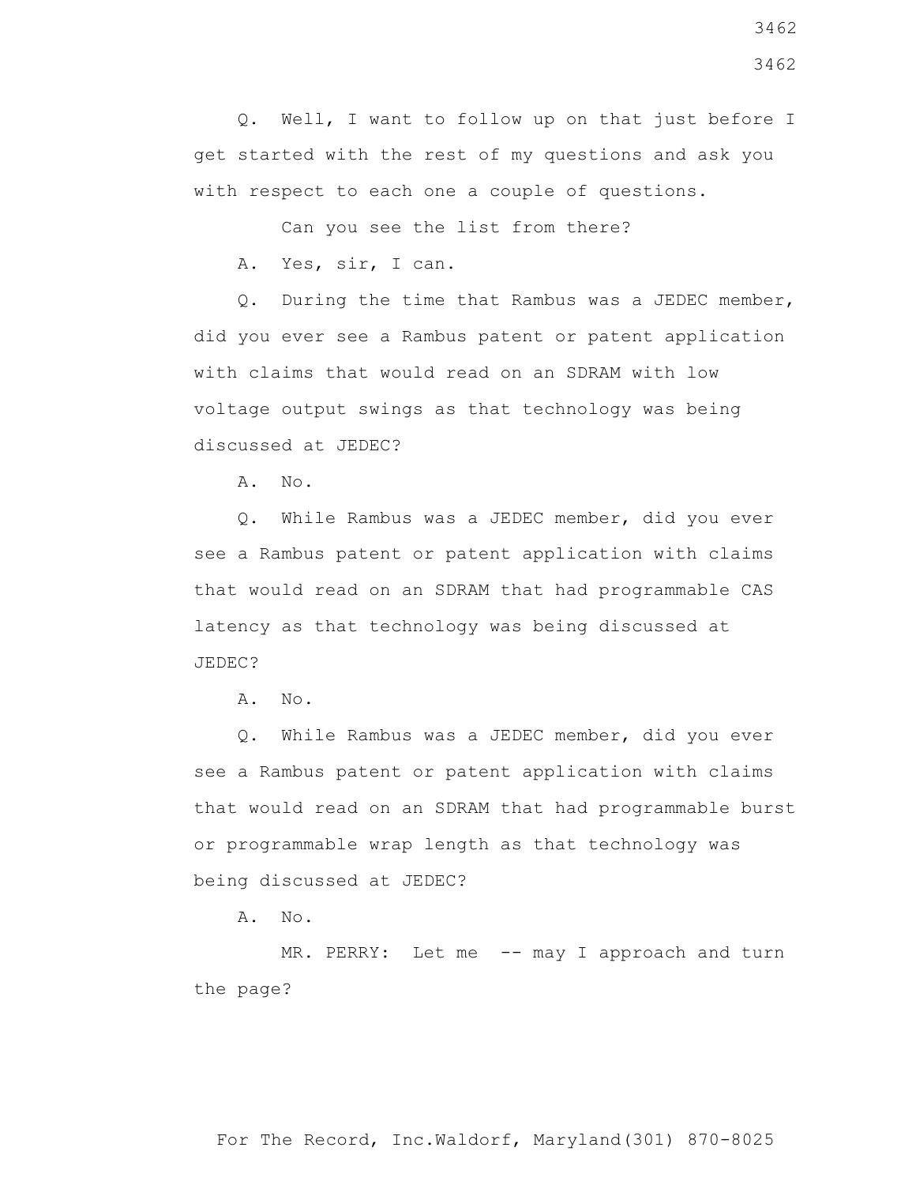Q. Well, I want to follow up on that just before I get started with the rest of my questions and ask you with respect to each one a couple of questions.

Can you see the list from there?

A. Yes, sir, I can.

Q. During the time that Rambus was a JEDEC member, did you ever see a Rambus patent or patent application with claims that would read on an SDRAM with low voltage output swings as that technology was being discussed at JEDEC?

A. No.

Q. While Rambus was a JEDEC member, did you ever see a Rambus patent or patent application with claims that would read on an SDRAM that had programmable CAS latency as that technology was being discussed at JEDEC?

A. No.

Q. While Rambus was a JEDEC member, did you ever see a Rambus patent or patent application with claims that would read on an SDRAM that had programmable burst or programmable wrap length as that technology was being discussed at JEDEC?

A. No.

MR. PERRY: Let me -- may I approach and turn the page?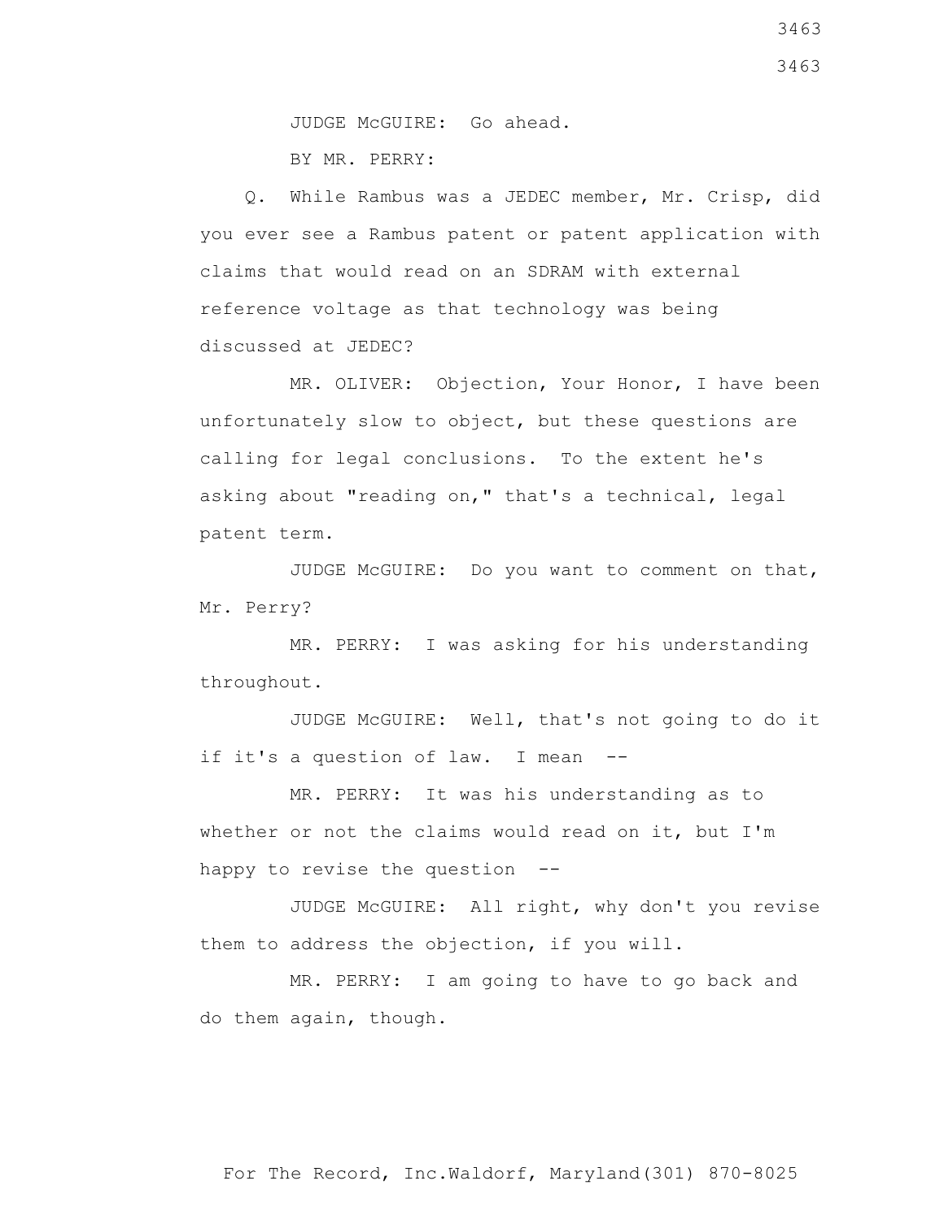JUDGE McGUIRE: Go ahead.

BY MR. PERRY:

Q. While Rambus was a JEDEC member, Mr. Crisp, did you ever see a Rambus patent or patent application with claims that would read on an SDRAM with external reference voltage as that technology was being discussed at JEDEC?

MR. OLIVER: Objection, Your Honor, I have been unfortunately slow to object, but these questions are calling for legal conclusions. To the extent he's asking about "reading on," that's a technical, legal patent term.

JUDGE McGUIRE: Do you want to comment on that, Mr. Perry?

MR. PERRY: I was asking for his understanding throughout.

JUDGE McGUIRE: Well, that's not going to do it if it's a question of law. I mean --

MR. PERRY: It was his understanding as to whether or not the claims would read on it, but I'm happy to revise the question --

JUDGE McGUIRE: All right, why don't you revise them to address the objection, if you will.

MR. PERRY: I am going to have to go back and do them again, though.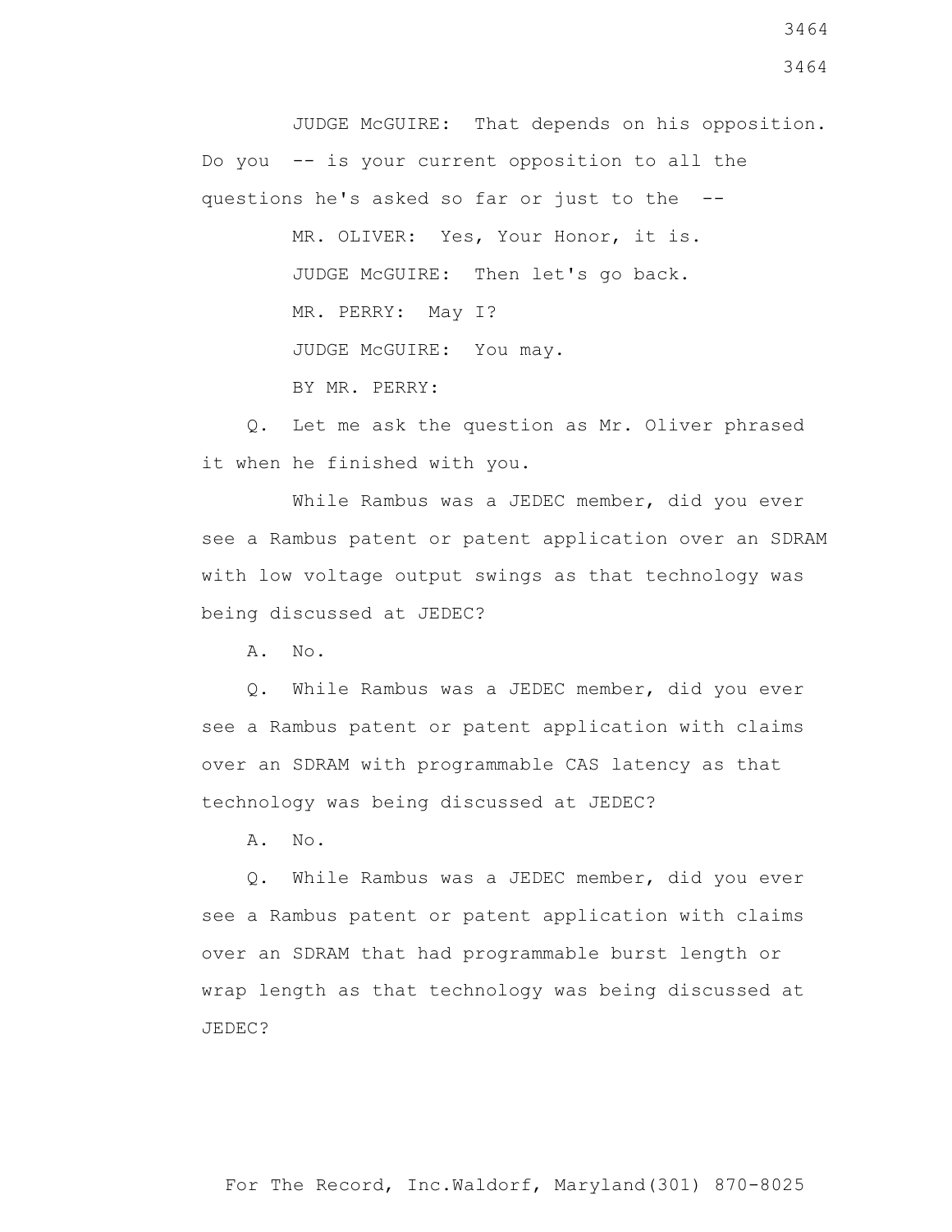JUDGE McGUIRE: That depends on his opposition. Do you -- is your current opposition to all the questions he's asked so far or just to the --

MR. OLIVER: Yes, Your Honor, it is.

JUDGE McGUIRE: Then let's go back.

MR. PERRY: May I?

JUDGE McGUIRE: You may.

BY MR. PERRY:

Q. Let me ask the question as Mr. Oliver phrased it when he finished with you.

While Rambus was a JEDEC member, did you ever see a Rambus patent or patent application over an SDRAM with low voltage output swings as that technology was being discussed at JEDEC?

A. No.

Q. While Rambus was a JEDEC member, did you ever see a Rambus patent or patent application with claims over an SDRAM with programmable CAS latency as that technology was being discussed at JEDEC?

A. No.

Q. While Rambus was a JEDEC member, did you ever see a Rambus patent or patent application with claims over an SDRAM that had programmable burst length or wrap length as that technology was being discussed at JEDEC?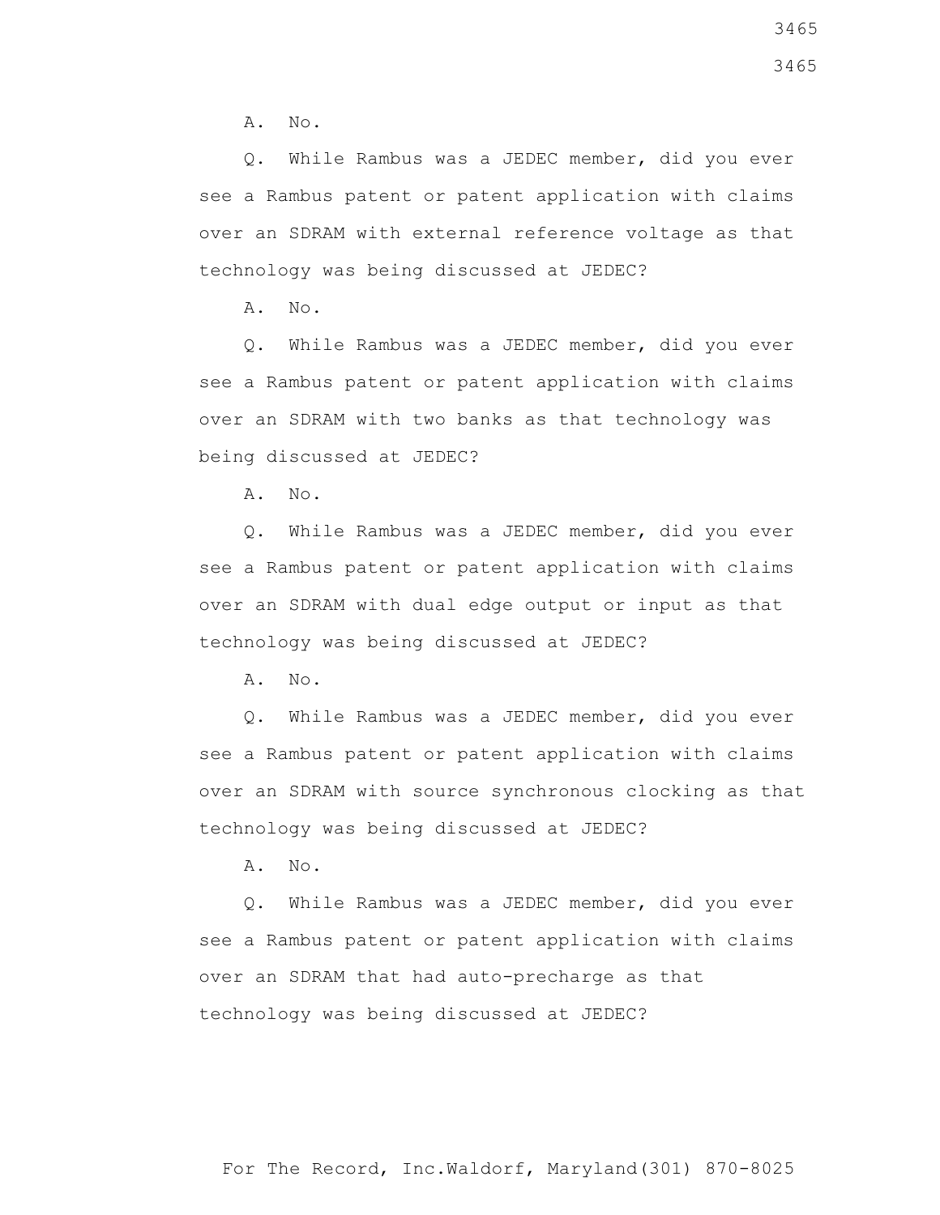A. No.

Q. While Rambus was a JEDEC member, did you ever see a Rambus patent or patent application with claims over an SDRAM with external reference voltage as that technology was being discussed at JEDEC?

A. No.

Q. While Rambus was a JEDEC member, did you ever see a Rambus patent or patent application with claims over an SDRAM with two banks as that technology was being discussed at JEDEC?

A. No.

Q. While Rambus was a JEDEC member, did you ever see a Rambus patent or patent application with claims over an SDRAM with dual edge output or input as that technology was being discussed at JEDEC?

A. No.

Q. While Rambus was a JEDEC member, did you ever see a Rambus patent or patent application with claims over an SDRAM with source synchronous clocking as that technology was being discussed at JEDEC?

A. No.

Q. While Rambus was a JEDEC member, did you ever see a Rambus patent or patent application with claims over an SDRAM that had auto-precharge as that technology was being discussed at JEDEC?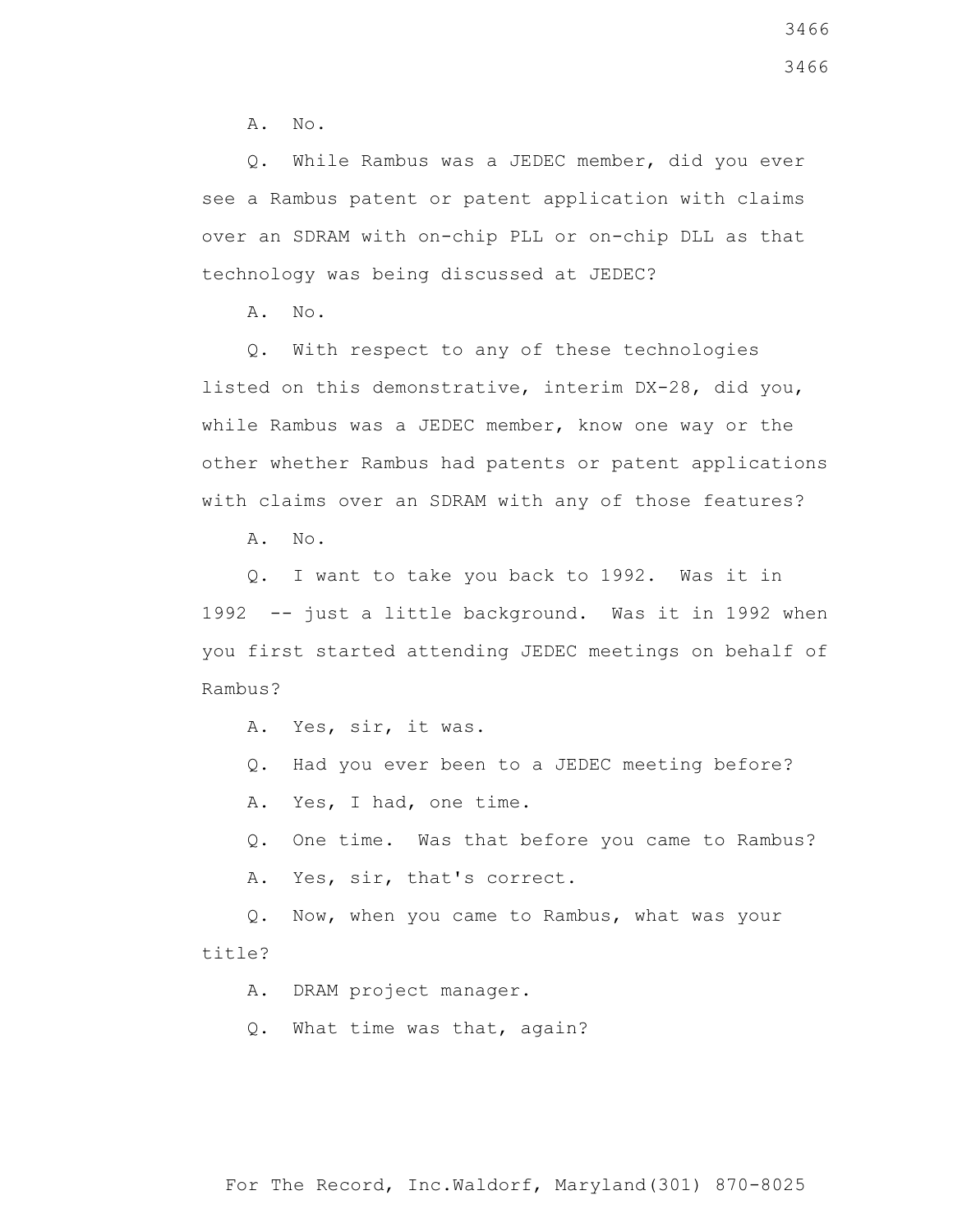A. No.

Q. While Rambus was a JEDEC member, did you ever see a Rambus patent or patent application with claims over an SDRAM with on-chip PLL or on-chip DLL as that technology was being discussed at JEDEC?

A. No.

Q. With respect to any of these technologies listed on this demonstrative, interim DX-28, did you, while Rambus was a JEDEC member, know one way or the other whether Rambus had patents or patent applications with claims over an SDRAM with any of those features?

A. No.

Q. I want to take you back to 1992. Was it in 1992 -- just a little background. Was it in 1992 when you first started attending JEDEC meetings on behalf of Rambus?

A. Yes, sir, it was.

Q. Had you ever been to a JEDEC meeting before?

A. Yes, I had, one time.

Q. One time. Was that before you came to Rambus?

A. Yes, sir, that's correct.

Q. Now, when you came to Rambus, what was your title?

A. DRAM project manager.

Q. What time was that, again?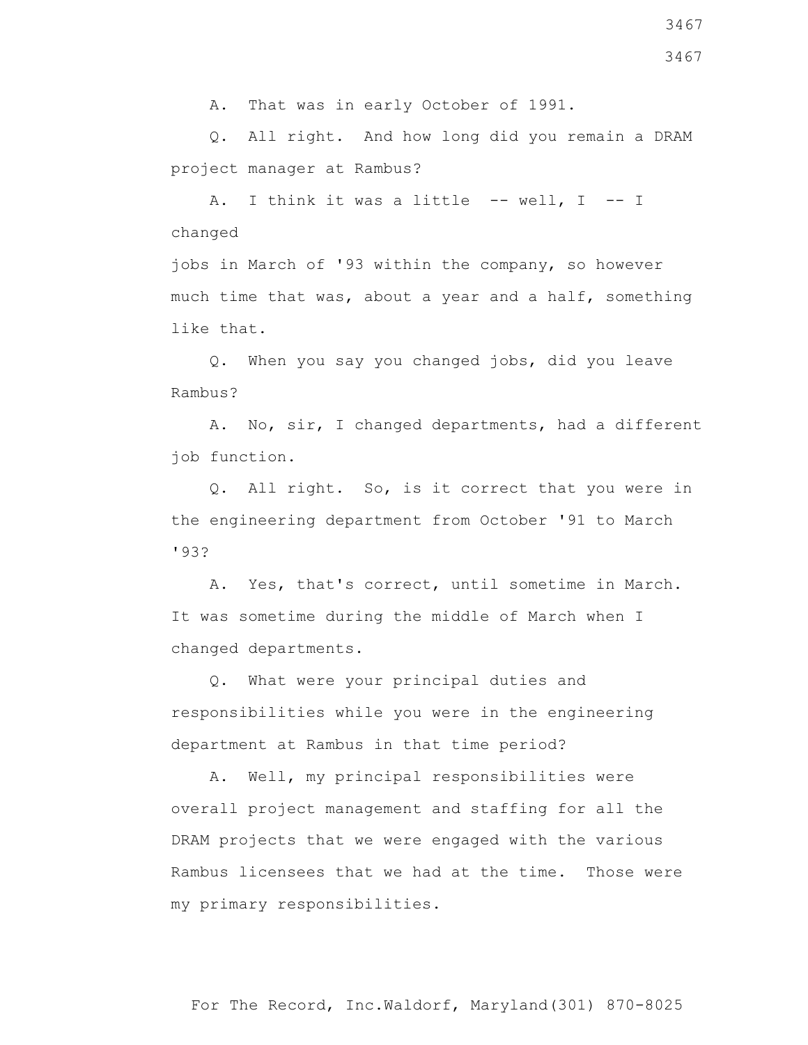A. That was in early October of 1991.

Q. All right. And how long did you remain a DRAM project manager at Rambus?

A. I think it was a little -- well, I -- I changed jobs in March of '93 within the company, so however much time that was, about a year and a half, something like that.

Q. When you say you changed jobs, did you leave Rambus?

A. No, sir, I changed departments, had a different job function.

Q. All right. So, is it correct that you were in the engineering department from October '91 to March '93?

A. Yes, that's correct, until sometime in March. It was sometime during the middle of March when I changed departments.

Q. What were your principal duties and responsibilities while you were in the engineering department at Rambus in that time period?

A. Well, my principal responsibilities were overall project management and staffing for all the DRAM projects that we were engaged with the various Rambus licensees that we had at the time. Those were my primary responsibilities.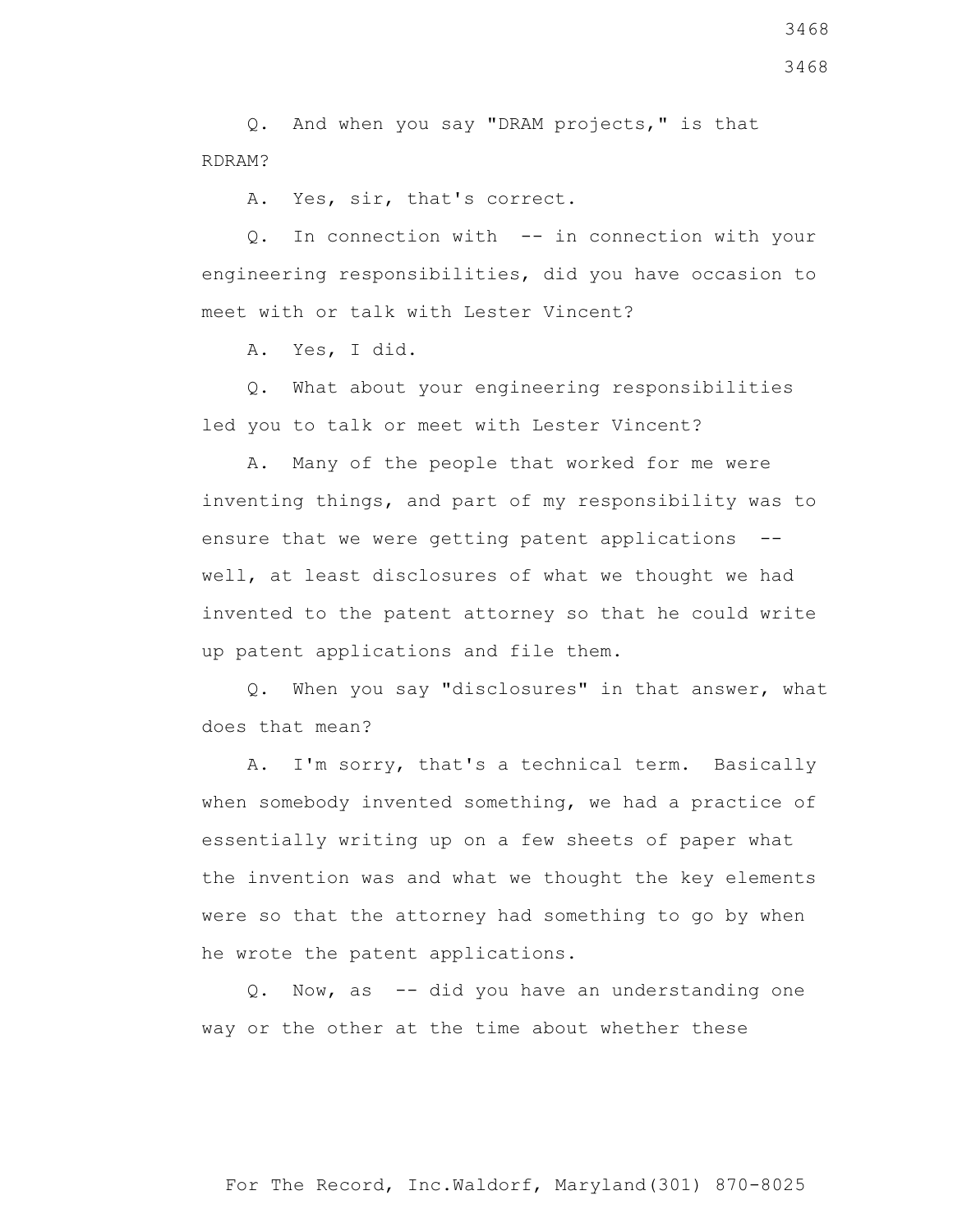Q. And when you say "DRAM projects," is that RDRAM?

A. Yes, sir, that's correct.

Q. In connection with -- in connection with your engineering responsibilities, did you have occasion to meet with or talk with Lester Vincent?

A. Yes, I did.

Q. What about your engineering responsibilities led you to talk or meet with Lester Vincent?

A. Many of the people that worked for me were inventing things, and part of my responsibility was to ensure that we were getting patent applications -- well, at least disclosures of what we thought we had invented to the patent attorney so that he could write up patent applications and file them.

Q. When you say "disclosures" in that answer, what does that mean?

A. I'm sorry, that's a technical term. Basically when somebody invented something, we had a practice of essentially writing up on a few sheets of paper what the invention was and what we thought the key elements were so that the attorney had something to go by when he wrote the patent applications.

Q. Now, as -- did you have an understanding one way or the other at the time about whether these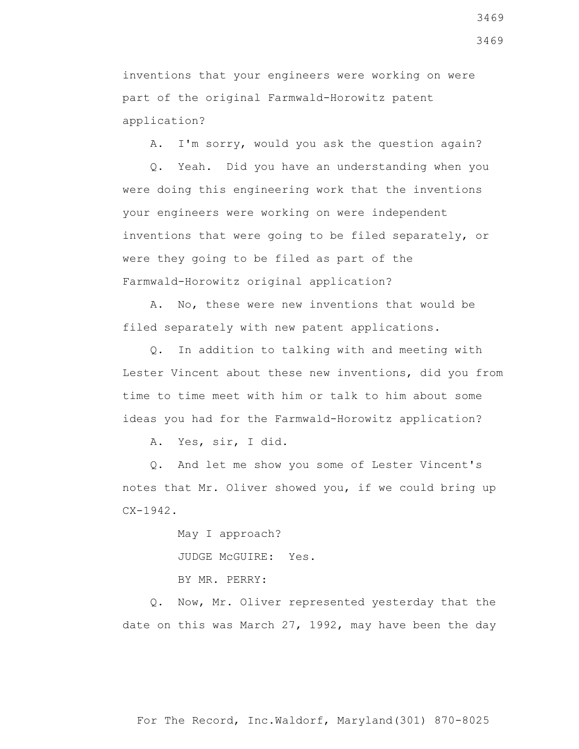inventions that your engineers were working on were part of the original Farmwald-Horowitz patent application?

A. I'm sorry, would you ask the question again?

Q. Yeah. Did you have an understanding when you were doing this engineering work that the inventions your engineers were working on were independent inventions that were going to be filed separately, or were they going to be filed as part of the Farmwald-Horowitz original application?

A. No, these were new inventions that would be filed separately with new patent applications.

Q. In addition to talking with and meeting with Lester Vincent about these new inventions, did you from time to time meet with him or talk to him about some ideas you had for the Farmwald-Horowitz application?

A. Yes, sir, I did.

Q. And let me show you some of Lester Vincent's notes that Mr. Oliver showed you, if we could bring up CX-1942.

May I approach?

JUDGE McGUIRE: Yes.

BY MR. PERRY:

Q. Now, Mr. Oliver represented yesterday that the date on this was March 27, 1992, may have been the day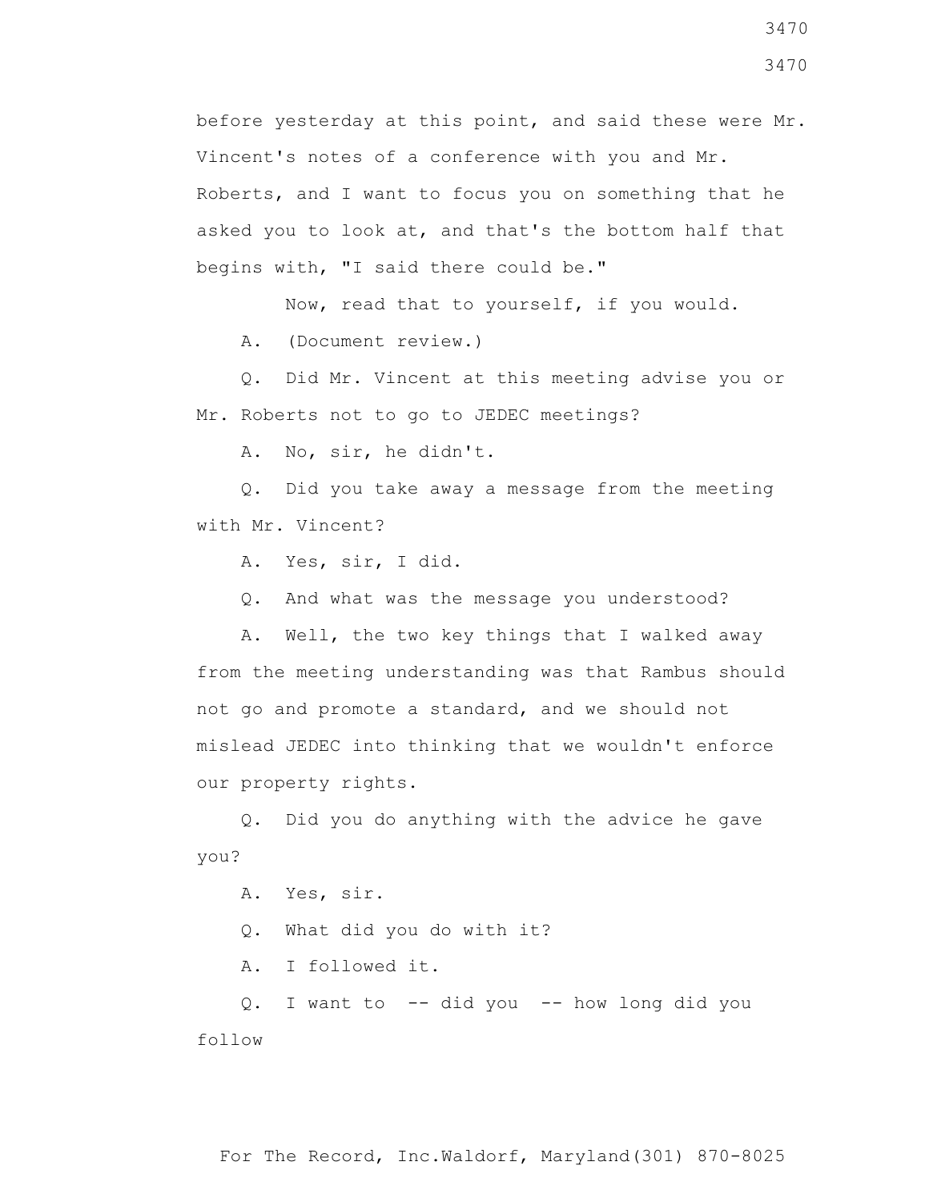before yesterday at this point, and said these were Mr. Vincent's notes of a conference with you and Mr. Roberts, and I want to focus you on something that he asked you to look at, and that's the bottom half that begins with, "I said there could be."

Now, read that to yourself, if you would.

A. (Document review.)

Q. Did Mr. Vincent at this meeting advise you or Mr. Roberts not to go to JEDEC meetings?

A. No, sir, he didn't.

Q. Did you take away a message from the meeting with Mr. Vincent?

A. Yes, sir, I did.

Q. And what was the message you understood?

A. Well, the two key things that I walked away from the meeting understanding was that Rambus should not go and promote a standard, and we should not mislead JEDEC into thinking that we wouldn't enforce our property rights.

Q. Did you do anything with the advice he gave you?

A. Yes, sir.

Q. What did you do with it?

A. I followed it.

Q. I want to -- did you -- how long did you follow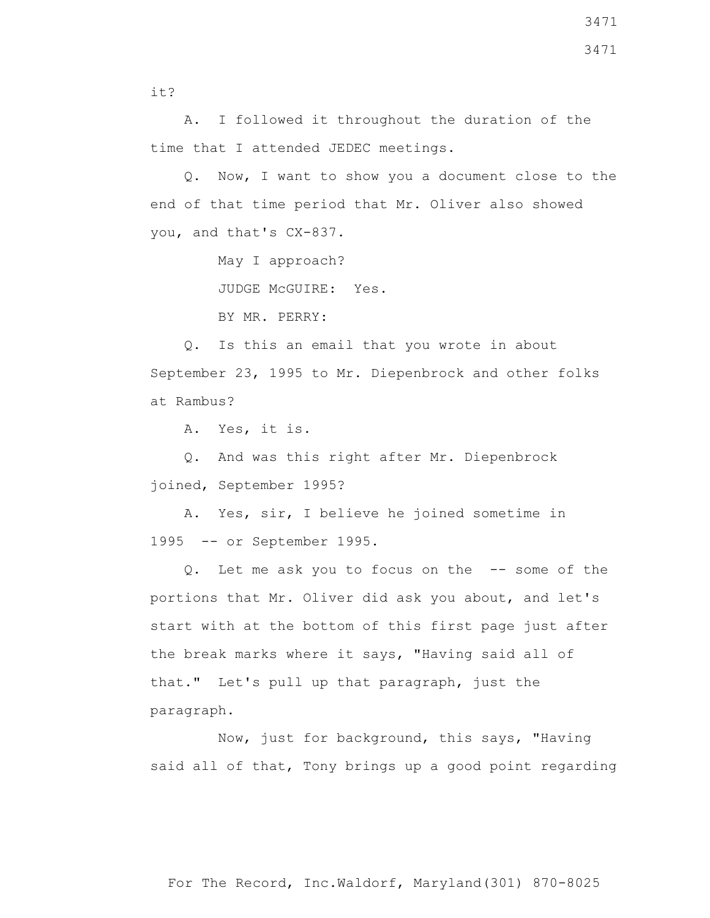it?

A. I followed it throughout the duration of the time that I attended JEDEC meetings.

Q. Now, I want to show you a document close to the end of that time period that Mr. Oliver also showed you, and that's CX-837.

May I approach?

JUDGE McGUIRE: Yes.

BY MR. PERRY:

Q. Is this an email that you wrote in about September 23, 1995 to Mr. Diepenbrock and other folks at Rambus?

A. Yes, it is.

Q. And was this right after Mr. Diepenbrock joined, September 1995?

A. Yes, sir, I believe he joined sometime in 1995 -- or September 1995.

Q. Let me ask you to focus on the -- some of the portions that Mr. Oliver did ask you about, and let's start with at the bottom of this first page just after the break marks where it says, "Having said all of that." Let's pull up that paragraph, just the paragraph.

Now, just for background, this says, "Having said all of that, Tony brings up a good point regarding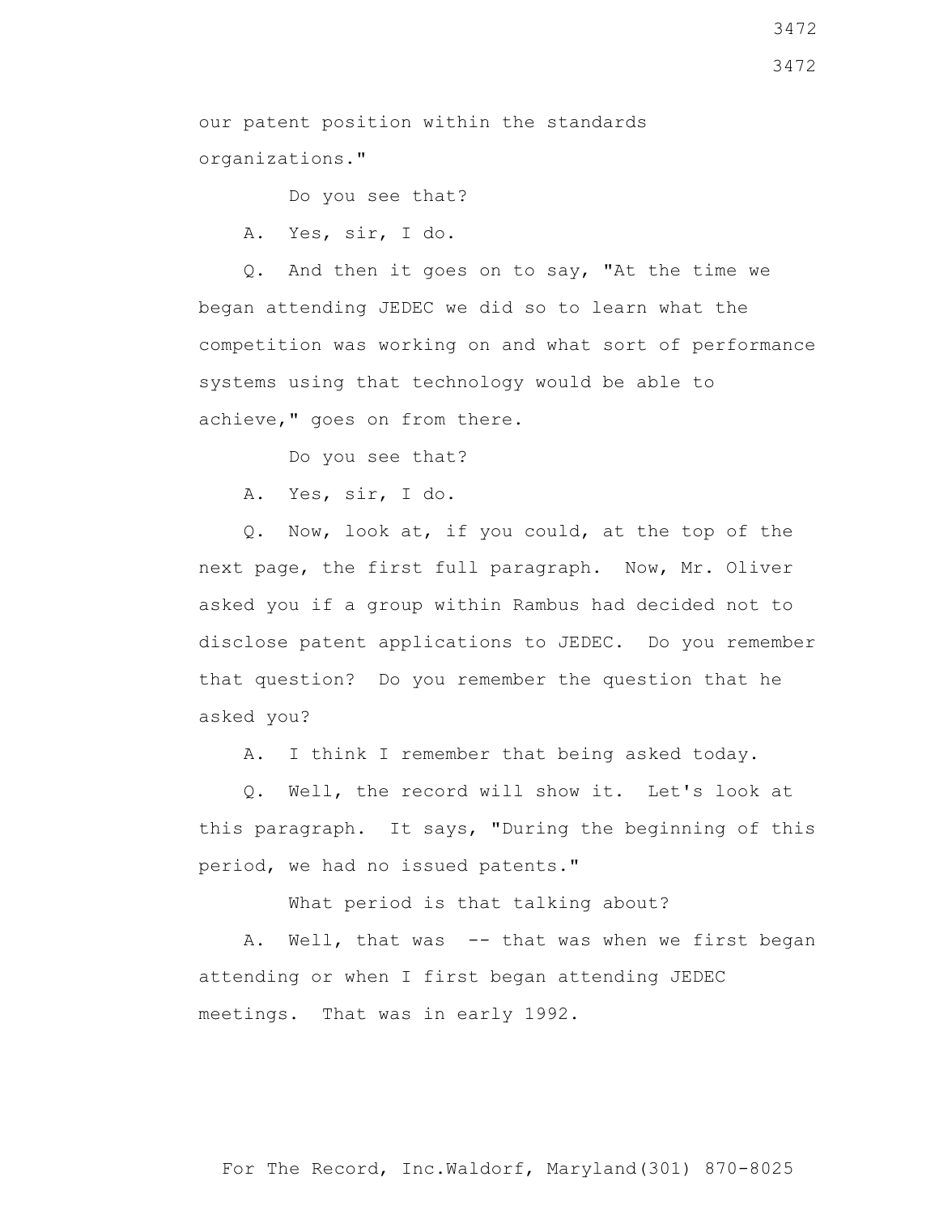our patent position within the standards organizations."

Do you see that?

A. Yes, sir, I do.

Q. And then it goes on to say, "At the time we began attending JEDEC we did so to learn what the competition was working on and what sort of performance systems using that technology would be able to achieve," goes on from there.

Do you see that?

A. Yes, sir, I do.

Q. Now, look at, if you could, at the top of the next page, the first full paragraph. Now, Mr. Oliver asked you if a group within Rambus had decided not to disclose patent applications to JEDEC. Do you remember that question? Do you remember the question that he asked you?

A. I think I remember that being asked today.

Q. Well, the record will show it. Let's look at this paragraph. It says, "During the beginning of this period, we had no issued patents."

What period is that talking about?

A. Well, that was -- that was when we first began attending or when I first began attending JEDEC meetings. That was in early 1992.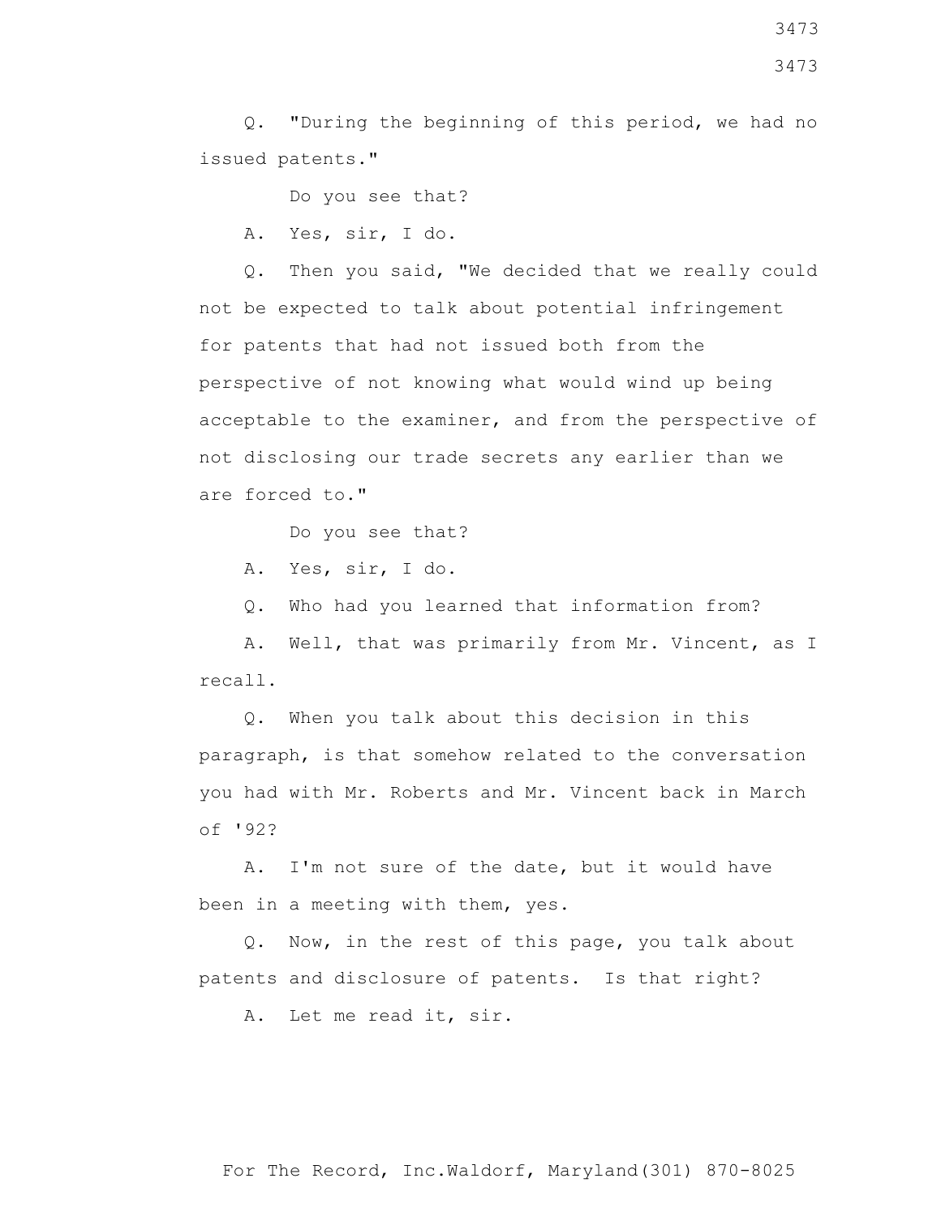Q. "During the beginning of this period, we had no issued patents."

Do you see that?

A. Yes, sir, I do.

Q. Then you said, "We decided that we really could not be expected to talk about potential infringement for patents that had not issued both from the perspective of not knowing what would wind up being acceptable to the examiner, and from the perspective of not disclosing our trade secrets any earlier than we are forced to."

Do you see that?

A. Yes, sir, I do.

Q. Who had you learned that information from?

A. Well, that was primarily from Mr. Vincent, as I recall.

Q. When you talk about this decision in this paragraph, is that somehow related to the conversation you had with Mr. Roberts and Mr. Vincent back in March of '92?

A. I'm not sure of the date, but it would have been in a meeting with them, yes.

Q. Now, in the rest of this page, you talk about patents and disclosure of patents. Is that right?

A. Let me read it, sir.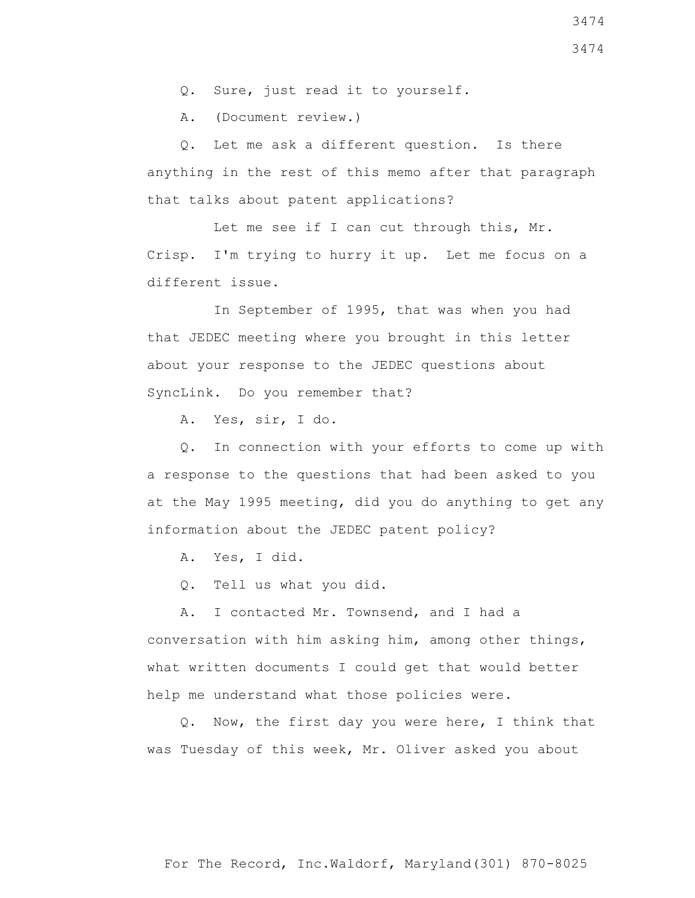Q. Sure, just read it to yourself.

A. (Document review.)

Q. Let me ask a different question. Is there anything in the rest of this memo after that paragraph that talks about patent applications?

Let me see if I can cut through this, Mr. Crisp. I'm trying to hurry it up. Let me focus on a different issue.

In September of 1995, that was when you had that JEDEC meeting where you brought in this letter about your response to the JEDEC questions about SyncLink. Do you remember that?

A. Yes, sir, I do.

Q. In connection with your efforts to come up with a response to the questions that had been asked to you at the May 1995 meeting, did you do anything to get any information about the JEDEC patent policy?

A. Yes, I did.

Q. Tell us what you did.

A. I contacted Mr. Townsend, and I had a conversation with him asking him, among other things, what written documents I could get that would better help me understand what those policies were.

Q. Now, the first day you were here, I think that was Tuesday of this week, Mr. Oliver asked you about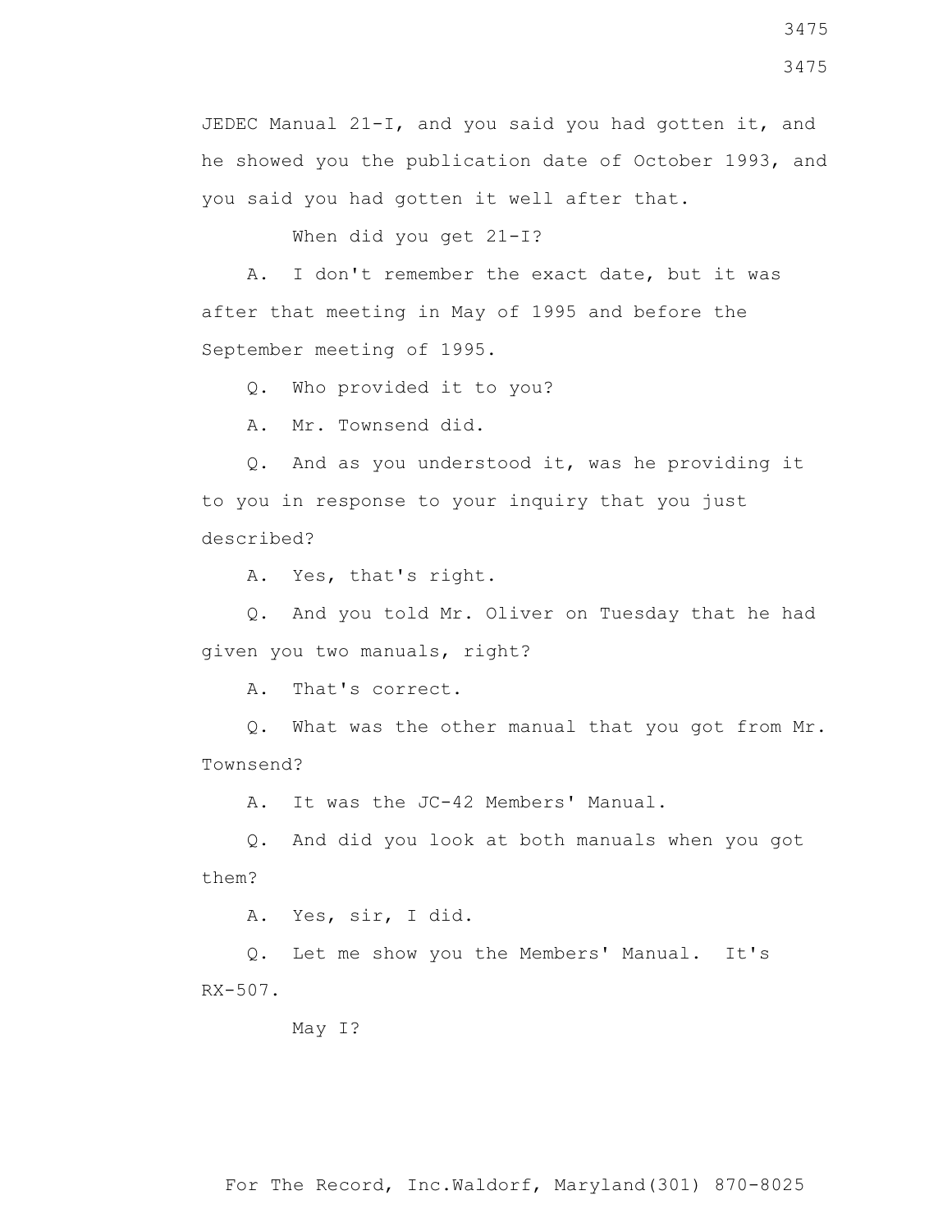JEDEC Manual 21-I, and you said you had gotten it, and he showed you the publication date of October 1993, and you said you had gotten it well after that.

When did you get 21-I?

A. I don't remember the exact date, but it was after that meeting in May of 1995 and before the September meeting of 1995.

Q. Who provided it to you?

A. Mr. Townsend did.

Q. And as you understood it, was he providing it to you in response to your inquiry that you just described?

A. Yes, that's right.

Q. And you told Mr. Oliver on Tuesday that he had given you two manuals, right?

A. That's correct.

Q. What was the other manual that you got from Mr. Townsend?

A. It was the JC-42 Members' Manual.

Q. And did you look at both manuals when you got them?

A. Yes, sir, I did.

Q. Let me show you the Members' Manual. It's RX-507.

May I?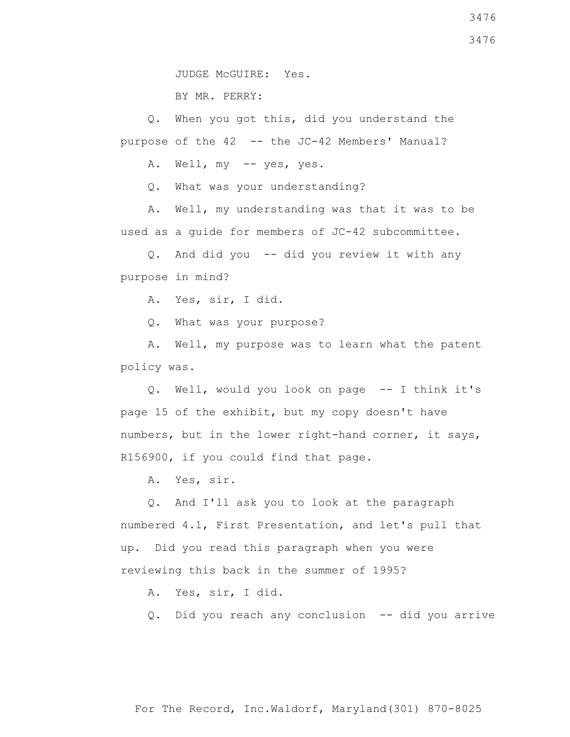JUDGE McGUIRE: Yes.

BY MR. PERRY:

Q. When you got this, did you understand the purpose of the 42 -- the JC-42 Members' Manual?

A. Well, my -- yes, yes.

Q. What was your understanding?

A. Well, my understanding was that it was to be used as a guide for members of JC-42 subcommittee.

Q. And did you -- did you review it with any purpose in mind?

A. Yes, sir, I did.

Q. What was your purpose?

A. Well, my purpose was to learn what the patent policy was.

Q. Well, would you look on page -- I think it's page 15 of the exhibit, but my copy doesn't have numbers, but in the lower right-hand corner, it says, R156900, if you could find that page.

A. Yes, sir.

Q. And I'll ask you to look at the paragraph numbered 4.1, First Presentation, and let's pull that up. Did you read this paragraph when you were reviewing this back in the summer of 1995?

A. Yes, sir, I did.

Q. Did you reach any conclusion -- did you arrive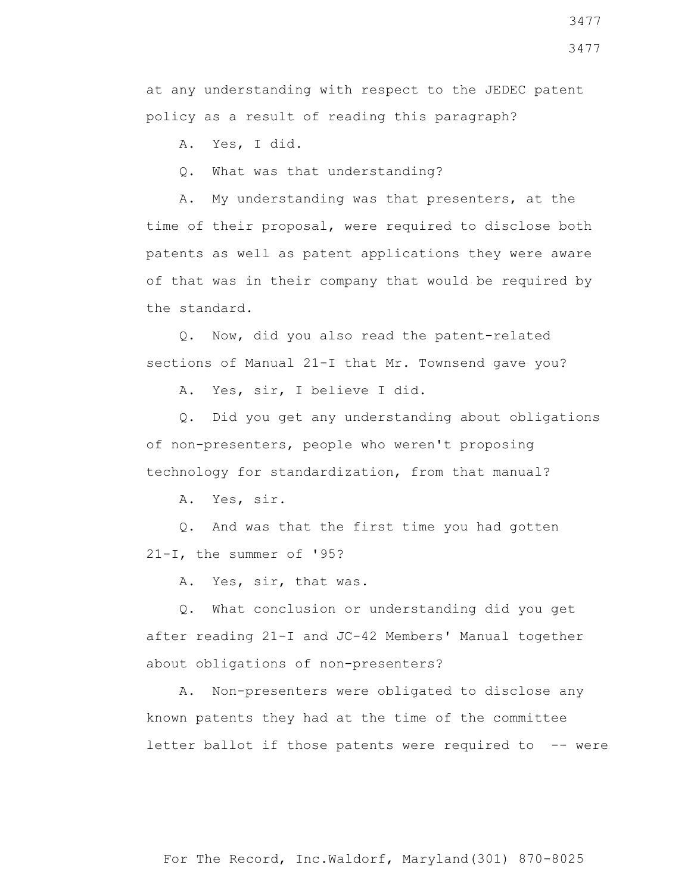at any understanding with respect to the JEDEC patent policy as a result of reading this paragraph?

A. Yes, I did.

Q. What was that understanding?

A. My understanding was that presenters, at the time of their proposal, were required to disclose both patents as well as patent applications they were aware of that was in their company that would be required by the standard.

Q. Now, did you also read the patent-related sections of Manual 21-I that Mr. Townsend gave you?

A. Yes, sir, I believe I did.

Q. Did you get any understanding about obligations of non-presenters, people who weren't proposing technology for standardization, from that manual?

A. Yes, sir.

Q. And was that the first time you had gotten 21-I, the summer of '95?

A. Yes, sir, that was.

Q. What conclusion or understanding did you get after reading 21-I and JC-42 Members' Manual together about obligations of non-presenters?

A. Non-presenters were obligated to disclose any known patents they had at the time of the committee letter ballot if those patents were required to -- were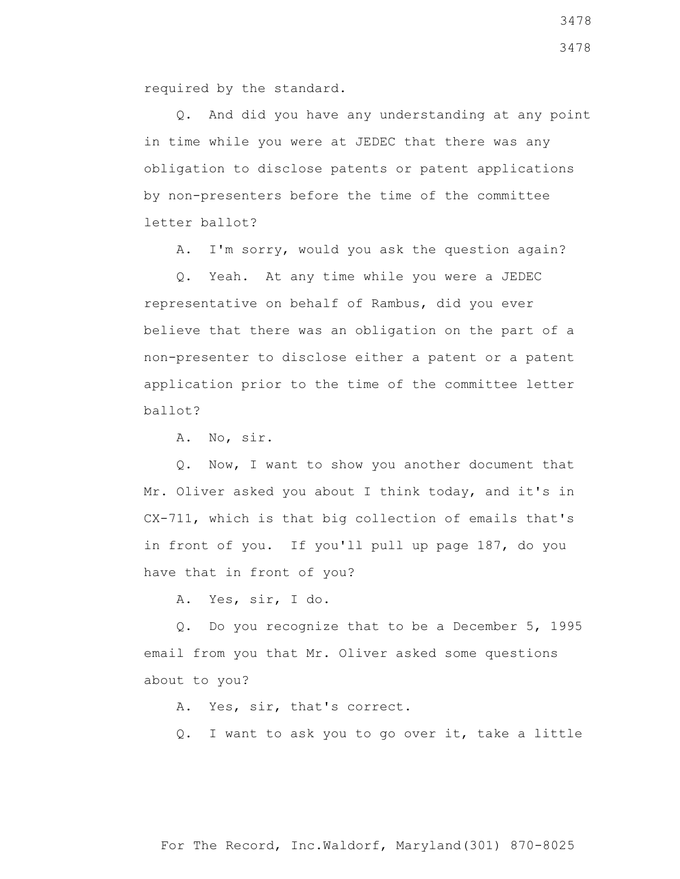required by the standard.

Q. And did you have any understanding at any point in time while you were at JEDEC that there was any obligation to disclose patents or patent applications by non-presenters before the time of the committee letter ballot?

A. I'm sorry, would you ask the question again?

Q. Yeah. At any time while you were a JEDEC representative on behalf of Rambus, did you ever believe that there was an obligation on the part of a non-presenter to disclose either a patent or a patent application prior to the time of the committee letter ballot?

A. No, sir.

Q. Now, I want to show you another document that Mr. Oliver asked you about I think today, and it's in CX-711, which is that big collection of emails that's in front of you. If you'll pull up page 187, do you have that in front of you?

A. Yes, sir, I do.

Q. Do you recognize that to be a December 5, 1995 email from you that Mr. Oliver asked some questions about to you?

A. Yes, sir, that's correct.

Q. I want to ask you to go over it, take a little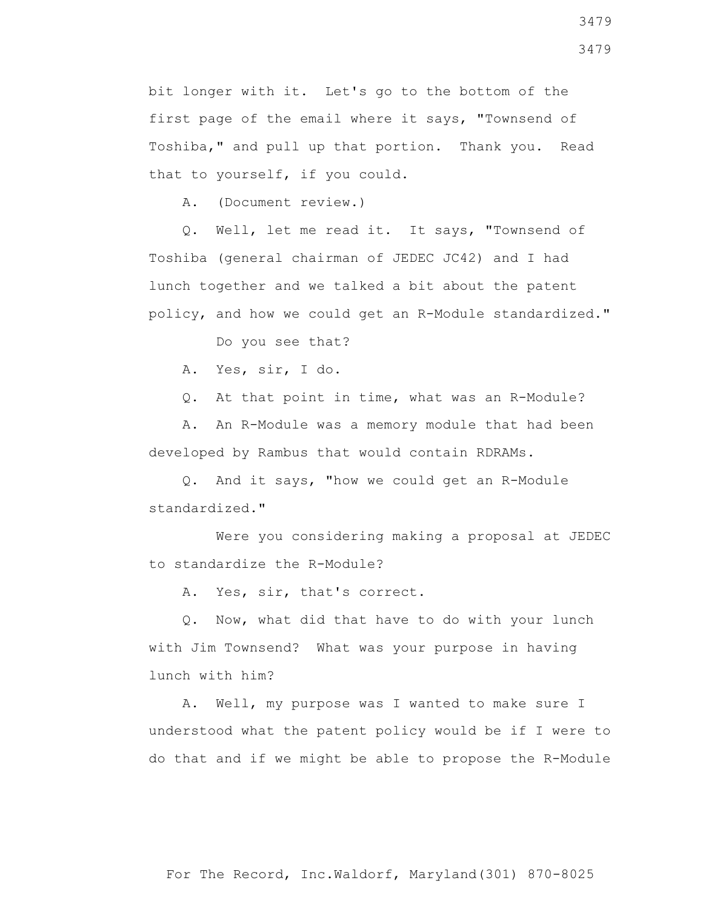bit longer with it. Let's go to the bottom of the first page of the email where it says, "Townsend of Toshiba," and pull up that portion. Thank you. Read that to yourself, if you could.

A. (Document review.)

Q. Well, let me read it. It says, "Townsend of Toshiba (general chairman of JEDEC JC42) and I had lunch together and we talked a bit about the patent policy, and how we could get an R-Module standardized."

Do you see that?

A. Yes, sir, I do.

Q. At that point in time, what was an R-Module?

A. An R-Module was a memory module that had been developed by Rambus that would contain RDRAMs.

Q. And it says, "how we could get an R-Module standardized."

Were you considering making a proposal at JEDEC to standardize the R-Module?

A. Yes, sir, that's correct.

Q. Now, what did that have to do with your lunch with Jim Townsend? What was your purpose in having lunch with him?

A. Well, my purpose was I wanted to make sure I understood what the patent policy would be if I were to do that and if we might be able to propose the R-Module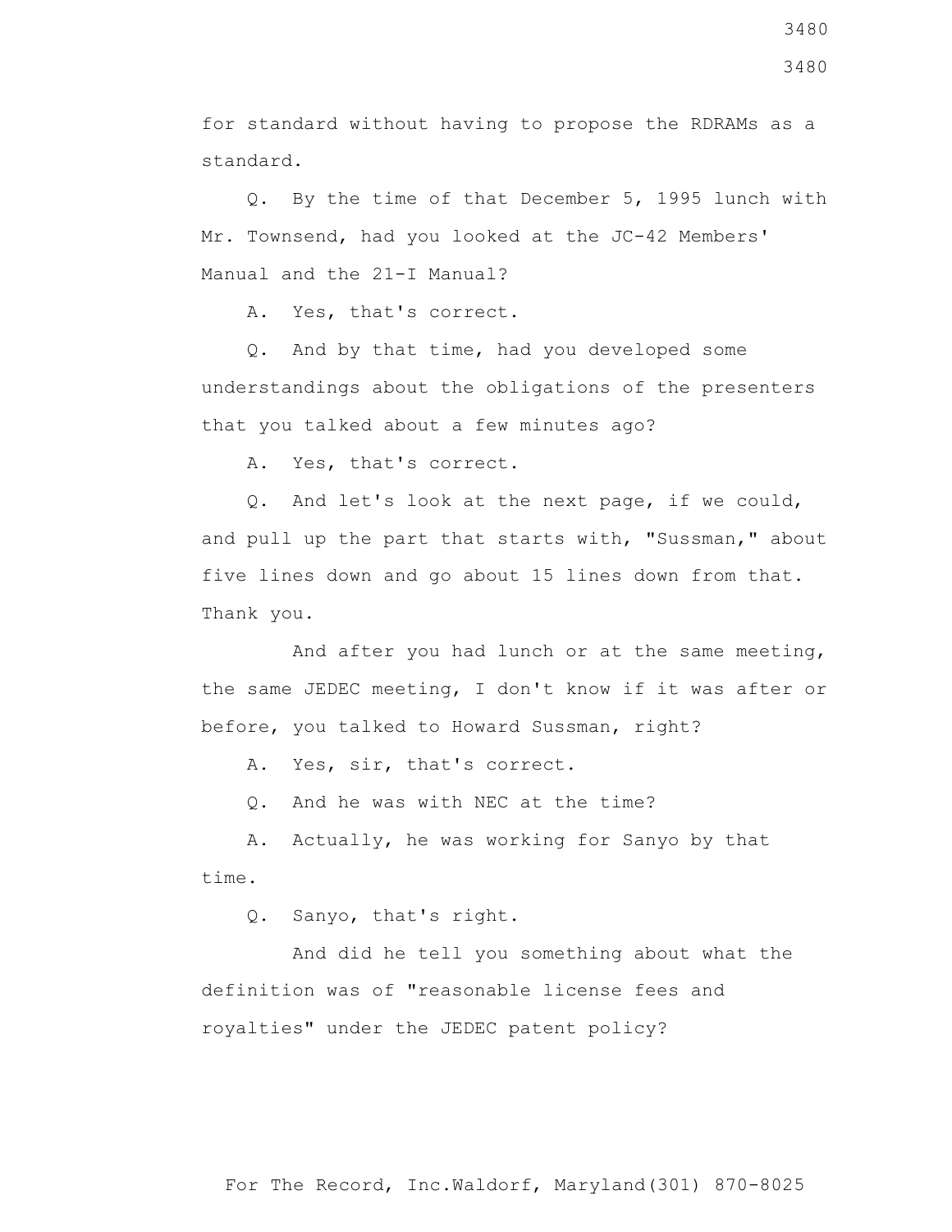for standard without having to propose the RDRAMs as a standard.

Q. By the time of that December 5, 1995 lunch with Mr. Townsend, had you looked at the JC-42 Members' Manual and the 21-I Manual?

A. Yes, that's correct.

Q. And by that time, had you developed some understandings about the obligations of the presenters that you talked about a few minutes ago?

A. Yes, that's correct.

Q. And let's look at the next page, if we could, and pull up the part that starts with, "Sussman," about five lines down and go about 15 lines down from that. Thank you.

And after you had lunch or at the same meeting, the same JEDEC meeting, I don't know if it was after or before, you talked to Howard Sussman, right?

A. Yes, sir, that's correct.

Q. And he was with NEC at the time?

A. Actually, he was working for Sanyo by that time.

Q. Sanyo, that's right.

And did he tell you something about what the definition was of "reasonable license fees and royalties" under the JEDEC patent policy?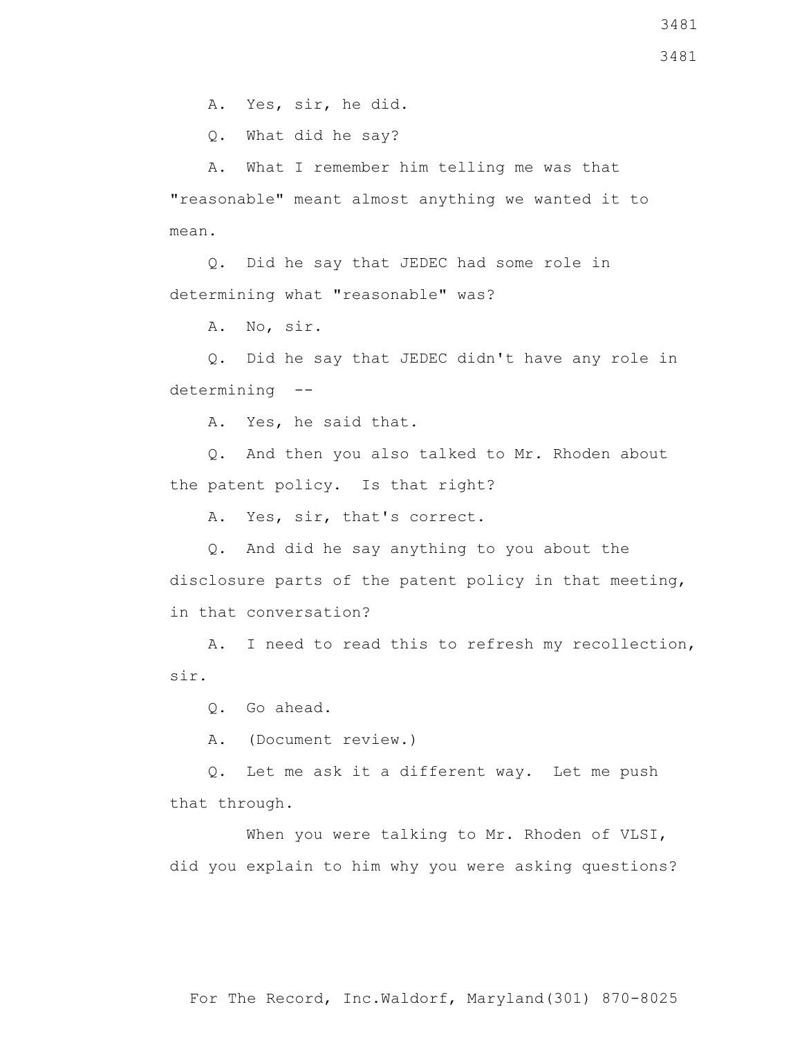A. Yes, sir, he did.

Q. What did he say?

A. What I remember him telling me was that "reasonable" meant almost anything we wanted it to mean.

Q. Did he say that JEDEC had some role in determining what "reasonable" was?

A. No, sir.

Q. Did he say that JEDEC didn't have any role in determining --

A. Yes, he said that.

Q. And then you also talked to Mr. Rhoden about the patent policy. Is that right?

A. Yes, sir, that's correct.

Q. And did he say anything to you about the disclosure parts of the patent policy in that meeting, in that conversation?

A. I need to read this to refresh my recollection, sir.

Q. Go ahead.

A. (Document review.)

Q. Let me ask it a different way. Let me push that through.

When you were talking to Mr. Rhoden of VLSI, did you explain to him why you were asking questions?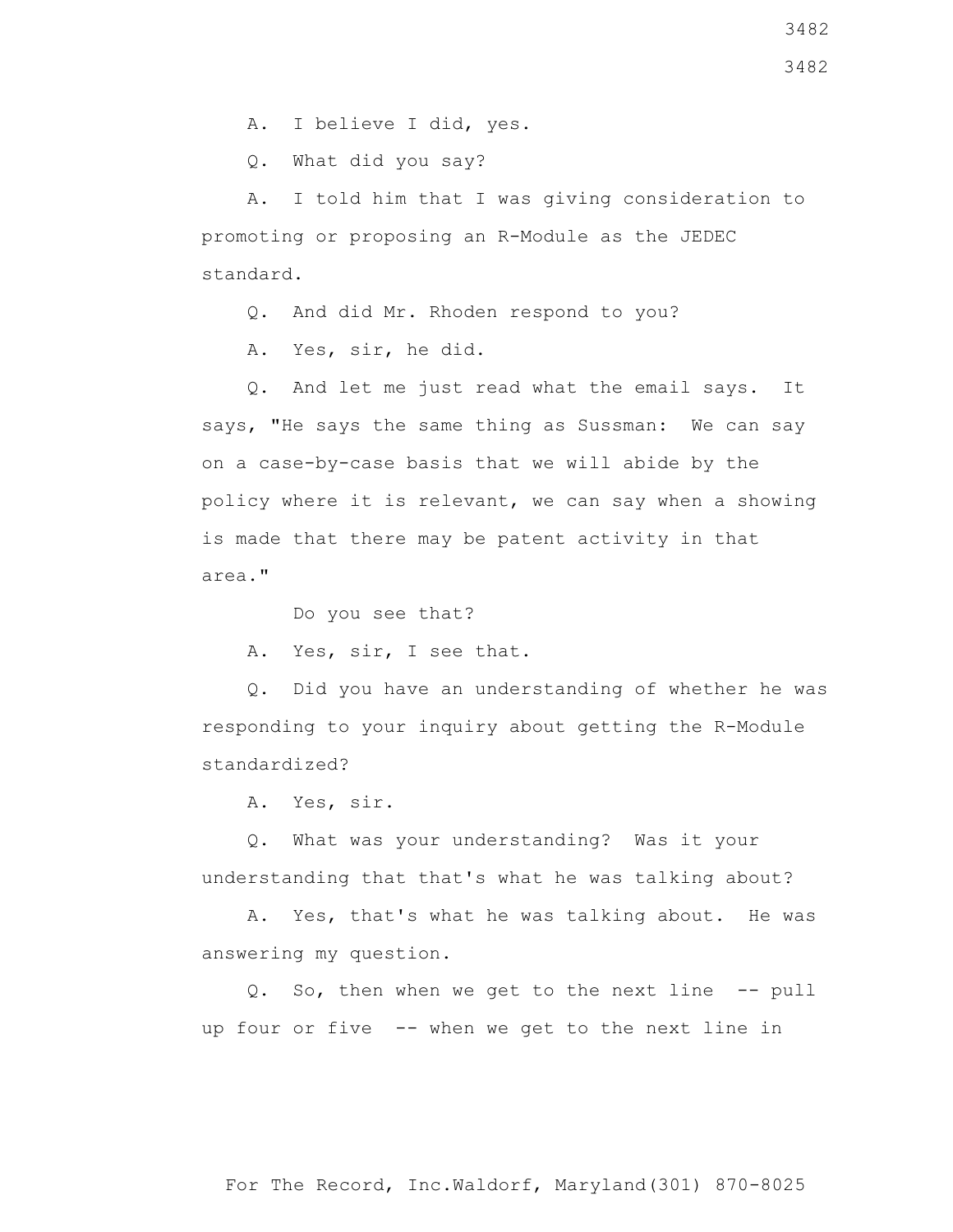A. I believe I did, yes.

Q. What did you say?

A. I told him that I was giving consideration to promoting or proposing an R-Module as the JEDEC standard.

Q. And did Mr. Rhoden respond to you?

A. Yes, sir, he did.

Q. And let me just read what the email says. It says, "He says the same thing as Sussman: We can say on a case-by-case basis that we will abide by the policy where it is relevant, we can say when a showing is made that there may be patent activity in that area."

Do you see that?

A. Yes, sir, I see that.

Q. Did you have an understanding of whether he was responding to your inquiry about getting the R-Module standardized?

A. Yes, sir.

Q. What was your understanding? Was it your understanding that that's what he was talking about?

A. Yes, that's what he was talking about. He was answering my question.

Q. So, then when we get to the next line -- pull up four or five -- when we get to the next line in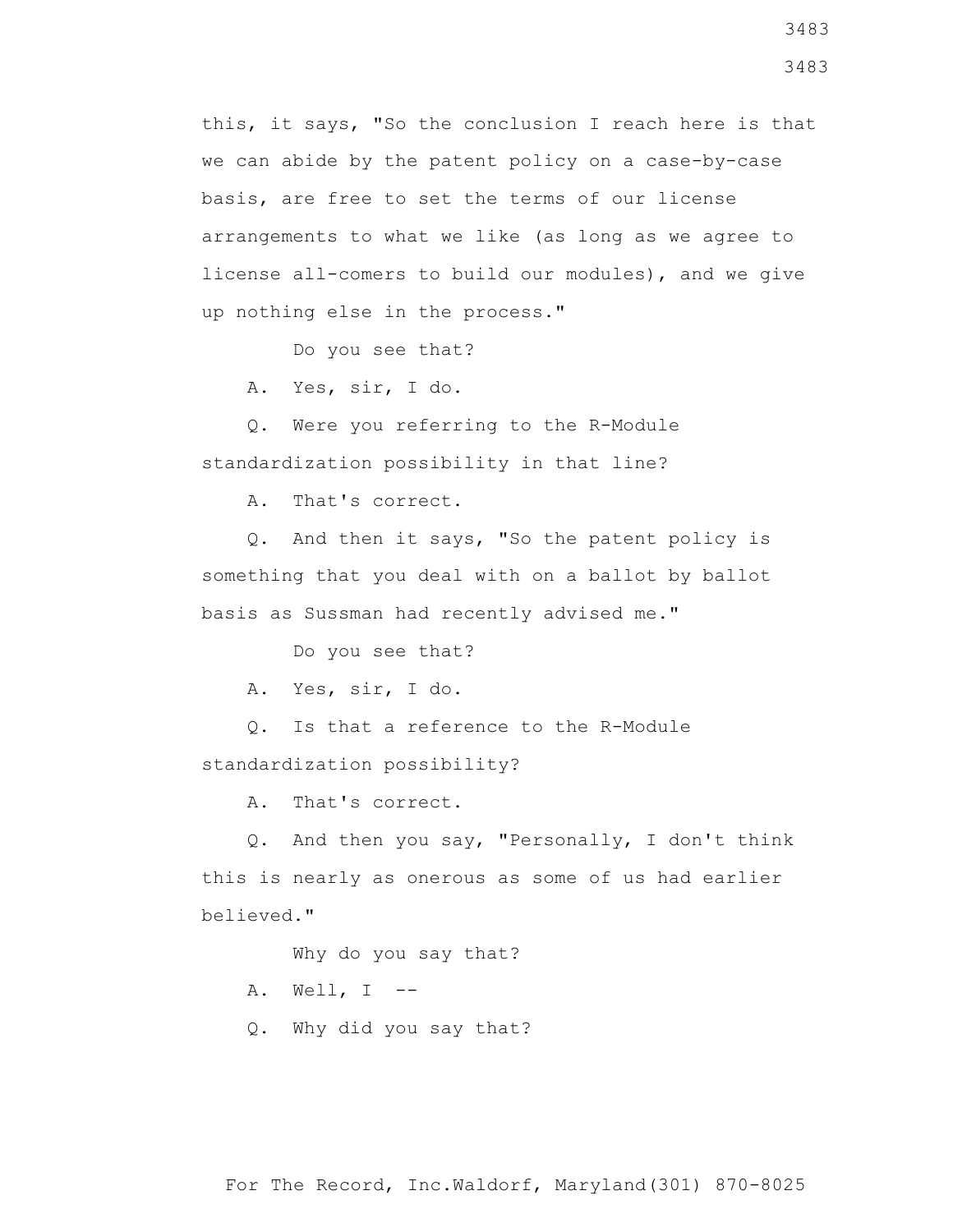this, it says, "So the conclusion I reach here is that we can abide by the patent policy on a case-by-case basis, are free to set the terms of our license arrangements to what we like (as long as we agree to license all-comers to build our modules), and we give up nothing else in the process."

Do you see that?

A. Yes, sir, I do.

Q. Were you referring to the R-Module standardization possibility in that line?

A. That's correct.

Q. And then it says, "So the patent policy is something that you deal with on a ballot by ballot basis as Sussman had recently advised me."

Do you see that?

A. Yes, sir, I do.

Q. Is that a reference to the R-Module standardization possibility?

A. That's correct.

Q. And then you say, "Personally, I don't think this is nearly as onerous as some of us had earlier believed."

Why do you say that?

A. Well, I --

Q. Why did you say that?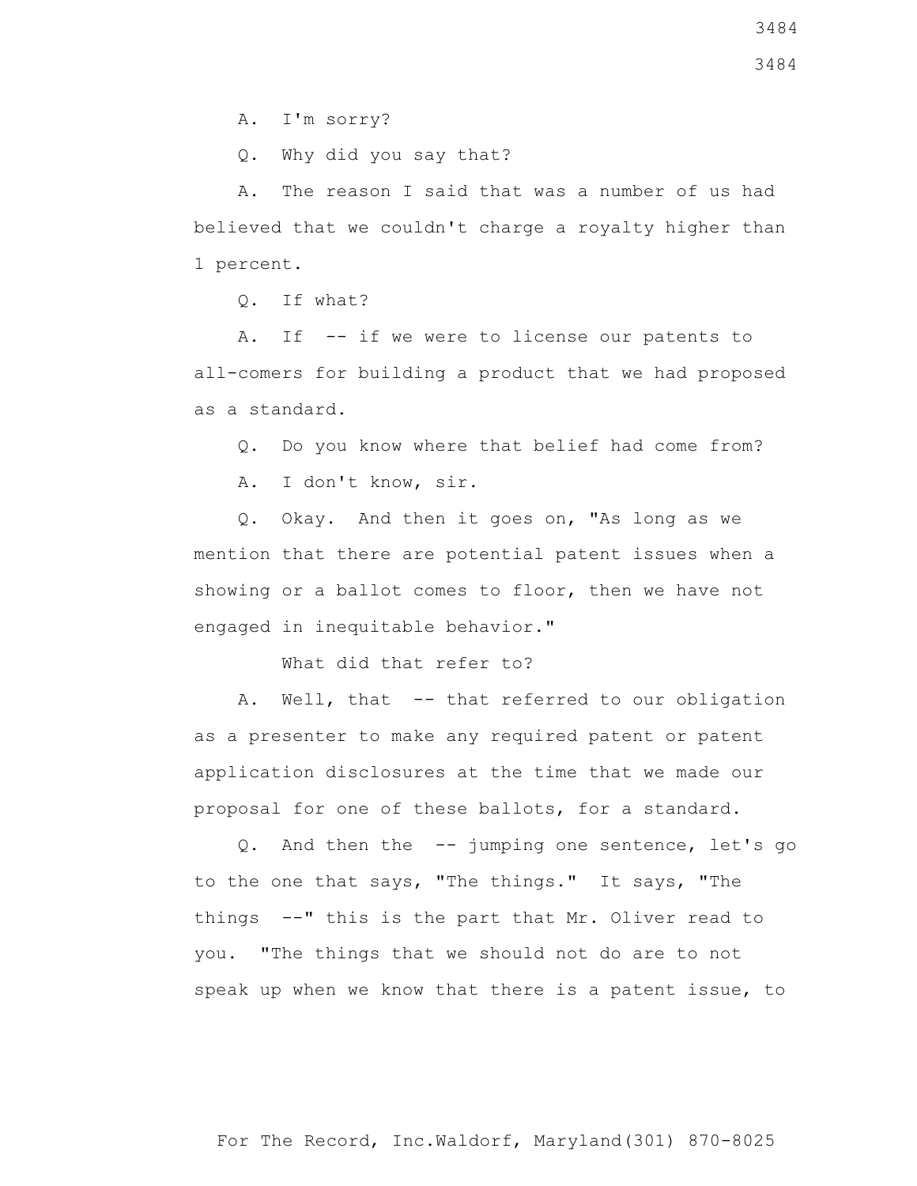A. I'm sorry?

Q. Why did you say that?

A. The reason I said that was a number of us had believed that we couldn't charge a royalty higher than 1 percent.

Q. If what?

A. If -- if we were to license our patents to all-comers for building a product that we had proposed as a standard.

Q. Do you know where that belief had come from?

A. I don't know, sir.

Q. Okay. And then it goes on, "As long as we mention that there are potential patent issues when a showing or a ballot comes to floor, then we have not engaged in inequitable behavior."

What did that refer to?

A. Well, that -- that referred to our obligation as a presenter to make any required patent or patent application disclosures at the time that we made our proposal for one of these ballots, for a standard.

Q. And then the -- jumping one sentence, let's go to the one that says, "The things." It says, "The things --" this is the part that Mr. Oliver read to you. "The things that we should not do are to not speak up when we know that there is a patent issue, to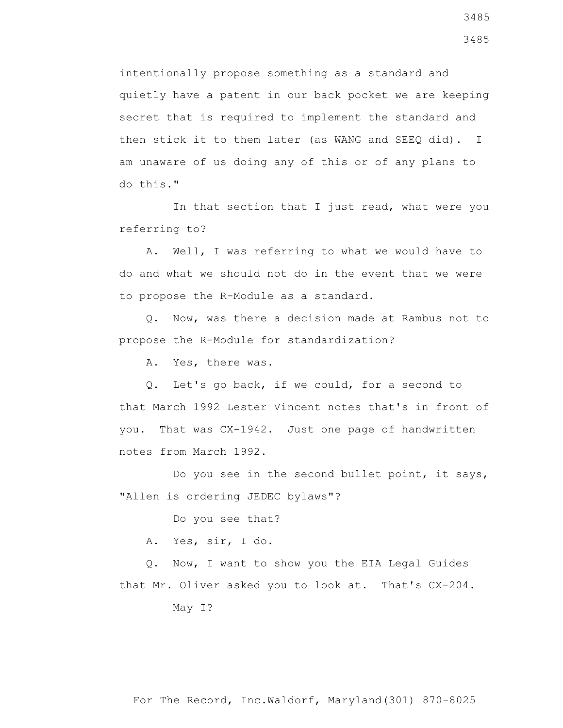intentionally propose something as a standard and quietly have a patent in our back pocket we are keeping secret that is required to implement the standard and then stick it to them later (as WANG and SEEQ did). I am unaware of us doing any of this or of any plans to do this."

In that section that I just read, what were you referring to?

A. Well, I was referring to what we would have to do and what we should not do in the event that we were to propose the R-Module as a standard.

Q. Now, was there a decision made at Rambus not to propose the R-Module for standardization?

A. Yes, there was.

Q. Let's go back, if we could, for a second to that March 1992 Lester Vincent notes that's in front of you. That was CX-1942. Just one page of handwritten notes from March 1992.

Do you see in the second bullet point, it says, "Allen is ordering JEDEC bylaws"?

Do you see that?

A. Yes, sir, I do.

Q. Now, I want to show you the EIA Legal Guides that Mr. Oliver asked you to look at. That's CX-204.

May I?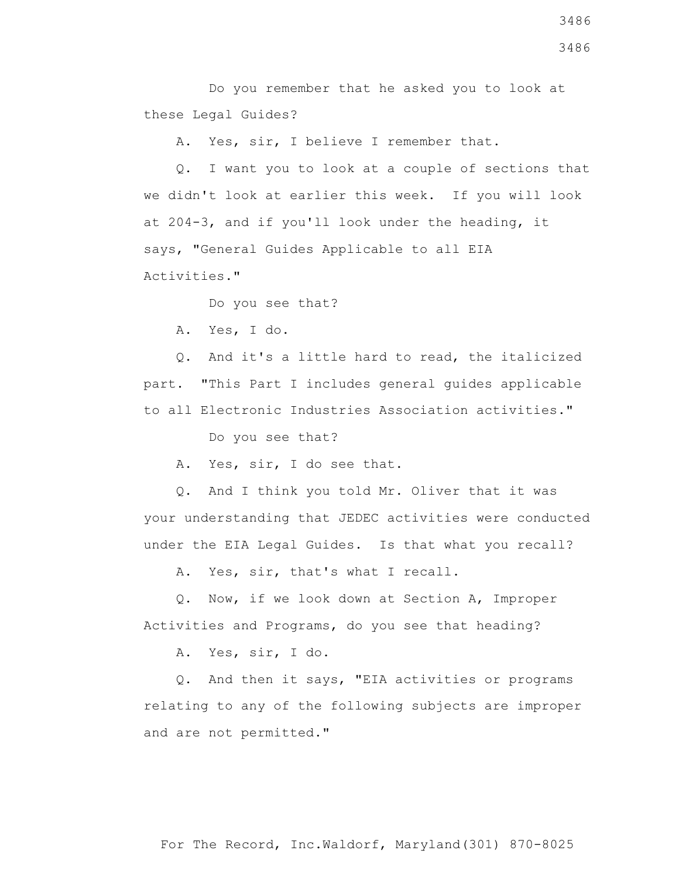Do you remember that he asked you to look at these Legal Guides?

A. Yes, sir, I believe I remember that.

Q. I want you to look at a couple of sections that we didn't look at earlier this week. If you will look at 204-3, and if you'll look under the heading, it says, "General Guides Applicable to all EIA Activities."

Do you see that?

A. Yes, I do.

Q. And it's a little hard to read, the italicized part. "This Part I includes general guides applicable to all Electronic Industries Association activities."

Do you see that?

A. Yes, sir, I do see that.

Q. And I think you told Mr. Oliver that it was your understanding that JEDEC activities were conducted under the EIA Legal Guides. Is that what you recall?

A. Yes, sir, that's what I recall.

Q. Now, if we look down at Section A, Improper Activities and Programs, do you see that heading?

A. Yes, sir, I do.

Q. And then it says, "EIA activities or programs relating to any of the following subjects are improper and are not permitted."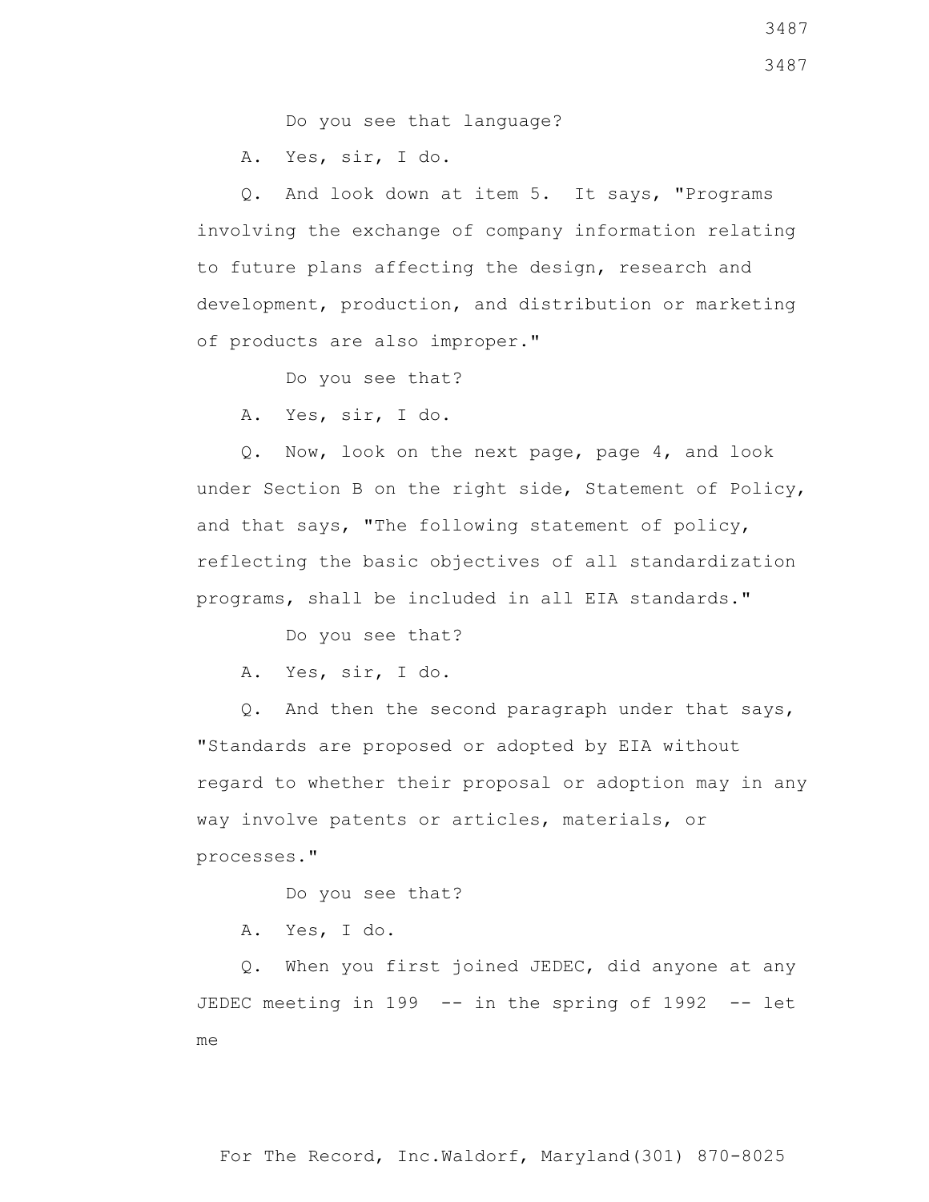Do you see that language?

A. Yes, sir, I do.

Q. And look down at item 5. It says, "Programs involving the exchange of company information relating to future plans affecting the design, research and development, production, and distribution or marketing of products are also improper."

Do you see that?

A. Yes, sir, I do.

Q. Now, look on the next page, page 4, and look under Section B on the right side, Statement of Policy, and that says, "The following statement of policy, reflecting the basic objectives of all standardization programs, shall be included in all EIA standards."

Do you see that?

A. Yes, sir, I do.

Q. And then the second paragraph under that says, "Standards are proposed or adopted by EIA without regard to whether their proposal or adoption may in any way involve patents or articles, materials, or processes."

Do you see that?

A. Yes, I do.

Q. When you first joined JEDEC, did anyone at any JEDEC meeting in 199 -- in the spring of 1992 -- let me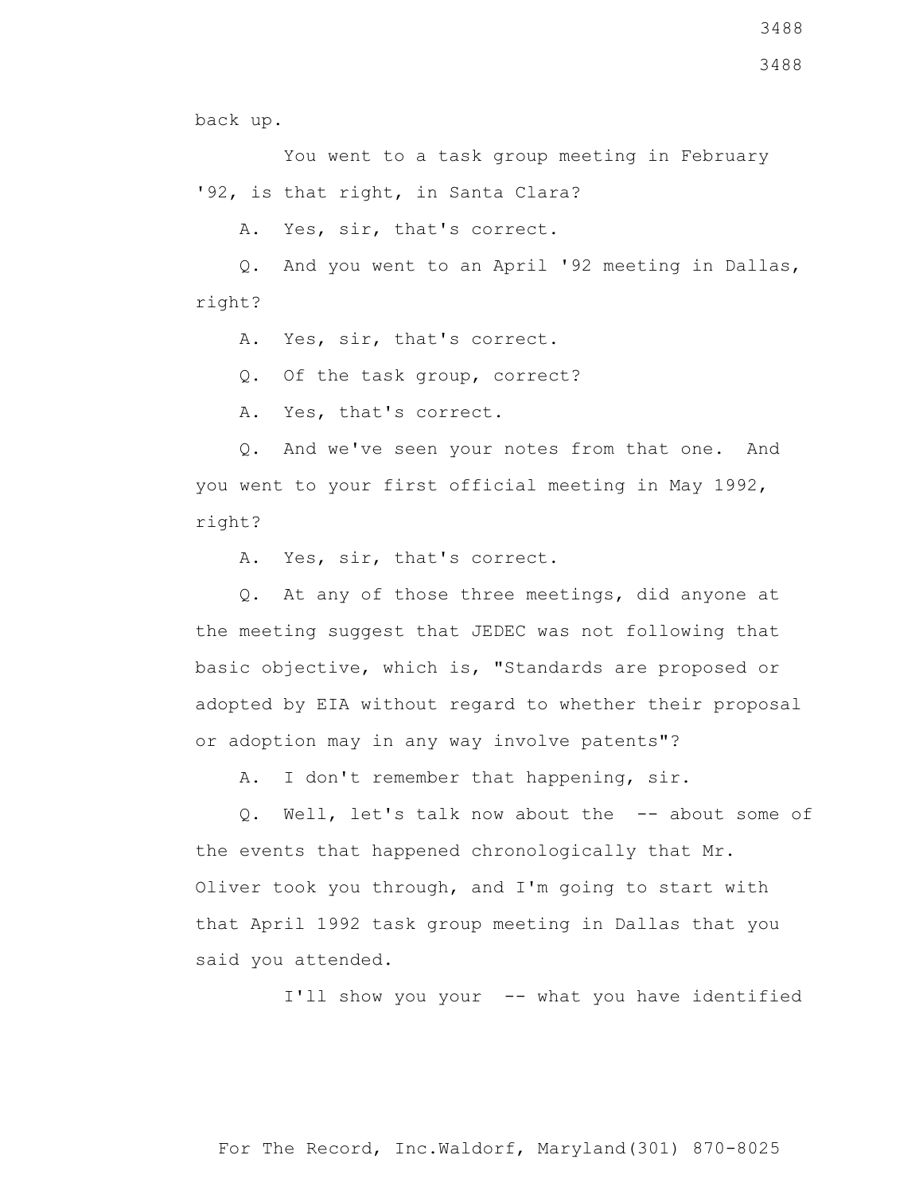back up.

You went to a task group meeting in February '92, is that right, in Santa Clara?

A. Yes, sir, that's correct.

Q. And you went to an April '92 meeting in Dallas, right?

A. Yes, sir, that's correct.

Q. Of the task group, correct?

A. Yes, that's correct.

Q. And we've seen your notes from that one. And you went to your first official meeting in May 1992, right?

A. Yes, sir, that's correct.

Q. At any of those three meetings, did anyone at the meeting suggest that JEDEC was not following that basic objective, which is, "Standards are proposed or adopted by EIA without regard to whether their proposal or adoption may in any way involve patents"?

A. I don't remember that happening, sir.

Q. Well, let's talk now about the -- about some of the events that happened chronologically that Mr. Oliver took you through, and I'm going to start with that April 1992 task group meeting in Dallas that you said you attended.

I'll show you your -- what you have identified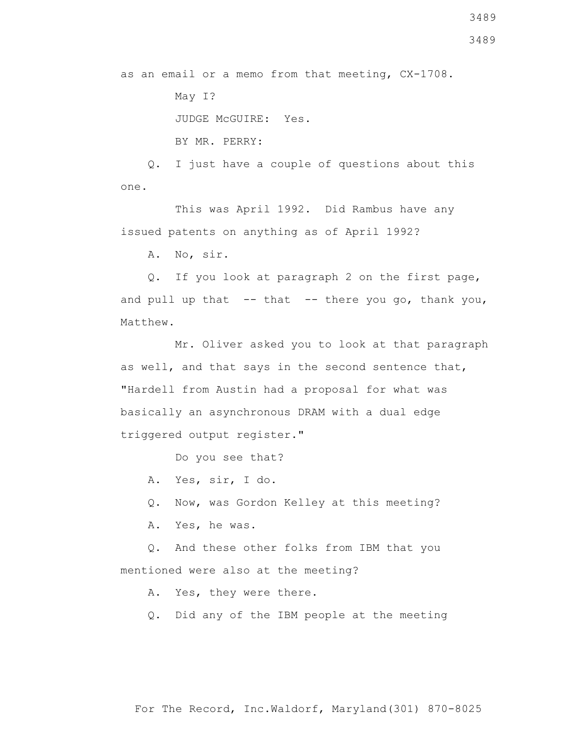as an email or a memo from that meeting, CX-1708.

May I?

JUDGE McGUIRE: Yes.

BY MR. PERRY:

Q. I just have a couple of questions about this one.

This was April 1992. Did Rambus have any issued patents on anything as of April 1992?

A. No, sir.

Q. If you look at paragraph 2 on the first page, and pull up that -- that -- there you go, thank you, Matthew.

Mr. Oliver asked you to look at that paragraph as well, and that says in the second sentence that, "Hardell from Austin had a proposal for what was basically an asynchronous DRAM with a dual edge triggered output register."

Do you see that?

A. Yes, sir, I do.

Q. Now, was Gordon Kelley at this meeting?

A. Yes, he was.

Q. And these other folks from IBM that you mentioned were also at the meeting?

A. Yes, they were there.

Q. Did any of the IBM people at the meeting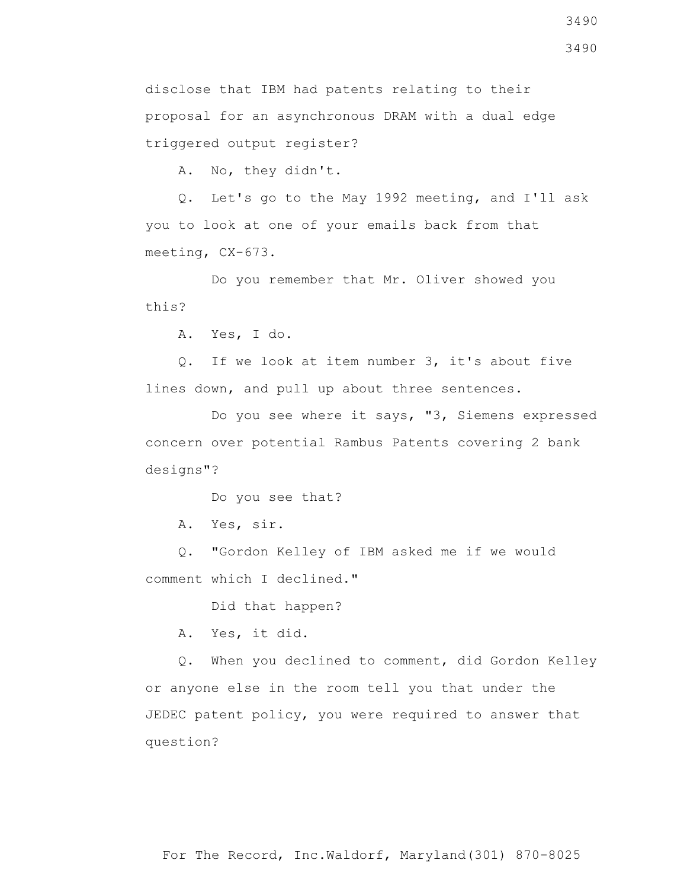disclose that IBM had patents relating to their proposal for an asynchronous DRAM with a dual edge triggered output register?

A. No, they didn't.

Q. Let's go to the May 1992 meeting, and I'll ask you to look at one of your emails back from that meeting, CX-673.

Do you remember that Mr. Oliver showed you this?

A. Yes, I do.

Q. If we look at item number 3, it's about five lines down, and pull up about three sentences.

Do you see where it says, "3, Siemens expressed concern over potential Rambus Patents covering 2 bank designs"?

Do you see that?

A. Yes, sir.

Q. "Gordon Kelley of IBM asked me if we would comment which I declined."

Did that happen?

A. Yes, it did.

Q. When you declined to comment, did Gordon Kelley or anyone else in the room tell you that under the JEDEC patent policy, you were required to answer that question?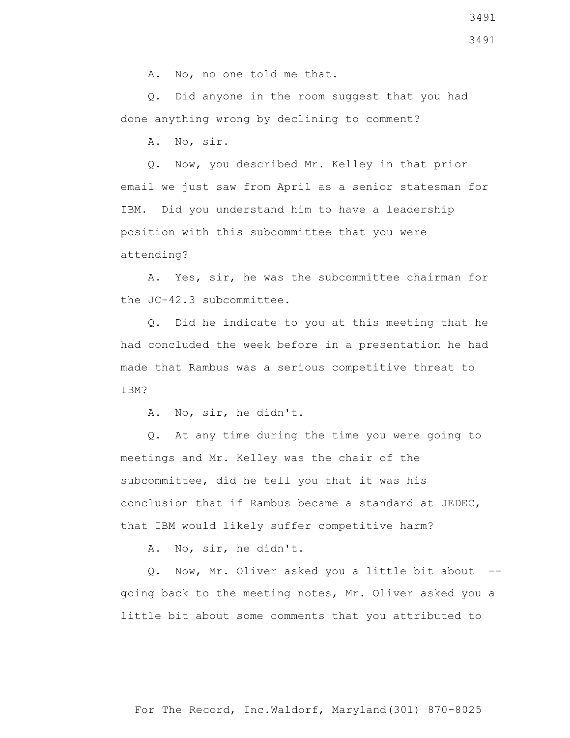A. No, no one told me that.

Q. Did anyone in the room suggest that you had done anything wrong by declining to comment?

A. No, sir.

Q. Now, you described Mr. Kelley in that prior email we just saw from April as a senior statesman for IBM. Did you understand him to have a leadership position with this subcommittee that you were attending?

A. Yes, sir, he was the subcommittee chairman for the JC-42.3 subcommittee.

Q. Did he indicate to you at this meeting that he had concluded the week before in a presentation he had made that Rambus was a serious competitive threat to IBM?

A. No, sir, he didn't.

Q. At any time during the time you were going to meetings and Mr. Kelley was the chair of the subcommittee, did he tell you that it was his conclusion that if Rambus became a standard at JEDEC, that IBM would likely suffer competitive harm?

A. No, sir, he didn't.

Q. Now, Mr. Oliver asked you a little bit about -- going back to the meeting notes, Mr. Oliver asked you a little bit about some comments that you attributed to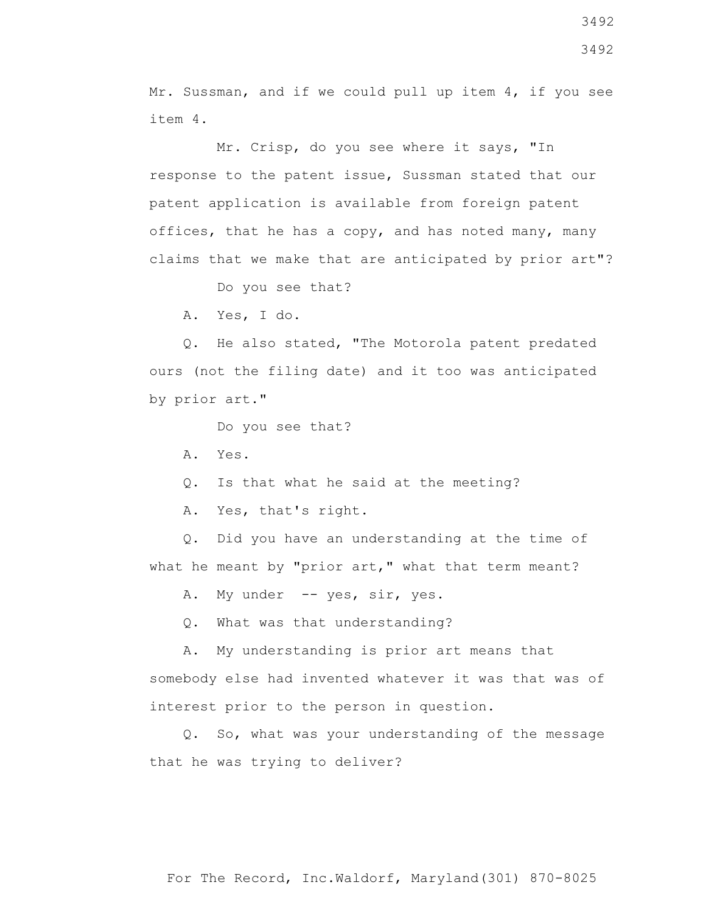Mr. Sussman, and if we could pull up item 4, if you see item 4.

Mr. Crisp, do you see where it says, "In response to the patent issue, Sussman stated that our patent application is available from foreign patent offices, that he has a copy, and has noted many, many claims that we make that are anticipated by prior art"?

Do you see that?

A. Yes, I do.

Q. He also stated, "The Motorola patent predated ours (not the filing date) and it too was anticipated by prior art."

Do you see that?

A. Yes.

Q. Is that what he said at the meeting?

A. Yes, that's right.

Q. Did you have an understanding at the time of what he meant by "prior art," what that term meant?

A. My under -- yes, sir, yes.

Q. What was that understanding?

A. My understanding is prior art means that somebody else had invented whatever it was that was of interest prior to the person in question.

Q. So, what was your understanding of the message that he was trying to deliver?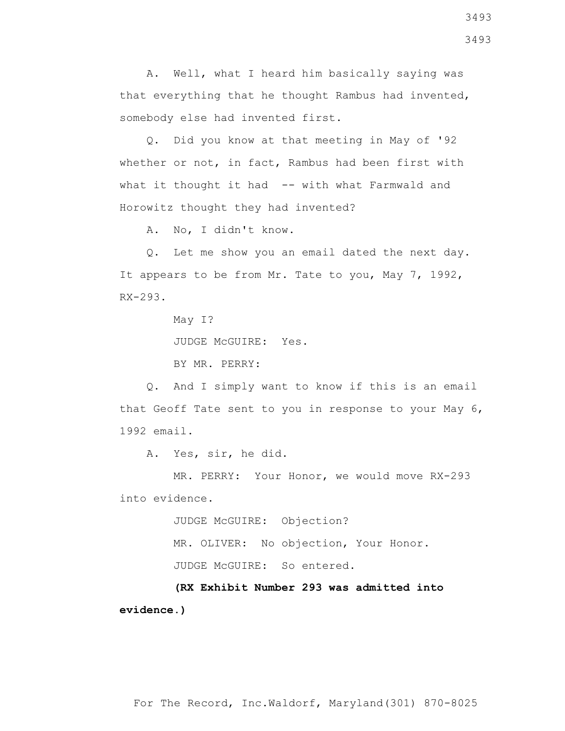A. Well, what I heard him basically saying was that everything that he thought Rambus had invented, somebody else had invented first.

Q. Did you know at that meeting in May of '92 whether or not, in fact, Rambus had been first with what it thought it had -- with what Farmwald and Horowitz thought they had invented?

A. No, I didn't know.

Q. Let me show you an email dated the next day. It appears to be from Mr. Tate to you, May 7, 1992, RX-293.

May I?

JUDGE McGUIRE: Yes.

BY MR. PERRY:

Q. And I simply want to know if this is an email that Geoff Tate sent to you in response to your May 6, 1992 email.

A. Yes, sir, he did.

MR. PERRY: Your Honor, we would move RX-293 into evidence.

JUDGE McGUIRE: Objection?

MR. OLIVER: No objection, Your Honor.

JUDGE McGUIRE: So entered.

**(RX Exhibit Number 293 was admitted into evidence.)**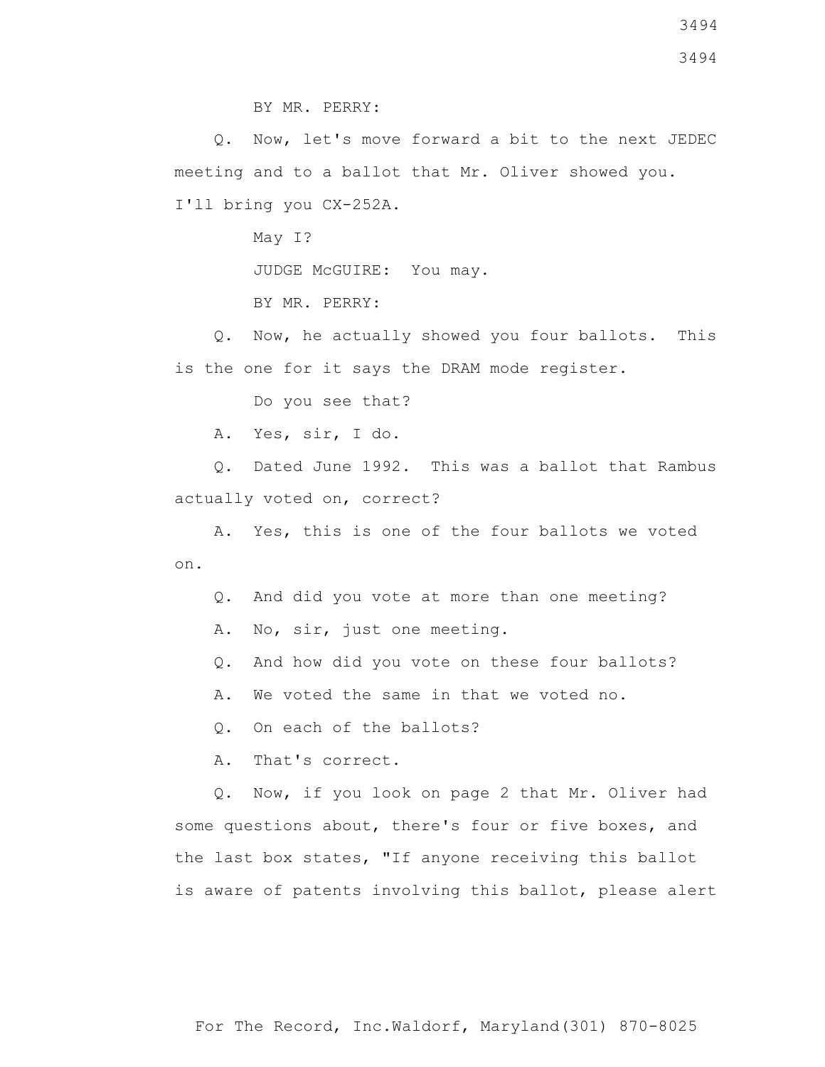BY MR. PERRY:

Q. Now, let's move forward a bit to the next JEDEC meeting and to a ballot that Mr. Oliver showed you. I'll bring you CX-252A.

May I?

JUDGE McGUIRE: You may.

BY MR. PERRY:

Q. Now, he actually showed you four ballots. This is the one for it says the DRAM mode register.

Do you see that?

A. Yes, sir, I do.

Q. Dated June 1992. This was a ballot that Rambus actually voted on, correct?

A. Yes, this is one of the four ballots we voted on.

Q. And did you vote at more than one meeting?

A. No, sir, just one meeting.

Q. And how did you vote on these four ballots?

A. We voted the same in that we voted no.

Q. On each of the ballots?

A. That's correct.

Q. Now, if you look on page 2 that Mr. Oliver had some questions about, there's four or five boxes, and the last box states, "If anyone receiving this ballot is aware of patents involving this ballot, please alert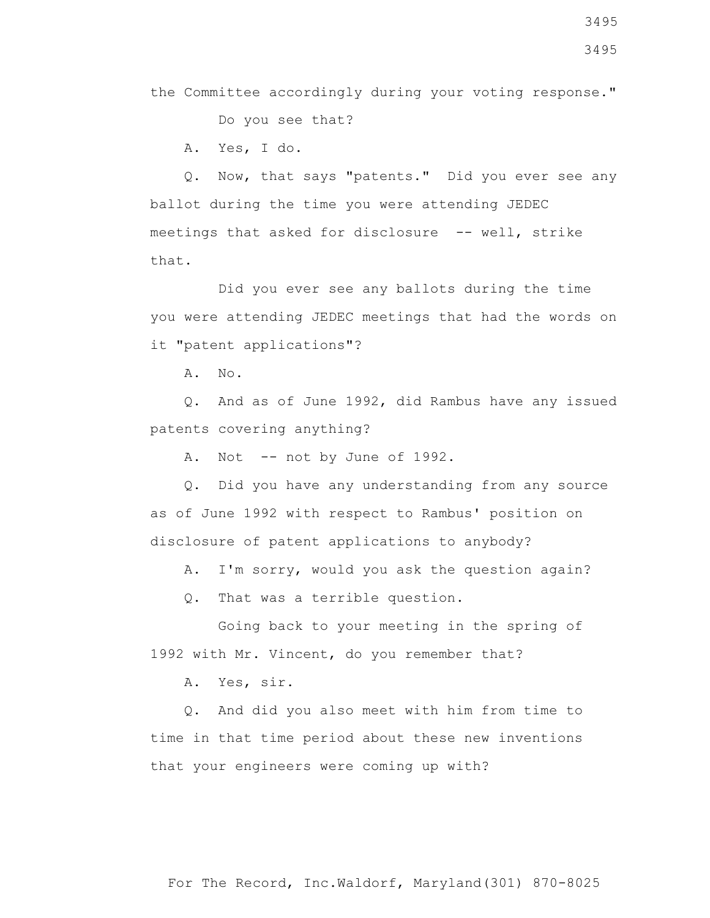the Committee accordingly during your voting response."

Do you see that?

A. Yes, I do.

Q. Now, that says "patents." Did you ever see any ballot during the time you were attending JEDEC meetings that asked for disclosure -- well, strike that.

Did you ever see any ballots during the time you were attending JEDEC meetings that had the words on it "patent applications"?

A. No.

Q. And as of June 1992, did Rambus have any issued patents covering anything?

A. Not -- not by June of 1992.

Q. Did you have any understanding from any source as of June 1992 with respect to Rambus' position on disclosure of patent applications to anybody?

A. I'm sorry, would you ask the question again?

Q. That was a terrible question.

Going back to your meeting in the spring of 1992 with Mr. Vincent, do you remember that?

A. Yes, sir.

Q. And did you also meet with him from time to time in that time period about these new inventions that your engineers were coming up with?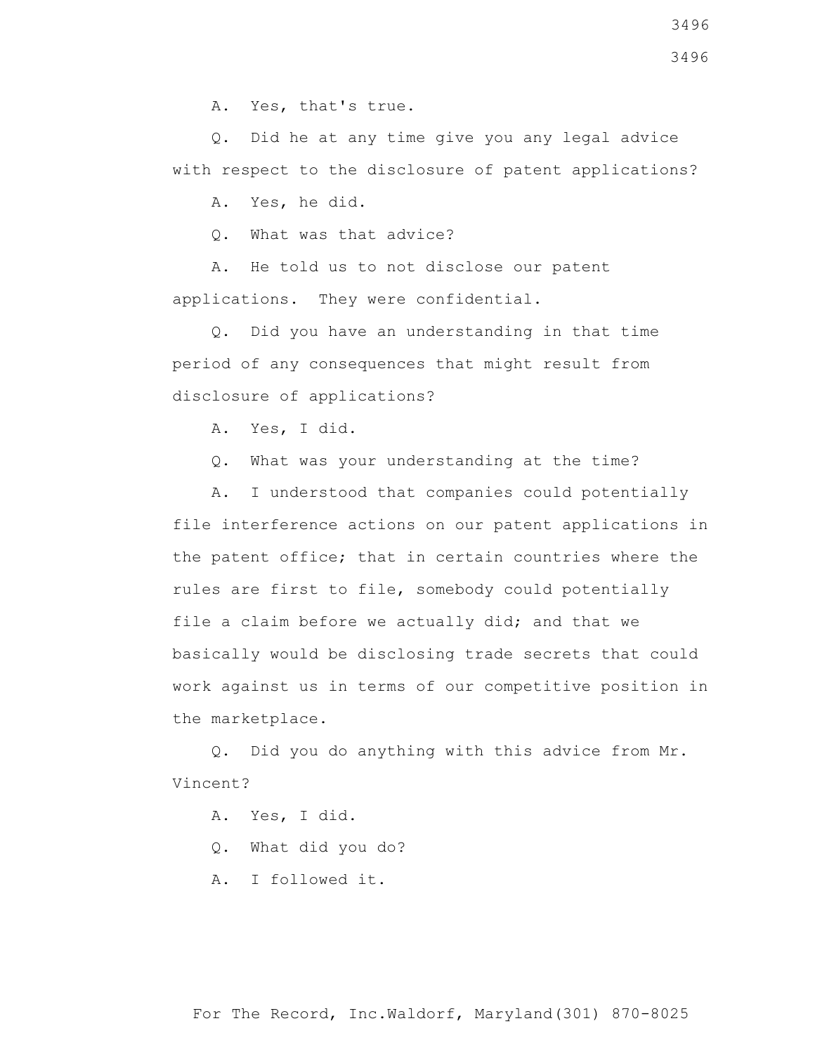A. Yes, that's true.

Q. Did he at any time give you any legal advice with respect to the disclosure of patent applications?

A. Yes, he did.

Q. What was that advice?

A. He told us to not disclose our patent applications. They were confidential.

Q. Did you have an understanding in that time period of any consequences that might result from disclosure of applications?

A. Yes, I did.

Q. What was your understanding at the time?

A. I understood that companies could potentially file interference actions on our patent applications in the patent office; that in certain countries where the rules are first to file, somebody could potentially file a claim before we actually did; and that we basically would be disclosing trade secrets that could work against us in terms of our competitive position in the marketplace.

Q. Did you do anything with this advice from Mr. Vincent?

A. Yes, I did.

Q. What did you do?

A. I followed it.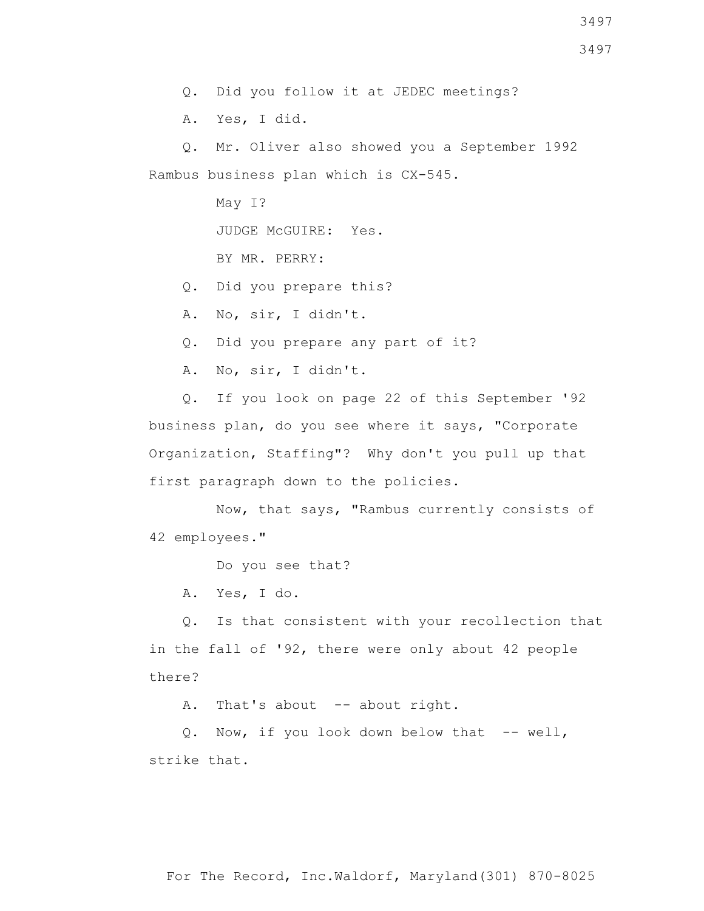Q. Did you follow it at JEDEC meetings?

A. Yes, I did.

Q. Mr. Oliver also showed you a September 1992 Rambus business plan which is CX-545.

May I?

JUDGE McGUIRE: Yes.

BY MR. PERRY:

Q. Did you prepare this?

A. No, sir, I didn't.

Q. Did you prepare any part of it?

A. No, sir, I didn't.

Q. If you look on page 22 of this September '92 business plan, do you see where it says, "Corporate Organization, Staffing"? Why don't you pull up that first paragraph down to the policies.

Now, that says, "Rambus currently consists of 42 employees."

Do you see that?

A. Yes, I do.

Q. Is that consistent with your recollection that in the fall of '92, there were only about 42 people there?

A. That's about -- about right.

Q. Now, if you look down below that -- well, strike that.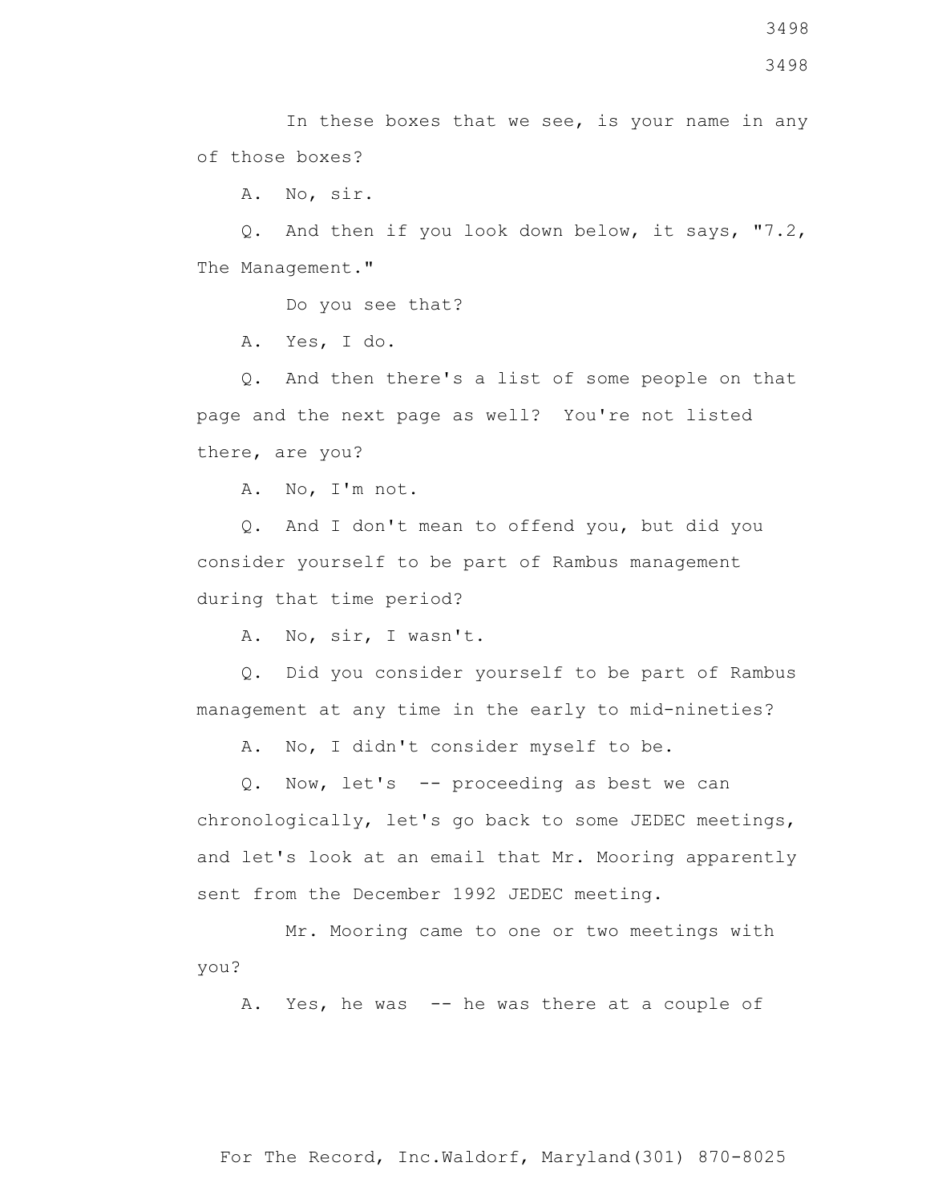In these boxes that we see, is your name in any of those boxes?

A. No, sir.

Q. And then if you look down below, it says, "7.2, The Management."

Do you see that?

A. Yes, I do.

Q. And then there's a list of some people on that page and the next page as well? You're not listed there, are you?

A. No, I'm not.

Q. And I don't mean to offend you, but did you consider yourself to be part of Rambus management during that time period?

A. No, sir, I wasn't.

Q. Did you consider yourself to be part of Rambus management at any time in the early to mid-nineties?

A. No, I didn't consider myself to be.

Q. Now, let's -- proceeding as best we can chronologically, let's go back to some JEDEC meetings, and let's look at an email that Mr. Mooring apparently sent from the December 1992 JEDEC meeting.

Mr. Mooring came to one or two meetings with you?

A. Yes, he was -- he was there at a couple of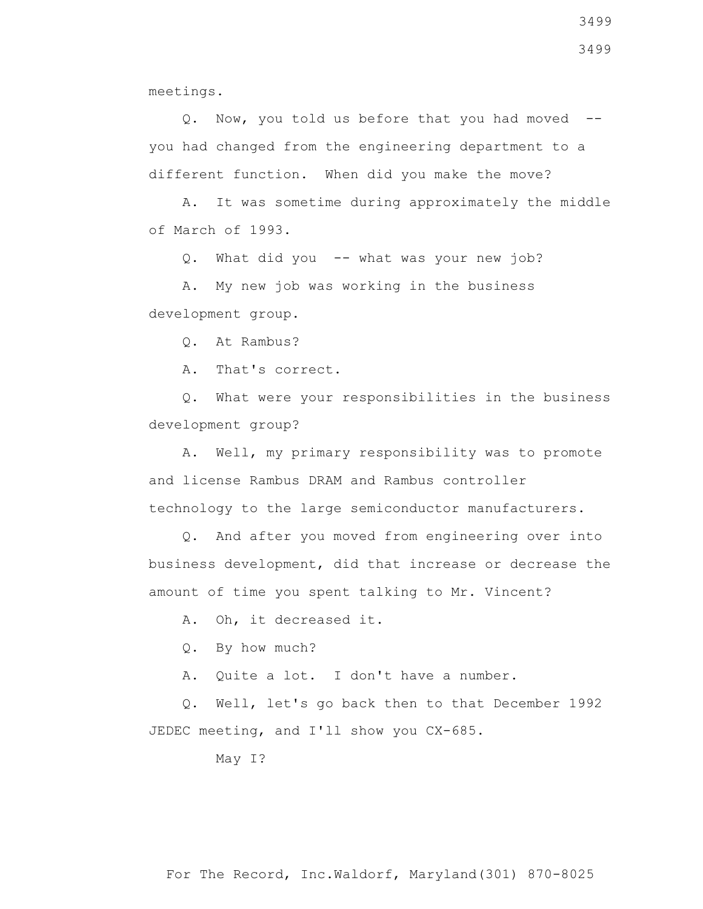meetings.

Q. Now, you told us before that you had moved -- you had changed from the engineering department to a different function. When did you make the move?

A. It was sometime during approximately the middle of March of 1993.

Q. What did you -- what was your new job?

A. My new job was working in the business development group.

Q. At Rambus?

A. That's correct.

Q. What were your responsibilities in the business development group?

A. Well, my primary responsibility was to promote and license Rambus DRAM and Rambus controller technology to the large semiconductor manufacturers.

Q. And after you moved from engineering over into business development, did that increase or decrease the amount of time you spent talking to Mr. Vincent?

A. Oh, it decreased it.

Q. By how much?

A. Quite a lot. I don't have a number.

Q. Well, let's go back then to that December 1992 JEDEC meeting, and I'll show you CX-685.

May I?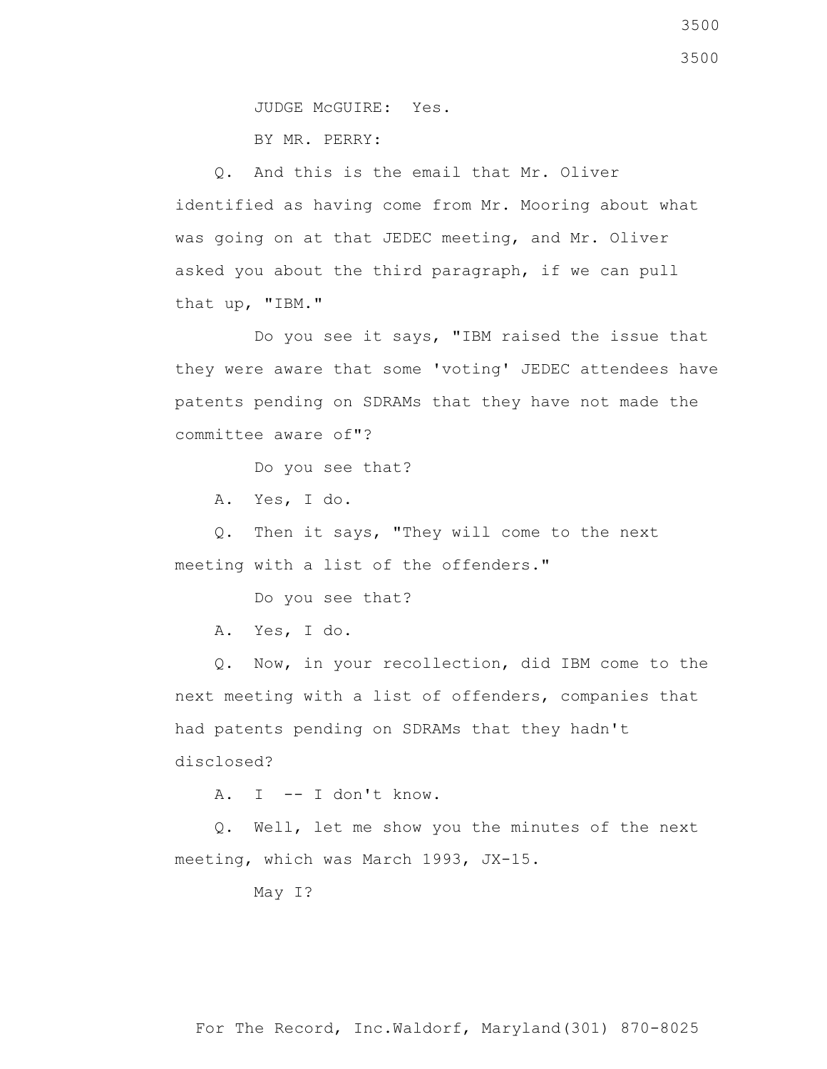JUDGE McGUIRE: Yes.

BY MR. PERRY:

Q. And this is the email that Mr. Oliver identified as having come from Mr. Mooring about what was going on at that JEDEC meeting, and Mr. Oliver asked you about the third paragraph, if we can pull that up, "IBM."

Do you see it says, "IBM raised the issue that they were aware that some 'voting' JEDEC attendees have patents pending on SDRAMs that they have not made the committee aware of"?

Do you see that?

A. Yes, I do.

Q. Then it says, "They will come to the next meeting with a list of the offenders."

Do you see that?

A. Yes, I do.

Q. Now, in your recollection, did IBM come to the next meeting with a list of offenders, companies that had patents pending on SDRAMs that they hadn't disclosed?

A. I -- I don't know.

Q. Well, let me show you the minutes of the next meeting, which was March 1993, JX-15.

May I?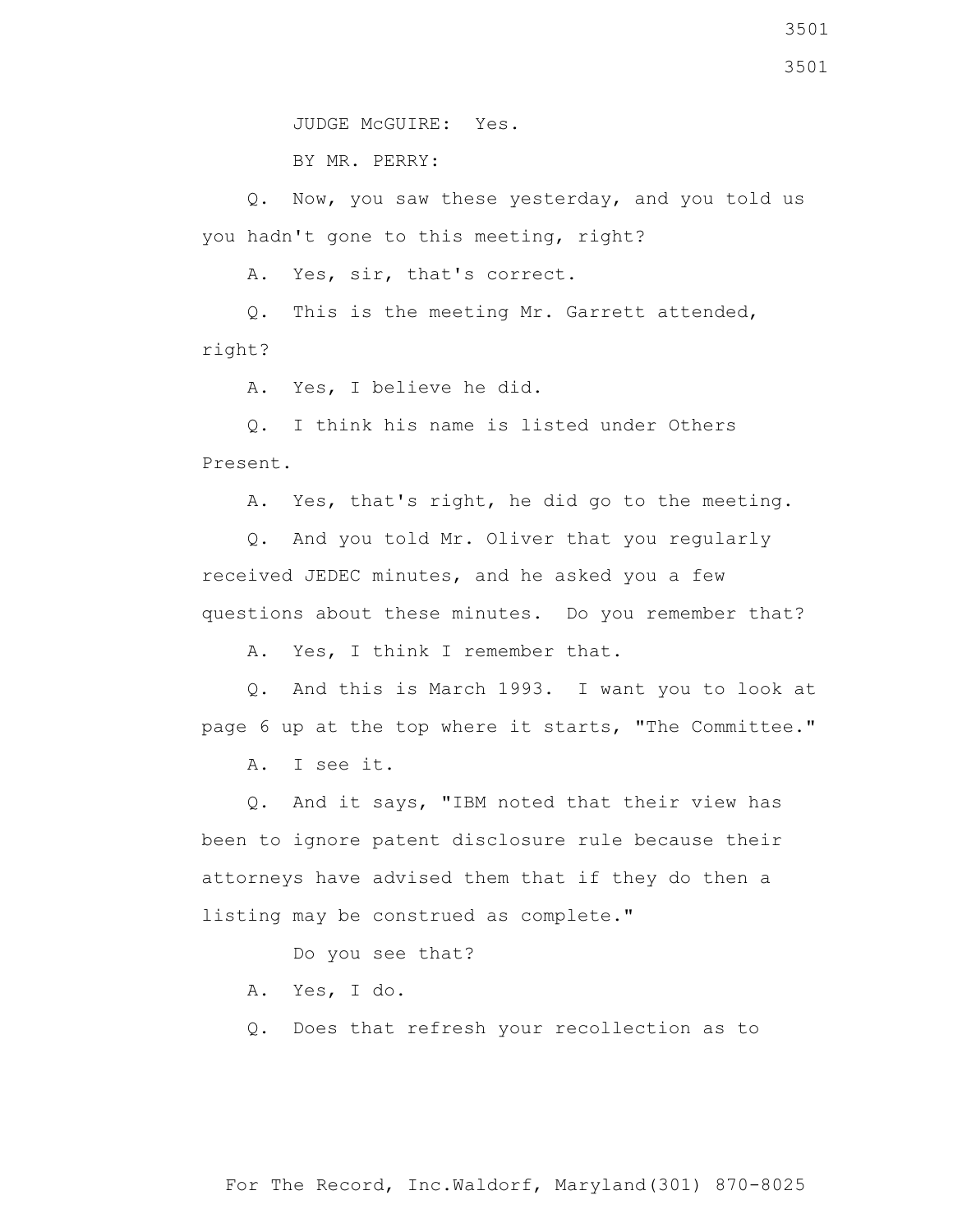JUDGE McGUIRE: Yes.

BY MR. PERRY:

Q. Now, you saw these yesterday, and you told us you hadn't gone to this meeting, right?

A. Yes, sir, that's correct.

Q. This is the meeting Mr. Garrett attended, right?

A. Yes, I believe he did.

Q. I think his name is listed under Others Present.

A. Yes, that's right, he did go to the meeting.

Q. And you told Mr. Oliver that you regularly received JEDEC minutes, and he asked you a few questions about these minutes. Do you remember that?

A. Yes, I think I remember that.

Q. And this is March 1993. I want you to look at page 6 up at the top where it starts, "The Committee."

A. I see it.

Q. And it says, "IBM noted that their view has been to ignore patent disclosure rule because their attorneys have advised them that if they do then a listing may be construed as complete."

Do you see that?

A. Yes, I do.

Q. Does that refresh your recollection as to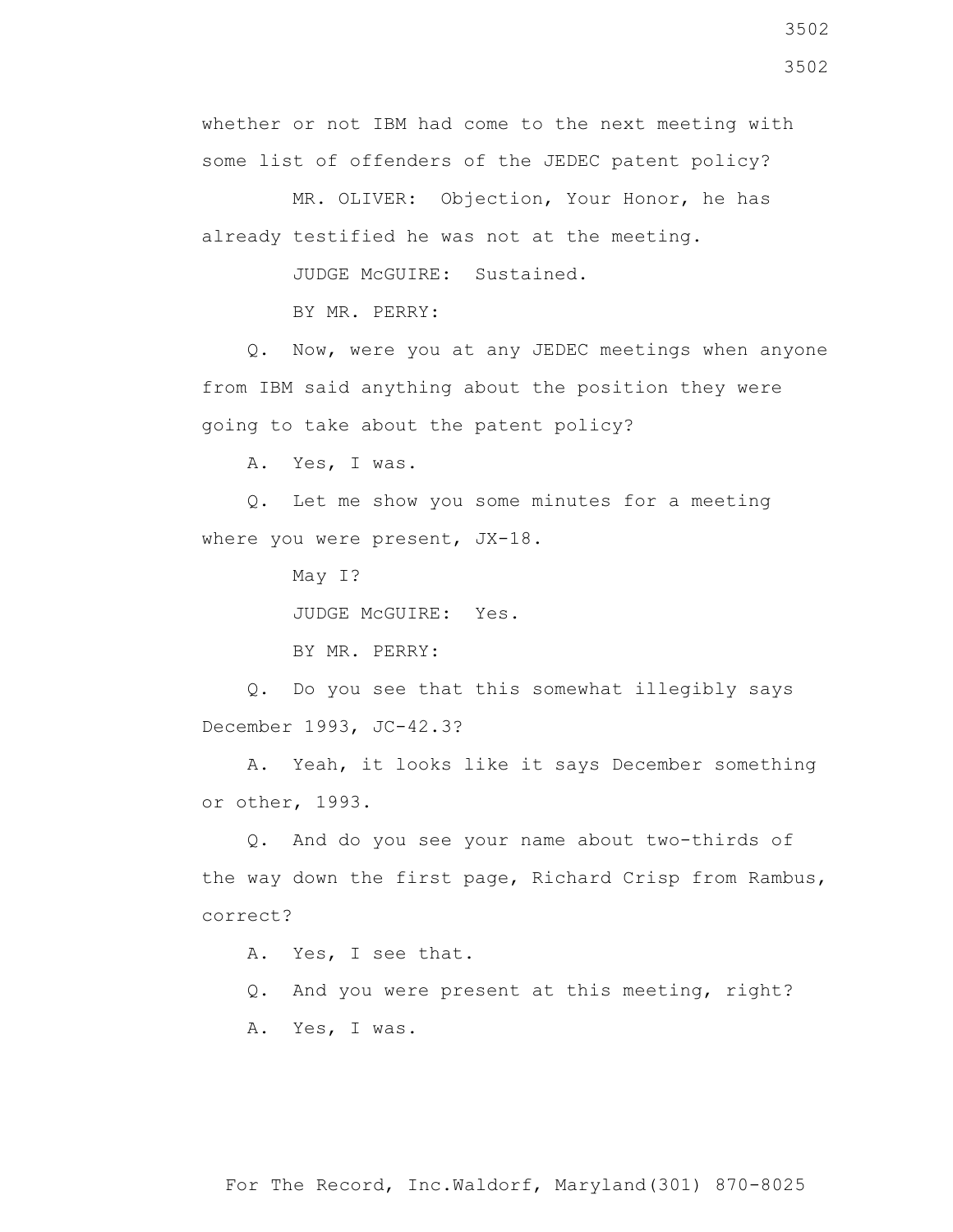whether or not IBM had come to the next meeting with some list of offenders of the JEDEC patent policy?

MR. OLIVER: Objection, Your Honor, he has already testified he was not at the meeting.

JUDGE McGUIRE: Sustained.

BY MR. PERRY:

Q. Now, were you at any JEDEC meetings when anyone from IBM said anything about the position they were going to take about the patent policy?

A. Yes, I was.

Q. Let me show you some minutes for a meeting where you were present, JX-18.

May I?

JUDGE McGUIRE: Yes.

BY MR. PERRY:

Q. Do you see that this somewhat illegibly says December 1993, JC-42.3?

A. Yeah, it looks like it says December something or other, 1993.

Q. And do you see your name about two-thirds of the way down the first page, Richard Crisp from Rambus, correct?

A. Yes, I see that.

Q. And you were present at this meeting, right?

A. Yes, I was.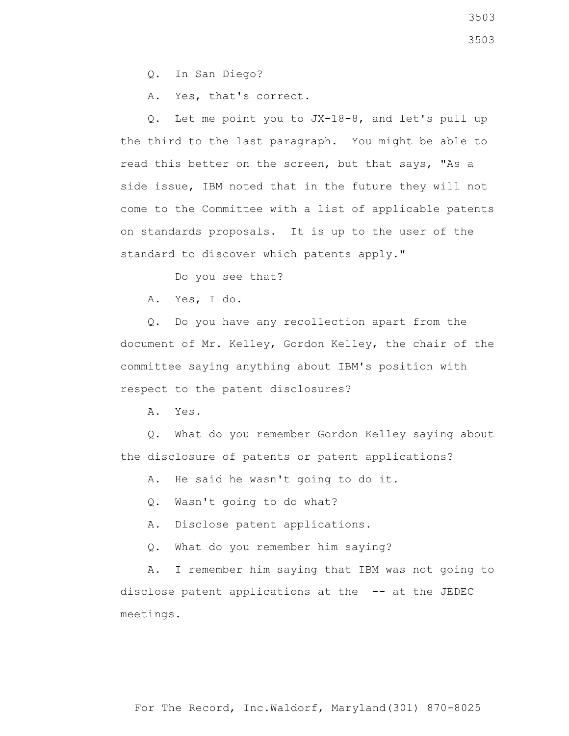Q. In San Diego?

A. Yes, that's correct.

Q. Let me point you to JX-18-8, and let's pull up the third to the last paragraph. You might be able to read this better on the screen, but that says, "As a side issue, IBM noted that in the future they will not come to the Committee with a list of applicable patents on standards proposals. It is up to the user of the standard to discover which patents apply."

Do you see that?

A. Yes, I do.

Q. Do you have any recollection apart from the document of Mr. Kelley, Gordon Kelley, the chair of the committee saying anything about IBM's position with respect to the patent disclosures?

A. Yes.

Q. What do you remember Gordon Kelley saying about the disclosure of patents or patent applications?

A. He said he wasn't going to do it.

Q. Wasn't going to do what?

A. Disclose patent applications.

Q. What do you remember him saying?

A. I remember him saying that IBM was not going to disclose patent applications at the -- at the JEDEC meetings.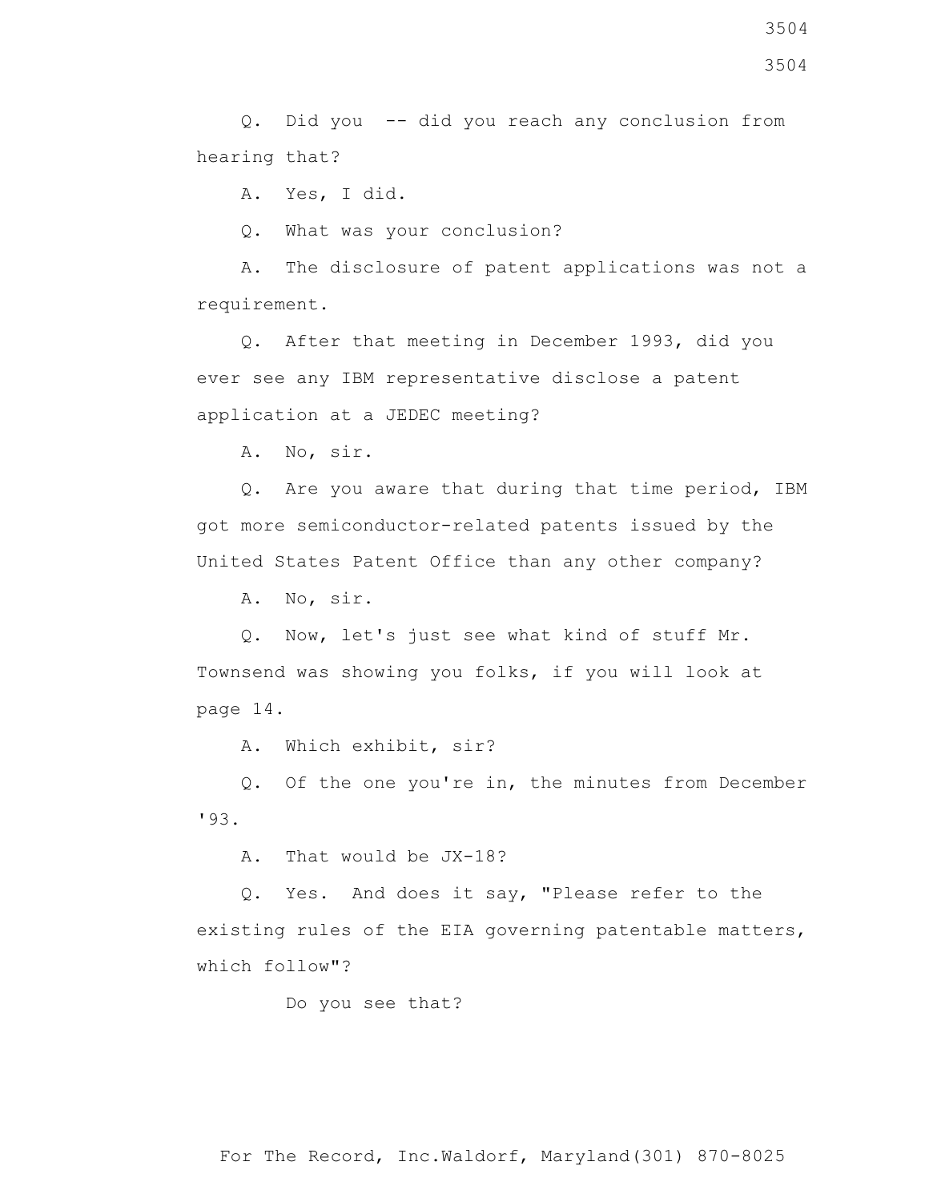Q. Did you -- did you reach any conclusion from hearing that?

A. Yes, I did.

Q. What was your conclusion?

A. The disclosure of patent applications was not a requirement.

Q. After that meeting in December 1993, did you ever see any IBM representative disclose a patent application at a JEDEC meeting?

A. No, sir.

Q. Are you aware that during that time period, IBM got more semiconductor-related patents issued by the United States Patent Office than any other company?

A. No, sir.

Q. Now, let's just see what kind of stuff Mr. Townsend was showing you folks, if you will look at page 14.

A. Which exhibit, sir?

Q. Of the one you're in, the minutes from December '93.

A. That would be JX-18?

Q. Yes. And does it say, "Please refer to the existing rules of the EIA governing patentable matters, which follow"?

Do you see that?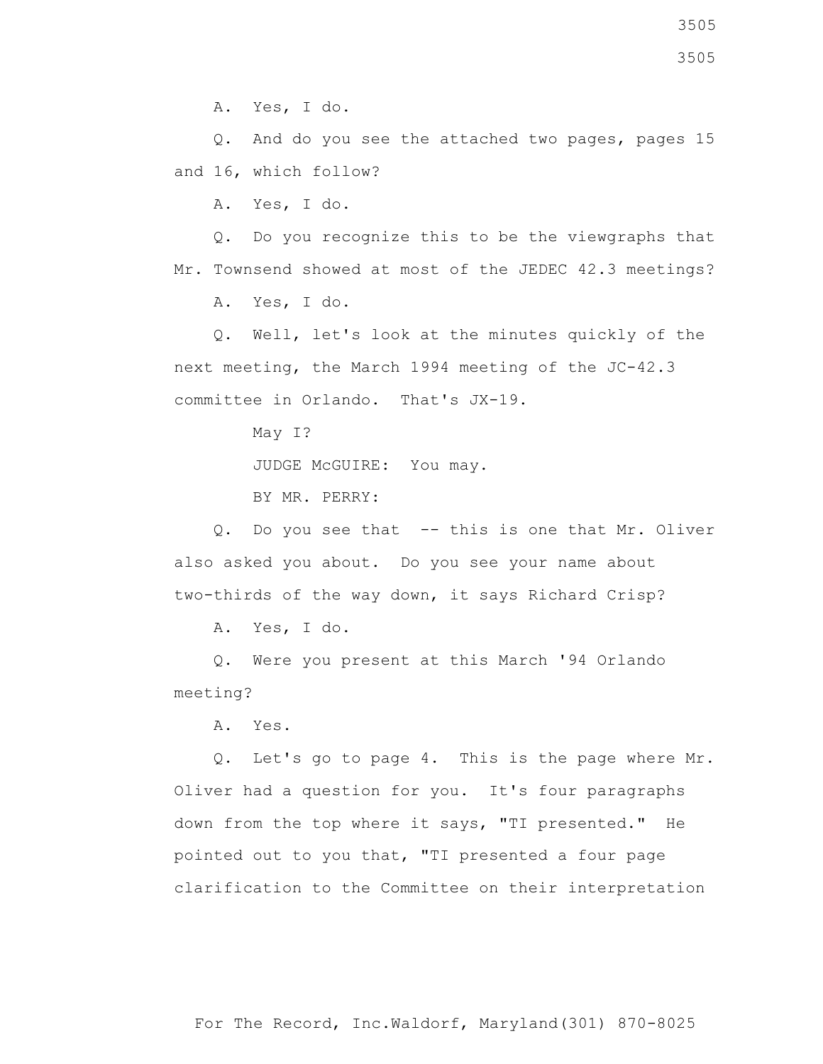A. Yes, I do.

Q. And do you see the attached two pages, pages 15 and 16, which follow?

A. Yes, I do.

Q. Do you recognize this to be the viewgraphs that Mr. Townsend showed at most of the JEDEC 42.3 meetings?

A. Yes, I do.

Q. Well, let's look at the minutes quickly of the next meeting, the March 1994 meeting of the JC-42.3 committee in Orlando. That's JX-19.

May I?

JUDGE McGUIRE: You may.

BY MR. PERRY:

Q. Do you see that -- this is one that Mr. Oliver also asked you about. Do you see your name about two-thirds of the way down, it says Richard Crisp?

A. Yes, I do.

Q. Were you present at this March '94 Orlando meeting?

A. Yes.

Q. Let's go to page 4. This is the page where Mr. Oliver had a question for you. It's four paragraphs down from the top where it says, "TI presented." He pointed out to you that, "TI presented a four page clarification to the Committee on their interpretation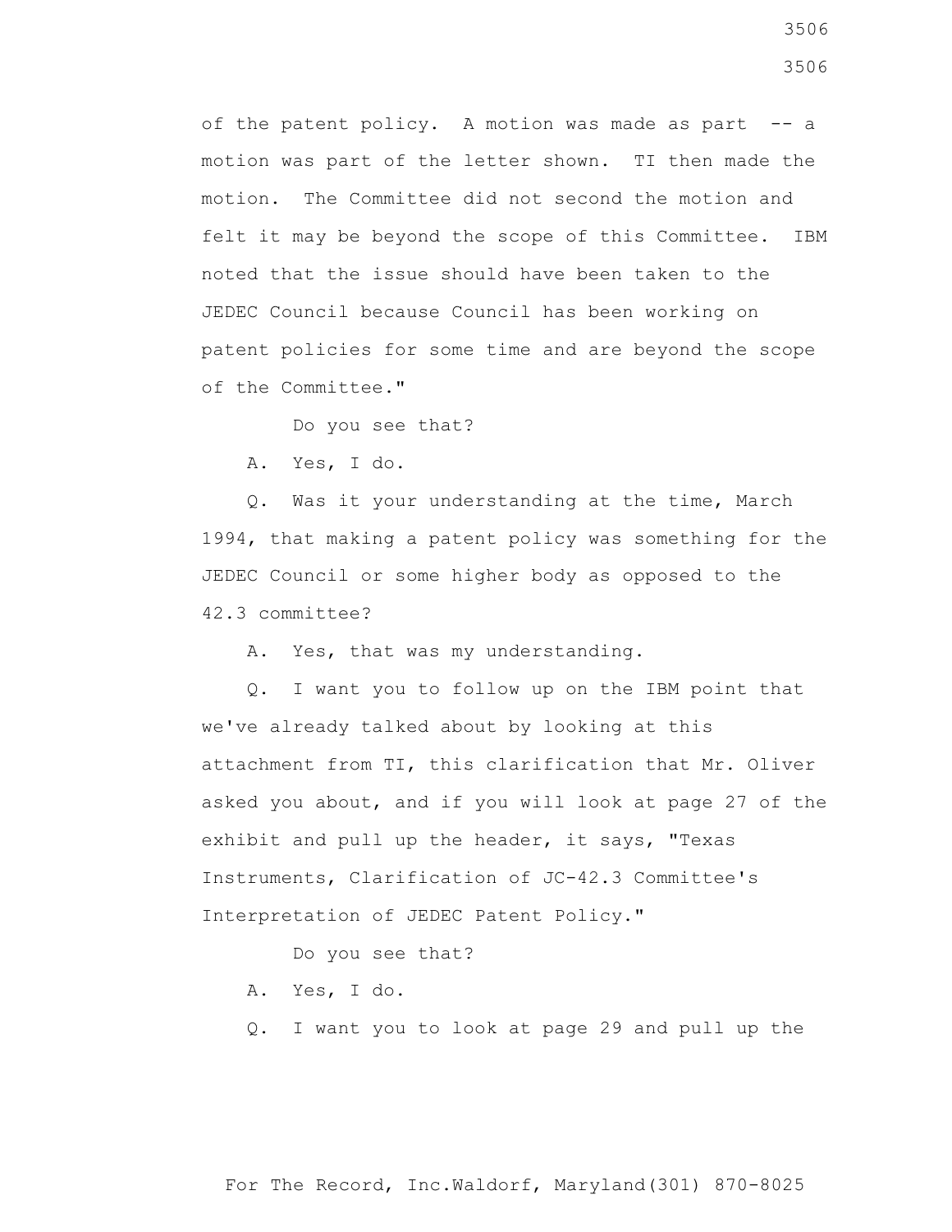of the patent policy. A motion was made as part -- a motion was part of the letter shown. TI then made the motion. The Committee did not second the motion and felt it may be beyond the scope of this Committee. IBM noted that the issue should have been taken to the JEDEC Council because Council has been working on patent policies for some time and are beyond the scope of the Committee."

Do you see that?

A. Yes, I do.

Q. Was it your understanding at the time, March 1994, that making a patent policy was something for the JEDEC Council or some higher body as opposed to the 42.3 committee?

A. Yes, that was my understanding.

Q. I want you to follow up on the IBM point that we've already talked about by looking at this attachment from TI, this clarification that Mr. Oliver asked you about, and if you will look at page 27 of the exhibit and pull up the header, it says, "Texas Instruments, Clarification of JC-42.3 Committee's Interpretation of JEDEC Patent Policy."

Do you see that?

A. Yes, I do.

Q. I want you to look at page 29 and pull up the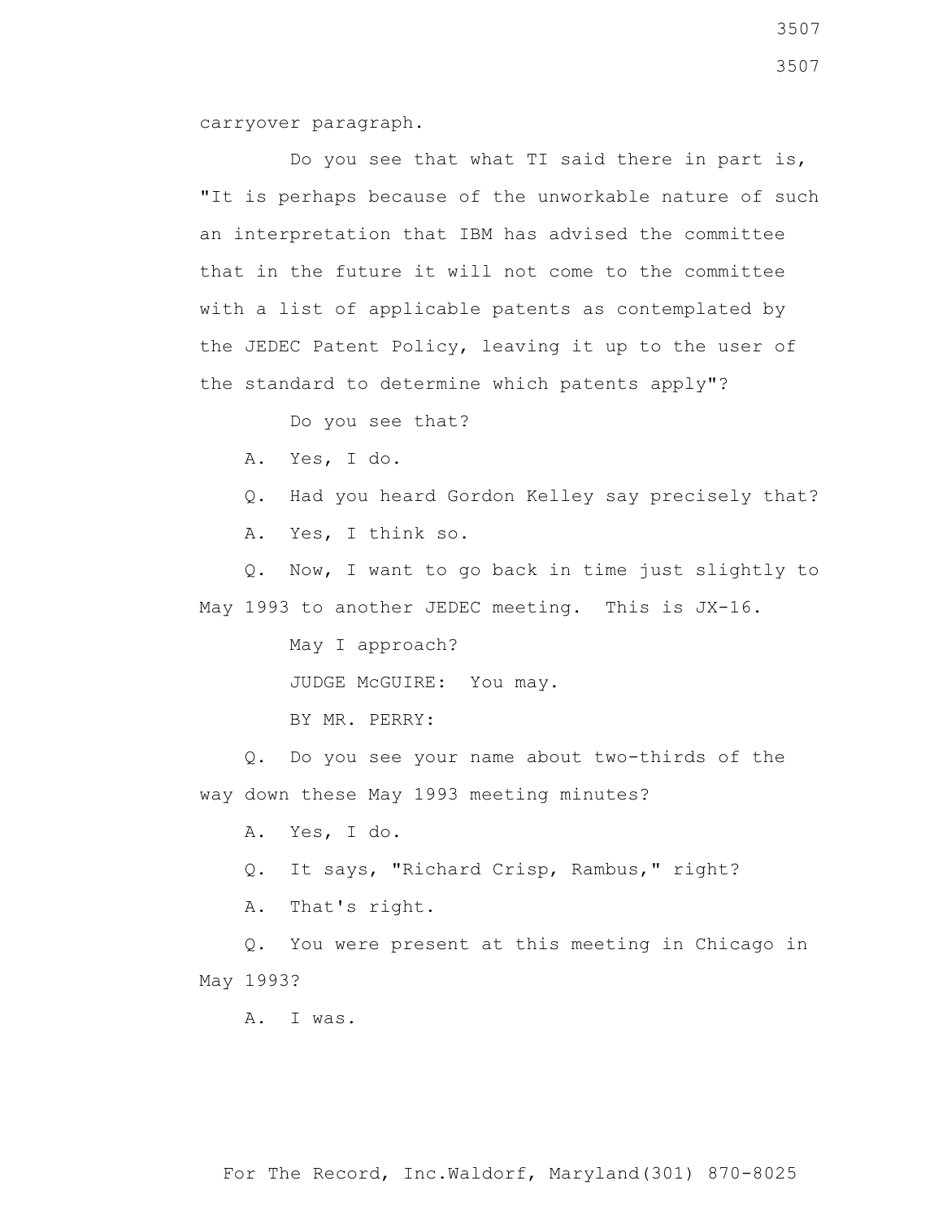carryover paragraph.

Do you see that what TI said there in part is, "It is perhaps because of the unworkable nature of such an interpretation that IBM has advised the committee that in the future it will not come to the committee with a list of applicable patents as contemplated by the JEDEC Patent Policy, leaving it up to the user of the standard to determine which patents apply"?

Do you see that?

A. Yes, I do.

Q. Had you heard Gordon Kelley say precisely that?

A. Yes, I think so.

Q. Now, I want to go back in time just slightly to May 1993 to another JEDEC meeting. This is JX-16.

May I approach?

JUDGE McGUIRE: You may.

BY MR. PERRY:

Q. Do you see your name about two-thirds of the way down these May 1993 meeting minutes?

A. Yes, I do.

Q. It says, "Richard Crisp, Rambus," right?

A. That's right.

Q. You were present at this meeting in Chicago in May 1993?

A. I was.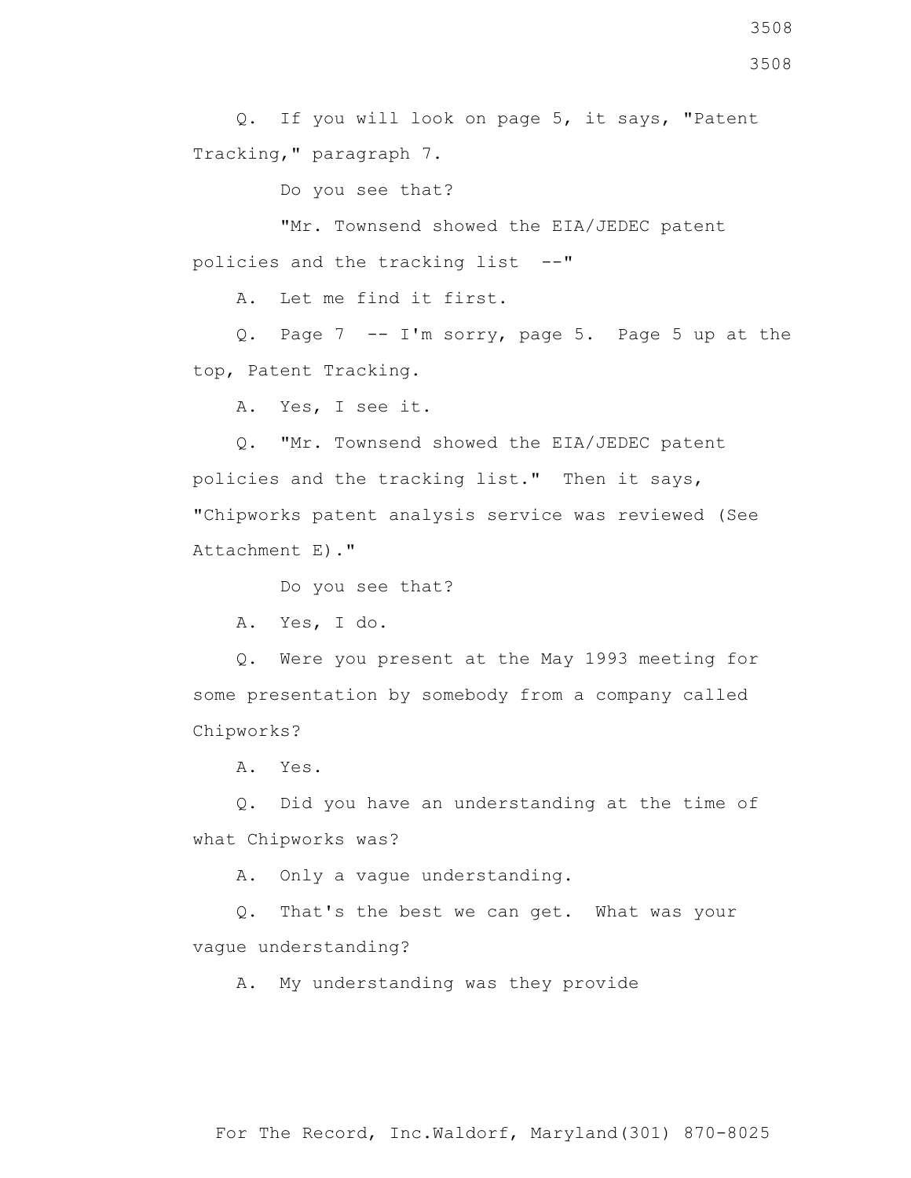Q. If you will look on page 5, it says, "Patent Tracking," paragraph 7.

Do you see that?

"Mr. Townsend showed the EIA/JEDEC patent policies and the tracking list --"

A. Let me find it first.

Q. Page 7 -- I'm sorry, page 5. Page 5 up at the top, Patent Tracking.

A. Yes, I see it.

Q. "Mr. Townsend showed the EIA/JEDEC patent policies and the tracking list." Then it says, "Chipworks patent analysis service was reviewed (See Attachment E)."

Do you see that?

A. Yes, I do.

Q. Were you present at the May 1993 meeting for some presentation by somebody from a company called Chipworks?

A. Yes.

Q. Did you have an understanding at the time of what Chipworks was?

A. Only a vague understanding.

Q. That's the best we can get. What was your vague understanding?

A. My understanding was they provide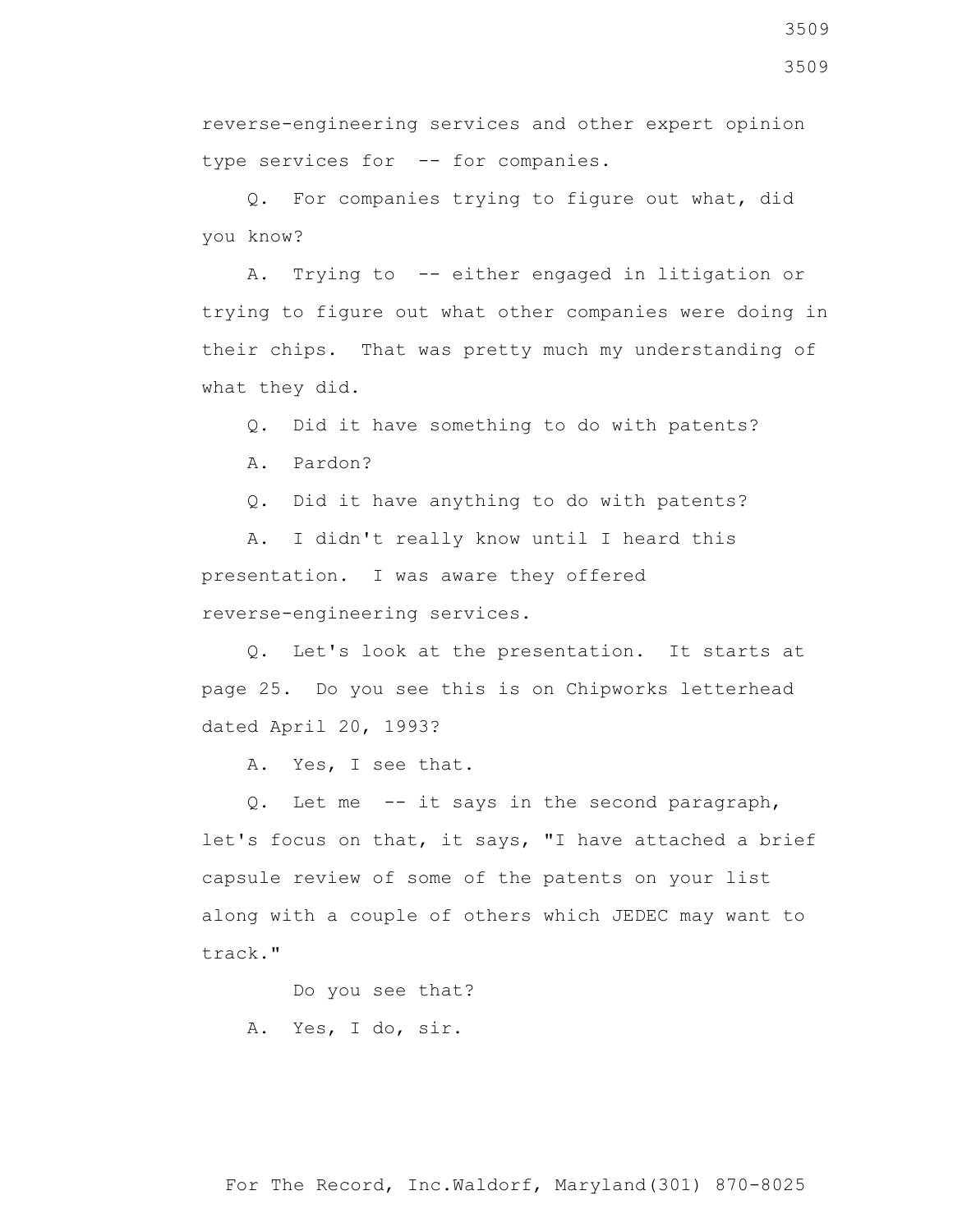reverse-engineering services and other expert opinion type services for -- for companies.

Q. For companies trying to figure out what, did you know?

A. Trying to -- either engaged in litigation or trying to figure out what other companies were doing in their chips. That was pretty much my understanding of what they did.

Q. Did it have something to do with patents?

A. Pardon?

Q. Did it have anything to do with patents?

A. I didn't really know until I heard this presentation. I was aware they offered reverse-engineering services.

Q. Let's look at the presentation. It starts at page 25. Do you see this is on Chipworks letterhead dated April 20, 1993?

A. Yes, I see that.

Q. Let me -- it says in the second paragraph, let's focus on that, it says, "I have attached a brief capsule review of some of the patents on your list along with a couple of others which JEDEC may want to track."

Do you see that?

A. Yes, I do, sir.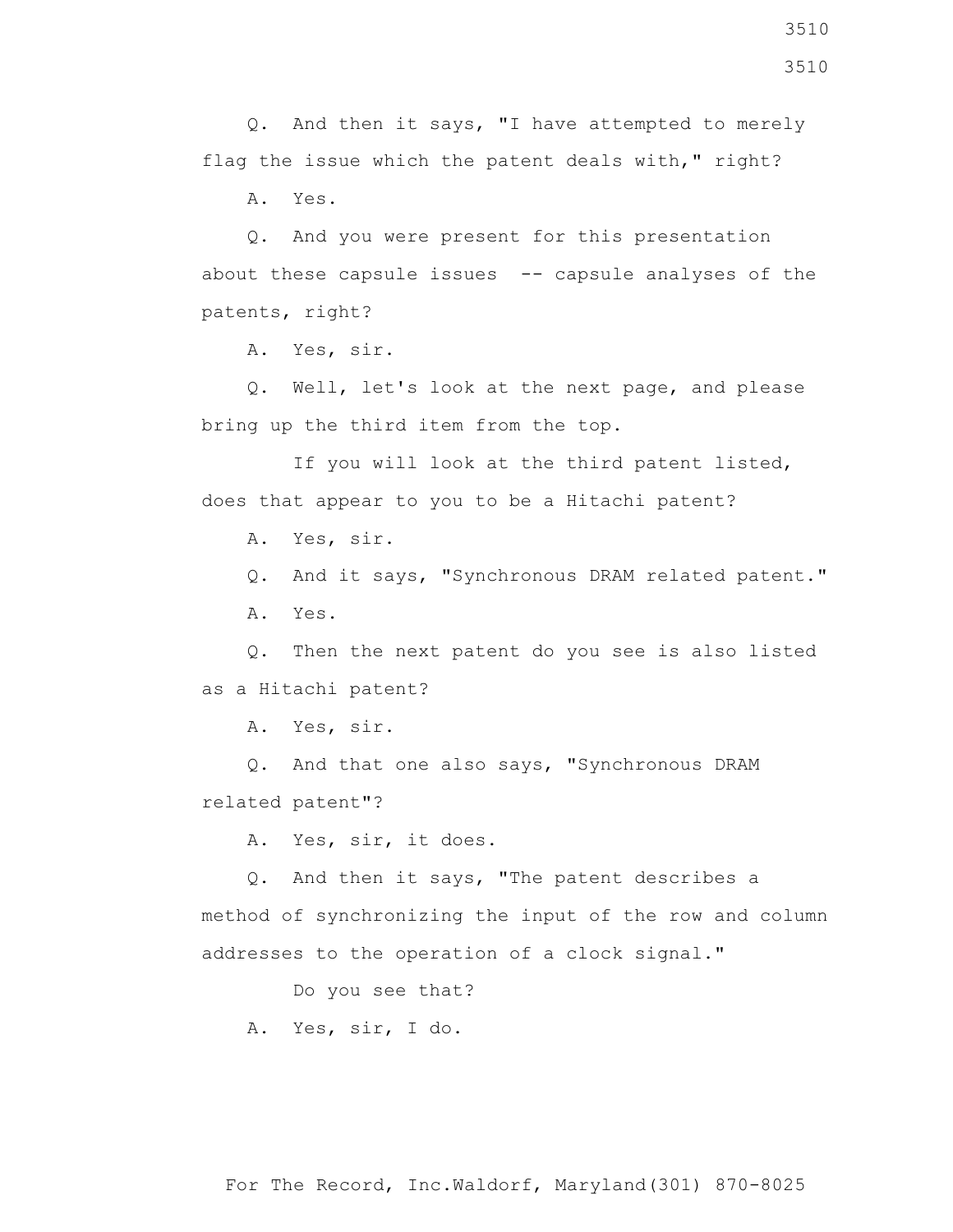Q. And then it says, "I have attempted to merely flag the issue which the patent deals with," right?

A. Yes.

Q. And you were present for this presentation about these capsule issues -- capsule analyses of the patents, right?

A. Yes, sir.

Q. Well, let's look at the next page, and please bring up the third item from the top.

If you will look at the third patent listed, does that appear to you to be a Hitachi patent?

A. Yes, sir.

Q. And it says, "Synchronous DRAM related patent."

A. Yes.

Q. Then the next patent do you see is also listed as a Hitachi patent?

A. Yes, sir.

Q. And that one also says, "Synchronous DRAM related patent"?

A. Yes, sir, it does.

Q. And then it says, "The patent describes a method of synchronizing the input of the row and column addresses to the operation of a clock signal."

Do you see that?

A. Yes, sir, I do.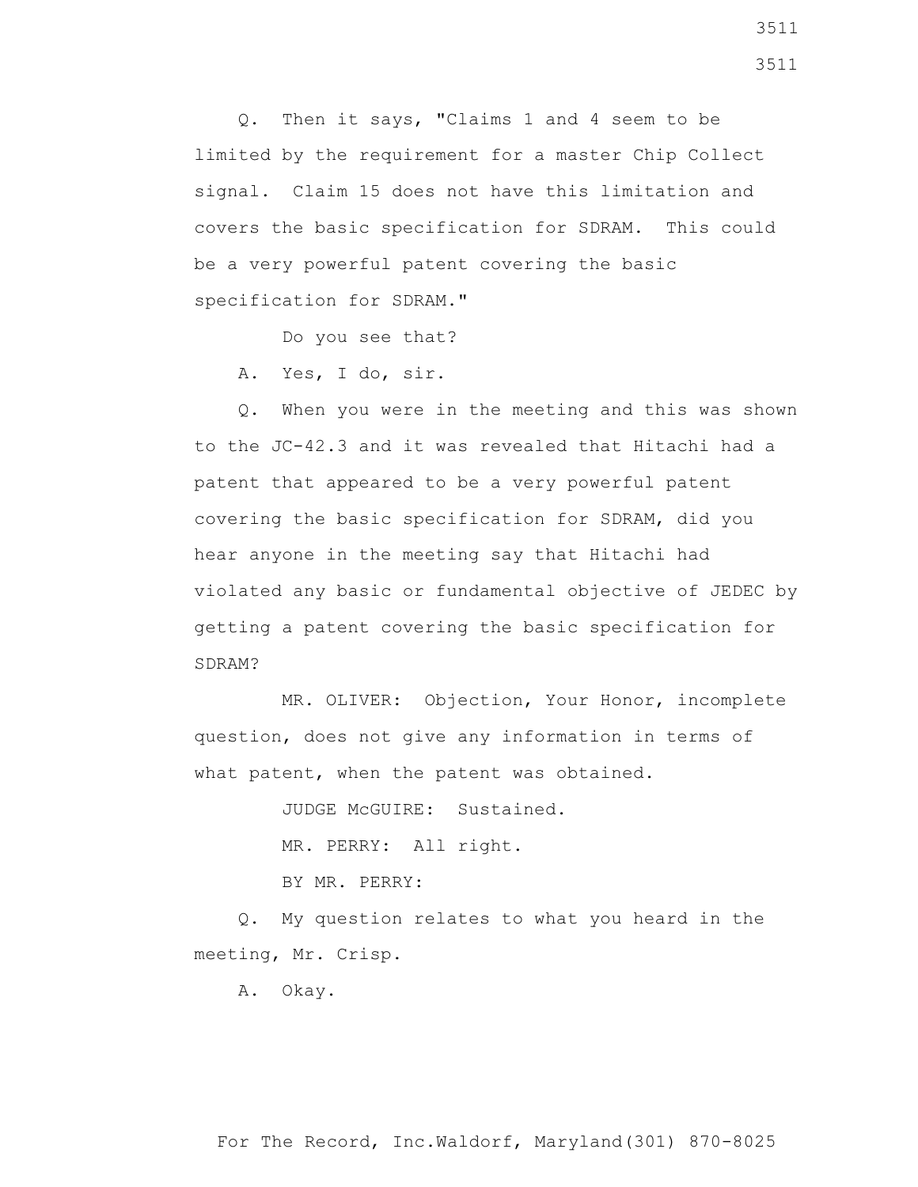Q. Then it says, "Claims 1 and 4 seem to be limited by the requirement for a master Chip Collect signal. Claim 15 does not have this limitation and covers the basic specification for SDRAM. This could be a very powerful patent covering the basic specification for SDRAM."

Do you see that?

A. Yes, I do, sir.

Q. When you were in the meeting and this was shown to the JC-42.3 and it was revealed that Hitachi had a patent that appeared to be a very powerful patent covering the basic specification for SDRAM, did you hear anyone in the meeting say that Hitachi had violated any basic or fundamental objective of JEDEC by getting a patent covering the basic specification for SDRAM?

MR. OLIVER: Objection, Your Honor, incomplete question, does not give any information in terms of what patent, when the patent was obtained.

JUDGE McGUIRE: Sustained.

MR. PERRY: All right.

BY MR. PERRY:

Q. My question relates to what you heard in the meeting, Mr. Crisp.

A. Okay.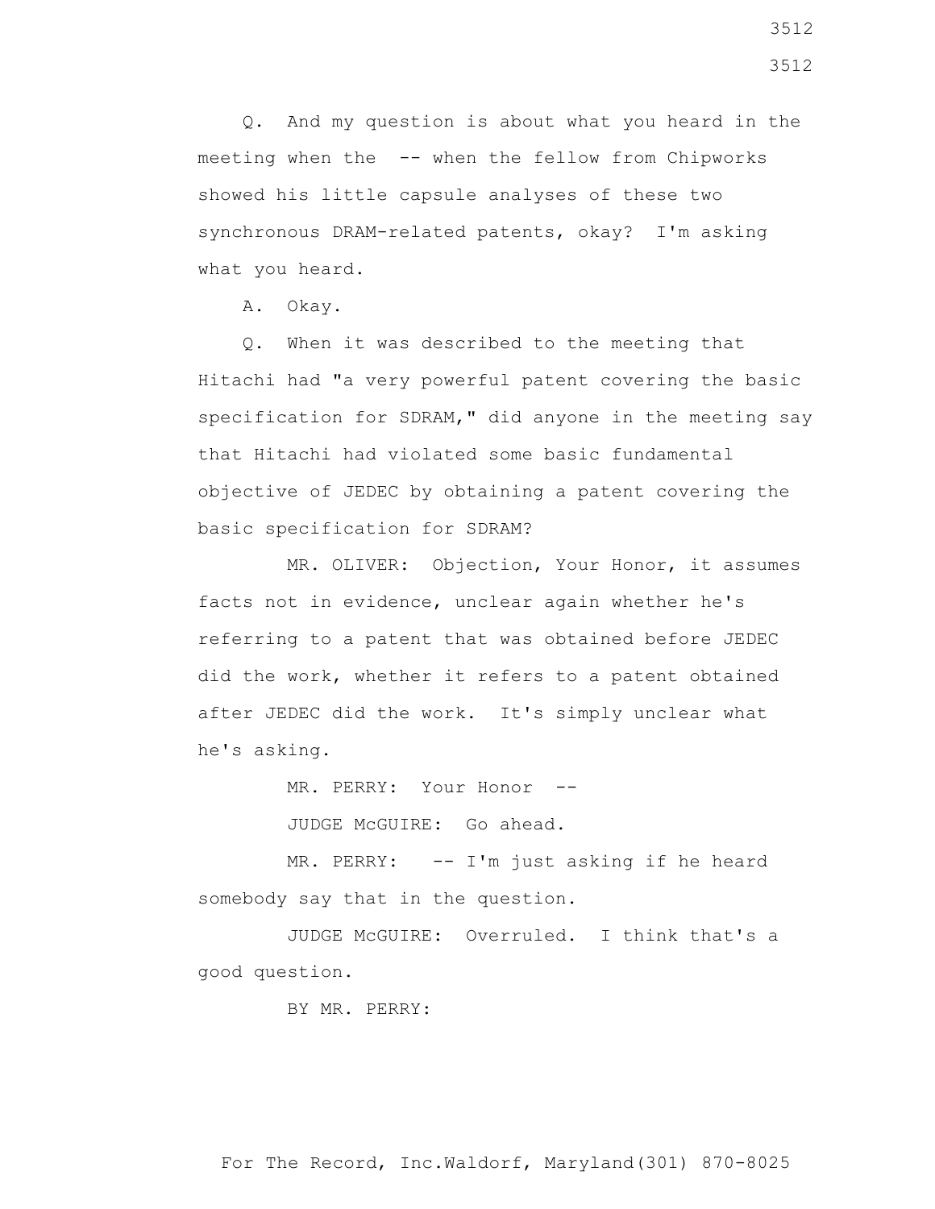Q. And my question is about what you heard in the meeting when the -- when the fellow from Chipworks showed his little capsule analyses of these two synchronous DRAM-related patents, okay? I'm asking what you heard.

A. Okay.

Q. When it was described to the meeting that Hitachi had "a very powerful patent covering the basic specification for SDRAM," did anyone in the meeting say that Hitachi had violated some basic fundamental objective of JEDEC by obtaining a patent covering the basic specification for SDRAM?

MR. OLIVER: Objection, Your Honor, it assumes facts not in evidence, unclear again whether he's referring to a patent that was obtained before JEDEC did the work, whether it refers to a patent obtained after JEDEC did the work. It's simply unclear what he's asking.

MR. PERRY: Your Honor --

JUDGE McGUIRE: Go ahead.

MR. PERRY: -- I'm just asking if he heard somebody say that in the question.

JUDGE McGUIRE: Overruled. I think that's a good question.

BY MR. PERRY: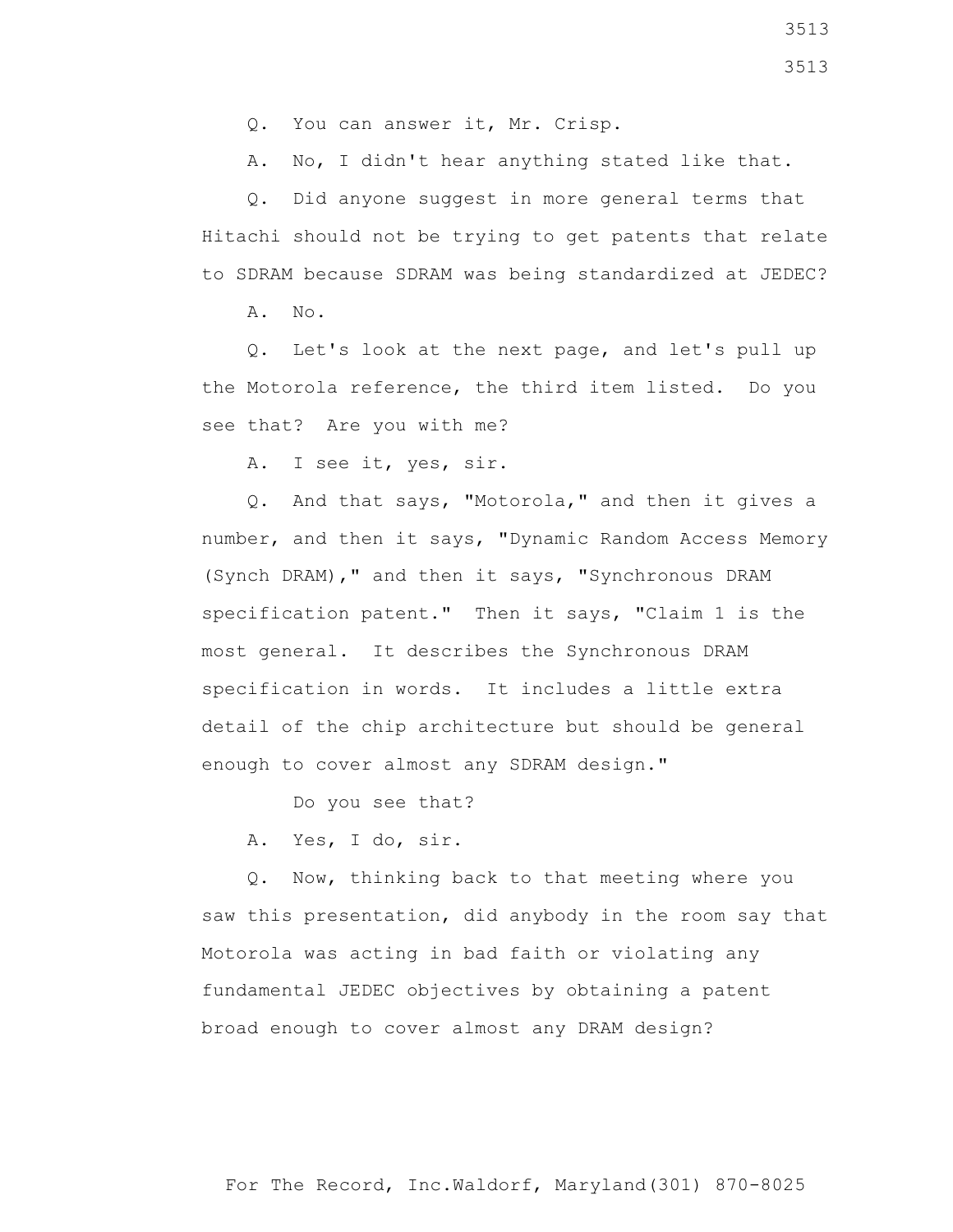Q. You can answer it, Mr. Crisp.

A. No, I didn't hear anything stated like that.

Q. Did anyone suggest in more general terms that Hitachi should not be trying to get patents that relate to SDRAM because SDRAM was being standardized at JEDEC?

A. No.

Q. Let's look at the next page, and let's pull up the Motorola reference, the third item listed. Do you see that? Are you with me?

A. I see it, yes, sir.

Q. And that says, "Motorola," and then it gives a number, and then it says, "Dynamic Random Access Memory (Synch DRAM)," and then it says, "Synchronous DRAM specification patent." Then it says, "Claim 1 is the most general. It describes the Synchronous DRAM specification in words. It includes a little extra detail of the chip architecture but should be general enough to cover almost any SDRAM design."

Do you see that?

A. Yes, I do, sir.

Q. Now, thinking back to that meeting where you saw this presentation, did anybody in the room say that Motorola was acting in bad faith or violating any fundamental JEDEC objectives by obtaining a patent broad enough to cover almost any DRAM design?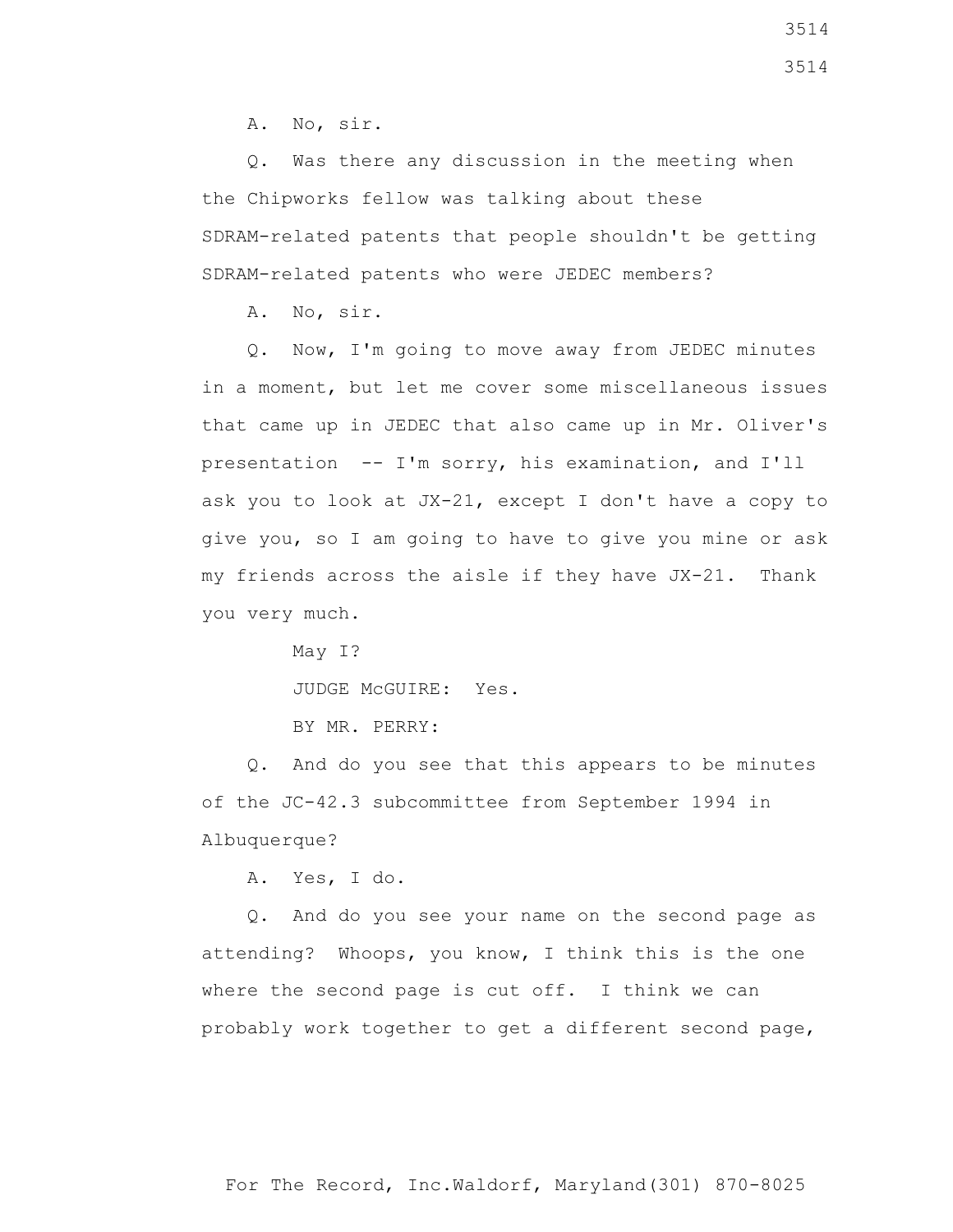A. No, sir.

Q. Was there any discussion in the meeting when the Chipworks fellow was talking about these SDRAM-related patents that people shouldn't be getting SDRAM-related patents who were JEDEC members?

A. No, sir.

Q. Now, I'm going to move away from JEDEC minutes in a moment, but let me cover some miscellaneous issues that came up in JEDEC that also came up in Mr. Oliver's presentation -- I'm sorry, his examination, and I'll ask you to look at JX-21, except I don't have a copy to give you, so I am going to have to give you mine or ask my friends across the aisle if they have JX-21. Thank you very much.

May I?

JUDGE McGUIRE: Yes.

BY MR. PERRY:

Q. And do you see that this appears to be minutes of the JC-42.3 subcommittee from September 1994 in Albuquerque?

A. Yes, I do.

Q. And do you see your name on the second page as attending? Whoops, you know, I think this is the one where the second page is cut off. I think we can probably work together to get a different second page,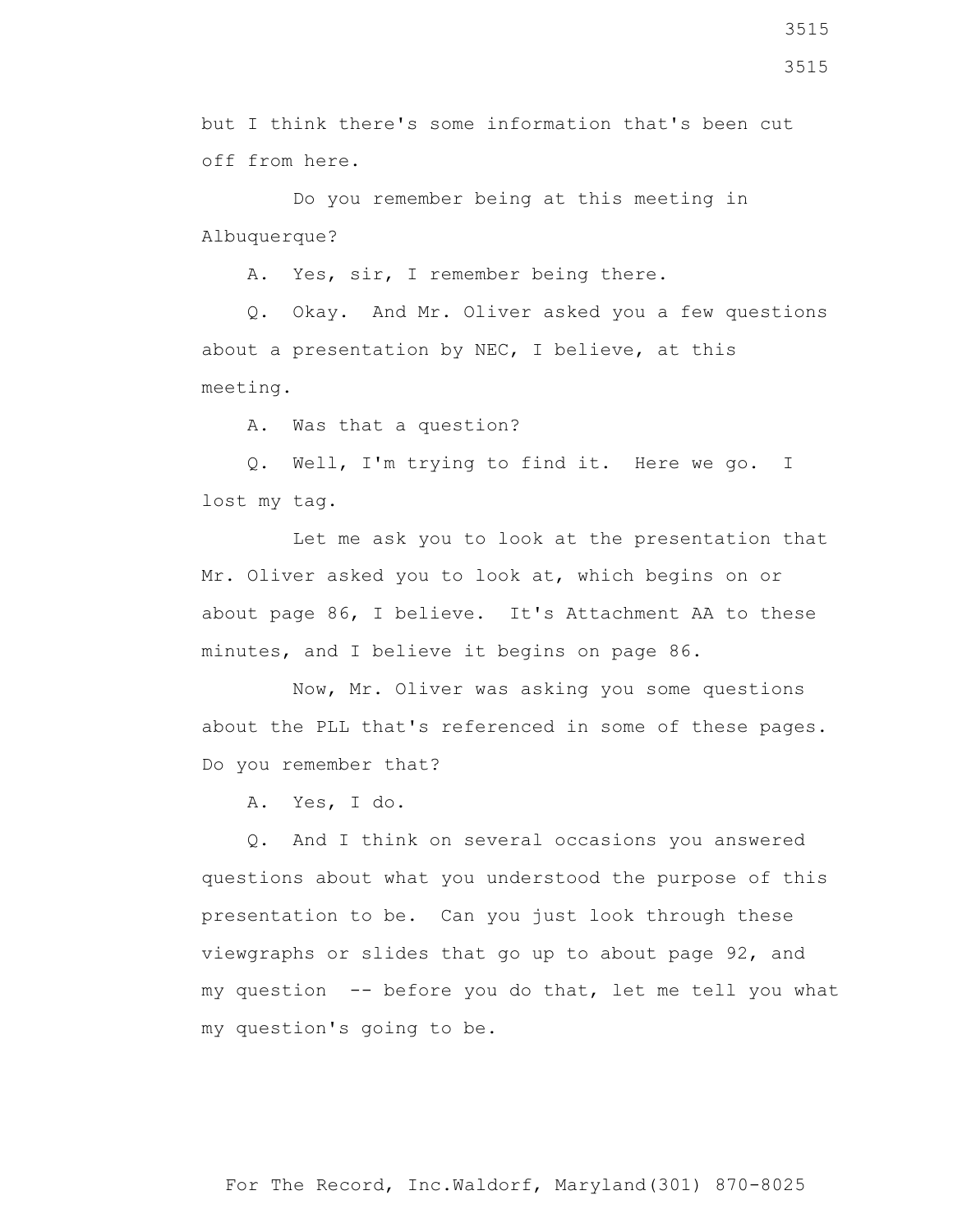but I think there's some information that's been cut off from here.

Do you remember being at this meeting in Albuquerque?

A. Yes, sir, I remember being there.

Q. Okay. And Mr. Oliver asked you a few questions about a presentation by NEC, I believe, at this meeting.

A. Was that a question?

Q. Well, I'm trying to find it. Here we go. I lost my tag.

Let me ask you to look at the presentation that Mr. Oliver asked you to look at, which begins on or about page 86, I believe. It's Attachment AA to these minutes, and I believe it begins on page 86.

Now, Mr. Oliver was asking you some questions about the PLL that's referenced in some of these pages. Do you remember that?

A. Yes, I do.

Q. And I think on several occasions you answered questions about what you understood the purpose of this presentation to be. Can you just look through these viewgraphs or slides that go up to about page 92, and my question -- before you do that, let me tell you what my question's going to be.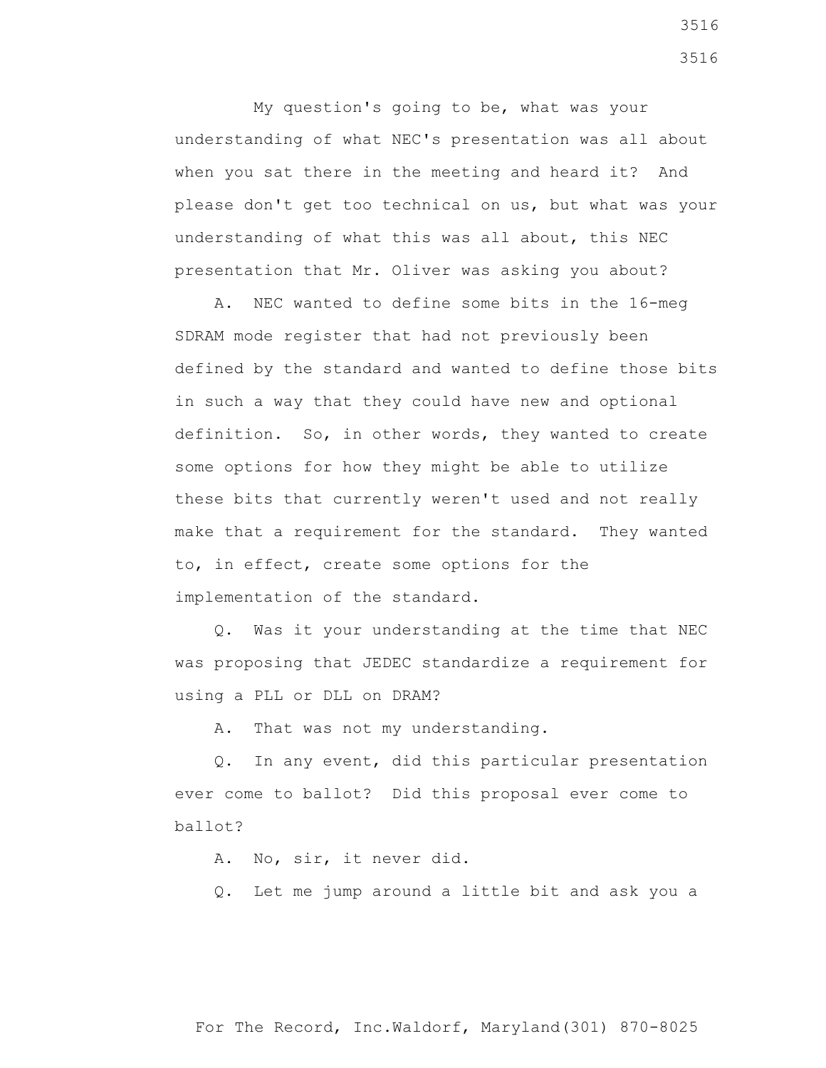My question's going to be, what was your understanding of what NEC's presentation was all about when you sat there in the meeting and heard it? And please don't get too technical on us, but what was your understanding of what this was all about, this NEC presentation that Mr. Oliver was asking you about?

A. NEC wanted to define some bits in the 16-meg SDRAM mode register that had not previously been defined by the standard and wanted to define those bits in such a way that they could have new and optional definition. So, in other words, they wanted to create some options for how they might be able to utilize these bits that currently weren't used and not really make that a requirement for the standard. They wanted to, in effect, create some options for the implementation of the standard.

Q. Was it your understanding at the time that NEC was proposing that JEDEC standardize a requirement for using a PLL or DLL on DRAM?

A. That was not my understanding.

Q. In any event, did this particular presentation ever come to ballot? Did this proposal ever come to ballot?

A. No, sir, it never did.

Q. Let me jump around a little bit and ask you a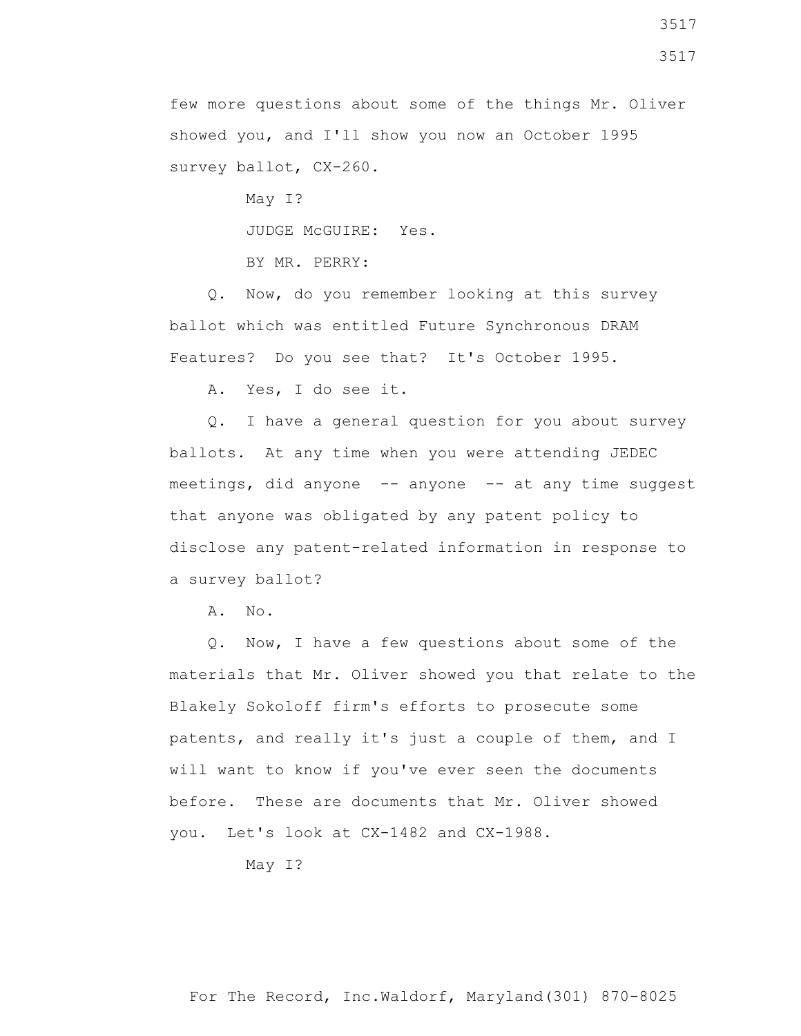few more questions about some of the things Mr. Oliver showed you, and I'll show you now an October 1995 survey ballot, CX-260.

May I?

JUDGE McGUIRE: Yes.

BY MR. PERRY:

Q. Now, do you remember looking at this survey ballot which was entitled Future Synchronous DRAM Features? Do you see that? It's October 1995.

A. Yes, I do see it.

Q. I have a general question for you about survey ballots. At any time when you were attending JEDEC meetings, did anyone -- anyone -- at any time suggest that anyone was obligated by any patent policy to disclose any patent-related information in response to a survey ballot?

A. No.

Q. Now, I have a few questions about some of the materials that Mr. Oliver showed you that relate to the Blakely Sokoloff firm's efforts to prosecute some patents, and really it's just a couple of them, and I will want to know if you've ever seen the documents before. These are documents that Mr. Oliver showed you. Let's look at CX-1482 and CX-1988.

May I?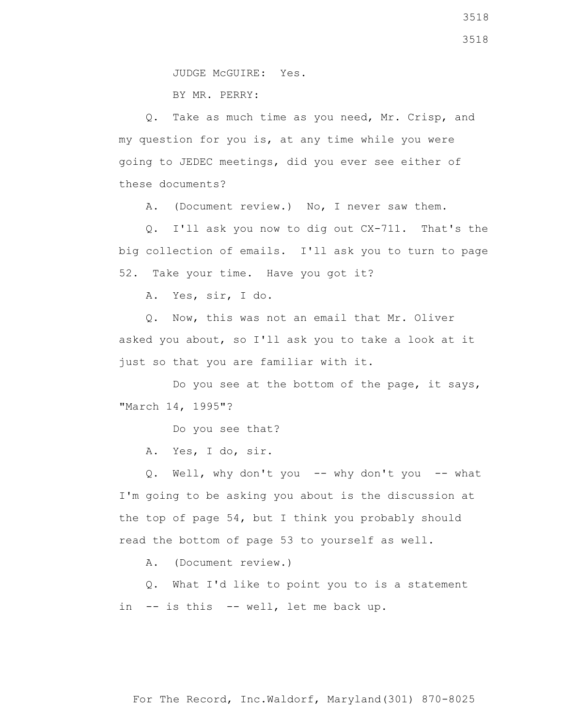JUDGE McGUIRE: Yes.

BY MR. PERRY:

Q. Take as much time as you need, Mr. Crisp, and my question for you is, at any time while you were going to JEDEC meetings, did you ever see either of these documents?

A. (Document review.) No, I never saw them.

Q. I'll ask you now to dig out CX-711. That's the big collection of emails. I'll ask you to turn to page 52. Take your time. Have you got it?

A. Yes, sir, I do.

Q. Now, this was not an email that Mr. Oliver asked you about, so I'll ask you to take a look at it just so that you are familiar with it.

Do you see at the bottom of the page, it says, "March 14, 1995"?

Do you see that?

A. Yes, I do, sir.

Q. Well, why don't you -- why don't you -- what I'm going to be asking you about is the discussion at the top of page 54, but I think you probably should read the bottom of page 53 to yourself as well.

A. (Document review.)

Q. What I'd like to point you to is a statement in -- is this -- well, let me back up.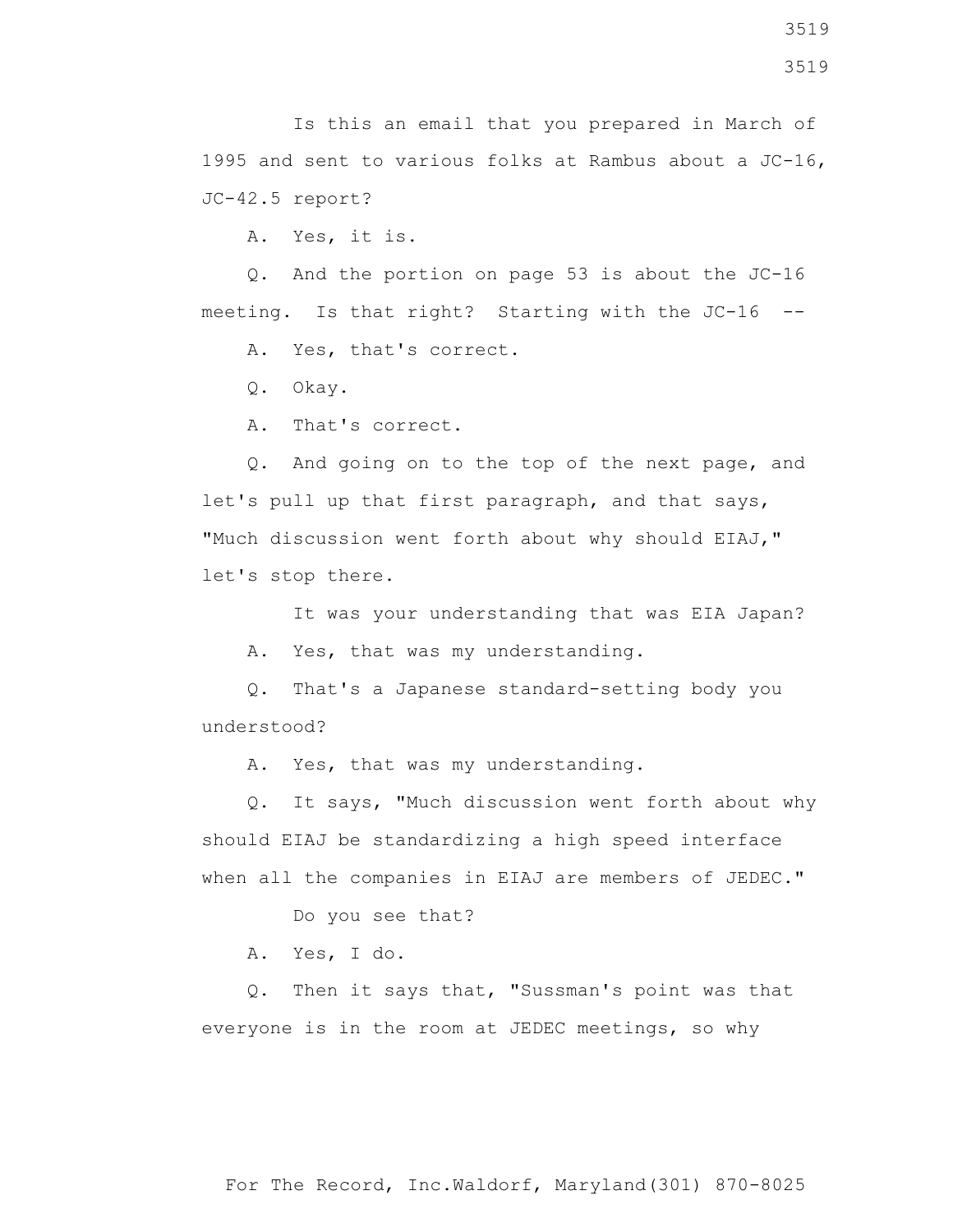Is this an email that you prepared in March of 1995 and sent to various folks at Rambus about a JC-16, JC-42.5 report?

A. Yes, it is.

Q. And the portion on page 53 is about the JC-16 meeting. Is that right? Starting with the JC-16 --

A. Yes, that's correct.

Q. Okay.

A. That's correct.

Q. And going on to the top of the next page, and let's pull up that first paragraph, and that says, "Much discussion went forth about why should EIAJ," let's stop there.

It was your understanding that was EIA Japan?

A. Yes, that was my understanding.

Q. That's a Japanese standard-setting body you understood?

A. Yes, that was my understanding.

Q. It says, "Much discussion went forth about why should EIAJ be standardizing a high speed interface when all the companies in EIAJ are members of JEDEC."

Do you see that?

A. Yes, I do.

Q. Then it says that, "Sussman's point was that everyone is in the room at JEDEC meetings, so why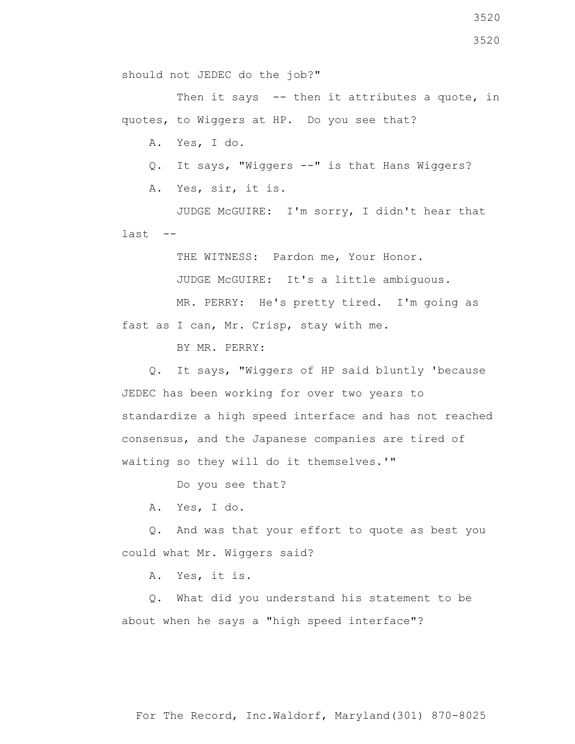should not JEDEC do the job?"

Then it says -- then it attributes a quote, in quotes, to Wiggers at HP. Do you see that?

A. Yes, I do.

Q. It says, "Wiggers --" is that Hans Wiggers?

A. Yes, sir, it is.

JUDGE McGUIRE: I'm sorry, I didn't hear that last --

THE WITNESS: Pardon me, Your Honor.

JUDGE McGUIRE: It's a little ambiguous.

MR. PERRY: He's pretty tired. I'm going as fast as I can, Mr. Crisp, stay with me.

BY MR. PERRY:

Q. It says, "Wiggers of HP said bluntly 'because JEDEC has been working for over two years to standardize a high speed interface and has not reached consensus, and the Japanese companies are tired of waiting so they will do it themselves.'"

Do you see that?

A. Yes, I do.

Q. And was that your effort to quote as best you could what Mr. Wiggers said?

A. Yes, it is.

Q. What did you understand his statement to be about when he says a "high speed interface"?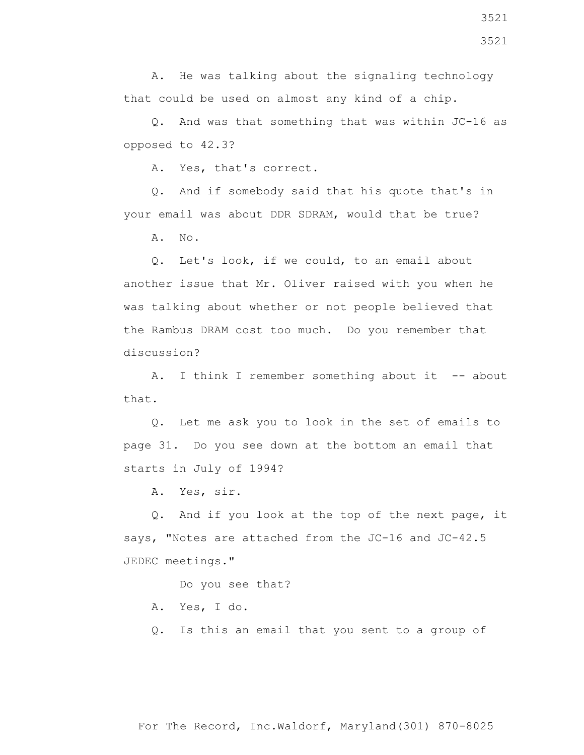A. He was talking about the signaling technology that could be used on almost any kind of a chip.

Q. And was that something that was within JC-16 as opposed to 42.3?

A. Yes, that's correct.

Q. And if somebody said that his quote that's in your email was about DDR SDRAM, would that be true?

A. No.

Q. Let's look, if we could, to an email about another issue that Mr. Oliver raised with you when he was talking about whether or not people believed that the Rambus DRAM cost too much. Do you remember that discussion?

A. I think I remember something about it -- about that.

Q. Let me ask you to look in the set of emails to page 31. Do you see down at the bottom an email that starts in July of 1994?

A. Yes, sir.

Q. And if you look at the top of the next page, it says, "Notes are attached from the JC-16 and JC-42.5 JEDEC meetings."

Do you see that?

A. Yes, I do.

Q. Is this an email that you sent to a group of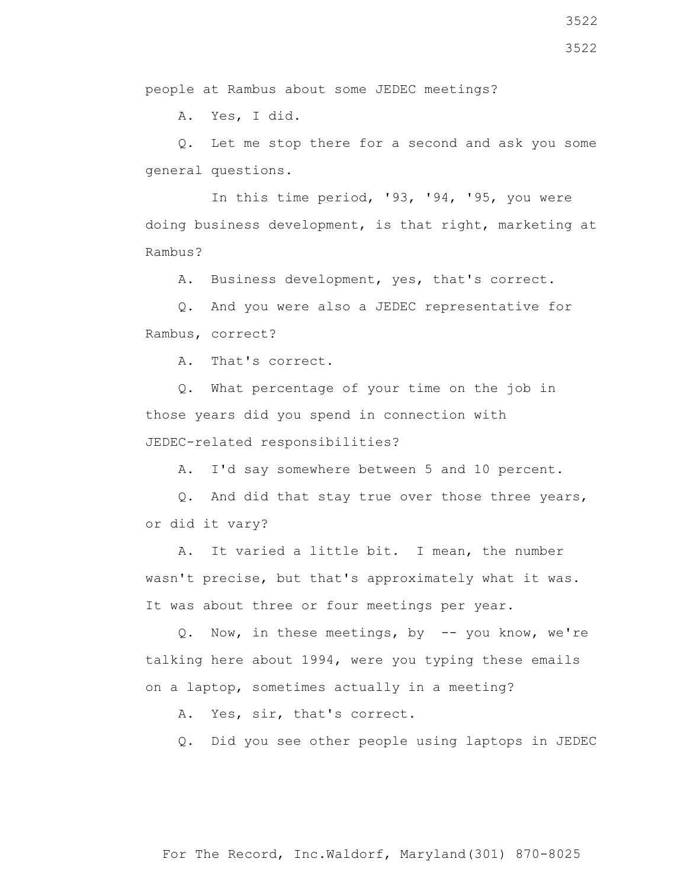people at Rambus about some JEDEC meetings?

A. Yes, I did.

Q. Let me stop there for a second and ask you some general questions.

In this time period, '93, '94, '95, you were doing business development, is that right, marketing at Rambus?

A. Business development, yes, that's correct.

Q. And you were also a JEDEC representative for Rambus, correct?

A. That's correct.

Q. What percentage of your time on the job in those years did you spend in connection with JEDEC-related responsibilities?

A. I'd say somewhere between 5 and 10 percent.

Q. And did that stay true over those three years, or did it vary?

A. It varied a little bit. I mean, the number wasn't precise, but that's approximately what it was. It was about three or four meetings per year.

Q. Now, in these meetings, by -- you know, we're talking here about 1994, were you typing these emails on a laptop, sometimes actually in a meeting?

A. Yes, sir, that's correct.

Q. Did you see other people using laptops in JEDEC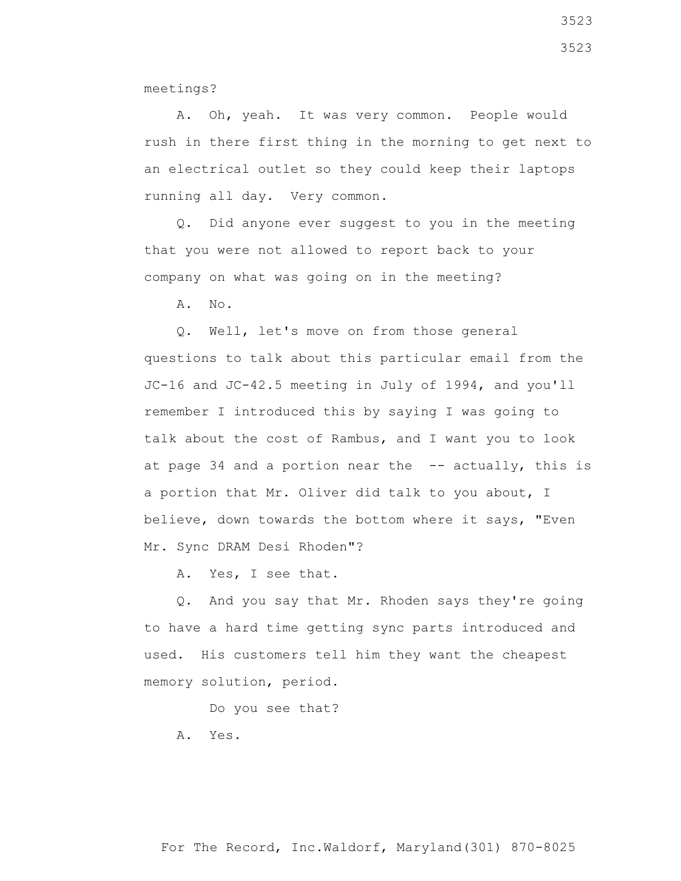meetings?

A. Oh, yeah. It was very common. People would rush in there first thing in the morning to get next to an electrical outlet so they could keep their laptops running all day. Very common.

Q. Did anyone ever suggest to you in the meeting that you were not allowed to report back to your company on what was going on in the meeting?

A. No.

Q. Well, let's move on from those general questions to talk about this particular email from the JC-16 and JC-42.5 meeting in July of 1994, and you'll remember I introduced this by saying I was going to talk about the cost of Rambus, and I want you to look at page 34 and a portion near the -- actually, this is a portion that Mr. Oliver did talk to you about, I believe, down towards the bottom where it says, "Even Mr. Sync DRAM Desi Rhoden"?

A. Yes, I see that.

Q. And you say that Mr. Rhoden says they're going to have a hard time getting sync parts introduced and used. His customers tell him they want the cheapest memory solution, period.

Do you see that?

A. Yes.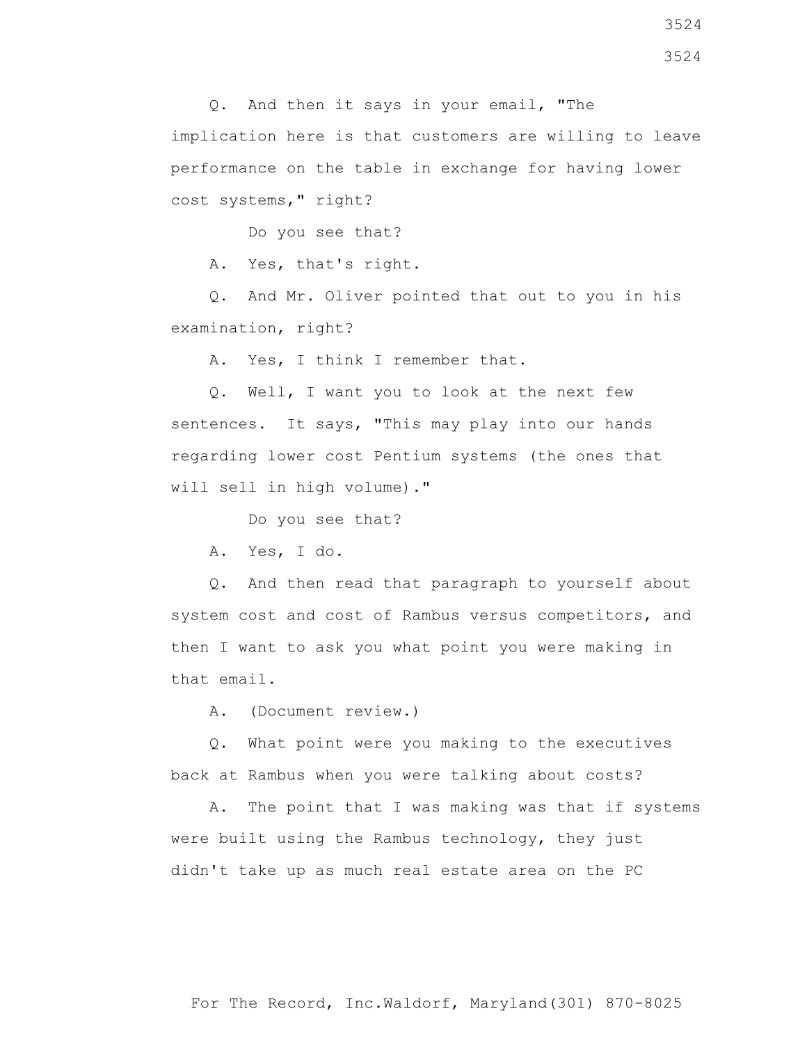Q. And then it says in your email, "The implication here is that customers are willing to leave performance on the table in exchange for having lower cost systems," right?

Do you see that?

A. Yes, that's right.

Q. And Mr. Oliver pointed that out to you in his examination, right?

A. Yes, I think I remember that.

Q. Well, I want you to look at the next few sentences. It says, "This may play into our hands regarding lower cost Pentium systems (the ones that will sell in high volume)."

Do you see that?

A. Yes, I do.

Q. And then read that paragraph to yourself about system cost and cost of Rambus versus competitors, and then I want to ask you what point you were making in that email.

A. (Document review.)

Q. What point were you making to the executives back at Rambus when you were talking about costs?

A. The point that I was making was that if systems were built using the Rambus technology, they just didn't take up as much real estate area on the PC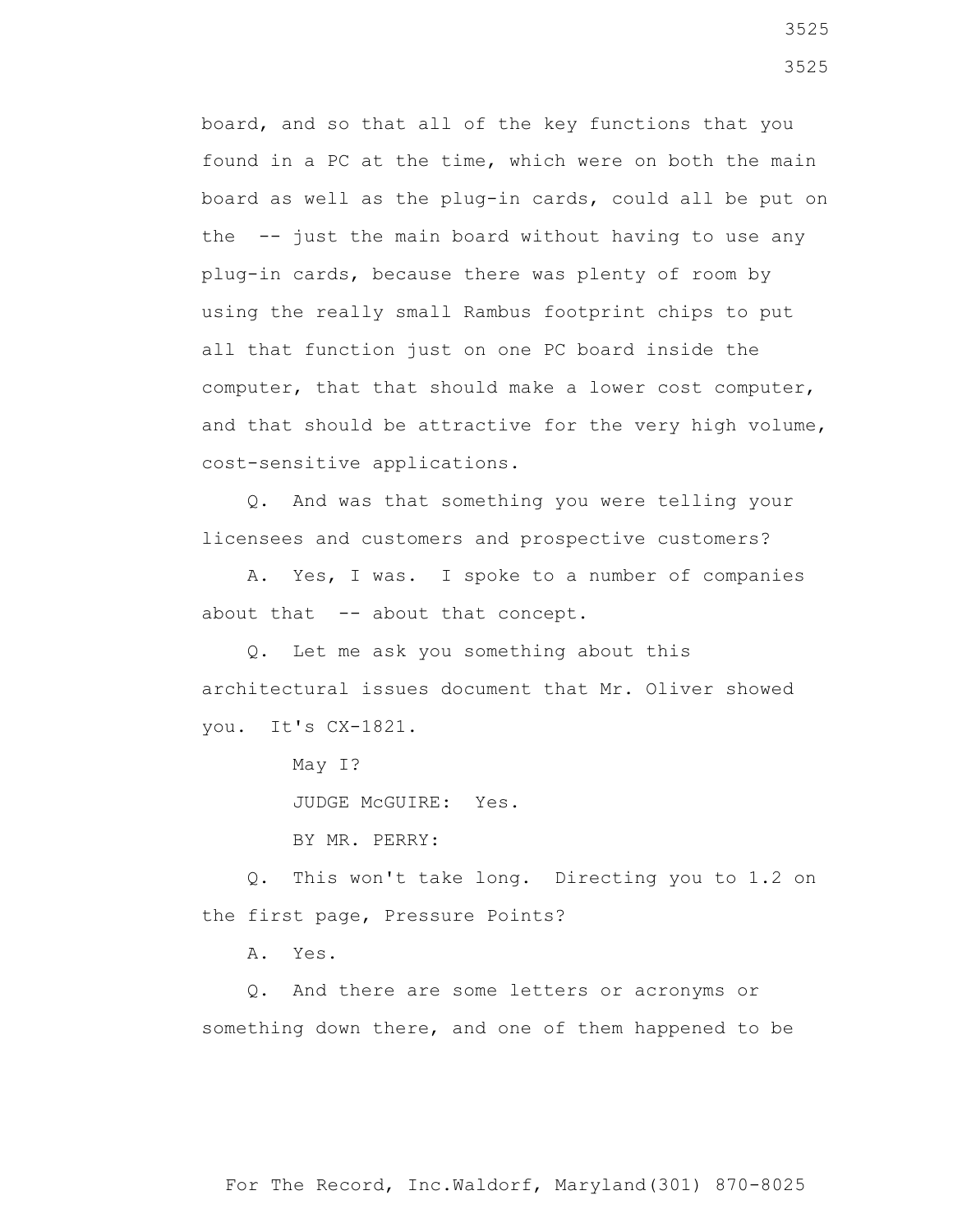board, and so that all of the key functions that you found in a PC at the time, which were on both the main board as well as the plug-in cards, could all be put on the -- just the main board without having to use any plug-in cards, because there was plenty of room by using the really small Rambus footprint chips to put all that function just on one PC board inside the computer, that that should make a lower cost computer, and that should be attractive for the very high volume, cost-sensitive applications.

Q. And was that something you were telling your licensees and customers and prospective customers?

A. Yes, I was. I spoke to a number of companies about that -- about that concept.

Q. Let me ask you something about this architectural issues document that Mr. Oliver showed you. It's CX-1821.

May I?

JUDGE McGUIRE: Yes.

BY MR. PERRY:

Q. This won't take long. Directing you to 1.2 on the first page, Pressure Points?

A. Yes.

Q. And there are some letters or acronyms or something down there, and one of them happened to be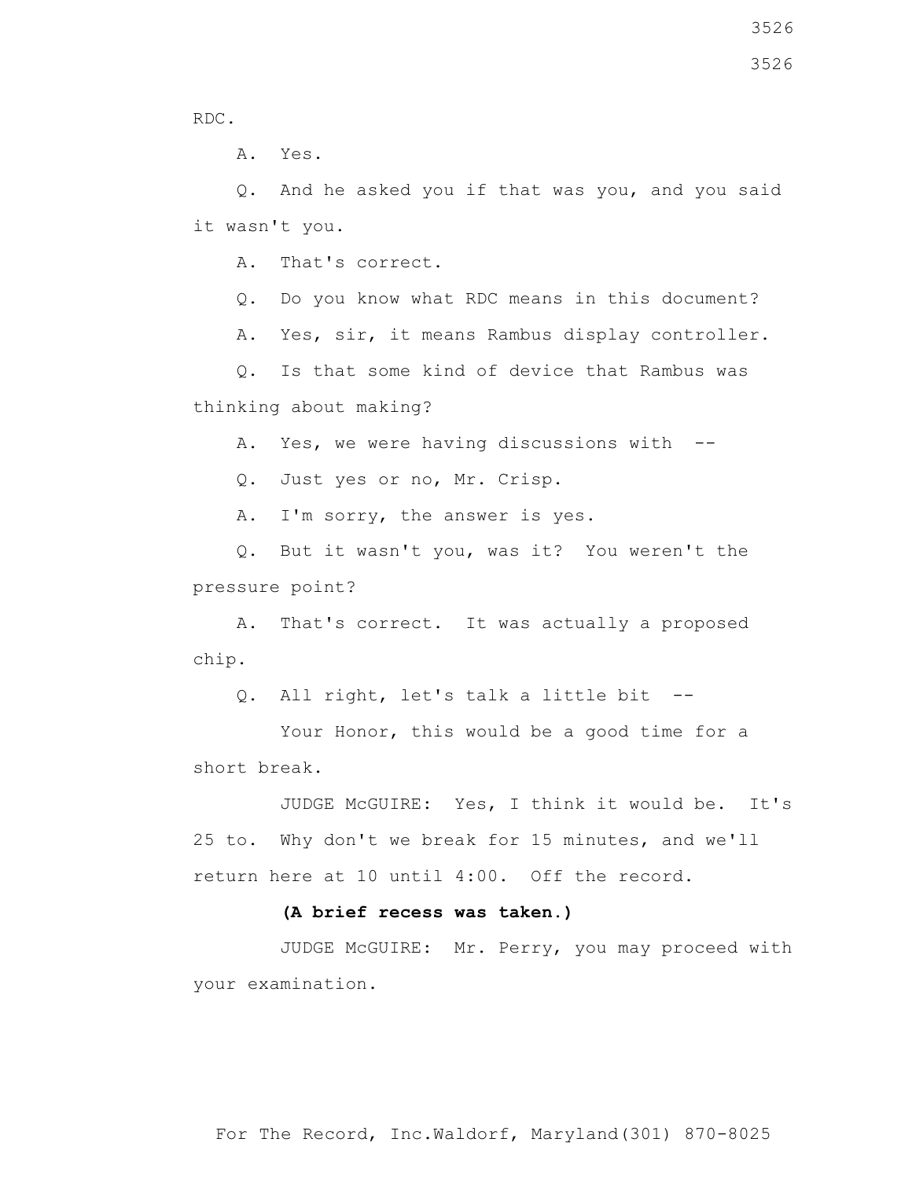RDC.

A. Yes.

Q. And he asked you if that was you, and you said it wasn't you.

A. That's correct.

Q. Do you know what RDC means in this document?

A. Yes, sir, it means Rambus display controller.

Q. Is that some kind of device that Rambus was thinking about making?

A. Yes, we were having discussions with --

Q. Just yes or no, Mr. Crisp.

A. I'm sorry, the answer is yes.

Q. But it wasn't you, was it? You weren't the pressure point?

A. That's correct. It was actually a proposed chip.

Q. All right, let's talk a little bit --

Your Honor, this would be a good time for a short break.

JUDGE McGUIRE: Yes, I think it would be. It's 25 to. Why don't we break for 15 minutes, and we'll return here at 10 until 4:00. Off the record.

**(A brief recess was taken.)**

JUDGE McGUIRE: Mr. Perry, you may proceed with your examination.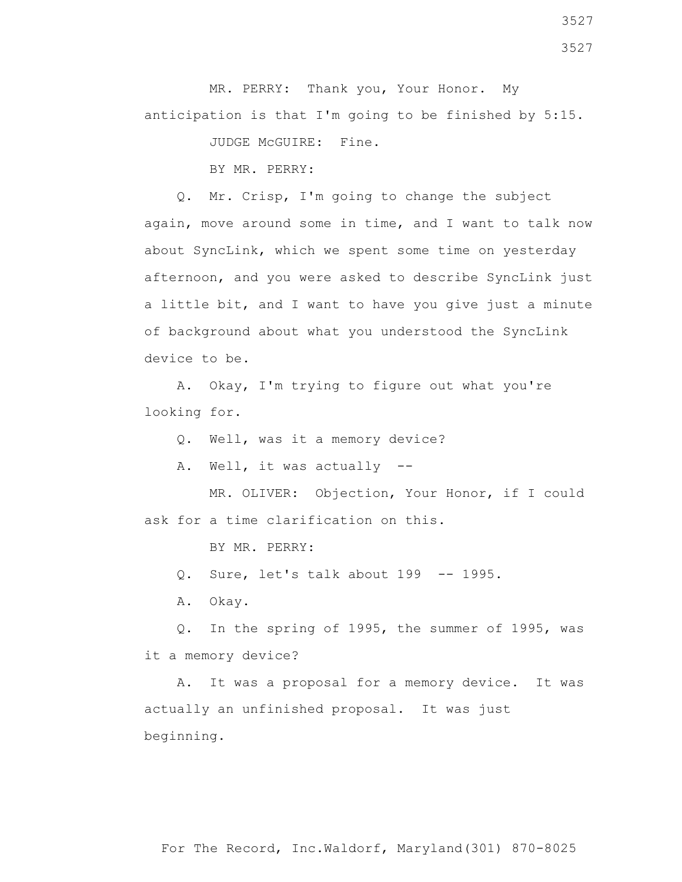MR. PERRY: Thank you, Your Honor. My anticipation is that I'm going to be finished by 5:15.

JUDGE McGUIRE: Fine.

BY MR. PERRY:

Q. Mr. Crisp, I'm going to change the subject again, move around some in time, and I want to talk now about SyncLink, which we spent some time on yesterday afternoon, and you were asked to describe SyncLink just a little bit, and I want to have you give just a minute of background about what you understood the SyncLink device to be.

A. Okay, I'm trying to figure out what you're looking for.

Q. Well, was it a memory device?

A. Well, it was actually --

MR. OLIVER: Objection, Your Honor, if I could ask for a time clarification on this.

BY MR. PERRY:

Q. Sure, let's talk about 199 -- 1995.

A. Okay.

Q. In the spring of 1995, the summer of 1995, was it a memory device?

A. It was a proposal for a memory device. It was actually an unfinished proposal. It was just beginning.

For The Record, Inc.Waldorf, Maryland(301) 870-8025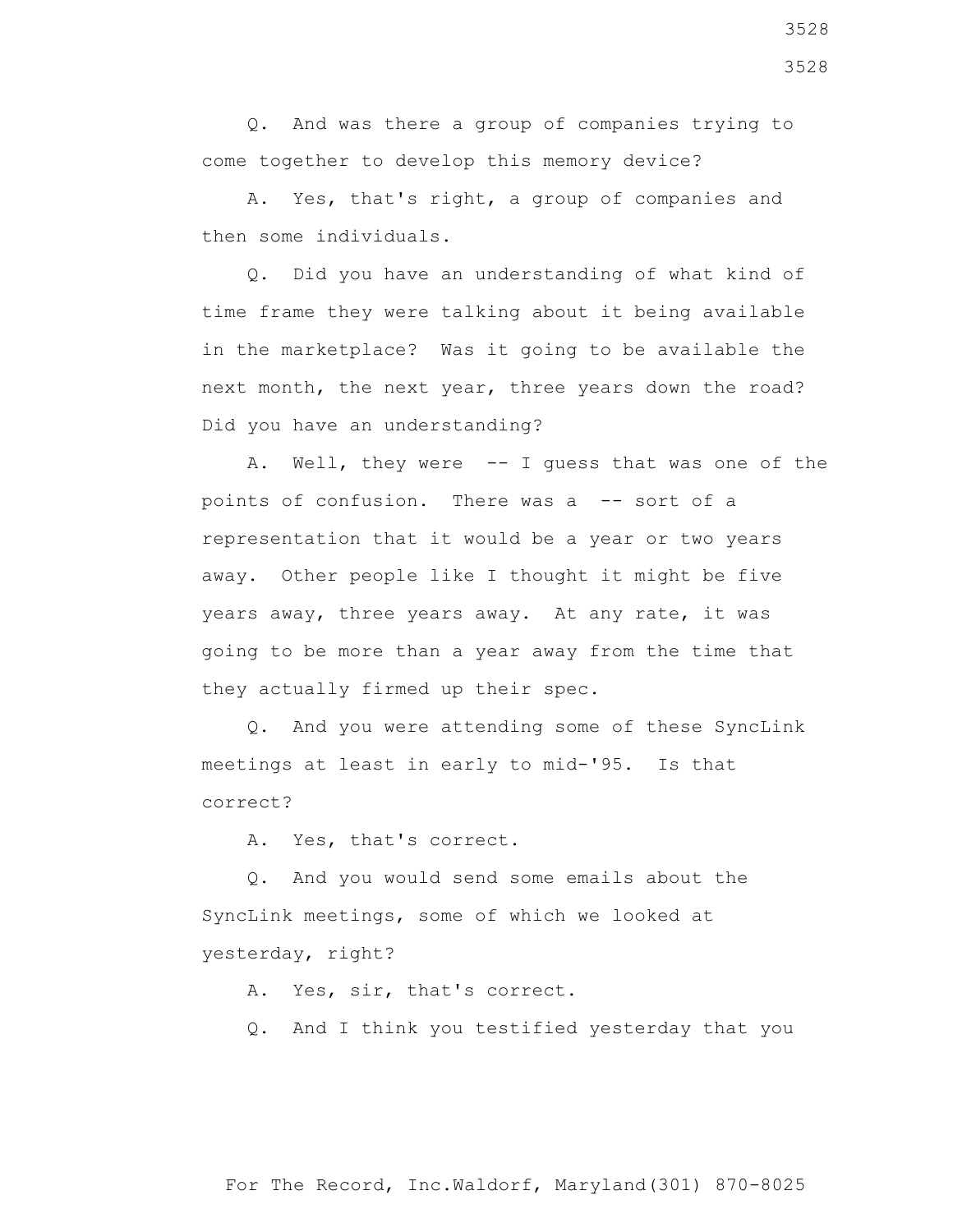Q. And was there a group of companies trying to come together to develop this memory device?

A. Yes, that's right, a group of companies and then some individuals.

Q. Did you have an understanding of what kind of time frame they were talking about it being available in the marketplace? Was it going to be available the next month, the next year, three years down the road? Did you have an understanding?

A. Well, they were -- I guess that was one of the points of confusion. There was a -- sort of a representation that it would be a year or two years away. Other people like I thought it might be five years away, three years away. At any rate, it was going to be more than a year away from the time that they actually firmed up their spec.

Q. And you were attending some of these SyncLink meetings at least in early to mid-'95. Is that correct?

A. Yes, that's correct.

Q. And you would send some emails about the SyncLink meetings, some of which we looked at yesterday, right?

A. Yes, sir, that's correct.

Q. And I think you testified yesterday that you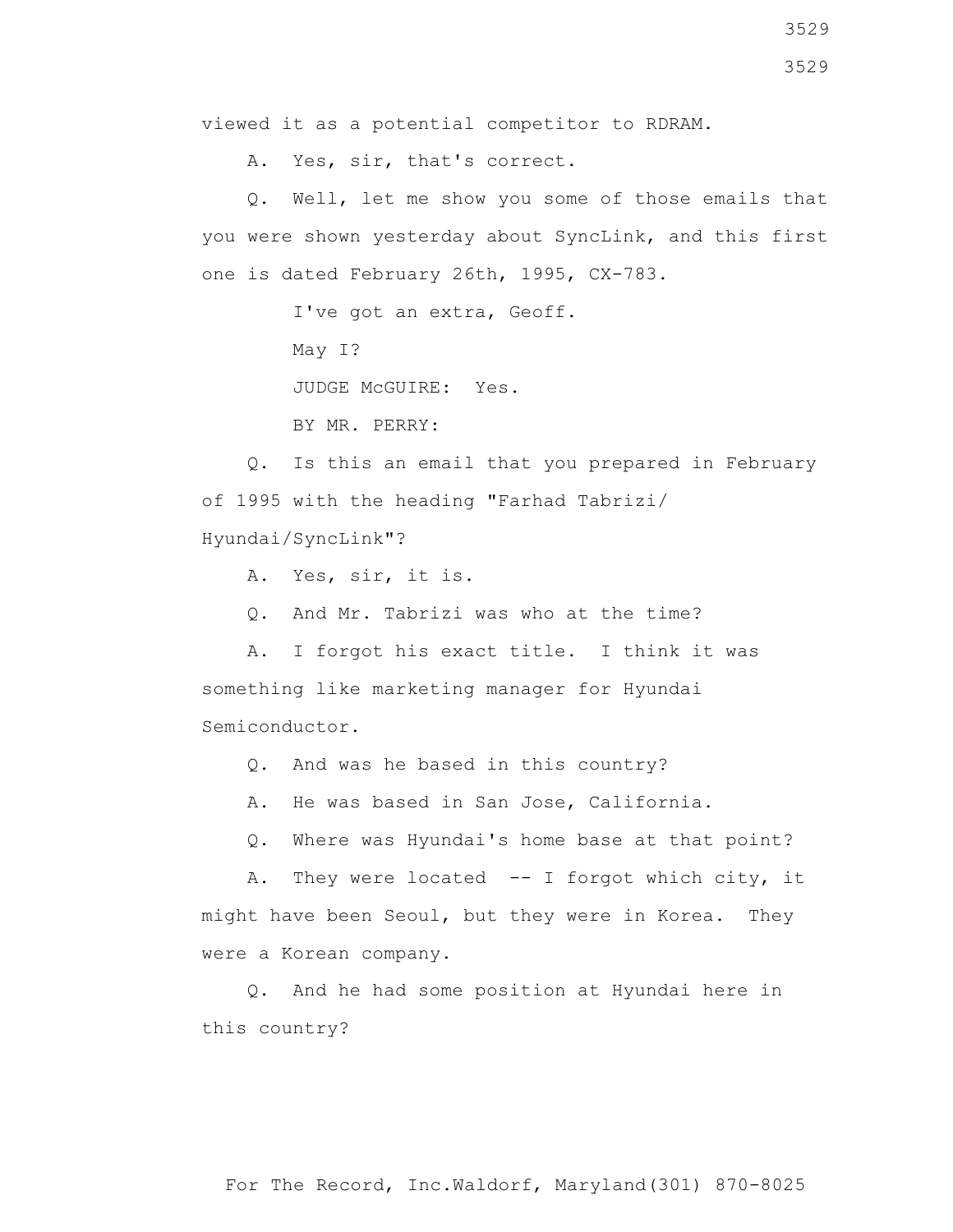viewed it as a potential competitor to RDRAM.

A. Yes, sir, that's correct.

Q. Well, let me show you some of those emails that you were shown yesterday about SyncLink, and this first one is dated February 26th, 1995, CX-783.

I've got an extra, Geoff.

May I?

JUDGE McGUIRE: Yes.

BY MR. PERRY:

Q. Is this an email that you prepared in February of 1995 with the heading "Farhad Tabrizi/ Hyundai/SyncLink"?

A. Yes, sir, it is.

Q. And Mr. Tabrizi was who at the time?

A. I forgot his exact title. I think it was something like marketing manager for Hyundai Semiconductor.

Q. And was he based in this country?

A. He was based in San Jose, California.

Q. Where was Hyundai's home base at that point?

A. They were located -- I forgot which city, it might have been Seoul, but they were in Korea. They were a Korean company.

Q. And he had some position at Hyundai here in this country?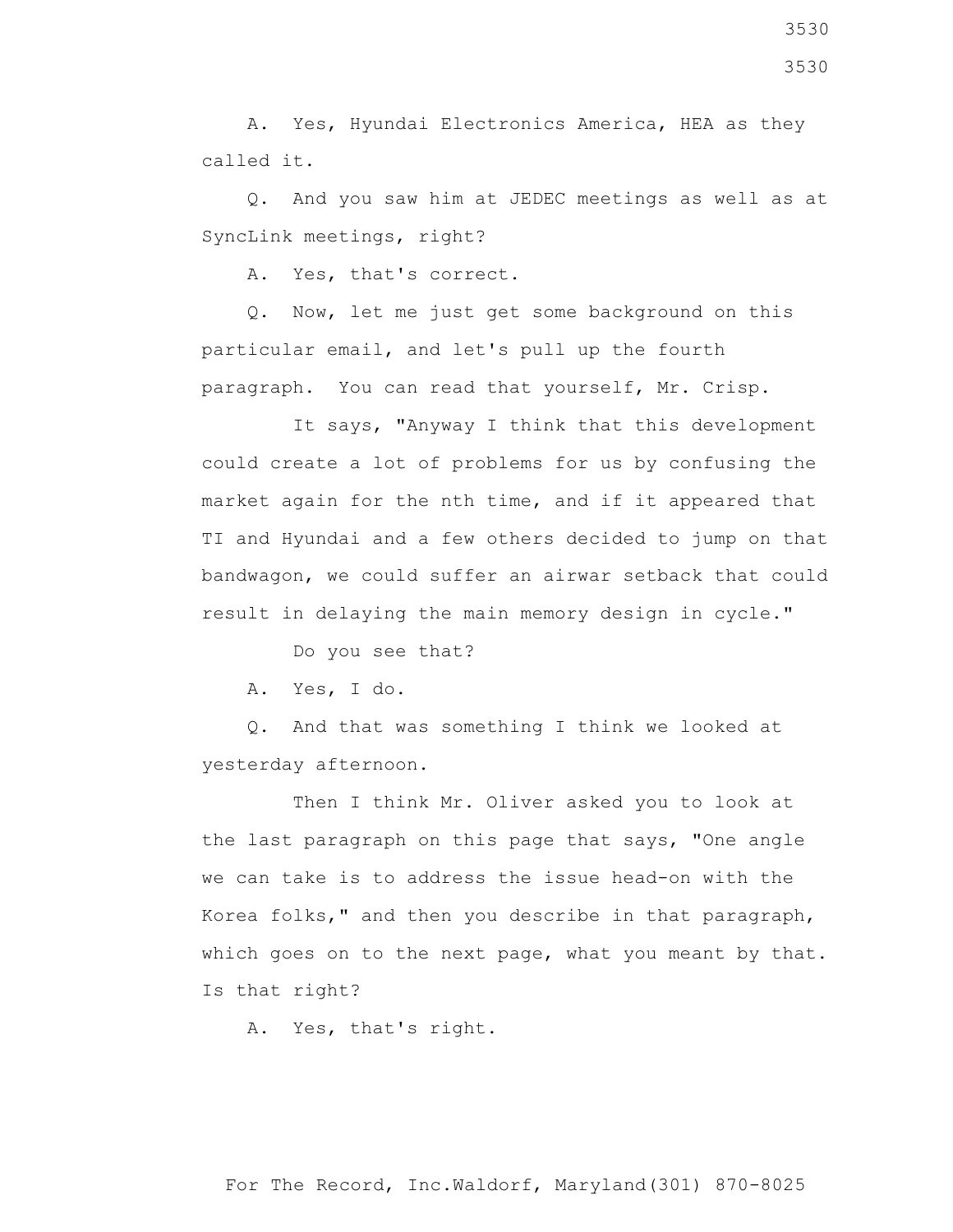A. Yes, Hyundai Electronics America, HEA as they called it.

Q. And you saw him at JEDEC meetings as well as at SyncLink meetings, right?

A. Yes, that's correct.

Q. Now, let me just get some background on this particular email, and let's pull up the fourth paragraph. You can read that yourself, Mr. Crisp.

It says, "Anyway I think that this development could create a lot of problems for us by confusing the market again for the nth time, and if it appeared that TI and Hyundai and a few others decided to jump on that bandwagon, we could suffer an airwar setback that could result in delaying the main memory design in cycle."

Do you see that?

A. Yes, I do.

Q. And that was something I think we looked at yesterday afternoon.

Then I think Mr. Oliver asked you to look at the last paragraph on this page that says, "One angle we can take is to address the issue head-on with the Korea folks," and then you describe in that paragraph, which goes on to the next page, what you meant by that. Is that right?

A. Yes, that's right.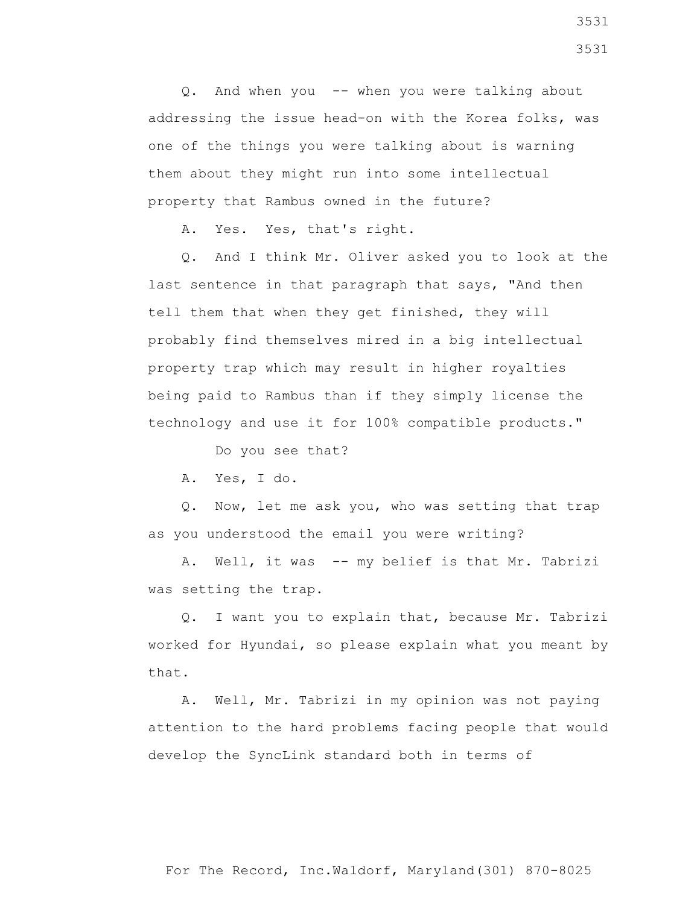Q. And when you -- when you were talking about addressing the issue head-on with the Korea folks, was one of the things you were talking about is warning them about they might run into some intellectual property that Rambus owned in the future?

A. Yes. Yes, that's right.

Q. And I think Mr. Oliver asked you to look at the last sentence in that paragraph that says, "And then tell them that when they get finished, they will probably find themselves mired in a big intellectual property trap which may result in higher royalties being paid to Rambus than if they simply license the technology and use it for 100% compatible products."

Do you see that?

A. Yes, I do.

Q. Now, let me ask you, who was setting that trap as you understood the email you were writing?

A. Well, it was -- my belief is that Mr. Tabrizi was setting the trap.

Q. I want you to explain that, because Mr. Tabrizi worked for Hyundai, so please explain what you meant by that.

A. Well, Mr. Tabrizi in my opinion was not paying attention to the hard problems facing people that would develop the SyncLink standard both in terms of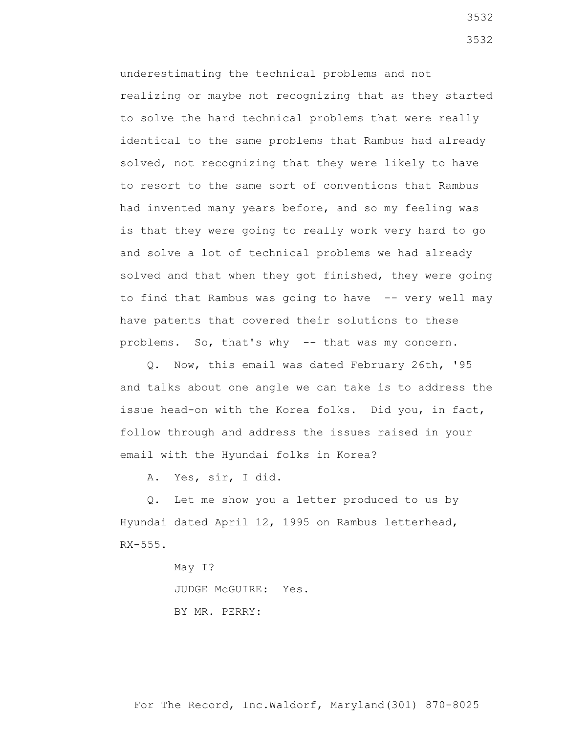underestimating the technical problems and not realizing or maybe not recognizing that as they started to solve the hard technical problems that were really identical to the same problems that Rambus had already solved, not recognizing that they were likely to have to resort to the same sort of conventions that Rambus had invented many years before, and so my feeling was is that they were going to really work very hard to go and solve a lot of technical problems we had already solved and that when they got finished, they were going to find that Rambus was going to have -- very well may have patents that covered their solutions to these problems. So, that's why -- that was my concern.

Q. Now, this email was dated February 26th, '95 and talks about one angle we can take is to address the issue head-on with the Korea folks. Did you, in fact, follow through and address the issues raised in your email with the Hyundai folks in Korea?

A. Yes, sir, I did.

Q. Let me show you a letter produced to us by Hyundai dated April 12, 1995 on Rambus letterhead, RX-555.

May I?

JUDGE McGUIRE: Yes.

BY MR. PERRY: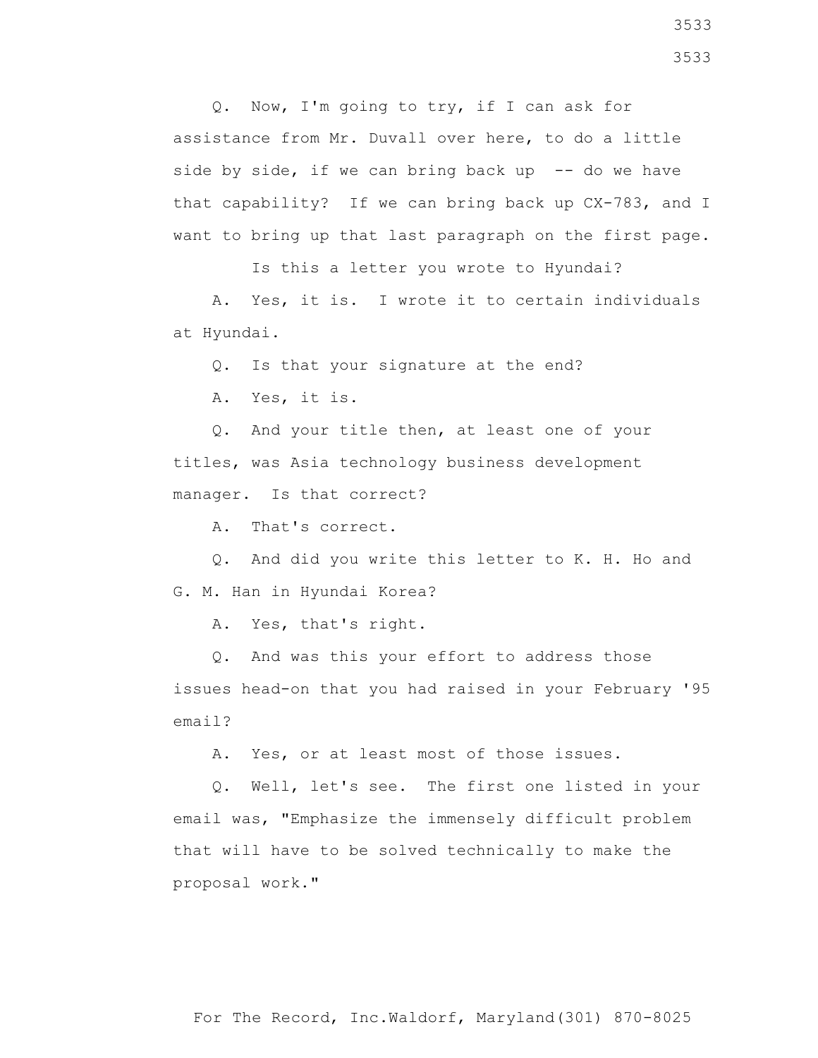Q. Now, I'm going to try, if I can ask for assistance from Mr. Duvall over here, to do a little side by side, if we can bring back up -- do we have that capability? If we can bring back up CX-783, and I want to bring up that last paragraph on the first page.

Is this a letter you wrote to Hyundai?

A. Yes, it is. I wrote it to certain individuals at Hyundai.

Q. Is that your signature at the end?

A. Yes, it is.

Q. And your title then, at least one of your titles, was Asia technology business development manager. Is that correct?

A. That's correct.

Q. And did you write this letter to K. H. Ho and G. M. Han in Hyundai Korea?

A. Yes, that's right.

Q. And was this your effort to address those issues head-on that you had raised in your February '95 email?

A. Yes, or at least most of those issues.

Q. Well, let's see. The first one listed in your email was, "Emphasize the immensely difficult problem that will have to be solved technically to make the proposal work."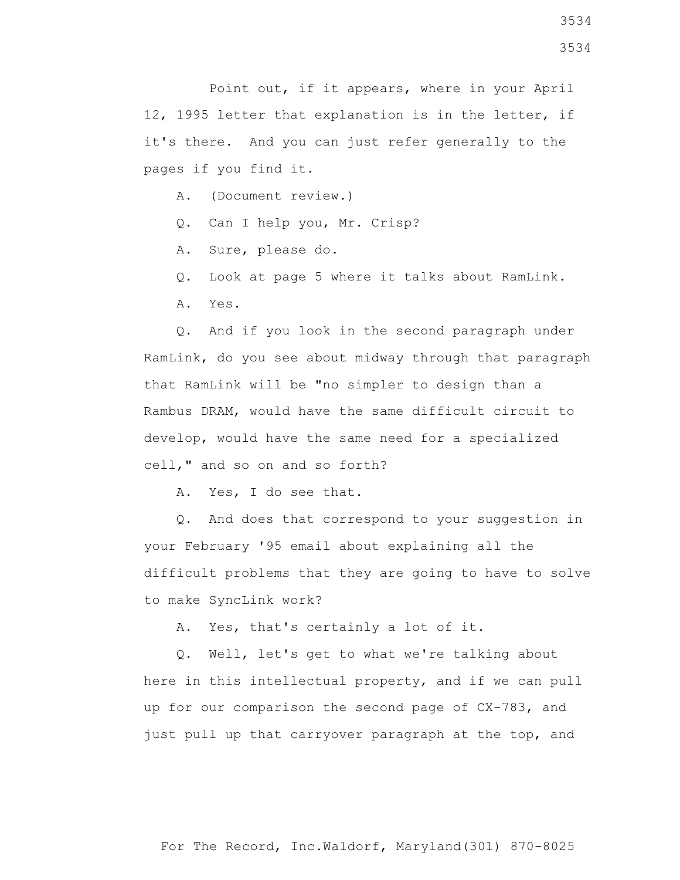Point out, if it appears, where in your April 12, 1995 letter that explanation is in the letter, if it's there. And you can just refer generally to the pages if you find it.

A. (Document review.)

Q. Can I help you, Mr. Crisp?

A. Sure, please do.

Q. Look at page 5 where it talks about RamLink.

A. Yes.

Q. And if you look in the second paragraph under RamLink, do you see about midway through that paragraph that RamLink will be "no simpler to design than a Rambus DRAM, would have the same difficult circuit to develop, would have the same need for a specialized cell," and so on and so forth?

A. Yes, I do see that.

Q. And does that correspond to your suggestion in your February '95 email about explaining all the difficult problems that they are going to have to solve to make SyncLink work?

A. Yes, that's certainly a lot of it.

Q. Well, let's get to what we're talking about here in this intellectual property, and if we can pull up for our comparison the second page of CX-783, and just pull up that carryover paragraph at the top, and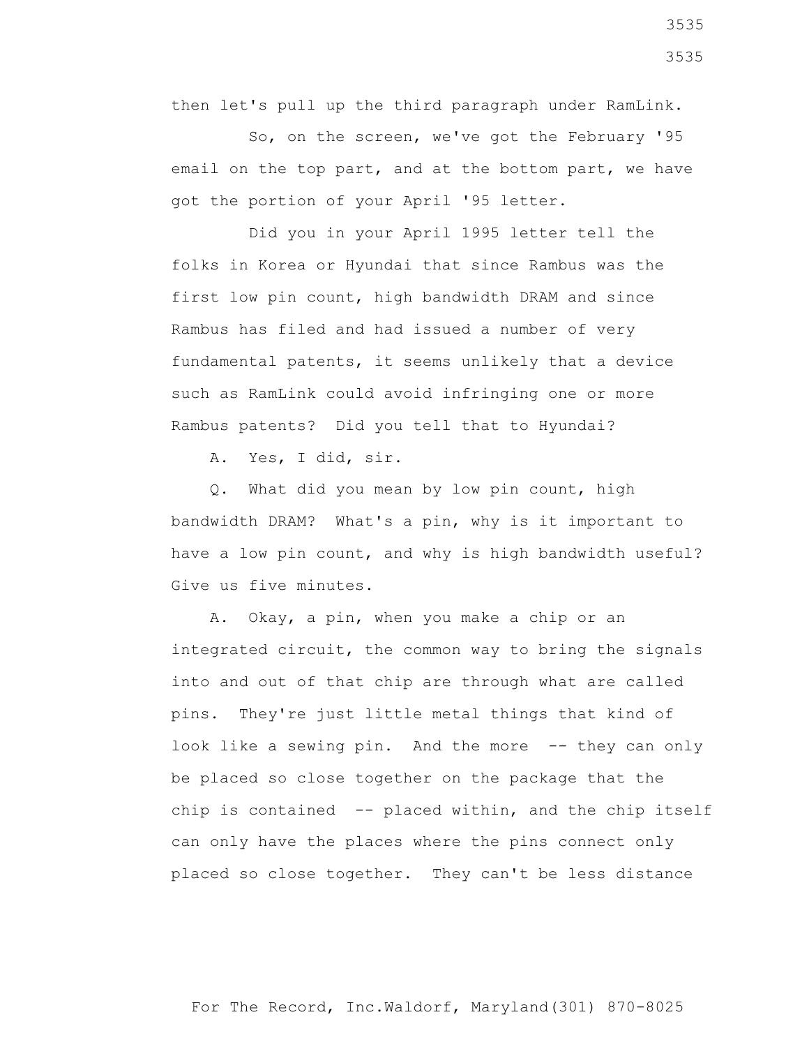then let's pull up the third paragraph under RamLink.

So, on the screen, we've got the February '95 email on the top part, and at the bottom part, we have got the portion of your April '95 letter.

Did you in your April 1995 letter tell the folks in Korea or Hyundai that since Rambus was the first low pin count, high bandwidth DRAM and since Rambus has filed and had issued a number of very fundamental patents, it seems unlikely that a device such as RamLink could avoid infringing one or more Rambus patents? Did you tell that to Hyundai?

A. Yes, I did, sir.

Q. What did you mean by low pin count, high bandwidth DRAM? What's a pin, why is it important to have a low pin count, and why is high bandwidth useful? Give us five minutes.

A. Okay, a pin, when you make a chip or an integrated circuit, the common way to bring the signals into and out of that chip are through what are called pins. They're just little metal things that kind of look like a sewing pin. And the more -- they can only be placed so close together on the package that the chip is contained -- placed within, and the chip itself can only have the places where the pins connect only placed so close together. They can't be less distance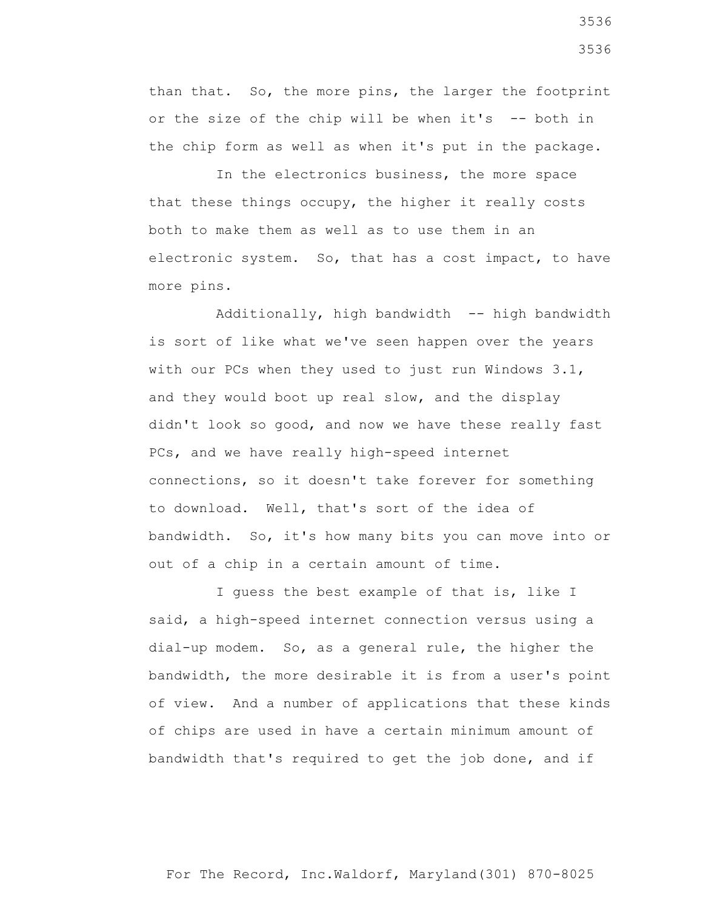than that. So, the more pins, the larger the footprint or the size of the chip will be when it's -- both in the chip form as well as when it's put in the package.

In the electronics business, the more space that these things occupy, the higher it really costs both to make them as well as to use them in an electronic system. So, that has a cost impact, to have more pins.

Additionally, high bandwidth -- high bandwidth is sort of like what we've seen happen over the years with our PCs when they used to just run Windows 3.1, and they would boot up real slow, and the display didn't look so good, and now we have these really fast PCs, and we have really high-speed internet connections, so it doesn't take forever for something to download. Well, that's sort of the idea of bandwidth. So, it's how many bits you can move into or out of a chip in a certain amount of time.

I guess the best example of that is, like I said, a high-speed internet connection versus using a dial-up modem. So, as a general rule, the higher the bandwidth, the more desirable it is from a user's point of view. And a number of applications that these kinds of chips are used in have a certain minimum amount of bandwidth that's required to get the job done, and if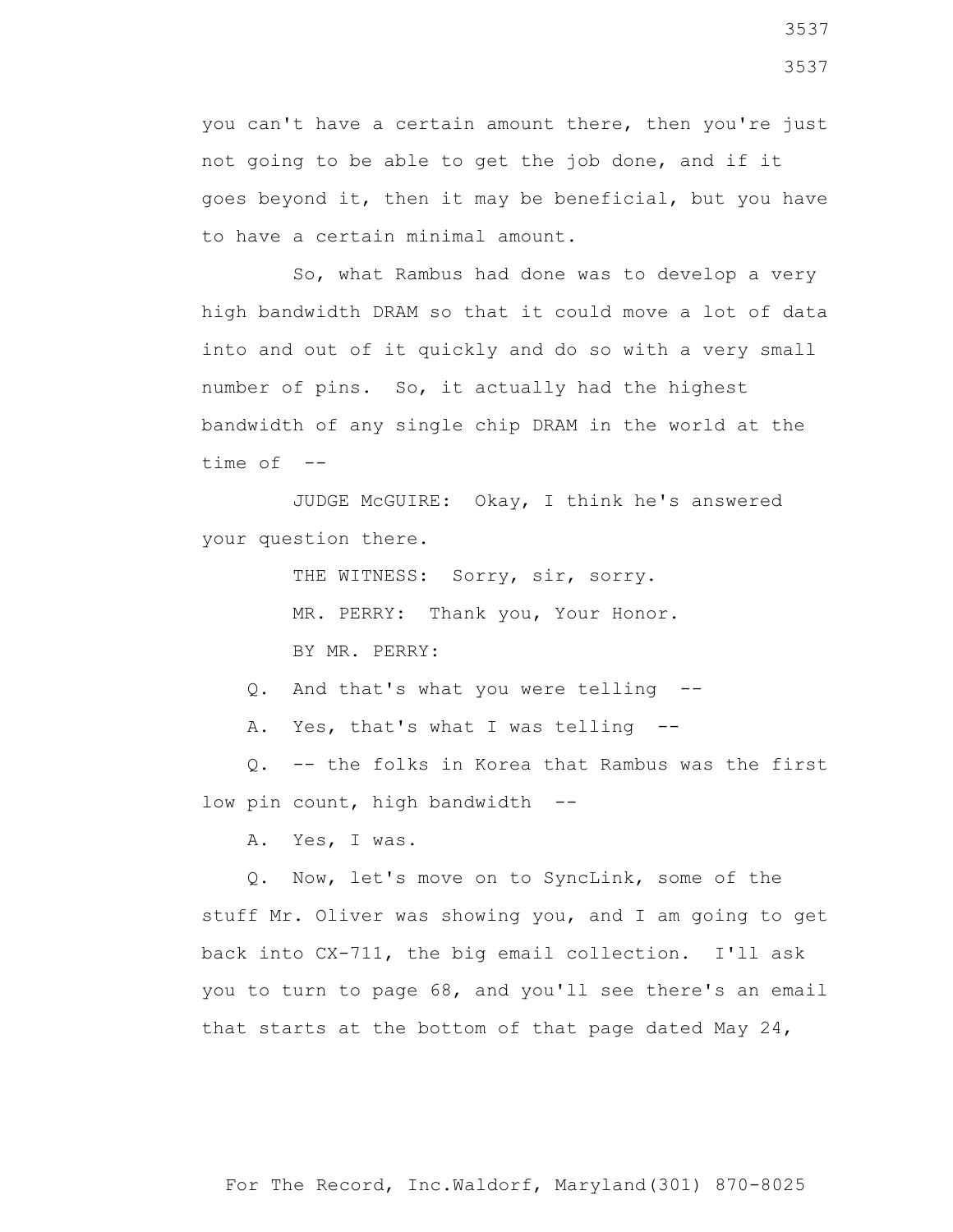you can't have a certain amount there, then you're just not going to be able to get the job done, and if it goes beyond it, then it may be beneficial, but you have to have a certain minimal amount.

So, what Rambus had done was to develop a very high bandwidth DRAM so that it could move a lot of data into and out of it quickly and do so with a very small number of pins. So, it actually had the highest bandwidth of any single chip DRAM in the world at the time of --

JUDGE McGUIRE: Okay, I think he's answered your question there.

THE WITNESS: Sorry, sir, sorry.

MR. PERRY: Thank you, Your Honor.

BY MR. PERRY:

Q. And that's what you were telling --

A. Yes, that's what I was telling --

Q. -- the folks in Korea that Rambus was the first low pin count, high bandwidth --

A. Yes, I was.

Q. Now, let's move on to SyncLink, some of the stuff Mr. Oliver was showing you, and I am going to get back into CX-711, the big email collection. I'll ask you to turn to page 68, and you'll see there's an email that starts at the bottom of that page dated May 24,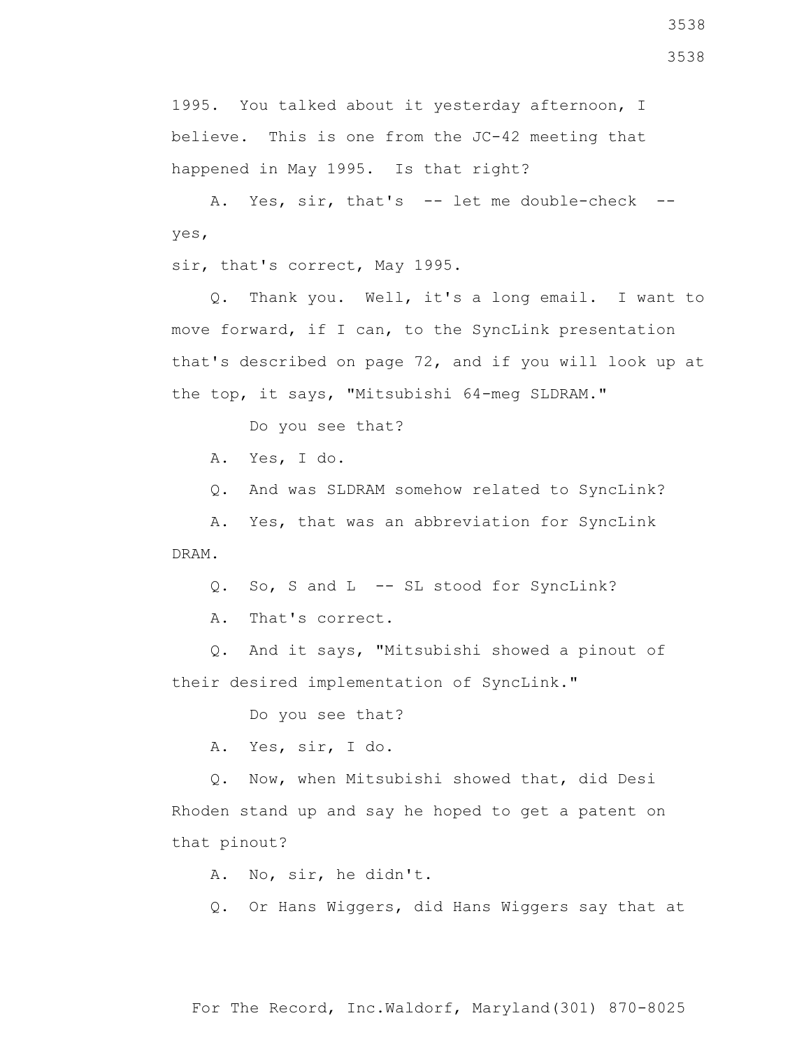1995. You talked about it yesterday afternoon, I believe. This is one from the JC-42 meeting that happened in May 1995. Is that right?

A. Yes, sir, that's -- let me double-check -- yes,

sir, that's correct, May 1995.

Q. Thank you. Well, it's a long email. I want to move forward, if I can, to the SyncLink presentation that's described on page 72, and if you will look up at the top, it says, "Mitsubishi 64-meg SLDRAM."

Do you see that?

A. Yes, I do.

Q. And was SLDRAM somehow related to SyncLink?

A. Yes, that was an abbreviation for SyncLink DRAM.

Q. So, S and L -- SL stood for SyncLink?

A. That's correct.

Q. And it says, "Mitsubishi showed a pinout of their desired implementation of SyncLink."

Do you see that?

A. Yes, sir, I do.

Q. Now, when Mitsubishi showed that, did Desi Rhoden stand up and say he hoped to get a patent on that pinout?

A. No, sir, he didn't.

Q. Or Hans Wiggers, did Hans Wiggers say that at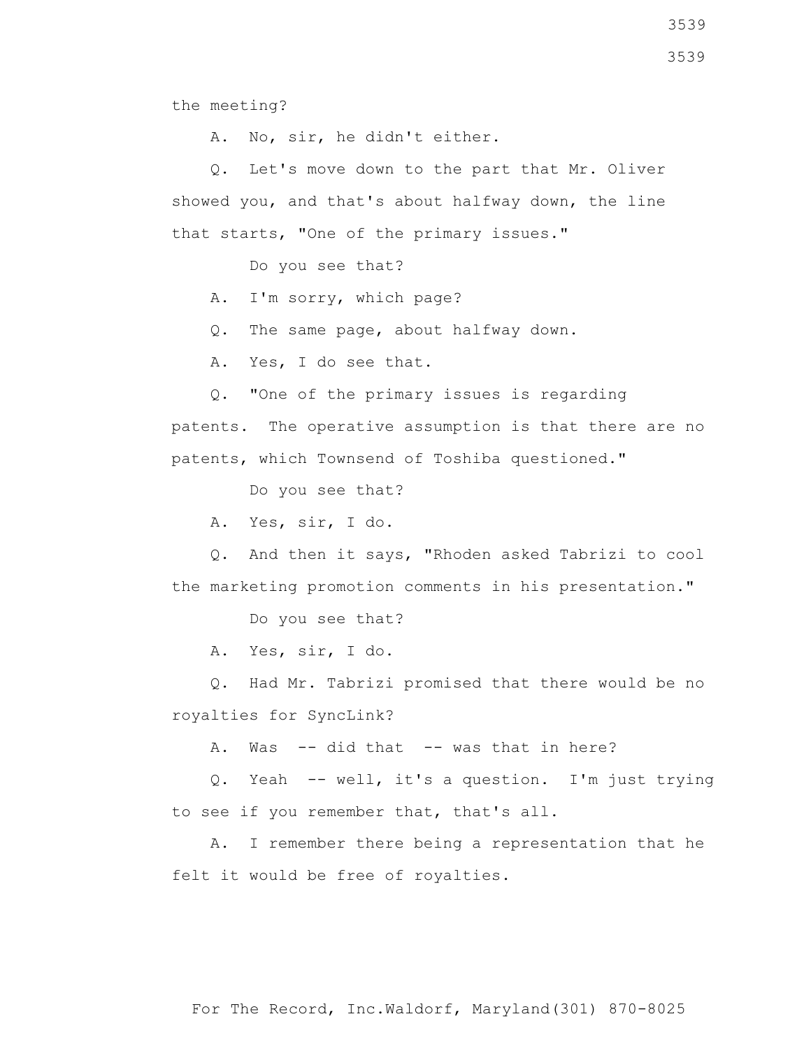the meeting?

A. No, sir, he didn't either.

Q. Let's move down to the part that Mr. Oliver showed you, and that's about halfway down, the line that starts, "One of the primary issues."

Do you see that?

A. I'm sorry, which page?

Q. The same page, about halfway down.

A. Yes, I do see that.

Q. "One of the primary issues is regarding patents. The operative assumption is that there are no patents, which Townsend of Toshiba questioned."

Do you see that?

A. Yes, sir, I do.

Q. And then it says, "Rhoden asked Tabrizi to cool the marketing promotion comments in his presentation."

Do you see that?

A. Yes, sir, I do.

Q. Had Mr. Tabrizi promised that there would be no royalties for SyncLink?

A. Was -- did that -- was that in here?

Q. Yeah -- well, it's a question. I'm just trying to see if you remember that, that's all.

A. I remember there being a representation that he felt it would be free of royalties.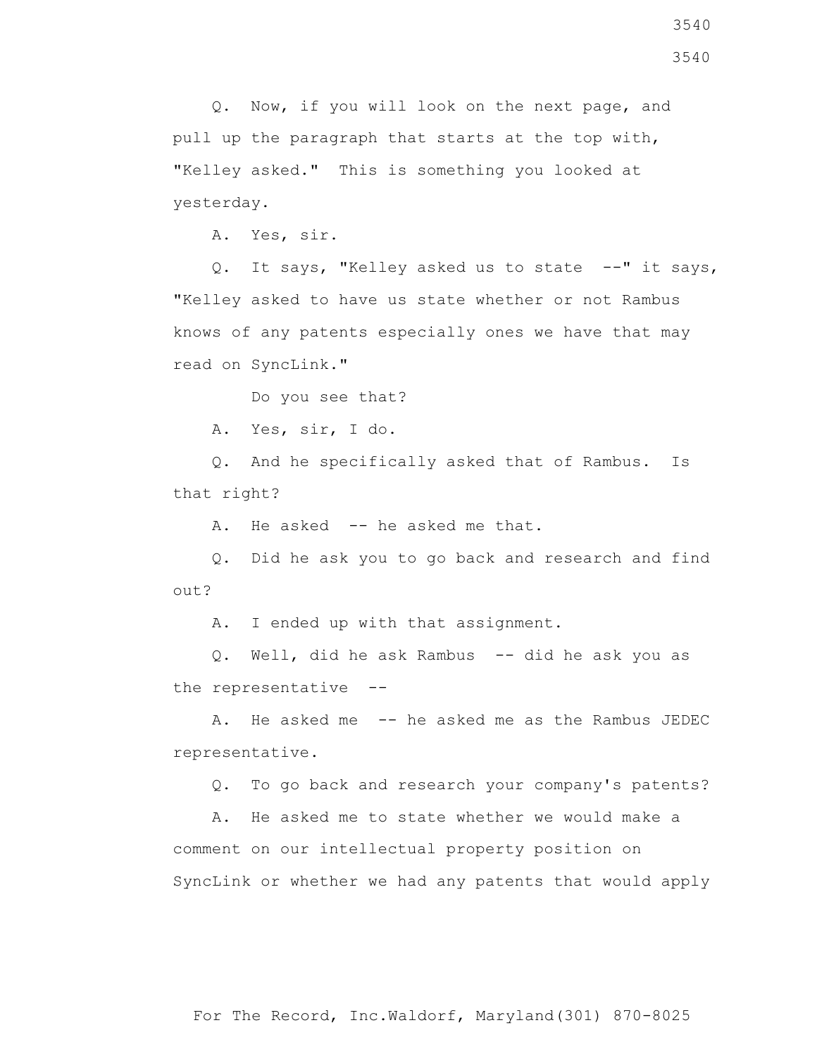Q. Now, if you will look on the next page, and pull up the paragraph that starts at the top with, "Kelley asked." This is something you looked at yesterday.

A. Yes, sir.

Q. It says, "Kelley asked us to state --" it says, "Kelley asked to have us state whether or not Rambus knows of any patents especially ones we have that may read on SyncLink."

Do you see that?

A. Yes, sir, I do.

Q. And he specifically asked that of Rambus. Is that right?

A. He asked -- he asked me that.

Q. Did he ask you to go back and research and find out?

A. I ended up with that assignment.

Q. Well, did he ask Rambus -- did he ask you as the representative --

A. He asked me -- he asked me as the Rambus JEDEC representative.

Q. To go back and research your company's patents?

A. He asked me to state whether we would make a comment on our intellectual property position on SyncLink or whether we had any patents that would apply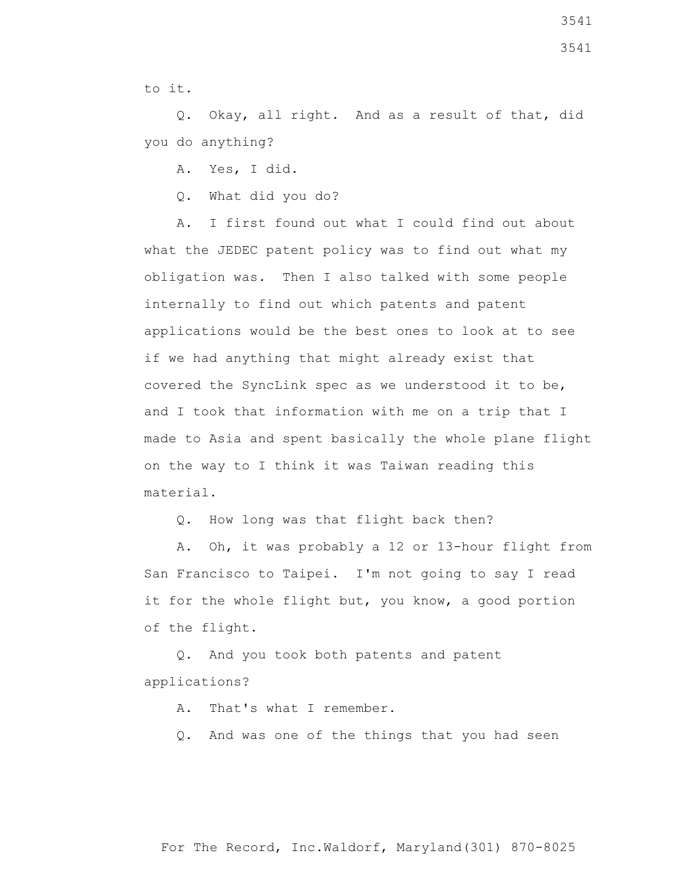to it.

Q. Okay, all right. And as a result of that, did you do anything?

A. Yes, I did.

Q. What did you do?

A. I first found out what I could find out about what the JEDEC patent policy was to find out what my obligation was. Then I also talked with some people internally to find out which patents and patent applications would be the best ones to look at to see if we had anything that might already exist that covered the SyncLink spec as we understood it to be, and I took that information with me on a trip that I made to Asia and spent basically the whole plane flight on the way to I think it was Taiwan reading this material.

Q. How long was that flight back then?

A. Oh, it was probably a 12 or 13-hour flight from San Francisco to Taipei. I'm not going to say I read it for the whole flight but, you know, a good portion of the flight.

Q. And you took both patents and patent applications?

A. That's what I remember.

Q. And was one of the things that you had seen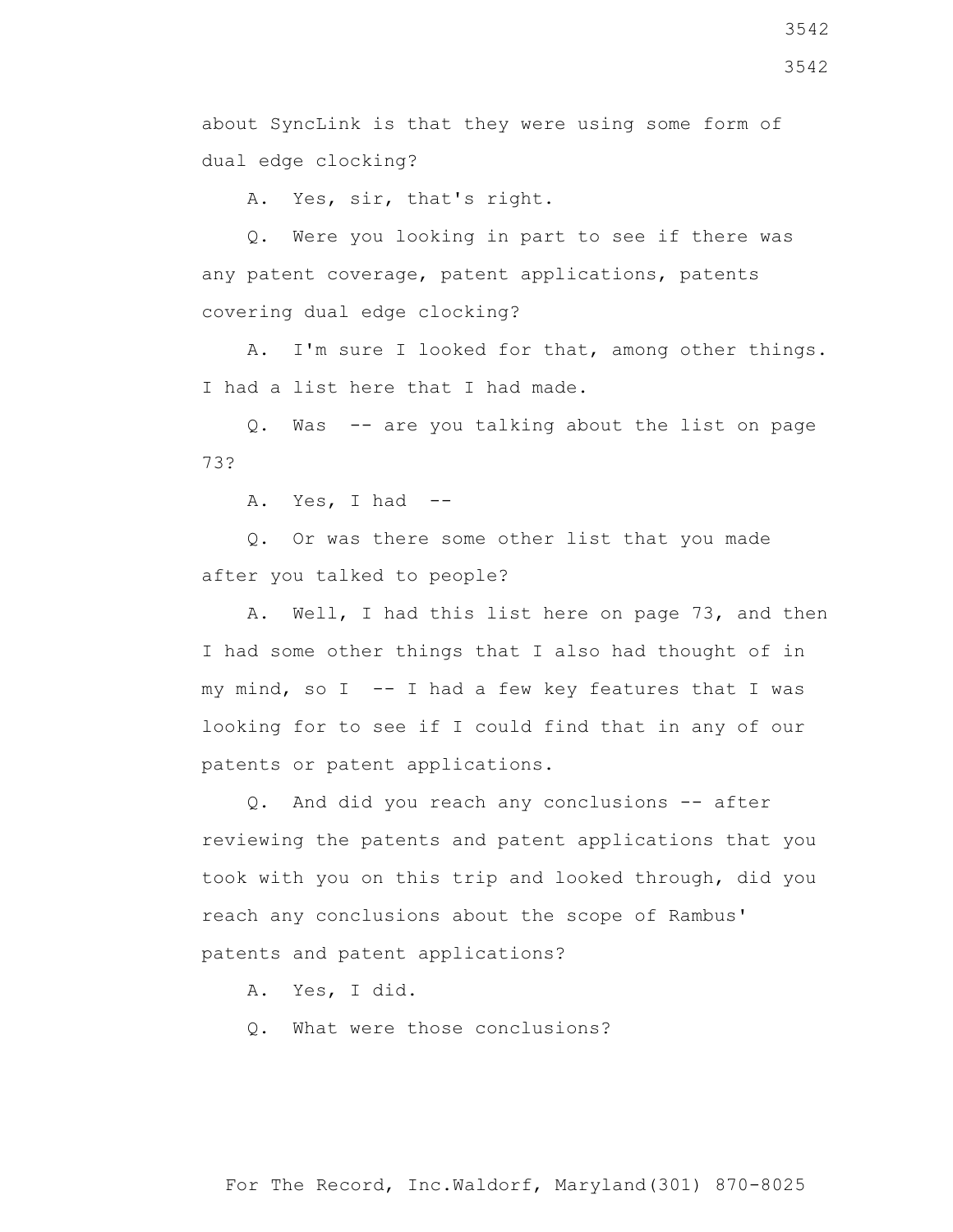about SyncLink is that they were using some form of dual edge clocking?

A. Yes, sir, that's right.

Q. Were you looking in part to see if there was any patent coverage, patent applications, patents covering dual edge clocking?

A. I'm sure I looked for that, among other things. I had a list here that I had made.

Q. Was -- are you talking about the list on page 73?

A. Yes, I had --

Q. Or was there some other list that you made after you talked to people?

A. Well, I had this list here on page 73, and then I had some other things that I also had thought of in my mind, so I -- I had a few key features that I was looking for to see if I could find that in any of our patents or patent applications.

Q. And did you reach any conclusions -- after reviewing the patents and patent applications that you took with you on this trip and looked through, did you reach any conclusions about the scope of Rambus' patents and patent applications?

A. Yes, I did.

Q. What were those conclusions?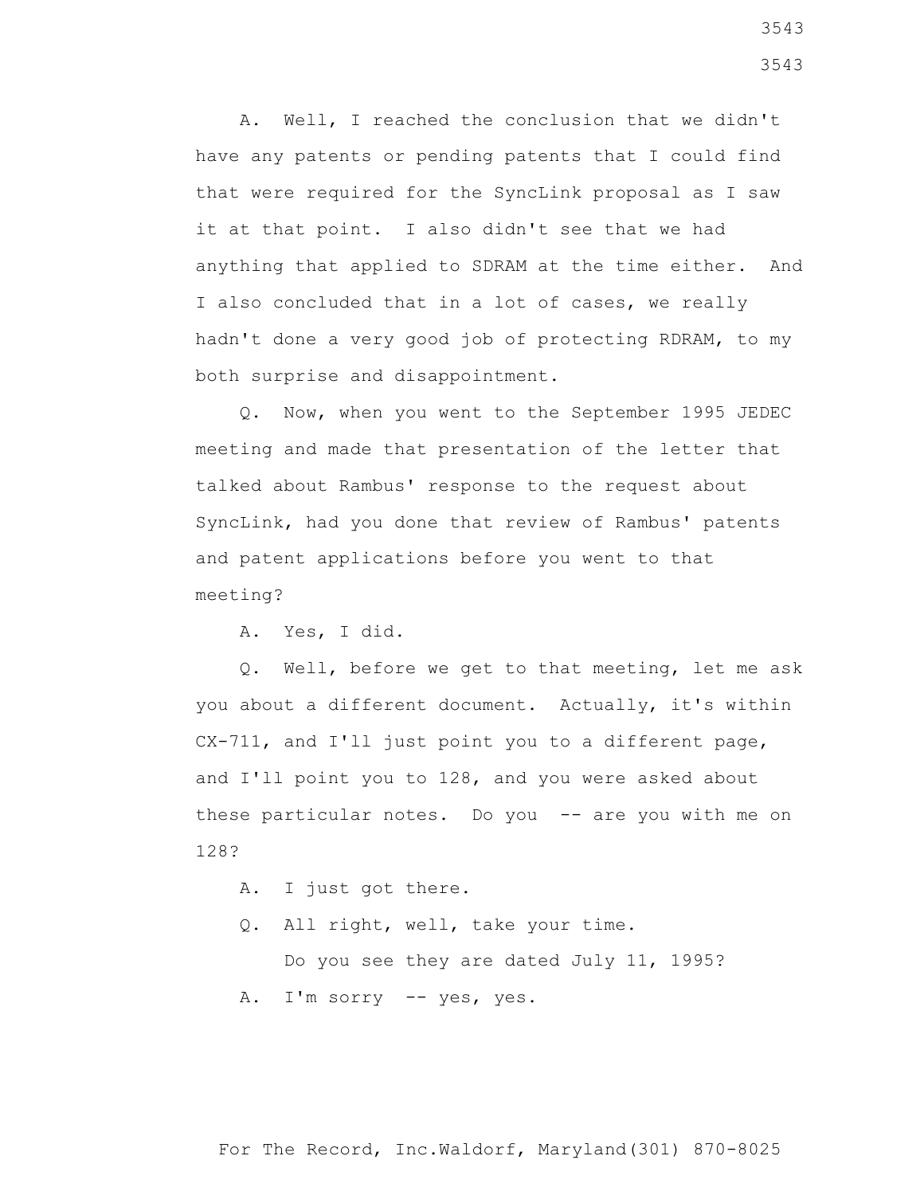A. Well, I reached the conclusion that we didn't have any patents or pending patents that I could find that were required for the SyncLink proposal as I saw it at that point. I also didn't see that we had anything that applied to SDRAM at the time either. And I also concluded that in a lot of cases, we really hadn't done a very good job of protecting RDRAM, to my both surprise and disappointment.

Q. Now, when you went to the September 1995 JEDEC meeting and made that presentation of the letter that talked about Rambus' response to the request about SyncLink, had you done that review of Rambus' patents and patent applications before you went to that meeting?

A. Yes, I did.

Q. Well, before we get to that meeting, let me ask you about a different document. Actually, it's within CX-711, and I'll just point you to a different page, and I'll point you to 128, and you were asked about these particular notes. Do you -- are you with me on 128?

A. I just got there.

Q. All right, well, take your time.

Do you see they are dated July 11, 1995?

A. I'm sorry -- yes, yes.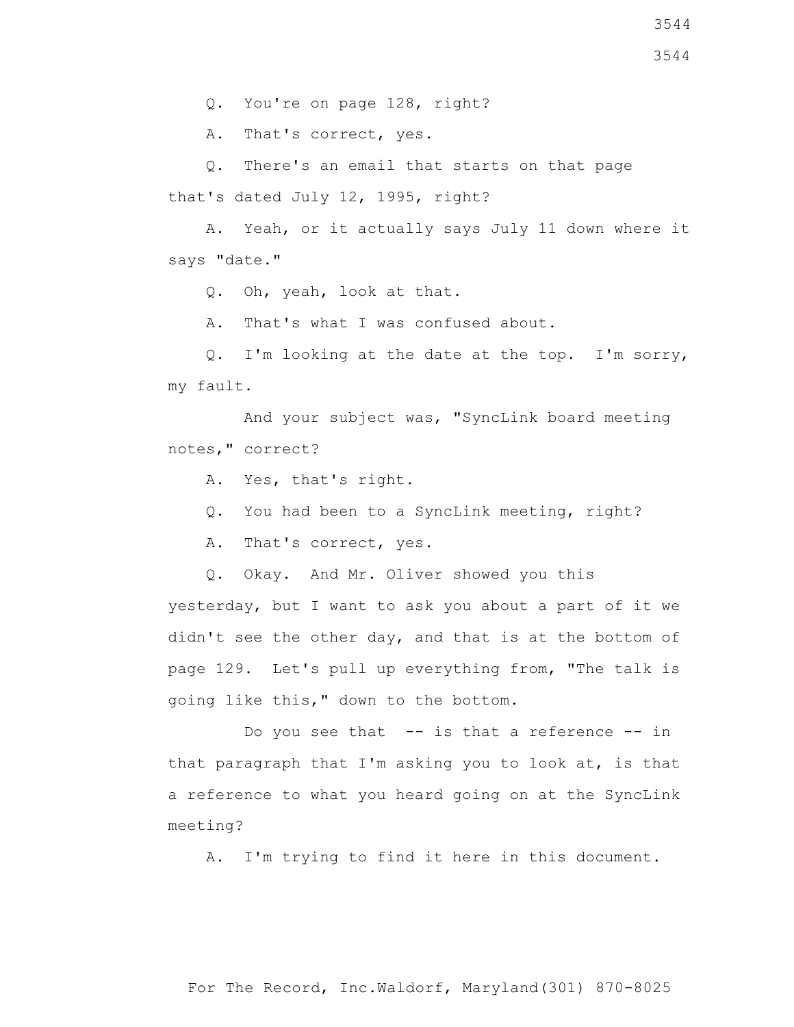Q. You're on page 128, right?

A. That's correct, yes.

Q. There's an email that starts on that page that's dated July 12, 1995, right?

A. Yeah, or it actually says July 11 down where it says "date."

Q. Oh, yeah, look at that.

A. That's what I was confused about.

Q. I'm looking at the date at the top. I'm sorry, my fault.

And your subject was, "SyncLink board meeting notes," correct?

A. Yes, that's right.

Q. You had been to a SyncLink meeting, right?

A. That's correct, yes.

Q. Okay. And Mr. Oliver showed you this yesterday, but I want to ask you about a part of it we didn't see the other day, and that is at the bottom of page 129. Let's pull up everything from, "The talk is going like this," down to the bottom.

Do you see that -- is that a reference -- in that paragraph that I'm asking you to look at, is that a reference to what you heard going on at the SyncLink meeting?

A. I'm trying to find it here in this document.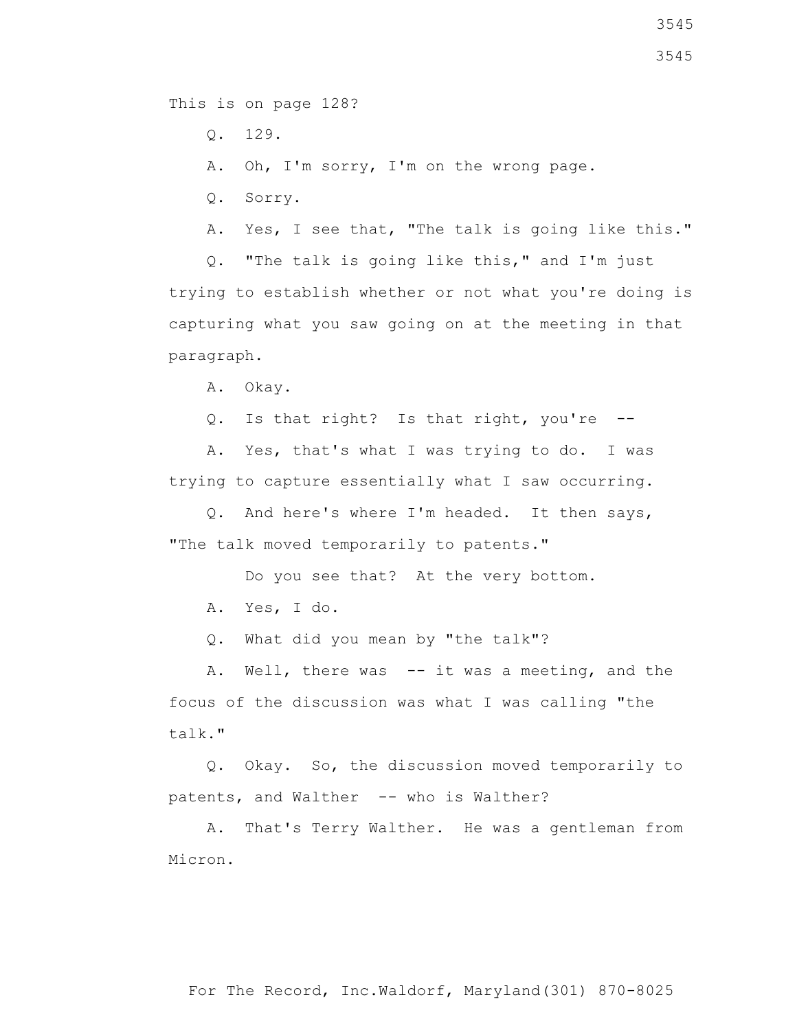This is on page 128?

Q. 129.

A. Oh, I'm sorry, I'm on the wrong page.

Q. Sorry.

A. Yes, I see that, "The talk is going like this."

Q. "The talk is going like this," and I'm just trying to establish whether or not what you're doing is capturing what you saw going on at the meeting in that paragraph.

A. Okay.

Q. Is that right? Is that right, you're --

A. Yes, that's what I was trying to do. I was trying to capture essentially what I saw occurring.

Q. And here's where I'm headed. It then says, "The talk moved temporarily to patents."

Do you see that? At the very bottom.

A. Yes, I do.

Q. What did you mean by "the talk"?

A. Well, there was -- it was a meeting, and the focus of the discussion was what I was calling "the talk."

Q. Okay. So, the discussion moved temporarily to patents, and Walther -- who is Walther?

A. That's Terry Walther. He was a gentleman from Micron.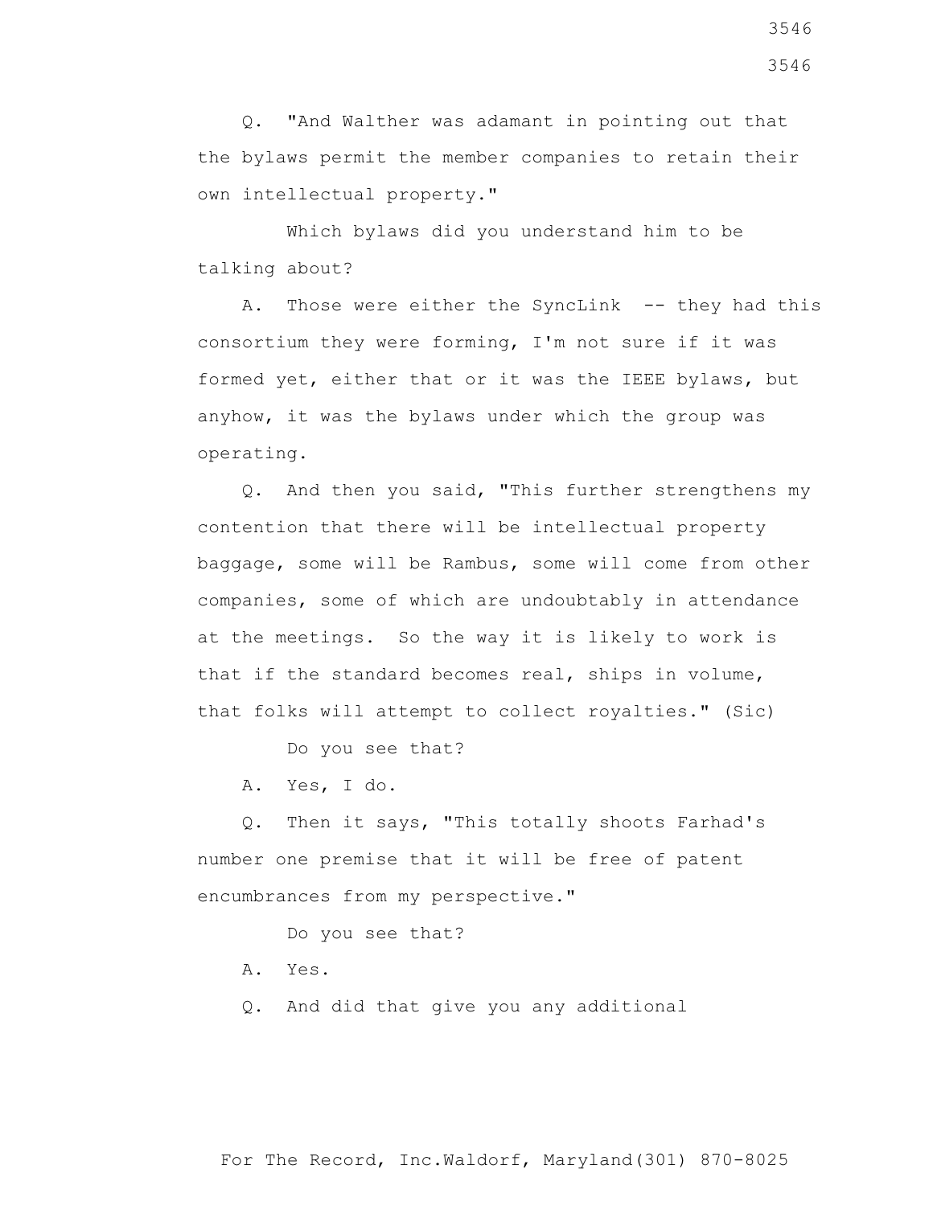Q. "And Walther was adamant in pointing out that the bylaws permit the member companies to retain their own intellectual property."

Which bylaws did you understand him to be talking about?

A. Those were either the SyncLink -- they had this consortium they were forming, I'm not sure if it was formed yet, either that or it was the IEEE bylaws, but anyhow, it was the bylaws under which the group was operating.

Q. And then you said, "This further strengthens my contention that there will be intellectual property baggage, some will be Rambus, some will come from other companies, some of which are undoubtably in attendance at the meetings. So the way it is likely to work is that if the standard becomes real, ships in volume, that folks will attempt to collect royalties." (Sic)

Do you see that?

A. Yes, I do.

Q. Then it says, "This totally shoots Farhad's number one premise that it will be free of patent encumbrances from my perspective."

Do you see that?

A. Yes.

Q. And did that give you any additional

For The Record, Inc.Waldorf, Maryland(301) 870-8025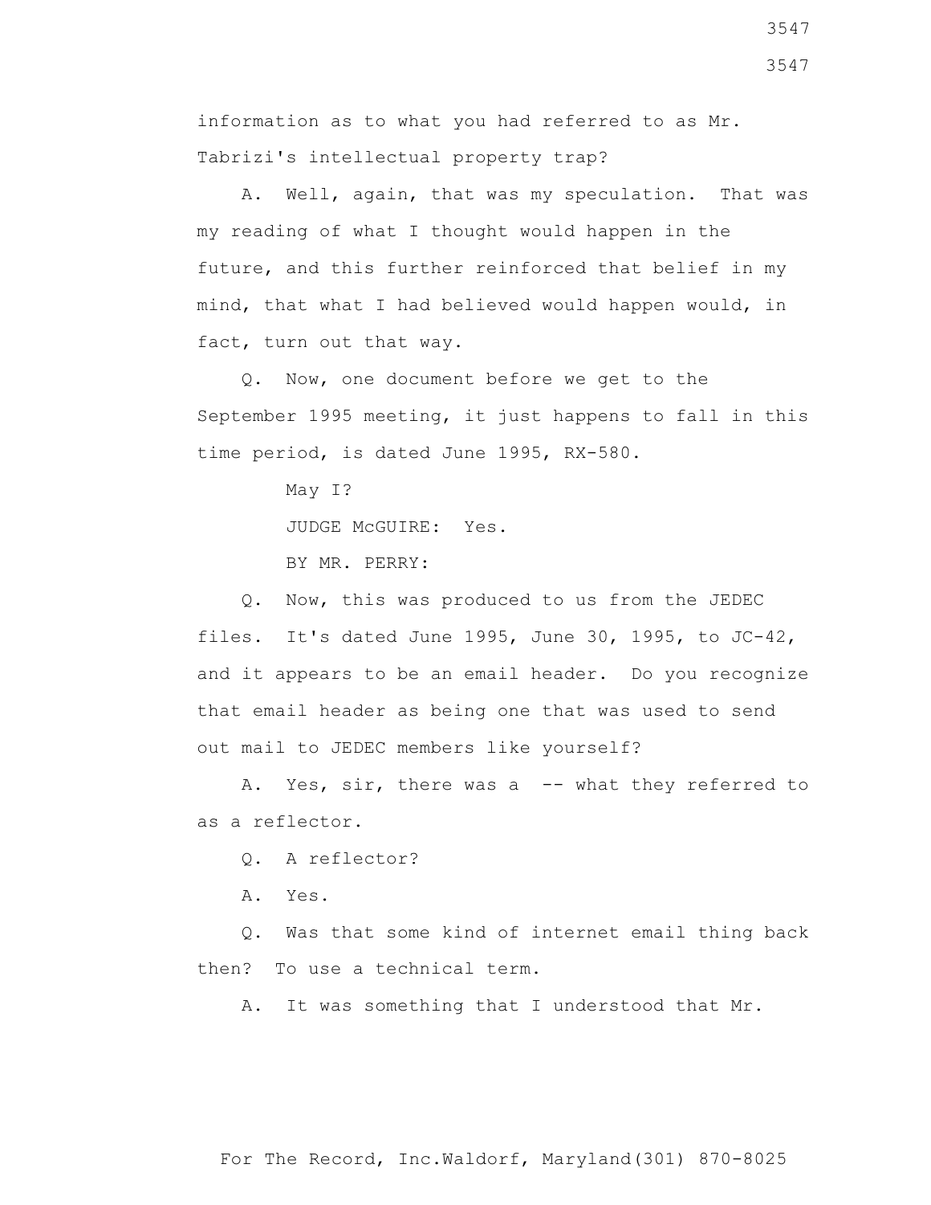information as to what you had referred to as Mr. Tabrizi's intellectual property trap?

A. Well, again, that was my speculation. That was my reading of what I thought would happen in the future, and this further reinforced that belief in my mind, that what I had believed would happen would, in fact, turn out that way.

Q. Now, one document before we get to the September 1995 meeting, it just happens to fall in this time period, is dated June 1995, RX-580.

May I?

JUDGE McGUIRE: Yes.

BY MR. PERRY:

Q. Now, this was produced to us from the JEDEC files. It's dated June 1995, June 30, 1995, to JC-42, and it appears to be an email header. Do you recognize that email header as being one that was used to send out mail to JEDEC members like yourself?

A. Yes, sir, there was a -- what they referred to as a reflector.

Q. A reflector?

A. Yes.

Q. Was that some kind of internet email thing back then? To use a technical term.

A. It was something that I understood that Mr.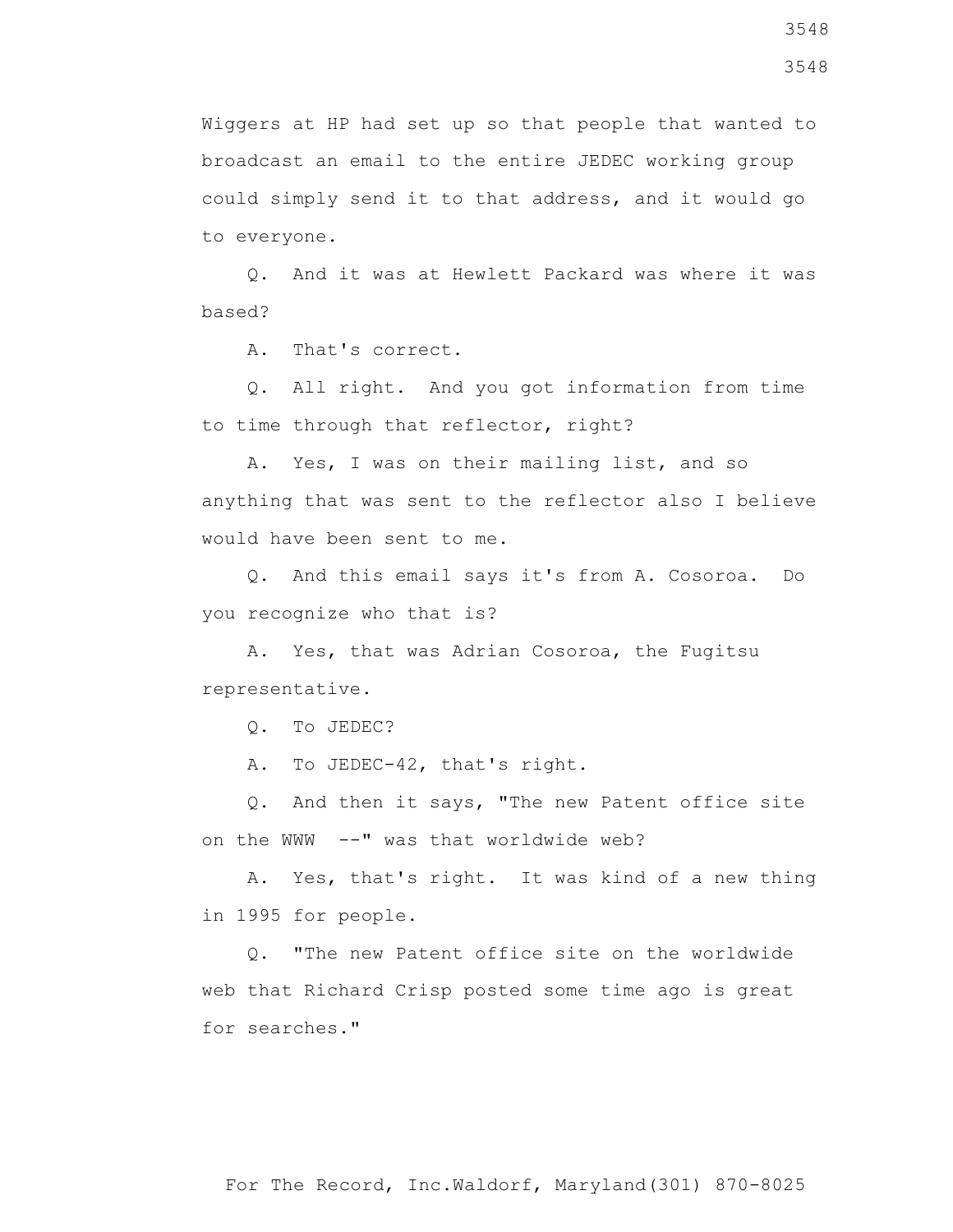Wiggers at HP had set up so that people that wanted to broadcast an email to the entire JEDEC working group could simply send it to that address, and it would go to everyone.

Q. And it was at Hewlett Packard was where it was based?

A. That's correct.

Q. All right. And you got information from time to time through that reflector, right?

A. Yes, I was on their mailing list, and so anything that was sent to the reflector also I believe would have been sent to me.

Q. And this email says it's from A. Cosoroa. Do you recognize who that is?

A. Yes, that was Adrian Cosoroa, the Fugitsu representative.

Q. To JEDEC?

A. To JEDEC-42, that's right.

Q. And then it says, "The new Patent office site on the WWW --" was that worldwide web?

A. Yes, that's right. It was kind of a new thing in 1995 for people.

Q. "The new Patent office site on the worldwide web that Richard Crisp posted some time ago is great for searches."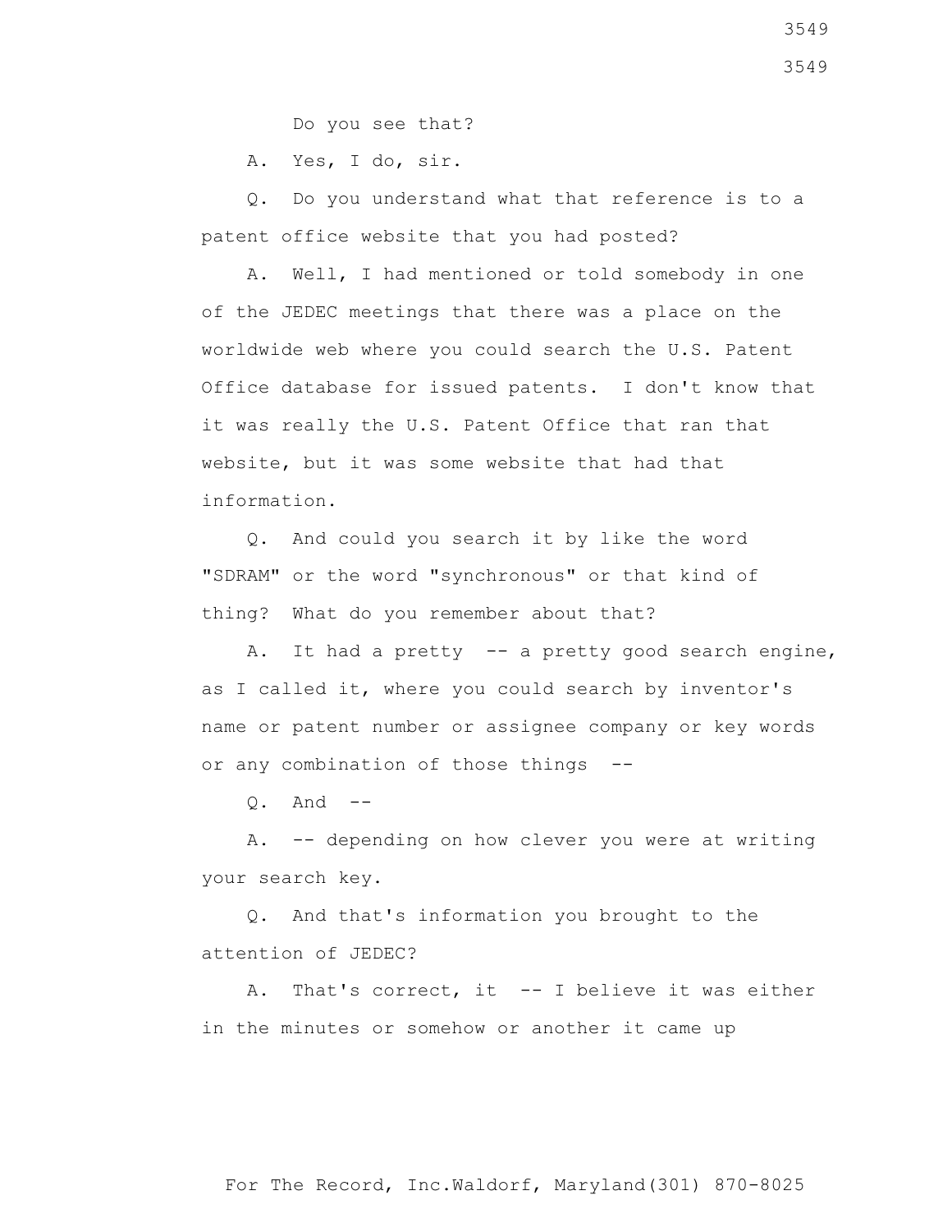Do you see that?

A. Yes, I do, sir.

Q. Do you understand what that reference is to a patent office website that you had posted?

A. Well, I had mentioned or told somebody in one of the JEDEC meetings that there was a place on the worldwide web where you could search the U.S. Patent Office database for issued patents. I don't know that it was really the U.S. Patent Office that ran that website, but it was some website that had that information.

Q. And could you search it by like the word "SDRAM" or the word "synchronous" or that kind of thing? What do you remember about that?

A. It had a pretty -- a pretty good search engine, as I called it, where you could search by inventor's name or patent number or assignee company or key words or any combination of those things --

Q. And --

A. -- depending on how clever you were at writing your search key.

Q. And that's information you brought to the attention of JEDEC?

A. That's correct, it -- I believe it was either in the minutes or somehow or another it came up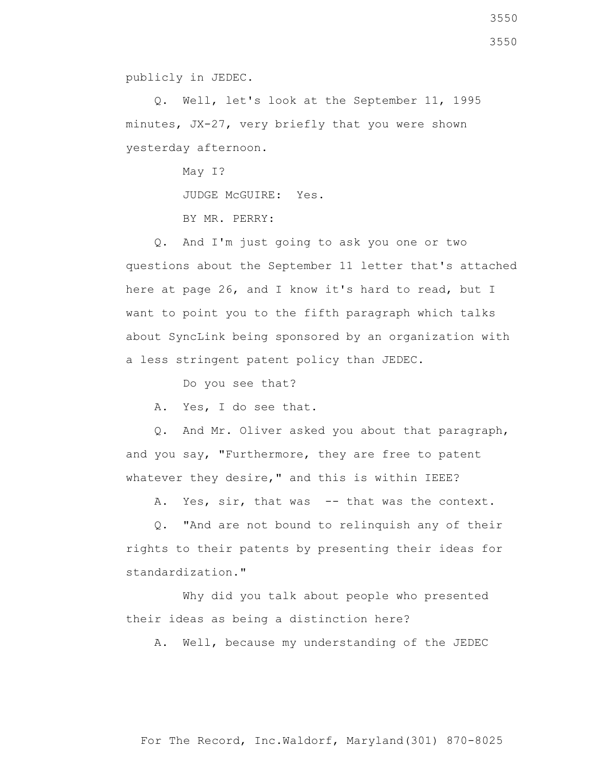publicly in JEDEC.

Q. Well, let's look at the September 11, 1995 minutes, JX-27, very briefly that you were shown yesterday afternoon.

May I?

JUDGE McGUIRE: Yes.

BY MR. PERRY:

Q. And I'm just going to ask you one or two questions about the September 11 letter that's attached here at page 26, and I know it's hard to read, but I want to point you to the fifth paragraph which talks about SyncLink being sponsored by an organization with a less stringent patent policy than JEDEC.

Do you see that?

A. Yes, I do see that.

Q. And Mr. Oliver asked you about that paragraph, and you say, "Furthermore, they are free to patent whatever they desire," and this is within IEEE?

A. Yes, sir, that was -- that was the context.

Q. "And are not bound to relinquish any of their rights to their patents by presenting their ideas for standardization."

Why did you talk about people who presented their ideas as being a distinction here?

A. Well, because my understanding of the JEDEC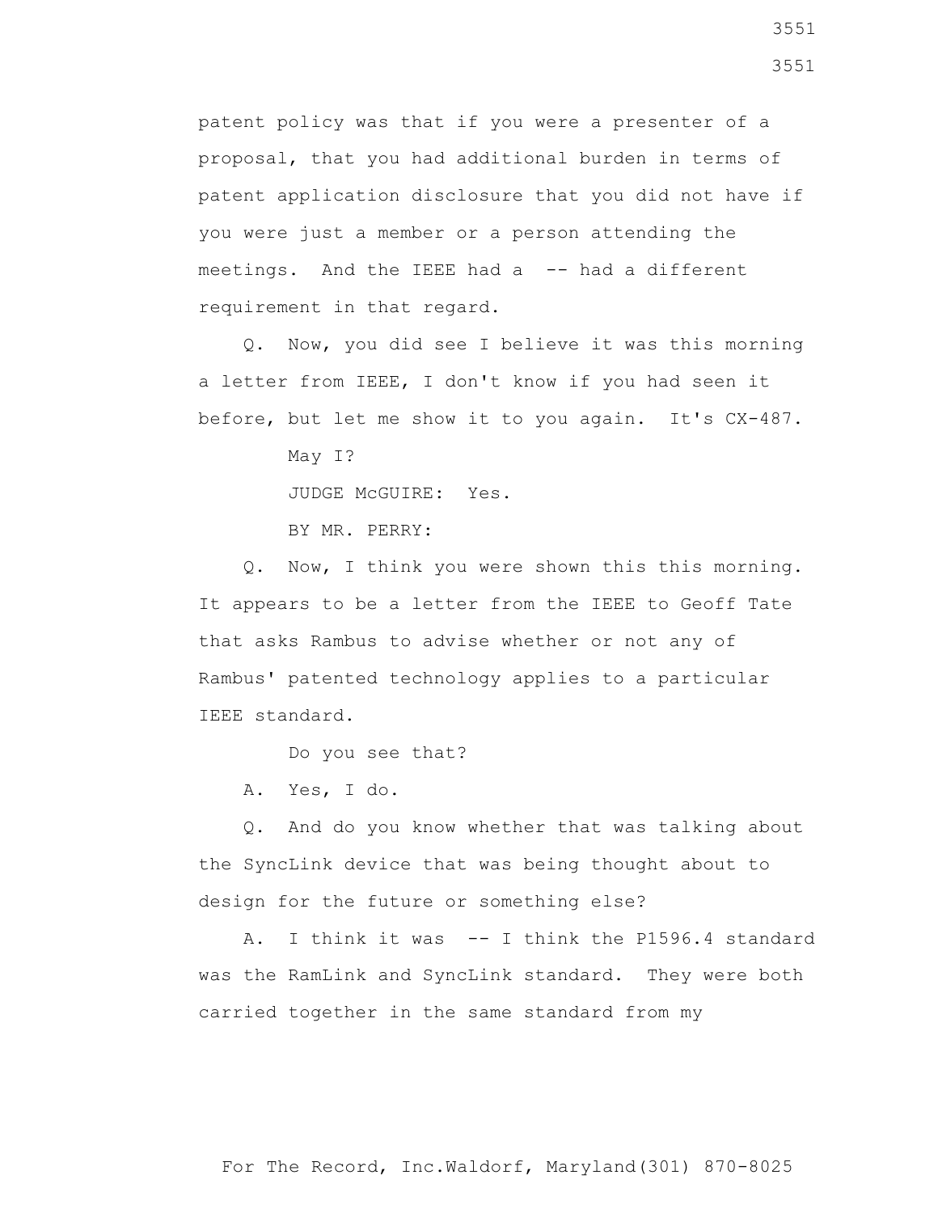patent policy was that if you were a presenter of a proposal, that you had additional burden in terms of patent application disclosure that you did not have if you were just a member or a person attending the meetings. And the IEEE had a -- had a different requirement in that regard.

Q. Now, you did see I believe it was this morning a letter from IEEE, I don't know if you had seen it before, but let me show it to you again. It's CX-487.

May I?

JUDGE McGUIRE: Yes.

BY MR. PERRY:

Q. Now, I think you were shown this this morning. It appears to be a letter from the IEEE to Geoff Tate that asks Rambus to advise whether or not any of Rambus' patented technology applies to a particular IEEE standard.

Do you see that?

A. Yes, I do.

Q. And do you know whether that was talking about the SyncLink device that was being thought about to design for the future or something else?

A. I think it was -- I think the P1596.4 standard was the RamLink and SyncLink standard. They were both carried together in the same standard from my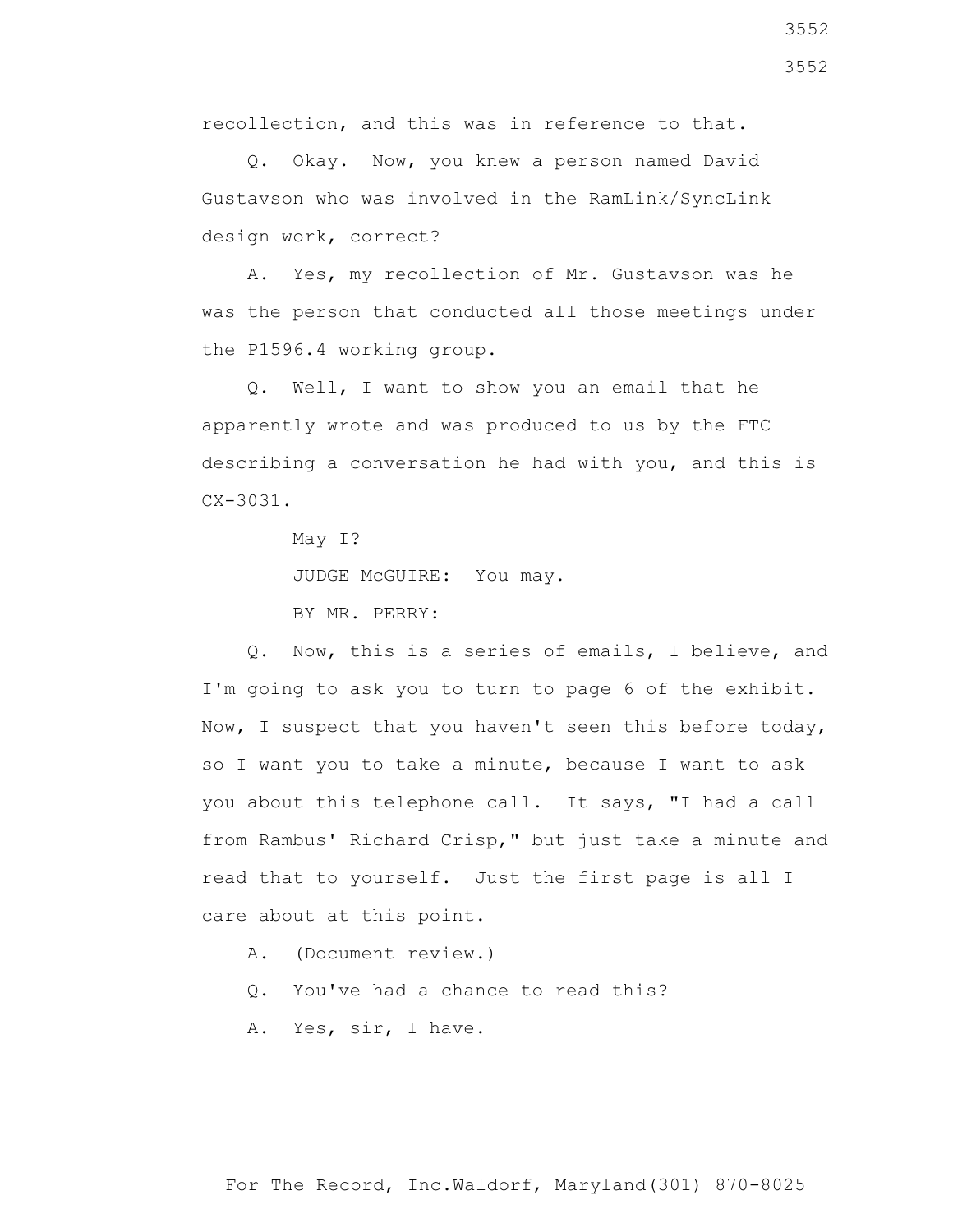recollection, and this was in reference to that.

Q. Okay. Now, you knew a person named David Gustavson who was involved in the RamLink/SyncLink design work, correct?

A. Yes, my recollection of Mr. Gustavson was he was the person that conducted all those meetings under the P1596.4 working group.

Q. Well, I want to show you an email that he apparently wrote and was produced to us by the FTC describing a conversation he had with you, and this is CX-3031.

May I?

JUDGE McGUIRE: You may.

BY MR. PERRY:

Q. Now, this is a series of emails, I believe, and I'm going to ask you to turn to page 6 of the exhibit. Now, I suspect that you haven't seen this before today, so I want you to take a minute, because I want to ask you about this telephone call. It says, "I had a call from Rambus' Richard Crisp," but just take a minute and read that to yourself. Just the first page is all I care about at this point.

A. (Document review.)

Q. You've had a chance to read this?

A. Yes, sir, I have.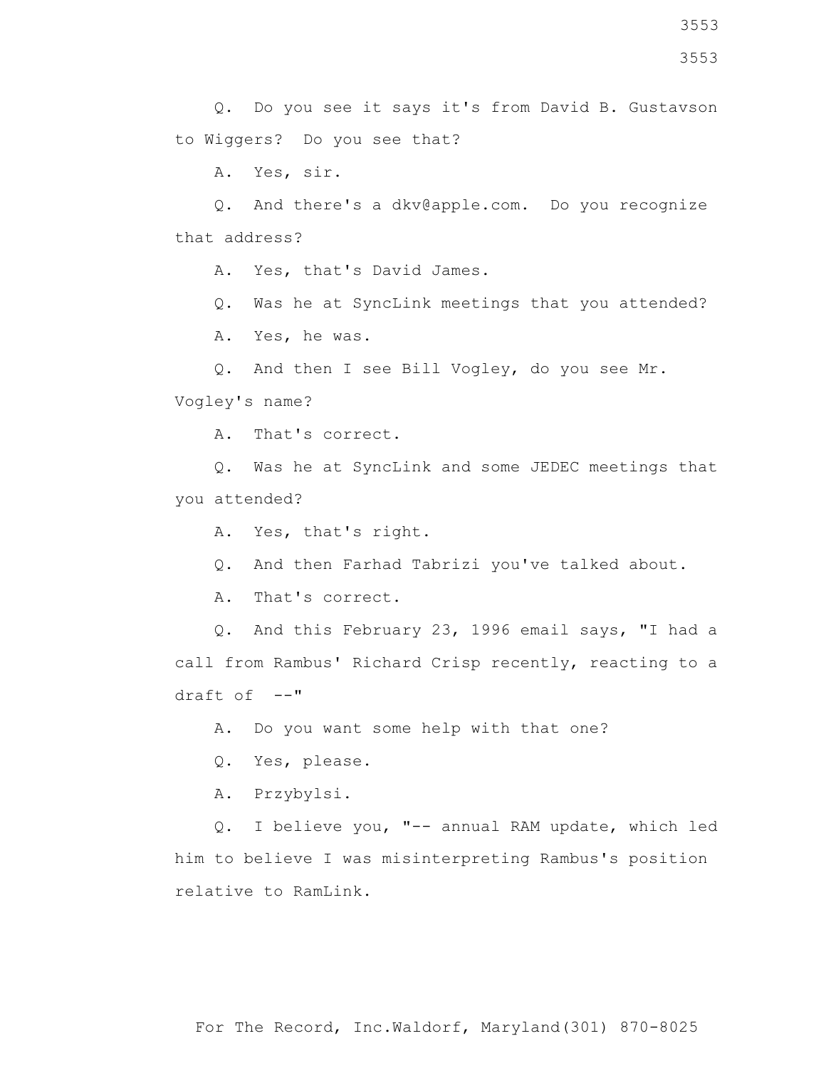Q. Do you see it says it's from David B. Gustavson to Wiggers? Do you see that?

A. Yes, sir.

Q. And there's a dkv@apple.com. Do you recognize that address?

A. Yes, that's David James.

Q. Was he at SyncLink meetings that you attended?

A. Yes, he was.

Q. And then I see Bill Vogley, do you see Mr. Vogley's name?

A. That's correct.

Q. Was he at SyncLink and some JEDEC meetings that you attended?

A. Yes, that's right.

Q. And then Farhad Tabrizi you've talked about.

A. That's correct.

Q. And this February 23, 1996 email says, "I had a call from Rambus' Richard Crisp recently, reacting to a draft of --"

A. Do you want some help with that one?

Q. Yes, please.

A. Przybylsi.

Q. I believe you, "-- annual RAM update, which led him to believe I was misinterpreting Rambus's position relative to RamLink.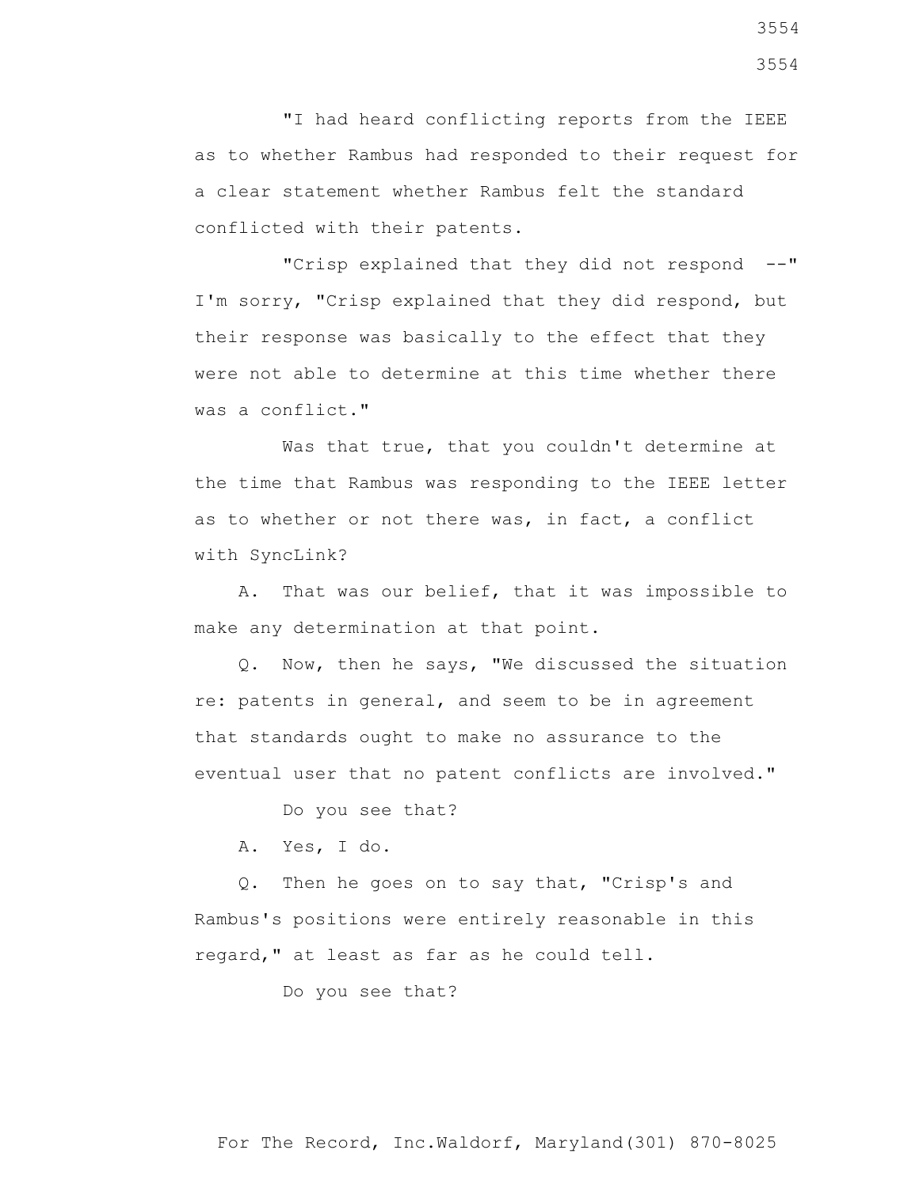"I had heard conflicting reports from the IEEE as to whether Rambus had responded to their request for a clear statement whether Rambus felt the standard conflicted with their patents.

"Crisp explained that they did not respond --" I'm sorry, "Crisp explained that they did respond, but their response was basically to the effect that they were not able to determine at this time whether there was a conflict."

Was that true, that you couldn't determine at the time that Rambus was responding to the IEEE letter as to whether or not there was, in fact, a conflict with SyncLink?

A. That was our belief, that it was impossible to make any determination at that point.

Q. Now, then he says, "We discussed the situation re: patents in general, and seem to be in agreement that standards ought to make no assurance to the eventual user that no patent conflicts are involved."

Do you see that?

A. Yes, I do.

Q. Then he goes on to say that, "Crisp's and Rambus's positions were entirely reasonable in this regard," at least as far as he could tell.

Do you see that?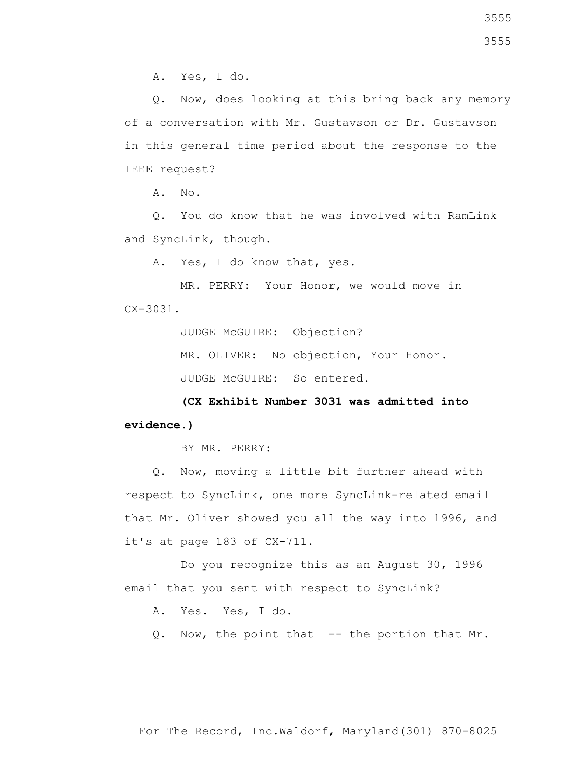A. Yes, I do.

Q. Now, does looking at this bring back any memory of a conversation with Mr. Gustavson or Dr. Gustavson in this general time period about the response to the IEEE request?

A. No.

Q. You do know that he was involved with RamLink and SyncLink, though.

A. Yes, I do know that, yes.

MR. PERRY: Your Honor, we would move in CX-3031.

JUDGE McGUIRE: Objection?

MR. OLIVER: No objection, Your Honor.

JUDGE McGUIRE: So entered.

**(CX Exhibit Number 3031 was admitted into evidence.)**

BY MR. PERRY:

Q. Now, moving a little bit further ahead with respect to SyncLink, one more SyncLink-related email that Mr. Oliver showed you all the way into 1996, and it's at page 183 of CX-711.

Do you recognize this as an August 30, 1996 email that you sent with respect to SyncLink?

A. Yes. Yes, I do.

Q. Now, the point that -- the portion that Mr.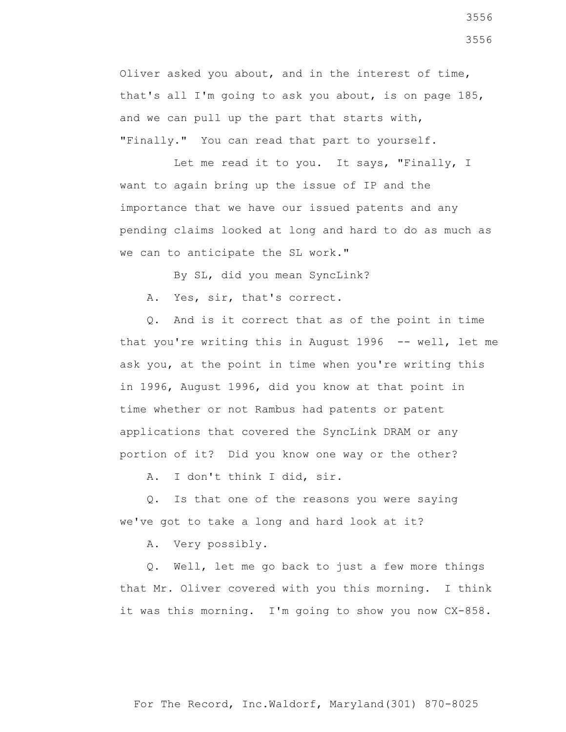Oliver asked you about, and in the interest of time, that's all I'm going to ask you about, is on page 185, and we can pull up the part that starts with, "Finally." You can read that part to yourself.

Let me read it to you. It says, "Finally, I want to again bring up the issue of IP and the importance that we have our issued patents and any pending claims looked at long and hard to do as much as we can to anticipate the SL work."

By SL, did you mean SyncLink?

A. Yes, sir, that's correct.

Q. And is it correct that as of the point in time that you're writing this in August 1996 -- well, let me ask you, at the point in time when you're writing this in 1996, August 1996, did you know at that point in time whether or not Rambus had patents or patent applications that covered the SyncLink DRAM or any portion of it? Did you know one way or the other?

A. I don't think I did, sir.

Q. Is that one of the reasons you were saying we've got to take a long and hard look at it?

A. Very possibly.

Q. Well, let me go back to just a few more things that Mr. Oliver covered with you this morning. I think it was this morning. I'm going to show you now CX-858.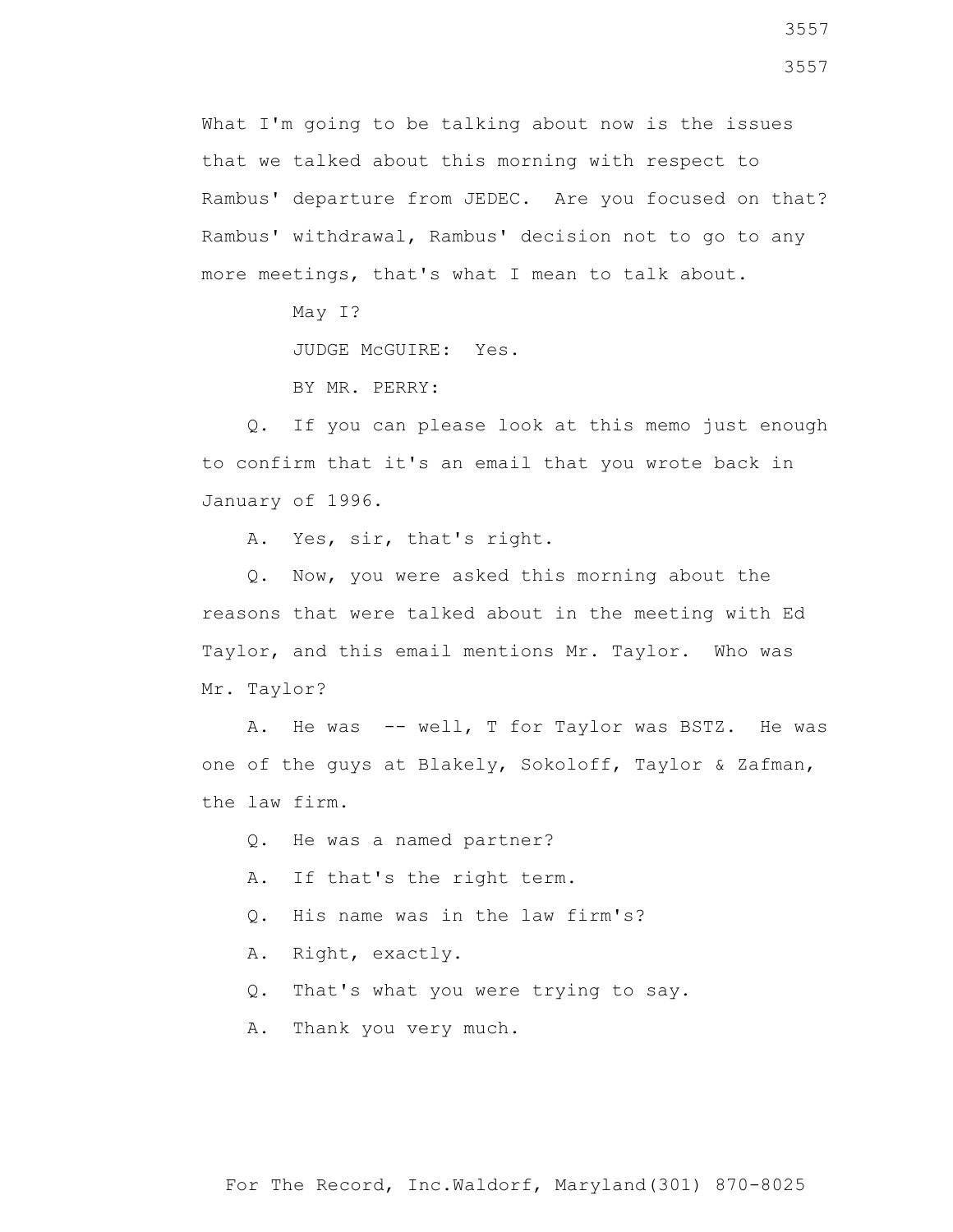What I'm going to be talking about now is the issues that we talked about this morning with respect to Rambus' departure from JEDEC. Are you focused on that? Rambus' withdrawal, Rambus' decision not to go to any more meetings, that's what I mean to talk about.

May I?

JUDGE McGUIRE: Yes.

BY MR. PERRY:

Q. If you can please look at this memo just enough to confirm that it's an email that you wrote back in January of 1996.

A. Yes, sir, that's right.

Q. Now, you were asked this morning about the reasons that were talked about in the meeting with Ed Taylor, and this email mentions Mr. Taylor. Who was Mr. Taylor?

A. He was -- well, T for Taylor was BSTZ. He was one of the guys at Blakely, Sokoloff, Taylor & Zafman, the law firm.

Q. He was a named partner?

A. If that's the right term.

Q. His name was in the law firm's?

A. Right, exactly.

Q. That's what you were trying to say.

A. Thank you very much.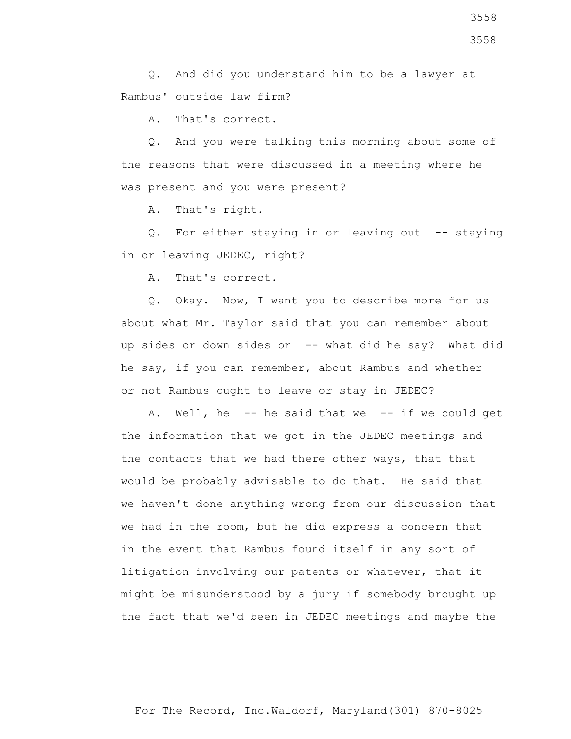Q. And did you understand him to be a lawyer at Rambus' outside law firm?

A. That's correct.

Q. And you were talking this morning about some of the reasons that were discussed in a meeting where he was present and you were present?

A. That's right.

Q. For either staying in or leaving out -- staying in or leaving JEDEC, right?

A. That's correct.

Q. Okay. Now, I want you to describe more for us about what Mr. Taylor said that you can remember about up sides or down sides or -- what did he say? What did he say, if you can remember, about Rambus and whether or not Rambus ought to leave or stay in JEDEC?

A. Well, he -- he said that we -- if we could get the information that we got in the JEDEC meetings and the contacts that we had there other ways, that that would be probably advisable to do that. He said that we haven't done anything wrong from our discussion that we had in the room, but he did express a concern that in the event that Rambus found itself in any sort of litigation involving our patents or whatever, that it might be misunderstood by a jury if somebody brought up the fact that we'd been in JEDEC meetings and maybe the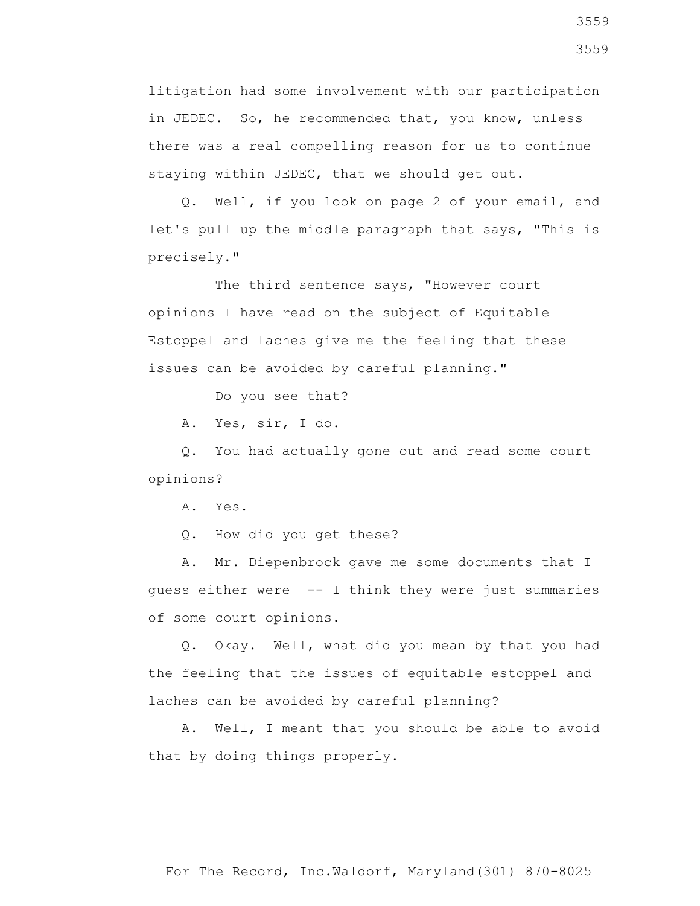litigation had some involvement with our participation in JEDEC. So, he recommended that, you know, unless there was a real compelling reason for us to continue staying within JEDEC, that we should get out.

Q. Well, if you look on page 2 of your email, and let's pull up the middle paragraph that says, "This is precisely."

The third sentence says, "However court opinions I have read on the subject of Equitable Estoppel and laches give me the feeling that these issues can be avoided by careful planning."

Do you see that?

A. Yes, sir, I do.

Q. You had actually gone out and read some court opinions?

A. Yes.

Q. How did you get these?

A. Mr. Diepenbrock gave me some documents that I guess either were -- I think they were just summaries of some court opinions.

Q. Okay. Well, what did you mean by that you had the feeling that the issues of equitable estoppel and laches can be avoided by careful planning?

A. Well, I meant that you should be able to avoid that by doing things properly.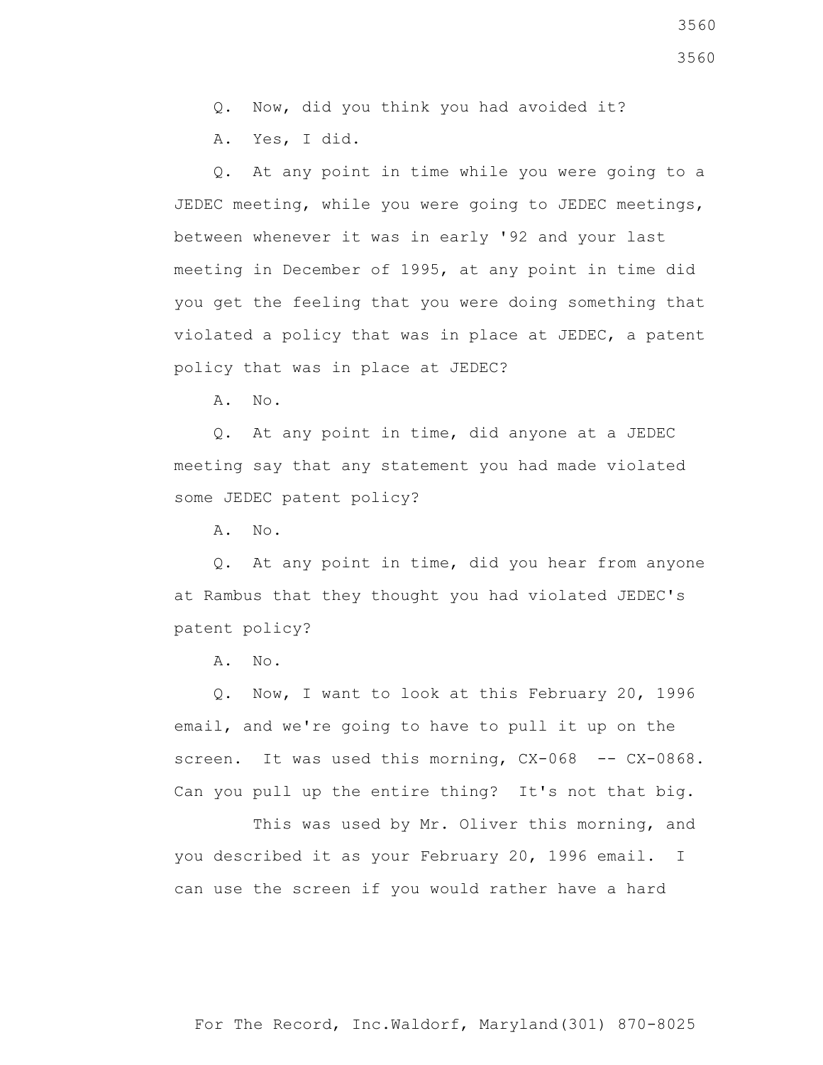Q. Now, did you think you had avoided it?

A. Yes, I did.

Q. At any point in time while you were going to a JEDEC meeting, while you were going to JEDEC meetings, between whenever it was in early '92 and your last meeting in December of 1995, at any point in time did you get the feeling that you were doing something that violated a policy that was in place at JEDEC, a patent policy that was in place at JEDEC?

A. No.

Q. At any point in time, did anyone at a JEDEC meeting say that any statement you had made violated some JEDEC patent policy?

A. No.

Q. At any point in time, did you hear from anyone at Rambus that they thought you had violated JEDEC's patent policy?

A. No.

Q. Now, I want to look at this February 20, 1996 email, and we're going to have to pull it up on the screen. It was used this morning, CX-068 -- CX-0868. Can you pull up the entire thing? It's not that big.

This was used by Mr. Oliver this morning, and you described it as your February 20, 1996 email. I can use the screen if you would rather have a hard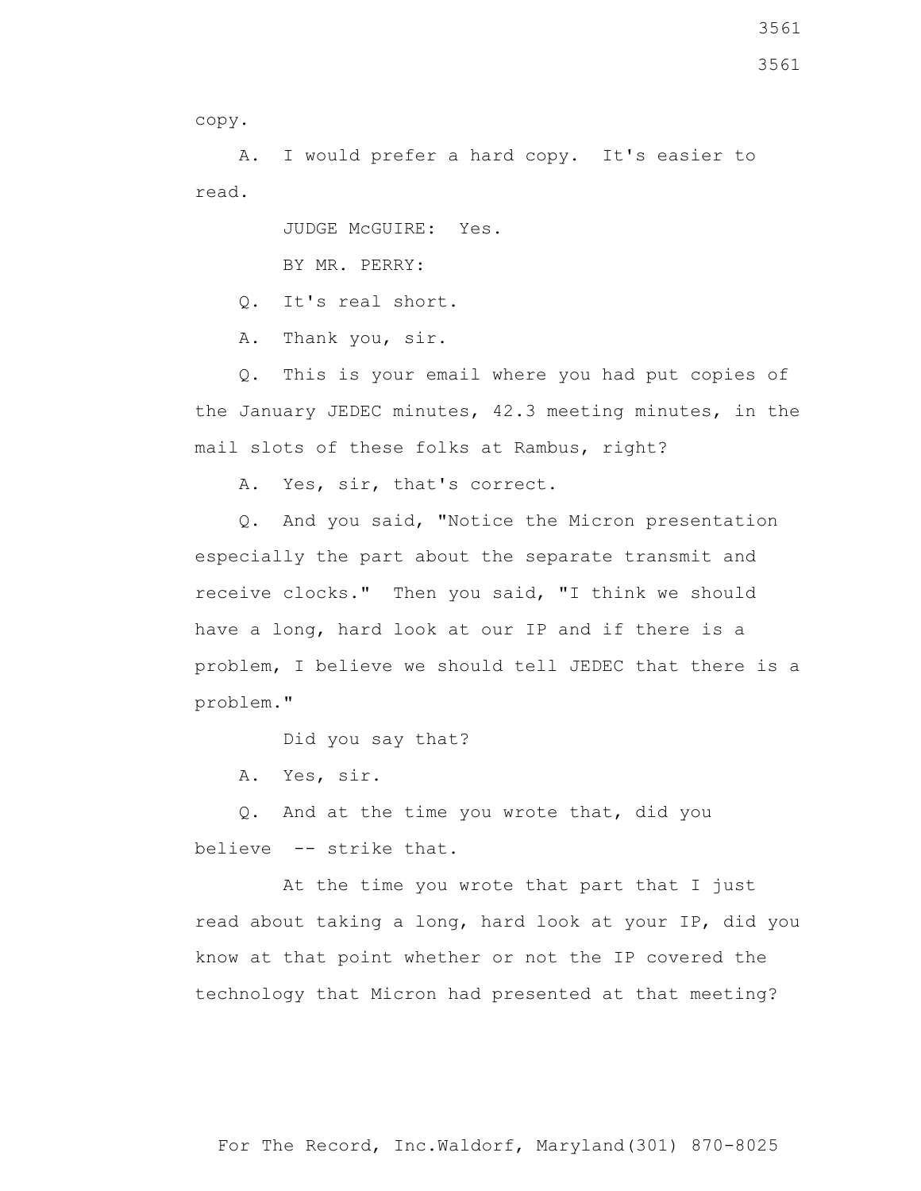copy.

A. I would prefer a hard copy. It's easier to read.

JUDGE McGUIRE: Yes.

BY MR. PERRY:

Q. It's real short.

A. Thank you, sir.

Q. This is your email where you had put copies of the January JEDEC minutes, 42.3 meeting minutes, in the mail slots of these folks at Rambus, right?

A. Yes, sir, that's correct.

Q. And you said, "Notice the Micron presentation especially the part about the separate transmit and receive clocks." Then you said, "I think we should have a long, hard look at our IP and if there is a problem, I believe we should tell JEDEC that there is a problem."

Did you say that?

A. Yes, sir.

Q. And at the time you wrote that, did you believe -- strike that.

At the time you wrote that part that I just read about taking a long, hard look at your IP, did you know at that point whether or not the IP covered the technology that Micron had presented at that meeting?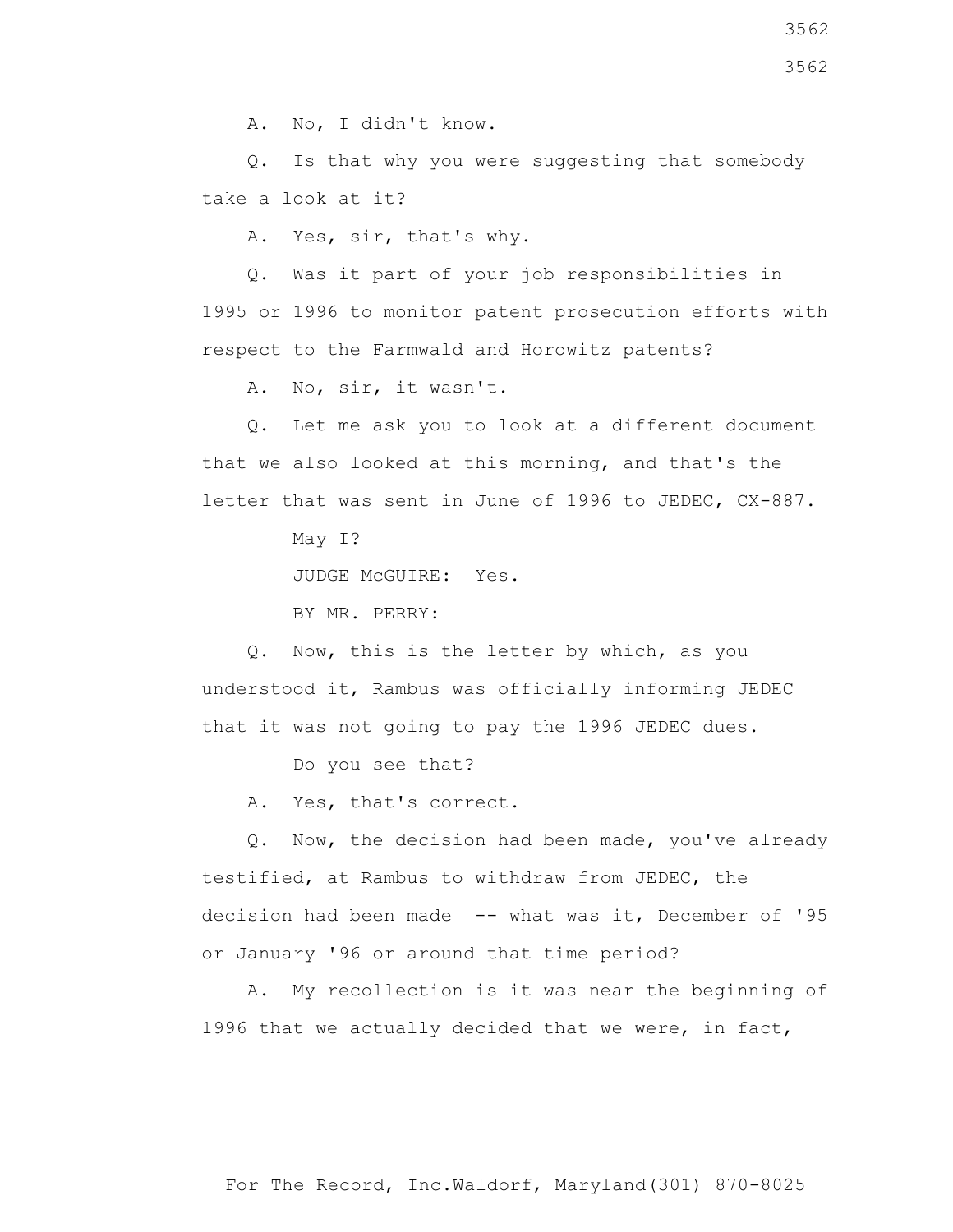A. No, I didn't know.

Q. Is that why you were suggesting that somebody take a look at it?

A. Yes, sir, that's why.

Q. Was it part of your job responsibilities in 1995 or 1996 to monitor patent prosecution efforts with respect to the Farmwald and Horowitz patents?

A. No, sir, it wasn't.

Q. Let me ask you to look at a different document that we also looked at this morning, and that's the letter that was sent in June of 1996 to JEDEC, CX-887.

May I?

JUDGE McGUIRE: Yes.

BY MR. PERRY:

Q. Now, this is the letter by which, as you understood it, Rambus was officially informing JEDEC that it was not going to pay the 1996 JEDEC dues.

Do you see that?

A. Yes, that's correct.

Q. Now, the decision had been made, you've already testified, at Rambus to withdraw from JEDEC, the decision had been made -- what was it, December of '95 or January '96 or around that time period?

A. My recollection is it was near the beginning of 1996 that we actually decided that we were, in fact,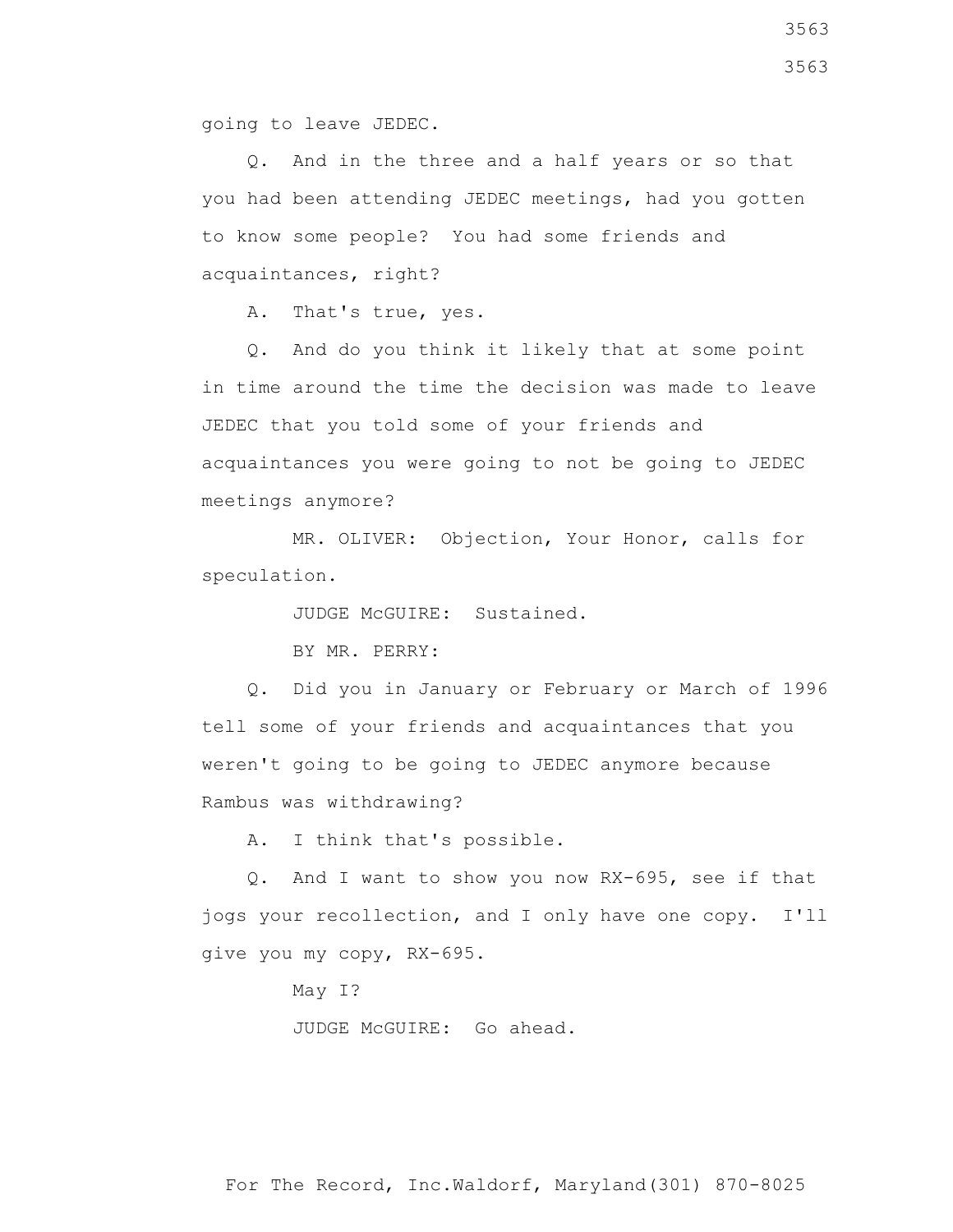going to leave JEDEC.

Q. And in the three and a half years or so that you had been attending JEDEC meetings, had you gotten to know some people? You had some friends and acquaintances, right?

A. That's true, yes.

Q. And do you think it likely that at some point in time around the time the decision was made to leave JEDEC that you told some of your friends and acquaintances you were going to not be going to JEDEC meetings anymore?

MR. OLIVER: Objection, Your Honor, calls for speculation.

JUDGE McGUIRE: Sustained.

BY MR. PERRY:

Q. Did you in January or February or March of 1996 tell some of your friends and acquaintances that you weren't going to be going to JEDEC anymore because Rambus was withdrawing?

A. I think that's possible.

Q. And I want to show you now RX-695, see if that jogs your recollection, and I only have one copy. I'll give you my copy, RX-695.

May I?

JUDGE McGUIRE: Go ahead.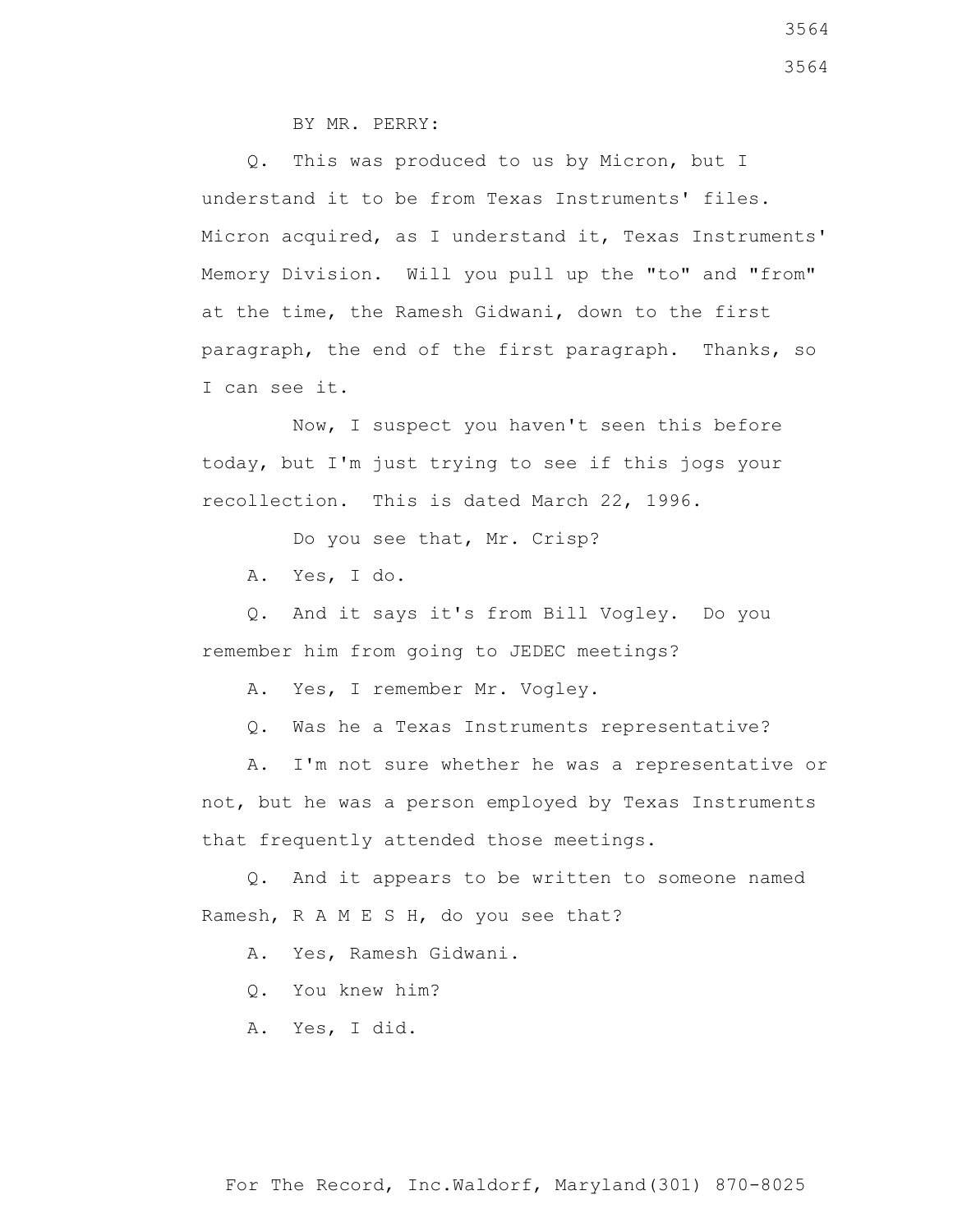BY MR. PERRY:

Q. This was produced to us by Micron, but I understand it to be from Texas Instruments' files. Micron acquired, as I understand it, Texas Instruments' Memory Division. Will you pull up the "to" and "from" at the time, the Ramesh Gidwani, down to the first paragraph, the end of the first paragraph. Thanks, so I can see it.

Now, I suspect you haven't seen this before today, but I'm just trying to see if this jogs your recollection. This is dated March 22, 1996.

Do you see that, Mr. Crisp?

A. Yes, I do.

Q. And it says it's from Bill Vogley. Do you remember him from going to JEDEC meetings?

A. Yes, I remember Mr. Vogley.

Q. Was he a Texas Instruments representative?

A. I'm not sure whether he was a representative or not, but he was a person employed by Texas Instruments that frequently attended those meetings.

Q. And it appears to be written to someone named Ramesh, R A M E S H, do you see that?

A. Yes, Ramesh Gidwani.

Q. You knew him?

A. Yes, I did.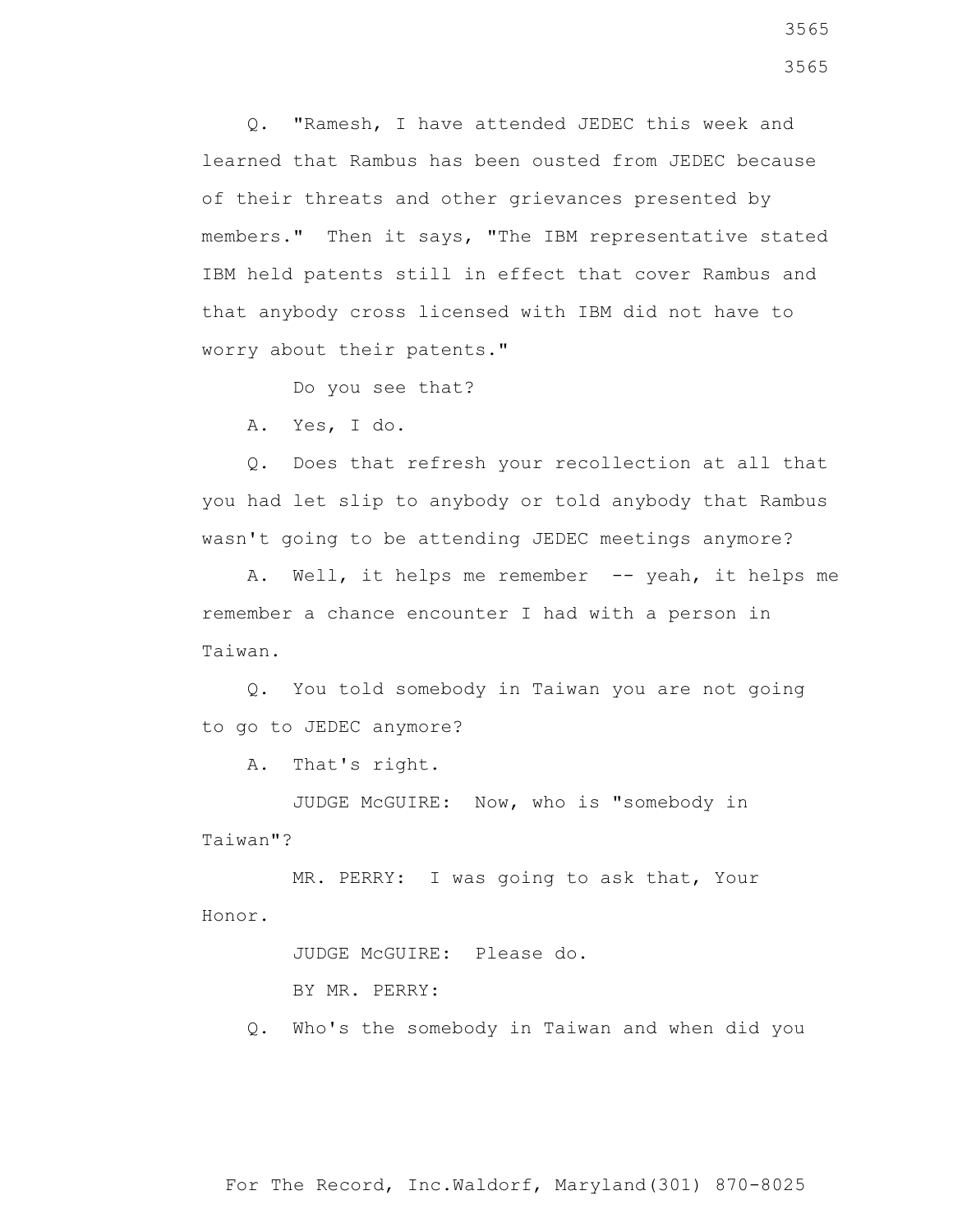Q. "Ramesh, I have attended JEDEC this week and learned that Rambus has been ousted from JEDEC because of their threats and other grievances presented by members." Then it says, "The IBM representative stated IBM held patents still in effect that cover Rambus and that anybody cross licensed with IBM did not have to worry about their patents."

Do you see that?

A. Yes, I do.

Q. Does that refresh your recollection at all that you had let slip to anybody or told anybody that Rambus wasn't going to be attending JEDEC meetings anymore?

A. Well, it helps me remember -- yeah, it helps me remember a chance encounter I had with a person in Taiwan.

Q. You told somebody in Taiwan you are not going to go to JEDEC anymore?

A. That's right.

JUDGE McGUIRE: Now, who is "somebody in Taiwan"?

MR. PERRY: I was going to ask that, Your Honor.

JUDGE McGUIRE: Please do.

BY MR. PERRY:

Q. Who's the somebody in Taiwan and when did you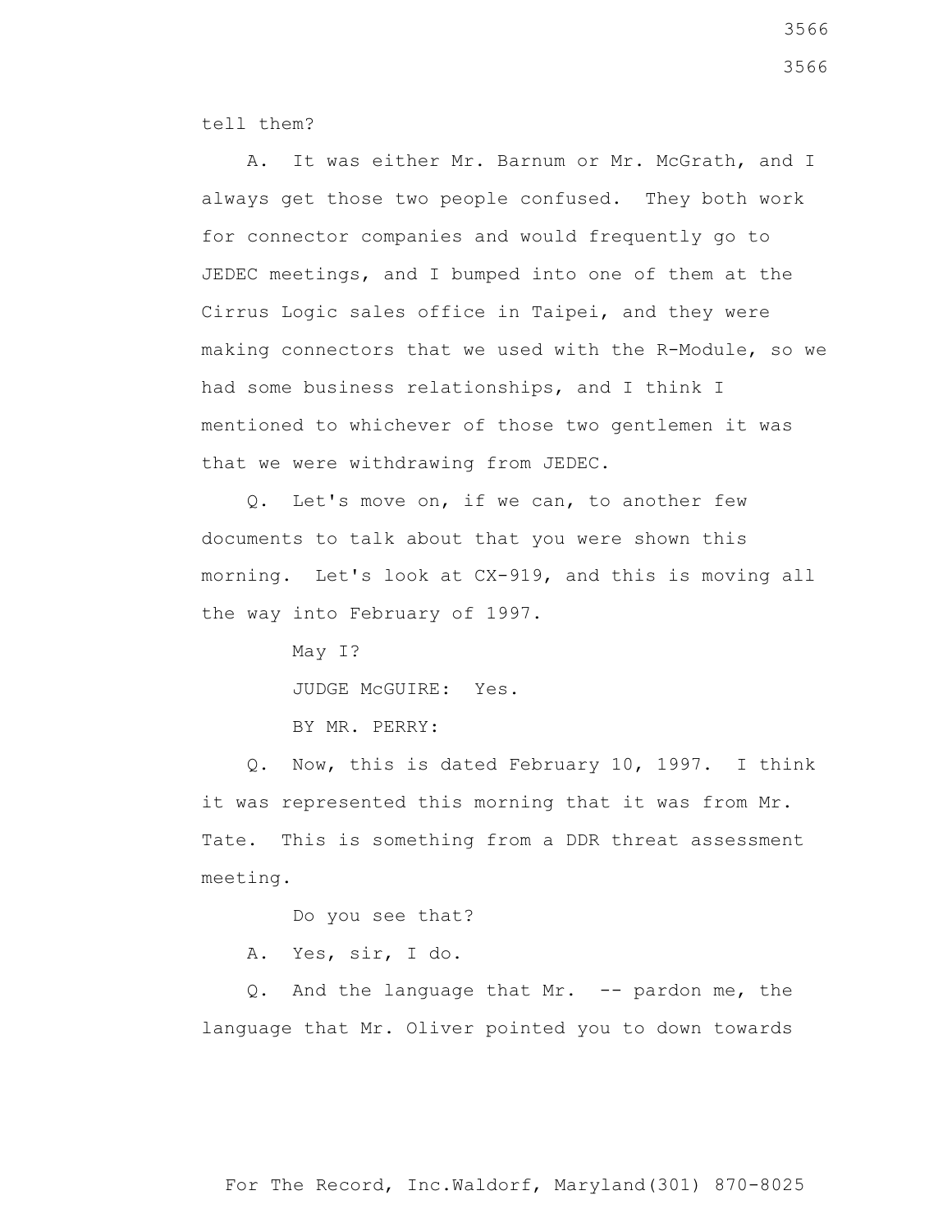tell them?

A. It was either Mr. Barnum or Mr. McGrath, and I always get those two people confused. They both work for connector companies and would frequently go to JEDEC meetings, and I bumped into one of them at the Cirrus Logic sales office in Taipei, and they were making connectors that we used with the R-Module, so we had some business relationships, and I think I mentioned to whichever of those two gentlemen it was that we were withdrawing from JEDEC.

Q. Let's move on, if we can, to another few documents to talk about that you were shown this morning. Let's look at CX-919, and this is moving all the way into February of 1997.

May I?

JUDGE McGUIRE: Yes.

BY MR. PERRY:

Q. Now, this is dated February 10, 1997. I think it was represented this morning that it was from Mr. Tate. This is something from a DDR threat assessment meeting.

Do you see that?

A. Yes, sir, I do.

Q. And the language that Mr. -- pardon me, the language that Mr. Oliver pointed you to down towards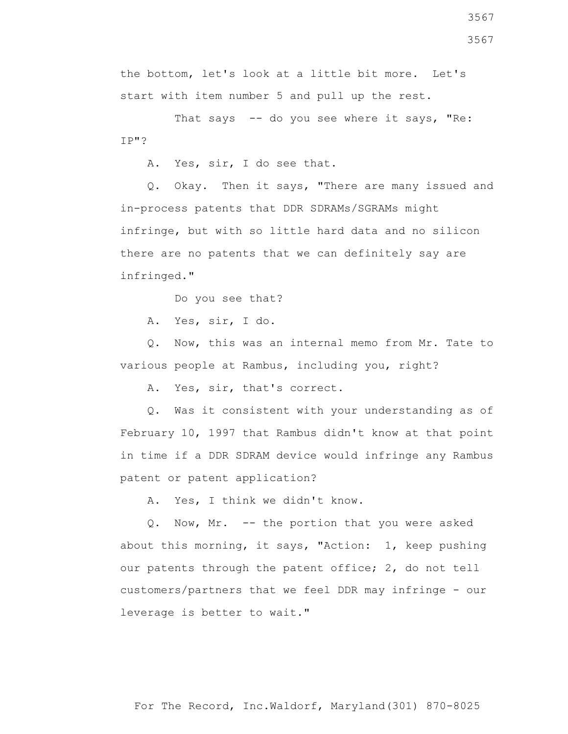the bottom, let's look at a little bit more. Let's start with item number 5 and pull up the rest.

That says -- do you see where it says, "Re: IP"?

A. Yes, sir, I do see that.

Q. Okay. Then it says, "There are many issued and in-process patents that DDR SDRAMs/SGRAMs might infringe, but with so little hard data and no silicon there are no patents that we can definitely say are infringed."

Do you see that?

A. Yes, sir, I do.

Q. Now, this was an internal memo from Mr. Tate to various people at Rambus, including you, right?

A. Yes, sir, that's correct.

Q. Was it consistent with your understanding as of February 10, 1997 that Rambus didn't know at that point in time if a DDR SDRAM device would infringe any Rambus patent or patent application?

A. Yes, I think we didn't know.

Q. Now, Mr. -- the portion that you were asked about this morning, it says, "Action: 1, keep pushing our patents through the patent office; 2, do not tell customers/partners that we feel DDR may infringe - our leverage is better to wait."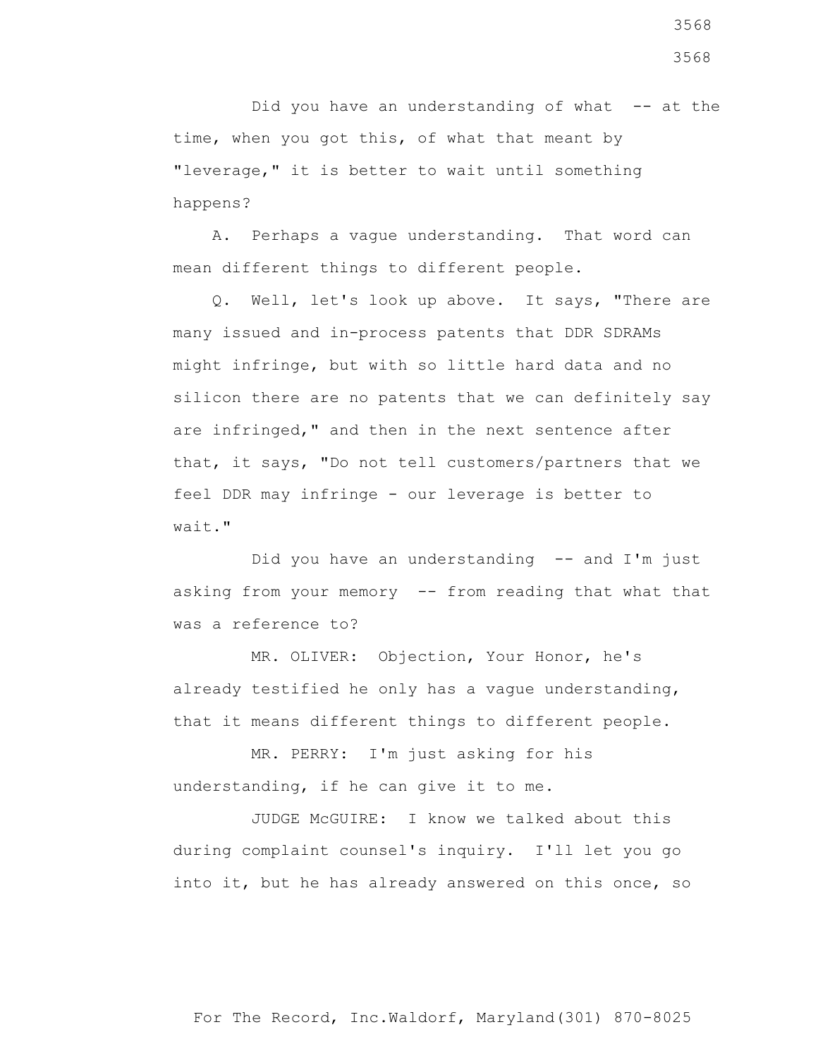Did you have an understanding of what -- at the time, when you got this, of what that meant by "leverage," it is better to wait until something happens?

A. Perhaps a vague understanding. That word can mean different things to different people.

Q. Well, let's look up above. It says, "There are many issued and in-process patents that DDR SDRAMs might infringe, but with so little hard data and no silicon there are no patents that we can definitely say are infringed," and then in the next sentence after that, it says, "Do not tell customers/partners that we feel DDR may infringe - our leverage is better to wait."

Did you have an understanding -- and I'm just asking from your memory -- from reading that what that was a reference to?

MR. OLIVER: Objection, Your Honor, he's already testified he only has a vague understanding, that it means different things to different people.

MR. PERRY: I'm just asking for his understanding, if he can give it to me.

JUDGE McGUIRE: I know we talked about this during complaint counsel's inquiry. I'll let you go into it, but he has already answered on this once, so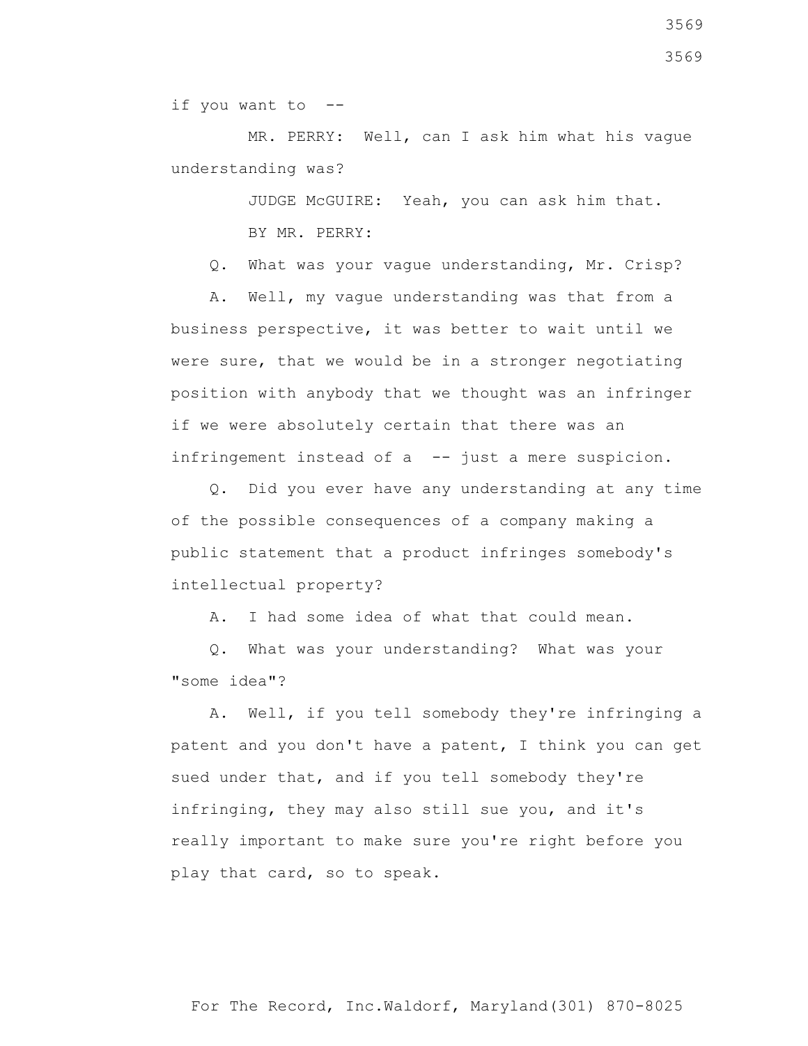if you want to --

MR. PERRY: Well, can I ask him what his vague understanding was?

JUDGE McGUIRE: Yeah, you can ask him that.

BY MR. PERRY:

Q. What was your vague understanding, Mr. Crisp?

A. Well, my vague understanding was that from a business perspective, it was better to wait until we were sure, that we would be in a stronger negotiating position with anybody that we thought was an infringer if we were absolutely certain that there was an infringement instead of a -- just a mere suspicion.

Q. Did you ever have any understanding at any time of the possible consequences of a company making a public statement that a product infringes somebody's intellectual property?

A. I had some idea of what that could mean.

Q. What was your understanding? What was your "some idea"?

A. Well, if you tell somebody they're infringing a patent and you don't have a patent, I think you can get sued under that, and if you tell somebody they're infringing, they may also still sue you, and it's really important to make sure you're right before you play that card, so to speak.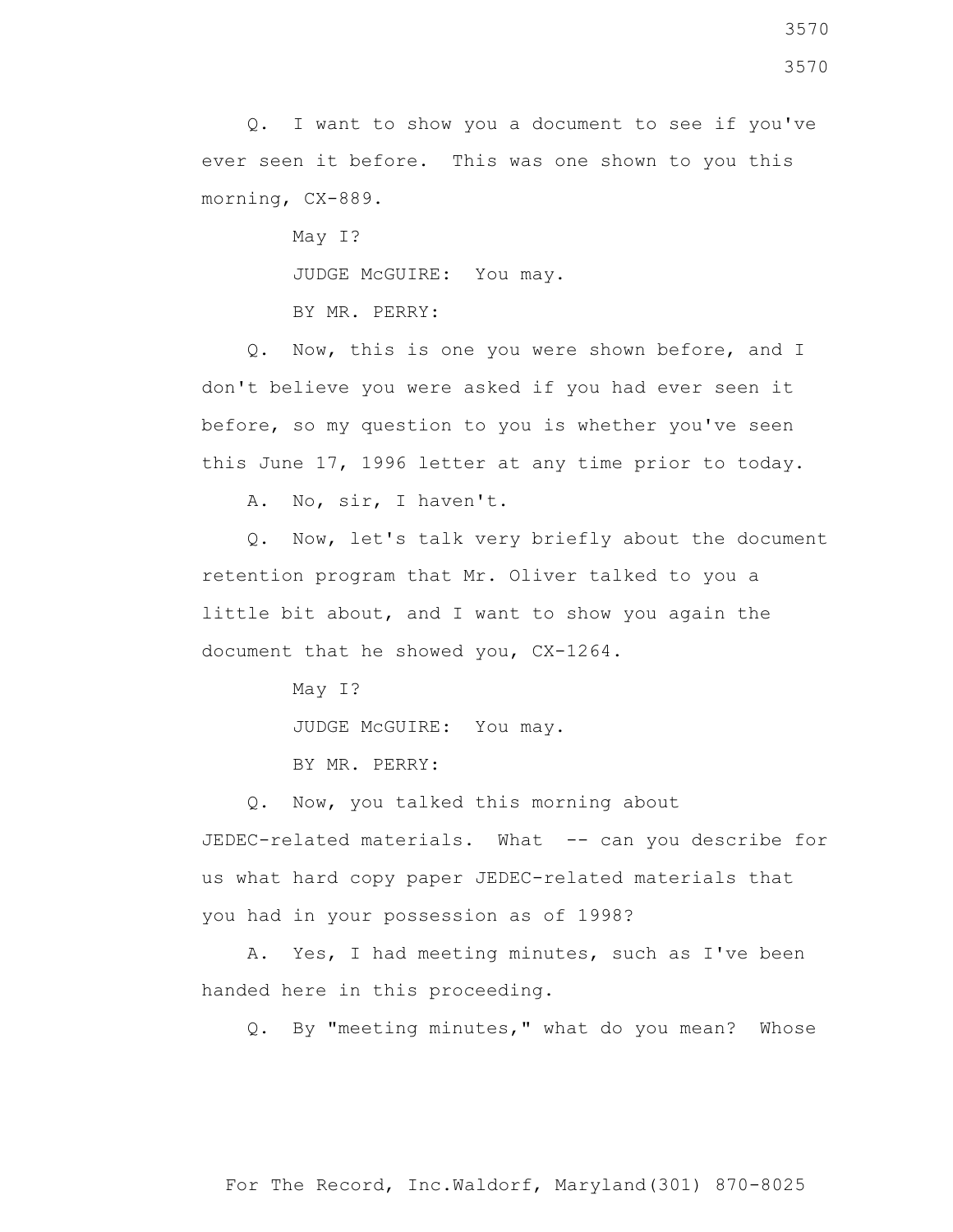Q. I want to show you a document to see if you've ever seen it before. This was one shown to you this morning, CX-889.

May I?

JUDGE McGUIRE: You may.

BY MR. PERRY:

Q. Now, this is one you were shown before, and I don't believe you were asked if you had ever seen it before, so my question to you is whether you've seen this June 17, 1996 letter at any time prior to today.

A. No, sir, I haven't.

Q. Now, let's talk very briefly about the document retention program that Mr. Oliver talked to you a little bit about, and I want to show you again the document that he showed you, CX-1264.

May I?

JUDGE McGUIRE: You may.

BY MR. PERRY:

Q. Now, you talked this morning about JEDEC-related materials. What -- can you describe for us what hard copy paper JEDEC-related materials that you had in your possession as of 1998?

A. Yes, I had meeting minutes, such as I've been handed here in this proceeding.

Q. By "meeting minutes," what do you mean? Whose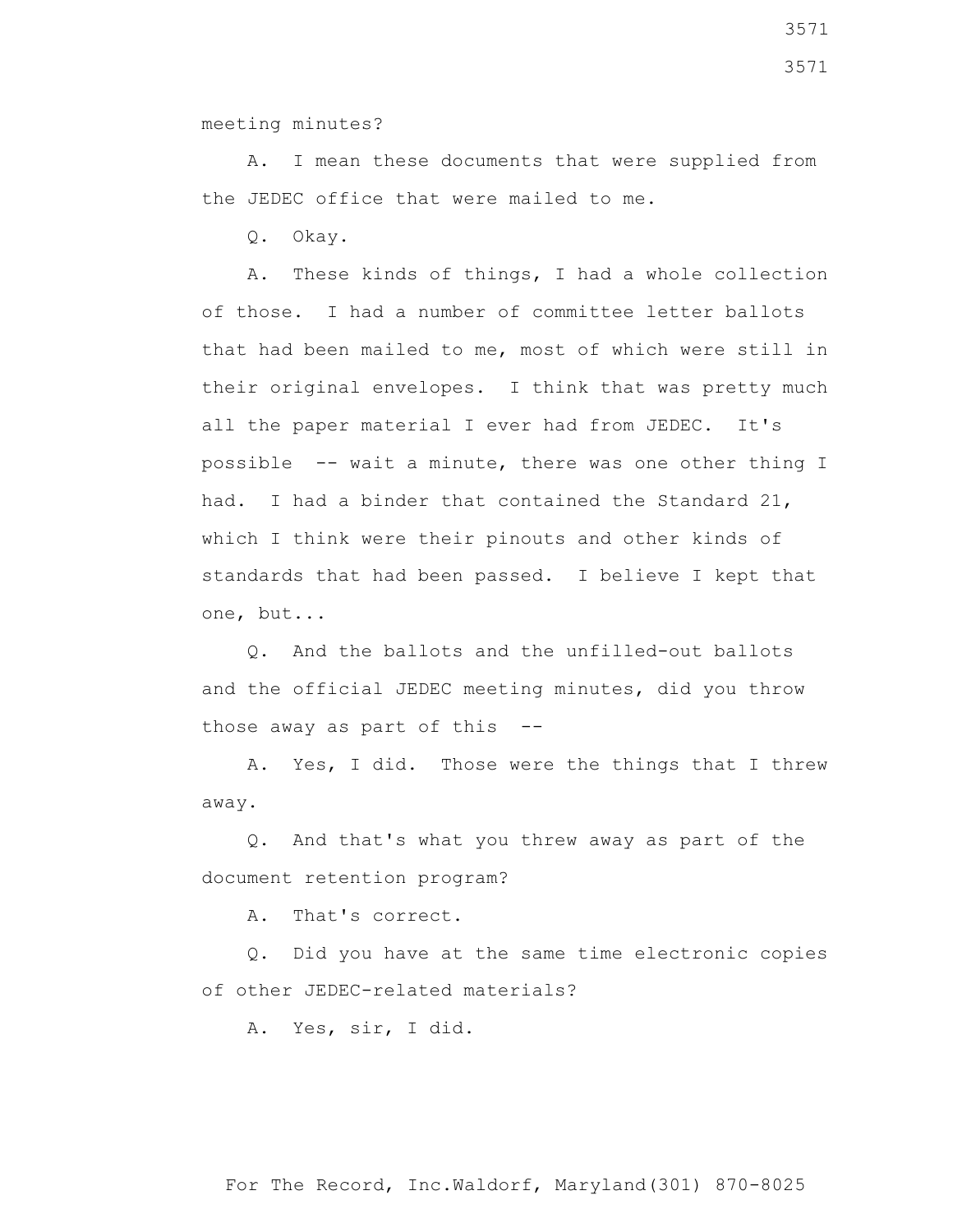meeting minutes?

A. I mean these documents that were supplied from the JEDEC office that were mailed to me.

Q. Okay.

A. These kinds of things, I had a whole collection of those. I had a number of committee letter ballots that had been mailed to me, most of which were still in their original envelopes. I think that was pretty much all the paper material I ever had from JEDEC. It's possible -- wait a minute, there was one other thing I had. I had a binder that contained the Standard 21, which I think were their pinouts and other kinds of standards that had been passed. I believe I kept that one, but...

Q. And the ballots and the unfilled-out ballots and the official JEDEC meeting minutes, did you throw those away as part of this --

A. Yes, I did. Those were the things that I threw away.

Q. And that's what you threw away as part of the document retention program?

A. That's correct.

Q. Did you have at the same time electronic copies of other JEDEC-related materials?

A. Yes, sir, I did.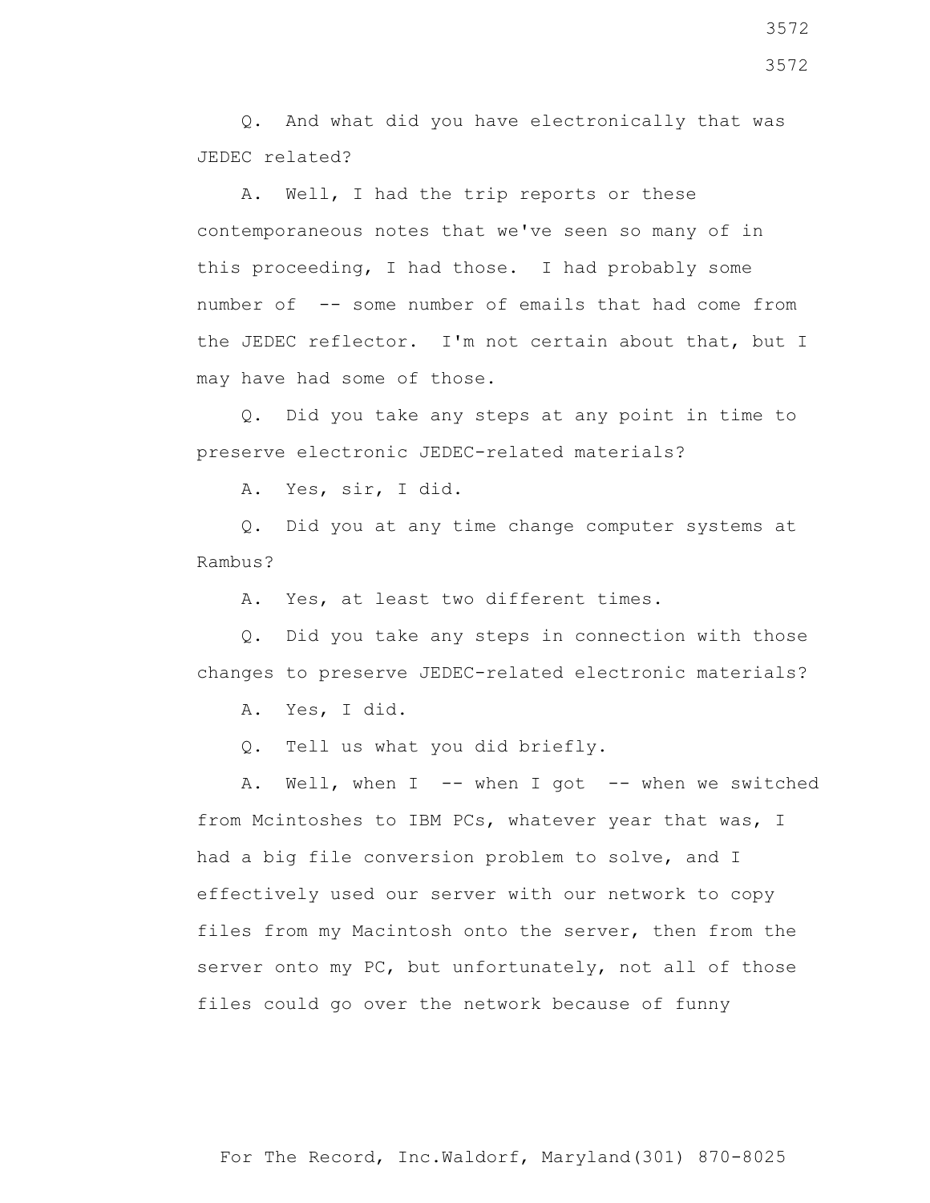Q. And what did you have electronically that was JEDEC related?

A. Well, I had the trip reports or these contemporaneous notes that we've seen so many of in this proceeding, I had those. I had probably some number of -- some number of emails that had come from the JEDEC reflector. I'm not certain about that, but I may have had some of those.

Q. Did you take any steps at any point in time to preserve electronic JEDEC-related materials?

A. Yes, sir, I did.

Q. Did you at any time change computer systems at Rambus?

A. Yes, at least two different times.

Q. Did you take any steps in connection with those changes to preserve JEDEC-related electronic materials?

A. Yes, I did.

Q. Tell us what you did briefly.

A. Well, when I -- when I got -- when we switched from Mcintoshes to IBM PCs, whatever year that was, I had a big file conversion problem to solve, and I effectively used our server with our network to copy files from my Macintosh onto the server, then from the server onto my PC, but unfortunately, not all of those files could go over the network because of funny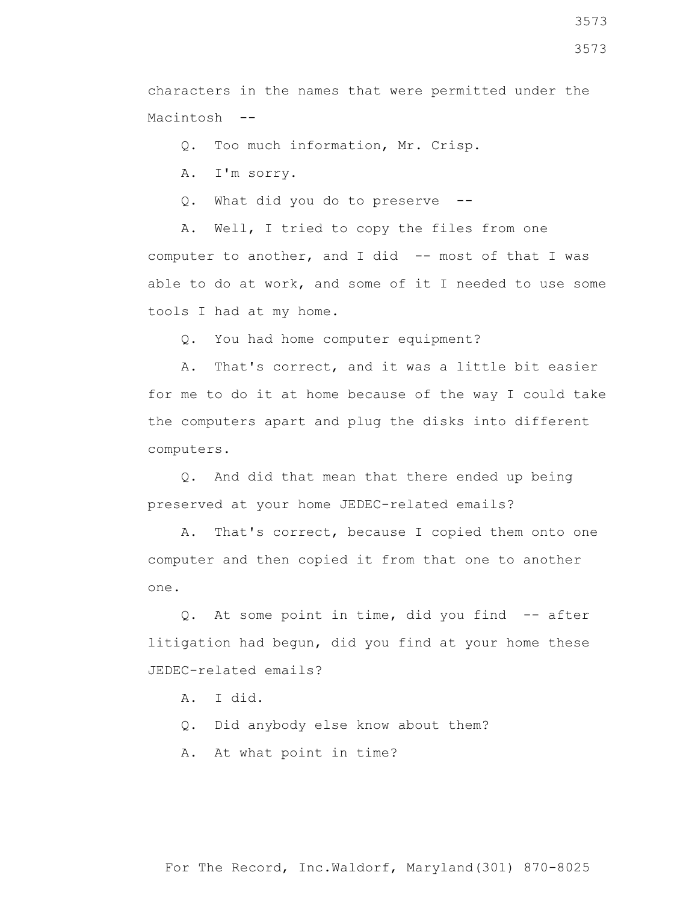characters in the names that were permitted under the Macintosh --

Q. Too much information, Mr. Crisp.

A. I'm sorry.

Q. What did you do to preserve --

A. Well, I tried to copy the files from one computer to another, and I did -- most of that I was able to do at work, and some of it I needed to use some tools I had at my home.

Q. You had home computer equipment?

A. That's correct, and it was a little bit easier for me to do it at home because of the way I could take the computers apart and plug the disks into different computers.

Q. And did that mean that there ended up being preserved at your home JEDEC-related emails?

A. That's correct, because I copied them onto one computer and then copied it from that one to another one.

Q. At some point in time, did you find -- after litigation had begun, did you find at your home these JEDEC-related emails?

A. I did.

Q. Did anybody else know about them?

A. At what point in time?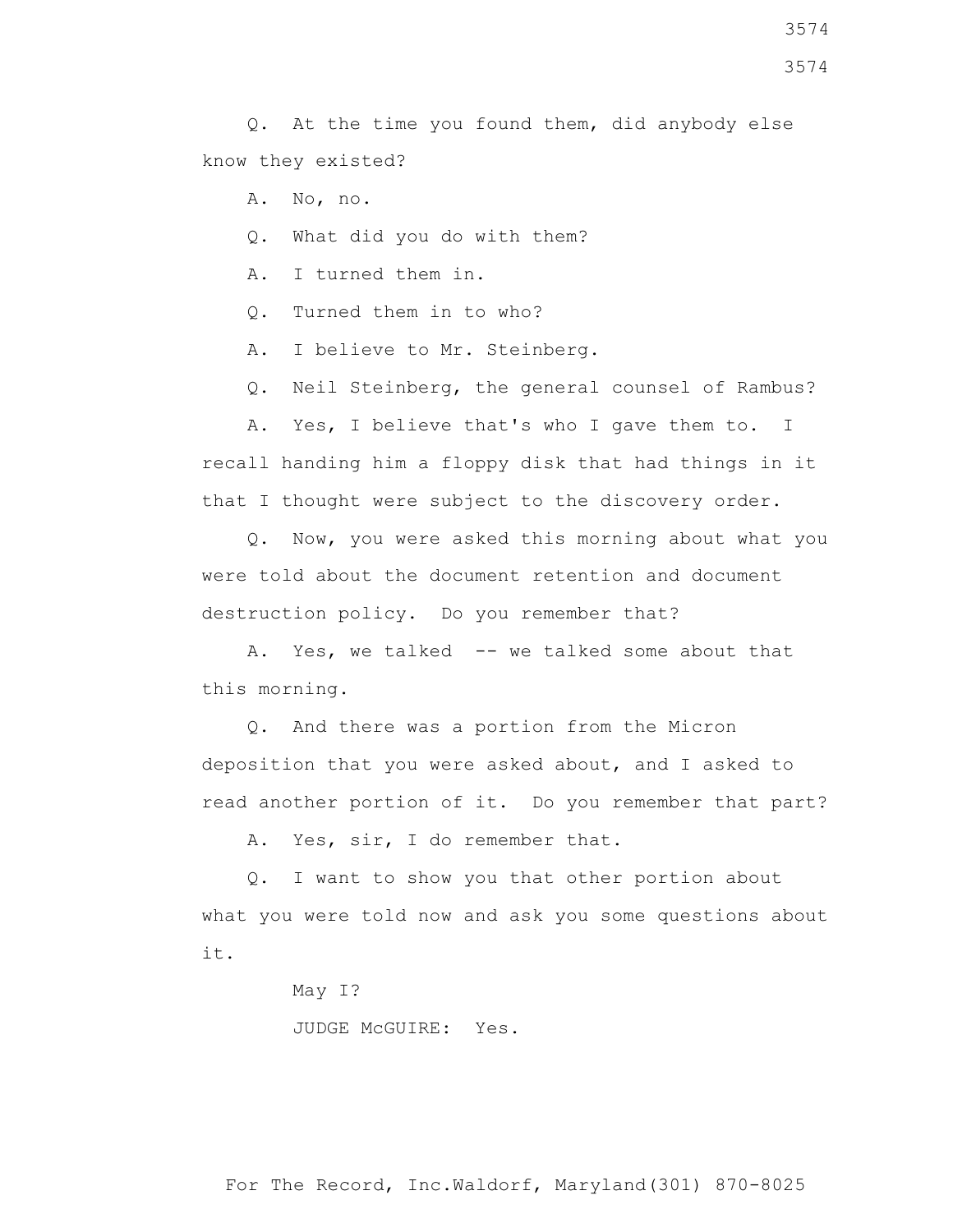Q. At the time you found them, did anybody else know they existed?

A. No, no.

Q. What did you do with them?

A. I turned them in.

Q. Turned them in to who?

A. I believe to Mr. Steinberg.

Q. Neil Steinberg, the general counsel of Rambus?

A. Yes, I believe that's who I gave them to. I recall handing him a floppy disk that had things in it that I thought were subject to the discovery order.

Q. Now, you were asked this morning about what you were told about the document retention and document destruction policy. Do you remember that?

A. Yes, we talked -- we talked some about that this morning.

Q. And there was a portion from the Micron deposition that you were asked about, and I asked to read another portion of it. Do you remember that part?

A. Yes, sir, I do remember that.

Q. I want to show you that other portion about what you were told now and ask you some questions about it.

May I?

JUDGE McGUIRE: Yes.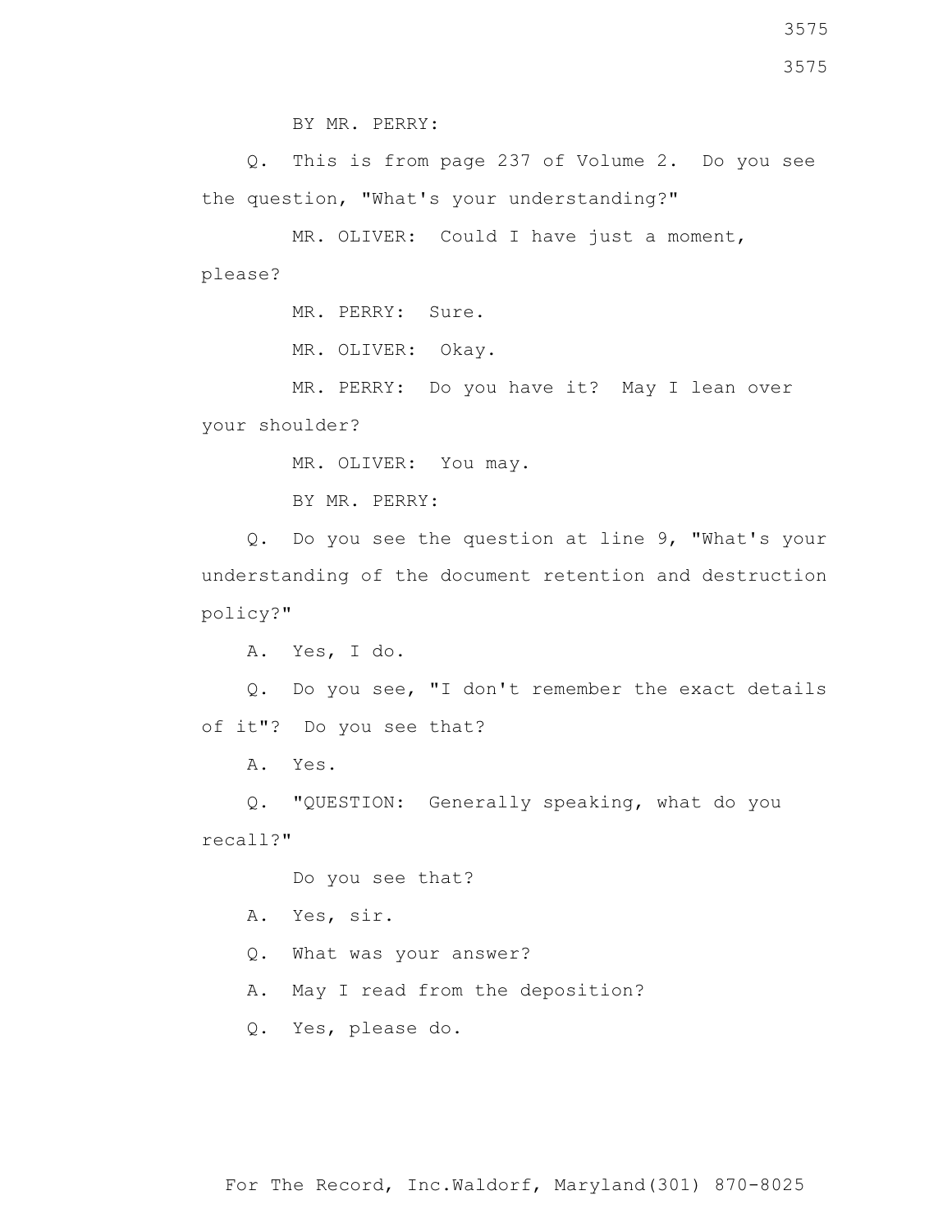BY MR. PERRY:

Q. This is from page 237 of Volume 2. Do you see the question, "What's your understanding?"

MR. OLIVER: Could I have just a moment, please?

MR. PERRY: Sure.

MR. OLIVER: Okay.

MR. PERRY: Do you have it? May I lean over your shoulder?

MR. OLIVER: You may.

BY MR. PERRY:

Q. Do you see the question at line 9, "What's your understanding of the document retention and destruction policy?"

A. Yes, I do.

Q. Do you see, "I don't remember the exact details of it"? Do you see that?

A. Yes.

Q. "QUESTION: Generally speaking, what do you recall?"

Do you see that?

A. Yes, sir.

Q. What was your answer?

A. May I read from the deposition?

Q. Yes, please do.

For The Record, Inc.Waldorf, Maryland(301) 870-8025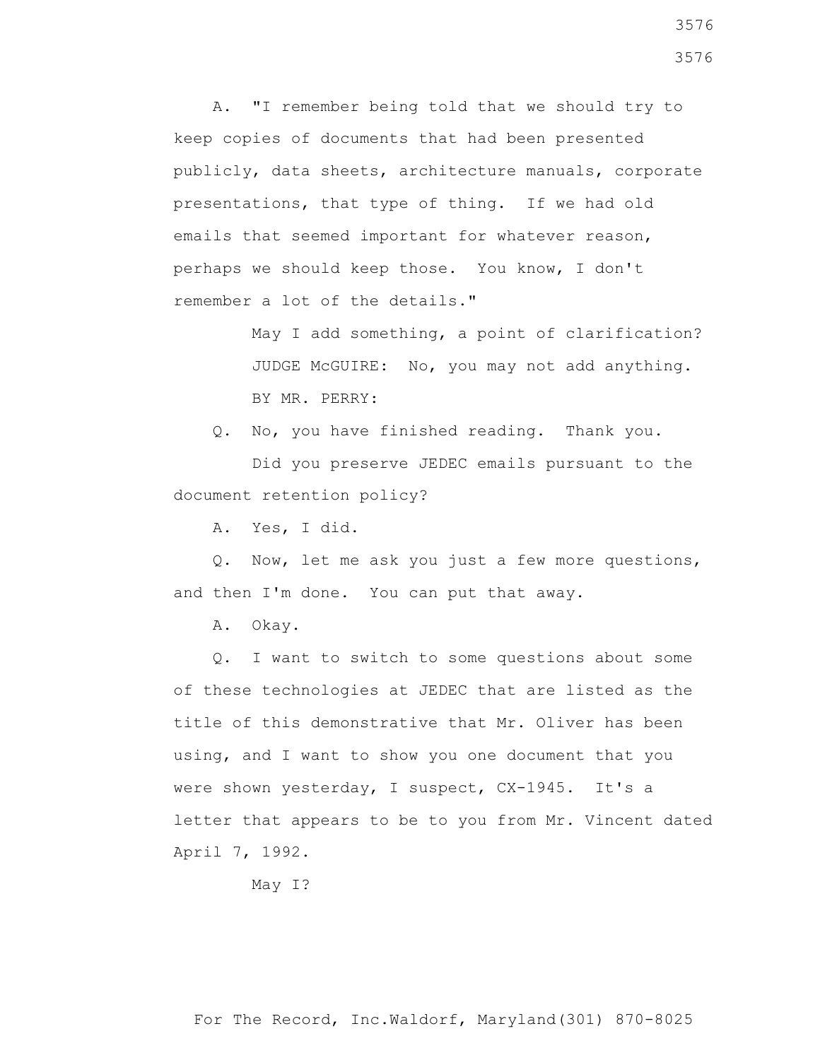A. "I remember being told that we should try to keep copies of documents that had been presented publicly, data sheets, architecture manuals, corporate presentations, that type of thing. If we had old emails that seemed important for whatever reason, perhaps we should keep those. You know, I don't remember a lot of the details."

May I add something, a point of clarification?

JUDGE McGUIRE: No, you may not add anything.

BY MR. PERRY:

Q. No, you have finished reading. Thank you.

Did you preserve JEDEC emails pursuant to the document retention policy?

A. Yes, I did.

Q. Now, let me ask you just a few more questions, and then I'm done. You can put that away.

A. Okay.

Q. I want to switch to some questions about some of these technologies at JEDEC that are listed as the title of this demonstrative that Mr. Oliver has been using, and I want to show you one document that you were shown yesterday, I suspect, CX-1945. It's a letter that appears to be to you from Mr. Vincent dated April 7, 1992.

May I?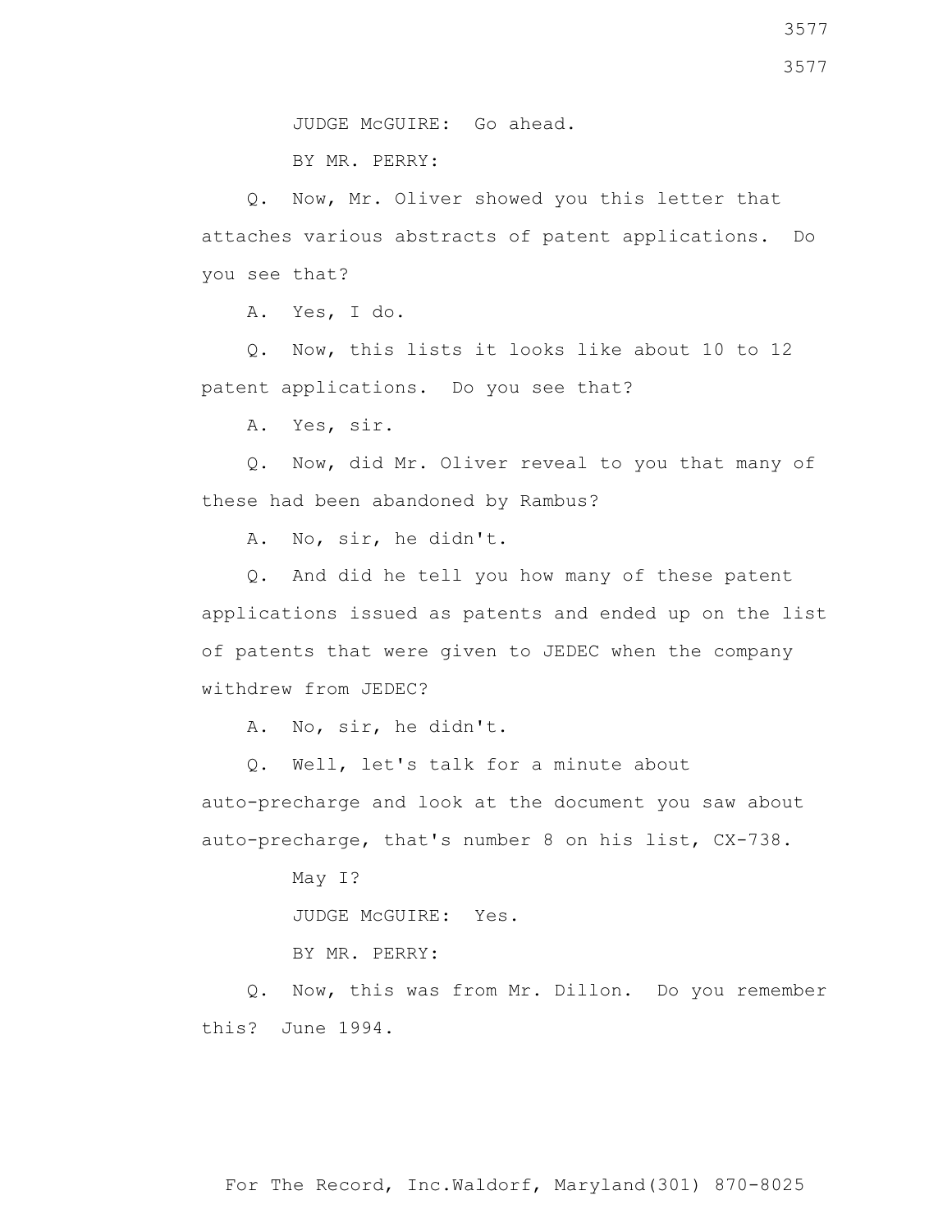JUDGE McGUIRE: Go ahead.

BY MR. PERRY:

Q. Now, Mr. Oliver showed you this letter that attaches various abstracts of patent applications. Do you see that?

A. Yes, I do.

Q. Now, this lists it looks like about 10 to 12 patent applications. Do you see that?

A. Yes, sir.

Q. Now, did Mr. Oliver reveal to you that many of these had been abandoned by Rambus?

A. No, sir, he didn't.

Q. And did he tell you how many of these patent applications issued as patents and ended up on the list of patents that were given to JEDEC when the company withdrew from JEDEC?

A. No, sir, he didn't.

Q. Well, let's talk for a minute about auto-precharge and look at the document you saw about auto-precharge, that's number 8 on his list, CX-738.

May I?

JUDGE McGUIRE: Yes.

BY MR. PERRY:

Q. Now, this was from Mr. Dillon. Do you remember this? June 1994.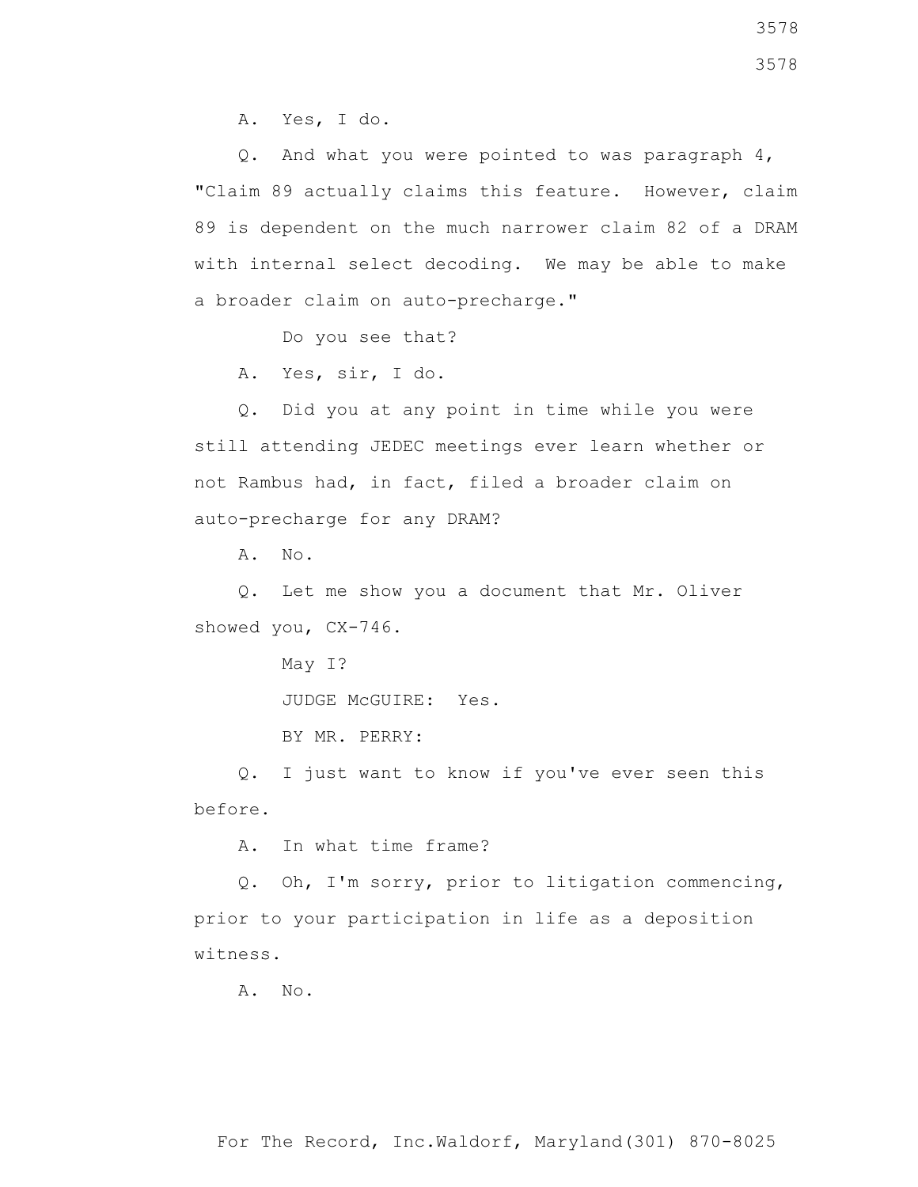A. Yes, I do.

Q. And what you were pointed to was paragraph 4, "Claim 89 actually claims this feature. However, claim 89 is dependent on the much narrower claim 82 of a DRAM with internal select decoding. We may be able to make a broader claim on auto-precharge."

Do you see that?

A. Yes, sir, I do.

Q. Did you at any point in time while you were still attending JEDEC meetings ever learn whether or not Rambus had, in fact, filed a broader claim on auto-precharge for any DRAM?

A. No.

Q. Let me show you a document that Mr. Oliver showed you, CX-746.

May I?

JUDGE McGUIRE: Yes.

BY MR. PERRY:

Q. I just want to know if you've ever seen this before.

A. In what time frame?

Q. Oh, I'm sorry, prior to litigation commencing, prior to your participation in life as a deposition witness.

A. No.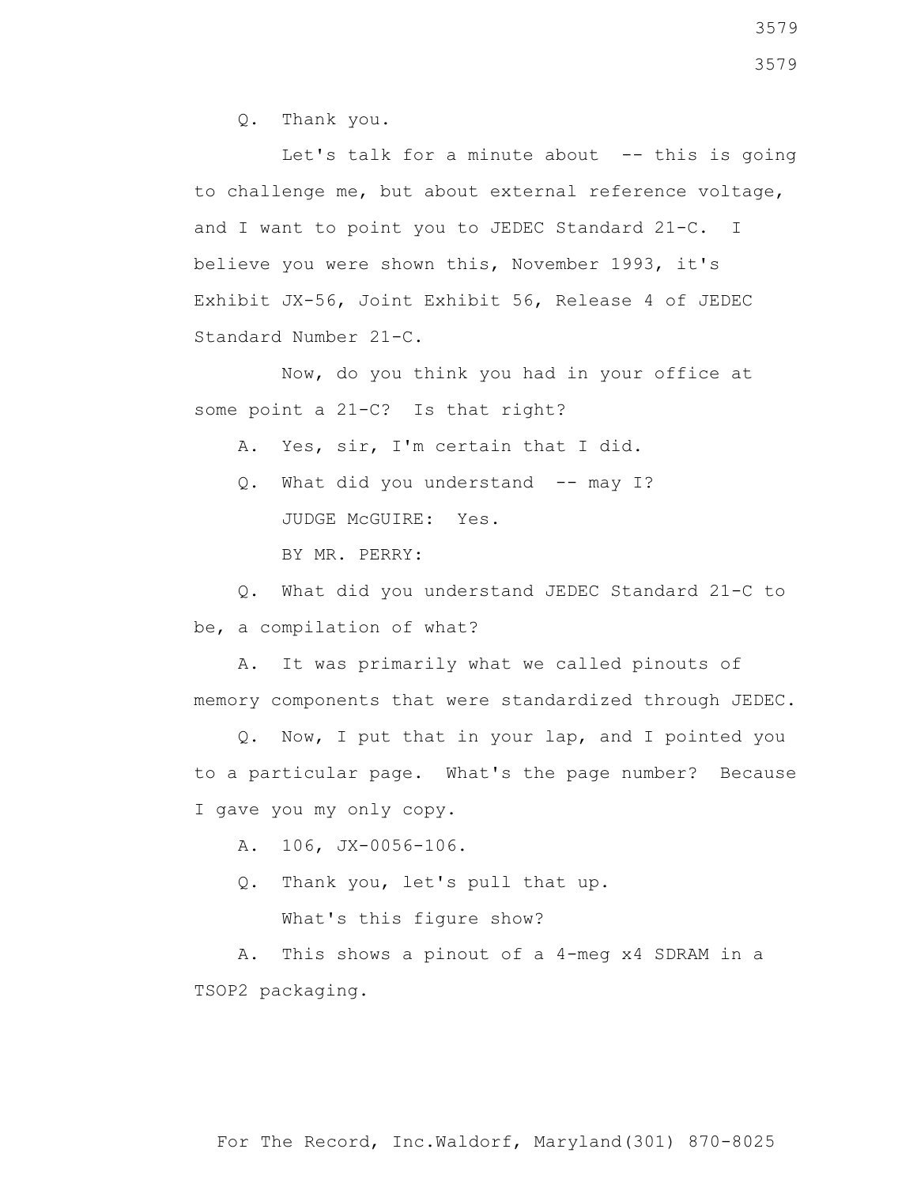Q. Thank you.

Let's talk for a minute about -- this is going to challenge me, but about external reference voltage, and I want to point you to JEDEC Standard 21-C. I believe you were shown this, November 1993, it's Exhibit JX-56, Joint Exhibit 56, Release 4 of JEDEC Standard Number 21-C.

Now, do you think you had in your office at some point a 21-C? Is that right?

A. Yes, sir, I'm certain that I did.

Q. What did you understand -- may I?

JUDGE McGUIRE: Yes.

BY MR. PERRY:

Q. What did you understand JEDEC Standard 21-C to be, a compilation of what?

A. It was primarily what we called pinouts of memory components that were standardized through JEDEC.

Q. Now, I put that in your lap, and I pointed you to a particular page. What's the page number? Because I gave you my only copy.

A. 106, JX-0056-106.

Q. Thank you, let's pull that up.

What's this figure show?

A. This shows a pinout of a 4-meg x4 SDRAM in a TSOP2 packaging.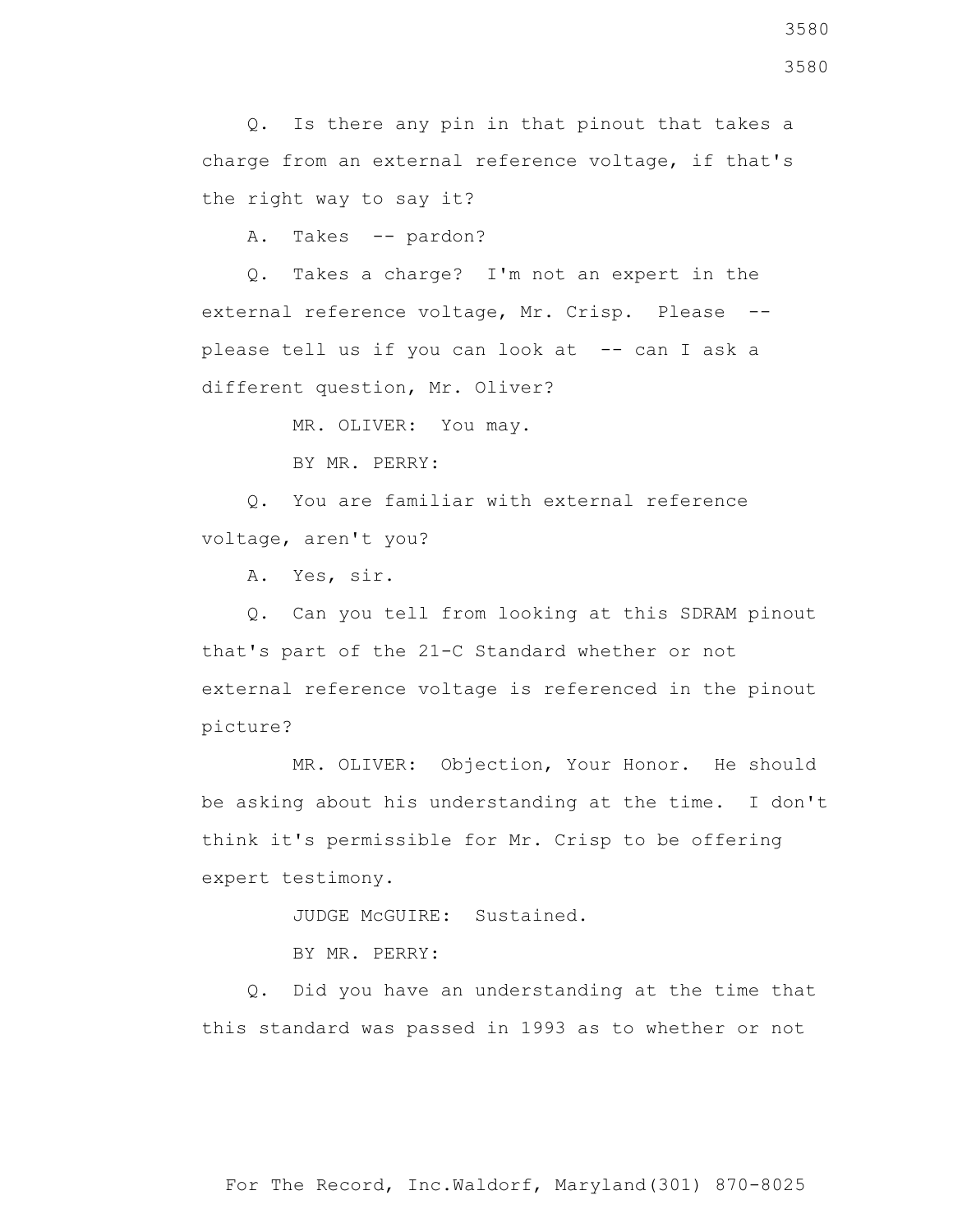Q. Is there any pin in that pinout that takes a charge from an external reference voltage, if that's the right way to say it?

A. Takes -- pardon?

Q. Takes a charge? I'm not an expert in the external reference voltage, Mr. Crisp. Please -- please tell us if you can look at -- can I ask a different question, Mr. Oliver?

MR. OLIVER: You may.

BY MR. PERRY:

Q. You are familiar with external reference voltage, aren't you?

A. Yes, sir.

Q. Can you tell from looking at this SDRAM pinout that's part of the 21-C Standard whether or not external reference voltage is referenced in the pinout picture?

MR. OLIVER: Objection, Your Honor. He should be asking about his understanding at the time. I don't think it's permissible for Mr. Crisp to be offering expert testimony.

JUDGE McGUIRE: Sustained.

BY MR. PERRY:

Q. Did you have an understanding at the time that this standard was passed in 1993 as to whether or not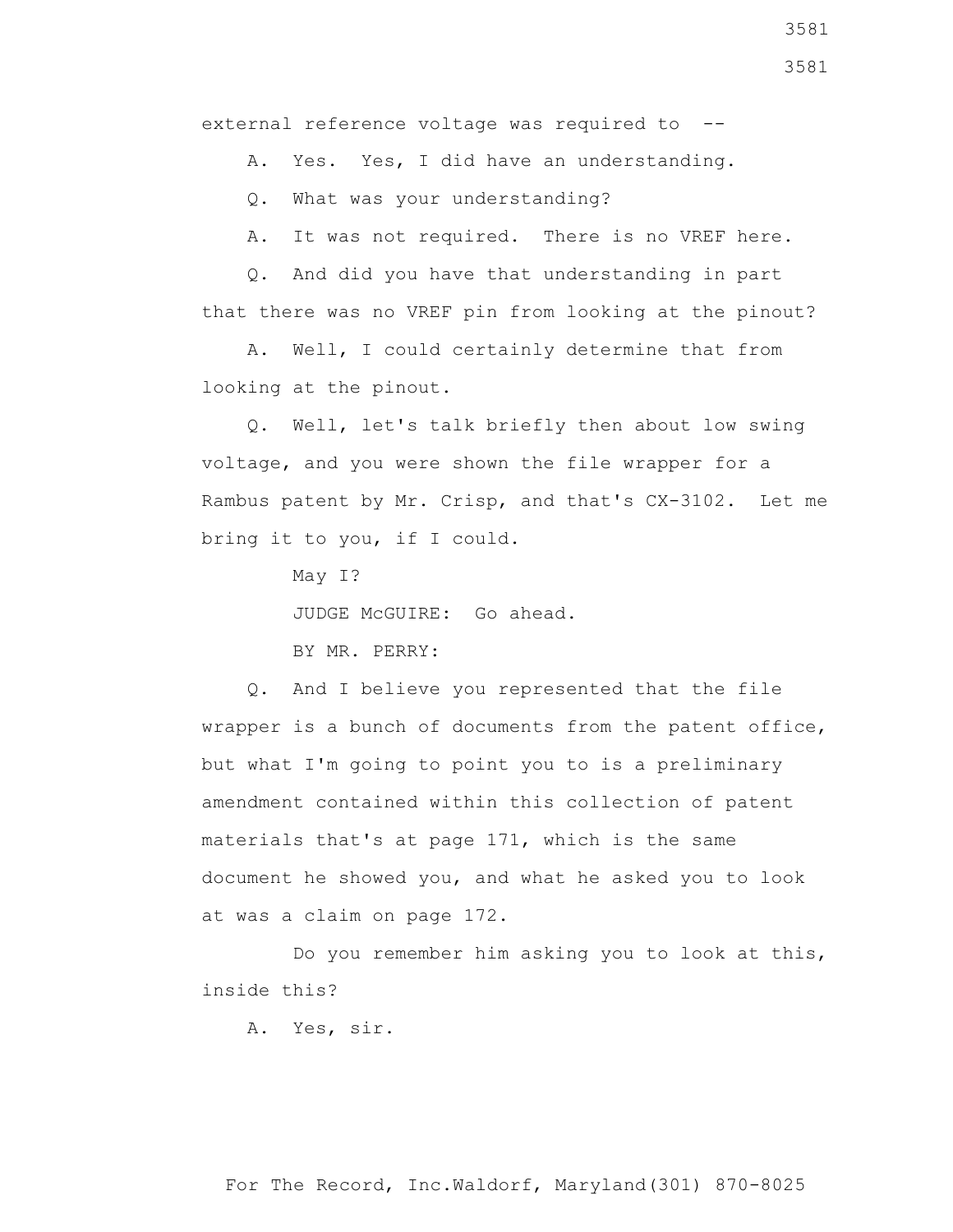external reference voltage was required to --

A. Yes. Yes, I did have an understanding.

Q. What was your understanding?

A. It was not required. There is no VREF here.

Q. And did you have that understanding in part that there was no VREF pin from looking at the pinout?

A. Well, I could certainly determine that from looking at the pinout.

Q. Well, let's talk briefly then about low swing voltage, and you were shown the file wrapper for a Rambus patent by Mr. Crisp, and that's CX-3102. Let me bring it to you, if I could.

May I?

JUDGE McGUIRE: Go ahead.

BY MR. PERRY:

Q. And I believe you represented that the file wrapper is a bunch of documents from the patent office, but what I'm going to point you to is a preliminary amendment contained within this collection of patent materials that's at page 171, which is the same document he showed you, and what he asked you to look at was a claim on page 172.

Do you remember him asking you to look at this, inside this?

A. Yes, sir.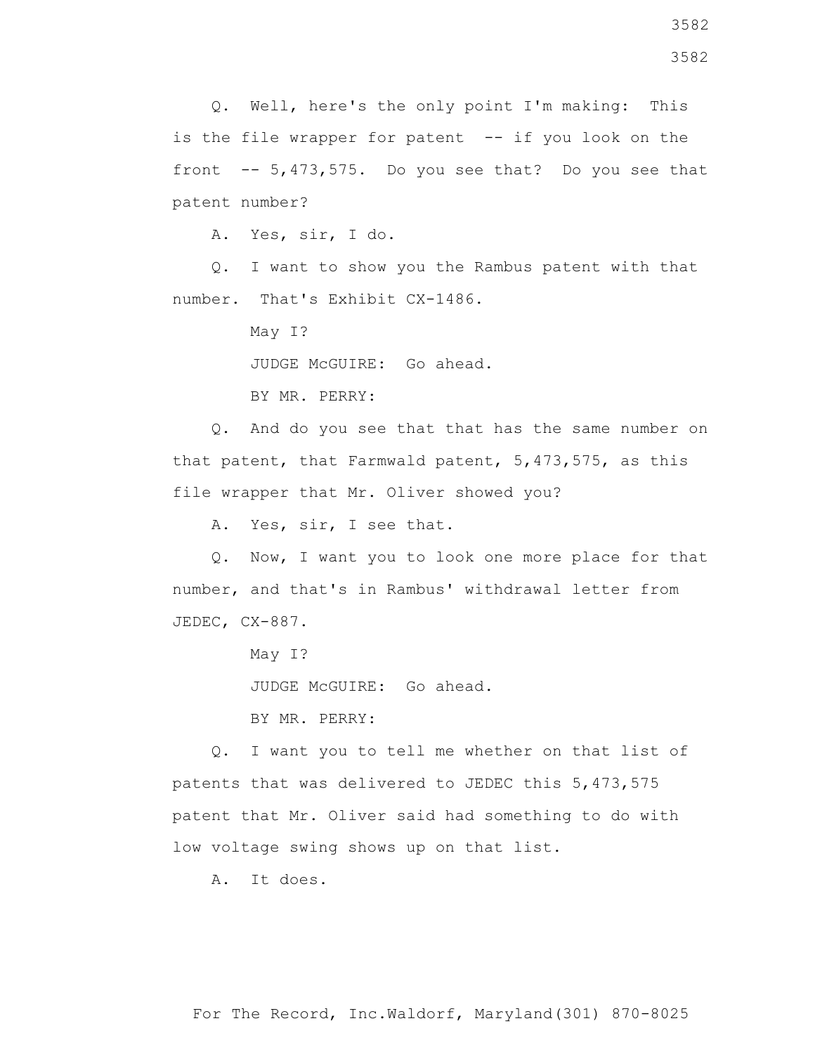Q. Well, here's the only point I'm making: This is the file wrapper for patent -- if you look on the front -- 5,473,575. Do you see that? Do you see that patent number?

A. Yes, sir, I do.

Q. I want to show you the Rambus patent with that number. That's Exhibit CX-1486.

May I?

JUDGE McGUIRE: Go ahead.

BY MR. PERRY:

Q. And do you see that that has the same number on that patent, that Farmwald patent, 5,473,575, as this file wrapper that Mr. Oliver showed you?

A. Yes, sir, I see that.

Q. Now, I want you to look one more place for that number, and that's in Rambus' withdrawal letter from JEDEC, CX-887.

May I?

JUDGE McGUIRE: Go ahead.

BY MR. PERRY:

Q. I want you to tell me whether on that list of patents that was delivered to JEDEC this 5,473,575 patent that Mr. Oliver said had something to do with low voltage swing shows up on that list.

A. It does.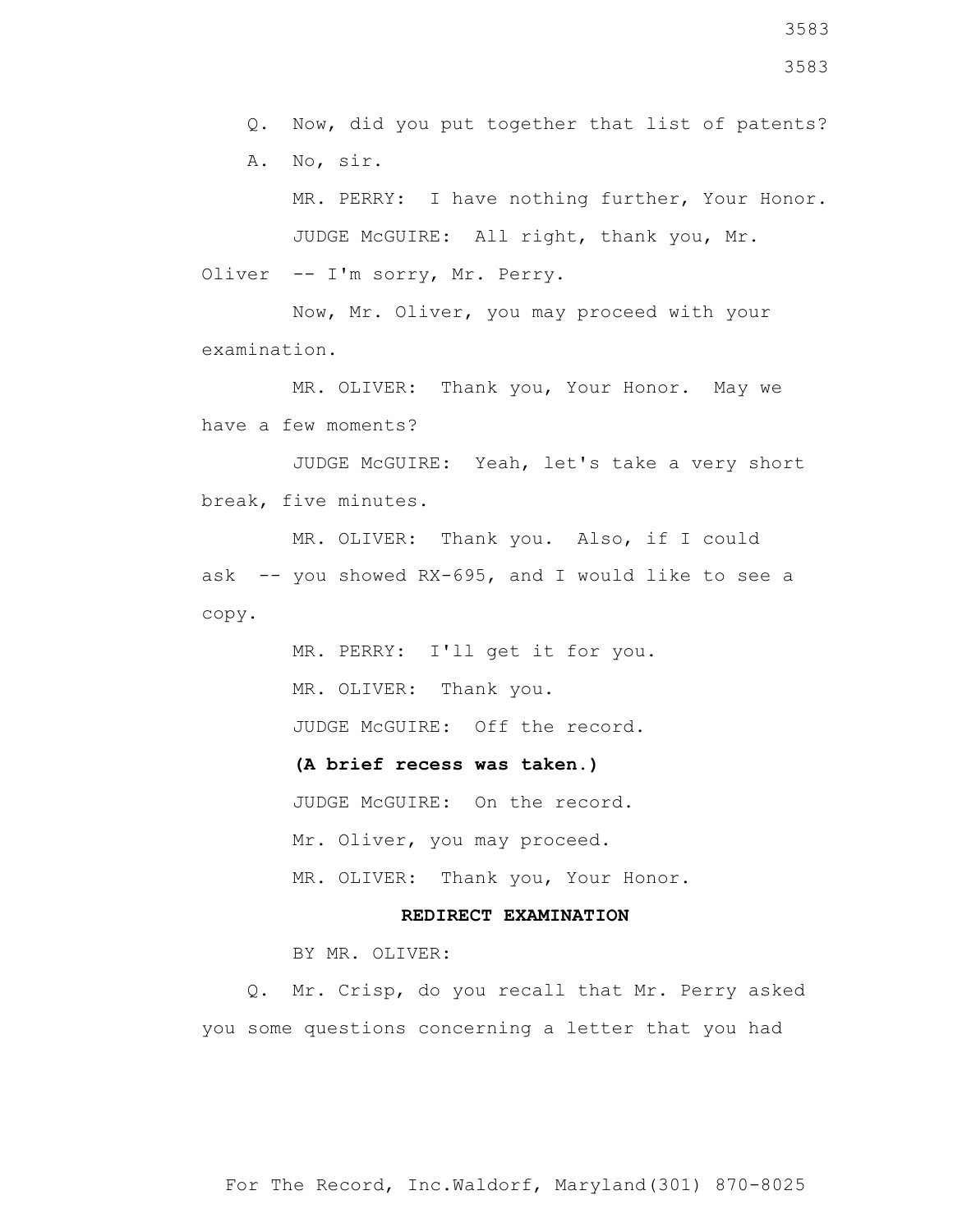Q. Now, did you put together that list of patents?

A. No, sir.

MR. PERRY: I have nothing further, Your Honor.

JUDGE McGUIRE: All right, thank you, Mr. Oliver -- I'm sorry, Mr. Perry.

Now, Mr. Oliver, you may proceed with your examination.

MR. OLIVER: Thank you, Your Honor. May we have a few moments?

JUDGE McGUIRE: Yeah, let's take a very short break, five minutes.

MR. OLIVER: Thank you. Also, if I could ask -- you showed RX-695, and I would like to see a copy.

MR. PERRY: I'll get it for you.

MR. OLIVER: Thank you.

JUDGE McGUIRE: Off the record.

**(A brief recess was taken.)**

JUDGE McGUIRE: On the record.

Mr. Oliver, you may proceed.

MR. OLIVER: Thank you, Your Honor.

**REDIRECT EXAMINATION**

BY MR. OLIVER:

Q. Mr. Crisp, do you recall that Mr. Perry asked you some questions concerning a letter that you had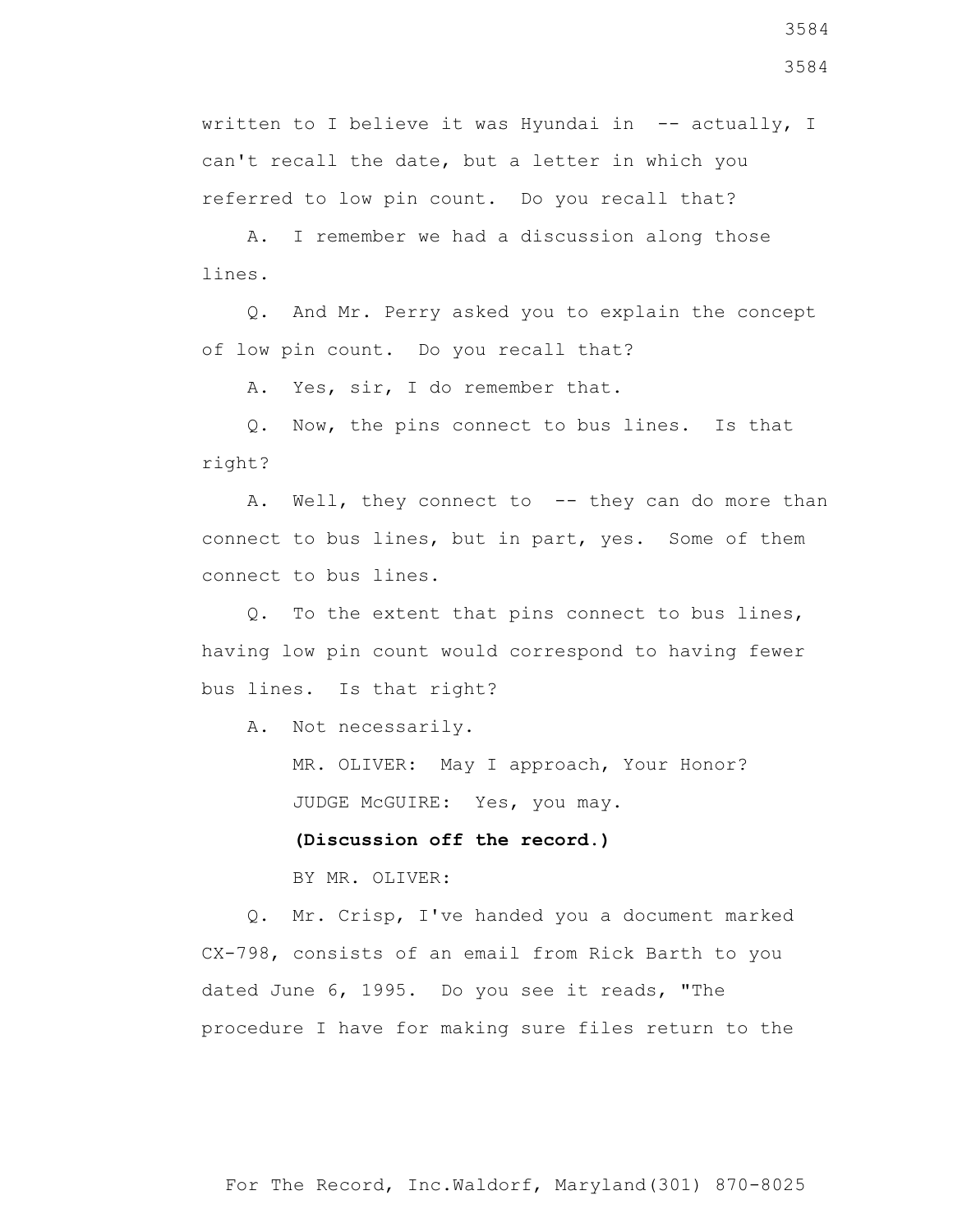written to I believe it was Hyundai in -- actually, I can't recall the date, but a letter in which you referred to low pin count. Do you recall that?

A. I remember we had a discussion along those lines.

Q. And Mr. Perry asked you to explain the concept of low pin count. Do you recall that?

A. Yes, sir, I do remember that.

Q. Now, the pins connect to bus lines. Is that right?

A. Well, they connect to -- they can do more than connect to bus lines, but in part, yes. Some of them connect to bus lines.

Q. To the extent that pins connect to bus lines, having low pin count would correspond to having fewer bus lines. Is that right?

A. Not necessarily.

MR. OLIVER: May I approach, Your Honor?

JUDGE McGUIRE: Yes, you may.

**(Discussion off the record.)**

BY MR. OLIVER:

Q. Mr. Crisp, I've handed you a document marked CX-798, consists of an email from Rick Barth to you dated June 6, 1995. Do you see it reads, "The procedure I have for making sure files return to the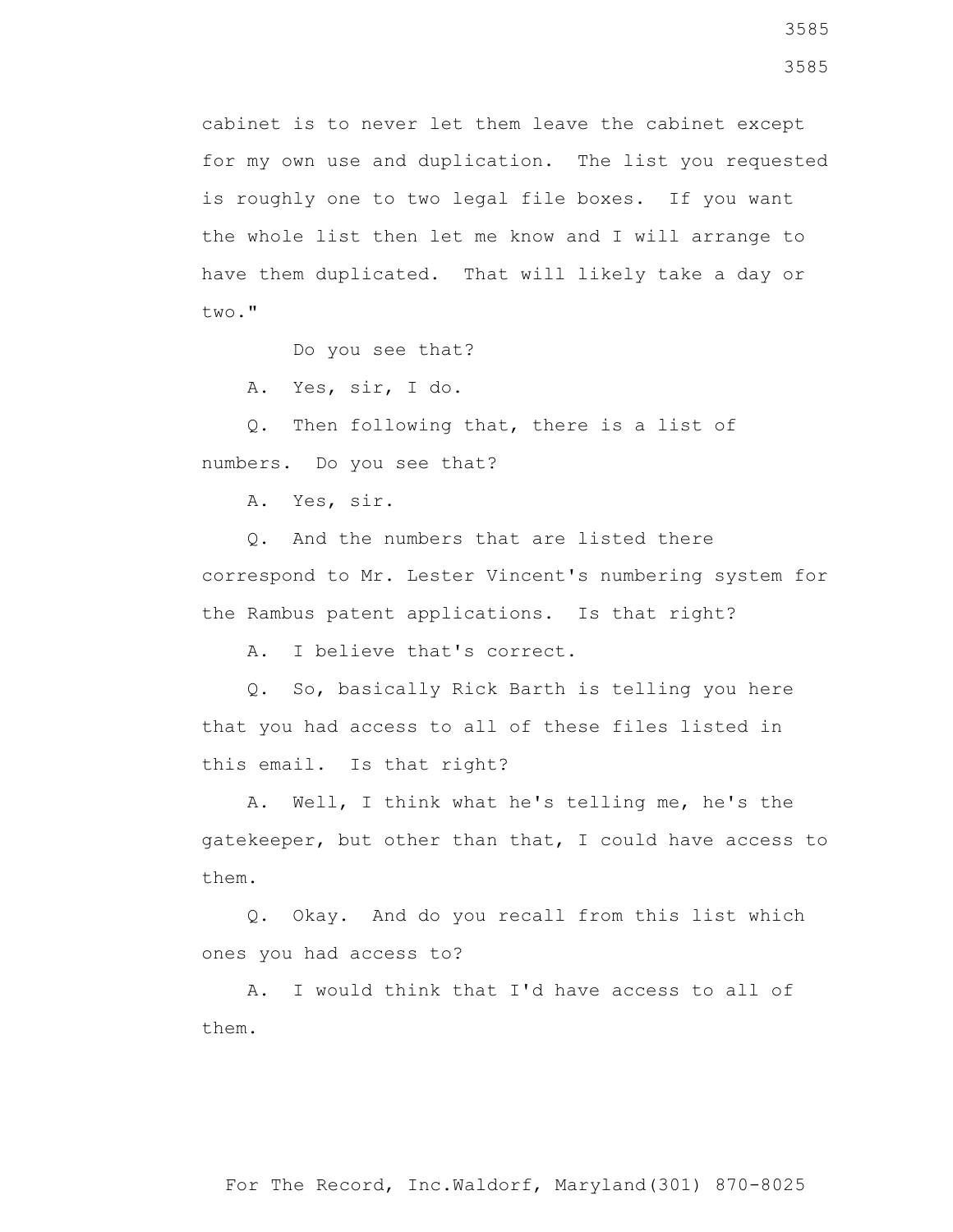cabinet is to never let them leave the cabinet except for my own use and duplication. The list you requested is roughly one to two legal file boxes. If you want the whole list then let me know and I will arrange to have them duplicated. That will likely take a day or two."

Do you see that?

A. Yes, sir, I do.

Q. Then following that, there is a list of numbers. Do you see that?

A. Yes, sir.

Q. And the numbers that are listed there correspond to Mr. Lester Vincent's numbering system for the Rambus patent applications. Is that right?

A. I believe that's correct.

Q. So, basically Rick Barth is telling you here that you had access to all of these files listed in this email. Is that right?

A. Well, I think what he's telling me, he's the gatekeeper, but other than that, I could have access to them.

Q. Okay. And do you recall from this list which ones you had access to?

A. I would think that I'd have access to all of them.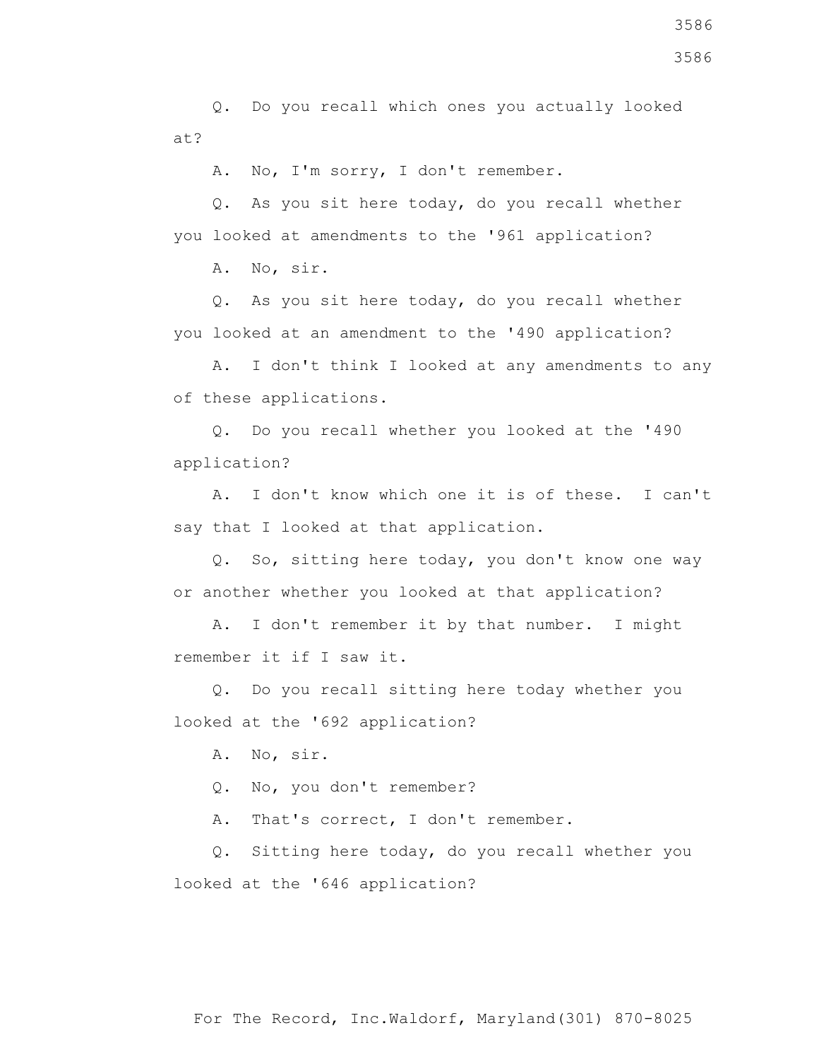Q. Do you recall which ones you actually looked at?

A. No, I'm sorry, I don't remember.

Q. As you sit here today, do you recall whether you looked at amendments to the '961 application?

A. No, sir.

Q. As you sit here today, do you recall whether you looked at an amendment to the '490 application?

A. I don't think I looked at any amendments to any of these applications.

Q. Do you recall whether you looked at the '490 application?

A. I don't know which one it is of these. I can't say that I looked at that application.

Q. So, sitting here today, you don't know one way or another whether you looked at that application?

A. I don't remember it by that number. I might remember it if I saw it.

Q. Do you recall sitting here today whether you looked at the '692 application?

A. No, sir.

Q. No, you don't remember?

A. That's correct, I don't remember.

Q. Sitting here today, do you recall whether you looked at the '646 application?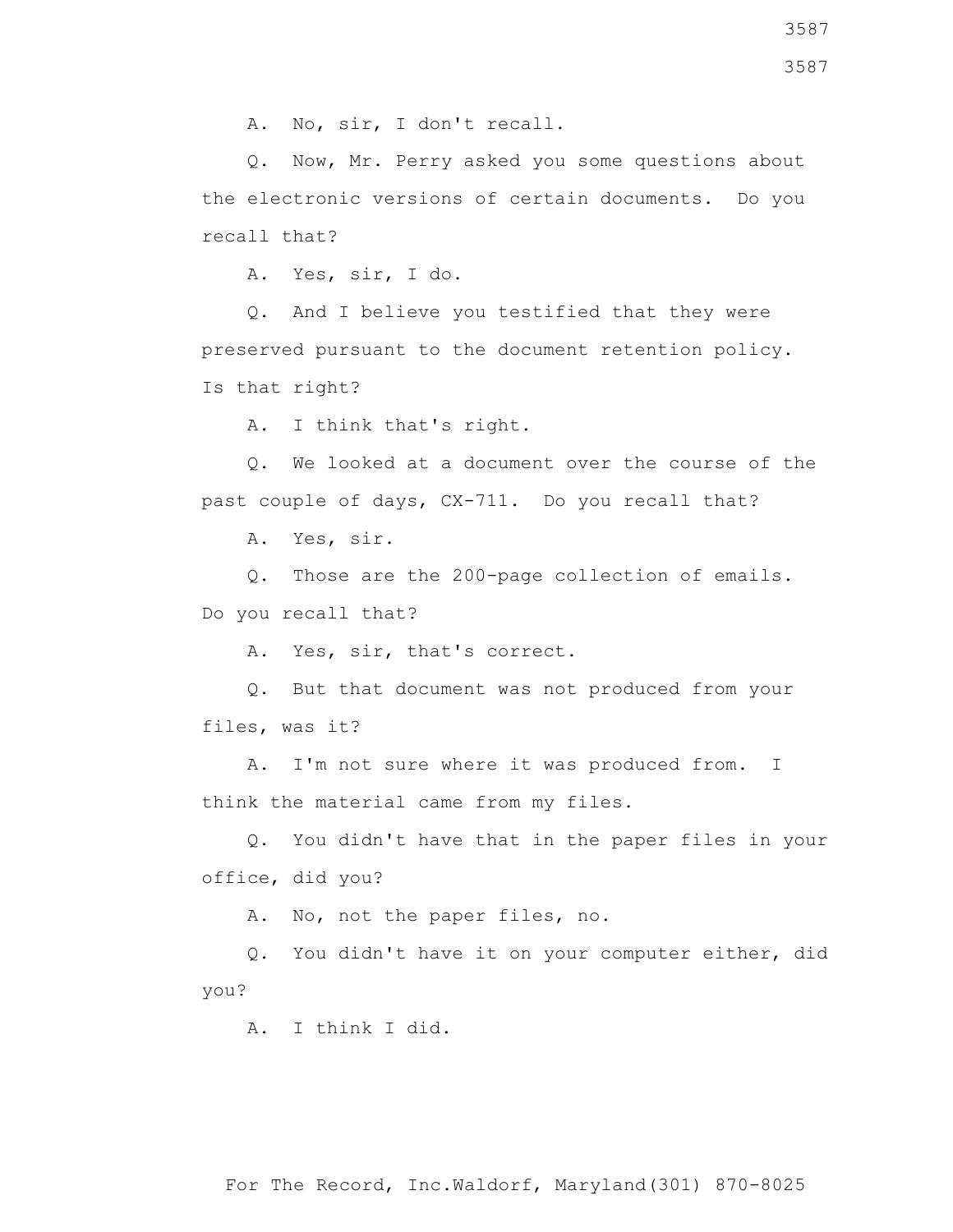A. No, sir, I don't recall.

Q. Now, Mr. Perry asked you some questions about the electronic versions of certain documents. Do you recall that?

A. Yes, sir, I do.

Q. And I believe you testified that they were preserved pursuant to the document retention policy. Is that right?

A. I think that's right.

Q. We looked at a document over the course of the past couple of days, CX-711. Do you recall that?

A. Yes, sir.

Q. Those are the 200-page collection of emails. Do you recall that?

A. Yes, sir, that's correct.

Q. But that document was not produced from your files, was it?

A. I'm not sure where it was produced from. I think the material came from my files.

Q. You didn't have that in the paper files in your office, did you?

A. No, not the paper files, no.

Q. You didn't have it on your computer either, did you?

A. I think I did.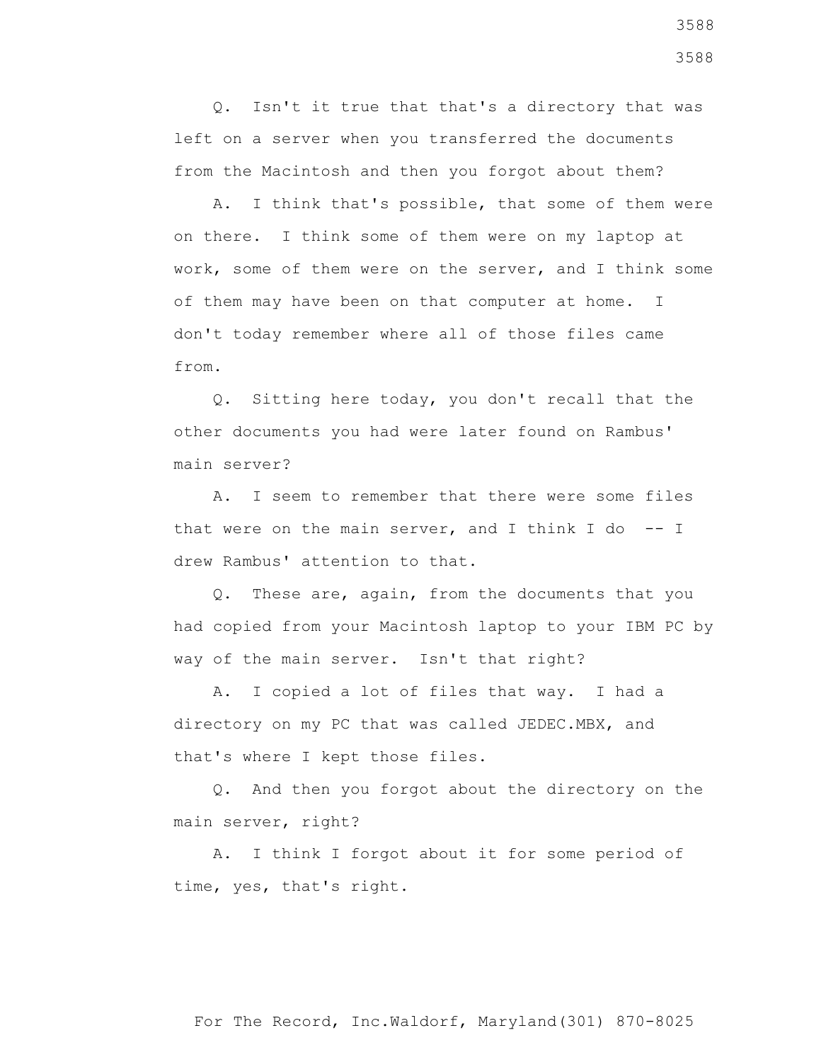Q. Isn't it true that that's a directory that was left on a server when you transferred the documents from the Macintosh and then you forgot about them?

A. I think that's possible, that some of them were on there. I think some of them were on my laptop at work, some of them were on the server, and I think some of them may have been on that computer at home. I don't today remember where all of those files came from.

Q. Sitting here today, you don't recall that the other documents you had were later found on Rambus' main server?

A. I seem to remember that there were some files that were on the main server, and I think I do -- I drew Rambus' attention to that.

Q. These are, again, from the documents that you had copied from your Macintosh laptop to your IBM PC by way of the main server. Isn't that right?

A. I copied a lot of files that way. I had a directory on my PC that was called JEDEC.MBX, and that's where I kept those files.

Q. And then you forgot about the directory on the main server, right?

A. I think I forgot about it for some period of time, yes, that's right.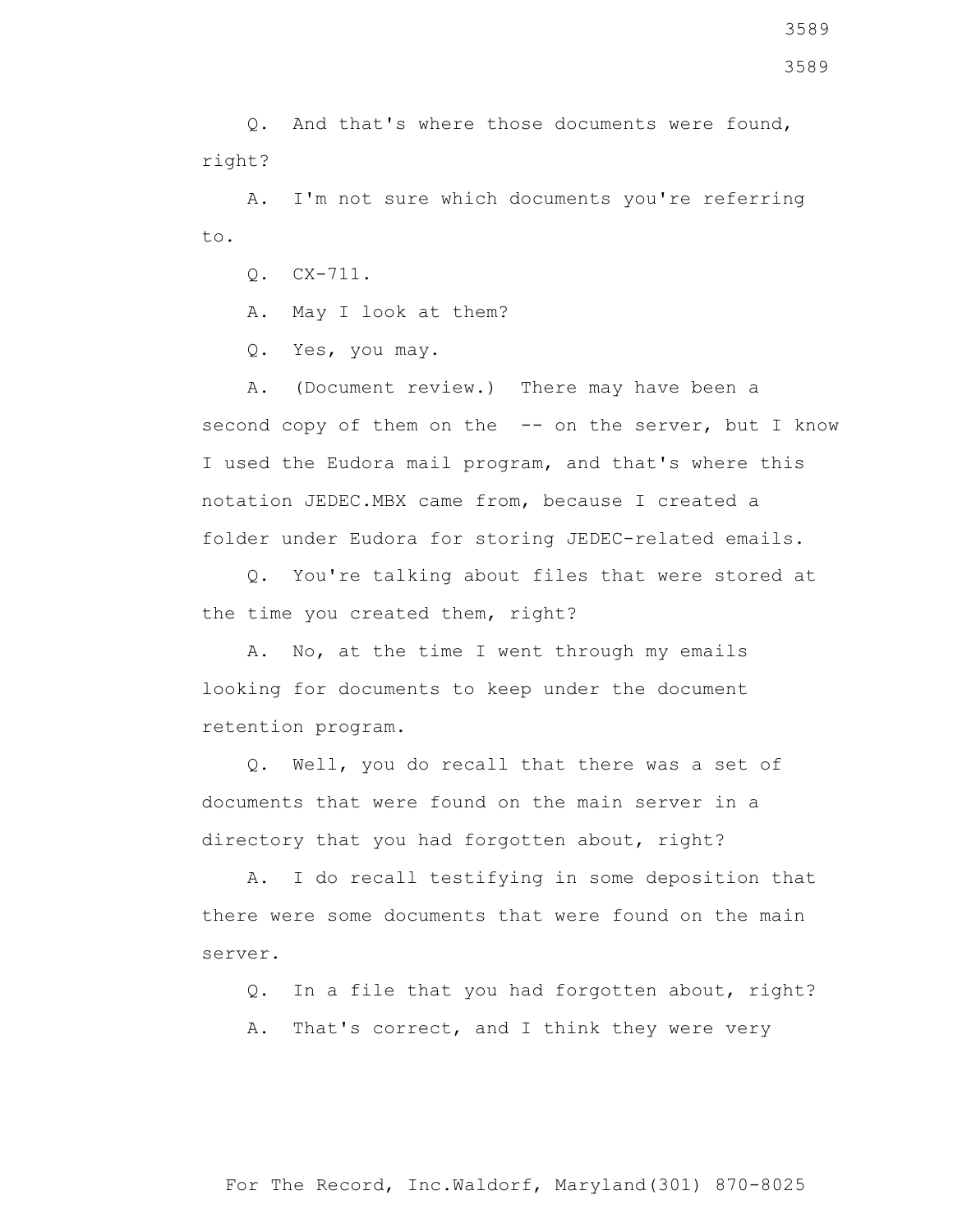Q. And that's where those documents were found, right?

A. I'm not sure which documents you're referring to.

Q. CX-711.

A. May I look at them?

Q. Yes, you may.

A. (Document review.) There may have been a second copy of them on the -- on the server, but I know I used the Eudora mail program, and that's where this notation JEDEC.MBX came from, because I created a folder under Eudora for storing JEDEC-related emails.

Q. You're talking about files that were stored at the time you created them, right?

A. No, at the time I went through my emails looking for documents to keep under the document retention program.

Q. Well, you do recall that there was a set of documents that were found on the main server in a directory that you had forgotten about, right?

A. I do recall testifying in some deposition that there were some documents that were found on the main server.

Q. In a file that you had forgotten about, right?

A. That's correct, and I think they were very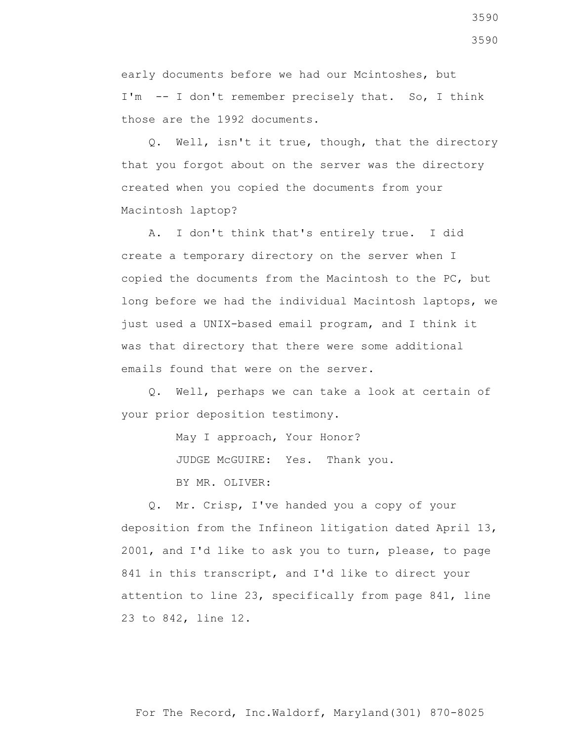early documents before we had our Mcintoshes, but I'm -- I don't remember precisely that. So, I think those are the 1992 documents.

Q. Well, isn't it true, though, that the directory that you forgot about on the server was the directory created when you copied the documents from your Macintosh laptop?

A. I don't think that's entirely true. I did create a temporary directory on the server when I copied the documents from the Macintosh to the PC, but long before we had the individual Macintosh laptops, we just used a UNIX-based email program, and I think it was that directory that there were some additional emails found that were on the server.

Q. Well, perhaps we can take a look at certain of your prior deposition testimony.

May I approach, Your Honor?

JUDGE McGUIRE: Yes. Thank you.

BY MR. OLIVER:

Q. Mr. Crisp, I've handed you a copy of your deposition from the Infineon litigation dated April 13, 2001, and I'd like to ask you to turn, please, to page 841 in this transcript, and I'd like to direct your attention to line 23, specifically from page 841, line 23 to 842, line 12.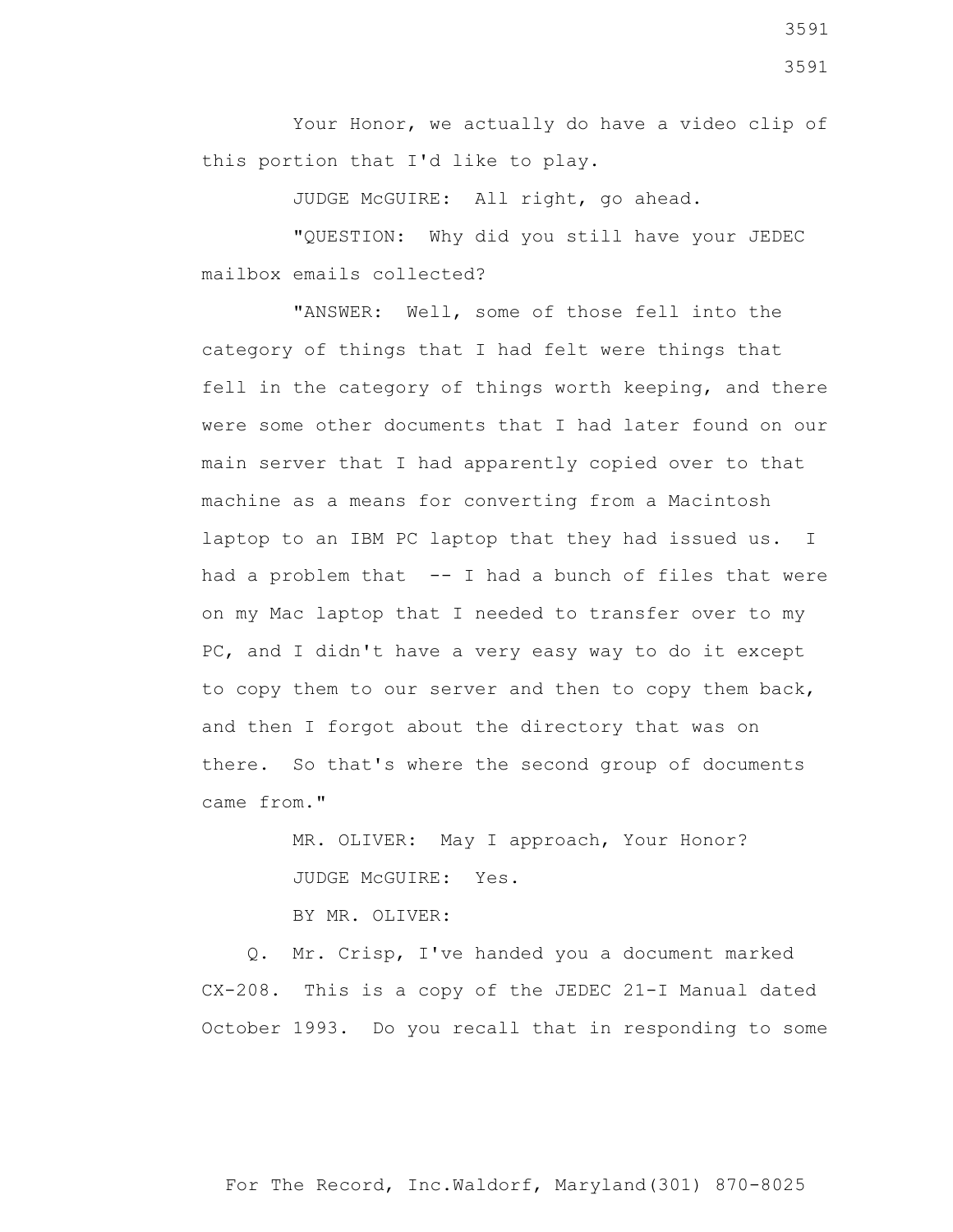Your Honor, we actually do have a video clip of this portion that I'd like to play.

JUDGE McGUIRE: All right, go ahead.

"QUESTION: Why did you still have your JEDEC mailbox emails collected?

"ANSWER: Well, some of those fell into the category of things that I had felt were things that fell in the category of things worth keeping, and there were some other documents that I had later found on our main server that I had apparently copied over to that machine as a means for converting from a Macintosh laptop to an IBM PC laptop that they had issued us. I had a problem that -- I had a bunch of files that were on my Mac laptop that I needed to transfer over to my PC, and I didn't have a very easy way to do it except to copy them to our server and then to copy them back, and then I forgot about the directory that was on there. So that's where the second group of documents came from."

MR. OLIVER: May I approach, Your Honor?

JUDGE McGUIRE: Yes.

BY MR. OLIVER:

Q. Mr. Crisp, I've handed you a document marked CX-208. This is a copy of the JEDEC 21-I Manual dated October 1993. Do you recall that in responding to some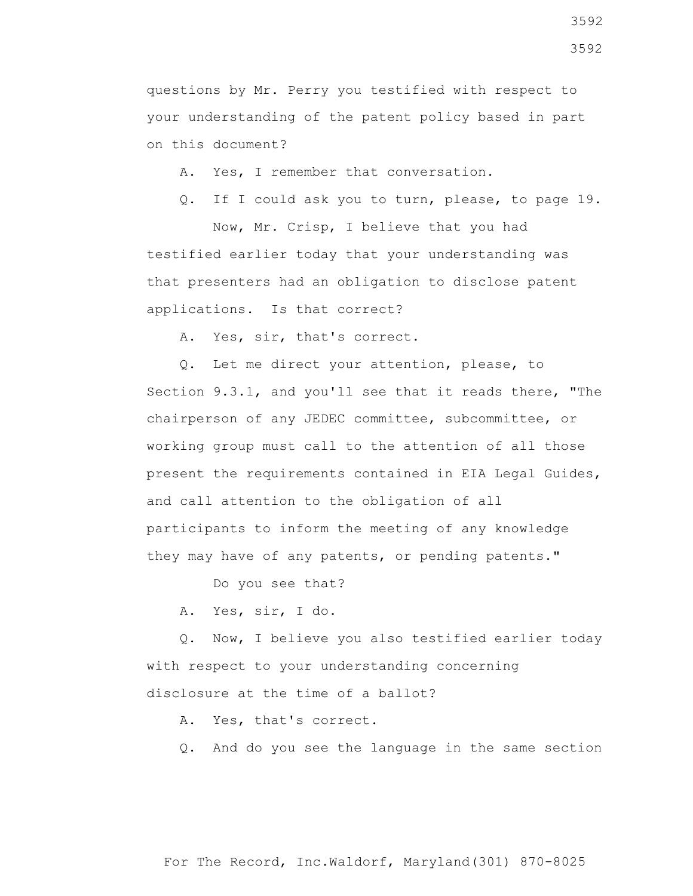questions by Mr. Perry you testified with respect to your understanding of the patent policy based in part on this document?

A. Yes, I remember that conversation.

Q. If I could ask you to turn, please, to page 19.

Now, Mr. Crisp, I believe that you had testified earlier today that your understanding was that presenters had an obligation to disclose patent applications. Is that correct?

A. Yes, sir, that's correct.

Q. Let me direct your attention, please, to Section 9.3.1, and you'll see that it reads there, "The chairperson of any JEDEC committee, subcommittee, or working group must call to the attention of all those present the requirements contained in EIA Legal Guides, and call attention to the obligation of all participants to inform the meeting of any knowledge they may have of any patents, or pending patents."

Do you see that?

A. Yes, sir, I do.

Q. Now, I believe you also testified earlier today with respect to your understanding concerning disclosure at the time of a ballot?

A. Yes, that's correct.

Q. And do you see the language in the same section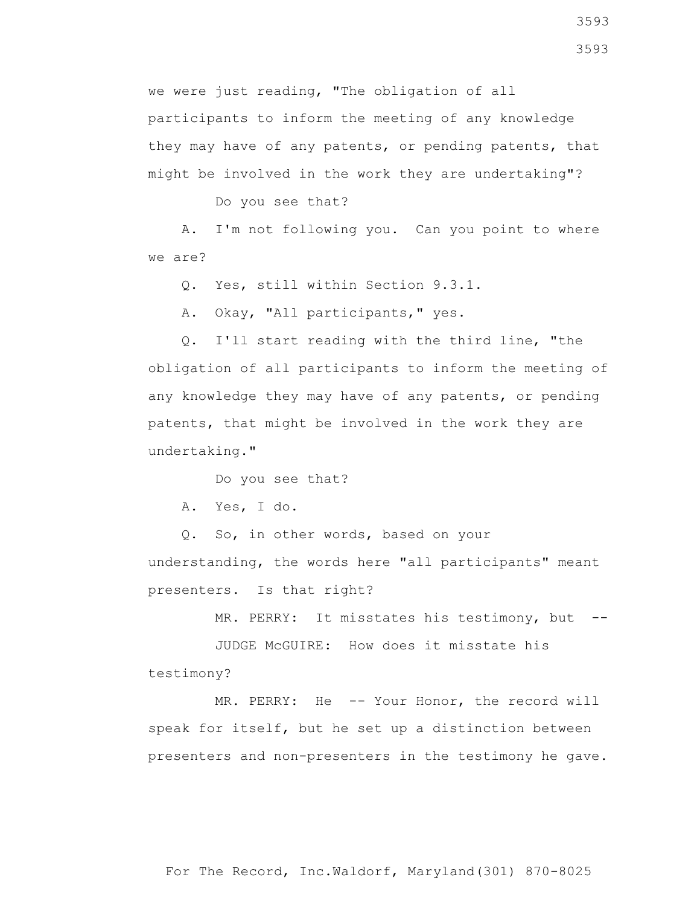we were just reading, "The obligation of all participants to inform the meeting of any knowledge they may have of any patents, or pending patents, that might be involved in the work they are undertaking"?

Do you see that?

A. I'm not following you. Can you point to where we are?

Q. Yes, still within Section 9.3.1.

A. Okay, "All participants," yes.

Q. I'll start reading with the third line, "the obligation of all participants to inform the meeting of any knowledge they may have of any patents, or pending patents, that might be involved in the work they are undertaking."

Do you see that?

A. Yes, I do.

Q. So, in other words, based on your understanding, the words here "all participants" meant presenters. Is that right?

MR. PERRY: It misstates his testimony, but --

JUDGE McGUIRE: How does it misstate his testimony?

MR. PERRY: He -- Your Honor, the record will speak for itself, but he set up a distinction between presenters and non-presenters in the testimony he gave.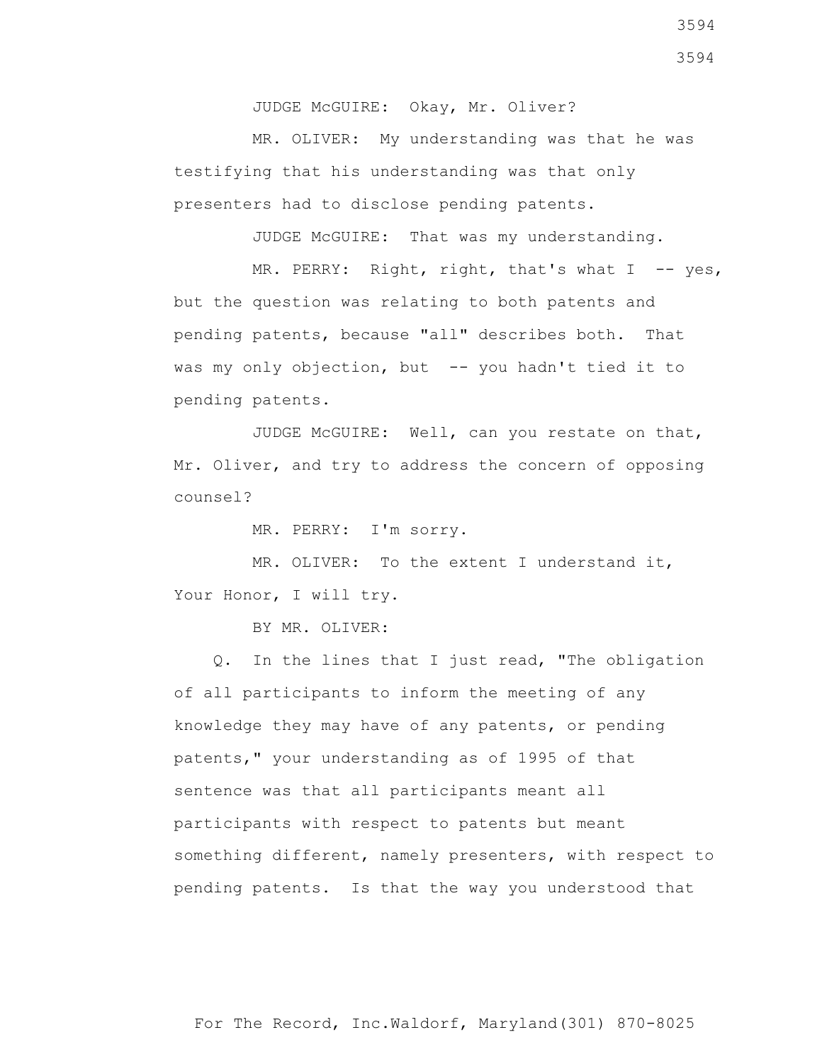JUDGE McGUIRE: Okay, Mr. Oliver?

MR. OLIVER: My understanding was that he was testifying that his understanding was that only presenters had to disclose pending patents.

JUDGE McGUIRE: That was my understanding.

MR. PERRY: Right, right, that's what I -- yes, but the question was relating to both patents and pending patents, because "all" describes both. That was my only objection, but -- you hadn't tied it to pending patents.

JUDGE McGUIRE: Well, can you restate on that, Mr. Oliver, and try to address the concern of opposing counsel?

MR. PERRY: I'm sorry.

MR. OLIVER: To the extent I understand it, Your Honor, I will try.

BY MR. OLIVER:

Q. In the lines that I just read, "The obligation of all participants to inform the meeting of any knowledge they may have of any patents, or pending patents," your understanding as of 1995 of that sentence was that all participants meant all participants with respect to patents but meant something different, namely presenters, with respect to pending patents. Is that the way you understood that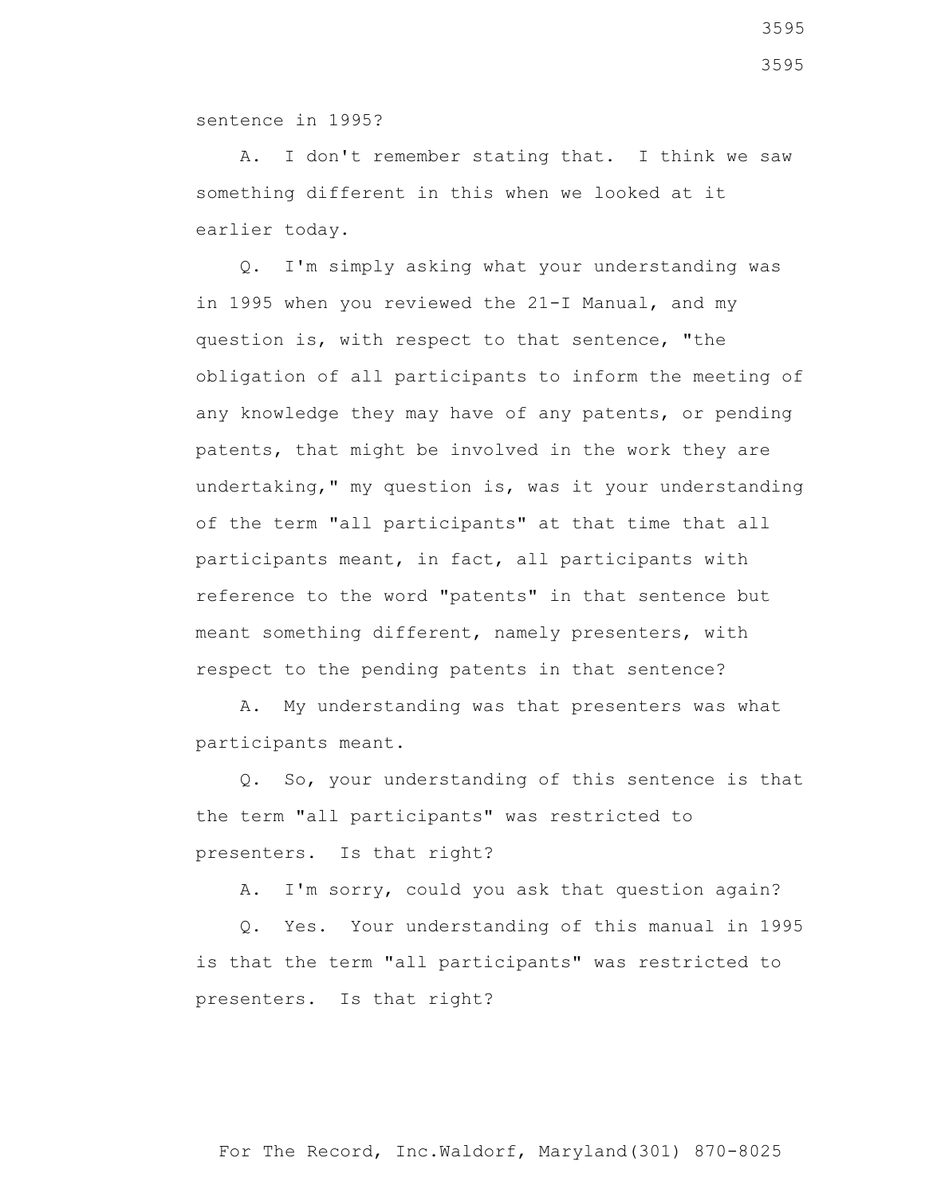sentence in 1995?

A. I don't remember stating that. I think we saw something different in this when we looked at it earlier today.

Q. I'm simply asking what your understanding was in 1995 when you reviewed the 21-I Manual, and my question is, with respect to that sentence, "the obligation of all participants to inform the meeting of any knowledge they may have of any patents, or pending patents, that might be involved in the work they are undertaking," my question is, was it your understanding of the term "all participants" at that time that all participants meant, in fact, all participants with reference to the word "patents" in that sentence but meant something different, namely presenters, with respect to the pending patents in that sentence?

A. My understanding was that presenters was what participants meant.

Q. So, your understanding of this sentence is that the term "all participants" was restricted to presenters. Is that right?

A. I'm sorry, could you ask that question again?

Q. Yes. Your understanding of this manual in 1995 is that the term "all participants" was restricted to presenters. Is that right?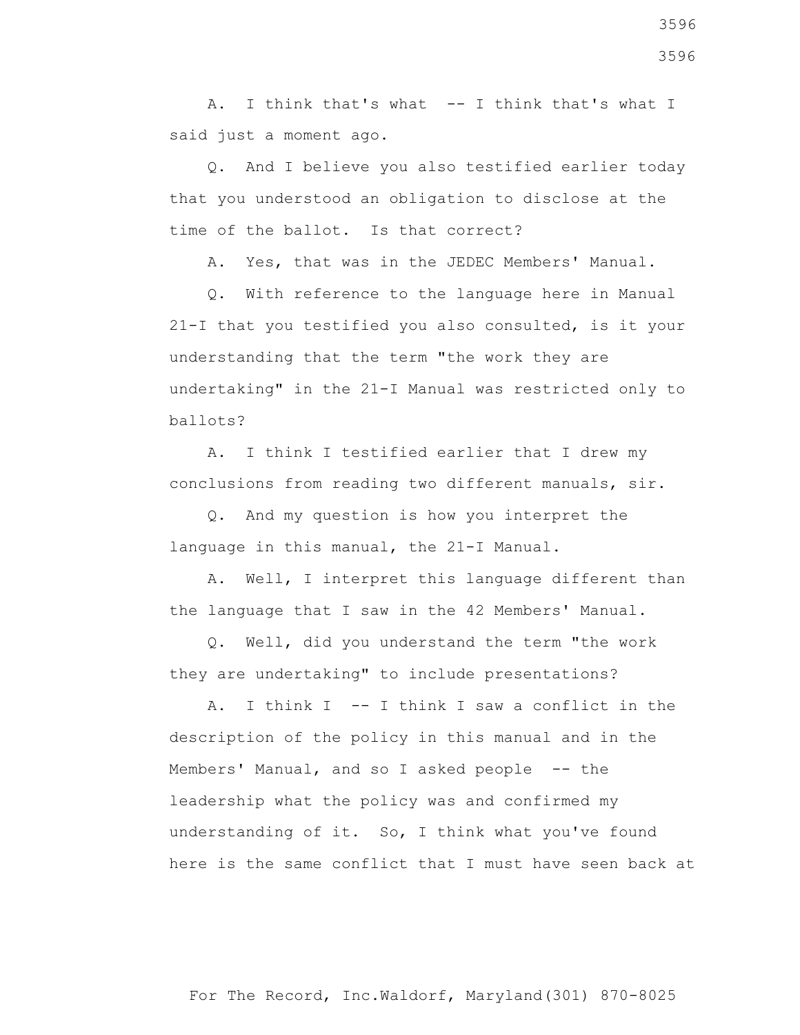A. I think that's what -- I think that's what I said just a moment ago.

Q. And I believe you also testified earlier today that you understood an obligation to disclose at the time of the ballot. Is that correct?

A. Yes, that was in the JEDEC Members' Manual.

Q. With reference to the language here in Manual 21-I that you testified you also consulted, is it your understanding that the term "the work they are undertaking" in the 21-I Manual was restricted only to ballots?

A. I think I testified earlier that I drew my conclusions from reading two different manuals, sir.

Q. And my question is how you interpret the language in this manual, the 21-I Manual.

A. Well, I interpret this language different than the language that I saw in the 42 Members' Manual.

Q. Well, did you understand the term "the work they are undertaking" to include presentations?

A. I think I -- I think I saw a conflict in the description of the policy in this manual and in the Members' Manual, and so I asked people -- the leadership what the policy was and confirmed my understanding of it. So, I think what you've found here is the same conflict that I must have seen back at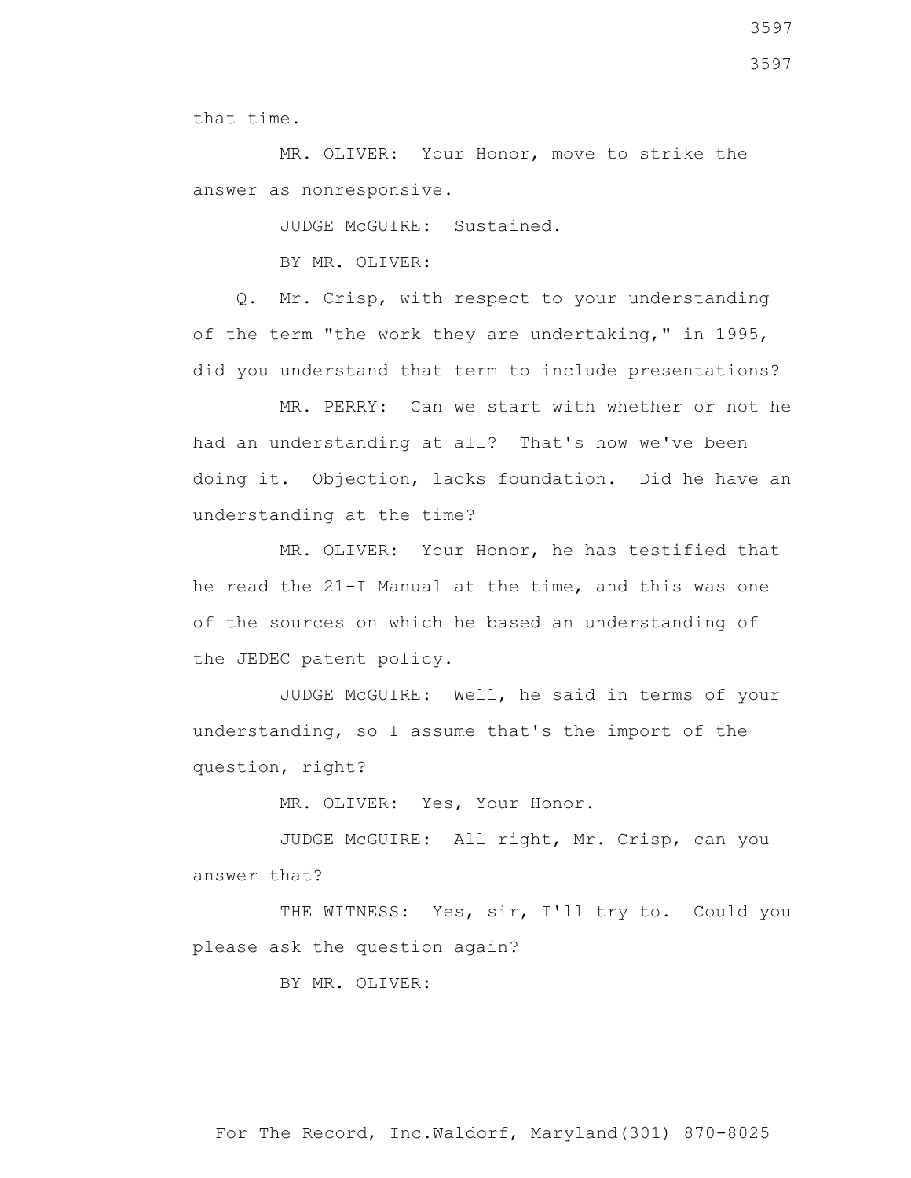that time.

MR. OLIVER: Your Honor, move to strike the answer as nonresponsive.

JUDGE McGUIRE: Sustained.

BY MR. OLIVER:

Q. Mr. Crisp, with respect to your understanding of the term "the work they are undertaking," in 1995, did you understand that term to include presentations?

MR. PERRY: Can we start with whether or not he had an understanding at all? That's how we've been doing it. Objection, lacks foundation. Did he have an understanding at the time?

MR. OLIVER: Your Honor, he has testified that he read the 21-I Manual at the time, and this was one of the sources on which he based an understanding of the JEDEC patent policy.

JUDGE McGUIRE: Well, he said in terms of your understanding, so I assume that's the import of the question, right?

MR. OLIVER: Yes, Your Honor.

JUDGE McGUIRE: All right, Mr. Crisp, can you answer that?

THE WITNESS: Yes, sir, I'll try to. Could you please ask the question again?

BY MR. OLIVER: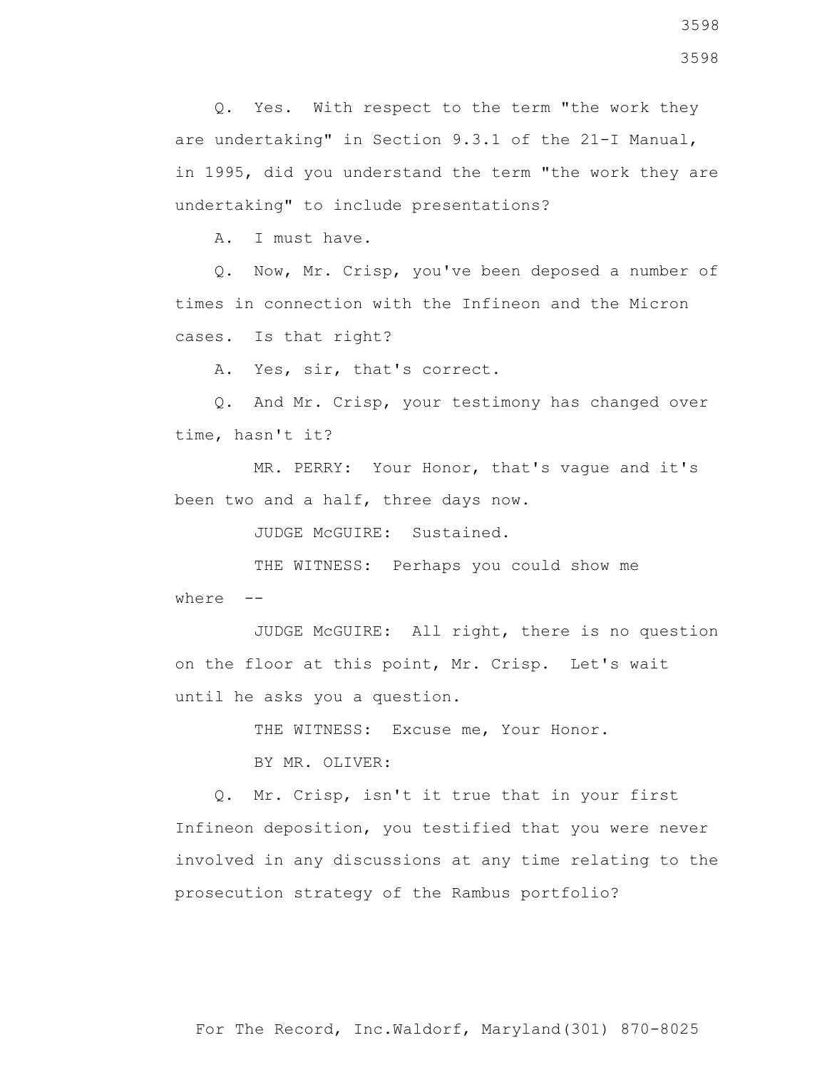Q. Yes. With respect to the term "the work they are undertaking" in Section 9.3.1 of the 21-I Manual, in 1995, did you understand the term "the work they are undertaking" to include presentations?

A. I must have.

Q. Now, Mr. Crisp, you've been deposed a number of times in connection with the Infineon and the Micron cases. Is that right?

A. Yes, sir, that's correct.

Q. And Mr. Crisp, your testimony has changed over time, hasn't it?

MR. PERRY: Your Honor, that's vague and it's been two and a half, three days now.

JUDGE McGUIRE: Sustained.

THE WITNESS: Perhaps you could show me where --

JUDGE McGUIRE: All right, there is no question on the floor at this point, Mr. Crisp. Let's wait until he asks you a question.

THE WITNESS: Excuse me, Your Honor.

BY MR. OLIVER:

Q. Mr. Crisp, isn't it true that in your first Infineon deposition, you testified that you were never involved in any discussions at any time relating to the prosecution strategy of the Rambus portfolio?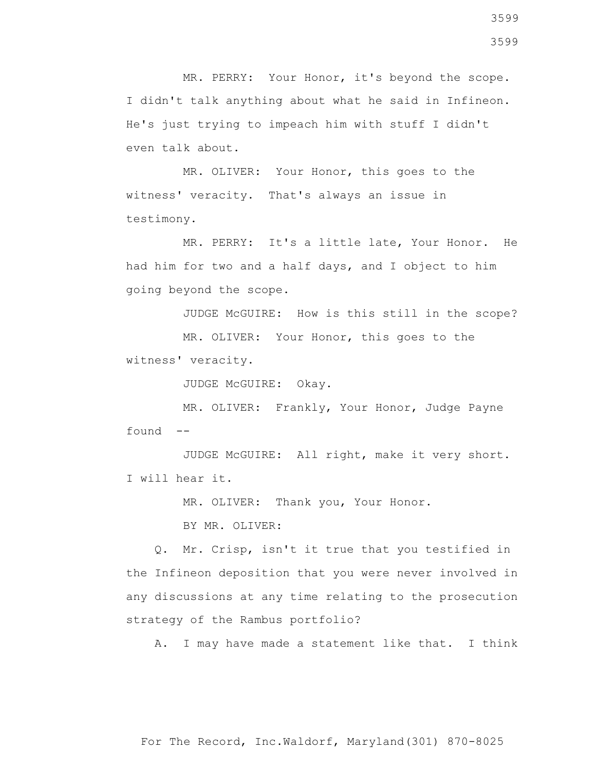MR. PERRY: Your Honor, it's beyond the scope. I didn't talk anything about what he said in Infineon. He's just trying to impeach him with stuff I didn't even talk about.

MR. OLIVER: Your Honor, this goes to the witness' veracity. That's always an issue in testimony.

MR. PERRY: It's a little late, Your Honor. He had him for two and a half days, and I object to him going beyond the scope.

JUDGE McGUIRE: How is this still in the scope?

MR. OLIVER: Your Honor, this goes to the witness' veracity.

JUDGE McGUIRE: Okay.

MR. OLIVER: Frankly, Your Honor, Judge Payne found --

JUDGE McGUIRE: All right, make it very short. I will hear it.

MR. OLIVER: Thank you, Your Honor.

BY MR. OLIVER:

Q. Mr. Crisp, isn't it true that you testified in the Infineon deposition that you were never involved in any discussions at any time relating to the prosecution strategy of the Rambus portfolio?

A. I may have made a statement like that. I think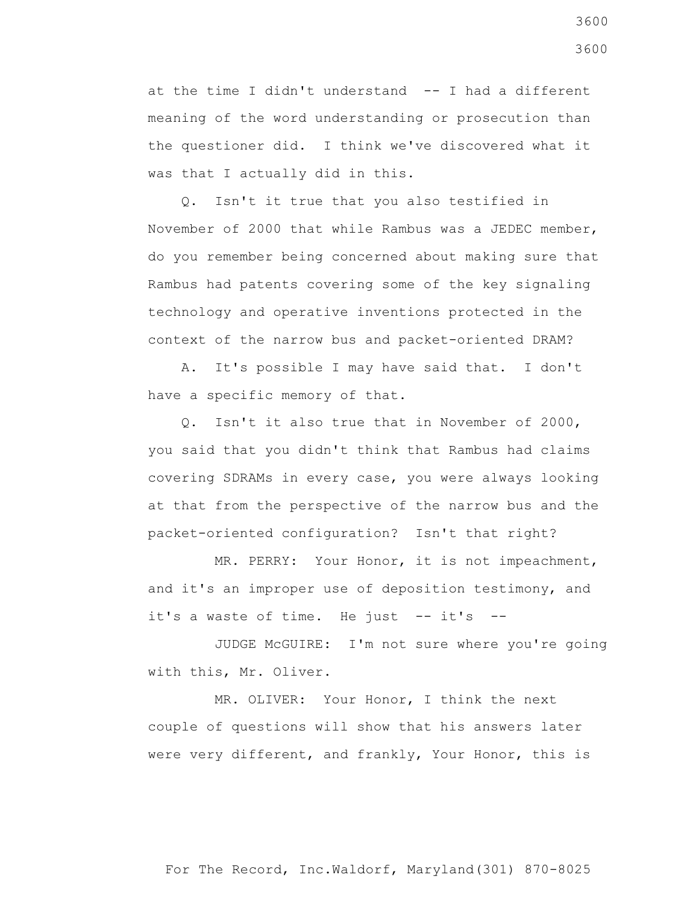at the time I didn't understand -- I had a different meaning of the word understanding or prosecution than the questioner did. I think we've discovered what it was that I actually did in this.

Q. Isn't it true that you also testified in November of 2000 that while Rambus was a JEDEC member, do you remember being concerned about making sure that Rambus had patents covering some of the key signaling technology and operative inventions protected in the context of the narrow bus and packet-oriented DRAM?

A. It's possible I may have said that. I don't have a specific memory of that.

Q. Isn't it also true that in November of 2000, you said that you didn't think that Rambus had claims covering SDRAMs in every case, you were always looking at that from the perspective of the narrow bus and the packet-oriented configuration? Isn't that right?

MR. PERRY: Your Honor, it is not impeachment, and it's an improper use of deposition testimony, and it's a waste of time. He just -- it's --

JUDGE McGUIRE: I'm not sure where you're going with this, Mr. Oliver.

MR. OLIVER: Your Honor, I think the next couple of questions will show that his answers later were very different, and frankly, Your Honor, this is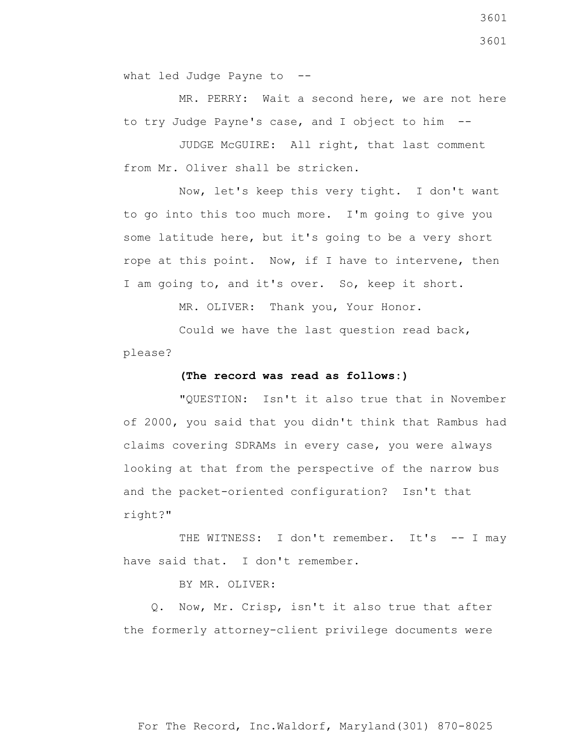what led Judge Payne to --

MR. PERRY: Wait a second here, we are not here to try Judge Payne's case, and I object to him --

JUDGE McGUIRE: All right, that last comment from Mr. Oliver shall be stricken.

Now, let's keep this very tight. I don't want to go into this too much more. I'm going to give you some latitude here, but it's going to be a very short rope at this point. Now, if I have to intervene, then I am going to, and it's over. So, keep it short.

MR. OLIVER: Thank you, Your Honor.

Could we have the last question read back, please?

**(The record was read as follows:)**

"QUESTION: Isn't it also true that in November of 2000, you said that you didn't think that Rambus had claims covering SDRAMs in every case, you were always looking at that from the perspective of the narrow bus and the packet-oriented configuration? Isn't that right?"

THE WITNESS: I don't remember. It's -- I may have said that. I don't remember.

BY MR. OLIVER:

Q. Now, Mr. Crisp, isn't it also true that after the formerly attorney-client privilege documents were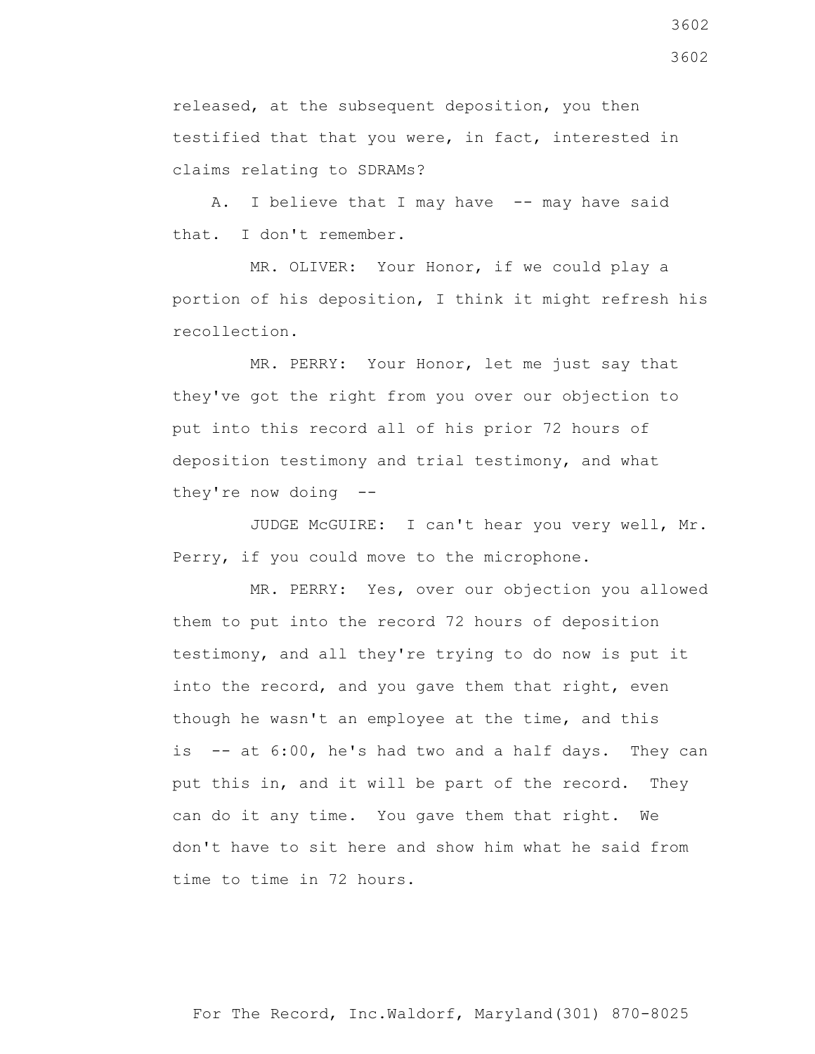released, at the subsequent deposition, you then testified that that you were, in fact, interested in claims relating to SDRAMs?

A. I believe that I may have -- may have said that. I don't remember.

MR. OLIVER: Your Honor, if we could play a portion of his deposition, I think it might refresh his recollection.

MR. PERRY: Your Honor, let me just say that they've got the right from you over our objection to put into this record all of his prior 72 hours of deposition testimony and trial testimony, and what they're now doing --

JUDGE McGUIRE: I can't hear you very well, Mr. Perry, if you could move to the microphone.

MR. PERRY: Yes, over our objection you allowed them to put into the record 72 hours of deposition testimony, and all they're trying to do now is put it into the record, and you gave them that right, even though he wasn't an employee at the time, and this is -- at 6:00, he's had two and a half days. They can put this in, and it will be part of the record. They can do it any time. You gave them that right. We don't have to sit here and show him what he said from time to time in 72 hours.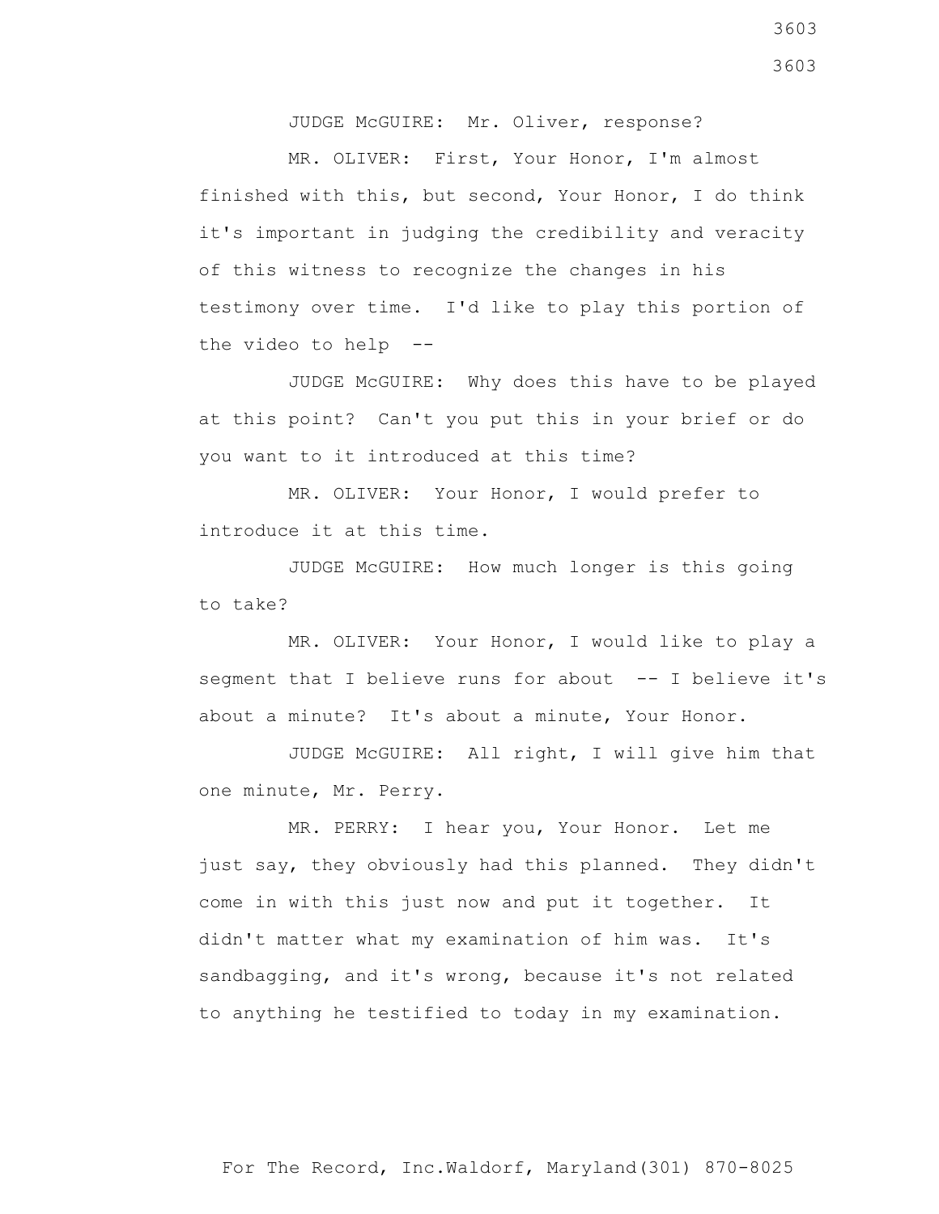JUDGE McGUIRE: Mr. Oliver, response?

MR. OLIVER: First, Your Honor, I'm almost finished with this, but second, Your Honor, I do think it's important in judging the credibility and veracity of this witness to recognize the changes in his testimony over time. I'd like to play this portion of the video to help --

JUDGE McGUIRE: Why does this have to be played at this point? Can't you put this in your brief or do you want to it introduced at this time?

MR. OLIVER: Your Honor, I would prefer to introduce it at this time.

JUDGE McGUIRE: How much longer is this going to take?

MR. OLIVER: Your Honor, I would like to play a segment that I believe runs for about -- I believe it's about a minute? It's about a minute, Your Honor.

JUDGE McGUIRE: All right, I will give him that one minute, Mr. Perry.

MR. PERRY: I hear you, Your Honor. Let me just say, they obviously had this planned. They didn't come in with this just now and put it together. It didn't matter what my examination of him was. It's sandbagging, and it's wrong, because it's not related to anything he testified to today in my examination.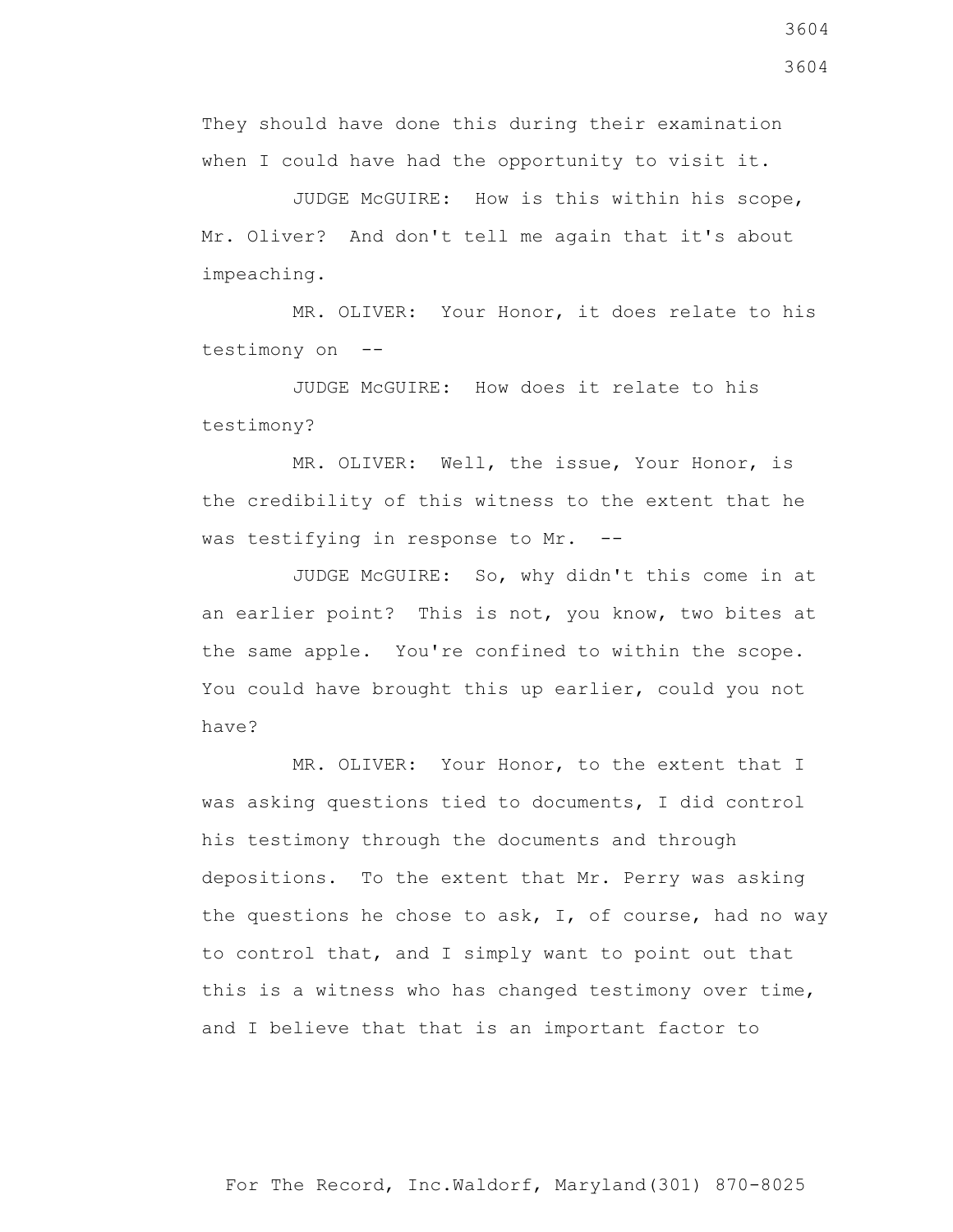They should have done this during their examination when I could have had the opportunity to visit it.

JUDGE McGUIRE: How is this within his scope, Mr. Oliver? And don't tell me again that it's about impeaching.

MR. OLIVER: Your Honor, it does relate to his testimony on --

JUDGE McGUIRE: How does it relate to his testimony?

MR. OLIVER: Well, the issue, Your Honor, is the credibility of this witness to the extent that he was testifying in response to Mr. --

JUDGE McGUIRE: So, why didn't this come in at an earlier point? This is not, you know, two bites at the same apple. You're confined to within the scope. You could have brought this up earlier, could you not have?

MR. OLIVER: Your Honor, to the extent that I was asking questions tied to documents, I did control his testimony through the documents and through depositions. To the extent that Mr. Perry was asking the questions he chose to ask, I, of course, had no way to control that, and I simply want to point out that this is a witness who has changed testimony over time, and I believe that that is an important factor to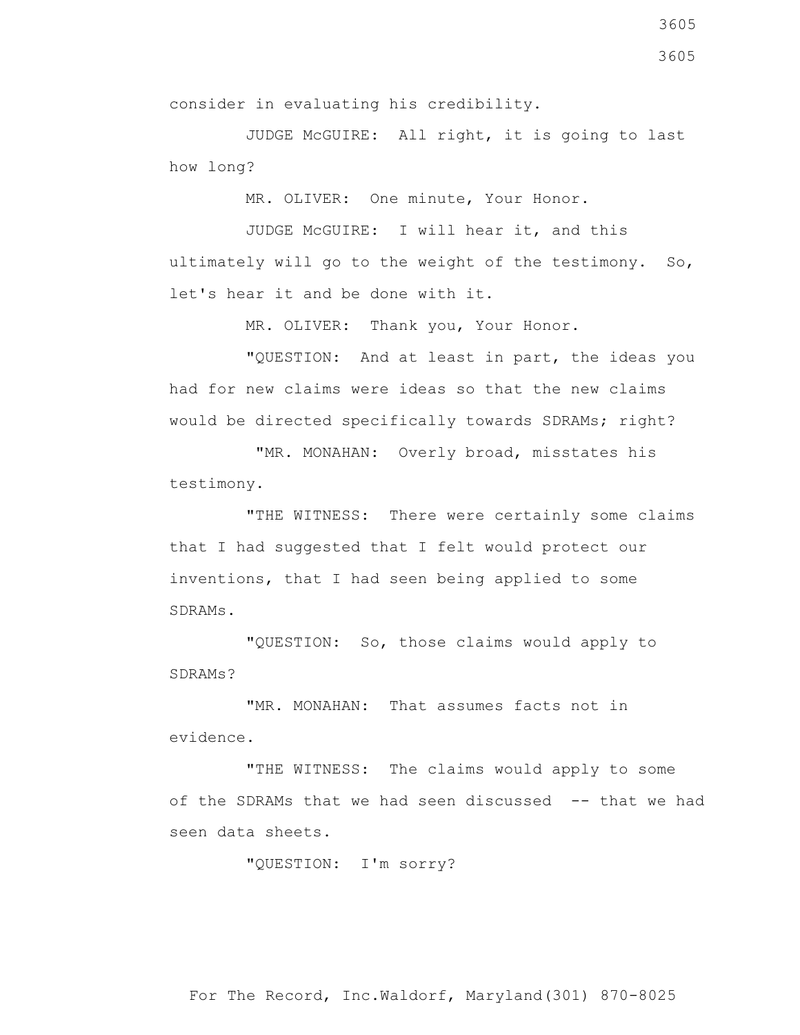consider in evaluating his credibility.

JUDGE McGUIRE: All right, it is going to last how long?

MR. OLIVER: One minute, Your Honor.

JUDGE McGUIRE: I will hear it, and this ultimately will go to the weight of the testimony. So, let's hear it and be done with it.

MR. OLIVER: Thank you, Your Honor.

"QUESTION: And at least in part, the ideas you had for new claims were ideas so that the new claims would be directed specifically towards SDRAMs; right?

"MR. MONAHAN: Overly broad, misstates his testimony.

"THE WITNESS: There were certainly some claims that I had suggested that I felt would protect our inventions, that I had seen being applied to some SDRAMs.

"QUESTION: So, those claims would apply to SDRAMs?

"MR. MONAHAN: That assumes facts not in evidence.

"THE WITNESS: The claims would apply to some of the SDRAMs that we had seen discussed -- that we had seen data sheets.

"QUESTION: I'm sorry?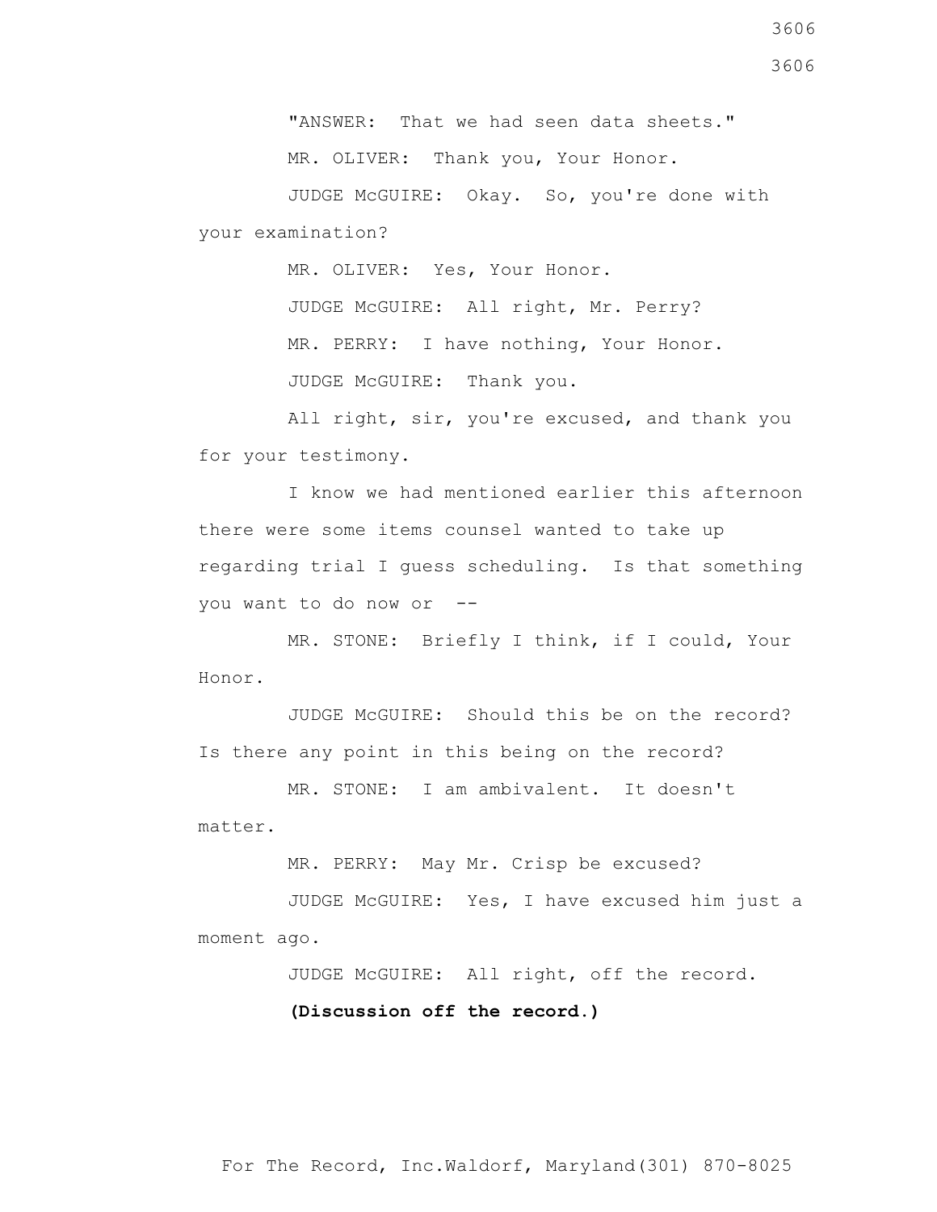"ANSWER: That we had seen data sheets."

MR. OLIVER: Thank you, Your Honor.

JUDGE McGUIRE: Okay. So, you're done with your examination?

MR. OLIVER: Yes, Your Honor.

JUDGE McGUIRE: All right, Mr. Perry?

MR. PERRY: I have nothing, Your Honor.

JUDGE McGUIRE: Thank you.

All right, sir, you're excused, and thank you for your testimony.

I know we had mentioned earlier this afternoon there were some items counsel wanted to take up regarding trial I guess scheduling. Is that something you want to do now or --

MR. STONE: Briefly I think, if I could, Your Honor.

JUDGE McGUIRE: Should this be on the record? Is there any point in this being on the record?

MR. STONE: I am ambivalent. It doesn't matter.

MR. PERRY: May Mr. Crisp be excused?

JUDGE McGUIRE: Yes, I have excused him just a moment ago.

JUDGE McGUIRE: All right, off the record.

**(Discussion off the record.)**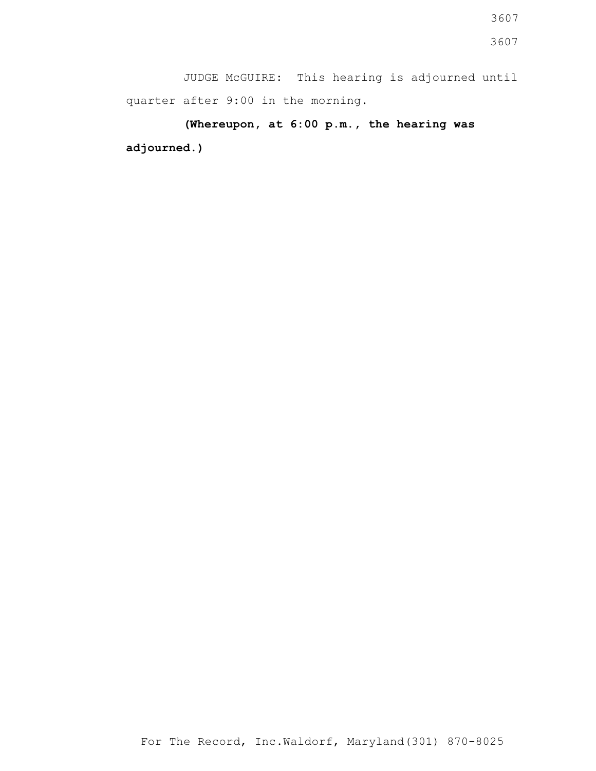JUDGE McGUIRE: This hearing is adjourned until quarter after 9:00 in the morning.

**(Whereupon, at 6:00 p.m., the hearing was adjourned.)**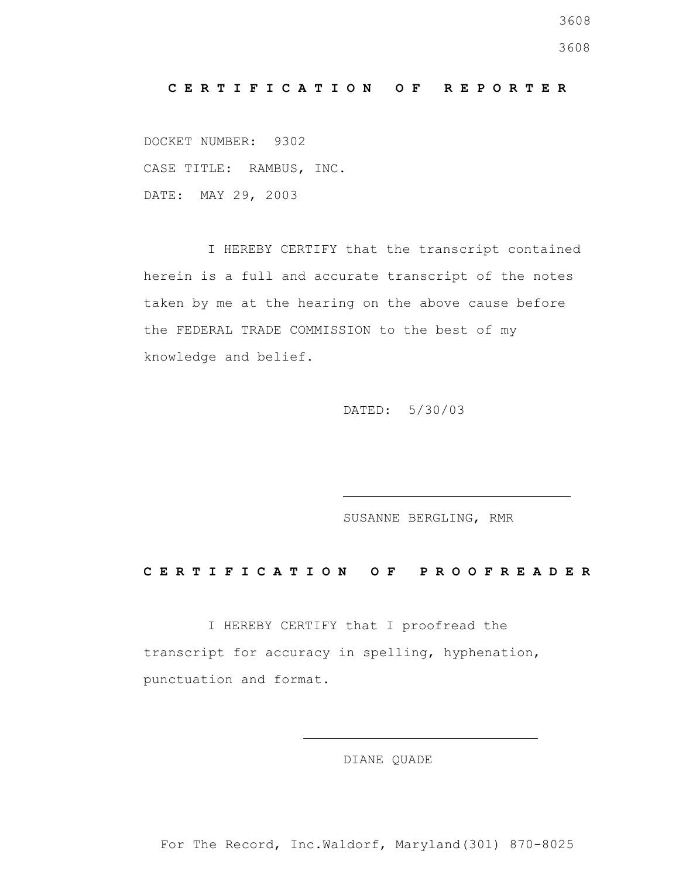## C E R T I F I C A T I O N   O F   R E P O R T E R

DOCKET NUMBER: 9302

CASE TITLE: RAMBUS, INC.

DATE: MAY 29, 2003

I HEREBY CERTIFY that the transcript contained herein is a full and accurate transcript of the notes taken by me at the hearing on the above cause before the FEDERAL TRADE COMMISSION to the best of my knowledge and belief.

DATED: 5/30/03

\_\_\_\_\_\_\_\_\_\_\_\_\_\_\_\_\_\_\_\_\_\_\_\_\_\_\_\_

SUSANNE BERGLING, RMR

## C E R T I F I C A T I O N   O F   P R O O F R E A D E R

I HEREBY CERTIFY that I proofread the transcript for accuracy in spelling, hyphenation, punctuation and format.

\_\_\_\_\_\_\_\_\_\_\_\_\_\_\_\_\_\_\_\_\_\_\_\_\_\_\_\_

DIANE QUADE